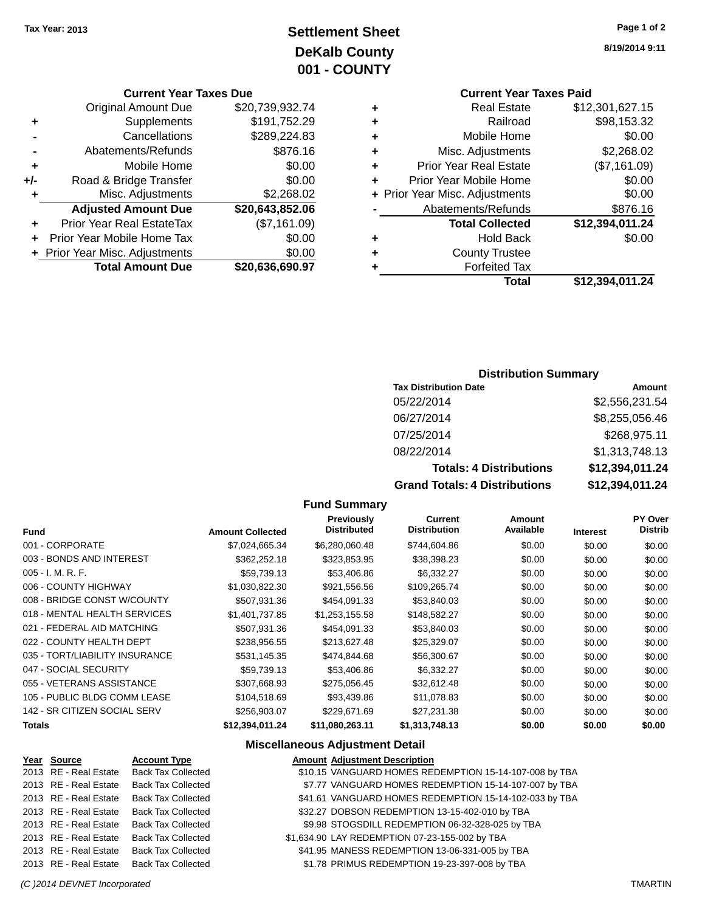Tax Year: 2013

# Settlement Sheet
## DeKalb County
## 001 - COUNTY

8/19/2014 9:11

### Current Year Taxes Due

| | | |
|---|---|---|
| | Original Amount Due | $20,739,932.74 |
| + | Supplements | $191,752.29 |
| - | Cancellations | $289,224.83 |
| - | Abatements/Refunds | $876.16 |
| + | Mobile Home | $0.00 |
| +/- | Road & Bridge Transfer | $0.00 |
| + | Misc. Adjustments | $2,268.02 |
| | **Adjusted Amount Due** | **$20,643,852.06** |
| + | Prior Year Real EstateTax | ($7,161.09) |
| + | Prior Year Mobile Home Tax | $0.00 |
| + | Prior Year Misc. Adjustments | $0.00 |
| | **Total Amount Due** | **$20,636,690.97** |

### Current Year Taxes Paid

| | | |
|---|---|---|
| + | Real Estate | $12,301,627.15 |
| + | Railroad | $98,153.32 |
| + | Mobile Home | $0.00 |
| + | Misc. Adjustments | $2,268.02 |
| + | Prior Year Real Estate | ($7,161.09) |
| + | Prior Year Mobile Home | $0.00 |
| + | Prior Year Misc. Adjustments | $0.00 |
| - | Abatements/Refunds | $876.16 |
| | **Total Collected** | **$12,394,011.24** |
| + | Hold Back | $0.00 |
| + | County Trustee | |
| + | Forfeited Tax | |
| | **Total** | **$12,394,011.24** |

### Distribution Summary

| Tax Distribution Date | Amount |
|---|---|
| 05/22/2014 | $2,556,231.54 |
| 06/27/2014 | $8,255,056.46 |
| 07/25/2014 | $268,975.11 |
| 08/22/2014 | $1,313,748.13 |
| **Totals: 4 Distributions** | **$12,394,011.24** |
| **Grand Totals: 4 Distributions** | **$12,394,011.24** |

### Fund Summary

| Fund | Amount Collected | Previously Distributed | Current Distribution | Amount Available | Interest | PY Over Distrib |
|---|---|---|---|---|---|---|
| 001 - CORPORATE | $7,024,665.34 | $6,280,060.48 | $744,604.86 | $0.00 | $0.00 | $0.00 |
| 003 - BONDS AND INTEREST | $362,252.18 | $323,853.95 | $38,398.23 | $0.00 | $0.00 | $0.00 |
| 005 - I. M. R. F. | $59,739.13 | $53,406.86 | $6,332.27 | $0.00 | $0.00 | $0.00 |
| 006 - COUNTY HIGHWAY | $1,030,822.30 | $921,556.56 | $109,265.74 | $0.00 | $0.00 | $0.00 |
| 008 - BRIDGE CONST W/COUNTY | $507,931.36 | $454,091.33 | $53,840.03 | $0.00 | $0.00 | $0.00 |
| 018 - MENTAL HEALTH SERVICES | $1,401,737.85 | $1,253,155.58 | $148,582.27 | $0.00 | $0.00 | $0.00 |
| 021 - FEDERAL AID MATCHING | $507,931.36 | $454,091.33 | $53,840.03 | $0.00 | $0.00 | $0.00 |
| 022 - COUNTY HEALTH DEPT | $238,956.55 | $213,627.48 | $25,329.07 | $0.00 | $0.00 | $0.00 |
| 035 - TORT/LIABILITY INSURANCE | $531,145.35 | $474,844.68 | $56,300.67 | $0.00 | $0.00 | $0.00 |
| 047 - SOCIAL SECURITY | $59,739.13 | $53,406.86 | $6,332.27 | $0.00 | $0.00 | $0.00 |
| 055 - VETERANS ASSISTANCE | $307,668.93 | $275,056.45 | $32,612.48 | $0.00 | $0.00 | $0.00 |
| 105 - PUBLIC BLDG COMM LEASE | $104,518.69 | $93,439.86 | $11,078.83 | $0.00 | $0.00 | $0.00 |
| 142 - SR CITIZEN SOCIAL SERV | $256,903.07 | $229,671.69 | $27,231.38 | $0.00 | $0.00 | $0.00 |
| **Totals** | **$12,394,011.24** | **$11,080,263.11** | **$1,313,748.13** | **$0.00** | **$0.00** | **$0.00** |

### Miscellaneous Adjustment Detail

| Year | Source | Account Type | Amount | Adjustment Description |
|---|---|---|---|---|
| 2013 | RE - Real Estate | Back Tax Collected | $10.15 | VANGUARD HOMES REDEMPTION 15-14-107-008 by TBA |
| 2013 | RE - Real Estate | Back Tax Collected | $7.77 | VANGUARD HOMES REDEMPTION 15-14-107-007 by TBA |
| 2013 | RE - Real Estate | Back Tax Collected | $41.61 | VANGUARD HOMES REDEMPTION 15-14-102-033 by TBA |
| 2013 | RE - Real Estate | Back Tax Collected | $32.27 | DOBSON REDEMPTION 13-15-402-010 by TBA |
| 2013 | RE - Real Estate | Back Tax Collected | $9.98 | STOGSDILL REDEMPTION 06-32-328-025 by TBA |
| 2013 | RE - Real Estate | Back Tax Collected | $1,634.90 | LAY REDEMPTION 07-23-155-002 by TBA |
| 2013 | RE - Real Estate | Back Tax Collected | $41.95 | MANESS REDEMPTION 13-06-331-005 by TBA |
| 2013 | RE - Real Estate | Back Tax Collected | $1.78 | PRIMUS REDEMPTION 19-23-397-008 by TBA |

(C )2014 DEVNET Incorporated TMARTIN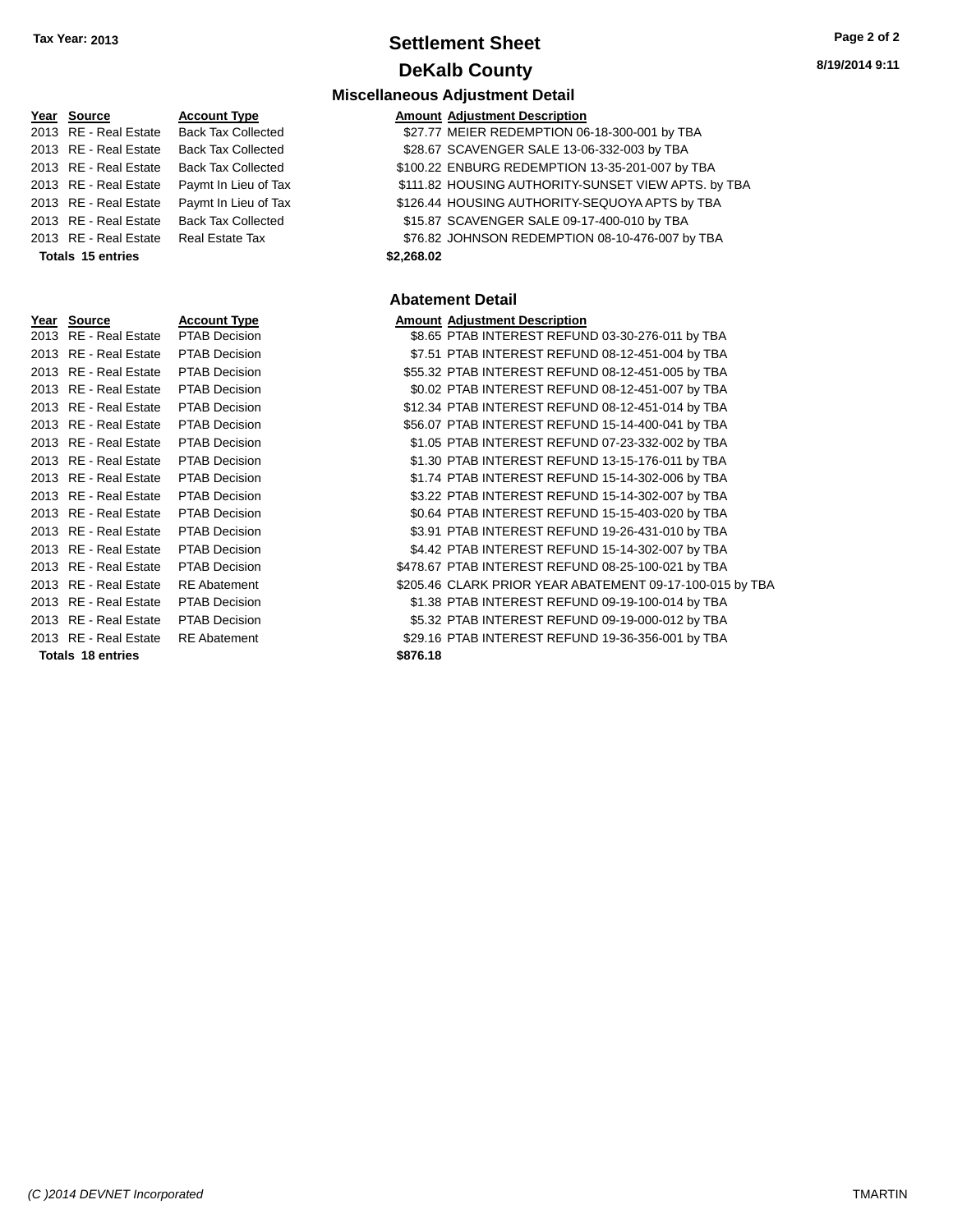# Settlement Sheet

## DeKalb County

Tax Year: 2013

8/19/2014 9:11

### Miscellaneous Adjustment Detail

| Year | Source | Account Type | Amount | Adjustment Description |
|---|---|---|---|---|
| 2013 | RE - Real Estate | Back Tax Collected | $27.77 | MEIER REDEMPTION 06-18-300-001 by TBA |
| 2013 | RE - Real Estate | Back Tax Collected | $28.67 | SCAVENGER SALE 13-06-332-003 by TBA |
| 2013 | RE - Real Estate | Back Tax Collected | $100.22 | ENBURG REDEMPTION 13-35-201-007 by TBA |
| 2013 | RE - Real Estate | Paymt In Lieu of Tax | $111.82 | HOUSING AUTHORITY-SUNSET VIEW APTS. by TBA |
| 2013 | RE - Real Estate | Paymt In Lieu of Tax | $126.44 | HOUSING AUTHORITY-SEQUOYA APTS by TBA |
| 2013 | RE - Real Estate | Back Tax Collected | $15.87 | SCAVENGER SALE 09-17-400-010 by TBA |
| 2013 | RE - Real Estate | Real Estate Tax | $76.82 | JOHNSON REDEMPTION 08-10-476-007 by TBA |
| **Totals 15 entries** | | | **$2,268.02** | |

### Abatement Detail

| Year | Source | Account Type | Amount | Adjustment Description |
|---|---|---|---|---|
| 2013 | RE - Real Estate | PTAB Decision | $8.65 | PTAB INTEREST REFUND 03-30-276-011 by TBA |
| 2013 | RE - Real Estate | PTAB Decision | $7.51 | PTAB INTEREST REFUND 08-12-451-004 by TBA |
| 2013 | RE - Real Estate | PTAB Decision | $55.32 | PTAB INTEREST REFUND 08-12-451-005 by TBA |
| 2013 | RE - Real Estate | PTAB Decision | $0.02 | PTAB INTEREST REFUND 08-12-451-007 by TBA |
| 2013 | RE - Real Estate | PTAB Decision | $12.34 | PTAB INTEREST REFUND 08-12-451-014 by TBA |
| 2013 | RE - Real Estate | PTAB Decision | $56.07 | PTAB INTEREST REFUND 15-14-400-041 by TBA |
| 2013 | RE - Real Estate | PTAB Decision | $1.05 | PTAB INTEREST REFUND 07-23-332-002 by TBA |
| 2013 | RE - Real Estate | PTAB Decision | $1.30 | PTAB INTEREST REFUND 13-15-176-011 by TBA |
| 2013 | RE - Real Estate | PTAB Decision | $1.74 | PTAB INTEREST REFUND 15-14-302-006 by TBA |
| 2013 | RE - Real Estate | PTAB Decision | $3.22 | PTAB INTEREST REFUND 15-14-302-007 by TBA |
| 2013 | RE - Real Estate | PTAB Decision | $0.64 | PTAB INTEREST REFUND 15-15-403-020 by TBA |
| 2013 | RE - Real Estate | PTAB Decision | $3.91 | PTAB INTEREST REFUND 19-26-431-010 by TBA |
| 2013 | RE - Real Estate | PTAB Decision | $4.42 | PTAB INTEREST REFUND 15-14-302-007 by TBA |
| 2013 | RE - Real Estate | PTAB Decision | $478.67 | PTAB INTEREST REFUND 08-25-100-021 by TBA |
| 2013 | RE - Real Estate | RE Abatement | $205.46 | CLARK PRIOR YEAR ABATEMENT 09-17-100-015 by TBA |
| 2013 | RE - Real Estate | PTAB Decision | $1.38 | PTAB INTEREST REFUND 09-19-100-014 by TBA |
| 2013 | RE - Real Estate | PTAB Decision | $5.32 | PTAB INTEREST REFUND 09-19-000-012 by TBA |
| 2013 | RE - Real Estate | RE Abatement | $29.16 | PTAB INTEREST REFUND 19-36-356-001 by TBA |
| **Totals 18 entries** | | | **$876.18** | |

*(C )2014 DEVNET Incorporated* TMARTIN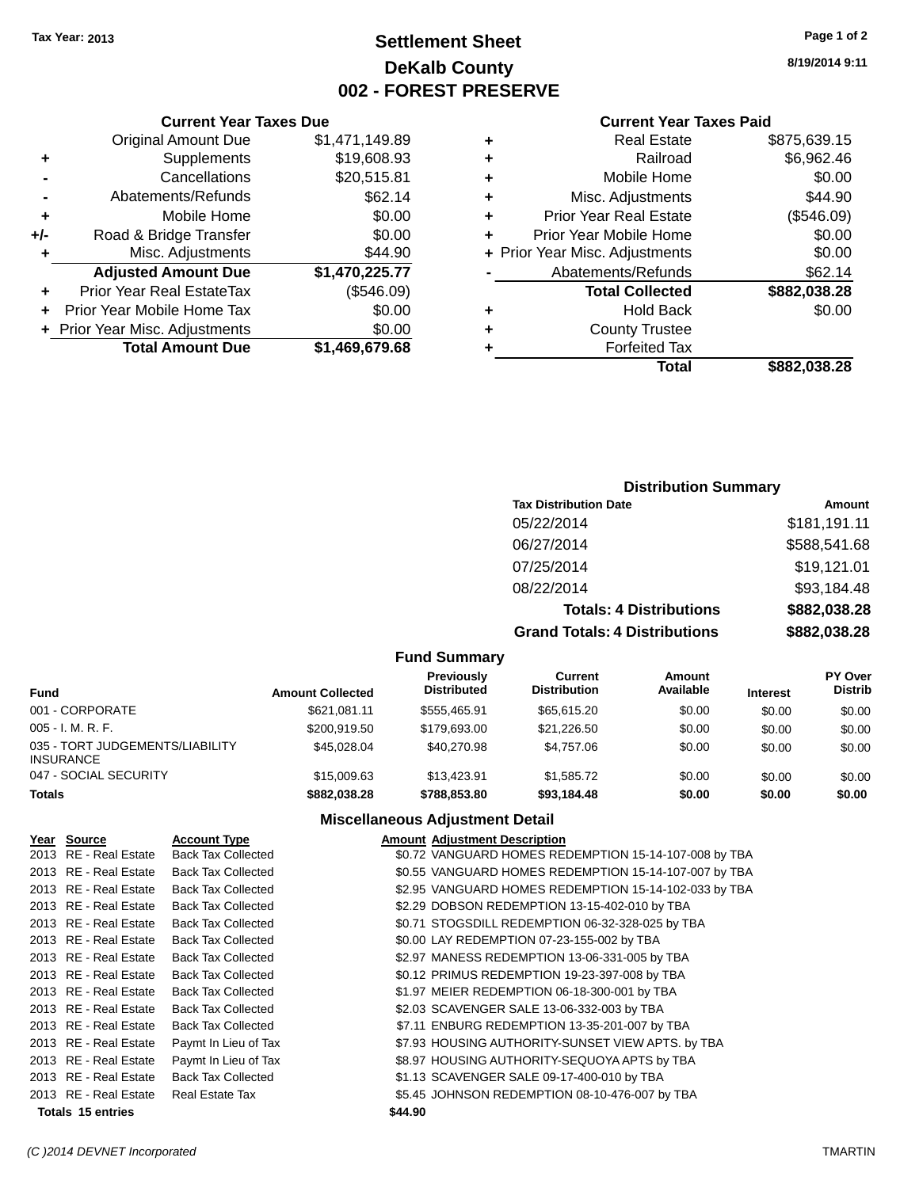**Tax Year: 2013**

# Settlement Sheet
## DeKalb County
## 002 - FOREST PRESERVE

8/19/2014 9:11

### Current Year Taxes Due

| | | |
|---|---|---|
| | Original Amount Due | $1,471,149.89 |
| + | Supplements | $19,608.93 |
| - | Cancellations | $20,515.81 |
| - | Abatements/Refunds | $62.14 |
| + | Mobile Home | $0.00 |
| +/- | Road & Bridge Transfer | $0.00 |
| + | Misc. Adjustments | $44.90 |
| | **Adjusted Amount Due** | **$1,470,225.77** |
| + | Prior Year Real EstateTax | ($546.09) |
| + | Prior Year Mobile Home Tax | $0.00 |
| + | Prior Year Misc. Adjustments | $0.00 |
| | **Total Amount Due** | **$1,469,679.68** |

### Current Year Taxes Paid

| | | |
|---|---|---|
| + | Real Estate | $875,639.15 |
| + | Railroad | $6,962.46 |
| + | Mobile Home | $0.00 |
| + | Misc. Adjustments | $44.90 |
| + | Prior Year Real Estate | ($546.09) |
| + | Prior Year Mobile Home | $0.00 |
| + | Prior Year Misc. Adjustments | $0.00 |
| - | Abatements/Refunds | $62.14 |
| | **Total Collected** | **$882,038.28** |
| + | Hold Back | $0.00 |
| + | County Trustee | |
| + | Forfeited Tax | |
| | **Total** | **$882,038.28** |

### Distribution Summary

| Tax Distribution Date | Amount |
|---|---|
| 05/22/2014 | $181,191.11 |
| 06/27/2014 | $588,541.68 |
| 07/25/2014 | $19,121.01 |
| 08/22/2014 | $93,184.48 |
| **Totals: 4 Distributions** | **$882,038.28** |
| **Grand Totals: 4 Distributions** | **$882,038.28** |

### Fund Summary

| Fund | Amount Collected | Previously Distributed | Current Distribution | Amount Available | Interest | PY Over Distrib |
|---|---|---|---|---|---|---|
| 001 - CORPORATE | $621,081.11 | $555,465.91 | $65,615.20 | $0.00 | $0.00 | $0.00 |
| 005 - I. M. R. F. | $200,919.50 | $179,693.00 | $21,226.50 | $0.00 | $0.00 | $0.00 |
| 035 - TORT JUDGEMENTS/LIABILITY INSURANCE | $45,028.04 | $40,270.98 | $4,757.06 | $0.00 | $0.00 | $0.00 |
| 047 - SOCIAL SECURITY | $15,009.63 | $13,423.91 | $1,585.72 | $0.00 | $0.00 | $0.00 |
| **Totals** | **$882,038.28** | **$788,853.80** | **$93,184.48** | **$0.00** | **$0.00** | **$0.00** |

### Miscellaneous Adjustment Detail

| Year | Source | Account Type | Amount | Adjustment Description |
|---|---|---|---|---|
| 2013 | RE - Real Estate | Back Tax Collected | $0.72 | VANGUARD HOMES REDEMPTION 15-14-107-008 by TBA |
| 2013 | RE - Real Estate | Back Tax Collected | $0.55 | VANGUARD HOMES REDEMPTION 15-14-107-007 by TBA |
| 2013 | RE - Real Estate | Back Tax Collected | $2.95 | VANGUARD HOMES REDEMPTION 15-14-102-033 by TBA |
| 2013 | RE - Real Estate | Back Tax Collected | $2.29 | DOBSON REDEMPTION 13-15-402-010 by TBA |
| 2013 | RE - Real Estate | Back Tax Collected | $0.71 | STOGSDILL REDEMPTION 06-32-328-025 by TBA |
| 2013 | RE - Real Estate | Back Tax Collected | $0.00 | LAY REDEMPTION 07-23-155-002 by TBA |
| 2013 | RE - Real Estate | Back Tax Collected | $2.97 | MANESS REDEMPTION 13-06-331-005 by TBA |
| 2013 | RE - Real Estate | Back Tax Collected | $0.12 | PRIMUS REDEMPTION 19-23-397-008 by TBA |
| 2013 | RE - Real Estate | Back Tax Collected | $1.97 | MEIER REDEMPTION 06-18-300-001 by TBA |
| 2013 | RE - Real Estate | Back Tax Collected | $2.03 | SCAVENGER SALE 13-06-332-003 by TBA |
| 2013 | RE - Real Estate | Back Tax Collected | $7.11 | ENBURG REDEMPTION 13-35-201-007 by TBA |
| 2013 | RE - Real Estate | Paymt In Lieu of Tax | $7.93 | HOUSING AUTHORITY-SUNSET VIEW APTS. by TBA |
| 2013 | RE - Real Estate | Paymt In Lieu of Tax | $8.97 | HOUSING AUTHORITY-SEQUOYA APTS by TBA |
| 2013 | RE - Real Estate | Back Tax Collected | $1.13 | SCAVENGER SALE 09-17-400-010 by TBA |
| 2013 | RE - Real Estate | Real Estate Tax | $5.45 | JOHNSON REDEMPTION 08-10-476-007 by TBA |
| **Totals 15 entries** | | | **$44.90** | |

(C )2014 DEVNET Incorporated — TMARTIN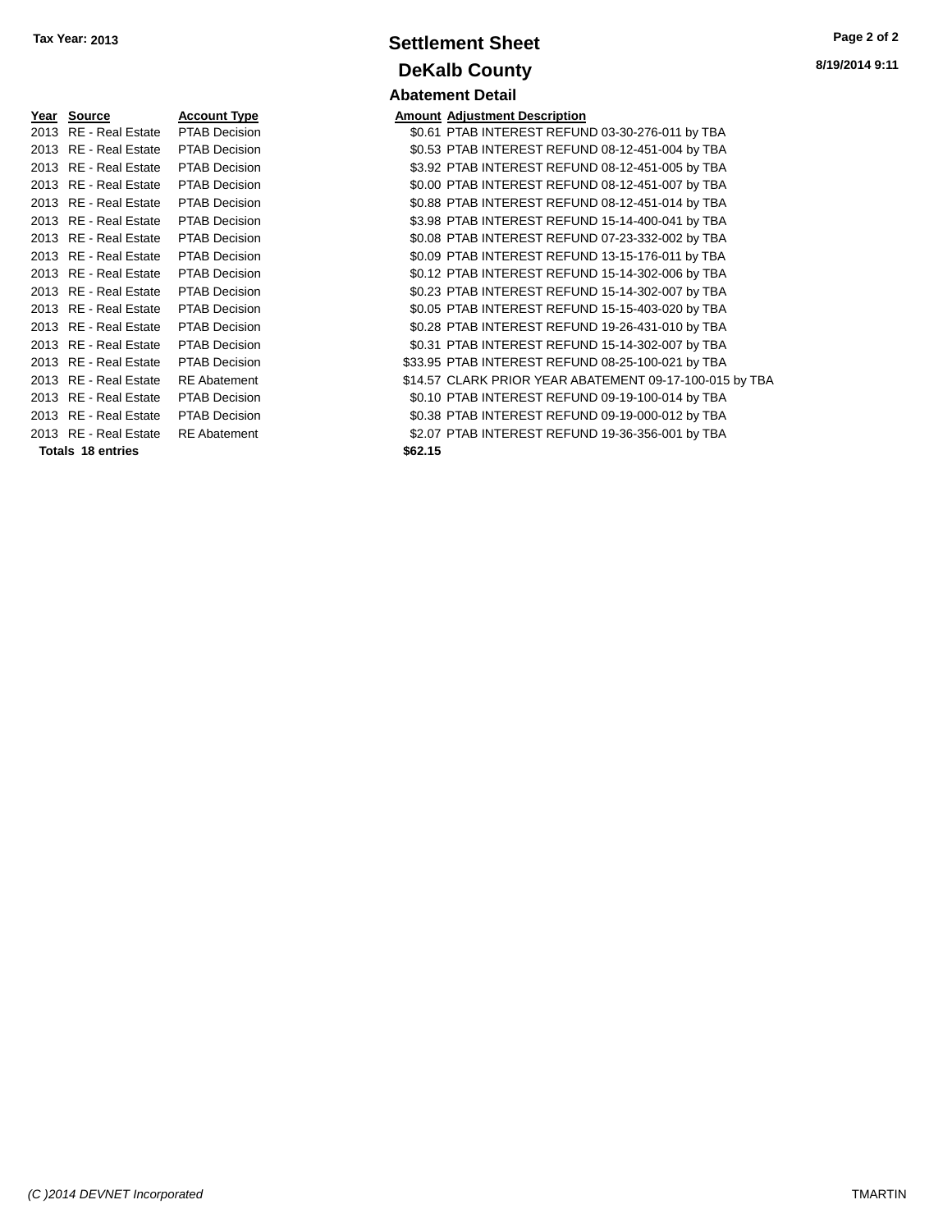Tax Year: 2013

# Settlement Sheet

## DeKalb County

### Abatement Detail

| Year | Source | Account Type | Amount | Adjustment Description |
|---|---|---|---|---|
| 2013 | RE - Real Estate | PTAB Decision | $0.61 | PTAB INTEREST REFUND 03-30-276-011 by TBA |
| 2013 | RE - Real Estate | PTAB Decision | $0.53 | PTAB INTEREST REFUND 08-12-451-004 by TBA |
| 2013 | RE - Real Estate | PTAB Decision | $3.92 | PTAB INTEREST REFUND 08-12-451-005 by TBA |
| 2013 | RE - Real Estate | PTAB Decision | $0.00 | PTAB INTEREST REFUND 08-12-451-007 by TBA |
| 2013 | RE - Real Estate | PTAB Decision | $0.88 | PTAB INTEREST REFUND 08-12-451-014 by TBA |
| 2013 | RE - Real Estate | PTAB Decision | $3.98 | PTAB INTEREST REFUND 15-14-400-041 by TBA |
| 2013 | RE - Real Estate | PTAB Decision | $0.08 | PTAB INTEREST REFUND 07-23-332-002 by TBA |
| 2013 | RE - Real Estate | PTAB Decision | $0.09 | PTAB INTEREST REFUND 13-15-176-011 by TBA |
| 2013 | RE - Real Estate | PTAB Decision | $0.12 | PTAB INTEREST REFUND 15-14-302-006 by TBA |
| 2013 | RE - Real Estate | PTAB Decision | $0.23 | PTAB INTEREST REFUND 15-14-302-007 by TBA |
| 2013 | RE - Real Estate | PTAB Decision | $0.05 | PTAB INTEREST REFUND 15-15-403-020 by TBA |
| 2013 | RE - Real Estate | PTAB Decision | $0.28 | PTAB INTEREST REFUND 19-26-431-010 by TBA |
| 2013 | RE - Real Estate | PTAB Decision | $0.31 | PTAB INTEREST REFUND 15-14-302-007 by TBA |
| 2013 | RE - Real Estate | PTAB Decision | $33.95 | PTAB INTEREST REFUND 08-25-100-021 by TBA |
| 2013 | RE - Real Estate | RE Abatement | $14.57 | CLARK PRIOR YEAR ABATEMENT 09-17-100-015 by TBA |
| 2013 | RE - Real Estate | PTAB Decision | $0.10 | PTAB INTEREST REFUND 09-19-100-014 by TBA |
| 2013 | RE - Real Estate | PTAB Decision | $0.38 | PTAB INTEREST REFUND 09-19-000-012 by TBA |
| 2013 | RE - Real Estate | RE Abatement | $2.07 | PTAB INTEREST REFUND 19-36-356-001 by TBA |
| **Totals** | **18 entries** | | **$62.15** | |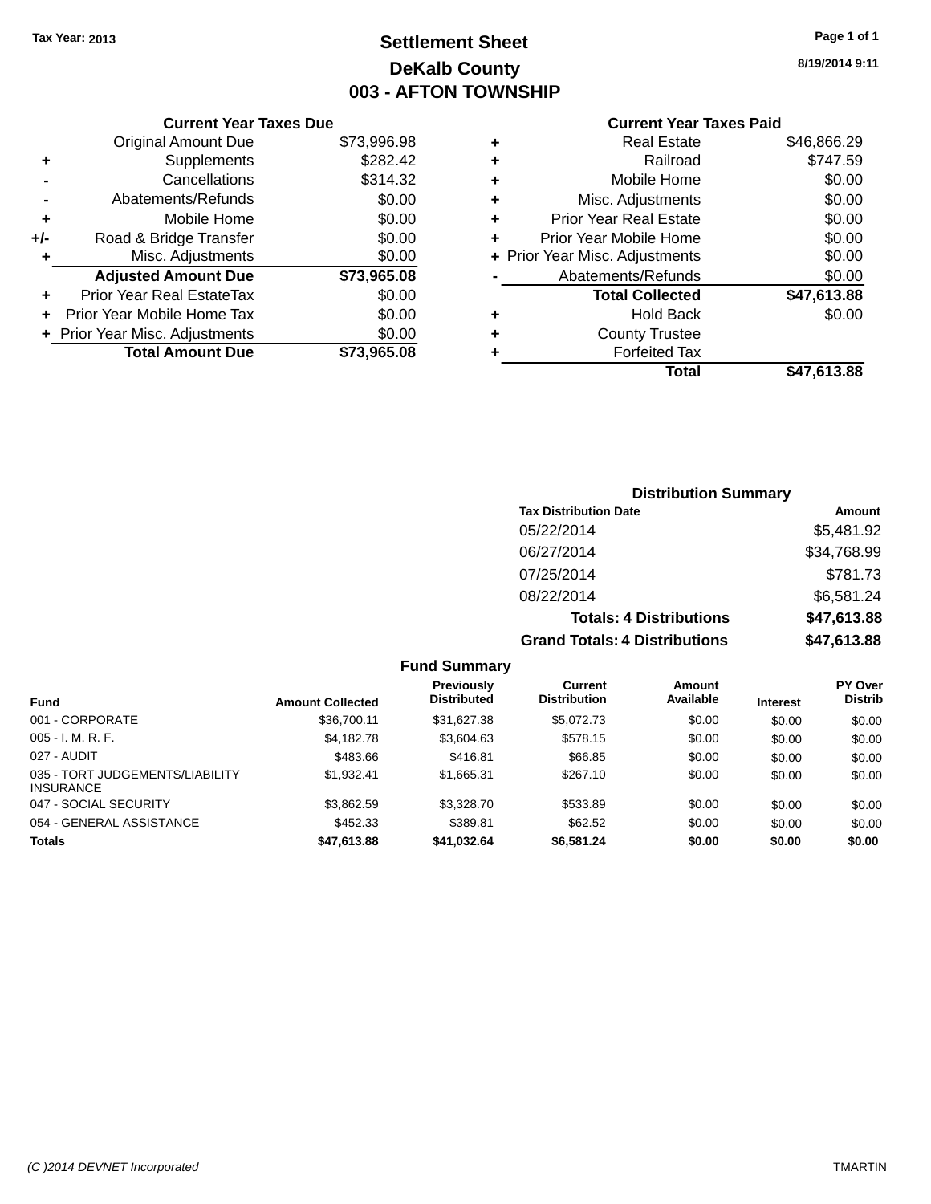**Tax Year: 2013**

# Settlement Sheet
## DeKalb County
## 003 - AFTON TOWNSHIP

8/19/2014 9:11

### Current Year Taxes Due

| | | |
|---|---|---|
| | Original Amount Due | $73,996.98 |
| + | Supplements | $282.42 |
| - | Cancellations | $314.32 |
| - | Abatements/Refunds | $0.00 |
| + | Mobile Home | $0.00 |
| +/- | Road & Bridge Transfer | $0.00 |
| + | Misc. Adjustments | $0.00 |
| | **Adjusted Amount Due** | **$73,965.08** |
| + | Prior Year Real EstateTax | $0.00 |
| + | Prior Year Mobile Home Tax | $0.00 |
| + | Prior Year Misc. Adjustments | $0.00 |
| | **Total Amount Due** | **$73,965.08** |

### Current Year Taxes Paid

| | | |
|---|---|---|
| + | Real Estate | $46,866.29 |
| + | Railroad | $747.59 |
| + | Mobile Home | $0.00 |
| + | Misc. Adjustments | $0.00 |
| + | Prior Year Real Estate | $0.00 |
| + | Prior Year Mobile Home | $0.00 |
| + | Prior Year Misc. Adjustments | $0.00 |
| - | Abatements/Refunds | $0.00 |
| | **Total Collected** | **$47,613.88** |
| + | Hold Back | $0.00 |
| + | County Trustee | |
| + | Forfeited Tax | |
| | **Total** | **$47,613.88** |

### Distribution Summary

| Tax Distribution Date | Amount |
|---|---|
| 05/22/2014 | $5,481.92 |
| 06/27/2014 | $34,768.99 |
| 07/25/2014 | $781.73 |
| 08/22/2014 | $6,581.24 |
| **Totals: 4 Distributions** | **$47,613.88** |
| **Grand Totals: 4 Distributions** | **$47,613.88** |

### Fund Summary

| Fund | Amount Collected | Previously Distributed | Current Distribution | Amount Available | Interest | PY Over Distrib |
|---|---|---|---|---|---|---|
| 001 - CORPORATE | $36,700.11 | $31,627.38 | $5,072.73 | $0.00 | $0.00 | $0.00 |
| 005 - I. M. R. F. | $4,182.78 | $3,604.63 | $578.15 | $0.00 | $0.00 | $0.00 |
| 027 - AUDIT | $483.66 | $416.81 | $66.85 | $0.00 | $0.00 | $0.00 |
| 035 - TORT JUDGEMENTS/LIABILITY INSURANCE | $1,932.41 | $1,665.31 | $267.10 | $0.00 | $0.00 | $0.00 |
| 047 - SOCIAL SECURITY | $3,862.59 | $3,328.70 | $533.89 | $0.00 | $0.00 | $0.00 |
| 054 - GENERAL ASSISTANCE | $452.33 | $389.81 | $62.52 | $0.00 | $0.00 | $0.00 |
| **Totals** | **$47,613.88** | **$41,032.64** | **$6,581.24** | **$0.00** | **$0.00** | **$0.00** |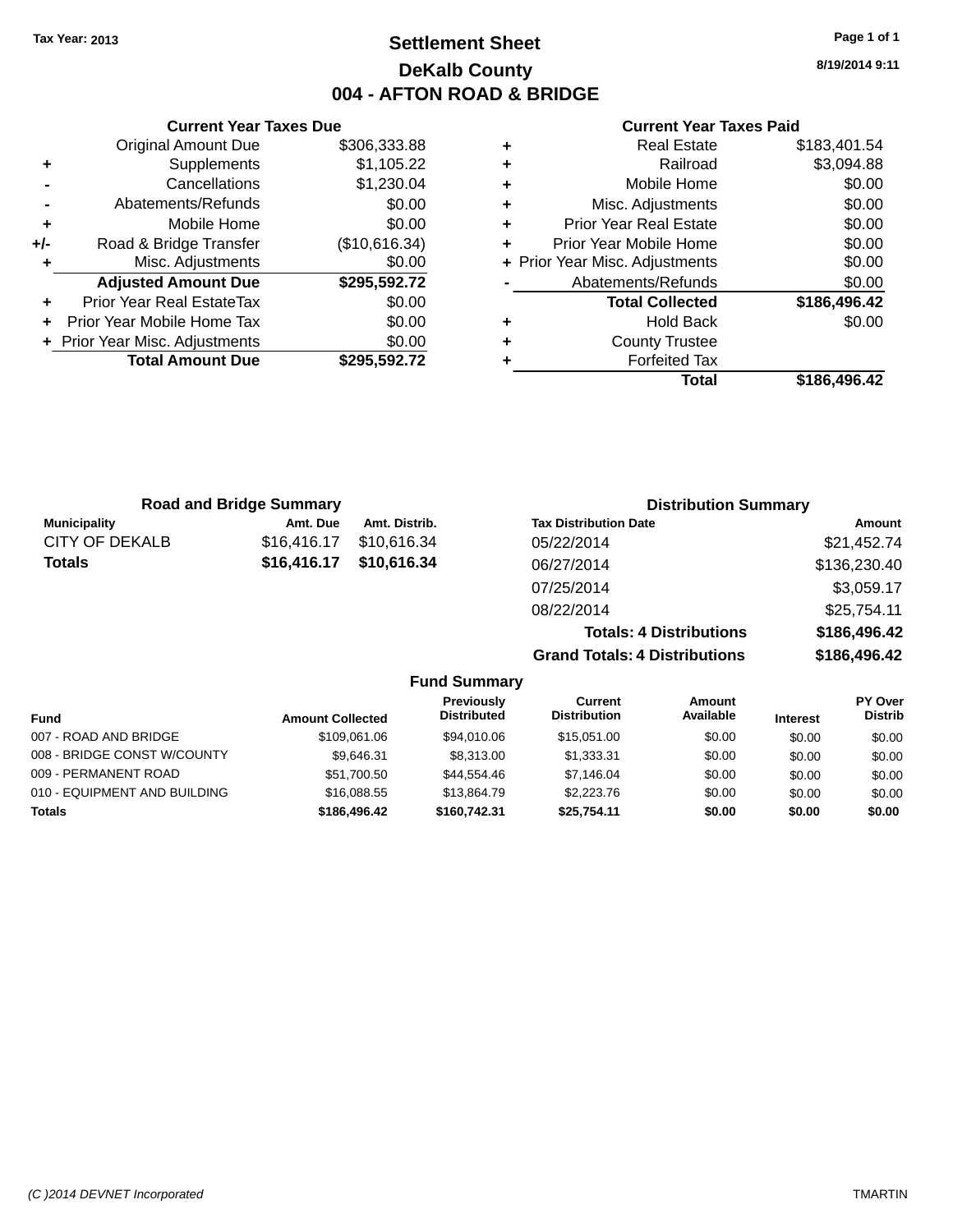Tax Year: 2013

# Settlement Sheet
## DeKalb County
## 004 - AFTON ROAD & BRIDGE

8/19/2014 9:11

### Current Year Taxes Due

| | | |
|---|---|---|
| | Original Amount Due | $306,333.88 |
| + | Supplements | $1,105.22 |
| - | Cancellations | $1,230.04 |
| - | Abatements/Refunds | $0.00 |
| + | Mobile Home | $0.00 |
| +/- | Road & Bridge Transfer | ($10,616.34) |
| + | Misc. Adjustments | $0.00 |
| | **Adjusted Amount Due** | **$295,592.72** |
| + | Prior Year Real EstateTax | $0.00 |
| + | Prior Year Mobile Home Tax | $0.00 |
| + | Prior Year Misc. Adjustments | $0.00 |
| | **Total Amount Due** | **$295,592.72** |

### Current Year Taxes Paid

| | | |
|---|---|---|
| + | Real Estate | $183,401.54 |
| + | Railroad | $3,094.88 |
| + | Mobile Home | $0.00 |
| + | Misc. Adjustments | $0.00 |
| + | Prior Year Real Estate | $0.00 |
| + | Prior Year Mobile Home | $0.00 |
| + | Prior Year Misc. Adjustments | $0.00 |
| - | Abatements/Refunds | $0.00 |
| | **Total Collected** | **$186,496.42** |
| + | Hold Back | $0.00 |
| + | County Trustee | |
| + | Forfeited Tax | |
| | **Total** | **$186,496.42** |

### Road and Bridge Summary

| Municipality | Amt. Due | Amt. Distrib. |
|---|---|---|
| CITY OF DEKALB | $16,416.17 | $10,616.34 |
| **Totals** | **$16,416.17** | **$10,616.34** |

### Distribution Summary

| Tax Distribution Date | Amount |
|---|---|
| 05/22/2014 | $21,452.74 |
| 06/27/2014 | $136,230.40 |
| 07/25/2014 | $3,059.17 |
| 08/22/2014 | $25,754.11 |
| **Totals: 4 Distributions** | **$186,496.42** |
| **Grand Totals: 4 Distributions** | **$186,496.42** |

### Fund Summary

| Fund | Amount Collected | Previously Distributed | Current Distribution | Amount Available | Interest | PY Over Distrib |
|---|---|---|---|---|---|---|
| 007 - ROAD AND BRIDGE | $109,061.06 | $94,010.06 | $15,051.00 | $0.00 | $0.00 | $0.00 |
| 008 - BRIDGE CONST W/COUNTY | $9,646.31 | $8,313.00 | $1,333.31 | $0.00 | $0.00 | $0.00 |
| 009 - PERMANENT ROAD | $51,700.50 | $44,554.46 | $7,146.04 | $0.00 | $0.00 | $0.00 |
| 010 - EQUIPMENT AND BUILDING | $16,088.55 | $13,864.79 | $2,223.76 | $0.00 | $0.00 | $0.00 |
| **Totals** | **$186,496.42** | **$160,742.31** | **$25,754.11** | **$0.00** | **$0.00** | **$0.00** |

(C )2014 DEVNET Incorporated TMARTIN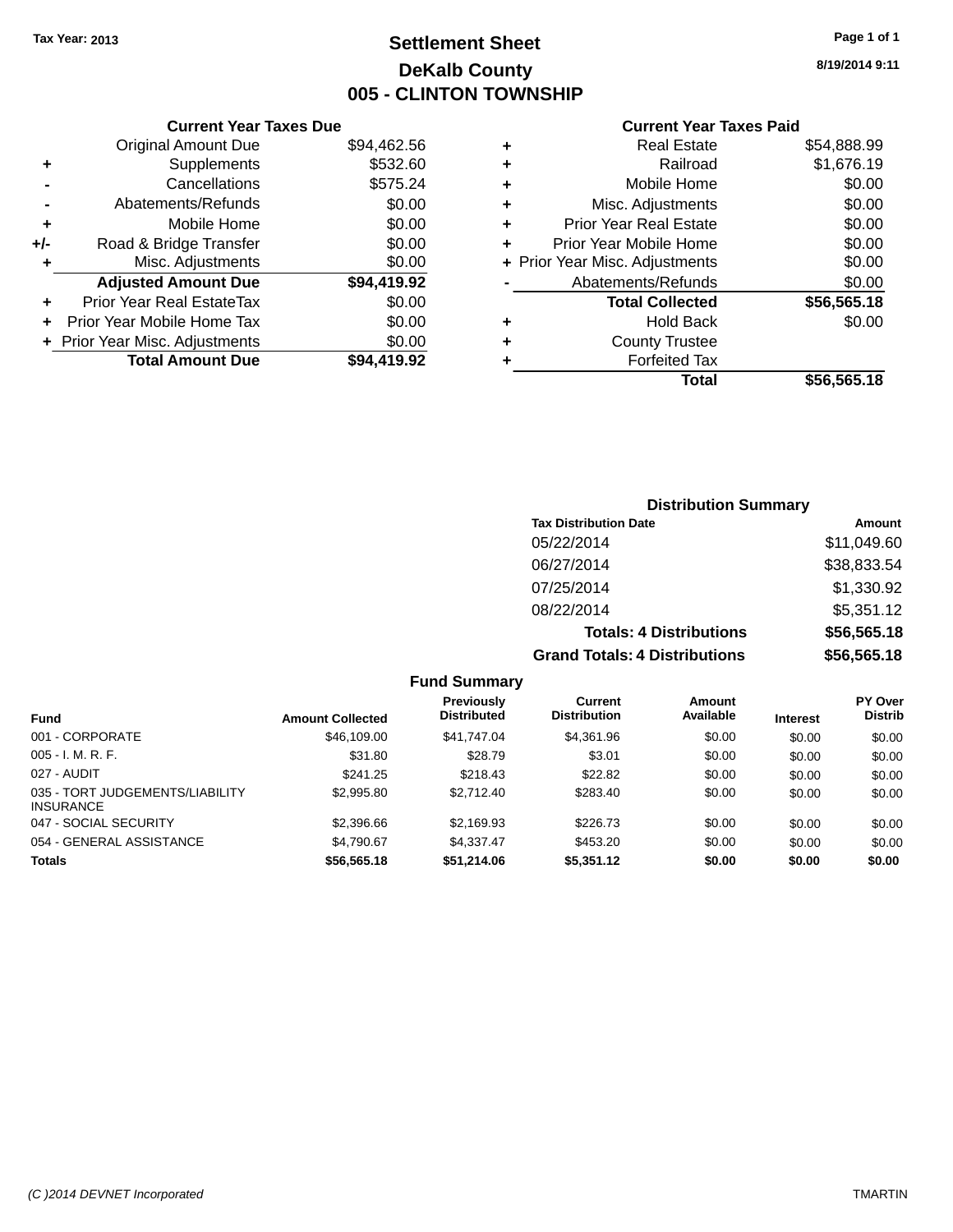Tax Year: 2013

# Settlement Sheet

## DeKalb County

## 005 - CLINTON TOWNSHIP

8/19/2014 9:11

### Current Year Taxes Due

| | | |
|---|---|---|
| | Original Amount Due | $94,462.56 |
| + | Supplements | $532.60 |
| - | Cancellations | $575.24 |
| - | Abatements/Refunds | $0.00 |
| + | Mobile Home | $0.00 |
| +/- | Road & Bridge Transfer | $0.00 |
| + | Misc. Adjustments | $0.00 |
| | **Adjusted Amount Due** | **$94,419.92** |
| + | Prior Year Real EstateTax | $0.00 |
| + | Prior Year Mobile Home Tax | $0.00 |
| + | Prior Year Misc. Adjustments | $0.00 |
| | **Total Amount Due** | **$94,419.92** |

### Current Year Taxes Paid

| | | |
|---|---|---|
| + | Real Estate | $54,888.99 |
| + | Railroad | $1,676.19 |
| + | Mobile Home | $0.00 |
| + | Misc. Adjustments | $0.00 |
| + | Prior Year Real Estate | $0.00 |
| + | Prior Year Mobile Home | $0.00 |
| + | Prior Year Misc. Adjustments | $0.00 |
| - | Abatements/Refunds | $0.00 |
| | **Total Collected** | **$56,565.18** |
| + | Hold Back | $0.00 |
| + | County Trustee | |
| + | Forfeited Tax | |
| | **Total** | **$56,565.18** |

### Distribution Summary

| Tax Distribution Date | Amount |
|---|---|
| 05/22/2014 | $11,049.60 |
| 06/27/2014 | $38,833.54 |
| 07/25/2014 | $1,330.92 |
| 08/22/2014 | $5,351.12 |
| **Totals: 4 Distributions** | **$56,565.18** |
| **Grand Totals: 4 Distributions** | **$56,565.18** |

### Fund Summary

| Fund | Amount Collected | Previously Distributed | Current Distribution | Amount Available | Interest | PY Over Distrib |
|---|---|---|---|---|---|---|
| 001 - CORPORATE | $46,109.00 | $41,747.04 | $4,361.96 | $0.00 | $0.00 | $0.00 |
| 005 - I. M. R. F. | $31.80 | $28.79 | $3.01 | $0.00 | $0.00 | $0.00 |
| 027 - AUDIT | $241.25 | $218.43 | $22.82 | $0.00 | $0.00 | $0.00 |
| 035 - TORT JUDGEMENTS/LIABILITY INSURANCE | $2,995.80 | $2,712.40 | $283.40 | $0.00 | $0.00 | $0.00 |
| 047 - SOCIAL SECURITY | $2,396.66 | $2,169.93 | $226.73 | $0.00 | $0.00 | $0.00 |
| 054 - GENERAL ASSISTANCE | $4,790.67 | $4,337.47 | $453.20 | $0.00 | $0.00 | $0.00 |
| **Totals** | **$56,565.18** | **$51,214.06** | **$5,351.12** | **$0.00** | **$0.00** | **$0.00** |

(C )2014 DEVNET Incorporated — TMARTIN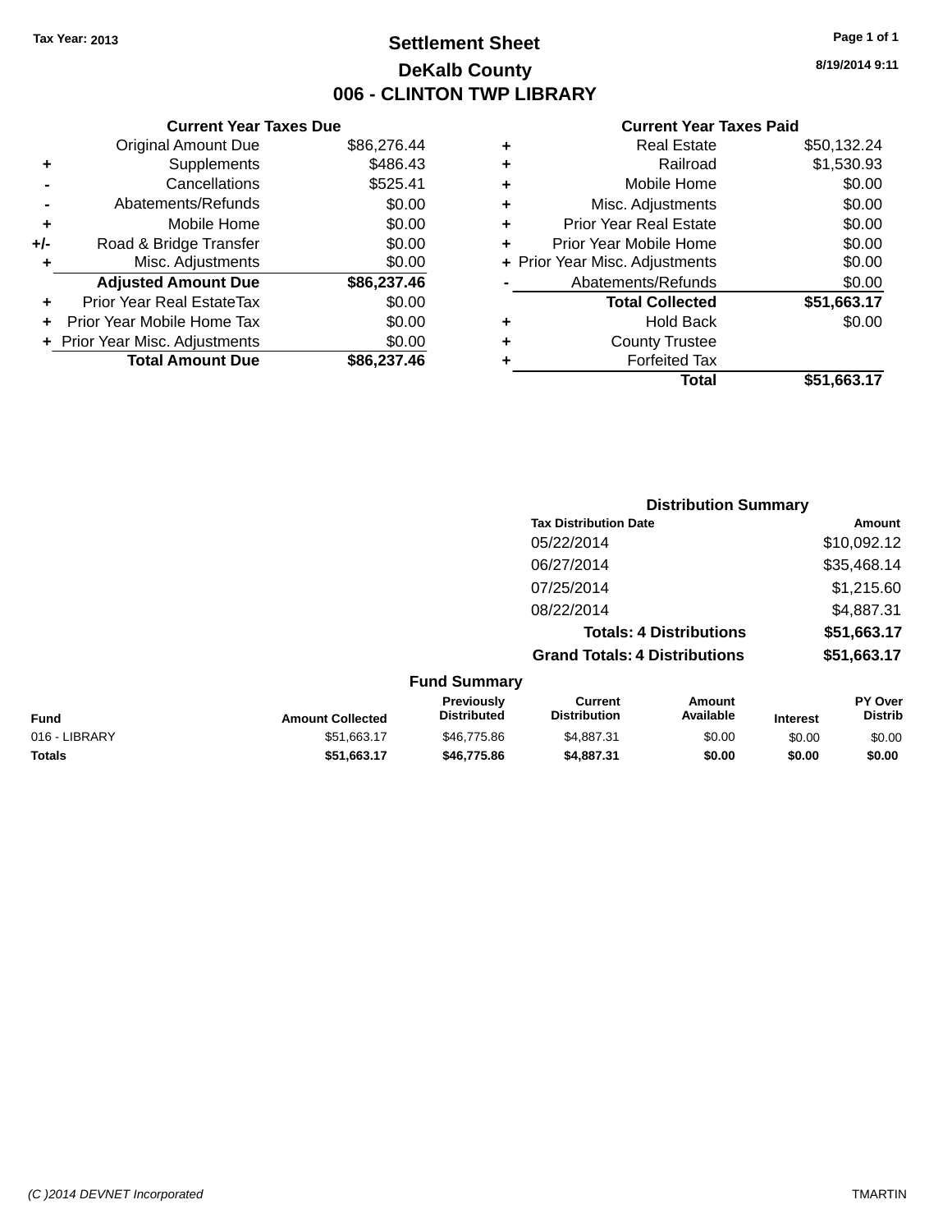Tax Year: 2013

# Settlement Sheet

## DeKalb County

## 006 - CLINTON TWP LIBRARY

8/19/2014 9:11

### Current Year Taxes Due

| | | |
|---|---|---|
| | Original Amount Due | $86,276.44 |
| + | Supplements | $486.43 |
| - | Cancellations | $525.41 |
| - | Abatements/Refunds | $0.00 |
| + | Mobile Home | $0.00 |
| +/- | Road & Bridge Transfer | $0.00 |
| + | Misc. Adjustments | $0.00 |
| | **Adjusted Amount Due** | **$86,237.46** |
| + | Prior Year Real EstateTax | $0.00 |
| + | Prior Year Mobile Home Tax | $0.00 |
| + | Prior Year Misc. Adjustments | $0.00 |
| | **Total Amount Due** | **$86,237.46** |

### Current Year Taxes Paid

| | | |
|---|---|---|
| + | Real Estate | $50,132.24 |
| + | Railroad | $1,530.93 |
| + | Mobile Home | $0.00 |
| + | Misc. Adjustments | $0.00 |
| + | Prior Year Real Estate | $0.00 |
| + | Prior Year Mobile Home | $0.00 |
| + | Prior Year Misc. Adjustments | $0.00 |
| - | Abatements/Refunds | $0.00 |
| | **Total Collected** | **$51,663.17** |
| + | Hold Back | $0.00 |
| + | County Trustee | |
| + | Forfeited Tax | |
| | **Total** | **$51,663.17** |

### Distribution Summary

| Tax Distribution Date | Amount |
|---|---|
| 05/22/2014 | $10,092.12 |
| 06/27/2014 | $35,468.14 |
| 07/25/2014 | $1,215.60 |
| 08/22/2014 | $4,887.31 |
| **Totals: 4 Distributions** | **$51,663.17** |
| **Grand Totals: 4 Distributions** | **$51,663.17** |

### Fund Summary

| Fund | Amount Collected | Previously Distributed | Current Distribution | Amount Available | Interest | PY Over Distrib |
|---|---|---|---|---|---|---|
| 016 - LIBRARY | $51,663.17 | $46,775.86 | $4,887.31 | $0.00 | $0.00 | $0.00 |
| **Totals** | **$51,663.17** | **$46,775.86** | **$4,887.31** | **$0.00** | **$0.00** | **$0.00** |

(C )2014 DEVNET Incorporated

TMARTIN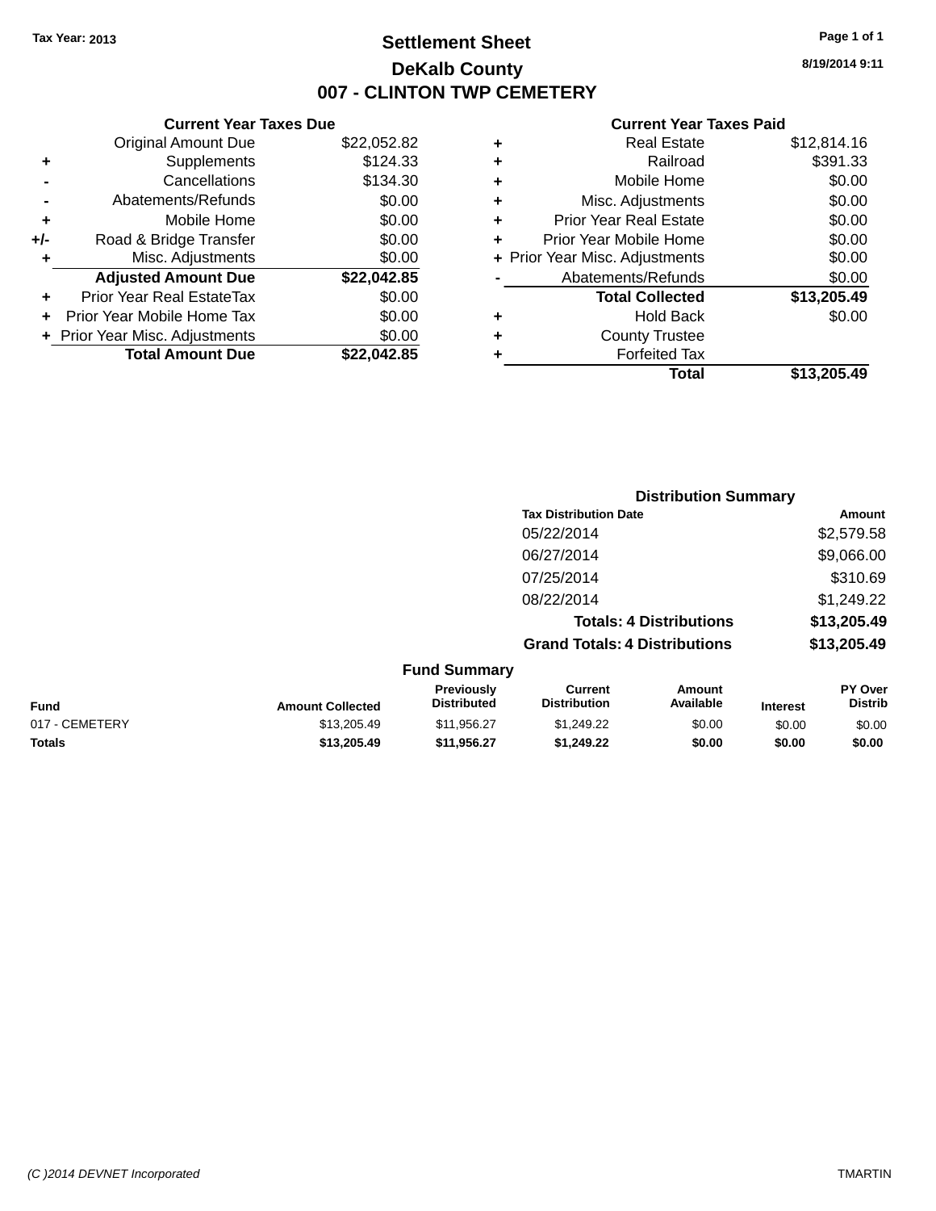Tax Year: 2013

# Settlement Sheet

## DeKalb County

## 007 - CLINTON TWP CEMETERY

8/19/2014 9:11

### Current Year Taxes Due

| | | |
|---|---|---|
| | Original Amount Due | $22,052.82 |
| + | Supplements | $124.33 |
| - | Cancellations | $134.30 |
| - | Abatements/Refunds | $0.00 |
| + | Mobile Home | $0.00 |
| +/- | Road & Bridge Transfer | $0.00 |
| + | Misc. Adjustments | $0.00 |
| | **Adjusted Amount Due** | **$22,042.85** |
| + | Prior Year Real EstateTax | $0.00 |
| + | Prior Year Mobile Home Tax | $0.00 |
| + | Prior Year Misc. Adjustments | $0.00 |
| | **Total Amount Due** | **$22,042.85** |

### Current Year Taxes Paid

| | | |
|---|---|---|
| + | Real Estate | $12,814.16 |
| + | Railroad | $391.33 |
| + | Mobile Home | $0.00 |
| + | Misc. Adjustments | $0.00 |
| + | Prior Year Real Estate | $0.00 |
| + | Prior Year Mobile Home | $0.00 |
| + | Prior Year Misc. Adjustments | $0.00 |
| - | Abatements/Refunds | $0.00 |
| | **Total Collected** | **$13,205.49** |
| + | Hold Back | $0.00 |
| + | County Trustee | |
| + | Forfeited Tax | |
| | **Total** | **$13,205.49** |

### Distribution Summary

| Tax Distribution Date | Amount |
|---|---|
| 05/22/2014 | $2,579.58 |
| 06/27/2014 | $9,066.00 |
| 07/25/2014 | $310.69 |
| 08/22/2014 | $1,249.22 |
| **Totals: 4 Distributions** | **$13,205.49** |
| **Grand Totals: 4 Distributions** | **$13,205.49** |

### Fund Summary

| Fund | Amount Collected | Previously Distributed | Current Distribution | Amount Available | Interest | PY Over Distrib |
|---|---|---|---|---|---|---|
| 017 - CEMETERY | $13,205.49 | $11,956.27 | $1,249.22 | $0.00 | $0.00 | $0.00 |
| **Totals** | **$13,205.49** | **$11,956.27** | **$1,249.22** | **$0.00** | **$0.00** | **$0.00** |

(C )2014 DEVNET Incorporated TMARTIN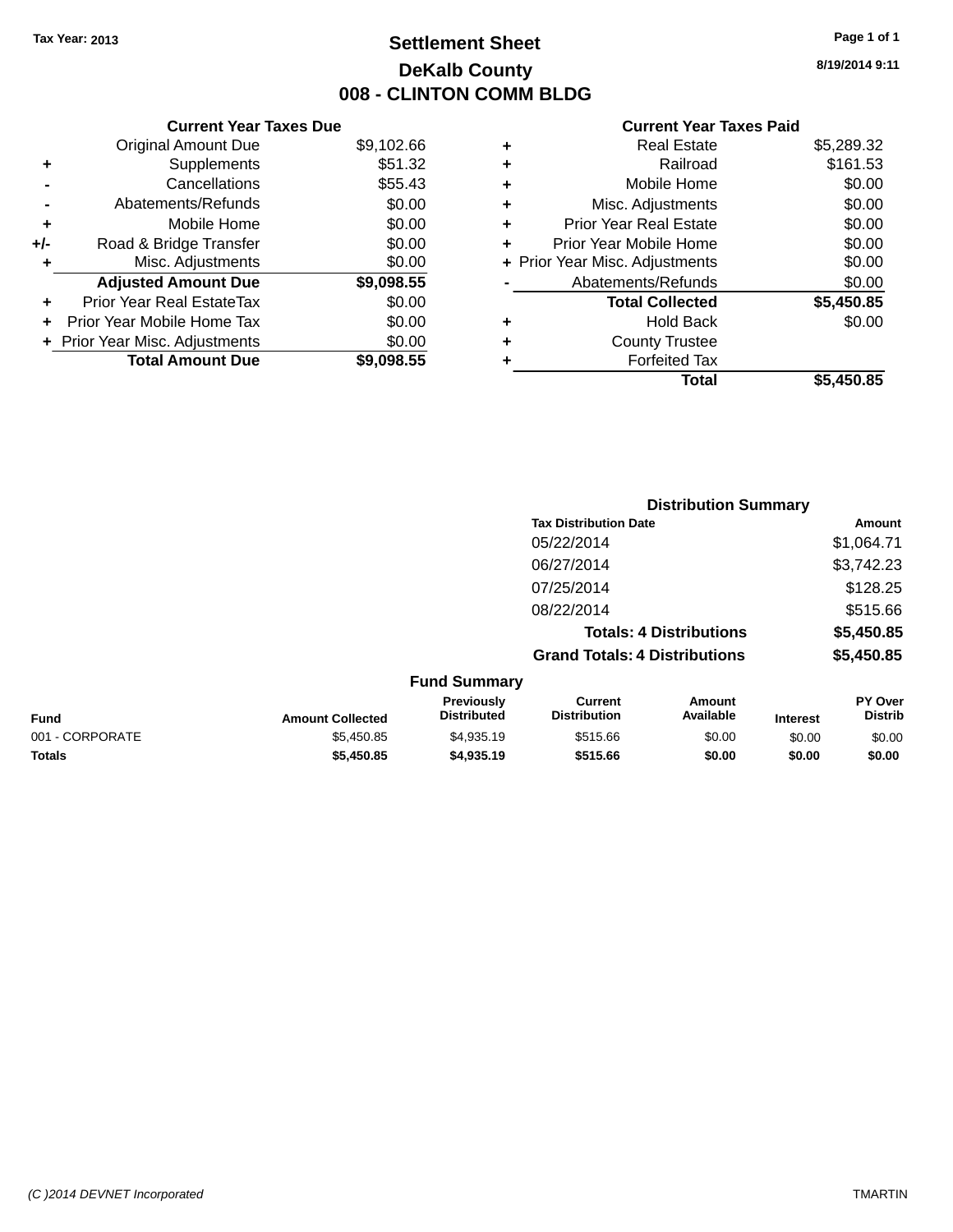Tax Year: 2013

# Settlement Sheet

## DeKalb County

## 008 - CLINTON COMM BLDG

8/19/2014 9:11

### Current Year Taxes Due

| | | |
|---|---|---|
| | Original Amount Due | $9,102.66 |
| + | Supplements | $51.32 |
| - | Cancellations | $55.43 |
| - | Abatements/Refunds | $0.00 |
| + | Mobile Home | $0.00 |
| +/- | Road & Bridge Transfer | $0.00 |
| + | Misc. Adjustments | $0.00 |
| | **Adjusted Amount Due** | **$9,098.55** |
| + | Prior Year Real EstateTax | $0.00 |
| + | Prior Year Mobile Home Tax | $0.00 |
| + | Prior Year Misc. Adjustments | $0.00 |
| | **Total Amount Due** | **$9,098.55** |

### Current Year Taxes Paid

| | | |
|---|---|---|
| + | Real Estate | $5,289.32 |
| + | Railroad | $161.53 |
| + | Mobile Home | $0.00 |
| + | Misc. Adjustments | $0.00 |
| + | Prior Year Real Estate | $0.00 |
| + | Prior Year Mobile Home | $0.00 |
| + | Prior Year Misc. Adjustments | $0.00 |
| - | Abatements/Refunds | $0.00 |
| | **Total Collected** | **$5,450.85** |
| + | Hold Back | $0.00 |
| + | County Trustee | |
| + | Forfeited Tax | |
| | **Total** | **$5,450.85** |

### Distribution Summary

| Tax Distribution Date | Amount |
|---|---|
| 05/22/2014 | $1,064.71 |
| 06/27/2014 | $3,742.23 |
| 07/25/2014 | $128.25 |
| 08/22/2014 | $515.66 |
| **Totals: 4 Distributions** | **$5,450.85** |
| **Grand Totals: 4 Distributions** | **$5,450.85** |

### Fund Summary

| Fund | Amount Collected | Previously Distributed | Current Distribution | Amount Available | Interest | PY Over Distrib |
|---|---|---|---|---|---|---|
| 001 - CORPORATE | $5,450.85 | $4,935.19 | $515.66 | $0.00 | $0.00 | $0.00 |
| **Totals** | **$5,450.85** | **$4,935.19** | **$515.66** | **$0.00** | **$0.00** | **$0.00** |

(C )2014 DEVNET Incorporated TMARTIN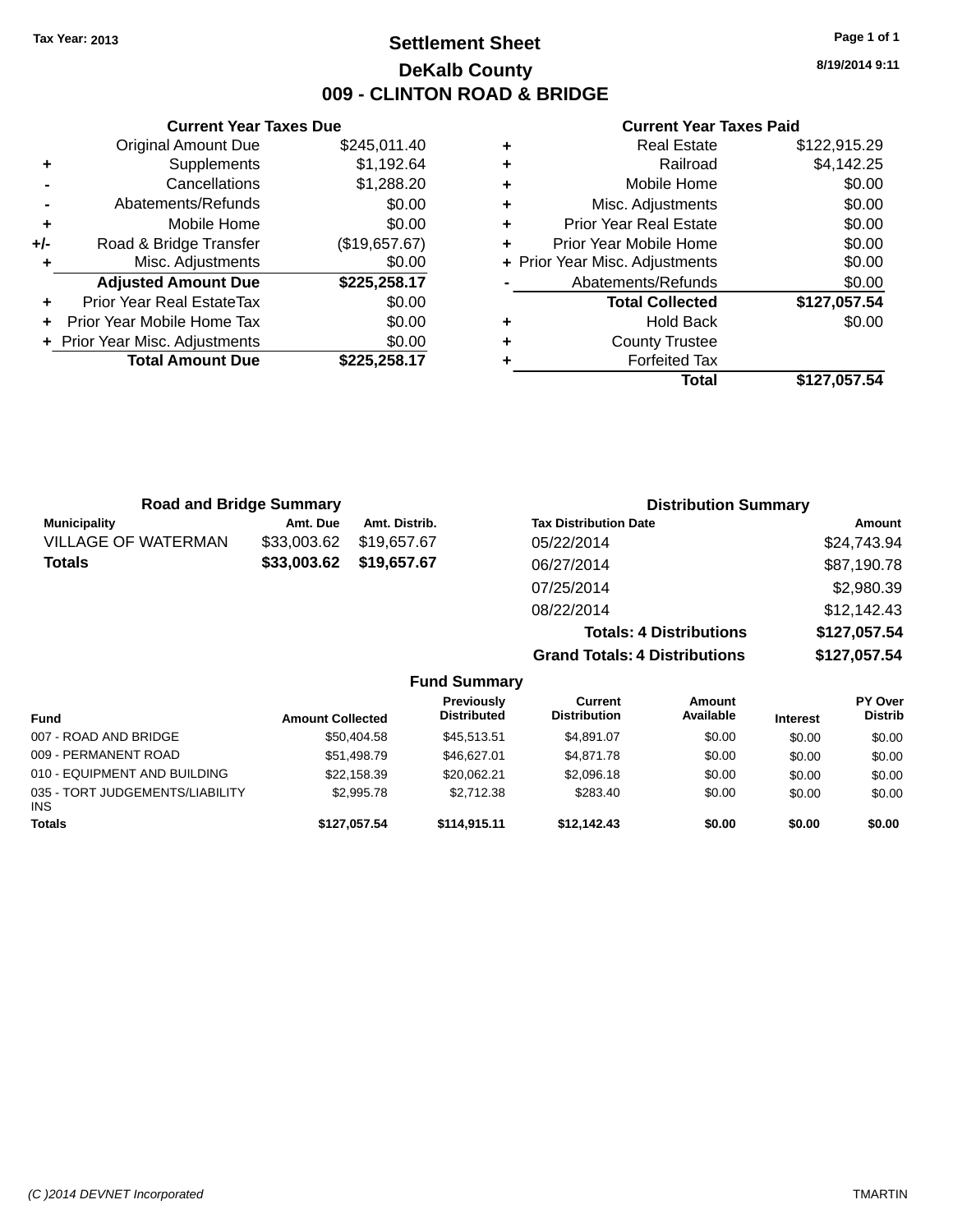Tax Year: 2013

# Settlement Sheet

## DeKalb County

## 009 - CLINTON ROAD & BRIDGE

8/19/2014 9:11

### Current Year Taxes Due

| | | |
|---|---|---|
| | Original Amount Due | $245,011.40 |
| + | Supplements | $1,192.64 |
| - | Cancellations | $1,288.20 |
| - | Abatements/Refunds | $0.00 |
| + | Mobile Home | $0.00 |
| +/- | Road & Bridge Transfer | ($19,657.67) |
| + | Misc. Adjustments | $0.00 |
| | **Adjusted Amount Due** | **$225,258.17** |
| + | Prior Year Real EstateTax | $0.00 |
| + | Prior Year Mobile Home Tax | $0.00 |
| + | Prior Year Misc. Adjustments | $0.00 |
| | **Total Amount Due** | **$225,258.17** |

### Current Year Taxes Paid

| | | |
|---|---|---|
| + | Real Estate | $122,915.29 |
| + | Railroad | $4,142.25 |
| + | Mobile Home | $0.00 |
| + | Misc. Adjustments | $0.00 |
| + | Prior Year Real Estate | $0.00 |
| + | Prior Year Mobile Home | $0.00 |
| + | Prior Year Misc. Adjustments | $0.00 |
| - | Abatements/Refunds | $0.00 |
| | **Total Collected** | **$127,057.54** |
| + | Hold Back | $0.00 |
| + | County Trustee | |
| + | Forfeited Tax | |
| | **Total** | **$127,057.54** |

### Road and Bridge Summary

| Municipality | Amt. Due | Amt. Distrib. |
|---|---|---|
| VILLAGE OF WATERMAN | $33,003.62 | $19,657.67 |
| **Totals** | **$33,003.62** | **$19,657.67** |

### Distribution Summary

| Tax Distribution Date | Amount |
|---|---|
| 05/22/2014 | $24,743.94 |
| 06/27/2014 | $87,190.78 |
| 07/25/2014 | $2,980.39 |
| 08/22/2014 | $12,142.43 |
| **Totals: 4 Distributions** | **$127,057.54** |
| **Grand Totals: 4 Distributions** | **$127,057.54** |

### Fund Summary

| Fund | Amount Collected | Previously Distributed | Current Distribution | Amount Available | Interest | PY Over Distrib |
|---|---|---|---|---|---|---|
| 007 - ROAD AND BRIDGE | $50,404.58 | $45,513.51 | $4,891.07 | $0.00 | $0.00 | $0.00 |
| 009 - PERMANENT ROAD | $51,498.79 | $46,627.01 | $4,871.78 | $0.00 | $0.00 | $0.00 |
| 010 - EQUIPMENT AND BUILDING | $22,158.39 | $20,062.21 | $2,096.18 | $0.00 | $0.00 | $0.00 |
| 035 - TORT JUDGEMENTS/LIABILITY INS | $2,995.78 | $2,712.38 | $283.40 | $0.00 | $0.00 | $0.00 |
| **Totals** | **$127,057.54** | **$114,915.11** | **$12,142.43** | **$0.00** | **$0.00** | **$0.00** |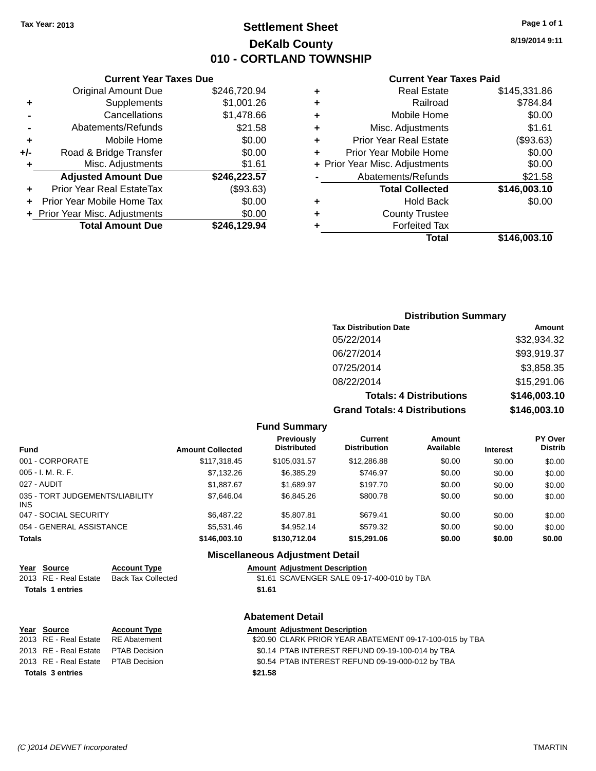Tax Year: 2013

# Settlement Sheet
## DeKalb County
## 010 - CORTLAND TOWNSHIP

8/19/2014 9:11

### Current Year Taxes Due

| | | |
|---|---|---|
| | Original Amount Due | $246,720.94 |
| + | Supplements | $1,001.26 |
| - | Cancellations | $1,478.66 |
| - | Abatements/Refunds | $21.58 |
| + | Mobile Home | $0.00 |
| +/- | Road & Bridge Transfer | $0.00 |
| + | Misc. Adjustments | $1.61 |
| | **Adjusted Amount Due** | **$246,223.57** |
| + | Prior Year Real EstateTax | ($93.63) |
| + | Prior Year Mobile Home Tax | $0.00 |
| + | Prior Year Misc. Adjustments | $0.00 |
| | **Total Amount Due** | **$246,129.94** |

### Current Year Taxes Paid

| | | |
|---|---|---|
| + | Real Estate | $145,331.86 |
| + | Railroad | $784.84 |
| + | Mobile Home | $0.00 |
| + | Misc. Adjustments | $1.61 |
| + | Prior Year Real Estate | ($93.63) |
| + | Prior Year Mobile Home | $0.00 |
| + | Prior Year Misc. Adjustments | $0.00 |
| - | Abatements/Refunds | $21.58 |
| | **Total Collected** | **$146,003.10** |
| + | Hold Back | $0.00 |
| + | County Trustee | |
| + | Forfeited Tax | |
| | **Total** | **$146,003.10** |

### Distribution Summary

| Tax Distribution Date | Amount |
|---|---|
| 05/22/2014 | $32,934.32 |
| 06/27/2014 | $93,919.37 |
| 07/25/2014 | $3,858.35 |
| 08/22/2014 | $15,291.06 |
| **Totals: 4 Distributions** | **$146,003.10** |
| **Grand Totals: 4 Distributions** | **$146,003.10** |

### Fund Summary

| Fund | Amount Collected | Previously Distributed | Current Distribution | Amount Available | Interest | PY Over Distrib |
|---|---|---|---|---|---|---|
| 001 - CORPORATE | $117,318.45 | $105,031.57 | $12,286.88 | $0.00 | $0.00 | $0.00 |
| 005 - I. M. R. F. | $7,132.26 | $6,385.29 | $746.97 | $0.00 | $0.00 | $0.00 |
| 027 - AUDIT | $1,887.67 | $1,689.97 | $197.70 | $0.00 | $0.00 | $0.00 |
| 035 - TORT JUDGEMENTS/LIABILITY INS | $7,646.04 | $6,845.26 | $800.78 | $0.00 | $0.00 | $0.00 |
| 047 - SOCIAL SECURITY | $6,487.22 | $5,807.81 | $679.41 | $0.00 | $0.00 | $0.00 |
| 054 - GENERAL ASSISTANCE | $5,531.46 | $4,952.14 | $579.32 | $0.00 | $0.00 | $0.00 |
| **Totals** | **$146,003.10** | **$130,712.04** | **$15,291.06** | **$0.00** | **$0.00** | **$0.00** |

### Miscellaneous Adjustment Detail

| Year | Source | Account Type | Amount | Adjustment Description |
|---|---|---|---|---|
| 2013 | RE - Real Estate | Back Tax Collected | $1.61 | SCAVENGER SALE 09-17-400-010 by TBA |
| **Totals 1 entries** | | | **$1.61** | |

### Abatement Detail

| Year | Source | Account Type | Amount | Adjustment Description |
|---|---|---|---|---|
| 2013 | RE - Real Estate | RE Abatement | $20.90 | CLARK PRIOR YEAR ABATEMENT 09-17-100-015 by TBA |
| 2013 | RE - Real Estate | PTAB Decision | $0.14 | PTAB INTEREST REFUND 09-19-100-014 by TBA |
| 2013 | RE - Real Estate | PTAB Decision | $0.54 | PTAB INTEREST REFUND 09-19-000-012 by TBA |
| **Totals 3 entries** | | | **$21.58** | |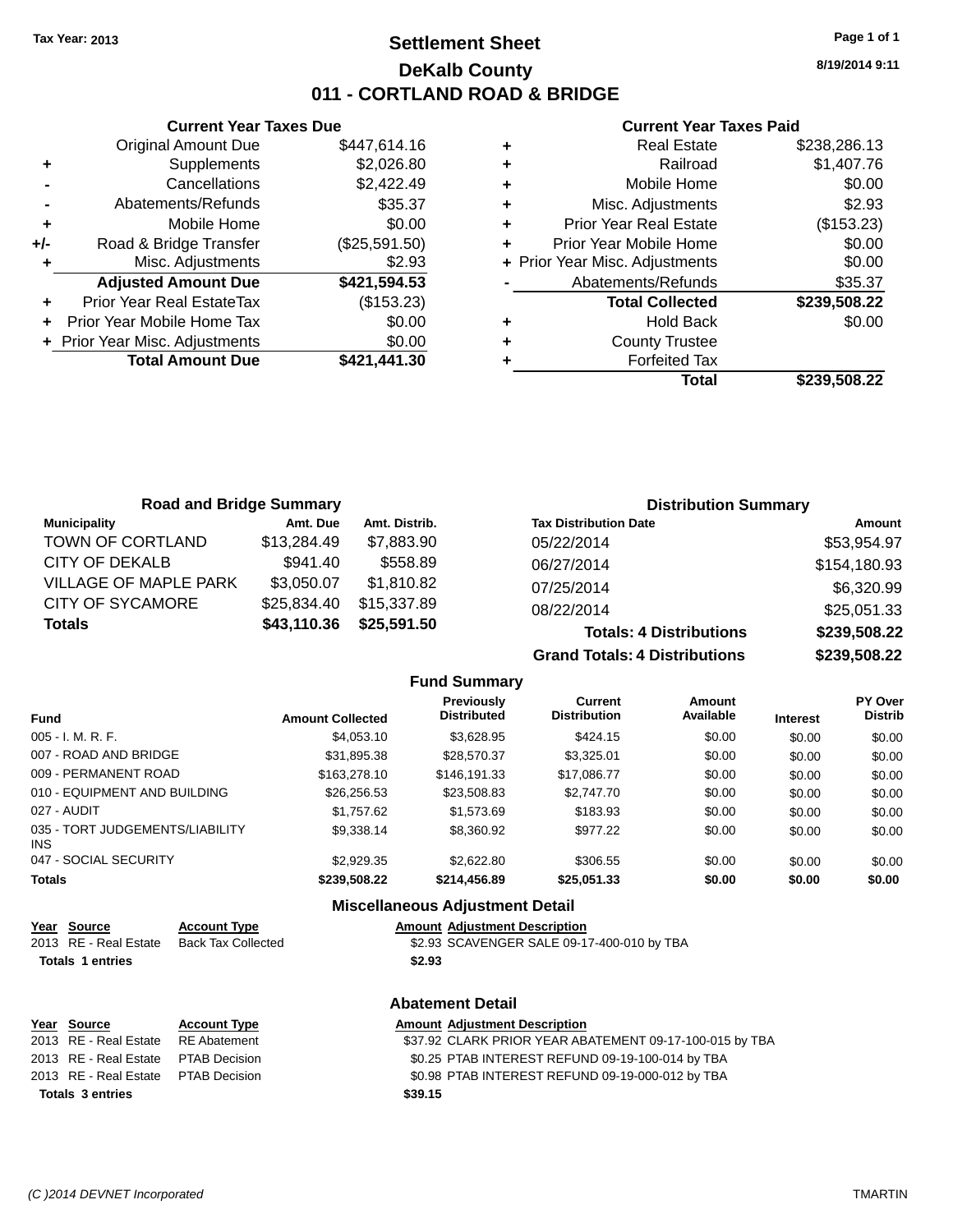Tax Year: 2013

# Settlement Sheet

## DeKalb County

## 011 - CORTLAND ROAD & BRIDGE

8/19/2014 9:11

### Current Year Taxes Due

| | | |
|---|---|---|
| | Original Amount Due | $447,614.16 |
| + | Supplements | $2,026.80 |
| - | Cancellations | $2,422.49 |
| - | Abatements/Refunds | $35.37 |
| + | Mobile Home | $0.00 |
| +/- | Road & Bridge Transfer | ($25,591.50) |
| + | Misc. Adjustments | $2.93 |
| | **Adjusted Amount Due** | **$421,594.53** |
| + | Prior Year Real EstateTax | ($153.23) |
| + | Prior Year Mobile Home Tax | $0.00 |
| + | Prior Year Misc. Adjustments | $0.00 |
| | **Total Amount Due** | **$421,441.30** |

### Current Year Taxes Paid

| | | |
|---|---|---|
| + | Real Estate | $238,286.13 |
| + | Railroad | $1,407.76 |
| + | Mobile Home | $0.00 |
| + | Misc. Adjustments | $2.93 |
| + | Prior Year Real Estate | ($153.23) |
| + | Prior Year Mobile Home | $0.00 |
| + | Prior Year Misc. Adjustments | $0.00 |
| - | Abatements/Refunds | $35.37 |
| | **Total Collected** | **$239,508.22** |
| + | Hold Back | $0.00 |
| + | County Trustee | |
| + | Forfeited Tax | |
| | **Total** | **$239,508.22** |

### Road and Bridge Summary

| Municipality | Amt. Due | Amt. Distrib. |
|---|---|---|
| TOWN OF CORTLAND | $13,284.49 | $7,883.90 |
| CITY OF DEKALB | $941.40 | $558.89 |
| VILLAGE OF MAPLE PARK | $3,050.07 | $1,810.82 |
| CITY OF SYCAMORE | $25,834.40 | $15,337.89 |
| **Totals** | **$43,110.36** | **$25,591.50** |

### Distribution Summary

| Tax Distribution Date | Amount |
|---|---|
| 05/22/2014 | $53,954.97 |
| 06/27/2014 | $154,180.93 |
| 07/25/2014 | $6,320.99 |
| 08/22/2014 | $25,051.33 |
| **Totals: 4 Distributions** | **$239,508.22** |
| **Grand Totals: 4 Distributions** | **$239,508.22** |

### Fund Summary

| Fund | Amount Collected | Previously Distributed | Current Distribution | Amount Available | Interest | PY Over Distrib |
|---|---|---|---|---|---|---|
| 005 - I. M. R. F. | $4,053.10 | $3,628.95 | $424.15 | $0.00 | $0.00 | $0.00 |
| 007 - ROAD AND BRIDGE | $31,895.38 | $28,570.37 | $3,325.01 | $0.00 | $0.00 | $0.00 |
| 009 - PERMANENT ROAD | $163,278.10 | $146,191.33 | $17,086.77 | $0.00 | $0.00 | $0.00 |
| 010 - EQUIPMENT AND BUILDING | $26,256.53 | $23,508.83 | $2,747.70 | $0.00 | $0.00 | $0.00 |
| 027 - AUDIT | $1,757.62 | $1,573.69 | $183.93 | $0.00 | $0.00 | $0.00 |
| 035 - TORT JUDGEMENTS/LIABILITY INS | $9,338.14 | $8,360.92 | $977.22 | $0.00 | $0.00 | $0.00 |
| 047 - SOCIAL SECURITY | $2,929.35 | $2,622.80 | $306.55 | $0.00 | $0.00 | $0.00 |
| **Totals** | **$239,508.22** | **$214,456.89** | **$25,051.33** | **$0.00** | **$0.00** | **$0.00** |

### Miscellaneous Adjustment Detail

| Year | Source | Account Type | Amount | Adjustment Description |
|---|---|---|---|---|
| 2013 | RE - Real Estate | Back Tax Collected | $2.93 | SCAVENGER SALE 09-17-400-010 by TBA |
| **Totals 1 entries** | | | **$2.93** | |

### Abatement Detail

| Year | Source | Account Type | Amount | Adjustment Description |
|---|---|---|---|---|
| 2013 | RE - Real Estate | RE Abatement | $37.92 | CLARK PRIOR YEAR ABATEMENT 09-17-100-015 by TBA |
| 2013 | RE - Real Estate | PTAB Decision | $0.25 | PTAB INTEREST REFUND 09-19-100-014 by TBA |
| 2013 | RE - Real Estate | PTAB Decision | $0.98 | PTAB INTEREST REFUND 09-19-000-012 by TBA |
| **Totals 3 entries** | | | **$39.15** | |

(C )2014 DEVNET Incorporated TMARTIN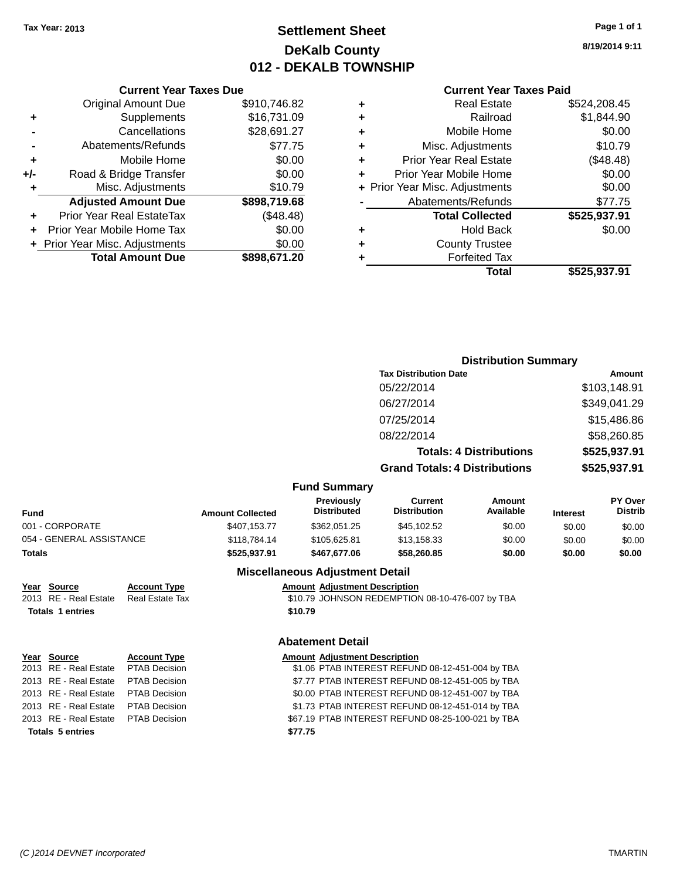Tax Year: 2013

# Settlement Sheet
## DeKalb County
## 012 - DEKALB TOWNSHIP

8/19/2014 9:11

### Current Year Taxes Due

| | | |
|---|---|---|
| | Original Amount Due | $910,746.82 |
| + | Supplements | $16,731.09 |
| - | Cancellations | $28,691.27 |
| - | Abatements/Refunds | $77.75 |
| + | Mobile Home | $0.00 |
| +/- | Road & Bridge Transfer | $0.00 |
| + | Misc. Adjustments | $10.79 |
| | **Adjusted Amount Due** | **$898,719.68** |
| + | Prior Year Real EstateTax | ($48.48) |
| + | Prior Year Mobile Home Tax | $0.00 |
| + | Prior Year Misc. Adjustments | $0.00 |
| | **Total Amount Due** | **$898,671.20** |

### Current Year Taxes Paid

| | | |
|---|---|---|
| + | Real Estate | $524,208.45 |
| + | Railroad | $1,844.90 |
| + | Mobile Home | $0.00 |
| + | Misc. Adjustments | $10.79 |
| + | Prior Year Real Estate | ($48.48) |
| + | Prior Year Mobile Home | $0.00 |
| + | Prior Year Misc. Adjustments | $0.00 |
| - | Abatements/Refunds | $77.75 |
| | **Total Collected** | **$525,937.91** |
| + | Hold Back | $0.00 |
| + | County Trustee | |
| + | Forfeited Tax | |
| | **Total** | **$525,937.91** |

### Distribution Summary

| Tax Distribution Date | Amount |
|---|---|
| 05/22/2014 | $103,148.91 |
| 06/27/2014 | $349,041.29 |
| 07/25/2014 | $15,486.86 |
| 08/22/2014 | $58,260.85 |
| **Totals: 4 Distributions** | **$525,937.91** |
| **Grand Totals: 4 Distributions** | **$525,937.91** |

### Fund Summary

| Fund | Amount Collected | Previously Distributed | Current Distribution | Amount Available | Interest | PY Over Distrib |
|---|---|---|---|---|---|---|
| 001 - CORPORATE | $407,153.77 | $362,051.25 | $45,102.52 | $0.00 | $0.00 | $0.00 |
| 054 - GENERAL ASSISTANCE | $118,784.14 | $105,625.81 | $13,158.33 | $0.00 | $0.00 | $0.00 |
| **Totals** | **$525,937.91** | **$467,677.06** | **$58,260.85** | **$0.00** | **$0.00** | **$0.00** |

### Miscellaneous Adjustment Detail

| Year | Source | Account Type | Amount | Adjustment Description |
|---|---|---|---|---|
| 2013 | RE - Real Estate | Real Estate Tax | $10.79 | JOHNSON REDEMPTION 08-10-476-007 by TBA |
| **Totals 1 entries** | | | **$10.79** | |

### Abatement Detail

| Year | Source | Account Type | Amount | Adjustment Description |
|---|---|---|---|---|
| 2013 | RE - Real Estate | PTAB Decision | $1.06 | PTAB INTEREST REFUND 08-12-451-004 by TBA |
| 2013 | RE - Real Estate | PTAB Decision | $7.77 | PTAB INTEREST REFUND 08-12-451-005 by TBA |
| 2013 | RE - Real Estate | PTAB Decision | $0.00 | PTAB INTEREST REFUND 08-12-451-007 by TBA |
| 2013 | RE - Real Estate | PTAB Decision | $1.73 | PTAB INTEREST REFUND 08-12-451-014 by TBA |
| 2013 | RE - Real Estate | PTAB Decision | $67.19 | PTAB INTEREST REFUND 08-25-100-021 by TBA |
| **Totals 5 entries** | | | **$77.75** | |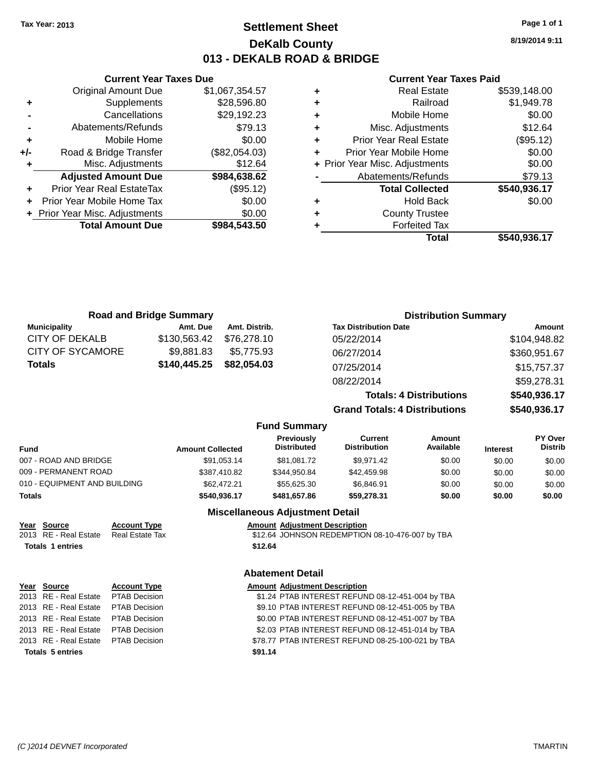Tax Year: 2013

# Settlement Sheet

## DeKalb County

## 013 - DEKALB ROAD & BRIDGE

8/19/2014 9:11

### Current Year Taxes Due

| | | |
|---|---|---|
| | Original Amount Due | $1,067,354.57 |
| + | Supplements | $28,596.80 |
| - | Cancellations | $29,192.23 |
| - | Abatements/Refunds | $79.13 |
| + | Mobile Home | $0.00 |
| +/- | Road & Bridge Transfer | ($82,054.03) |
| + | Misc. Adjustments | $12.64 |
| | **Adjusted Amount Due** | **$984,638.62** |
| + | Prior Year Real EstateTax | ($95.12) |
| + | Prior Year Mobile Home Tax | $0.00 |
| + | Prior Year Misc. Adjustments | $0.00 |
| | **Total Amount Due** | **$984,543.50** |

### Current Year Taxes Paid

| | | |
|---|---|---|
| + | Real Estate | $539,148.00 |
| + | Railroad | $1,949.78 |
| + | Mobile Home | $0.00 |
| + | Misc. Adjustments | $12.64 |
| + | Prior Year Real Estate | ($95.12) |
| + | Prior Year Mobile Home | $0.00 |
| + | Prior Year Misc. Adjustments | $0.00 |
| - | Abatements/Refunds | $79.13 |
| | **Total Collected** | **$540,936.17** |
| + | Hold Back | $0.00 |
| + | County Trustee | |
| + | Forfeited Tax | |
| | **Total** | **$540,936.17** |

### Road and Bridge Summary

| Municipality | Amt. Due | Amt. Distrib. |
|---|---|---|
| CITY OF DEKALB | $130,563.42 | $76,278.10 |
| CITY OF SYCAMORE | $9,881.83 | $5,775.93 |
| **Totals** | **$140,445.25** | **$82,054.03** |

### Distribution Summary

| Tax Distribution Date | Amount |
|---|---|
| 05/22/2014 | $104,948.82 |
| 06/27/2014 | $360,951.67 |
| 07/25/2014 | $15,757.37 |
| 08/22/2014 | $59,278.31 |
| **Totals: 4 Distributions** | **$540,936.17** |
| **Grand Totals: 4 Distributions** | **$540,936.17** |

### Fund Summary

| Fund | Amount Collected | Previously Distributed | Current Distribution | Amount Available | Interest | PY Over Distrib |
|---|---|---|---|---|---|---|
| 007 - ROAD AND BRIDGE | $91,053.14 | $81,081.72 | $9,971.42 | $0.00 | $0.00 | $0.00 |
| 009 - PERMANENT ROAD | $387,410.82 | $344,950.84 | $42,459.98 | $0.00 | $0.00 | $0.00 |
| 010 - EQUIPMENT AND BUILDING | $62,472.21 | $55,625.30 | $6,846.91 | $0.00 | $0.00 | $0.00 |
| **Totals** | **$540,936.17** | **$481,657.86** | **$59,278.31** | **$0.00** | **$0.00** | **$0.00** |

### Miscellaneous Adjustment Detail

| Year | Source | Account Type | Amount | Adjustment Description |
|---|---|---|---|---|
| 2013 | RE - Real Estate | Real Estate Tax | $12.64 | JOHNSON REDEMPTION 08-10-476-007 by TBA |
| **Totals 1 entries** | | | **$12.64** | |

### Abatement Detail

| Year | Source | Account Type | Amount | Adjustment Description |
|---|---|---|---|---|
| 2013 | RE - Real Estate | PTAB Decision | $1.24 | PTAB INTEREST REFUND 08-12-451-004 by TBA |
| 2013 | RE - Real Estate | PTAB Decision | $9.10 | PTAB INTEREST REFUND 08-12-451-005 by TBA |
| 2013 | RE - Real Estate | PTAB Decision | $0.00 | PTAB INTEREST REFUND 08-12-451-007 by TBA |
| 2013 | RE - Real Estate | PTAB Decision | $2.03 | PTAB INTEREST REFUND 08-12-451-014 by TBA |
| 2013 | RE - Real Estate | PTAB Decision | $78.77 | PTAB INTEREST REFUND 08-25-100-021 by TBA |
| **Totals 5 entries** | | | **$91.14** | |

(C )2014 DEVNET Incorporated TMARTIN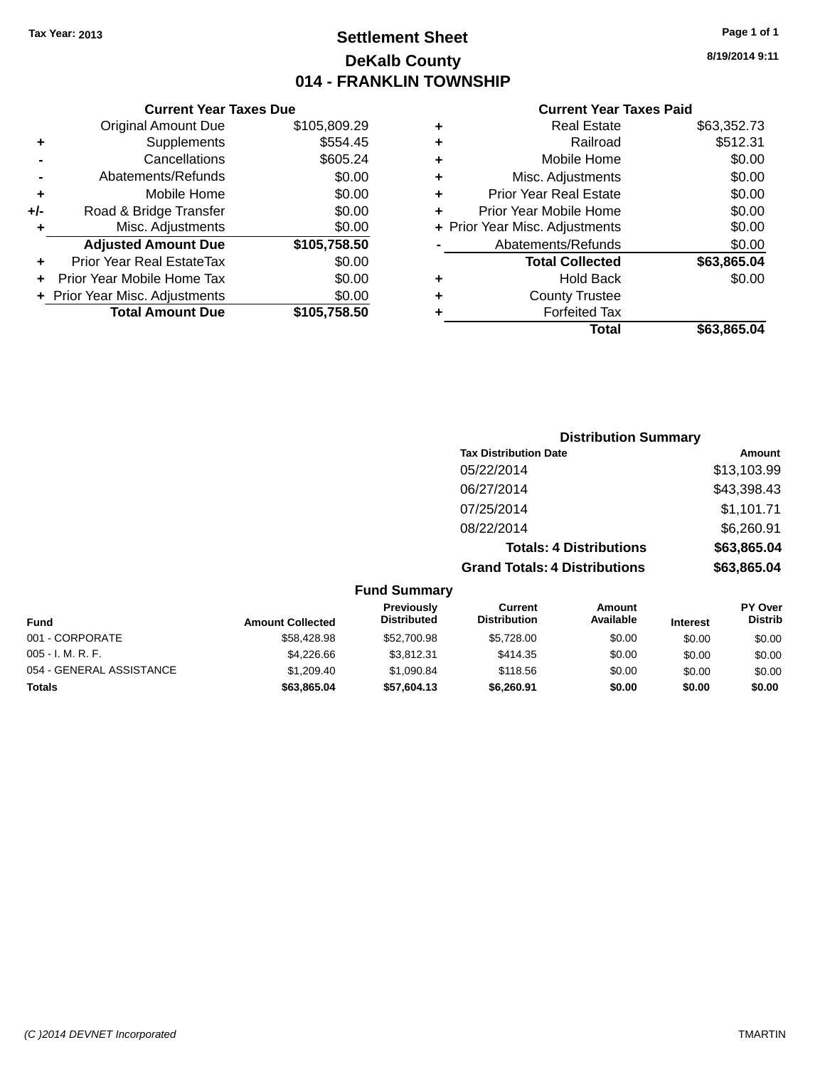Tax Year: 2013

# Settlement Sheet

## DeKalb County

## 014 - FRANKLIN TOWNSHIP

8/19/2014 9:11

### Current Year Taxes Due

| | | |
|---|---|---|
| | Original Amount Due | $105,809.29 |
| + | Supplements | $554.45 |
| - | Cancellations | $605.24 |
| - | Abatements/Refunds | $0.00 |
| + | Mobile Home | $0.00 |
| +/- | Road & Bridge Transfer | $0.00 |
| + | Misc. Adjustments | $0.00 |
| | **Adjusted Amount Due** | **$105,758.50** |
| + | Prior Year Real EstateTax | $0.00 |
| + | Prior Year Mobile Home Tax | $0.00 |
| + | Prior Year Misc. Adjustments | $0.00 |
| | **Total Amount Due** | **$105,758.50** |

### Current Year Taxes Paid

| | | |
|---|---|---|
| + | Real Estate | $63,352.73 |
| + | Railroad | $512.31 |
| + | Mobile Home | $0.00 |
| + | Misc. Adjustments | $0.00 |
| + | Prior Year Real Estate | $0.00 |
| + | Prior Year Mobile Home | $0.00 |
| + | Prior Year Misc. Adjustments | $0.00 |
| - | Abatements/Refunds | $0.00 |
| | **Total Collected** | **$63,865.04** |
| + | Hold Back | $0.00 |
| + | County Trustee | |
| + | Forfeited Tax | |
| | **Total** | **$63,865.04** |

### Distribution Summary

| Tax Distribution Date | Amount |
|---|---|
| 05/22/2014 | $13,103.99 |
| 06/27/2014 | $43,398.43 |
| 07/25/2014 | $1,101.71 |
| 08/22/2014 | $6,260.91 |
| **Totals: 4 Distributions** | **$63,865.04** |
| **Grand Totals: 4 Distributions** | **$63,865.04** |

### Fund Summary

| Fund | Amount Collected | Previously Distributed | Current Distribution | Amount Available | Interest | PY Over Distrib |
|---|---|---|---|---|---|---|
| 001 - CORPORATE | $58,428.98 | $52,700.98 | $5,728.00 | $0.00 | $0.00 | $0.00 |
| 005 - I. M. R. F. | $4,226.66 | $3,812.31 | $414.35 | $0.00 | $0.00 | $0.00 |
| 054 - GENERAL ASSISTANCE | $1,209.40 | $1,090.84 | $118.56 | $0.00 | $0.00 | $0.00 |
| **Totals** | **$63,865.04** | **$57,604.13** | **$6,260.91** | **$0.00** | **$0.00** | **$0.00** |

(C )2014 DEVNET Incorporated TMARTIN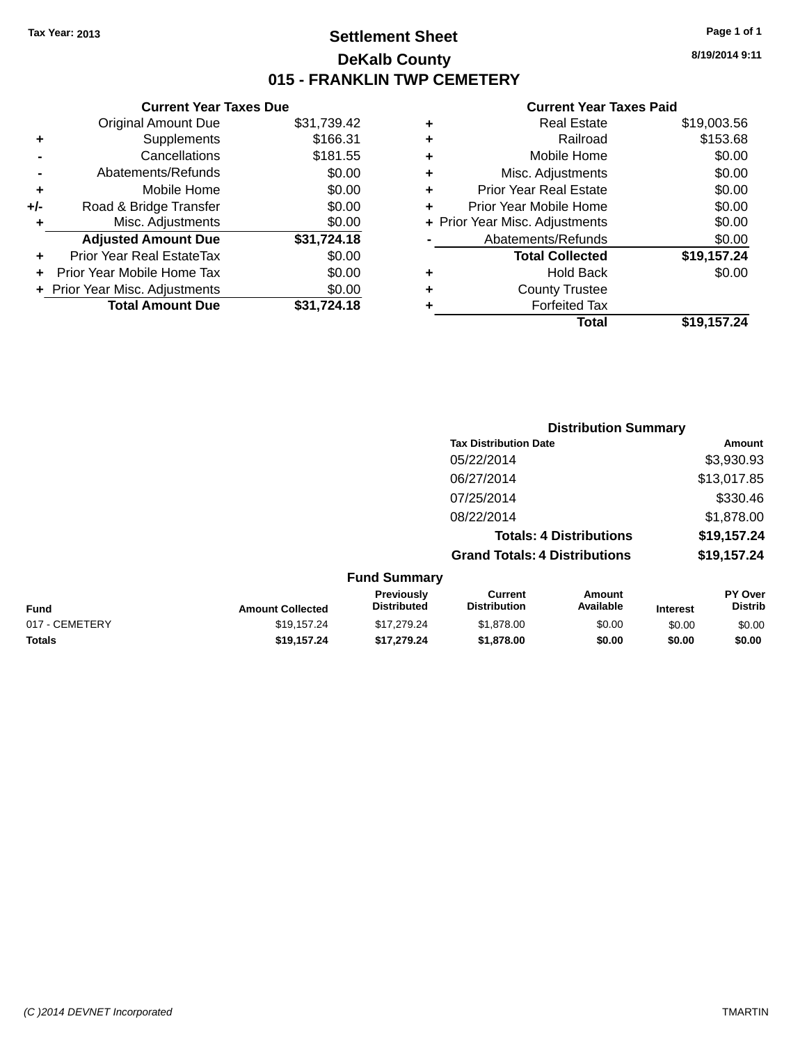Tax Year: 2013

# Settlement Sheet

## DeKalb County

## 015 - FRANKLIN TWP CEMETERY

8/19/2014 9:11

### Current Year Taxes Due

| | | |
|---|---|---|
| | Original Amount Due | $31,739.42 |
| + | Supplements | $166.31 |
| - | Cancellations | $181.55 |
| - | Abatements/Refunds | $0.00 |
| + | Mobile Home | $0.00 |
| +/- | Road & Bridge Transfer | $0.00 |
| + | Misc. Adjustments | $0.00 |
| | **Adjusted Amount Due** | **$31,724.18** |
| + | Prior Year Real EstateTax | $0.00 |
| + | Prior Year Mobile Home Tax | $0.00 |
| + | Prior Year Misc. Adjustments | $0.00 |
| | **Total Amount Due** | **$31,724.18** |

### Current Year Taxes Paid

| | | |
|---|---|---|
| + | Real Estate | $19,003.56 |
| + | Railroad | $153.68 |
| + | Mobile Home | $0.00 |
| + | Misc. Adjustments | $0.00 |
| + | Prior Year Real Estate | $0.00 |
| + | Prior Year Mobile Home | $0.00 |
| + | Prior Year Misc. Adjustments | $0.00 |
| - | Abatements/Refunds | $0.00 |
| | **Total Collected** | **$19,157.24** |
| + | Hold Back | $0.00 |
| + | County Trustee | |
| + | Forfeited Tax | |
| | **Total** | **$19,157.24** |

### Distribution Summary

| Tax Distribution Date | Amount |
|---|---|
| 05/22/2014 | $3,930.93 |
| 06/27/2014 | $13,017.85 |
| 07/25/2014 | $330.46 |
| 08/22/2014 | $1,878.00 |
| **Totals: 4 Distributions** | **$19,157.24** |
| **Grand Totals: 4 Distributions** | **$19,157.24** |

### Fund Summary

| Fund | Amount Collected | Previously Distributed | Current Distribution | Amount Available | Interest | PY Over Distrib |
|---|---|---|---|---|---|---|
| 017 - CEMETERY | $19,157.24 | $17,279.24 | $1,878.00 | $0.00 | $0.00 | $0.00 |
| **Totals** | **$19,157.24** | **$17,279.24** | **$1,878.00** | **$0.00** | **$0.00** | **$0.00** |

(C )2014 DEVNET Incorporated TMARTIN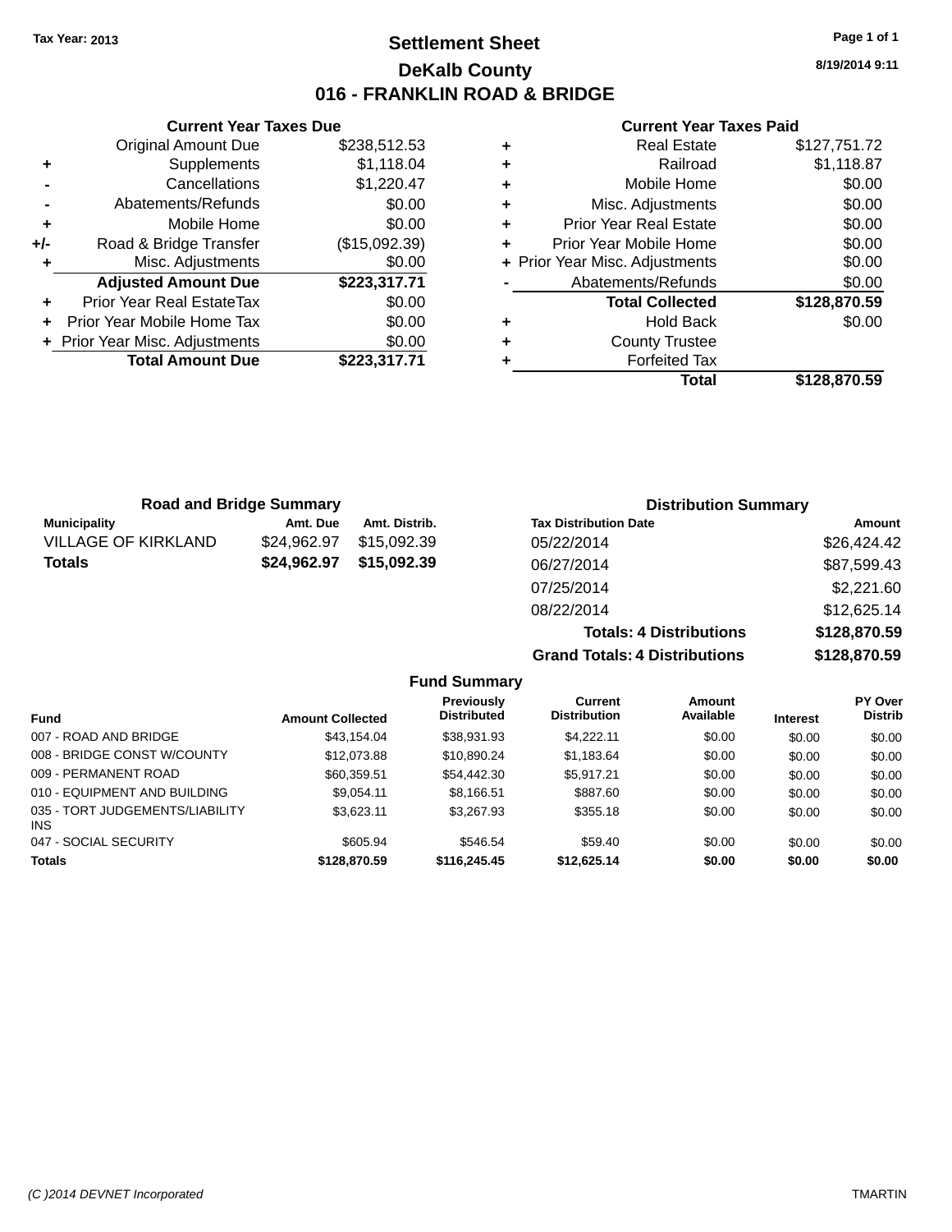Tax Year: 2013

# Settlement Sheet

## DeKalb County

## 016 - FRANKLIN ROAD & BRIDGE

8/19/2014 9:11

### Current Year Taxes Due

| | | |
|---|---|---|
| | Original Amount Due | $238,512.53 |
| + | Supplements | $1,118.04 |
| - | Cancellations | $1,220.47 |
| - | Abatements/Refunds | $0.00 |
| + | Mobile Home | $0.00 |
| +/- | Road & Bridge Transfer | ($15,092.39) |
| + | Misc. Adjustments | $0.00 |
| | **Adjusted Amount Due** | **$223,317.71** |
| + | Prior Year Real EstateTax | $0.00 |
| + | Prior Year Mobile Home Tax | $0.00 |
| + | Prior Year Misc. Adjustments | $0.00 |
| | **Total Amount Due** | **$223,317.71** |

### Current Year Taxes Paid

| | | |
|---|---|---|
| + | Real Estate | $127,751.72 |
| + | Railroad | $1,118.87 |
| + | Mobile Home | $0.00 |
| + | Misc. Adjustments | $0.00 |
| + | Prior Year Real Estate | $0.00 |
| + | Prior Year Mobile Home | $0.00 |
| + | Prior Year Misc. Adjustments | $0.00 |
| - | Abatements/Refunds | $0.00 |
| | **Total Collected** | **$128,870.59** |
| + | Hold Back | $0.00 |
| + | County Trustee | |
| + | Forfeited Tax | |
| | **Total** | **$128,870.59** |

### Road and Bridge Summary

| Municipality | Amt. Due | Amt. Distrib. |
|---|---|---|
| VILLAGE OF KIRKLAND | $24,962.97 | $15,092.39 |
| **Totals** | **$24,962.97** | **$15,092.39** |

### Distribution Summary

| Tax Distribution Date | Amount |
|---|---|
| 05/22/2014 | $26,424.42 |
| 06/27/2014 | $87,599.43 |
| 07/25/2014 | $2,221.60 |
| 08/22/2014 | $12,625.14 |
| **Totals: 4 Distributions** | **$128,870.59** |
| **Grand Totals: 4 Distributions** | **$128,870.59** |

### Fund Summary

| Fund | Amount Collected | Previously Distributed | Current Distribution | Amount Available | Interest | PY Over Distrib |
|---|---|---|---|---|---|---|
| 007 - ROAD AND BRIDGE | $43,154.04 | $38,931.93 | $4,222.11 | $0.00 | $0.00 | $0.00 |
| 008 - BRIDGE CONST W/COUNTY | $12,073.88 | $10,890.24 | $1,183.64 | $0.00 | $0.00 | $0.00 |
| 009 - PERMANENT ROAD | $60,359.51 | $54,442.30 | $5,917.21 | $0.00 | $0.00 | $0.00 |
| 010 - EQUIPMENT AND BUILDING | $9,054.11 | $8,166.51 | $887.60 | $0.00 | $0.00 | $0.00 |
| 035 - TORT JUDGEMENTS/LIABILITY INS | $3,623.11 | $3,267.93 | $355.18 | $0.00 | $0.00 | $0.00 |
| 047 - SOCIAL SECURITY | $605.94 | $546.54 | $59.40 | $0.00 | $0.00 | $0.00 |
| **Totals** | **$128,870.59** | **$116,245.45** | **$12,625.14** | **$0.00** | **$0.00** | **$0.00** |

(C )2014 DEVNET Incorporated TMARTIN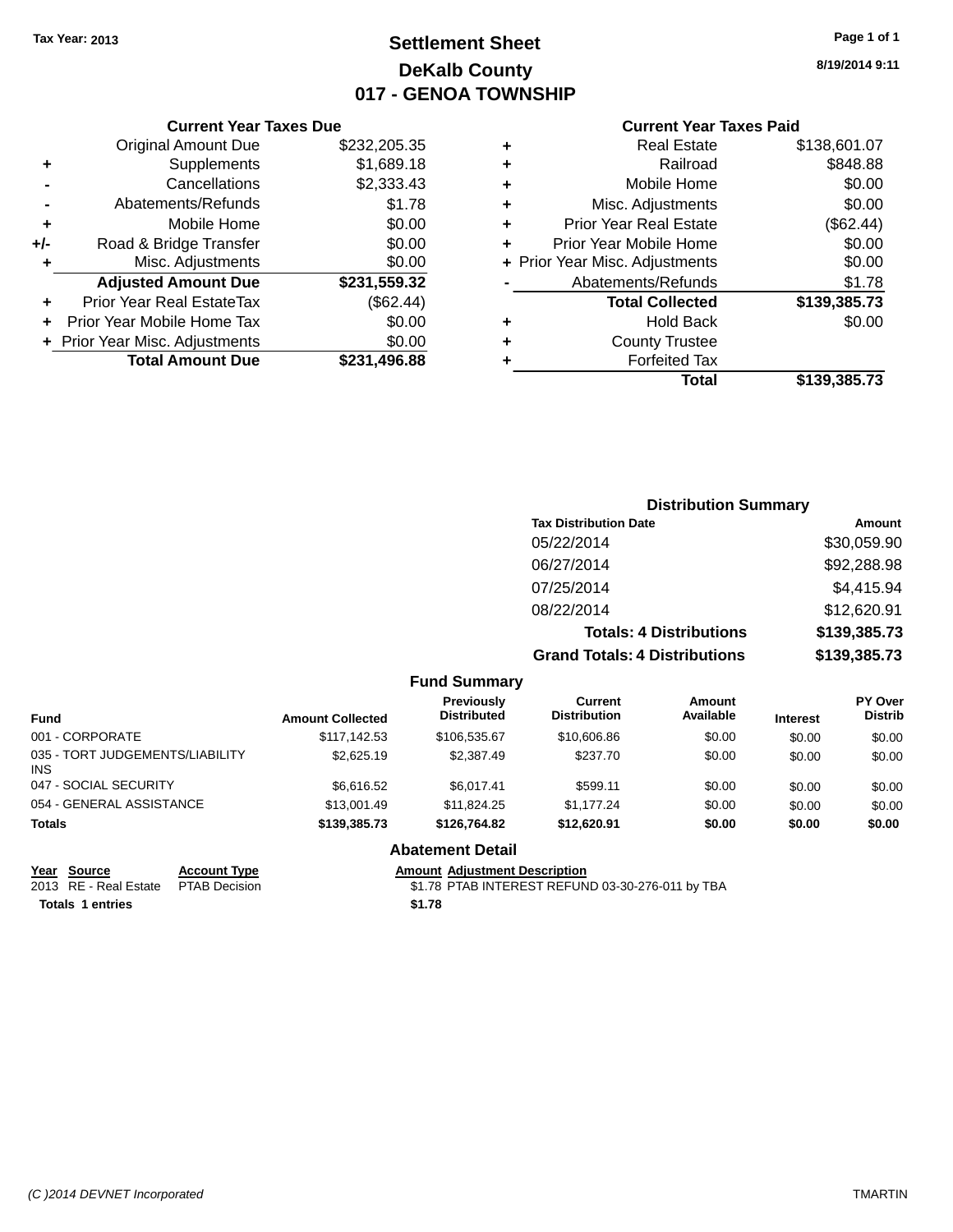Tax Year: 2013

# Settlement Sheet
## DeKalb County
## 017 - GENOA TOWNSHIP

8/19/2014 9:11

### Current Year Taxes Due

| | | |
|---|---|---|
| | Original Amount Due | $232,205.35 |
| + | Supplements | $1,689.18 |
| - | Cancellations | $2,333.43 |
| - | Abatements/Refunds | $1.78 |
| + | Mobile Home | $0.00 |
| +/- | Road & Bridge Transfer | $0.00 |
| + | Misc. Adjustments | $0.00 |
| | **Adjusted Amount Due** | **$231,559.32** |
| + | Prior Year Real EstateTax | ($62.44) |
| + | Prior Year Mobile Home Tax | $0.00 |
| + | Prior Year Misc. Adjustments | $0.00 |
| | **Total Amount Due** | **$231,496.88** |

### Current Year Taxes Paid

| | | |
|---|---|---|
| + | Real Estate | $138,601.07 |
| + | Railroad | $848.88 |
| + | Mobile Home | $0.00 |
| + | Misc. Adjustments | $0.00 |
| + | Prior Year Real Estate | ($62.44) |
| + | Prior Year Mobile Home | $0.00 |
| + | Prior Year Misc. Adjustments | $0.00 |
| - | Abatements/Refunds | $1.78 |
| | **Total Collected** | **$139,385.73** |
| + | Hold Back | $0.00 |
| + | County Trustee | |
| + | Forfeited Tax | |
| | **Total** | **$139,385.73** |

### Distribution Summary

| Tax Distribution Date | Amount |
|---|---|
| 05/22/2014 | $30,059.90 |
| 06/27/2014 | $92,288.98 |
| 07/25/2014 | $4,415.94 |
| 08/22/2014 | $12,620.91 |
| **Totals: 4 Distributions** | **$139,385.73** |
| **Grand Totals: 4 Distributions** | **$139,385.73** |

### Fund Summary

| Fund | Amount Collected | Previously Distributed | Current Distribution | Amount Available | Interest | PY Over Distrib |
|---|---|---|---|---|---|---|
| 001 - CORPORATE | $117,142.53 | $106,535.67 | $10,606.86 | $0.00 | $0.00 | $0.00 |
| 035 - TORT JUDGEMENTS/LIABILITY INS | $2,625.19 | $2,387.49 | $237.70 | $0.00 | $0.00 | $0.00 |
| 047 - SOCIAL SECURITY | $6,616.52 | $6,017.41 | $599.11 | $0.00 | $0.00 | $0.00 |
| 054 - GENERAL ASSISTANCE | $13,001.49 | $11,824.25 | $1,177.24 | $0.00 | $0.00 | $0.00 |
| **Totals** | **$139,385.73** | **$126,764.82** | **$12,620.91** | **$0.00** | **$0.00** | **$0.00** |

### Abatement Detail

| Year | Source | Account Type | Amount | Adjustment Description |
|---|---|---|---|---|
| 2013 | RE - Real Estate | PTAB Decision | $1.78 | PTAB INTEREST REFUND 03-30-276-011 by TBA |
| **Totals 1 entries** | | | **$1.78** | |

(C )2014 DEVNET Incorporated — TMARTIN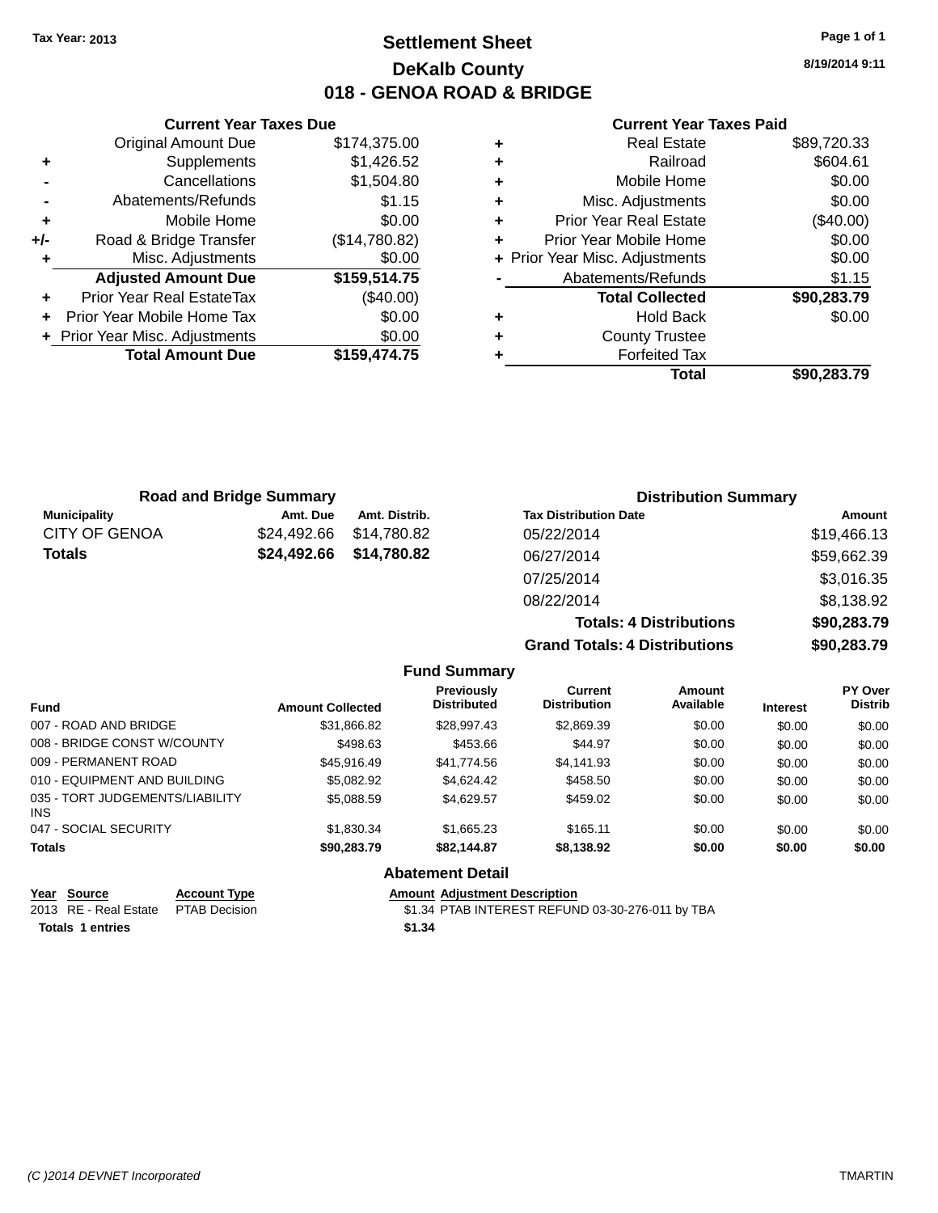Tax Year: 2013

# Settlement Sheet
## DeKalb County
## 018 - GENOA ROAD & BRIDGE

8/19/2014 9:11

### Current Year Taxes Due

| | | |
|---|---|---|
| | Original Amount Due | $174,375.00 |
| + | Supplements | $1,426.52 |
| - | Cancellations | $1,504.80 |
| - | Abatements/Refunds | $1.15 |
| + | Mobile Home | $0.00 |
| +/- | Road & Bridge Transfer | ($14,780.82) |
| + | Misc. Adjustments | $0.00 |
| | **Adjusted Amount Due** | **$159,514.75** |
| + | Prior Year Real EstateTax | ($40.00) |
| + | Prior Year Mobile Home Tax | $0.00 |
| + | Prior Year Misc. Adjustments | $0.00 |
| | **Total Amount Due** | **$159,474.75** |

### Current Year Taxes Paid

| | | |
|---|---|---|
| + | Real Estate | $89,720.33 |
| + | Railroad | $604.61 |
| + | Mobile Home | $0.00 |
| + | Misc. Adjustments | $0.00 |
| + | Prior Year Real Estate | ($40.00) |
| + | Prior Year Mobile Home | $0.00 |
| + | Prior Year Misc. Adjustments | $0.00 |
| - | Abatements/Refunds | $1.15 |
| | **Total Collected** | **$90,283.79** |
| + | Hold Back | $0.00 |
| + | County Trustee | |
| + | Forfeited Tax | |
| | **Total** | **$90,283.79** |

### Road and Bridge Summary

| Municipality | Amt. Due | Amt. Distrib. |
|---|---|---|
| CITY OF GENOA | $24,492.66 | $14,780.82 |
| **Totals** | **$24,492.66** | **$14,780.82** |

### Distribution Summary

| Tax Distribution Date | Amount |
|---|---|
| 05/22/2014 | $19,466.13 |
| 06/27/2014 | $59,662.39 |
| 07/25/2014 | $3,016.35 |
| 08/22/2014 | $8,138.92 |
| **Totals: 4 Distributions** | **$90,283.79** |
| **Grand Totals: 4 Distributions** | **$90,283.79** |

### Fund Summary

| Fund | Amount Collected | Previously Distributed | Current Distribution | Amount Available | Interest | PY Over Distrib |
|---|---|---|---|---|---|---|
| 007 - ROAD AND BRIDGE | $31,866.82 | $28,997.43 | $2,869.39 | $0.00 | $0.00 | $0.00 |
| 008 - BRIDGE CONST W/COUNTY | $498.63 | $453.66 | $44.97 | $0.00 | $0.00 | $0.00 |
| 009 - PERMANENT ROAD | $45,916.49 | $41,774.56 | $4,141.93 | $0.00 | $0.00 | $0.00 |
| 010 - EQUIPMENT AND BUILDING | $5,082.92 | $4,624.42 | $458.50 | $0.00 | $0.00 | $0.00 |
| 035 - TORT JUDGEMENTS/LIABILITY INS | $5,088.59 | $4,629.57 | $459.02 | $0.00 | $0.00 | $0.00 |
| 047 - SOCIAL SECURITY | $1,830.34 | $1,665.23 | $165.11 | $0.00 | $0.00 | $0.00 |
| **Totals** | **$90,283.79** | **$82,144.87** | **$8,138.92** | **$0.00** | **$0.00** | **$0.00** |

### Abatement Detail

| Year | Source | Account Type | Amount | Adjustment Description |
|---|---|---|---|---|
| 2013 | RE - Real Estate | PTAB Decision | $1.34 | PTAB INTEREST REFUND 03-30-276-011 by TBA |
| **Totals 1 entries** | | | **$1.34** | |

(C )2014 DEVNET Incorporated TMARTIN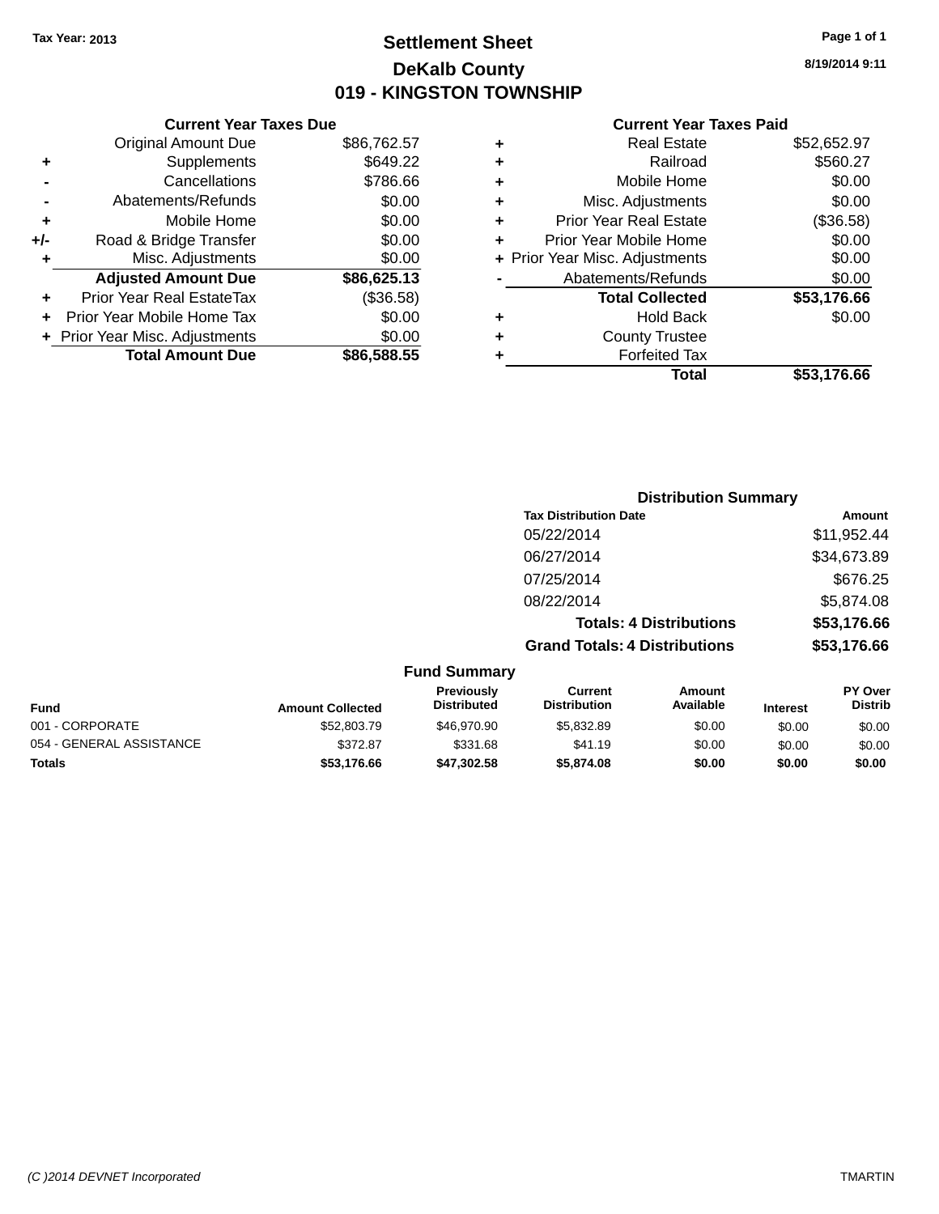Tax Year: 2013

# Settlement Sheet

## DeKalb County

## 019 - KINGSTON TOWNSHIP

8/19/2014 9:11

### Current Year Taxes Due

| | | |
|---|---|---|
| | Original Amount Due | $86,762.57 |
| + | Supplements | $649.22 |
| - | Cancellations | $786.66 |
| - | Abatements/Refunds | $0.00 |
| + | Mobile Home | $0.00 |
| +/- | Road & Bridge Transfer | $0.00 |
| + | Misc. Adjustments | $0.00 |
| | **Adjusted Amount Due** | **$86,625.13** |
| + | Prior Year Real EstateTax | ($36.58) |
| + | Prior Year Mobile Home Tax | $0.00 |
| + | Prior Year Misc. Adjustments | $0.00 |
| | **Total Amount Due** | **$86,588.55** |

### Current Year Taxes Paid

| | | |
|---|---|---|
| + | Real Estate | $52,652.97 |
| + | Railroad | $560.27 |
| + | Mobile Home | $0.00 |
| + | Misc. Adjustments | $0.00 |
| + | Prior Year Real Estate | ($36.58) |
| + | Prior Year Mobile Home | $0.00 |
| + | Prior Year Misc. Adjustments | $0.00 |
| - | Abatements/Refunds | $0.00 |
| | **Total Collected** | **$53,176.66** |
| + | Hold Back | $0.00 |
| + | County Trustee | |
| + | Forfeited Tax | |
| | **Total** | **$53,176.66** |

### Distribution Summary

| Tax Distribution Date | Amount |
|---|---|
| 05/22/2014 | $11,952.44 |
| 06/27/2014 | $34,673.89 |
| 07/25/2014 | $676.25 |
| 08/22/2014 | $5,874.08 |
| **Totals: 4 Distributions** | **$53,176.66** |
| **Grand Totals: 4 Distributions** | **$53,176.66** |

### Fund Summary

| Fund | Amount Collected | Previously Distributed | Current Distribution | Amount Available | Interest | PY Over Distrib |
|---|---|---|---|---|---|---|
| 001 - CORPORATE | $52,803.79 | $46,970.90 | $5,832.89 | $0.00 | $0.00 | $0.00 |
| 054 - GENERAL ASSISTANCE | $372.87 | $331.68 | $41.19 | $0.00 | $0.00 | $0.00 |
| **Totals** | **$53,176.66** | **$47,302.58** | **$5,874.08** | **$0.00** | **$0.00** | **$0.00** |

(C )2014 DEVNET Incorporated

TMARTIN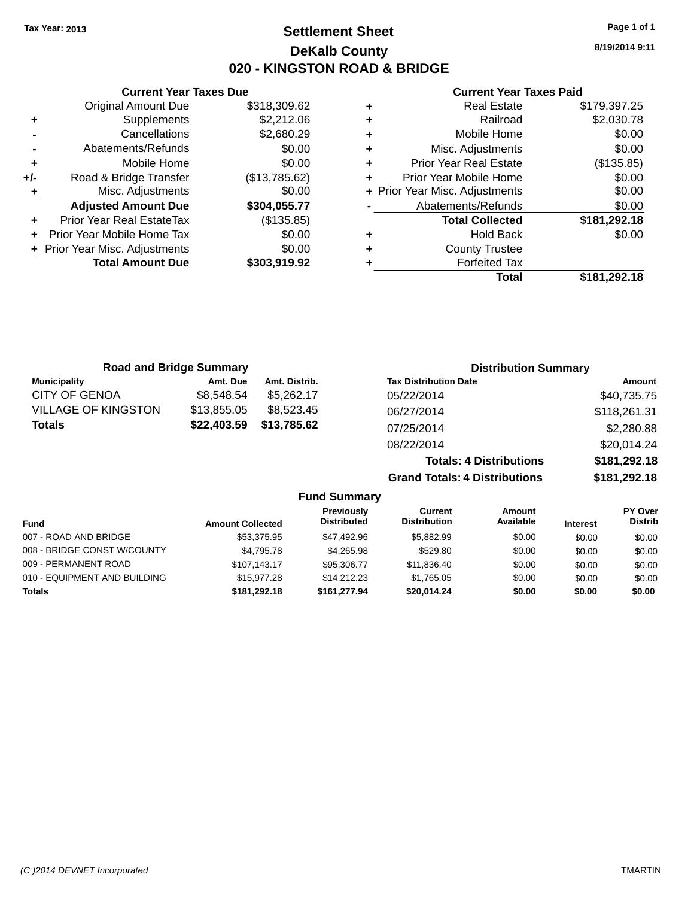Tax Year: 2013

# Settlement Sheet

## DeKalb County

## 020 - KINGSTON ROAD & BRIDGE

8/19/2014 9:11

### Current Year Taxes Due

| | | |
|---|---|---|
| | Original Amount Due | $318,309.62 |
| + | Supplements | $2,212.06 |
| - | Cancellations | $2,680.29 |
| - | Abatements/Refunds | $0.00 |
| + | Mobile Home | $0.00 |
| +/- | Road & Bridge Transfer | ($13,785.62) |
| + | Misc. Adjustments | $0.00 |
| | **Adjusted Amount Due** | **$304,055.77** |
| + | Prior Year Real EstateTax | ($135.85) |
| + | Prior Year Mobile Home Tax | $0.00 |
| + | Prior Year Misc. Adjustments | $0.00 |
| | **Total Amount Due** | **$303,919.92** |

### Current Year Taxes Paid

| | | |
|---|---|---|
| + | Real Estate | $179,397.25 |
| + | Railroad | $2,030.78 |
| + | Mobile Home | $0.00 |
| + | Misc. Adjustments | $0.00 |
| + | Prior Year Real Estate | ($135.85) |
| + | Prior Year Mobile Home | $0.00 |
| + | Prior Year Misc. Adjustments | $0.00 |
| - | Abatements/Refunds | $0.00 |
| | **Total Collected** | **$181,292.18** |
| + | Hold Back | $0.00 |
| + | County Trustee | |
| + | Forfeited Tax | |
| | **Total** | **$181,292.18** |

### Road and Bridge Summary

| Municipality | Amt. Due | Amt. Distrib. |
|---|---|---|
| CITY OF GENOA | $8,548.54 | $5,262.17 |
| VILLAGE OF KINGSTON | $13,855.05 | $8,523.45 |
| **Totals** | **$22,403.59** | **$13,785.62** |

### Distribution Summary

| Tax Distribution Date | Amount |
|---|---|
| 05/22/2014 | $40,735.75 |
| 06/27/2014 | $118,261.31 |
| 07/25/2014 | $2,280.88 |
| 08/22/2014 | $20,014.24 |
| **Totals: 4 Distributions** | **$181,292.18** |
| **Grand Totals: 4 Distributions** | **$181,292.18** |

### Fund Summary

| Fund | Amount Collected | Previously Distributed | Current Distribution | Amount Available | Interest | PY Over Distrib |
|---|---|---|---|---|---|---|
| 007 - ROAD AND BRIDGE | $53,375.95 | $47,492.96 | $5,882.99 | $0.00 | $0.00 | $0.00 |
| 008 - BRIDGE CONST W/COUNTY | $4,795.78 | $4,265.98 | $529.80 | $0.00 | $0.00 | $0.00 |
| 009 - PERMANENT ROAD | $107,143.17 | $95,306.77 | $11,836.40 | $0.00 | $0.00 | $0.00 |
| 010 - EQUIPMENT AND BUILDING | $15,977.28 | $14,212.23 | $1,765.05 | $0.00 | $0.00 | $0.00 |
| **Totals** | **$181,292.18** | **$161,277.94** | **$20,014.24** | **$0.00** | **$0.00** | **$0.00** |

(C )2014 DEVNET Incorporated TMARTIN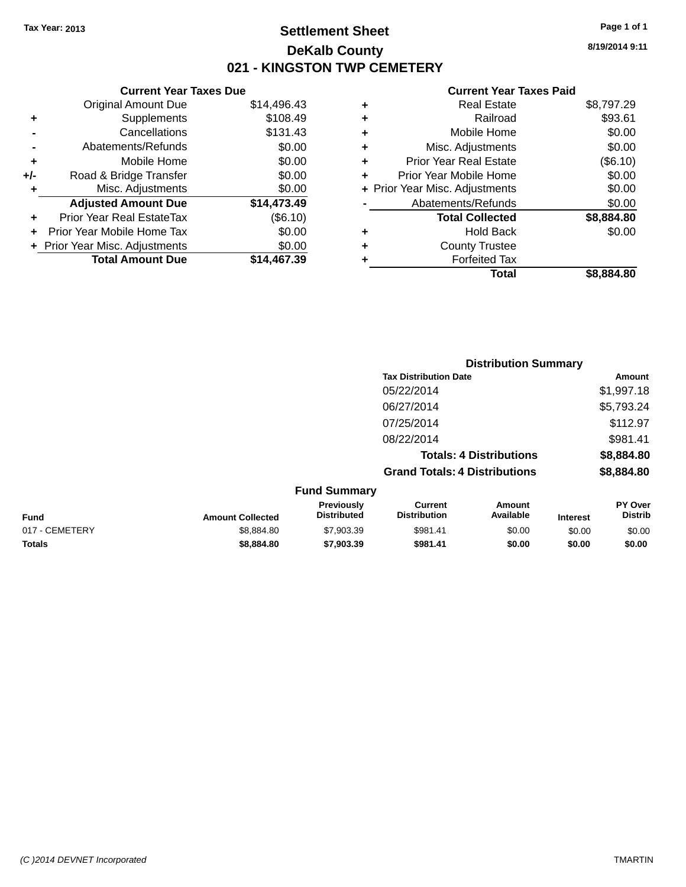**Tax Year: 2013**

# Settlement Sheet

## DeKalb County

## 021 - KINGSTON TWP CEMETERY

**8/19/2014 9:11**

### Current Year Taxes Due

| | | |
|---|---|---|
| | Original Amount Due | $14,496.43 |
| + | Supplements | $108.49 |
| - | Cancellations | $131.43 |
| - | Abatements/Refunds | $0.00 |
| + | Mobile Home | $0.00 |
| +/- | Road & Bridge Transfer | $0.00 |
| + | Misc. Adjustments | $0.00 |
| | **Adjusted Amount Due** | **$14,473.49** |
| + | Prior Year Real EstateTax | ($6.10) |
| + | Prior Year Mobile Home Tax | $0.00 |
| + | Prior Year Misc. Adjustments | $0.00 |
| | **Total Amount Due** | **$14,467.39** |

### Current Year Taxes Paid

| | | |
|---|---|---|
| + | Real Estate | $8,797.29 |
| + | Railroad | $93.61 |
| + | Mobile Home | $0.00 |
| + | Misc. Adjustments | $0.00 |
| + | Prior Year Real Estate | ($6.10) |
| + | Prior Year Mobile Home | $0.00 |
| + | Prior Year Misc. Adjustments | $0.00 |
| - | Abatements/Refunds | $0.00 |
| | **Total Collected** | **$8,884.80** |
| + | Hold Back | $0.00 |
| + | County Trustee | |
| + | Forfeited Tax | |
| | **Total** | **$8,884.80** |

### Distribution Summary

| Tax Distribution Date | Amount |
|---|---|
| 05/22/2014 | $1,997.18 |
| 06/27/2014 | $5,793.24 |
| 07/25/2014 | $112.97 |
| 08/22/2014 | $981.41 |
| **Totals: 4 Distributions** | **$8,884.80** |
| **Grand Totals: 4 Distributions** | **$8,884.80** |

### Fund Summary

| Fund | Amount Collected | Previously Distributed | Current Distribution | Amount Available | Interest | PY Over Distrib |
|---|---|---|---|---|---|---|
| 017 - CEMETERY | $8,884.80 | $7,903.39 | $981.41 | $0.00 | $0.00 | $0.00 |
| **Totals** | **$8,884.80** | **$7,903.39** | **$981.41** | **$0.00** | **$0.00** | **$0.00** |

*(C )2014 DEVNET Incorporated* TMARTIN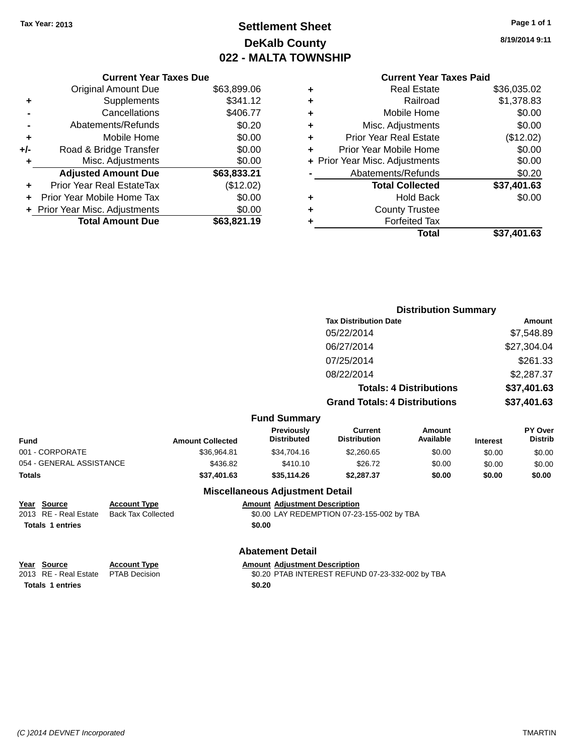Tax Year: 2013

# Settlement Sheet

## DeKalb County

## 022 - MALTA TOWNSHIP

8/19/2014 9:11

### Current Year Taxes Due

| | | |
|---|---|---|
| | Original Amount Due | $63,899.06 |
| + | Supplements | $341.12 |
| - | Cancellations | $406.77 |
| - | Abatements/Refunds | $0.20 |
| + | Mobile Home | $0.00 |
| +/- | Road & Bridge Transfer | $0.00 |
| + | Misc. Adjustments | $0.00 |
| | **Adjusted Amount Due** | **$63,833.21** |
| + | Prior Year Real EstateTax | ($12.02) |
| + | Prior Year Mobile Home Tax | $0.00 |
| + | Prior Year Misc. Adjustments | $0.00 |
| | **Total Amount Due** | **$63,821.19** |

### Current Year Taxes Paid

| | | |
|---|---|---|
| + | Real Estate | $36,035.02 |
| + | Railroad | $1,378.83 |
| + | Mobile Home | $0.00 |
| + | Misc. Adjustments | $0.00 |
| + | Prior Year Real Estate | ($12.02) |
| + | Prior Year Mobile Home | $0.00 |
| + | Prior Year Misc. Adjustments | $0.00 |
| - | Abatements/Refunds | $0.20 |
| | **Total Collected** | **$37,401.63** |
| + | Hold Back | $0.00 |
| + | County Trustee | |
| + | Forfeited Tax | |
| | **Total** | **$37,401.63** |

### Distribution Summary

| Tax Distribution Date | Amount |
|---|---|
| 05/22/2014 | $7,548.89 |
| 06/27/2014 | $27,304.04 |
| 07/25/2014 | $261.33 |
| 08/22/2014 | $2,287.37 |
| **Totals: 4 Distributions** | **$37,401.63** |
| **Grand Totals: 4 Distributions** | **$37,401.63** |

### Fund Summary

| Fund | Amount Collected | Previously Distributed | Current Distribution | Amount Available | Interest | PY Over Distrib |
|---|---|---|---|---|---|---|
| 001 - CORPORATE | $36,964.81 | $34,704.16 | $2,260.65 | $0.00 | $0.00 | $0.00 |
| 054 - GENERAL ASSISTANCE | $436.82 | $410.10 | $26.72 | $0.00 | $0.00 | $0.00 |
| **Totals** | **$37,401.63** | **$35,114.26** | **$2,287.37** | **$0.00** | **$0.00** | **$0.00** |

### Miscellaneous Adjustment Detail

| Year | Source | Account Type | Amount | Adjustment Description |
|---|---|---|---|---|
| 2013 | RE - Real Estate | Back Tax Collected | $0.00 | LAY REDEMPTION 07-23-155-002 by TBA |
| **Totals** | **1 entries** | | **$0.00** | |

### Abatement Detail

| Year | Source | Account Type | Amount | Adjustment Description |
|---|---|---|---|---|
| 2013 | RE - Real Estate | PTAB Decision | $0.20 | PTAB INTEREST REFUND 07-23-332-002 by TBA |
| **Totals** | **1 entries** | | **$0.20** | |

(C )2014 DEVNET Incorporated TMARTIN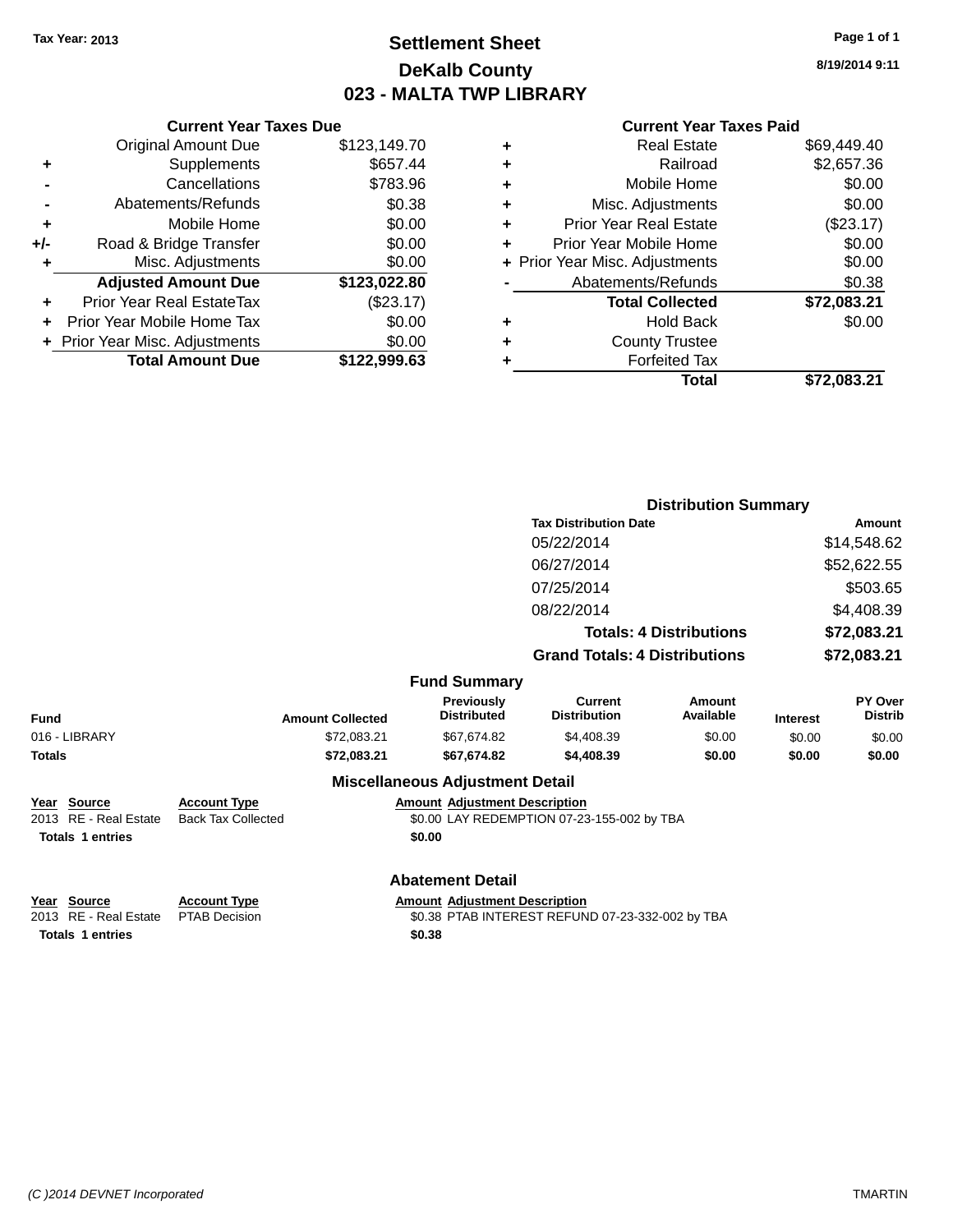Tax Year: 2013

# Settlement Sheet

## DeKalb County

## 023 - MALTA TWP LIBRARY

8/19/2014 9:11

### Current Year Taxes Due

| | | |
|---|---|---|
| | Original Amount Due | $123,149.70 |
| + | Supplements | $657.44 |
| - | Cancellations | $783.96 |
| - | Abatements/Refunds | $0.38 |
| + | Mobile Home | $0.00 |
| +/- | Road & Bridge Transfer | $0.00 |
| + | Misc. Adjustments | $0.00 |
| | **Adjusted Amount Due** | **$123,022.80** |
| + | Prior Year Real EstateTax | ($23.17) |
| + | Prior Year Mobile Home Tax | $0.00 |
| + | Prior Year Misc. Adjustments | $0.00 |
| | **Total Amount Due** | **$122,999.63** |

### Current Year Taxes Paid

| | | |
|---|---|---|
| + | Real Estate | $69,449.40 |
| + | Railroad | $2,657.36 |
| + | Mobile Home | $0.00 |
| + | Misc. Adjustments | $0.00 |
| + | Prior Year Real Estate | ($23.17) |
| + | Prior Year Mobile Home | $0.00 |
| + | Prior Year Misc. Adjustments | $0.00 |
| - | Abatements/Refunds | $0.38 |
| | **Total Collected** | **$72,083.21** |
| + | Hold Back | $0.00 |
| + | County Trustee | |
| + | Forfeited Tax | |
| | **Total** | **$72,083.21** |

### Distribution Summary

| Tax Distribution Date | Amount |
|---|---|
| 05/22/2014 | $14,548.62 |
| 06/27/2014 | $52,622.55 |
| 07/25/2014 | $503.65 |
| 08/22/2014 | $4,408.39 |
| **Totals: 4 Distributions** | **$72,083.21** |
| **Grand Totals: 4 Distributions** | **$72,083.21** |

### Fund Summary

| Fund | Amount Collected | Previously Distributed | Current Distribution | Amount Available | Interest | PY Over Distrib |
|---|---|---|---|---|---|---|
| 016 - LIBRARY | $72,083.21 | $67,674.82 | $4,408.39 | $0.00 | $0.00 | $0.00 |
| **Totals** | **$72,083.21** | **$67,674.82** | **$4,408.39** | **$0.00** | **$0.00** | **$0.00** |

### Miscellaneous Adjustment Detail

| Year | Source | Account Type | Amount | Adjustment Description |
|---|---|---|---|---|
| 2013 | RE - Real Estate | Back Tax Collected | $0.00 | LAY REDEMPTION 07-23-155-002 by TBA |
| **Totals 1 entries** | | | **$0.00** | |

### Abatement Detail

| Year | Source | Account Type | Amount | Adjustment Description |
|---|---|---|---|---|
| 2013 | RE - Real Estate | PTAB Decision | $0.38 | PTAB INTEREST REFUND 07-23-332-002 by TBA |
| **Totals 1 entries** | | | **$0.38** | |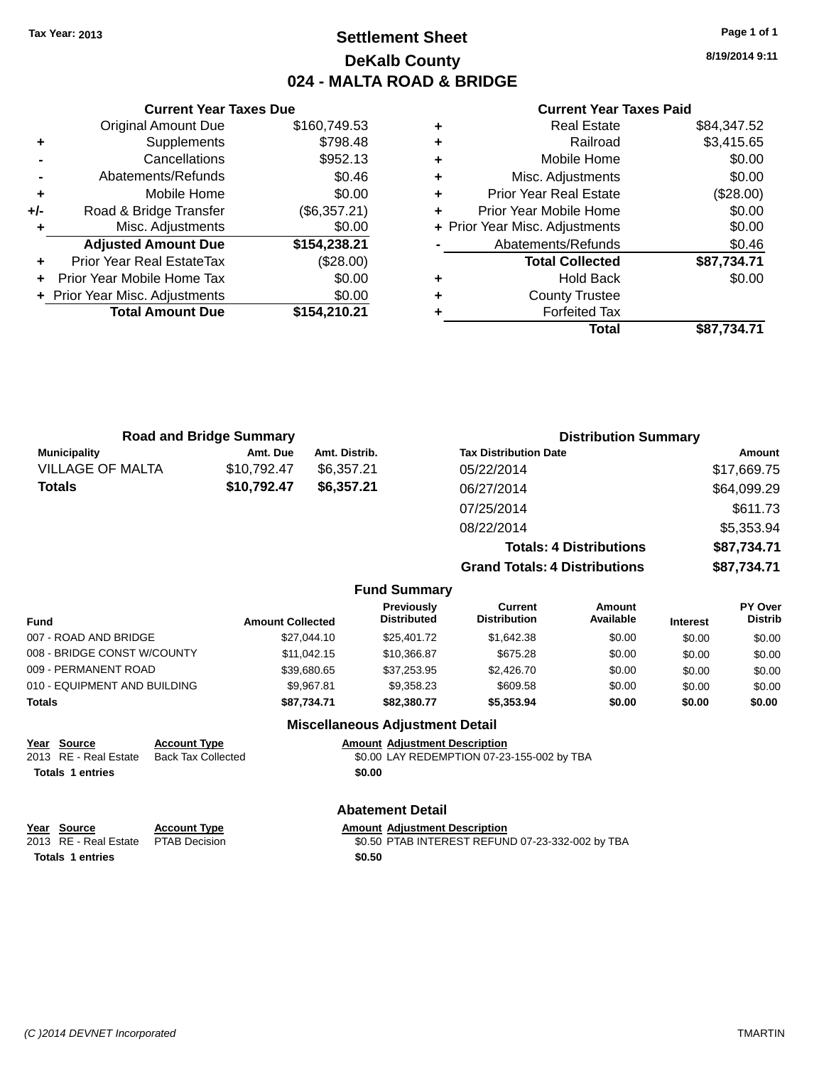Tax Year: 2013

# Settlement Sheet

## DeKalb County

## 024 - MALTA ROAD & BRIDGE

8/19/2014 9:11

### Current Year Taxes Due

| | | |
|---|---|---|
| | Original Amount Due | $160,749.53 |
| + | Supplements | $798.48 |
| - | Cancellations | $952.13 |
| - | Abatements/Refunds | $0.46 |
| + | Mobile Home | $0.00 |
| +/- | Road & Bridge Transfer | ($6,357.21) |
| + | Misc. Adjustments | $0.00 |
| | **Adjusted Amount Due** | **$154,238.21** |
| + | Prior Year Real EstateTax | ($28.00) |
| + | Prior Year Mobile Home Tax | $0.00 |
| + | Prior Year Misc. Adjustments | $0.00 |
| | **Total Amount Due** | **$154,210.21** |

### Current Year Taxes Paid

| | | |
|---|---|---|
| + | Real Estate | $84,347.52 |
| + | Railroad | $3,415.65 |
| + | Mobile Home | $0.00 |
| + | Misc. Adjustments | $0.00 |
| + | Prior Year Real Estate | ($28.00) |
| + | Prior Year Mobile Home | $0.00 |
| + | Prior Year Misc. Adjustments | $0.00 |
| - | Abatements/Refunds | $0.46 |
| | **Total Collected** | **$87,734.71** |
| + | Hold Back | $0.00 |
| + | County Trustee | |
| + | Forfeited Tax | |
| | **Total** | **$87,734.71** |

### Road and Bridge Summary

| Municipality | Amt. Due | Amt. Distrib. |
|---|---|---|
| VILLAGE OF MALTA | $10,792.47 | $6,357.21 |
| **Totals** | **$10,792.47** | **$6,357.21** |

### Distribution Summary

| Tax Distribution Date | Amount |
|---|---|
| 05/22/2014 | $17,669.75 |
| 06/27/2014 | $64,099.29 |
| 07/25/2014 | $611.73 |
| 08/22/2014 | $5,353.94 |
| **Totals: 4 Distributions** | **$87,734.71** |
| **Grand Totals: 4 Distributions** | **$87,734.71** |

### Fund Summary

| Fund | Amount Collected | Previously Distributed | Current Distribution | Amount Available | Interest | PY Over Distrib |
|---|---|---|---|---|---|---|
| 007 - ROAD AND BRIDGE | $27,044.10 | $25,401.72 | $1,642.38 | $0.00 | $0.00 | $0.00 |
| 008 - BRIDGE CONST W/COUNTY | $11,042.15 | $10,366.87 | $675.28 | $0.00 | $0.00 | $0.00 |
| 009 - PERMANENT ROAD | $39,680.65 | $37,253.95 | $2,426.70 | $0.00 | $0.00 | $0.00 |
| 010 - EQUIPMENT AND BUILDING | $9,967.81 | $9,358.23 | $609.58 | $0.00 | $0.00 | $0.00 |
| **Totals** | **$87,734.71** | **$82,380.77** | **$5,353.94** | **$0.00** | **$0.00** | **$0.00** |

### Miscellaneous Adjustment Detail

| Year | Source | Account Type | Amount | Adjustment Description |
|---|---|---|---|---|
| 2013 | RE - Real Estate | Back Tax Collected | $0.00 | LAY REDEMPTION 07-23-155-002 by TBA |
| **Totals** | **1 entries** | | **$0.00** | |

### Abatement Detail

| Year | Source | Account Type | Amount | Adjustment Description |
|---|---|---|---|---|
| 2013 | RE - Real Estate | PTAB Decision | $0.50 | PTAB INTEREST REFUND 07-23-332-002 by TBA |
| **Totals** | **1 entries** | | **$0.50** | |

(C )2014 DEVNET Incorporated TMARTIN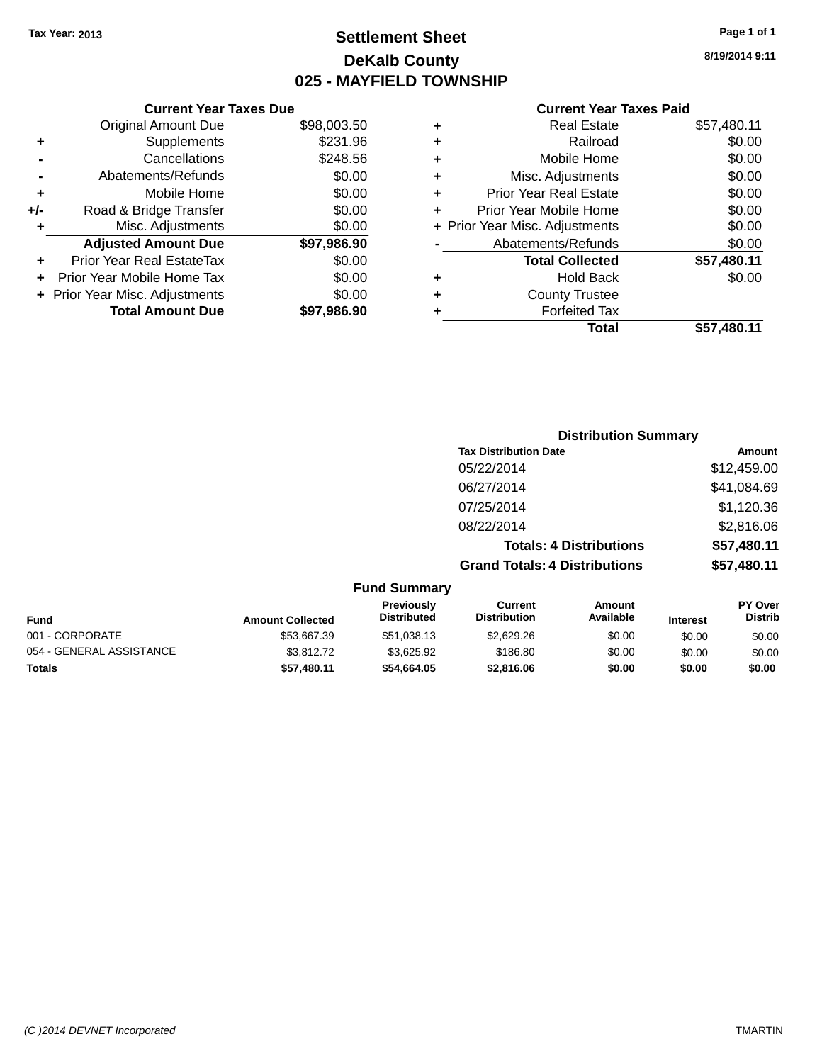Tax Year: 2013

# Settlement Sheet

## DeKalb County

## 025 - MAYFIELD TOWNSHIP

8/19/2014 9:11

### Current Year Taxes Due

| | | |
|---|---|---|
| | Original Amount Due | $98,003.50 |
| + | Supplements | $231.96 |
| - | Cancellations | $248.56 |
| - | Abatements/Refunds | $0.00 |
| + | Mobile Home | $0.00 |
| +/- | Road & Bridge Transfer | $0.00 |
| + | Misc. Adjustments | $0.00 |
| | **Adjusted Amount Due** | **$97,986.90** |
| + | Prior Year Real EstateTax | $0.00 |
| + | Prior Year Mobile Home Tax | $0.00 |
| + | Prior Year Misc. Adjustments | $0.00 |
| | **Total Amount Due** | **$97,986.90** |

### Current Year Taxes Paid

| | | |
|---|---|---|
| + | Real Estate | $57,480.11 |
| + | Railroad | $0.00 |
| + | Mobile Home | $0.00 |
| + | Misc. Adjustments | $0.00 |
| + | Prior Year Real Estate | $0.00 |
| + | Prior Year Mobile Home | $0.00 |
| + | Prior Year Misc. Adjustments | $0.00 |
| - | Abatements/Refunds | $0.00 |
| | **Total Collected** | **$57,480.11** |
| + | Hold Back | $0.00 |
| + | County Trustee | |
| + | Forfeited Tax | |
| | **Total** | **$57,480.11** |

### Distribution Summary

| Tax Distribution Date | Amount |
|---|---|
| 05/22/2014 | $12,459.00 |
| 06/27/2014 | $41,084.69 |
| 07/25/2014 | $1,120.36 |
| 08/22/2014 | $2,816.06 |
| **Totals: 4 Distributions** | **$57,480.11** |
| **Grand Totals: 4 Distributions** | **$57,480.11** |

### Fund Summary

| Fund | Amount Collected | Previously Distributed | Current Distribution | Amount Available | Interest | PY Over Distrib |
|---|---|---|---|---|---|---|
| 001 - CORPORATE | $53,667.39 | $51,038.13 | $2,629.26 | $0.00 | $0.00 | $0.00 |
| 054 - GENERAL ASSISTANCE | $3,812.72 | $3,625.92 | $186.80 | $0.00 | $0.00 | $0.00 |
| **Totals** | **$57,480.11** | **$54,664.05** | **$2,816.06** | **$0.00** | **$0.00** | **$0.00** |

(C )2014 DEVNET Incorporated

TMARTIN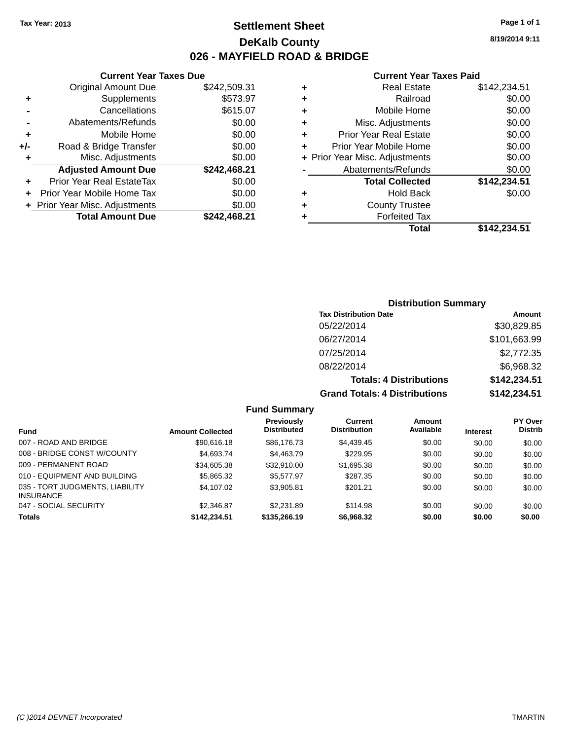Tax Year: 2013

# Settlement Sheet

## DeKalb County

## 026 - MAYFIELD ROAD & BRIDGE

8/19/2014 9:11

### Current Year Taxes Due

| | | |
|---|---|---|
| | Original Amount Due | $242,509.31 |
| + | Supplements | $573.97 |
| - | Cancellations | $615.07 |
| - | Abatements/Refunds | $0.00 |
| + | Mobile Home | $0.00 |
| +/- | Road & Bridge Transfer | $0.00 |
| + | Misc. Adjustments | $0.00 |
| | **Adjusted Amount Due** | **$242,468.21** |
| + | Prior Year Real EstateTax | $0.00 |
| + | Prior Year Mobile Home Tax | $0.00 |
| + | Prior Year Misc. Adjustments | $0.00 |
| | **Total Amount Due** | **$242,468.21** |

### Current Year Taxes Paid

| | | |
|---|---|---|
| + | Real Estate | $142,234.51 |
| + | Railroad | $0.00 |
| + | Mobile Home | $0.00 |
| + | Misc. Adjustments | $0.00 |
| + | Prior Year Real Estate | $0.00 |
| + | Prior Year Mobile Home | $0.00 |
| + | Prior Year Misc. Adjustments | $0.00 |
| - | Abatements/Refunds | $0.00 |
| | **Total Collected** | **$142,234.51** |
| + | Hold Back | $0.00 |
| + | County Trustee | |
| + | Forfeited Tax | |
| | **Total** | **$142,234.51** |

### Distribution Summary

| Tax Distribution Date | Amount |
|---|---|
| 05/22/2014 | $30,829.85 |
| 06/27/2014 | $101,663.99 |
| 07/25/2014 | $2,772.35 |
| 08/22/2014 | $6,968.32 |
| **Totals: 4 Distributions** | **$142,234.51** |
| **Grand Totals: 4 Distributions** | **$142,234.51** |

### Fund Summary

| Fund | Amount Collected | Previously Distributed | Current Distribution | Amount Available | Interest | PY Over Distrib |
|---|---|---|---|---|---|---|
| 007 - ROAD AND BRIDGE | $90,616.18 | $86,176.73 | $4,439.45 | $0.00 | $0.00 | $0.00 |
| 008 - BRIDGE CONST W/COUNTY | $4,693.74 | $4,463.79 | $229.95 | $0.00 | $0.00 | $0.00 |
| 009 - PERMANENT ROAD | $34,605.38 | $32,910.00 | $1,695.38 | $0.00 | $0.00 | $0.00 |
| 010 - EQUIPMENT AND BUILDING | $5,865.32 | $5,577.97 | $287.35 | $0.00 | $0.00 | $0.00 |
| 035 - TORT JUDGMENTS, LIABILITY INSURANCE | $4,107.02 | $3,905.81 | $201.21 | $0.00 | $0.00 | $0.00 |
| 047 - SOCIAL SECURITY | $2,346.87 | $2,231.89 | $114.98 | $0.00 | $0.00 | $0.00 |
| **Totals** | **$142,234.51** | **$135,266.19** | **$6,968.32** | **$0.00** | **$0.00** | **$0.00** |

(C )2014 DEVNET Incorporated — TMARTIN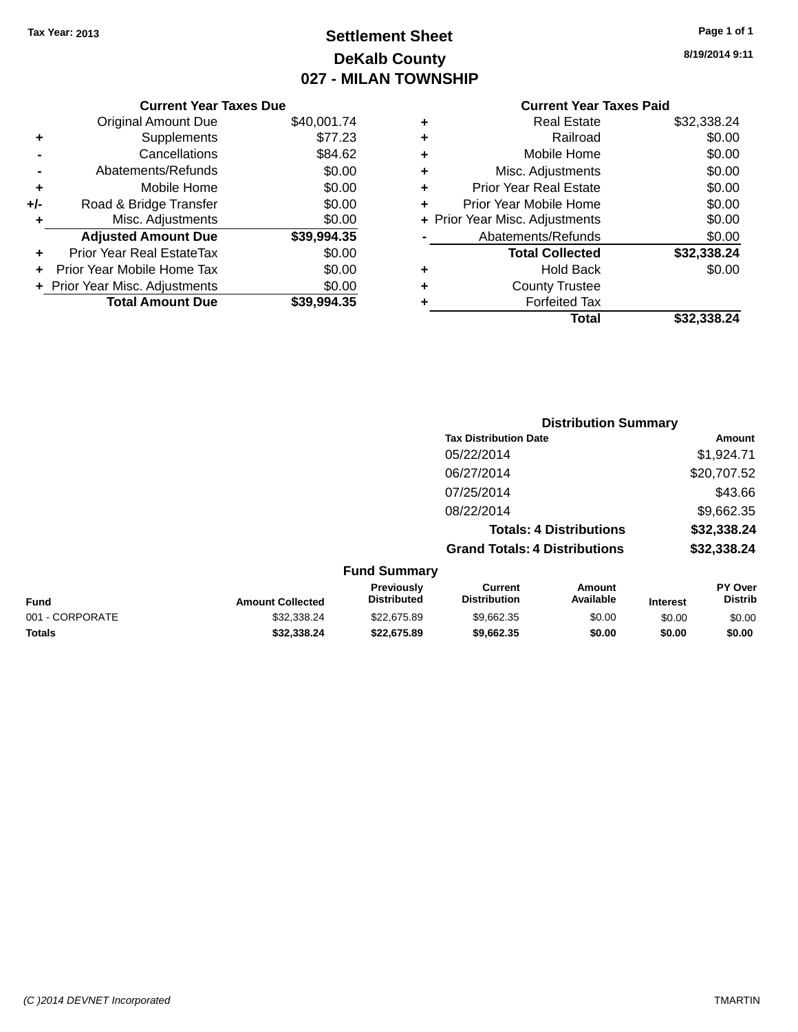Tax Year: 2013

# Settlement Sheet
## DeKalb County
## 027 - MILAN TOWNSHIP

8/19/2014 9:11

### Current Year Taxes Due

| | | |
|---|---|---|
| | Original Amount Due | $40,001.74 |
| + | Supplements | $77.23 |
| - | Cancellations | $84.62 |
| - | Abatements/Refunds | $0.00 |
| + | Mobile Home | $0.00 |
| +/- | Road & Bridge Transfer | $0.00 |
| + | Misc. Adjustments | $0.00 |
| | **Adjusted Amount Due** | **$39,994.35** |
| + | Prior Year Real EstateTax | $0.00 |
| + | Prior Year Mobile Home Tax | $0.00 |
| + | Prior Year Misc. Adjustments | $0.00 |
| | **Total Amount Due** | **$39,994.35** |

### Current Year Taxes Paid

| | | |
|---|---|---|
| + | Real Estate | $32,338.24 |
| + | Railroad | $0.00 |
| + | Mobile Home | $0.00 |
| + | Misc. Adjustments | $0.00 |
| + | Prior Year Real Estate | $0.00 |
| + | Prior Year Mobile Home | $0.00 |
| + | Prior Year Misc. Adjustments | $0.00 |
| - | Abatements/Refunds | $0.00 |
| | **Total Collected** | **$32,338.24** |
| + | Hold Back | $0.00 |
| + | County Trustee | |
| + | Forfeited Tax | |
| | **Total** | **$32,338.24** |

### Distribution Summary

| Tax Distribution Date | Amount |
|---|---|
| 05/22/2014 | $1,924.71 |
| 06/27/2014 | $20,707.52 |
| 07/25/2014 | $43.66 |
| 08/22/2014 | $9,662.35 |
| **Totals: 4 Distributions** | **$32,338.24** |
| **Grand Totals: 4 Distributions** | **$32,338.24** |

### Fund Summary

| Fund | Amount Collected | Previously Distributed | Current Distribution | Amount Available | Interest | PY Over Distrib |
|---|---|---|---|---|---|---|
| 001 - CORPORATE | $32,338.24 | $22,675.89 | $9,662.35 | $0.00 | $0.00 | $0.00 |
| **Totals** | **$32,338.24** | **$22,675.89** | **$9,662.35** | **$0.00** | **$0.00** | **$0.00** |

(C )2014 DEVNET Incorporated TMARTIN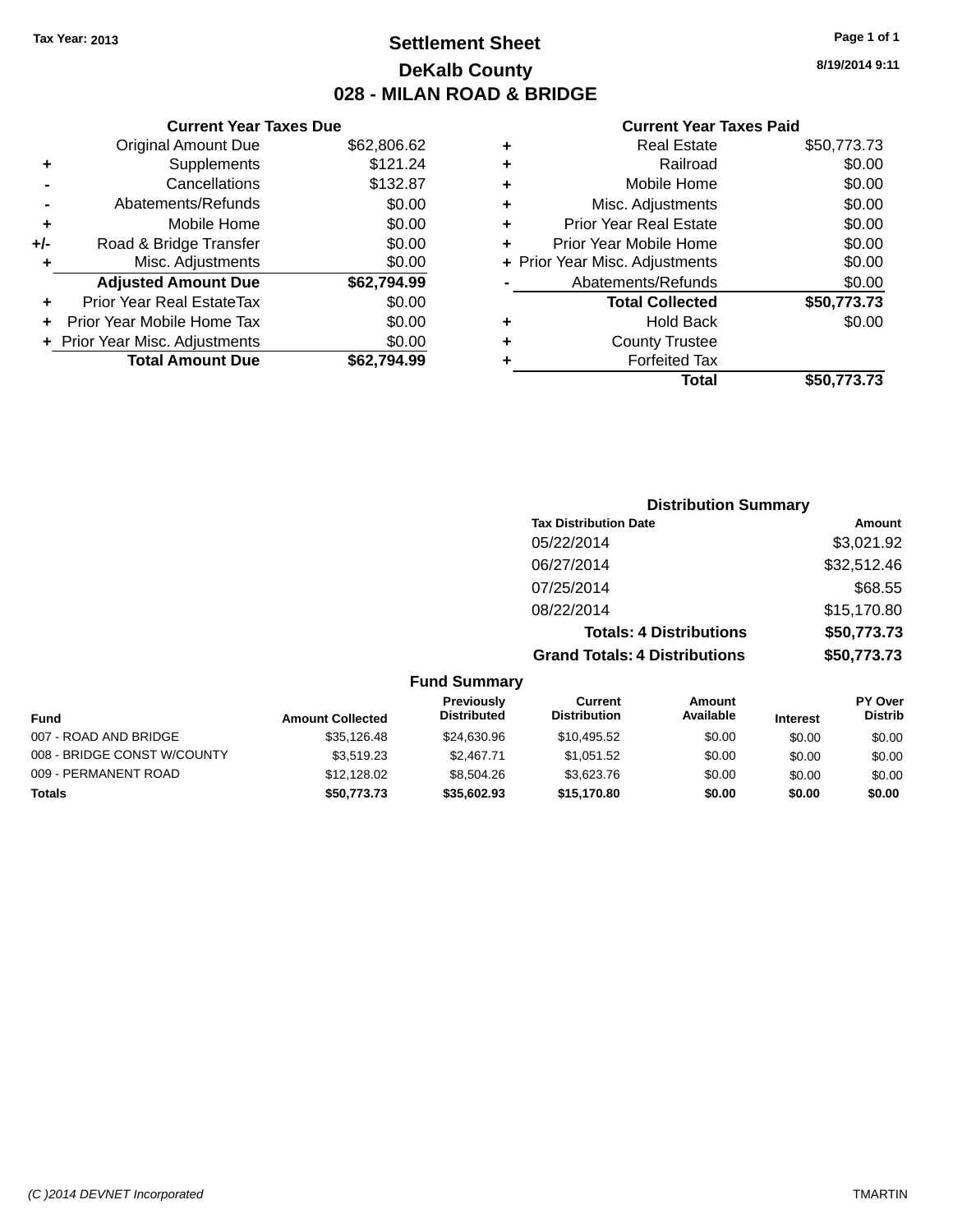Tax Year: 2013

# Settlement Sheet

## DeKalb County

## 028 - MILAN ROAD & BRIDGE

8/19/2014 9:11

### Current Year Taxes Due

| | | |
|---|---|---|
| | Original Amount Due | $62,806.62 |
| + | Supplements | $121.24 |
| - | Cancellations | $132.87 |
| - | Abatements/Refunds | $0.00 |
| + | Mobile Home | $0.00 |
| +/- | Road & Bridge Transfer | $0.00 |
| + | Misc. Adjustments | $0.00 |
| | **Adjusted Amount Due** | **$62,794.99** |
| + | Prior Year Real EstateTax | $0.00 |
| + | Prior Year Mobile Home Tax | $0.00 |
| + | Prior Year Misc. Adjustments | $0.00 |
| | **Total Amount Due** | **$62,794.99** |

### Current Year Taxes Paid

| | | |
|---|---|---|
| + | Real Estate | $50,773.73 |
| + | Railroad | $0.00 |
| + | Mobile Home | $0.00 |
| + | Misc. Adjustments | $0.00 |
| + | Prior Year Real Estate | $0.00 |
| + | Prior Year Mobile Home | $0.00 |
| + | Prior Year Misc. Adjustments | $0.00 |
| - | Abatements/Refunds | $0.00 |
| | **Total Collected** | **$50,773.73** |
| + | Hold Back | $0.00 |
| + | County Trustee | |
| + | Forfeited Tax | |
| | **Total** | **$50,773.73** |

### Distribution Summary

| Tax Distribution Date | Amount |
|---|---|
| 05/22/2014 | $3,021.92 |
| 06/27/2014 | $32,512.46 |
| 07/25/2014 | $68.55 |
| 08/22/2014 | $15,170.80 |
| **Totals: 4 Distributions** | **$50,773.73** |
| **Grand Totals: 4 Distributions** | **$50,773.73** |

### Fund Summary

| Fund | Amount Collected | Previously Distributed | Current Distribution | Amount Available | Interest | PY Over Distrib |
|---|---|---|---|---|---|---|
| 007 - ROAD AND BRIDGE | $35,126.48 | $24,630.96 | $10,495.52 | $0.00 | $0.00 | $0.00 |
| 008 - BRIDGE CONST W/COUNTY | $3,519.23 | $2,467.71 | $1,051.52 | $0.00 | $0.00 | $0.00 |
| 009 - PERMANENT ROAD | $12,128.02 | $8,504.26 | $3,623.76 | $0.00 | $0.00 | $0.00 |
| **Totals** | **$50,773.73** | **$35,602.93** | **$15,170.80** | **$0.00** | **$0.00** | **$0.00** |

(C )2014 DEVNET Incorporated TMARTIN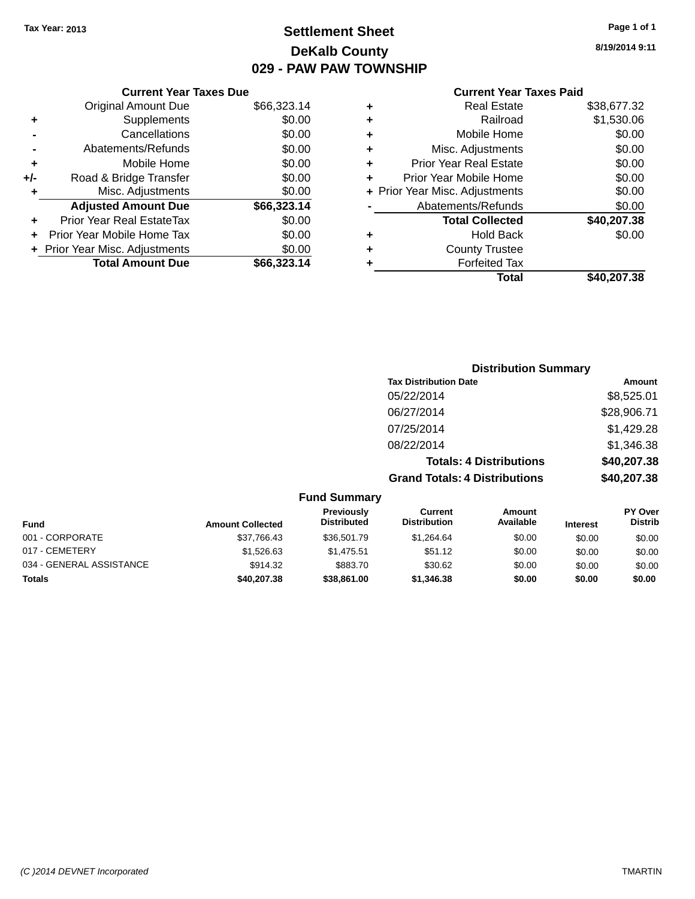Tax Year: 2013

# Settlement Sheet

## DeKalb County

## 029 - PAW PAW TOWNSHIP

8/19/2014 9:11

### Current Year Taxes Due

| | | Amount |
|---|---|---|
| | Original Amount Due | $66,323.14 |
| + | Supplements | $0.00 |
| - | Cancellations | $0.00 |
| - | Abatements/Refunds | $0.00 |
| + | Mobile Home | $0.00 |
| +/- | Road & Bridge Transfer | $0.00 |
| + | Misc. Adjustments | $0.00 |
| | **Adjusted Amount Due** | **$66,323.14** |
| + | Prior Year Real EstateTax | $0.00 |
| + | Prior Year Mobile Home Tax | $0.00 |
| + | Prior Year Misc. Adjustments | $0.00 |
| | **Total Amount Due** | **$66,323.14** |

### Current Year Taxes Paid

| | | Amount |
|---|---|---|
| + | Real Estate | $38,677.32 |
| + | Railroad | $1,530.06 |
| + | Mobile Home | $0.00 |
| + | Misc. Adjustments | $0.00 |
| + | Prior Year Real Estate | $0.00 |
| + | Prior Year Mobile Home | $0.00 |
| + | Prior Year Misc. Adjustments | $0.00 |
| - | Abatements/Refunds | $0.00 |
| | **Total Collected** | **$40,207.38** |
| + | Hold Back | $0.00 |
| + | County Trustee | |
| + | Forfeited Tax | |
| | **Total** | **$40,207.38** |

### Distribution Summary

| Tax Distribution Date | Amount |
|---|---|
| 05/22/2014 | $8,525.01 |
| 06/27/2014 | $28,906.71 |
| 07/25/2014 | $1,429.28 |
| 08/22/2014 | $1,346.38 |
| **Totals: 4 Distributions** | **$40,207.38** |
| **Grand Totals: 4 Distributions** | **$40,207.38** |

### Fund Summary

| Fund | Amount Collected | Previously Distributed | Current Distribution | Amount Available | Interest | PY Over Distrib |
|---|---|---|---|---|---|---|
| 001 - CORPORATE | $37,766.43 | $36,501.79 | $1,264.64 | $0.00 | $0.00 | $0.00 |
| 017 - CEMETERY | $1,526.63 | $1,475.51 | $51.12 | $0.00 | $0.00 | $0.00 |
| 034 - GENERAL ASSISTANCE | $914.32 | $883.70 | $30.62 | $0.00 | $0.00 | $0.00 |
| **Totals** | **$40,207.38** | **$38,861.00** | **$1,346.38** | **$0.00** | **$0.00** | **$0.00** |

(C )2014 DEVNET Incorporated — TMARTIN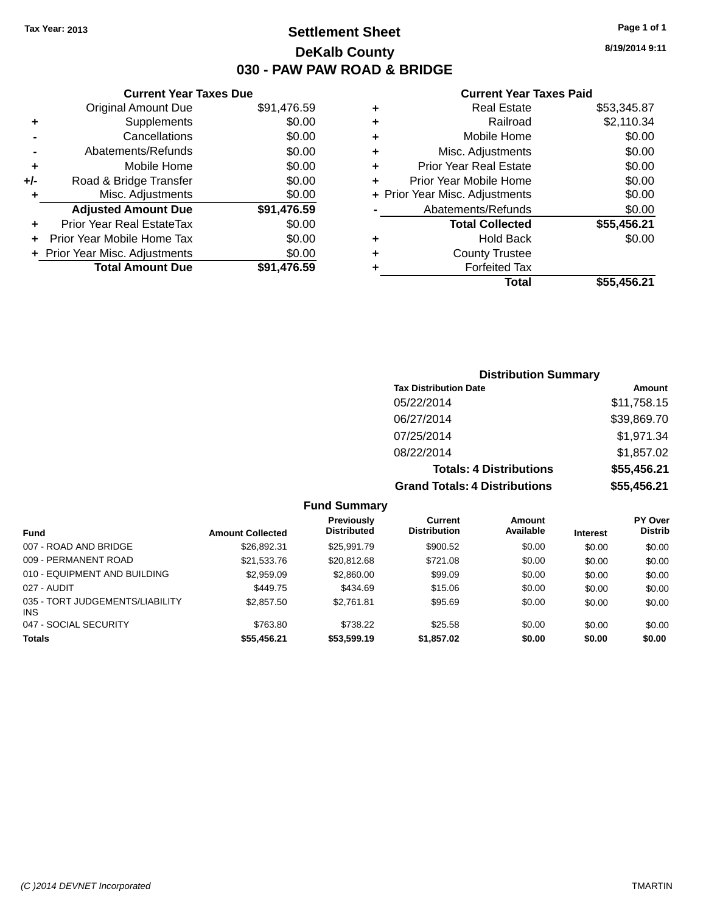Tax Year: 2013

# Settlement Sheet

## DeKalb County

## 030 - PAW PAW ROAD & BRIDGE

8/19/2014 9:11

### Current Year Taxes Due

| | | |
|---|---|---|
| | Original Amount Due | $91,476.59 |
| + | Supplements | $0.00 |
| - | Cancellations | $0.00 |
| - | Abatements/Refunds | $0.00 |
| + | Mobile Home | $0.00 |
| +/- | Road & Bridge Transfer | $0.00 |
| + | Misc. Adjustments | $0.00 |
| | **Adjusted Amount Due** | **$91,476.59** |
| + | Prior Year Real EstateTax | $0.00 |
| + | Prior Year Mobile Home Tax | $0.00 |
| + | Prior Year Misc. Adjustments | $0.00 |
| | **Total Amount Due** | **$91,476.59** |

### Current Year Taxes Paid

| | | |
|---|---|---|
| + | Real Estate | $53,345.87 |
| + | Railroad | $2,110.34 |
| + | Mobile Home | $0.00 |
| + | Misc. Adjustments | $0.00 |
| + | Prior Year Real Estate | $0.00 |
| + | Prior Year Mobile Home | $0.00 |
| + | Prior Year Misc. Adjustments | $0.00 |
| - | Abatements/Refunds | $0.00 |
| | **Total Collected** | **$55,456.21** |
| + | Hold Back | $0.00 |
| + | County Trustee | |
| + | Forfeited Tax | |
| | **Total** | **$55,456.21** |

### Distribution Summary

| Tax Distribution Date | Amount |
|---|---|
| 05/22/2014 | $11,758.15 |
| 06/27/2014 | $39,869.70 |
| 07/25/2014 | $1,971.34 |
| 08/22/2014 | $1,857.02 |
| **Totals: 4 Distributions** | **$55,456.21** |
| **Grand Totals: 4 Distributions** | **$55,456.21** |

### Fund Summary

| Fund | Amount Collected | Previously Distributed | Current Distribution | Amount Available | Interest | PY Over Distrib |
|---|---|---|---|---|---|---|
| 007 - ROAD AND BRIDGE | $26,892.31 | $25,991.79 | $900.52 | $0.00 | $0.00 | $0.00 |
| 009 - PERMANENT ROAD | $21,533.76 | $20,812.68 | $721.08 | $0.00 | $0.00 | $0.00 |
| 010 - EQUIPMENT AND BUILDING | $2,959.09 | $2,860.00 | $99.09 | $0.00 | $0.00 | $0.00 |
| 027 - AUDIT | $449.75 | $434.69 | $15.06 | $0.00 | $0.00 | $0.00 |
| 035 - TORT JUDGEMENTS/LIABILITY INS | $2,857.50 | $2,761.81 | $95.69 | $0.00 | $0.00 | $0.00 |
| 047 - SOCIAL SECURITY | $763.80 | $738.22 | $25.58 | $0.00 | $0.00 | $0.00 |
| **Totals** | **$55,456.21** | **$53,599.19** | **$1,857.02** | **$0.00** | **$0.00** | **$0.00** |

(C )2014 DEVNET Incorporated TMARTIN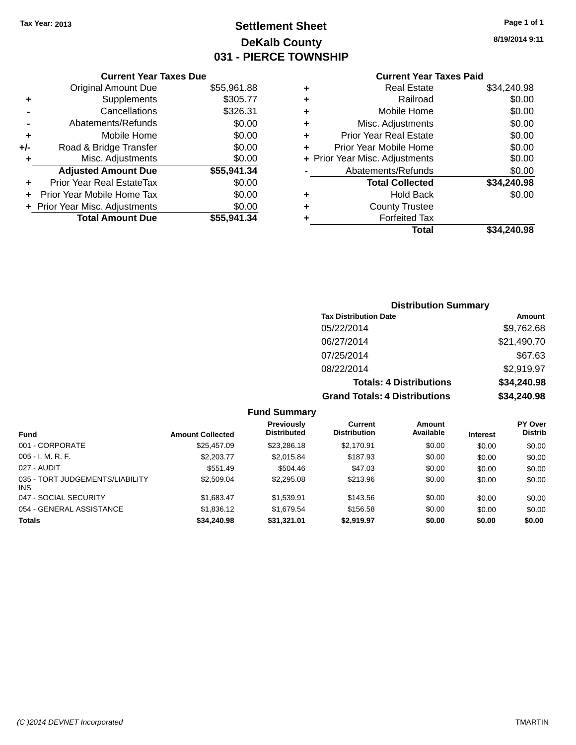Tax Year: 2013

# Settlement Sheet

## DeKalb County

## 031 - PIERCE TOWNSHIP

8/19/2014 9:11

### Current Year Taxes Due

| | | |
|---|---|---|
| | Original Amount Due | $55,961.88 |
| + | Supplements | $305.77 |
| - | Cancellations | $326.31 |
| - | Abatements/Refunds | $0.00 |
| + | Mobile Home | $0.00 |
| +/- | Road & Bridge Transfer | $0.00 |
| + | Misc. Adjustments | $0.00 |
| | **Adjusted Amount Due** | **$55,941.34** |
| + | Prior Year Real EstateTax | $0.00 |
| + | Prior Year Mobile Home Tax | $0.00 |
| + | Prior Year Misc. Adjustments | $0.00 |
| | **Total Amount Due** | **$55,941.34** |

### Current Year Taxes Paid

| | | |
|---|---|---|
| + | Real Estate | $34,240.98 |
| + | Railroad | $0.00 |
| + | Mobile Home | $0.00 |
| + | Misc. Adjustments | $0.00 |
| + | Prior Year Real Estate | $0.00 |
| + | Prior Year Mobile Home | $0.00 |
| + | Prior Year Misc. Adjustments | $0.00 |
| - | Abatements/Refunds | $0.00 |
| | **Total Collected** | **$34,240.98** |
| + | Hold Back | $0.00 |
| + | County Trustee | |
| + | Forfeited Tax | |
| | **Total** | **$34,240.98** |

### Distribution Summary

| Tax Distribution Date | Amount |
|---|---|
| 05/22/2014 | $9,762.68 |
| 06/27/2014 | $21,490.70 |
| 07/25/2014 | $67.63 |
| 08/22/2014 | $2,919.97 |
| **Totals: 4 Distributions** | **$34,240.98** |
| **Grand Totals: 4 Distributions** | **$34,240.98** |

### Fund Summary

| Fund | Amount Collected | Previously Distributed | Current Distribution | Amount Available | Interest | PY Over Distrib |
|---|---|---|---|---|---|---|
| 001 - CORPORATE | $25,457.09 | $23,286.18 | $2,170.91 | $0.00 | $0.00 | $0.00 |
| 005 - I. M. R. F. | $2,203.77 | $2,015.84 | $187.93 | $0.00 | $0.00 | $0.00 |
| 027 - AUDIT | $551.49 | $504.46 | $47.03 | $0.00 | $0.00 | $0.00 |
| 035 - TORT JUDGEMENTS/LIABILITY INS | $2,509.04 | $2,295.08 | $213.96 | $0.00 | $0.00 | $0.00 |
| 047 - SOCIAL SECURITY | $1,683.47 | $1,539.91 | $143.56 | $0.00 | $0.00 | $0.00 |
| 054 - GENERAL ASSISTANCE | $1,836.12 | $1,679.54 | $156.58 | $0.00 | $0.00 | $0.00 |
| **Totals** | **$34,240.98** | **$31,321.01** | **$2,919.97** | **$0.00** | **$0.00** | **$0.00** |

(C )2014 DEVNET Incorporated TMARTIN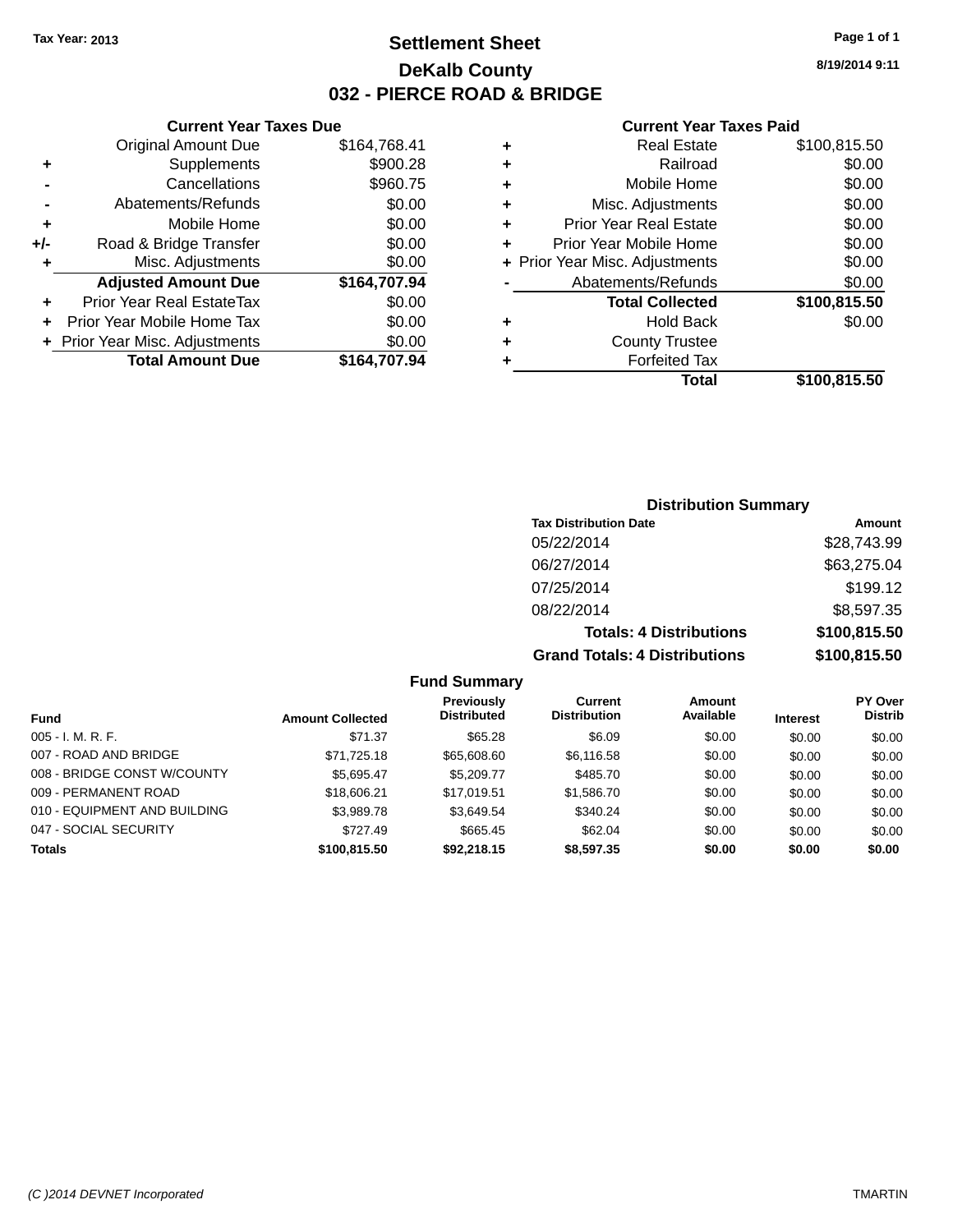Tax Year: 2013

# Settlement Sheet

## DeKalb County

## 032 - PIERCE ROAD & BRIDGE

8/19/2014 9:11

### Current Year Taxes Due

| | | |
|---|---|---|
| | Original Amount Due | $164,768.41 |
| + | Supplements | $900.28 |
| - | Cancellations | $960.75 |
| - | Abatements/Refunds | $0.00 |
| + | Mobile Home | $0.00 |
| +/- | Road & Bridge Transfer | $0.00 |
| + | Misc. Adjustments | $0.00 |
| | **Adjusted Amount Due** | **$164,707.94** |
| + | Prior Year Real EstateTax | $0.00 |
| + | Prior Year Mobile Home Tax | $0.00 |
| + | Prior Year Misc. Adjustments | $0.00 |
| | **Total Amount Due** | **$164,707.94** |

### Current Year Taxes Paid

| | | |
|---|---|---|
| + | Real Estate | $100,815.50 |
| + | Railroad | $0.00 |
| + | Mobile Home | $0.00 |
| + | Misc. Adjustments | $0.00 |
| + | Prior Year Real Estate | $0.00 |
| + | Prior Year Mobile Home | $0.00 |
| + | Prior Year Misc. Adjustments | $0.00 |
| - | Abatements/Refunds | $0.00 |
| | **Total Collected** | **$100,815.50** |
| + | Hold Back | $0.00 |
| + | County Trustee | |
| + | Forfeited Tax | |
| | **Total** | **$100,815.50** |

### Distribution Summary

| Tax Distribution Date | Amount |
|---|---|
| 05/22/2014 | $28,743.99 |
| 06/27/2014 | $63,275.04 |
| 07/25/2014 | $199.12 |
| 08/22/2014 | $8,597.35 |
| **Totals: 4 Distributions** | **$100,815.50** |
| **Grand Totals: 4 Distributions** | **$100,815.50** |

### Fund Summary

| Fund | Amount Collected | Previously Distributed | Current Distribution | Amount Available | Interest | PY Over Distrib |
|---|---|---|---|---|---|---|
| 005 - I. M. R. F. | $71.37 | $65.28 | $6.09 | $0.00 | $0.00 | $0.00 |
| 007 - ROAD AND BRIDGE | $71,725.18 | $65,608.60 | $6,116.58 | $0.00 | $0.00 | $0.00 |
| 008 - BRIDGE CONST W/COUNTY | $5,695.47 | $5,209.77 | $485.70 | $0.00 | $0.00 | $0.00 |
| 009 - PERMANENT ROAD | $18,606.21 | $17,019.51 | $1,586.70 | $0.00 | $0.00 | $0.00 |
| 010 - EQUIPMENT AND BUILDING | $3,989.78 | $3,649.54 | $340.24 | $0.00 | $0.00 | $0.00 |
| 047 - SOCIAL SECURITY | $727.49 | $665.45 | $62.04 | $0.00 | $0.00 | $0.00 |
| **Totals** | **$100,815.50** | **$92,218.15** | **$8,597.35** | **$0.00** | **$0.00** | **$0.00** |

(C )2014 DEVNET Incorporated

TMARTIN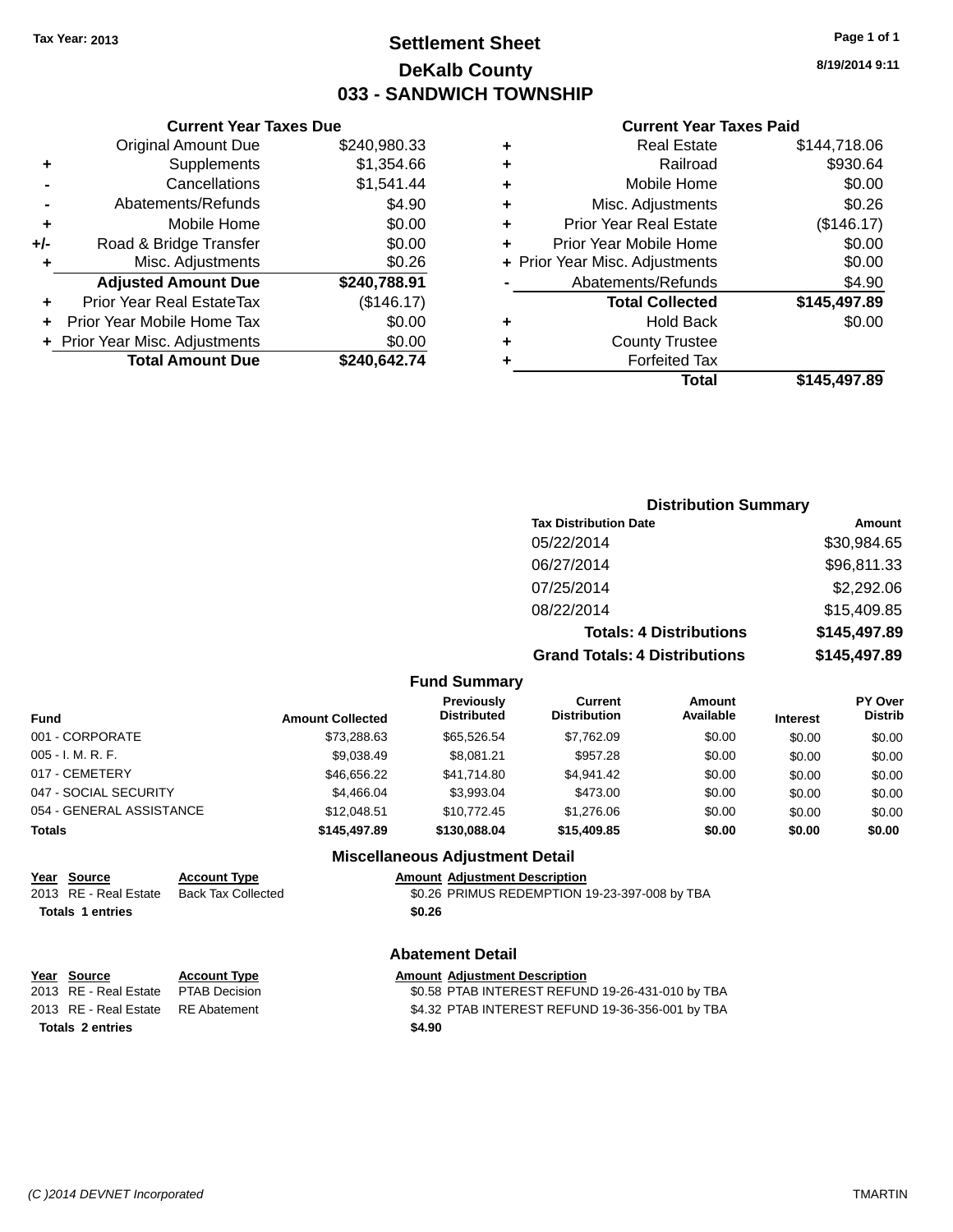Tax Year: 2013

# Settlement Sheet
## DeKalb County
## 033 - SANDWICH TOWNSHIP

8/19/2014 9:11

### Current Year Taxes Due

| | | |
|---|---|---|
| | Original Amount Due | $240,980.33 |
| + | Supplements | $1,354.66 |
| - | Cancellations | $1,541.44 |
| - | Abatements/Refunds | $4.90 |
| + | Mobile Home | $0.00 |
| +/- | Road & Bridge Transfer | $0.00 |
| + | Misc. Adjustments | $0.26 |
| | **Adjusted Amount Due** | **$240,788.91** |
| + | Prior Year Real EstateTax | ($146.17) |
| + | Prior Year Mobile Home Tax | $0.00 |
| + | Prior Year Misc. Adjustments | $0.00 |
| | **Total Amount Due** | **$240,642.74** |

### Current Year Taxes Paid

| | | |
|---|---|---|
| + | Real Estate | $144,718.06 |
| + | Railroad | $930.64 |
| + | Mobile Home | $0.00 |
| + | Misc. Adjustments | $0.26 |
| + | Prior Year Real Estate | ($146.17) |
| + | Prior Year Mobile Home | $0.00 |
| + | Prior Year Misc. Adjustments | $0.00 |
| - | Abatements/Refunds | $4.90 |
| | **Total Collected** | **$145,497.89** |
| + | Hold Back | $0.00 |
| + | County Trustee | |
| + | Forfeited Tax | |
| | **Total** | **$145,497.89** |

### Distribution Summary

| Tax Distribution Date | Amount |
|---|---|
| 05/22/2014 | $30,984.65 |
| 06/27/2014 | $96,811.33 |
| 07/25/2014 | $2,292.06 |
| 08/22/2014 | $15,409.85 |
| **Totals: 4 Distributions** | **$145,497.89** |
| **Grand Totals: 4 Distributions** | **$145,497.89** |

### Fund Summary

| Fund | Amount Collected | Previously Distributed | Current Distribution | Amount Available | Interest | PY Over Distrib |
|---|---|---|---|---|---|---|
| 001 - CORPORATE | $73,288.63 | $65,526.54 | $7,762.09 | $0.00 | $0.00 | $0.00 |
| 005 - I. M. R. F. | $9,038.49 | $8,081.21 | $957.28 | $0.00 | $0.00 | $0.00 |
| 017 - CEMETERY | $46,656.22 | $41,714.80 | $4,941.42 | $0.00 | $0.00 | $0.00 |
| 047 - SOCIAL SECURITY | $4,466.04 | $3,993.04 | $473.00 | $0.00 | $0.00 | $0.00 |
| 054 - GENERAL ASSISTANCE | $12,048.51 | $10,772.45 | $1,276.06 | $0.00 | $0.00 | $0.00 |
| **Totals** | **$145,497.89** | **$130,088.04** | **$15,409.85** | **$0.00** | **$0.00** | **$0.00** |

### Miscellaneous Adjustment Detail

| Year | Source | Account Type | Amount | Adjustment Description |
|---|---|---|---|---|
| 2013 | RE - Real Estate | Back Tax Collected | $0.26 | PRIMUS REDEMPTION 19-23-397-008 by TBA |
| **Totals 1 entries** | | | **$0.26** | |

### Abatement Detail

| Year | Source | Account Type | Amount | Adjustment Description |
|---|---|---|---|---|
| 2013 | RE - Real Estate | PTAB Decision | $0.58 | PTAB INTEREST REFUND 19-26-431-010 by TBA |
| 2013 | RE - Real Estate | RE Abatement | $4.32 | PTAB INTEREST REFUND 19-36-356-001 by TBA |
| **Totals 2 entries** | | | **$4.90** | |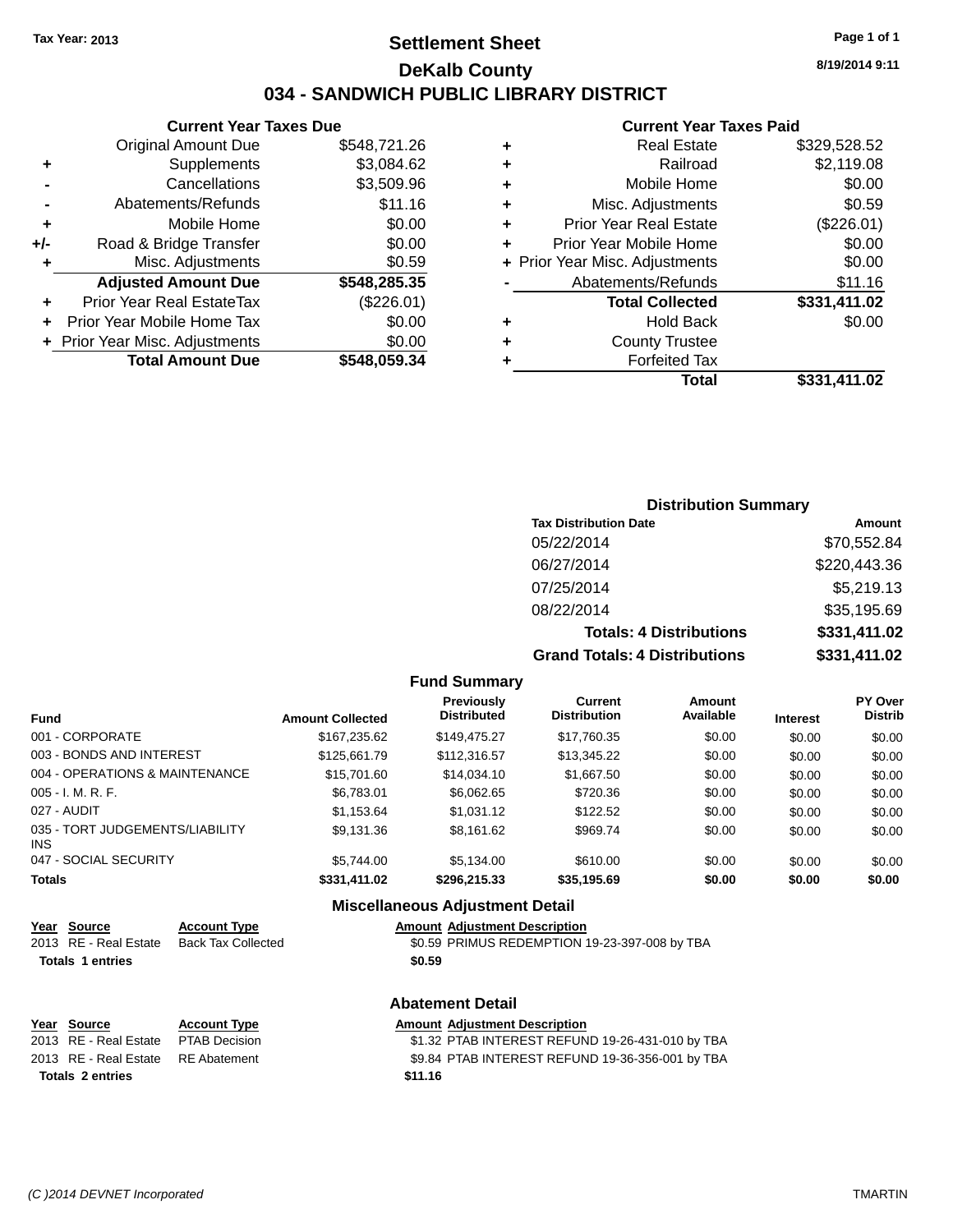Tax Year: 2013

# Settlement Sheet

## DeKalb County

## 034 - SANDWICH PUBLIC LIBRARY DISTRICT

8/19/2014 9:11

### Current Year Taxes Due

| | | |
|---|---|---|
| | Original Amount Due | $548,721.26 |
| + | Supplements | $3,084.62 |
| - | Cancellations | $3,509.96 |
| - | Abatements/Refunds | $11.16 |
| + | Mobile Home | $0.00 |
| +/- | Road & Bridge Transfer | $0.00 |
| + | Misc. Adjustments | $0.59 |
| | **Adjusted Amount Due** | **$548,285.35** |
| + | Prior Year Real EstateTax | ($226.01) |
| + | Prior Year Mobile Home Tax | $0.00 |
| + | Prior Year Misc. Adjustments | $0.00 |
| | **Total Amount Due** | **$548,059.34** |

### Current Year Taxes Paid

| | | |
|---|---|---|
| + | Real Estate | $329,528.52 |
| + | Railroad | $2,119.08 |
| + | Mobile Home | $0.00 |
| + | Misc. Adjustments | $0.59 |
| + | Prior Year Real Estate | ($226.01) |
| + | Prior Year Mobile Home | $0.00 |
| + | Prior Year Misc. Adjustments | $0.00 |
| - | Abatements/Refunds | $11.16 |
| | **Total Collected** | **$331,411.02** |
| + | Hold Back | $0.00 |
| + | County Trustee | |
| + | Forfeited Tax | |
| | **Total** | **$331,411.02** |

### Distribution Summary

| Tax Distribution Date | Amount |
|---|---|
| 05/22/2014 | $70,552.84 |
| 06/27/2014 | $220,443.36 |
| 07/25/2014 | $5,219.13 |
| 08/22/2014 | $35,195.69 |
| **Totals: 4 Distributions** | **$331,411.02** |
| **Grand Totals: 4 Distributions** | **$331,411.02** |

### Fund Summary

| Fund | Amount Collected | Previously Distributed | Current Distribution | Amount Available | Interest | PY Over Distrib |
|---|---|---|---|---|---|---|
| 001 - CORPORATE | $167,235.62 | $149,475.27 | $17,760.35 | $0.00 | $0.00 | $0.00 |
| 003 - BONDS AND INTEREST | $125,661.79 | $112,316.57 | $13,345.22 | $0.00 | $0.00 | $0.00 |
| 004 - OPERATIONS & MAINTENANCE | $15,701.60 | $14,034.10 | $1,667.50 | $0.00 | $0.00 | $0.00 |
| 005 - I. M. R. F. | $6,783.01 | $6,062.65 | $720.36 | $0.00 | $0.00 | $0.00 |
| 027 - AUDIT | $1,153.64 | $1,031.12 | $122.52 | $0.00 | $0.00 | $0.00 |
| 035 - TORT JUDGEMENTS/LIABILITY INS | $9,131.36 | $8,161.62 | $969.74 | $0.00 | $0.00 | $0.00 |
| 047 - SOCIAL SECURITY | $5,744.00 | $5,134.00 | $610.00 | $0.00 | $0.00 | $0.00 |
| **Totals** | **$331,411.02** | **$296,215.33** | **$35,195.69** | **$0.00** | **$0.00** | **$0.00** |

### Miscellaneous Adjustment Detail

| Year | Source | Account Type | Amount | Adjustment Description |
|---|---|---|---|---|
| 2013 | RE - Real Estate | Back Tax Collected | $0.59 | PRIMUS REDEMPTION 19-23-397-008 by TBA |
| **Totals 1 entries** | | | **$0.59** | |

### Abatement Detail

| Year | Source | Account Type | Amount | Adjustment Description |
|---|---|---|---|---|
| 2013 | RE - Real Estate | PTAB Decision | $1.32 | PTAB INTEREST REFUND 19-26-431-010 by TBA |
| 2013 | RE - Real Estate | RE Abatement | $9.84 | PTAB INTEREST REFUND 19-36-356-001 by TBA |
| **Totals 2 entries** | | | **$11.16** | |

(C )2014 DEVNET Incorporated TMARTIN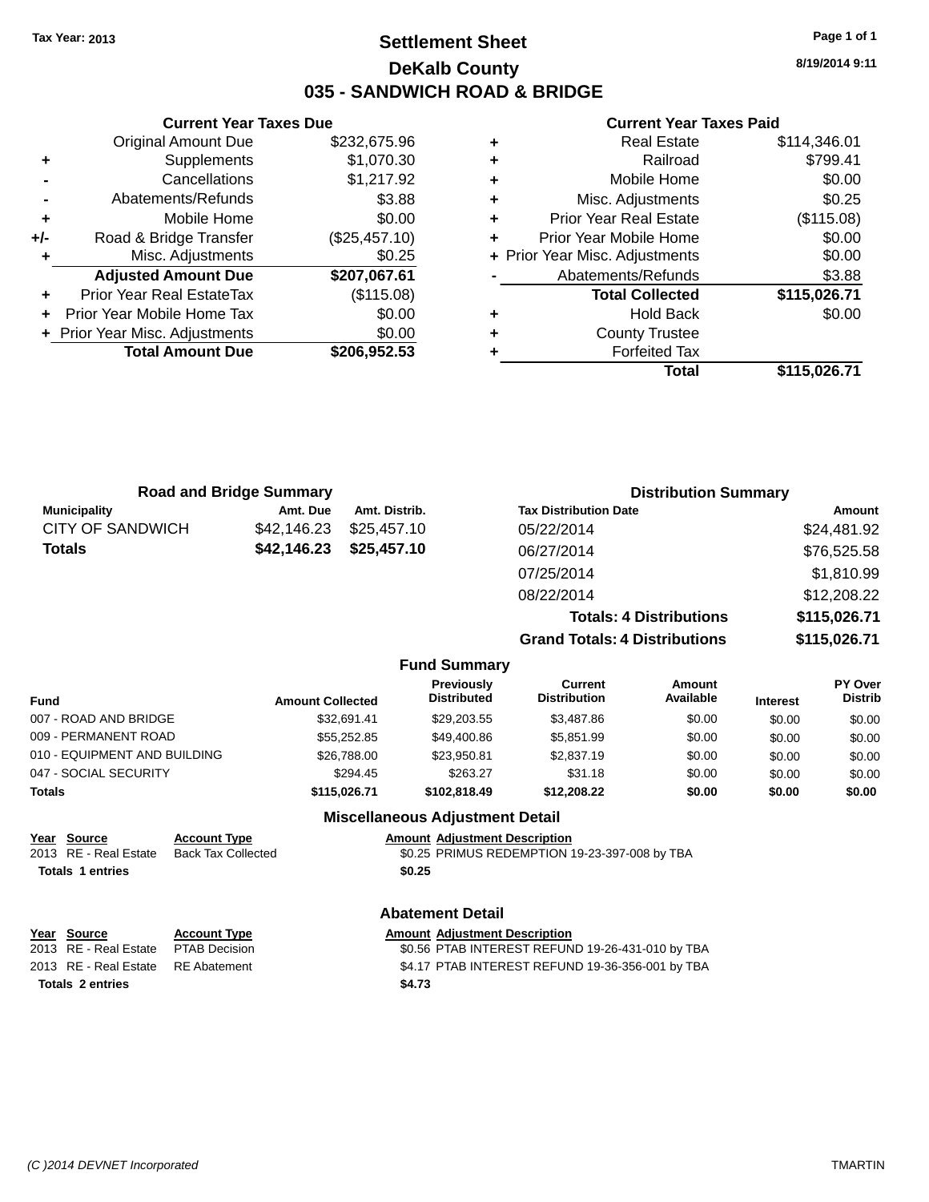Tax Year: 2013

# Settlement Sheet

## DeKalb County

## 035 - SANDWICH ROAD & BRIDGE

8/19/2014 9:11

### Current Year Taxes Due

| | | |
|---|---|---|
| | Original Amount Due | $232,675.96 |
| + | Supplements | $1,070.30 |
| - | Cancellations | $1,217.92 |
| - | Abatements/Refunds | $3.88 |
| + | Mobile Home | $0.00 |
| +/- | Road & Bridge Transfer | ($25,457.10) |
| + | Misc. Adjustments | $0.25 |
| | **Adjusted Amount Due** | **$207,067.61** |
| + | Prior Year Real EstateTax | ($115.08) |
| + | Prior Year Mobile Home Tax | $0.00 |
| + | Prior Year Misc. Adjustments | $0.00 |
| | **Total Amount Due** | **$206,952.53** |

### Current Year Taxes Paid

| | | |
|---|---|---|
| + | Real Estate | $114,346.01 |
| + | Railroad | $799.41 |
| + | Mobile Home | $0.00 |
| + | Misc. Adjustments | $0.25 |
| + | Prior Year Real Estate | ($115.08) |
| + | Prior Year Mobile Home | $0.00 |
| + | Prior Year Misc. Adjustments | $0.00 |
| - | Abatements/Refunds | $3.88 |
| | **Total Collected** | **$115,026.71** |
| + | Hold Back | $0.00 |
| + | County Trustee | |
| + | Forfeited Tax | |
| | **Total** | **$115,026.71** |

### Road and Bridge Summary

| Municipality | Amt. Due | Amt. Distrib. |
|---|---|---|
| CITY OF SANDWICH | $42,146.23 | $25,457.10 |
| **Totals** | **$42,146.23** | **$25,457.10** |

### Distribution Summary

| Tax Distribution Date | Amount |
|---|---|
| 05/22/2014 | $24,481.92 |
| 06/27/2014 | $76,525.58 |
| 07/25/2014 | $1,810.99 |
| 08/22/2014 | $12,208.22 |
| **Totals: 4 Distributions** | **$115,026.71** |
| **Grand Totals: 4 Distributions** | **$115,026.71** |

### Fund Summary

| Fund | Amount Collected | Previously Distributed | Current Distribution | Amount Available | Interest | PY Over Distrib |
|---|---|---|---|---|---|---|
| 007 - ROAD AND BRIDGE | $32,691.41 | $29,203.55 | $3,487.86 | $0.00 | $0.00 | $0.00 |
| 009 - PERMANENT ROAD | $55,252.85 | $49,400.86 | $5,851.99 | $0.00 | $0.00 | $0.00 |
| 010 - EQUIPMENT AND BUILDING | $26,788.00 | $23,950.81 | $2,837.19 | $0.00 | $0.00 | $0.00 |
| 047 - SOCIAL SECURITY | $294.45 | $263.27 | $31.18 | $0.00 | $0.00 | $0.00 |
| **Totals** | **$115,026.71** | **$102,818.49** | **$12,208.22** | **$0.00** | **$0.00** | **$0.00** |

### Miscellaneous Adjustment Detail

| Year | Source | Account Type | Amount | Adjustment Description |
|---|---|---|---|---|
| 2013 | RE - Real Estate | Back Tax Collected | $0.25 | PRIMUS REDEMPTION 19-23-397-008 by TBA |
| **Totals 1 entries** | | | **$0.25** | |

### Abatement Detail

| Year | Source | Account Type | Amount | Adjustment Description |
|---|---|---|---|---|
| 2013 | RE - Real Estate | PTAB Decision | $0.56 | PTAB INTEREST REFUND 19-26-431-010 by TBA |
| 2013 | RE - Real Estate | RE Abatement | $4.17 | PTAB INTEREST REFUND 19-36-356-001 by TBA |
| **Totals 2 entries** | | | **$4.73** | |

(C )2014 DEVNET Incorporated TMARTIN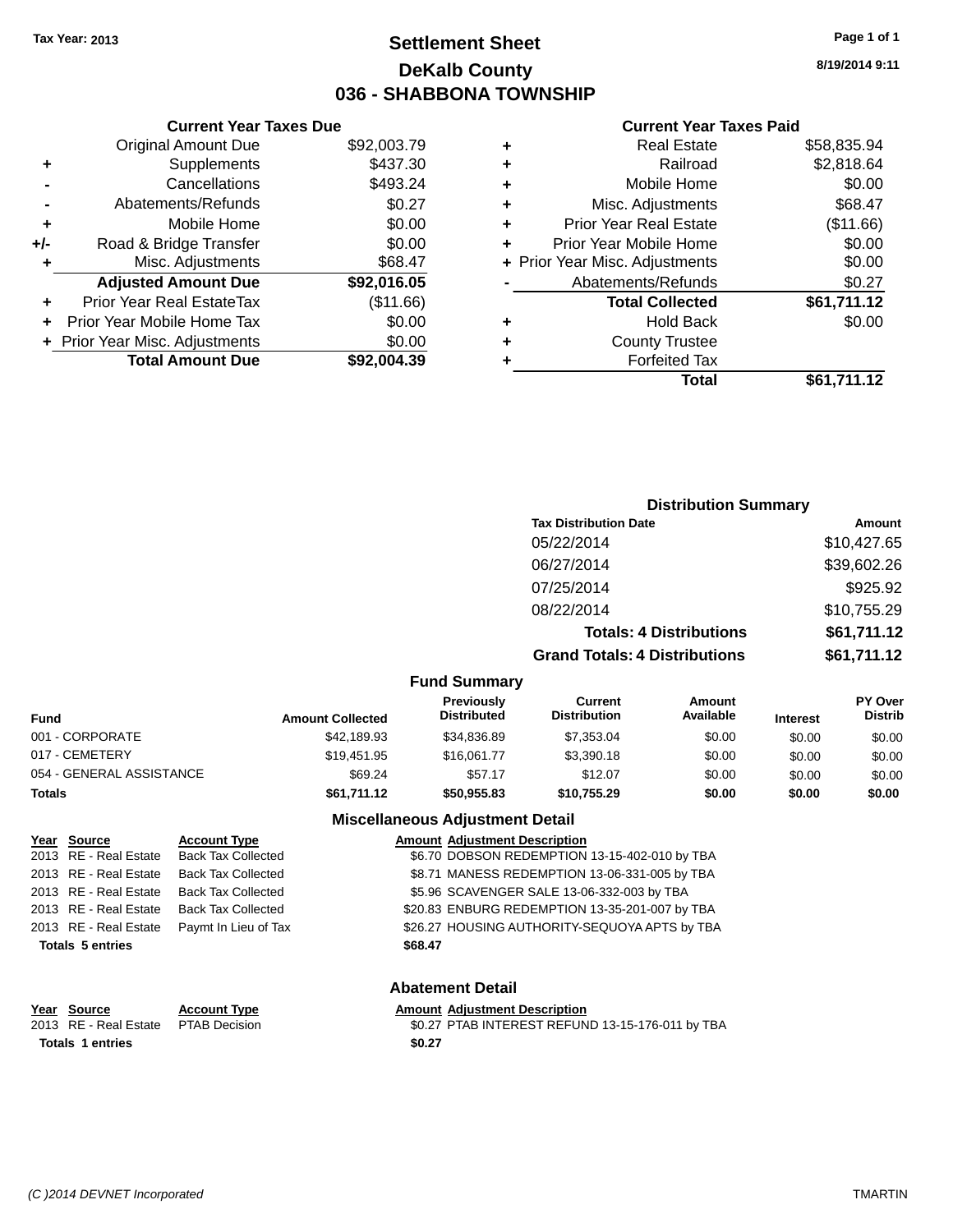Tax Year: 2013

# Settlement Sheet
## DeKalb County
## 036 - SHABBONA TOWNSHIP

8/19/2014 9:11

### Current Year Taxes Due

| | | |
|---|---|---|
| | Original Amount Due | $92,003.79 |
| + | Supplements | $437.30 |
| - | Cancellations | $493.24 |
| - | Abatements/Refunds | $0.27 |
| + | Mobile Home | $0.00 |
| +/- | Road & Bridge Transfer | $0.00 |
| + | Misc. Adjustments | $68.47 |
| | **Adjusted Amount Due** | **$92,016.05** |
| + | Prior Year Real EstateTax | ($11.66) |
| + | Prior Year Mobile Home Tax | $0.00 |
| + | Prior Year Misc. Adjustments | $0.00 |
| | **Total Amount Due** | **$92,004.39** |

### Current Year Taxes Paid

| | | |
|---|---|---|
| + | Real Estate | $58,835.94 |
| + | Railroad | $2,818.64 |
| + | Mobile Home | $0.00 |
| + | Misc. Adjustments | $68.47 |
| + | Prior Year Real Estate | ($11.66) |
| + | Prior Year Mobile Home | $0.00 |
| + | Prior Year Misc. Adjustments | $0.00 |
| - | Abatements/Refunds | $0.27 |
| | **Total Collected** | **$61,711.12** |
| + | Hold Back | $0.00 |
| + | County Trustee | |
| + | Forfeited Tax | |
| | **Total** | **$61,711.12** |

### Distribution Summary

| Tax Distribution Date | Amount |
|---|---|
| 05/22/2014 | $10,427.65 |
| 06/27/2014 | $39,602.26 |
| 07/25/2014 | $925.92 |
| 08/22/2014 | $10,755.29 |
| **Totals: 4 Distributions** | **$61,711.12** |
| **Grand Totals: 4 Distributions** | **$61,711.12** |

### Fund Summary

| Fund | Amount Collected | Previously Distributed | Current Distribution | Amount Available | Interest | PY Over Distrib |
|---|---|---|---|---|---|---|
| 001 - CORPORATE | $42,189.93 | $34,836.89 | $7,353.04 | $0.00 | $0.00 | $0.00 |
| 017 - CEMETERY | $19,451.95 | $16,061.77 | $3,390.18 | $0.00 | $0.00 | $0.00 |
| 054 - GENERAL ASSISTANCE | $69.24 | $57.17 | $12.07 | $0.00 | $0.00 | $0.00 |
| **Totals** | **$61,711.12** | **$50,955.83** | **$10,755.29** | **$0.00** | **$0.00** | **$0.00** |

### Miscellaneous Adjustment Detail

| Year | Source | Account Type | Amount | Adjustment Description |
|---|---|---|---|---|
| 2013 | RE - Real Estate | Back Tax Collected | $6.70 | DOBSON REDEMPTION 13-15-402-010 by TBA |
| 2013 | RE - Real Estate | Back Tax Collected | $8.71 | MANESS REDEMPTION 13-06-331-005 by TBA |
| 2013 | RE - Real Estate | Back Tax Collected | $5.96 | SCAVENGER SALE 13-06-332-003 by TBA |
| 2013 | RE - Real Estate | Back Tax Collected | $20.83 | ENBURG REDEMPTION 13-35-201-007 by TBA |
| 2013 | RE - Real Estate | Paymt In Lieu of Tax | $26.27 | HOUSING AUTHORITY-SEQUOYA APTS by TBA |
| **Totals 5 entries** | | | **$68.47** | |

### Abatement Detail

| Year | Source | Account Type | Amount | Adjustment Description |
|---|---|---|---|---|
| 2013 | RE - Real Estate | PTAB Decision | $0.27 | PTAB INTEREST REFUND 13-15-176-011 by TBA |
| **Totals 1 entries** | | | **$0.27** | |

(C )2014 DEVNET Incorporated TMARTIN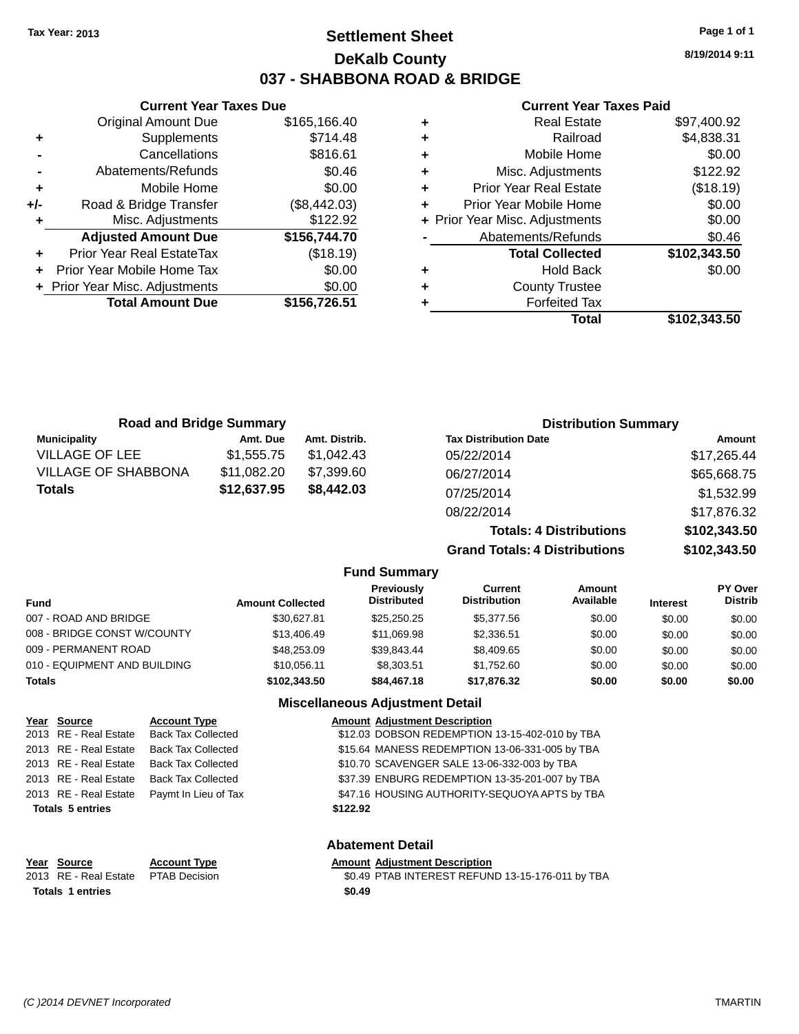Tax Year: 2013

# Settlement Sheet

## DeKalb County

## 037 - SHABBONA ROAD & BRIDGE

8/19/2014 9:11

### Current Year Taxes Due

| | | |
|---|---|---|
| | Original Amount Due | $165,166.40 |
| + | Supplements | $714.48 |
| - | Cancellations | $816.61 |
| - | Abatements/Refunds | $0.46 |
| + | Mobile Home | $0.00 |
| +/- | Road & Bridge Transfer | ($8,442.03) |
| + | Misc. Adjustments | $122.92 |
| | **Adjusted Amount Due** | **$156,744.70** |
| + | Prior Year Real EstateTax | ($18.19) |
| + | Prior Year Mobile Home Tax | $0.00 |
| + | Prior Year Misc. Adjustments | $0.00 |
| | **Total Amount Due** | **$156,726.51** |

### Current Year Taxes Paid

| | | |
|---|---|---|
| + | Real Estate | $97,400.92 |
| + | Railroad | $4,838.31 |
| + | Mobile Home | $0.00 |
| + | Misc. Adjustments | $122.92 |
| + | Prior Year Real Estate | ($18.19) |
| + | Prior Year Mobile Home | $0.00 |
| + | Prior Year Misc. Adjustments | $0.00 |
| - | Abatements/Refunds | $0.46 |
| | **Total Collected** | **$102,343.50** |
| + | Hold Back | $0.00 |
| + | County Trustee | |
| + | Forfeited Tax | |
| | **Total** | **$102,343.50** |

### Road and Bridge Summary

| Municipality | Amt. Due | Amt. Distrib. |
|---|---|---|
| VILLAGE OF LEE | $1,555.75 | $1,042.43 |
| VILLAGE OF SHABBONA | $11,082.20 | $7,399.60 |
| **Totals** | **$12,637.95** | **$8,442.03** |

### Distribution Summary

| Tax Distribution Date | Amount |
|---|---|
| 05/22/2014 | $17,265.44 |
| 06/27/2014 | $65,668.75 |
| 07/25/2014 | $1,532.99 |
| 08/22/2014 | $17,876.32 |
| **Totals: 4 Distributions** | **$102,343.50** |
| **Grand Totals: 4 Distributions** | **$102,343.50** |

### Fund Summary

| Fund | Amount Collected | Previously Distributed | Current Distribution | Amount Available | Interest | PY Over Distrib |
|---|---|---|---|---|---|---|
| 007 - ROAD AND BRIDGE | $30,627.81 | $25,250.25 | $5,377.56 | $0.00 | $0.00 | $0.00 |
| 008 - BRIDGE CONST W/COUNTY | $13,406.49 | $11,069.98 | $2,336.51 | $0.00 | $0.00 | $0.00 |
| 009 - PERMANENT ROAD | $48,253.09 | $39,843.44 | $8,409.65 | $0.00 | $0.00 | $0.00 |
| 010 - EQUIPMENT AND BUILDING | $10,056.11 | $8,303.51 | $1,752.60 | $0.00 | $0.00 | $0.00 |
| **Totals** | **$102,343.50** | **$84,467.18** | **$17,876.32** | **$0.00** | **$0.00** | **$0.00** |

### Miscellaneous Adjustment Detail

| Year | Source | Account Type | Amount | Adjustment Description |
|---|---|---|---|---|
| 2013 | RE - Real Estate | Back Tax Collected | $12.03 | DOBSON REDEMPTION 13-15-402-010 by TBA |
| 2013 | RE - Real Estate | Back Tax Collected | $15.64 | MANESS REDEMPTION 13-06-331-005 by TBA |
| 2013 | RE - Real Estate | Back Tax Collected | $10.70 | SCAVENGER SALE 13-06-332-003 by TBA |
| 2013 | RE - Real Estate | Back Tax Collected | $37.39 | ENBURG REDEMPTION 13-35-201-007 by TBA |
| 2013 | RE - Real Estate | Paymt In Lieu of Tax | $47.16 | HOUSING AUTHORITY-SEQUOYA APTS by TBA |
| **Totals 5 entries** | | | **$122.92** | |

### Abatement Detail

| Year | Source | Account Type | Amount | Adjustment Description |
|---|---|---|---|---|
| 2013 | RE - Real Estate | PTAB Decision | $0.49 | PTAB INTEREST REFUND 13-15-176-011 by TBA |
| **Totals 1 entries** | | | **$0.49** | |

(C )2014 DEVNET Incorporated — TMARTIN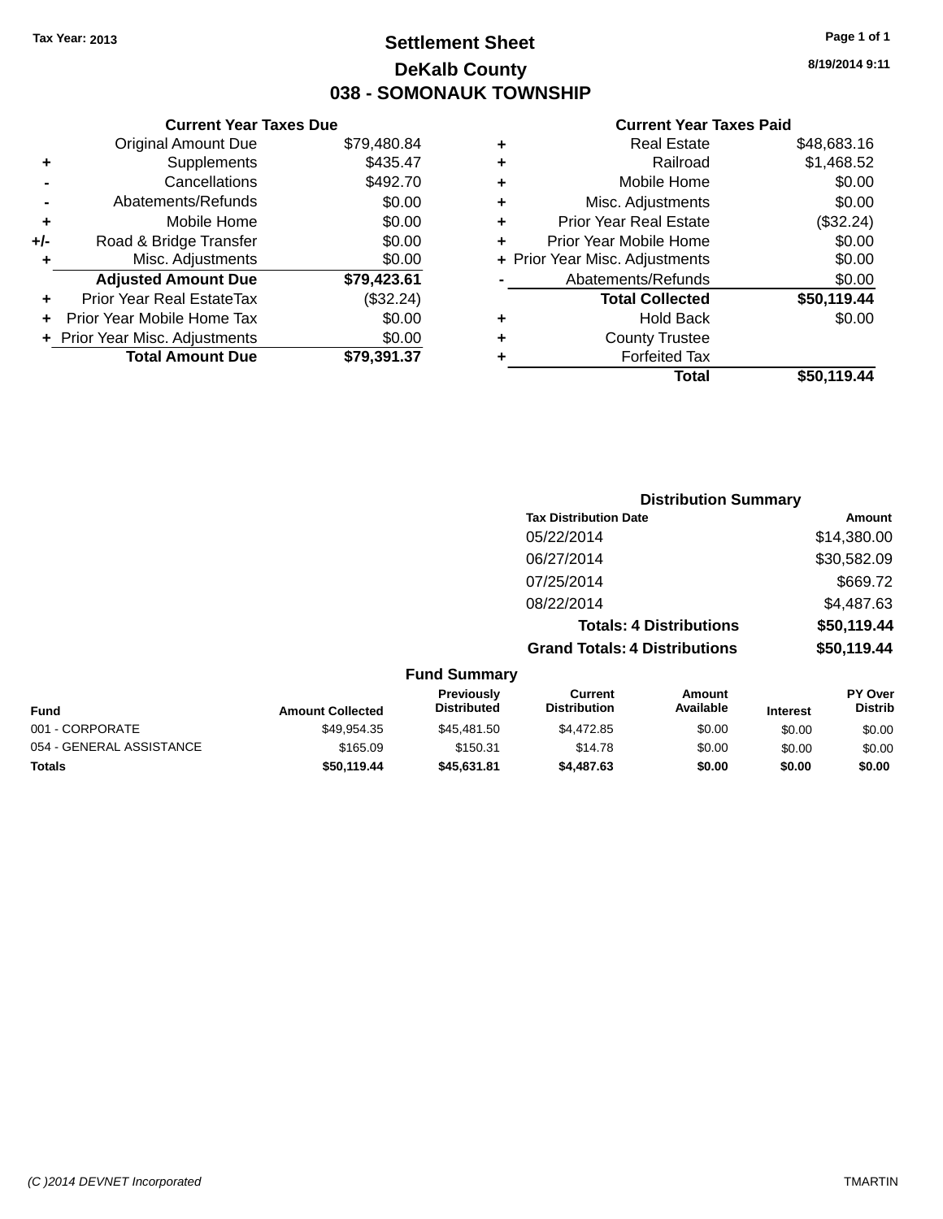Tax Year: 2013

# Settlement Sheet

## DeKalb County

## 038 - SOMONAUK TOWNSHIP

8/19/2014 9:11

### Current Year Taxes Due

| | | |
|---|---|---|
| | Original Amount Due | $79,480.84 |
| + | Supplements | $435.47 |
| - | Cancellations | $492.70 |
| - | Abatements/Refunds | $0.00 |
| + | Mobile Home | $0.00 |
| +/- | Road & Bridge Transfer | $0.00 |
| + | Misc. Adjustments | $0.00 |
| | **Adjusted Amount Due** | **$79,423.61** |
| + | Prior Year Real EstateTax | ($32.24) |
| + | Prior Year Mobile Home Tax | $0.00 |
| + | Prior Year Misc. Adjustments | $0.00 |
| | **Total Amount Due** | **$79,391.37** |

### Current Year Taxes Paid

| | | |
|---|---|---|
| + | Real Estate | $48,683.16 |
| + | Railroad | $1,468.52 |
| + | Mobile Home | $0.00 |
| + | Misc. Adjustments | $0.00 |
| + | Prior Year Real Estate | ($32.24) |
| + | Prior Year Mobile Home | $0.00 |
| + | Prior Year Misc. Adjustments | $0.00 |
| - | Abatements/Refunds | $0.00 |
| | **Total Collected** | **$50,119.44** |
| + | Hold Back | $0.00 |
| + | County Trustee | |
| + | Forfeited Tax | |
| | **Total** | **$50,119.44** |

### Distribution Summary

| Tax Distribution Date | Amount |
|---|---|
| 05/22/2014 | $14,380.00 |
| 06/27/2014 | $30,582.09 |
| 07/25/2014 | $669.72 |
| 08/22/2014 | $4,487.63 |
| **Totals: 4 Distributions** | **$50,119.44** |
| **Grand Totals: 4 Distributions** | **$50,119.44** |

### Fund Summary

| Fund | Amount Collected | Previously Distributed | Current Distribution | Amount Available | Interest | PY Over Distrib |
|---|---|---|---|---|---|---|
| 001 - CORPORATE | $49,954.35 | $45,481.50 | $4,472.85 | $0.00 | $0.00 | $0.00 |
| 054 - GENERAL ASSISTANCE | $165.09 | $150.31 | $14.78 | $0.00 | $0.00 | $0.00 |
| **Totals** | **$50,119.44** | **$45,631.81** | **$4,487.63** | **$0.00** | **$0.00** | **$0.00** |

(C )2014 DEVNET Incorporated TMARTIN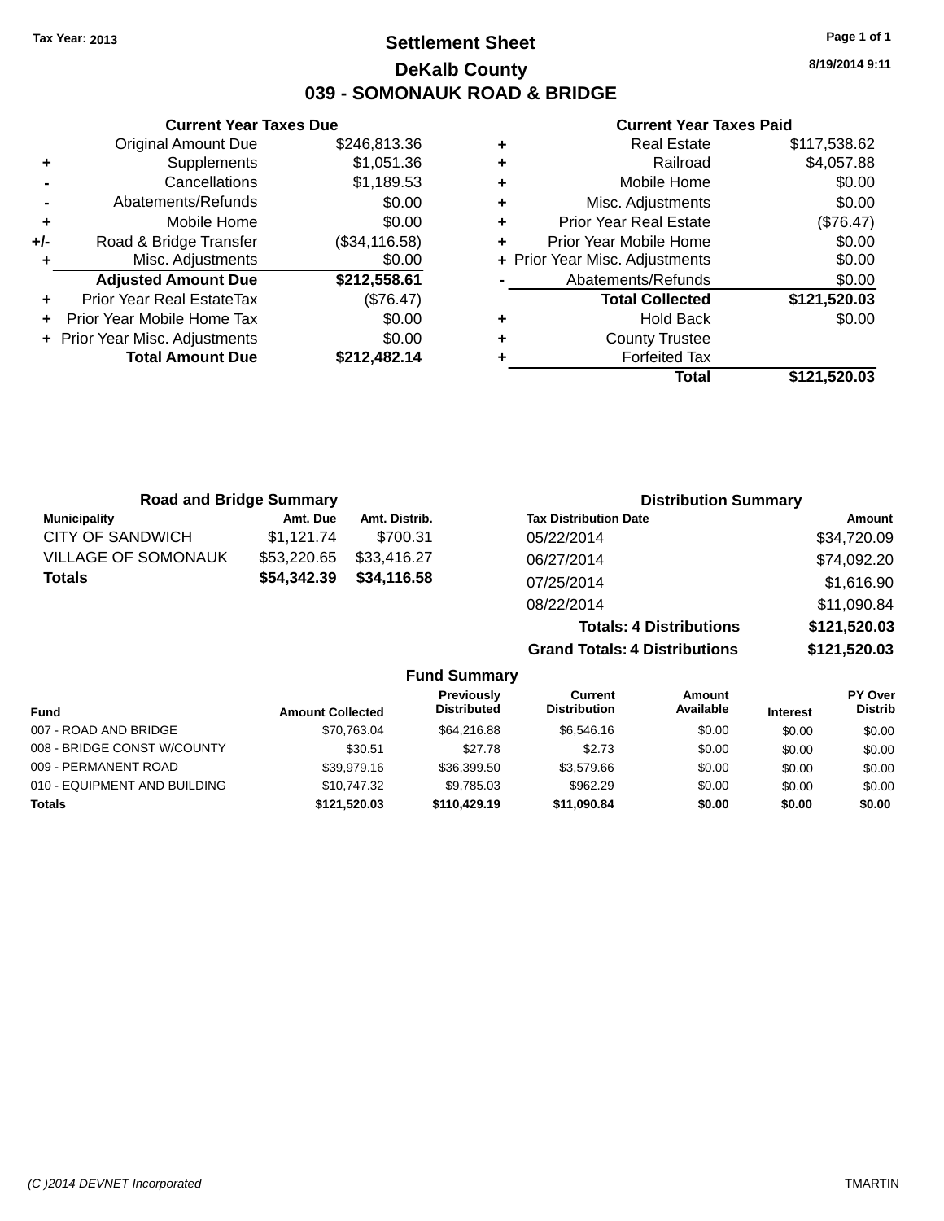Tax Year: 2013

# Settlement Sheet

## DeKalb County

## 039 - SOMONAUK ROAD & BRIDGE

8/19/2014 9:11

| | Current Year Taxes Due | |
|---|---|---|
| | Original Amount Due | $246,813.36 |
| + | Supplements | $1,051.36 |
| - | Cancellations | $1,189.53 |
| - | Abatements/Refunds | $0.00 |
| + | Mobile Home | $0.00 |
| +/- | Road & Bridge Transfer | ($34,116.58) |
| + | Misc. Adjustments | $0.00 |
| | **Adjusted Amount Due** | **$212,558.61** |
| + | Prior Year Real EstateTax | ($76.47) |
| + | Prior Year Mobile Home Tax | $0.00 |
| + | Prior Year Misc. Adjustments | $0.00 |
| | **Total Amount Due** | **$212,482.14** |

| | Current Year Taxes Paid | |
|---|---|---|
| + | Real Estate | $117,538.62 |
| + | Railroad | $4,057.88 |
| + | Mobile Home | $0.00 |
| + | Misc. Adjustments | $0.00 |
| + | Prior Year Real Estate | ($76.47) |
| + | Prior Year Mobile Home | $0.00 |
| + | Prior Year Misc. Adjustments | $0.00 |
| - | Abatements/Refunds | $0.00 |
| | **Total Collected** | **$121,520.03** |
| + | Hold Back | $0.00 |
| + | County Trustee | |
| + | Forfeited Tax | |
| | **Total** | **$121,520.03** |

### Road and Bridge Summary

| Municipality | Amt. Due | Amt. Distrib. |
|---|---|---|
| CITY OF SANDWICH | $1,121.74 | $700.31 |
| VILLAGE OF SOMONAUK | $53,220.65 | $33,416.27 |
| **Totals** | **$54,342.39** | **$34,116.58** |

### Distribution Summary

| Tax Distribution Date | Amount |
|---|---|
| 05/22/2014 | $34,720.09 |
| 06/27/2014 | $74,092.20 |
| 07/25/2014 | $1,616.90 |
| 08/22/2014 | $11,090.84 |
| **Totals: 4 Distributions** | **$121,520.03** |
| **Grand Totals: 4 Distributions** | **$121,520.03** |

### Fund Summary

| Fund | Amount Collected | Previously Distributed | Current Distribution | Amount Available | Interest | PY Over Distrib |
|---|---|---|---|---|---|---|
| 007 - ROAD AND BRIDGE | $70,763.04 | $64,216.88 | $6,546.16 | $0.00 | $0.00 | $0.00 |
| 008 - BRIDGE CONST W/COUNTY | $30.51 | $27.78 | $2.73 | $0.00 | $0.00 | $0.00 |
| 009 - PERMANENT ROAD | $39,979.16 | $36,399.50 | $3,579.66 | $0.00 | $0.00 | $0.00 |
| 010 - EQUIPMENT AND BUILDING | $10,747.32 | $9,785.03 | $962.29 | $0.00 | $0.00 | $0.00 |
| **Totals** | **$121,520.03** | **$110,429.19** | **$11,090.84** | **$0.00** | **$0.00** | **$0.00** |

(C )2014 DEVNET Incorporated — TMARTIN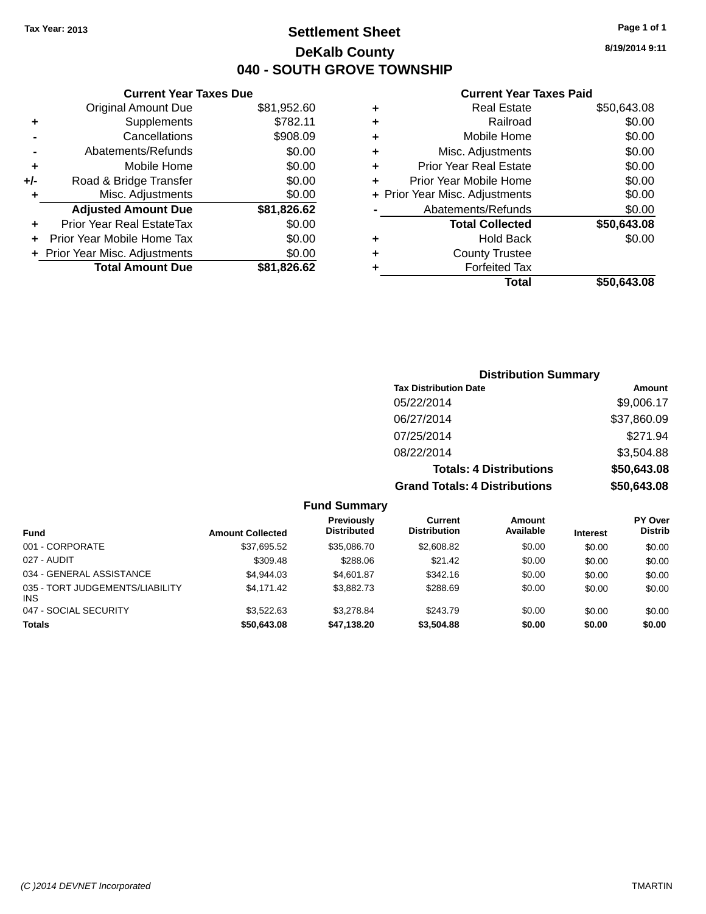Tax Year: 2013

# Settlement Sheet

## DeKalb County

## 040 - SOUTH GROVE TOWNSHIP

8/19/2014 9:11

### Current Year Taxes Due

| | | |
|---|---|---|
| | Original Amount Due | $81,952.60 |
| + | Supplements | $782.11 |
| - | Cancellations | $908.09 |
| - | Abatements/Refunds | $0.00 |
| + | Mobile Home | $0.00 |
| +/- | Road & Bridge Transfer | $0.00 |
| + | Misc. Adjustments | $0.00 |
| | **Adjusted Amount Due** | **$81,826.62** |
| + | Prior Year Real EstateTax | $0.00 |
| + | Prior Year Mobile Home Tax | $0.00 |
| + | Prior Year Misc. Adjustments | $0.00 |
| | **Total Amount Due** | **$81,826.62** |

### Current Year Taxes Paid

| | | |
|---|---|---|
| + | Real Estate | $50,643.08 |
| + | Railroad | $0.00 |
| + | Mobile Home | $0.00 |
| + | Misc. Adjustments | $0.00 |
| + | Prior Year Real Estate | $0.00 |
| + | Prior Year Mobile Home | $0.00 |
| + | Prior Year Misc. Adjustments | $0.00 |
| - | Abatements/Refunds | $0.00 |
| | **Total Collected** | **$50,643.08** |
| + | Hold Back | $0.00 |
| + | County Trustee | |
| + | Forfeited Tax | |
| | **Total** | **$50,643.08** |

### Distribution Summary

| Tax Distribution Date | Amount |
|---|---|
| 05/22/2014 | $9,006.17 |
| 06/27/2014 | $37,860.09 |
| 07/25/2014 | $271.94 |
| 08/22/2014 | $3,504.88 |
| **Totals: 4 Distributions** | **$50,643.08** |
| **Grand Totals: 4 Distributions** | **$50,643.08** |

### Fund Summary

| Fund | Amount Collected | Previously Distributed | Current Distribution | Amount Available | Interest | PY Over Distrib |
|---|---|---|---|---|---|---|
| 001 - CORPORATE | $37,695.52 | $35,086.70 | $2,608.82 | $0.00 | $0.00 | $0.00 |
| 027 - AUDIT | $309.48 | $288.06 | $21.42 | $0.00 | $0.00 | $0.00 |
| 034 - GENERAL ASSISTANCE | $4,944.03 | $4,601.87 | $342.16 | $0.00 | $0.00 | $0.00 |
| 035 - TORT JUDGEMENTS/LIABILITY INS | $4,171.42 | $3,882.73 | $288.69 | $0.00 | $0.00 | $0.00 |
| 047 - SOCIAL SECURITY | $3,522.63 | $3,278.84 | $243.79 | $0.00 | $0.00 | $0.00 |
| **Totals** | **$50,643.08** | **$47,138.20** | **$3,504.88** | **$0.00** | **$0.00** | **$0.00** |

(C )2014 DEVNET Incorporated TMARTIN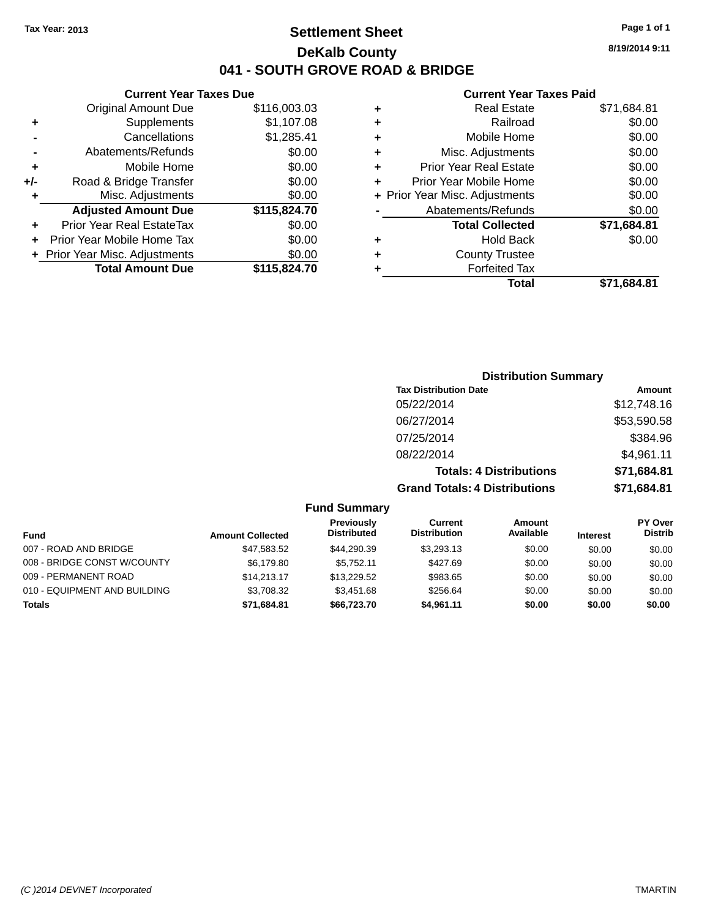Tax Year: 2013

# Settlement Sheet

## DeKalb County

## 041 - SOUTH GROVE ROAD & BRIDGE

8/19/2014 9:11

### Current Year Taxes Due

| | | |
|---|---|---|
| | Original Amount Due | $116,003.03 |
| + | Supplements | $1,107.08 |
| - | Cancellations | $1,285.41 |
| - | Abatements/Refunds | $0.00 |
| + | Mobile Home | $0.00 |
| +/- | Road & Bridge Transfer | $0.00 |
| + | Misc. Adjustments | $0.00 |
| | **Adjusted Amount Due** | **$115,824.70** |
| + | Prior Year Real EstateTax | $0.00 |
| + | Prior Year Mobile Home Tax | $0.00 |
| + | Prior Year Misc. Adjustments | $0.00 |
| | **Total Amount Due** | **$115,824.70** |

### Current Year Taxes Paid

| | | |
|---|---|---|
| + | Real Estate | $71,684.81 |
| + | Railroad | $0.00 |
| + | Mobile Home | $0.00 |
| + | Misc. Adjustments | $0.00 |
| + | Prior Year Real Estate | $0.00 |
| + | Prior Year Mobile Home | $0.00 |
| + | Prior Year Misc. Adjustments | $0.00 |
| - | Abatements/Refunds | $0.00 |
| | **Total Collected** | **$71,684.81** |
| + | Hold Back | $0.00 |
| + | County Trustee | |
| + | Forfeited Tax | |
| | **Total** | **$71,684.81** |

### Distribution Summary

| Tax Distribution Date | Amount |
|---|---|
| 05/22/2014 | $12,748.16 |
| 06/27/2014 | $53,590.58 |
| 07/25/2014 | $384.96 |
| 08/22/2014 | $4,961.11 |
| **Totals: 4 Distributions** | **$71,684.81** |
| **Grand Totals: 4 Distributions** | **$71,684.81** |

### Fund Summary

| Fund | Amount Collected | Previously Distributed | Current Distribution | Amount Available | Interest | PY Over Distrib |
|---|---|---|---|---|---|---|
| 007 - ROAD AND BRIDGE | $47,583.52 | $44,290.39 | $3,293.13 | $0.00 | $0.00 | $0.00 |
| 008 - BRIDGE CONST W/COUNTY | $6,179.80 | $5,752.11 | $427.69 | $0.00 | $0.00 | $0.00 |
| 009 - PERMANENT ROAD | $14,213.17 | $13,229.52 | $983.65 | $0.00 | $0.00 | $0.00 |
| 010 - EQUIPMENT AND BUILDING | $3,708.32 | $3,451.68 | $256.64 | $0.00 | $0.00 | $0.00 |
| **Totals** | **$71,684.81** | **$66,723.70** | **$4,961.11** | **$0.00** | **$0.00** | **$0.00** |

(C )2014 DEVNET Incorporated TMARTIN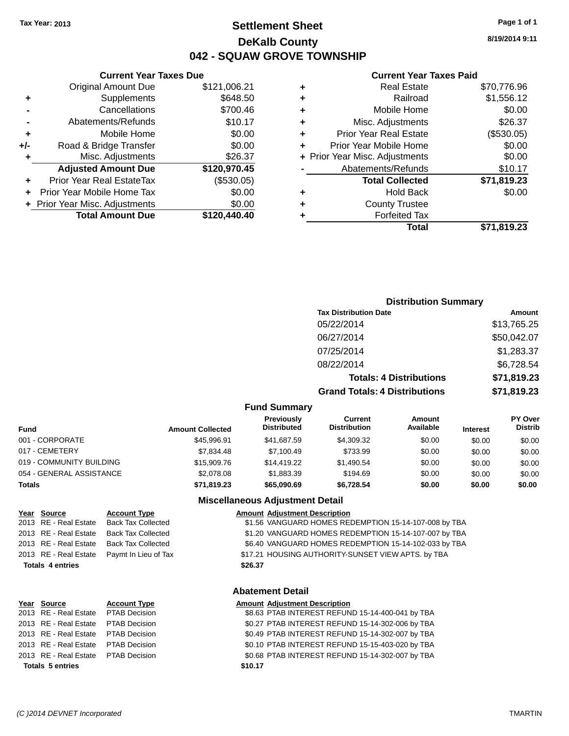Tax Year: 2013

# Settlement Sheet

## DeKalb County

## 042 - SQUAW GROVE TOWNSHIP

8/19/2014 9:11

### Current Year Taxes Due

| | | |
|---|---|---|
| | Original Amount Due | $121,006.21 |
| + | Supplements | $648.50 |
| - | Cancellations | $700.46 |
| - | Abatements/Refunds | $10.17 |
| + | Mobile Home | $0.00 |
| +/- | Road & Bridge Transfer | $0.00 |
| + | Misc. Adjustments | $26.37 |
| | **Adjusted Amount Due** | **$120,970.45** |
| + | Prior Year Real EstateTax | ($530.05) |
| + | Prior Year Mobile Home Tax | $0.00 |
| + | Prior Year Misc. Adjustments | $0.00 |
| | **Total Amount Due** | **$120,440.40** |

### Current Year Taxes Paid

| | | |
|---|---|---|
| + | Real Estate | $70,776.96 |
| + | Railroad | $1,556.12 |
| + | Mobile Home | $0.00 |
| + | Misc. Adjustments | $26.37 |
| + | Prior Year Real Estate | ($530.05) |
| + | Prior Year Mobile Home | $0.00 |
| + | Prior Year Misc. Adjustments | $0.00 |
| - | Abatements/Refunds | $10.17 |
| | **Total Collected** | **$71,819.23** |
| + | Hold Back | $0.00 |
| + | County Trustee | |
| + | Forfeited Tax | |
| | **Total** | **$71,819.23** |

### Distribution Summary

| Tax Distribution Date | Amount |
|---|---|
| 05/22/2014 | $13,765.25 |
| 06/27/2014 | $50,042.07 |
| 07/25/2014 | $1,283.37 |
| 08/22/2014 | $6,728.54 |
| **Totals: 4 Distributions** | **$71,819.23** |
| **Grand Totals: 4 Distributions** | **$71,819.23** |

### Fund Summary

| Fund | Amount Collected | Previously Distributed | Current Distribution | Amount Available | Interest | PY Over Distrib |
|---|---|---|---|---|---|---|
| 001 - CORPORATE | $45,996.91 | $41,687.59 | $4,309.32 | $0.00 | $0.00 | $0.00 |
| 017 - CEMETERY | $7,834.48 | $7,100.49 | $733.99 | $0.00 | $0.00 | $0.00 |
| 019 - COMMUNITY BUILDING | $15,909.76 | $14,419.22 | $1,490.54 | $0.00 | $0.00 | $0.00 |
| 054 - GENERAL ASSISTANCE | $2,078.08 | $1,883.39 | $194.69 | $0.00 | $0.00 | $0.00 |
| **Totals** | **$71,819.23** | **$65,090.69** | **$6,728.54** | **$0.00** | **$0.00** | **$0.00** |

### Miscellaneous Adjustment Detail

| Year | Source | Account Type | Amount | Adjustment Description |
|---|---|---|---|---|
| 2013 | RE - Real Estate | Back Tax Collected | $1.56 | VANGUARD HOMES REDEMPTION 15-14-107-008 by TBA |
| 2013 | RE - Real Estate | Back Tax Collected | $1.20 | VANGUARD HOMES REDEMPTION 15-14-107-007 by TBA |
| 2013 | RE - Real Estate | Back Tax Collected | $6.40 | VANGUARD HOMES REDEMPTION 15-14-102-033 by TBA |
| 2013 | RE - Real Estate | Paymt In Lieu of Tax | $17.21 | HOUSING AUTHORITY-SUNSET VIEW APTS. by TBA |
| **Totals 4 entries** | | | **$26.37** | |

### Abatement Detail

| Year | Source | Account Type | Amount | Adjustment Description |
|---|---|---|---|---|
| 2013 | RE - Real Estate | PTAB Decision | $8.63 | PTAB INTEREST REFUND 15-14-400-041 by TBA |
| 2013 | RE - Real Estate | PTAB Decision | $0.27 | PTAB INTEREST REFUND 15-14-302-006 by TBA |
| 2013 | RE - Real Estate | PTAB Decision | $0.49 | PTAB INTEREST REFUND 15-14-302-007 by TBA |
| 2013 | RE - Real Estate | PTAB Decision | $0.10 | PTAB INTEREST REFUND 15-15-403-020 by TBA |
| 2013 | RE - Real Estate | PTAB Decision | $0.68 | PTAB INTEREST REFUND 15-14-302-007 by TBA |
| **Totals 5 entries** | | | **$10.17** | |

(C )2014 DEVNET Incorporated TMARTIN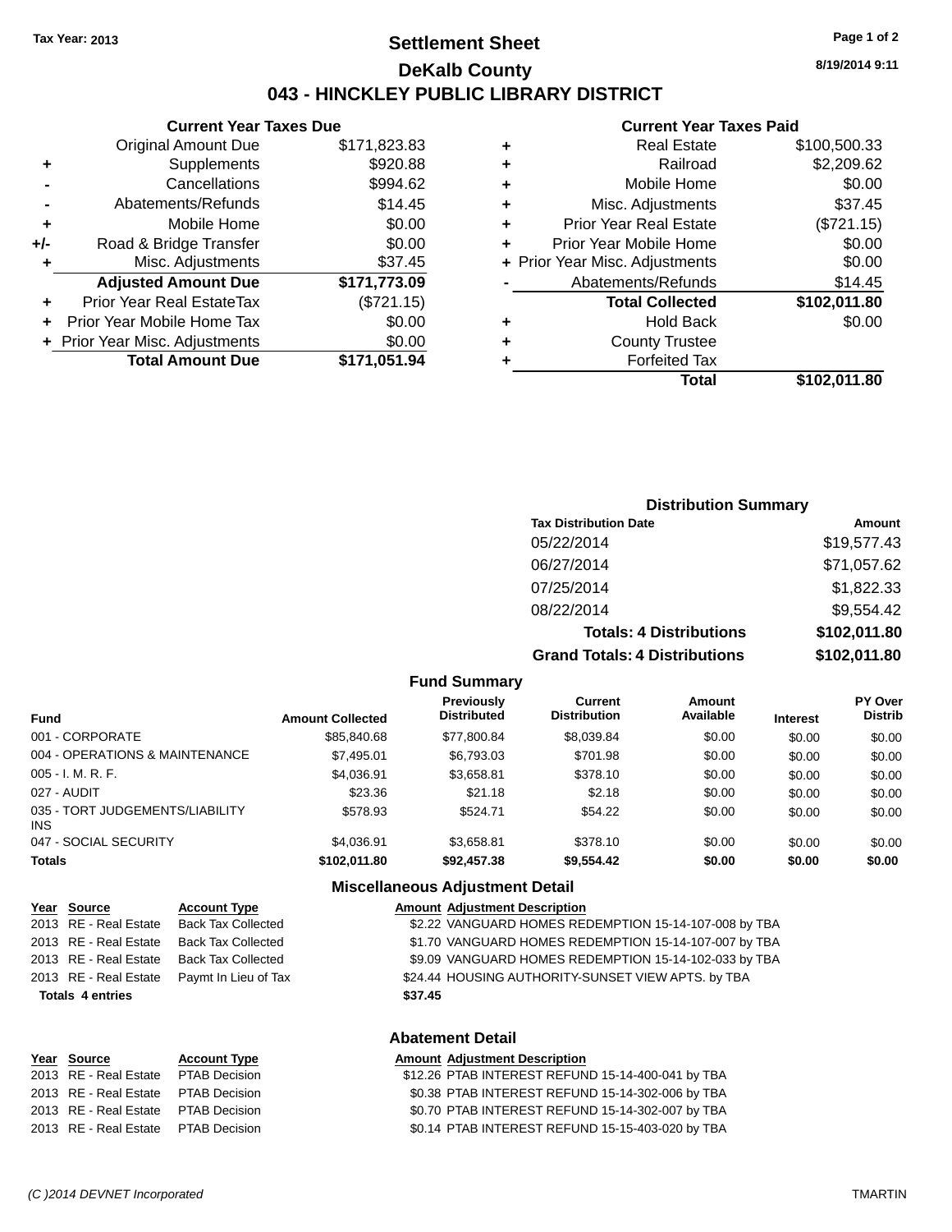Tax Year: 2013

# Settlement Sheet

## DeKalb County

## 043 - HINCKLEY PUBLIC LIBRARY DISTRICT

8/19/2014 9:11

### Current Year Taxes Due

| | | |
|---|---|---|
| | Original Amount Due | $171,823.83 |
| + | Supplements | $920.88 |
| - | Cancellations | $994.62 |
| - | Abatements/Refunds | $14.45 |
| + | Mobile Home | $0.00 |
| +/- | Road & Bridge Transfer | $0.00 |
| + | Misc. Adjustments | $37.45 |
| | **Adjusted Amount Due** | **$171,773.09** |
| + | Prior Year Real EstateTax | ($721.15) |
| + | Prior Year Mobile Home Tax | $0.00 |
| + | Prior Year Misc. Adjustments | $0.00 |
| | **Total Amount Due** | **$171,051.94** |

### Current Year Taxes Paid

| | | |
|---|---|---|
| + | Real Estate | $100,500.33 |
| + | Railroad | $2,209.62 |
| + | Mobile Home | $0.00 |
| + | Misc. Adjustments | $37.45 |
| + | Prior Year Real Estate | ($721.15) |
| + | Prior Year Mobile Home | $0.00 |
| + | Prior Year Misc. Adjustments | $0.00 |
| - | Abatements/Refunds | $14.45 |
| | **Total Collected** | **$102,011.80** |
| + | Hold Back | $0.00 |
| + | County Trustee | |
| + | Forfeited Tax | |
| | **Total** | **$102,011.80** |

### Distribution Summary

| Tax Distribution Date | Amount |
|---|---|
| 05/22/2014 | $19,577.43 |
| 06/27/2014 | $71,057.62 |
| 07/25/2014 | $1,822.33 |
| 08/22/2014 | $9,554.42 |
| **Totals: 4 Distributions** | **$102,011.80** |
| **Grand Totals: 4 Distributions** | **$102,011.80** |

### Fund Summary

| Fund | Amount Collected | Previously Distributed | Current Distribution | Amount Available | Interest | PY Over Distrib |
|---|---|---|---|---|---|---|
| 001 - CORPORATE | $85,840.68 | $77,800.84 | $8,039.84 | $0.00 | $0.00 | $0.00 |
| 004 - OPERATIONS & MAINTENANCE | $7,495.01 | $6,793.03 | $701.98 | $0.00 | $0.00 | $0.00 |
| 005 - I. M. R. F. | $4,036.91 | $3,658.81 | $378.10 | $0.00 | $0.00 | $0.00 |
| 027 - AUDIT | $23.36 | $21.18 | $2.18 | $0.00 | $0.00 | $0.00 |
| 035 - TORT JUDGEMENTS/LIABILITY INS | $578.93 | $524.71 | $54.22 | $0.00 | $0.00 | $0.00 |
| 047 - SOCIAL SECURITY | $4,036.91 | $3,658.81 | $378.10 | $0.00 | $0.00 | $0.00 |
| **Totals** | **$102,011.80** | **$92,457.38** | **$9,554.42** | **$0.00** | **$0.00** | **$0.00** |

### Miscellaneous Adjustment Detail

| Year | Source | Account Type | Amount | Adjustment Description |
|---|---|---|---|---|
| 2013 | RE - Real Estate | Back Tax Collected | $2.22 | VANGUARD HOMES REDEMPTION 15-14-107-008 by TBA |
| 2013 | RE - Real Estate | Back Tax Collected | $1.70 | VANGUARD HOMES REDEMPTION 15-14-107-007 by TBA |
| 2013 | RE - Real Estate | Back Tax Collected | $9.09 | VANGUARD HOMES REDEMPTION 15-14-102-033 by TBA |
| 2013 | RE - Real Estate | Paymt In Lieu of Tax | $24.44 | HOUSING AUTHORITY-SUNSET VIEW APTS. by TBA |
| **Totals 4 entries** | | | **$37.45** | |

### Abatement Detail

| Year | Source | Account Type | Amount | Adjustment Description |
|---|---|---|---|---|
| 2013 | RE - Real Estate | PTAB Decision | $12.26 | PTAB INTEREST REFUND 15-14-400-041 by TBA |
| 2013 | RE - Real Estate | PTAB Decision | $0.38 | PTAB INTEREST REFUND 15-14-302-006 by TBA |
| 2013 | RE - Real Estate | PTAB Decision | $0.70 | PTAB INTEREST REFUND 15-14-302-007 by TBA |
| 2013 | RE - Real Estate | PTAB Decision | $0.14 | PTAB INTEREST REFUND 15-15-403-020 by TBA |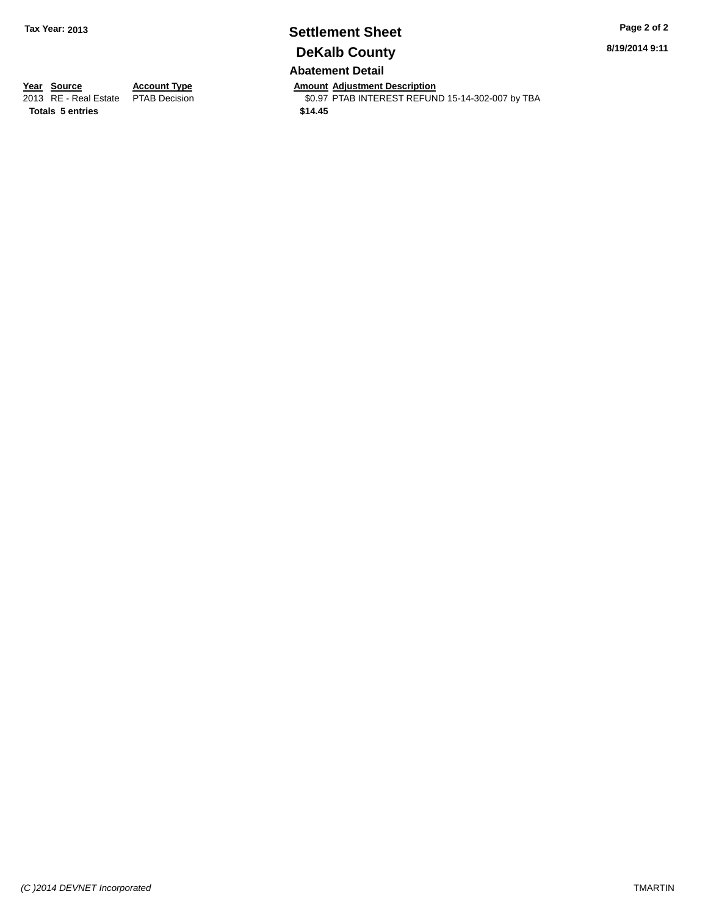## Settlement Sheet

## DeKalb County

**Tax Year: 2013**

8/19/2014 9:11

### Abatement Detail

| Year | Source | Account Type | Amount | Adjustment Description |
|---|---|---|---|---|
| 2013 | RE - Real Estate | PTAB Decision | $0.97 | PTAB INTEREST REFUND 15-14-302-007 by TBA |
| **Totals** | **5 entries** | | **$14.45** | |

*(C )2014 DEVNET Incorporated*

TMARTIN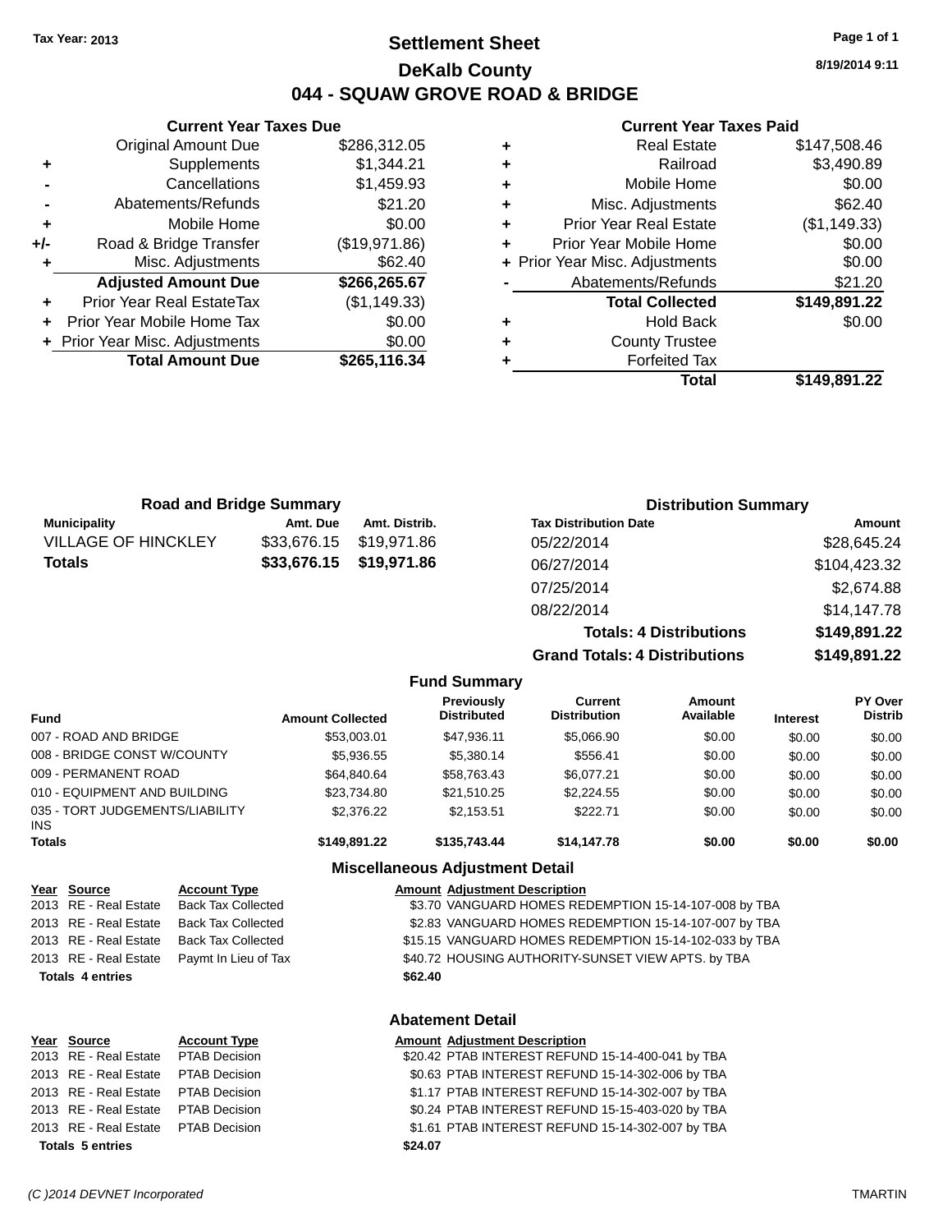Tax Year: 2013

# Settlement Sheet

## DeKalb County

## 044 - SQUAW GROVE ROAD & BRIDGE

8/19/2014 9:11

### Current Year Taxes Due

| | | |
|---|---|---|
| | Original Amount Due | $286,312.05 |
| + | Supplements | $1,344.21 |
| - | Cancellations | $1,459.93 |
| - | Abatements/Refunds | $21.20 |
| + | Mobile Home | $0.00 |
| +/- | Road & Bridge Transfer | ($19,971.86) |
| + | Misc. Adjustments | $62.40 |
| | **Adjusted Amount Due** | **$266,265.67** |
| + | Prior Year Real EstateTax | ($1,149.33) |
| + | Prior Year Mobile Home Tax | $0.00 |
| + | Prior Year Misc. Adjustments | $0.00 |
| | **Total Amount Due** | **$265,116.34** |

### Current Year Taxes Paid

| | | |
|---|---|---|
| + | Real Estate | $147,508.46 |
| + | Railroad | $3,490.89 |
| + | Mobile Home | $0.00 |
| + | Misc. Adjustments | $62.40 |
| + | Prior Year Real Estate | ($1,149.33) |
| + | Prior Year Mobile Home | $0.00 |
| + | Prior Year Misc. Adjustments | $0.00 |
| - | Abatements/Refunds | $21.20 |
| | **Total Collected** | **$149,891.22** |
| + | Hold Back | $0.00 |
| + | County Trustee | |
| + | Forfeited Tax | |
| | **Total** | **$149,891.22** |

### Road and Bridge Summary

| Municipality | Amt. Due | Amt. Distrib. |
|---|---|---|
| VILLAGE OF HINCKLEY | $33,676.15 | $19,971.86 |
| **Totals** | **$33,676.15** | **$19,971.86** |

### Distribution Summary

| Tax Distribution Date | Amount |
|---|---|
| 05/22/2014 | $28,645.24 |
| 06/27/2014 | $104,423.32 |
| 07/25/2014 | $2,674.88 |
| 08/22/2014 | $14,147.78 |
| **Totals: 4 Distributions** | **$149,891.22** |
| **Grand Totals: 4 Distributions** | **$149,891.22** |

### Fund Summary

| Fund | Amount Collected | Previously Distributed | Current Distribution | Amount Available | Interest | PY Over Distrib |
|---|---|---|---|---|---|---|
| 007 - ROAD AND BRIDGE | $53,003.01 | $47,936.11 | $5,066.90 | $0.00 | $0.00 | $0.00 |
| 008 - BRIDGE CONST W/COUNTY | $5,936.55 | $5,380.14 | $556.41 | $0.00 | $0.00 | $0.00 |
| 009 - PERMANENT ROAD | $64,840.64 | $58,763.43 | $6,077.21 | $0.00 | $0.00 | $0.00 |
| 010 - EQUIPMENT AND BUILDING | $23,734.80 | $21,510.25 | $2,224.55 | $0.00 | $0.00 | $0.00 |
| 035 - TORT JUDGEMENTS/LIABILITY INS | $2,376.22 | $2,153.51 | $222.71 | $0.00 | $0.00 | $0.00 |
| **Totals** | **$149,891.22** | **$135,743.44** | **$14,147.78** | **$0.00** | **$0.00** | **$0.00** |

### Miscellaneous Adjustment Detail

| Year | Source | Account Type | Amount | Adjustment Description |
|---|---|---|---|---|
| 2013 | RE - Real Estate | Back Tax Collected | $3.70 | VANGUARD HOMES REDEMPTION 15-14-107-008 by TBA |
| 2013 | RE - Real Estate | Back Tax Collected | $2.83 | VANGUARD HOMES REDEMPTION 15-14-107-007 by TBA |
| 2013 | RE - Real Estate | Back Tax Collected | $15.15 | VANGUARD HOMES REDEMPTION 15-14-102-033 by TBA |
| 2013 | RE - Real Estate | Paymt In Lieu of Tax | $40.72 | HOUSING AUTHORITY-SUNSET VIEW APTS. by TBA |
| **Totals 4 entries** | | | **$62.40** | |

### Abatement Detail

| Year | Source | Account Type | Amount | Adjustment Description |
|---|---|---|---|---|
| 2013 | RE - Real Estate | PTAB Decision | $20.42 | PTAB INTEREST REFUND 15-14-400-041 by TBA |
| 2013 | RE - Real Estate | PTAB Decision | $0.63 | PTAB INTEREST REFUND 15-14-302-006 by TBA |
| 2013 | RE - Real Estate | PTAB Decision | $1.17 | PTAB INTEREST REFUND 15-14-302-007 by TBA |
| 2013 | RE - Real Estate | PTAB Decision | $0.24 | PTAB INTEREST REFUND 15-15-403-020 by TBA |
| 2013 | RE - Real Estate | PTAB Decision | $1.61 | PTAB INTEREST REFUND 15-14-302-007 by TBA |
| **Totals 5 entries** | | | **$24.07** | |

(C )2014 DEVNET Incorporated TMARTIN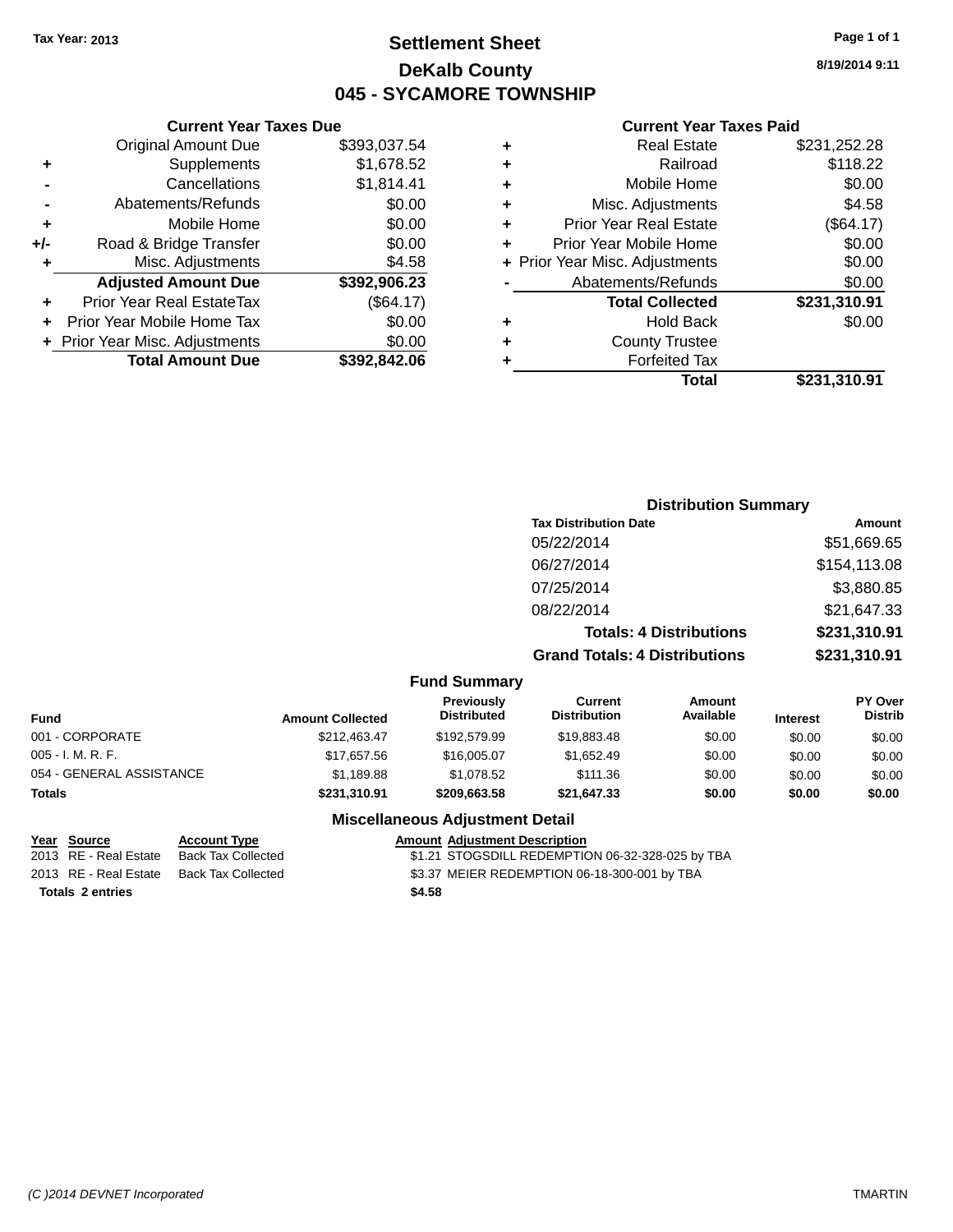Tax Year: 2013

# Settlement Sheet

## DeKalb County

## 045 - SYCAMORE TOWNSHIP

8/19/2014 9:11

### Current Year Taxes Due

| | | |
|---|---|---|
| | Original Amount Due | $393,037.54 |
| + | Supplements | $1,678.52 |
| - | Cancellations | $1,814.41 |
| - | Abatements/Refunds | $0.00 |
| + | Mobile Home | $0.00 |
| +/- | Road & Bridge Transfer | $0.00 |
| + | Misc. Adjustments | $4.58 |
| | **Adjusted Amount Due** | **$392,906.23** |
| + | Prior Year Real EstateTax | ($64.17) |
| + | Prior Year Mobile Home Tax | $0.00 |
| + | Prior Year Misc. Adjustments | $0.00 |
| | **Total Amount Due** | **$392,842.06** |

### Current Year Taxes Paid

| | | |
|---|---|---|
| + | Real Estate | $231,252.28 |
| + | Railroad | $118.22 |
| + | Mobile Home | $0.00 |
| + | Misc. Adjustments | $4.58 |
| + | Prior Year Real Estate | ($64.17) |
| + | Prior Year Mobile Home | $0.00 |
| + | Prior Year Misc. Adjustments | $0.00 |
| - | Abatements/Refunds | $0.00 |
| | **Total Collected** | **$231,310.91** |
| + | Hold Back | $0.00 |
| + | County Trustee | |
| + | Forfeited Tax | |
| | **Total** | **$231,310.91** |

### Distribution Summary

| Tax Distribution Date | Amount |
|---|---|
| 05/22/2014 | $51,669.65 |
| 06/27/2014 | $154,113.08 |
| 07/25/2014 | $3,880.85 |
| 08/22/2014 | $21,647.33 |
| **Totals: 4 Distributions** | **$231,310.91** |
| **Grand Totals: 4 Distributions** | **$231,310.91** |

### Fund Summary

| Fund | Amount Collected | Previously Distributed | Current Distribution | Amount Available | Interest | PY Over Distrib |
|---|---|---|---|---|---|---|
| 001 - CORPORATE | $212,463.47 | $192,579.99 | $19,883.48 | $0.00 | $0.00 | $0.00 |
| 005 - I. M. R. F. | $17,657.56 | $16,005.07 | $1,652.49 | $0.00 | $0.00 | $0.00 |
| 054 - GENERAL ASSISTANCE | $1,189.88 | $1,078.52 | $111.36 | $0.00 | $0.00 | $0.00 |
| **Totals** | **$231,310.91** | **$209,663.58** | **$21,647.33** | **$0.00** | **$0.00** | **$0.00** |

### Miscellaneous Adjustment Detail

| Year | Source | Account Type | Amount | Adjustment Description |
|---|---|---|---|---|
| 2013 | RE - Real Estate | Back Tax Collected | $1.21 | STOGSDILL REDEMPTION 06-32-328-025 by TBA |
| 2013 | RE - Real Estate | Back Tax Collected | $3.37 | MEIER REDEMPTION 06-18-300-001 by TBA |
| **Totals** | **2 entries** | | **$4.58** | |

(C )2014 DEVNET Incorporated TMARTIN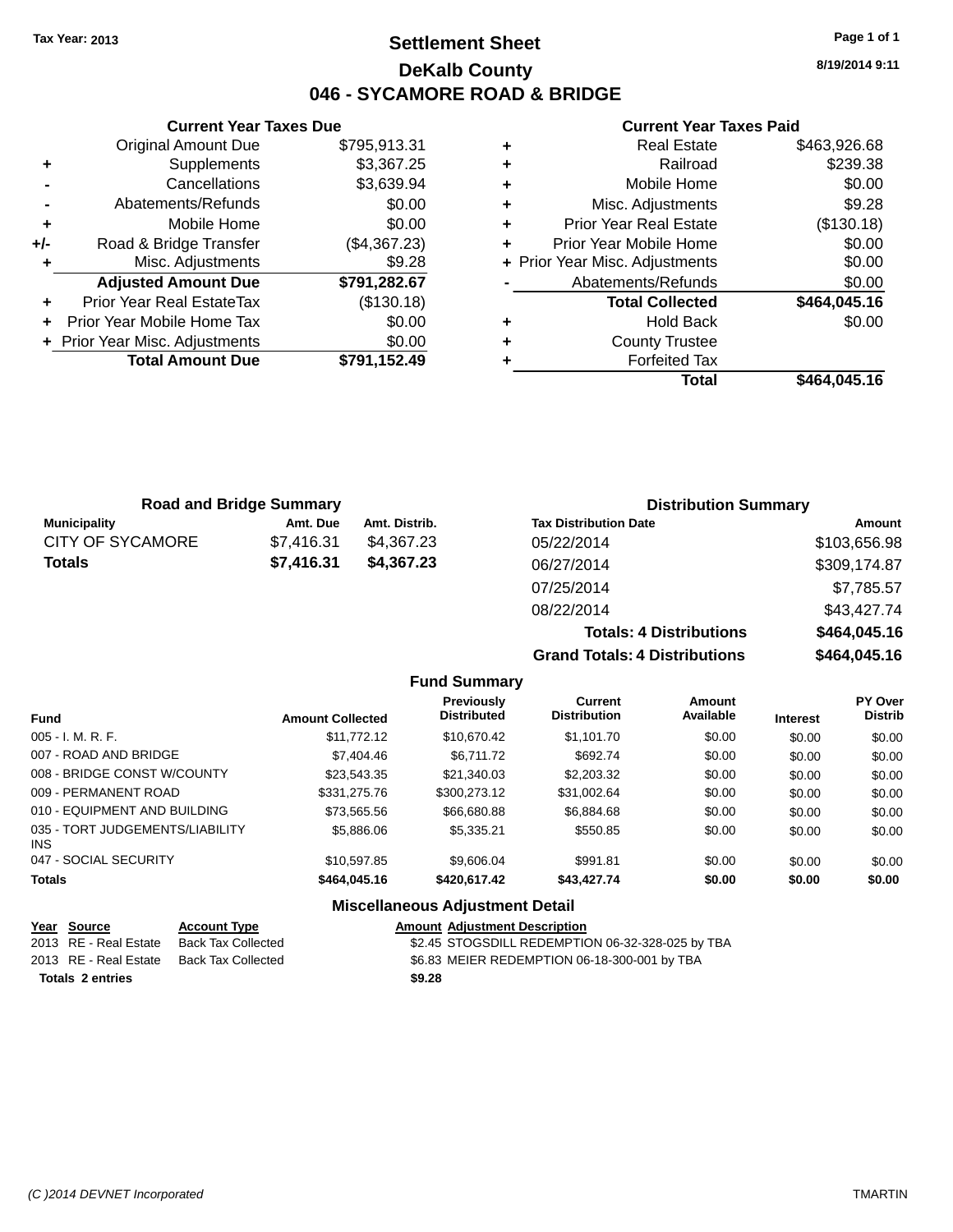Tax Year: 2013

# Settlement Sheet

## DeKalb County

## 046 - SYCAMORE ROAD & BRIDGE

8/19/2014 9:11

### Current Year Taxes Due

| | | |
|---|---|---|
| | Original Amount Due | $795,913.31 |
| + | Supplements | $3,367.25 |
| - | Cancellations | $3,639.94 |
| - | Abatements/Refunds | $0.00 |
| + | Mobile Home | $0.00 |
| +/- | Road & Bridge Transfer | ($4,367.23) |
| + | Misc. Adjustments | $9.28 |
| | **Adjusted Amount Due** | **$791,282.67** |
| + | Prior Year Real EstateTax | ($130.18) |
| + | Prior Year Mobile Home Tax | $0.00 |
| + | Prior Year Misc. Adjustments | $0.00 |
| | **Total Amount Due** | **$791,152.49** |

### Current Year Taxes Paid

| | | |
|---|---|---|
| + | Real Estate | $463,926.68 |
| + | Railroad | $239.38 |
| + | Mobile Home | $0.00 |
| + | Misc. Adjustments | $9.28 |
| + | Prior Year Real Estate | ($130.18) |
| + | Prior Year Mobile Home | $0.00 |
| + | Prior Year Misc. Adjustments | $0.00 |
| - | Abatements/Refunds | $0.00 |
| | **Total Collected** | **$464,045.16** |
| + | Hold Back | $0.00 |
| + | County Trustee | |
| + | Forfeited Tax | |
| | **Total** | **$464,045.16** |

### Road and Bridge Summary

| Municipality | Amt. Due | Amt. Distrib. |
|---|---|---|
| CITY OF SYCAMORE | $7,416.31 | $4,367.23 |
| **Totals** | **$7,416.31** | **$4,367.23** |

### Distribution Summary

| Tax Distribution Date | Amount |
|---|---|
| 05/22/2014 | $103,656.98 |
| 06/27/2014 | $309,174.87 |
| 07/25/2014 | $7,785.57 |
| 08/22/2014 | $43,427.74 |
| **Totals: 4 Distributions** | **$464,045.16** |
| **Grand Totals: 4 Distributions** | **$464,045.16** |

### Fund Summary

| Fund | Amount Collected | Previously Distributed | Current Distribution | Amount Available | Interest | PY Over Distrib |
|---|---|---|---|---|---|---|
| 005 - I. M. R. F. | $11,772.12 | $10,670.42 | $1,101.70 | $0.00 | $0.00 | $0.00 |
| 007 - ROAD AND BRIDGE | $7,404.46 | $6,711.72 | $692.74 | $0.00 | $0.00 | $0.00 |
| 008 - BRIDGE CONST W/COUNTY | $23,543.35 | $21,340.03 | $2,203.32 | $0.00 | $0.00 | $0.00 |
| 009 - PERMANENT ROAD | $331,275.76 | $300,273.12 | $31,002.64 | $0.00 | $0.00 | $0.00 |
| 010 - EQUIPMENT AND BUILDING | $73,565.56 | $66,680.88 | $6,884.68 | $0.00 | $0.00 | $0.00 |
| 035 - TORT JUDGEMENTS/LIABILITY INS | $5,886.06 | $5,335.21 | $550.85 | $0.00 | $0.00 | $0.00 |
| 047 - SOCIAL SECURITY | $10,597.85 | $9,606.04 | $991.81 | $0.00 | $0.00 | $0.00 |
| **Totals** | **$464,045.16** | **$420,617.42** | **$43,427.74** | **$0.00** | **$0.00** | **$0.00** |

### Miscellaneous Adjustment Detail

| Year | Source | Account Type | Amount | Adjustment Description |
|---|---|---|---|---|
| 2013 | RE - Real Estate | Back Tax Collected | $2.45 | STOGSDILL REDEMPTION 06-32-328-025 by TBA |
| 2013 | RE - Real Estate | Back Tax Collected | $6.83 | MEIER REDEMPTION 06-18-300-001 by TBA |
| **Totals 2 entries** | | | **$9.28** | |

(C )2014 DEVNET Incorporated TMARTIN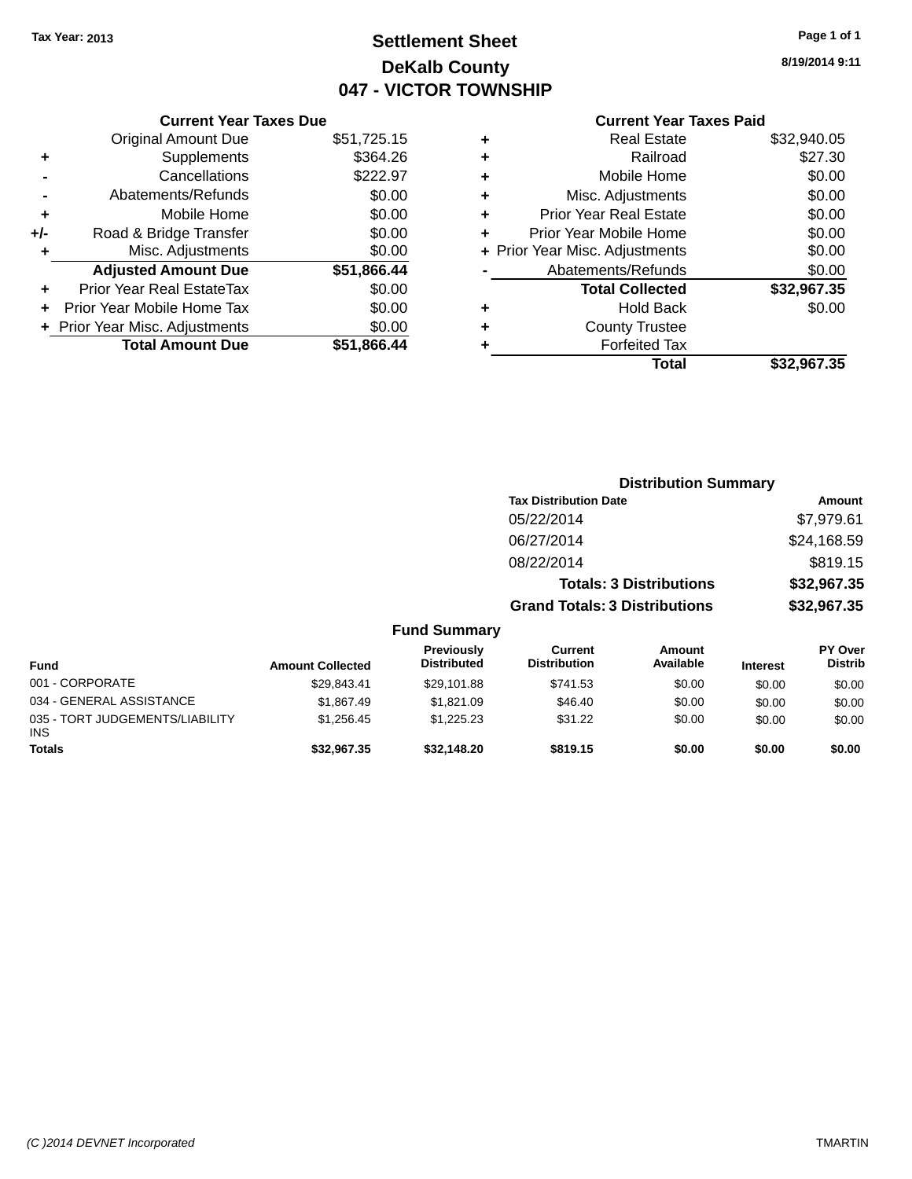Tax Year: 2013

# Settlement Sheet

## DeKalb County

## 047 - VICTOR TOWNSHIP

8/19/2014 9:11

### Current Year Taxes Due

| | | |
|---|---|---|
| | Original Amount Due | $51,725.15 |
| + | Supplements | $364.26 |
| - | Cancellations | $222.97 |
| - | Abatements/Refunds | $0.00 |
| + | Mobile Home | $0.00 |
| +/- | Road & Bridge Transfer | $0.00 |
| + | Misc. Adjustments | $0.00 |
| | **Adjusted Amount Due** | **$51,866.44** |
| + | Prior Year Real EstateTax | $0.00 |
| + | Prior Year Mobile Home Tax | $0.00 |
| + | Prior Year Misc. Adjustments | $0.00 |
| | **Total Amount Due** | **$51,866.44** |

### Current Year Taxes Paid

| | | |
|---|---|---|
| + | Real Estate | $32,940.05 |
| + | Railroad | $27.30 |
| + | Mobile Home | $0.00 |
| + | Misc. Adjustments | $0.00 |
| + | Prior Year Real Estate | $0.00 |
| + | Prior Year Mobile Home | $0.00 |
| + | Prior Year Misc. Adjustments | $0.00 |
| - | Abatements/Refunds | $0.00 |
| | **Total Collected** | **$32,967.35** |
| + | Hold Back | $0.00 |
| + | County Trustee | |
| + | Forfeited Tax | |
| | **Total** | **$32,967.35** |

### Distribution Summary

| Tax Distribution Date | Amount |
|---|---|
| 05/22/2014 | $7,979.61 |
| 06/27/2014 | $24,168.59 |
| 08/22/2014 | $819.15 |
| **Totals: 3 Distributions** | **$32,967.35** |
| **Grand Totals: 3 Distributions** | **$32,967.35** |

### Fund Summary

| Fund | Amount Collected | Previously Distributed | Current Distribution | Amount Available | Interest | PY Over Distrib |
|---|---|---|---|---|---|---|
| 001 - CORPORATE | $29,843.41 | $29,101.88 | $741.53 | $0.00 | $0.00 | $0.00 |
| 034 - GENERAL ASSISTANCE | $1,867.49 | $1,821.09 | $46.40 | $0.00 | $0.00 | $0.00 |
| 035 - TORT JUDGEMENTS/LIABILITY INS | $1,256.45 | $1,225.23 | $31.22 | $0.00 | $0.00 | $0.00 |
| **Totals** | **$32,967.35** | **$32,148.20** | **$819.15** | **$0.00** | **$0.00** | **$0.00** |

(C )2014 DEVNET Incorporated — TMARTIN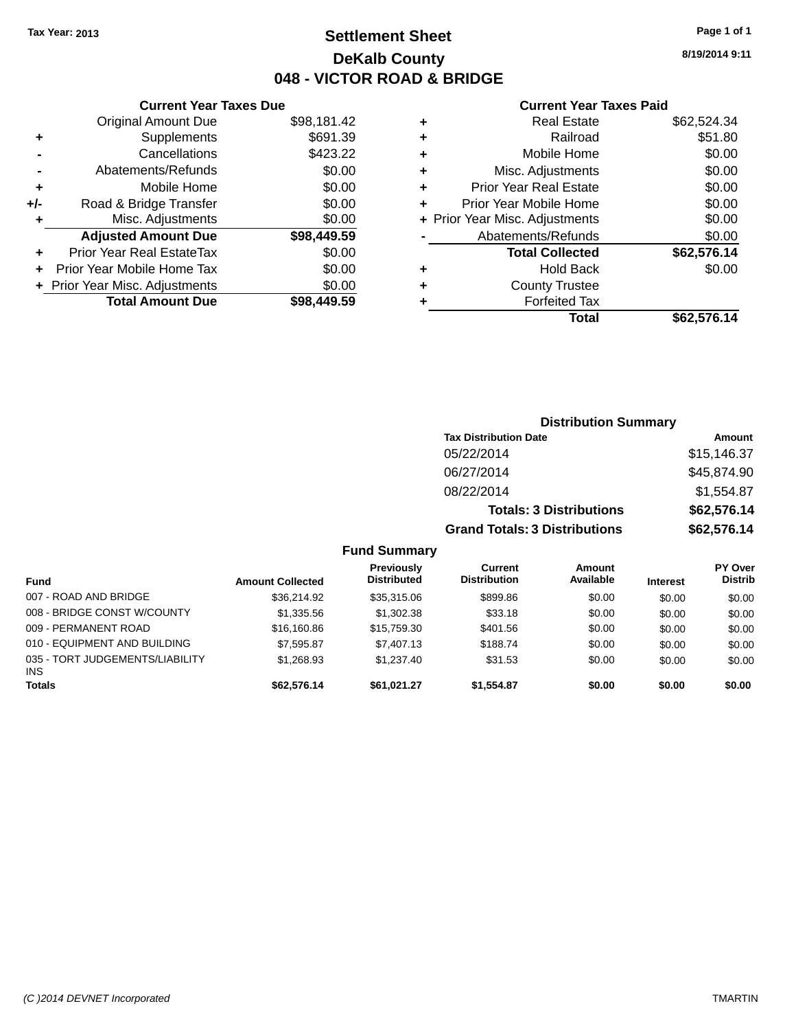Tax Year: 2013

# Settlement Sheet

## DeKalb County

## 048 - VICTOR ROAD & BRIDGE

8/19/2014 9:11

### Current Year Taxes Due

| | | |
|---|---|---|
| | Original Amount Due | $98,181.42 |
| + | Supplements | $691.39 |
| - | Cancellations | $423.22 |
| - | Abatements/Refunds | $0.00 |
| + | Mobile Home | $0.00 |
| +/- | Road & Bridge Transfer | $0.00 |
| + | Misc. Adjustments | $0.00 |
| | **Adjusted Amount Due** | **$98,449.59** |
| + | Prior Year Real EstateTax | $0.00 |
| + | Prior Year Mobile Home Tax | $0.00 |
| + | Prior Year Misc. Adjustments | $0.00 |
| | **Total Amount Due** | **$98,449.59** |

### Current Year Taxes Paid

| | | |
|---|---|---|
| + | Real Estate | $62,524.34 |
| + | Railroad | $51.80 |
| + | Mobile Home | $0.00 |
| + | Misc. Adjustments | $0.00 |
| + | Prior Year Real Estate | $0.00 |
| + | Prior Year Mobile Home | $0.00 |
| + | Prior Year Misc. Adjustments | $0.00 |
| - | Abatements/Refunds | $0.00 |
| | **Total Collected** | **$62,576.14** |
| + | Hold Back | $0.00 |
| + | County Trustee | |
| + | Forfeited Tax | |
| | **Total** | **$62,576.14** |

### Distribution Summary

| Tax Distribution Date | Amount |
|---|---|
| 05/22/2014 | $15,146.37 |
| 06/27/2014 | $45,874.90 |
| 08/22/2014 | $1,554.87 |
| **Totals: 3 Distributions** | **$62,576.14** |
| **Grand Totals: 3 Distributions** | **$62,576.14** |

### Fund Summary

| Fund | Amount Collected | Previously Distributed | Current Distribution | Amount Available | Interest | PY Over Distrib |
|---|---|---|---|---|---|---|
| 007 - ROAD AND BRIDGE | $36,214.92 | $35,315.06 | $899.86 | $0.00 | $0.00 | $0.00 |
| 008 - BRIDGE CONST W/COUNTY | $1,335.56 | $1,302.38 | $33.18 | $0.00 | $0.00 | $0.00 |
| 009 - PERMANENT ROAD | $16,160.86 | $15,759.30 | $401.56 | $0.00 | $0.00 | $0.00 |
| 010 - EQUIPMENT AND BUILDING | $7,595.87 | $7,407.13 | $188.74 | $0.00 | $0.00 | $0.00 |
| 035 - TORT JUDGEMENTS/LIABILITY INS | $1,268.93 | $1,237.40 | $31.53 | $0.00 | $0.00 | $0.00 |
| **Totals** | **$62,576.14** | **$61,021.27** | **$1,554.87** | **$0.00** | **$0.00** | **$0.00** |

(C )2014 DEVNET Incorporated TMARTIN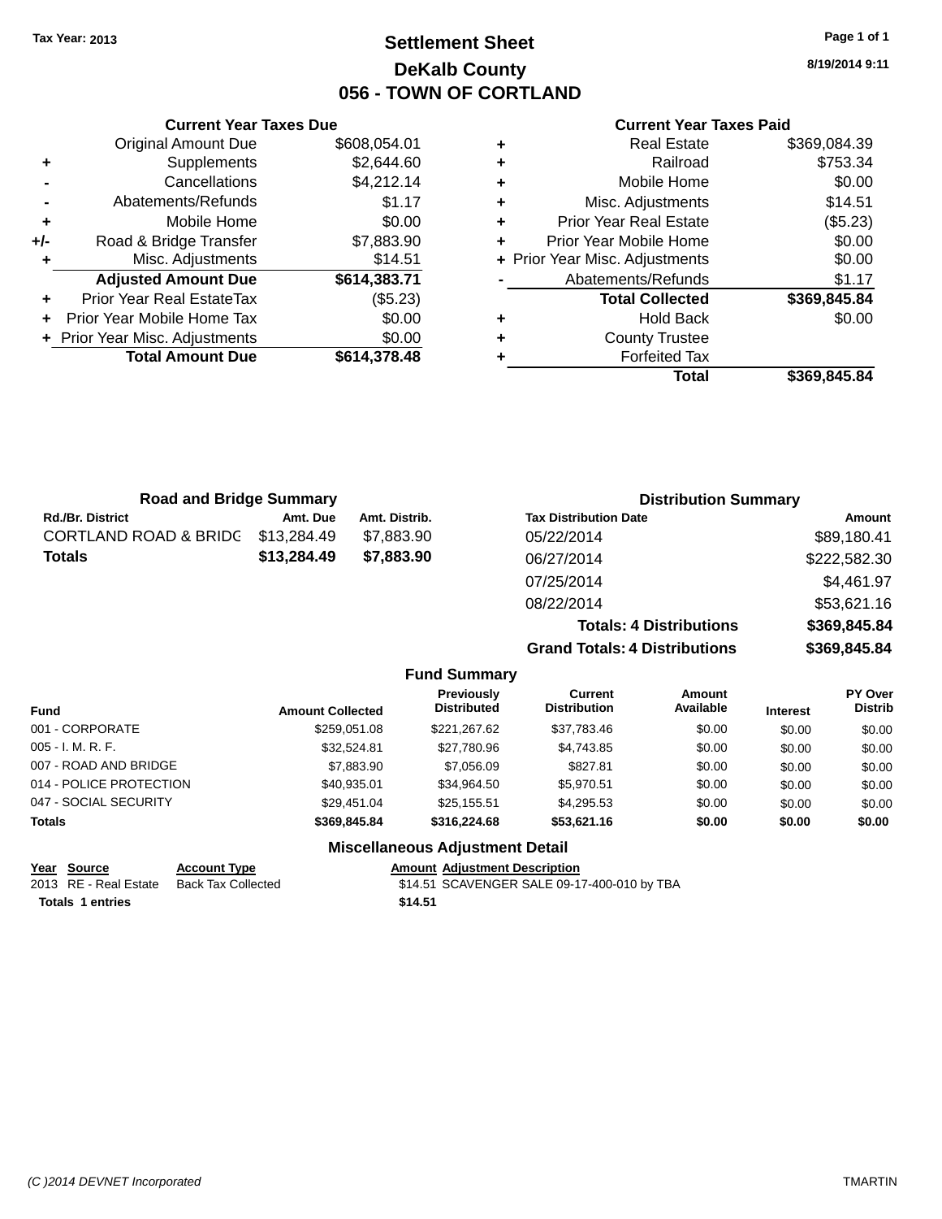**Tax Year: 2013**

# Settlement Sheet

## DeKalb County

## 056 - TOWN OF CORTLAND

8/19/2014 9:11

### Current Year Taxes Due

| | | |
|---|---|---|
| | Original Amount Due | $608,054.01 |
| + | Supplements | $2,644.60 |
| - | Cancellations | $4,212.14 |
| - | Abatements/Refunds | $1.17 |
| + | Mobile Home | $0.00 |
| +/- | Road & Bridge Transfer | $7,883.90 |
| + | Misc. Adjustments | $14.51 |
| | **Adjusted Amount Due** | **$614,383.71** |
| + | Prior Year Real EstateTax | ($5.23) |
| + | Prior Year Mobile Home Tax | $0.00 |
| + | Prior Year Misc. Adjustments | $0.00 |
| | **Total Amount Due** | **$614,378.48** |

### Current Year Taxes Paid

| | | |
|---|---|---|
| + | Real Estate | $369,084.39 |
| + | Railroad | $753.34 |
| + | Mobile Home | $0.00 |
| + | Misc. Adjustments | $14.51 |
| + | Prior Year Real Estate | ($5.23) |
| + | Prior Year Mobile Home | $0.00 |
| + | Prior Year Misc. Adjustments | $0.00 |
| - | Abatements/Refunds | $1.17 |
| | **Total Collected** | **$369,845.84** |
| + | Hold Back | $0.00 |
| + | County Trustee | |
| + | Forfeited Tax | |
| | **Total** | **$369,845.84** |

### Road and Bridge Summary

| Rd./Br. District | Amt. Due | Amt. Distrib. |
|---|---|---|
| CORTLAND ROAD & BRIDG | $13,284.49 | $7,883.90 |
| **Totals** | **$13,284.49** | **$7,883.90** |

### Distribution Summary

| Tax Distribution Date | Amount |
|---|---|
| 05/22/2014 | $89,180.41 |
| 06/27/2014 | $222,582.30 |
| 07/25/2014 | $4,461.97 |
| 08/22/2014 | $53,621.16 |
| **Totals: 4 Distributions** | **$369,845.84** |
| **Grand Totals: 4 Distributions** | **$369,845.84** |

### Fund Summary

| Fund | Amount Collected | Previously Distributed | Current Distribution | Amount Available | Interest | PY Over Distrib |
|---|---|---|---|---|---|---|
| 001 - CORPORATE | $259,051.08 | $221,267.62 | $37,783.46 | $0.00 | $0.00 | $0.00 |
| 005 - I. M. R. F. | $32,524.81 | $27,780.96 | $4,743.85 | $0.00 | $0.00 | $0.00 |
| 007 - ROAD AND BRIDGE | $7,883.90 | $7,056.09 | $827.81 | $0.00 | $0.00 | $0.00 |
| 014 - POLICE PROTECTION | $40,935.01 | $34,964.50 | $5,970.51 | $0.00 | $0.00 | $0.00 |
| 047 - SOCIAL SECURITY | $29,451.04 | $25,155.51 | $4,295.53 | $0.00 | $0.00 | $0.00 |
| **Totals** | **$369,845.84** | **$316,224.68** | **$53,621.16** | **$0.00** | **$0.00** | **$0.00** |

### Miscellaneous Adjustment Detail

| Year | Source | Account Type | Amount | Adjustment Description |
|---|---|---|---|---|
| 2013 | RE - Real Estate | Back Tax Collected | $14.51 | SCAVENGER SALE 09-17-400-010 by TBA |
| **Totals 1 entries** | | | **$14.51** | |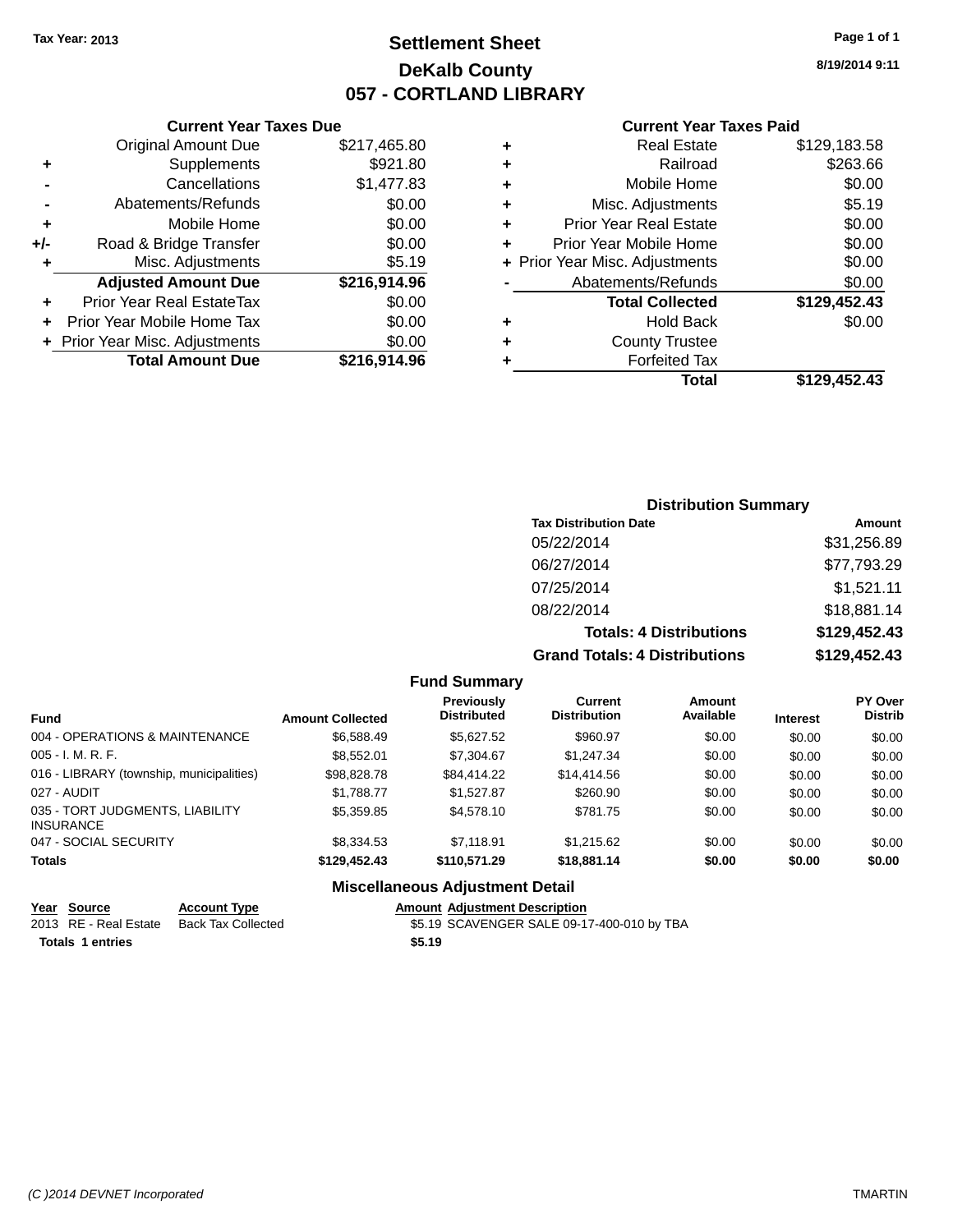Tax Year: 2013

# Settlement Sheet

## DeKalb County

## 057 - CORTLAND LIBRARY

8/19/2014 9:11

### Current Year Taxes Due

| | | |
|---|---|---|
| | Original Amount Due | $217,465.80 |
| + | Supplements | $921.80 |
| - | Cancellations | $1,477.83 |
| - | Abatements/Refunds | $0.00 |
| + | Mobile Home | $0.00 |
| +/- | Road & Bridge Transfer | $0.00 |
| + | Misc. Adjustments | $5.19 |
| | **Adjusted Amount Due** | **$216,914.96** |
| + | Prior Year Real EstateTax | $0.00 |
| + | Prior Year Mobile Home Tax | $0.00 |
| + | Prior Year Misc. Adjustments | $0.00 |
| | **Total Amount Due** | **$216,914.96** |

### Current Year Taxes Paid

| | | |
|---|---|---|
| + | Real Estate | $129,183.58 |
| + | Railroad | $263.66 |
| + | Mobile Home | $0.00 |
| + | Misc. Adjustments | $5.19 |
| + | Prior Year Real Estate | $0.00 |
| + | Prior Year Mobile Home | $0.00 |
| + | Prior Year Misc. Adjustments | $0.00 |
| - | Abatements/Refunds | $0.00 |
| | **Total Collected** | **$129,452.43** |
| + | Hold Back | $0.00 |
| + | County Trustee | |
| + | Forfeited Tax | |
| | **Total** | **$129,452.43** |

### Distribution Summary

| Tax Distribution Date | Amount |
|---|---|
| 05/22/2014 | $31,256.89 |
| 06/27/2014 | $77,793.29 |
| 07/25/2014 | $1,521.11 |
| 08/22/2014 | $18,881.14 |
| **Totals: 4 Distributions** | **$129,452.43** |
| **Grand Totals: 4 Distributions** | **$129,452.43** |

### Fund Summary

| Fund | Amount Collected | Previously Distributed | Current Distribution | Amount Available | Interest | PY Over Distrib |
|---|---|---|---|---|---|---|
| 004 - OPERATIONS & MAINTENANCE | $6,588.49 | $5,627.52 | $960.97 | $0.00 | $0.00 | $0.00 |
| 005 - I. M. R. F. | $8,552.01 | $7,304.67 | $1,247.34 | $0.00 | $0.00 | $0.00 |
| 016 - LIBRARY (township, municipalities) | $98,828.78 | $84,414.22 | $14,414.56 | $0.00 | $0.00 | $0.00 |
| 027 - AUDIT | $1,788.77 | $1,527.87 | $260.90 | $0.00 | $0.00 | $0.00 |
| 035 - TORT JUDGMENTS, LIABILITY INSURANCE | $5,359.85 | $4,578.10 | $781.75 | $0.00 | $0.00 | $0.00 |
| 047 - SOCIAL SECURITY | $8,334.53 | $7,118.91 | $1,215.62 | $0.00 | $0.00 | $0.00 |
| **Totals** | **$129,452.43** | **$110,571.29** | **$18,881.14** | **$0.00** | **$0.00** | **$0.00** |

### Miscellaneous Adjustment Detail

| Year | Source | Account Type | Amount | Adjustment Description |
|---|---|---|---|---|
| 2013 | RE - Real Estate | Back Tax Collected | $5.19 | SCAVENGER SALE 09-17-400-010 by TBA |
| **Totals** | **1 entries** | | **$5.19** | |

(C )2014 DEVNET Incorporated

TMARTIN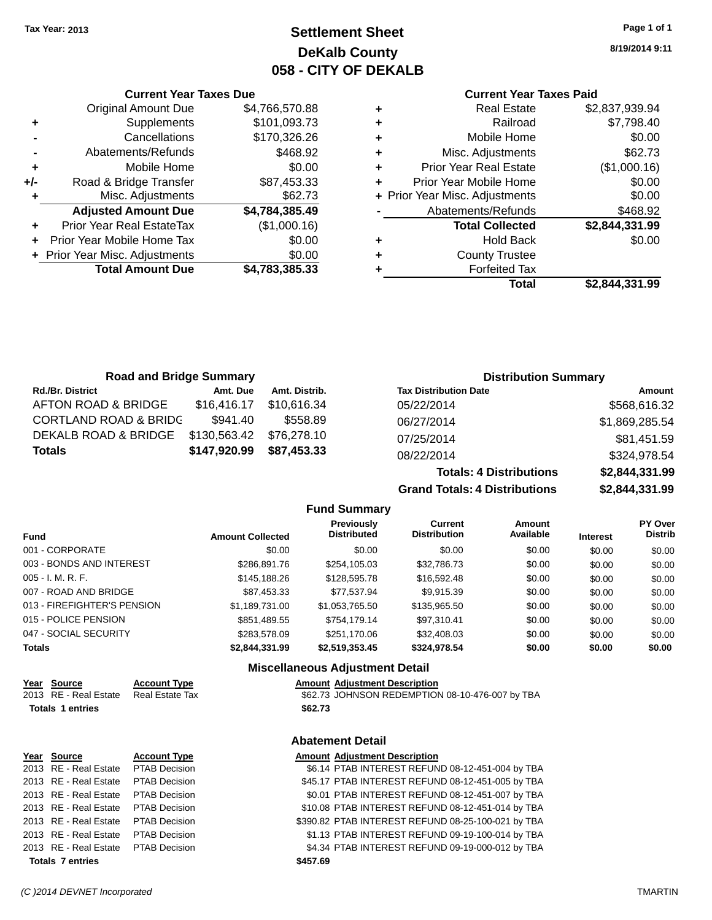Tax Year: 2013

# Settlement Sheet
## DeKalb County
## 058 - CITY OF DEKALB

8/19/2014 9:11

### Current Year Taxes Due

| | | |
|---|---|---|
| | Original Amount Due | $4,766,570.88 |
| + | Supplements | $101,093.73 |
| - | Cancellations | $170,326.26 |
| - | Abatements/Refunds | $468.92 |
| + | Mobile Home | $0.00 |
| +/- | Road & Bridge Transfer | $87,453.33 |
| + | Misc. Adjustments | $62.73 |
| | **Adjusted Amount Due** | **$4,784,385.49** |
| + | Prior Year Real EstateTax | ($1,000.16) |
| + | Prior Year Mobile Home Tax | $0.00 |
| + | Prior Year Misc. Adjustments | $0.00 |
| | **Total Amount Due** | **$4,783,385.33** |

### Current Year Taxes Paid

| | | |
|---|---|---|
| + | Real Estate | $2,837,939.94 |
| + | Railroad | $7,798.40 |
| + | Mobile Home | $0.00 |
| + | Misc. Adjustments | $62.73 |
| + | Prior Year Real Estate | ($1,000.16) |
| + | Prior Year Mobile Home | $0.00 |
| + | Prior Year Misc. Adjustments | $0.00 |
| - | Abatements/Refunds | $468.92 |
| | **Total Collected** | **$2,844,331.99** |
| + | Hold Back | $0.00 |
| + | County Trustee | |
| + | Forfeited Tax | |
| | **Total** | **$2,844,331.99** |

### Road and Bridge Summary

| Rd./Br. District | Amt. Due | Amt. Distrib. |
|---|---|---|
| AFTON ROAD & BRIDGE | $16,416.17 | $10,616.34 |
| CORTLAND ROAD & BRIDG | $941.40 | $558.89 |
| DEKALB ROAD & BRIDGE | $130,563.42 | $76,278.10 |
| **Totals** | **$147,920.99** | **$87,453.33** |

### Distribution Summary

| Tax Distribution Date | Amount |
|---|---|
| 05/22/2014 | $568,616.32 |
| 06/27/2014 | $1,869,285.54 |
| 07/25/2014 | $81,451.59 |
| 08/22/2014 | $324,978.54 |
| **Totals: 4 Distributions** | **$2,844,331.99** |
| **Grand Totals: 4 Distributions** | **$2,844,331.99** |

### Fund Summary

| Fund | Amount Collected | Previously Distributed | Current Distribution | Amount Available | Interest | PY Over Distrib |
|---|---|---|---|---|---|---|
| 001 - CORPORATE | $0.00 | $0.00 | $0.00 | $0.00 | $0.00 | $0.00 |
| 003 - BONDS AND INTEREST | $286,891.76 | $254,105.03 | $32,786.73 | $0.00 | $0.00 | $0.00 |
| 005 - I. M. R. F. | $145,188.26 | $128,595.78 | $16,592.48 | $0.00 | $0.00 | $0.00 |
| 007 - ROAD AND BRIDGE | $87,453.33 | $77,537.94 | $9,915.39 | $0.00 | $0.00 | $0.00 |
| 013 - FIREFIGHTER'S PENSION | $1,189,731.00 | $1,053,765.50 | $135,965.50 | $0.00 | $0.00 | $0.00 |
| 015 - POLICE PENSION | $851,489.55 | $754,179.14 | $97,310.41 | $0.00 | $0.00 | $0.00 |
| 047 - SOCIAL SECURITY | $283,578.09 | $251,170.06 | $32,408.03 | $0.00 | $0.00 | $0.00 |
| **Totals** | **$2,844,331.99** | **$2,519,353.45** | **$324,978.54** | **$0.00** | **$0.00** | **$0.00** |

### Miscellaneous Adjustment Detail

| Year | Source | Account Type | Amount | Adjustment Description |
|---|---|---|---|---|
| 2013 | RE - Real Estate | Real Estate Tax | $62.73 | JOHNSON REDEMPTION 08-10-476-007 by TBA |
| **Totals** | **1 entries** | | **$62.73** | |

### Abatement Detail

| Year | Source | Account Type | Amount | Adjustment Description |
|---|---|---|---|---|
| 2013 | RE - Real Estate | PTAB Decision | $6.14 | PTAB INTEREST REFUND 08-12-451-004 by TBA |
| 2013 | RE - Real Estate | PTAB Decision | $45.17 | PTAB INTEREST REFUND 08-12-451-005 by TBA |
| 2013 | RE - Real Estate | PTAB Decision | $0.01 | PTAB INTEREST REFUND 08-12-451-007 by TBA |
| 2013 | RE - Real Estate | PTAB Decision | $10.08 | PTAB INTEREST REFUND 08-12-451-014 by TBA |
| 2013 | RE - Real Estate | PTAB Decision | $390.82 | PTAB INTEREST REFUND 08-25-100-021 by TBA |
| 2013 | RE - Real Estate | PTAB Decision | $1.13 | PTAB INTEREST REFUND 09-19-100-014 by TBA |
| 2013 | RE - Real Estate | PTAB Decision | $4.34 | PTAB INTEREST REFUND 09-19-000-012 by TBA |
| **Totals** | **7 entries** | | **$457.69** | |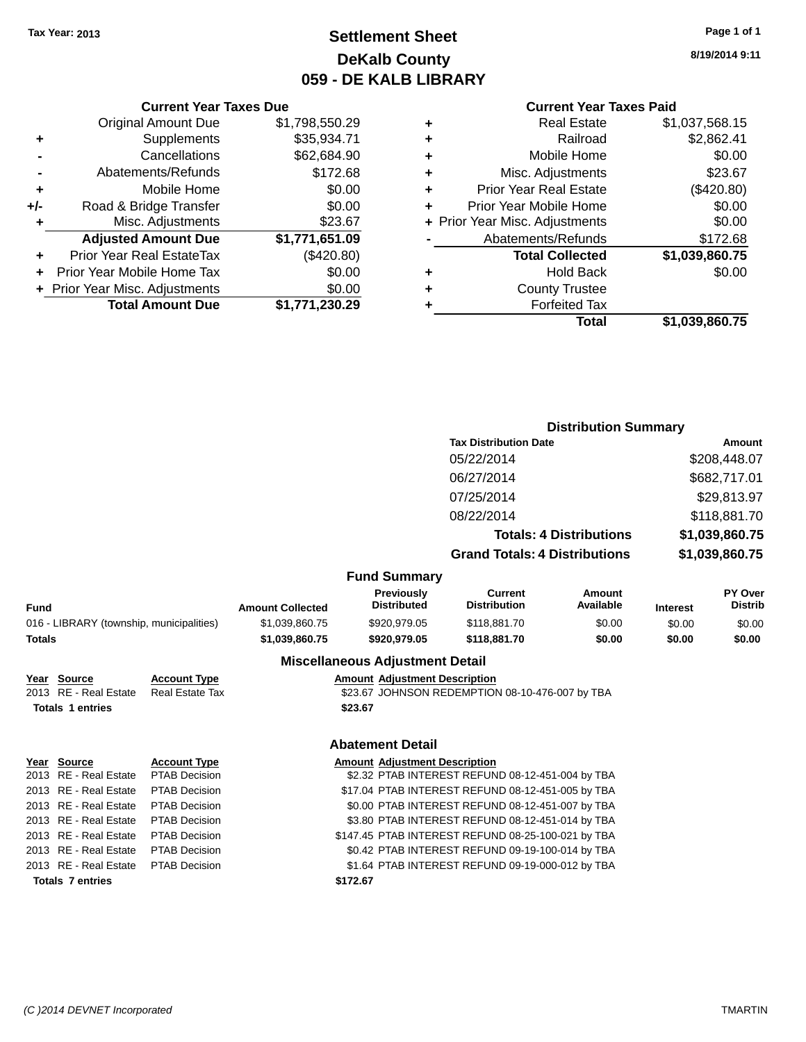Tax Year: 2013

# Settlement Sheet
## DeKalb County
## 059 - DE KALB LIBRARY

8/19/2014 9:11

**Current Year Taxes Due**

| | | |
|---|---|---|
| | Original Amount Due | $1,798,550.29 |
| + | Supplements | $35,934.71 |
| - | Cancellations | $62,684.90 |
| - | Abatements/Refunds | $172.68 |
| + | Mobile Home | $0.00 |
| +/- | Road & Bridge Transfer | $0.00 |
| + | Misc. Adjustments | $23.67 |
| | **Adjusted Amount Due** | **$1,771,651.09** |
| + | Prior Year Real EstateTax | ($420.80) |
| + | Prior Year Mobile Home Tax | $0.00 |
| + | Prior Year Misc. Adjustments | $0.00 |
| | **Total Amount Due** | **$1,771,230.29** |

**Current Year Taxes Paid**

| | | |
|---|---|---|
| + | Real Estate | $1,037,568.15 |
| + | Railroad | $2,862.41 |
| + | Mobile Home | $0.00 |
| + | Misc. Adjustments | $23.67 |
| + | Prior Year Real Estate | ($420.80) |
| + | Prior Year Mobile Home | $0.00 |
| + | Prior Year Misc. Adjustments | $0.00 |
| - | Abatements/Refunds | $172.68 |
| | **Total Collected** | **$1,039,860.75** |
| + | Hold Back | $0.00 |
| + | County Trustee | |
| + | Forfeited Tax | |
| | **Total** | **$1,039,860.75** |

**Distribution Summary**

| Tax Distribution Date | Amount |
|---|---|
| 05/22/2014 | $208,448.07 |
| 06/27/2014 | $682,717.01 |
| 07/25/2014 | $29,813.97 |
| 08/22/2014 | $118,881.70 |
| **Totals: 4 Distributions** | **$1,039,860.75** |
| **Grand Totals: 4 Distributions** | **$1,039,860.75** |

**Fund Summary**

| Fund | Amount Collected | Previously Distributed | Current Distribution | Amount Available | Interest | PY Over Distrib |
|---|---|---|---|---|---|---|
| 016 - LIBRARY (township, municipalities) | $1,039,860.75 | $920,979.05 | $118,881.70 | $0.00 | $0.00 | $0.00 |
| **Totals** | **$1,039,860.75** | **$920,979.05** | **$118,881.70** | **$0.00** | **$0.00** | **$0.00** |

**Miscellaneous Adjustment Detail**

| Year | Source | Account Type | Amount | Adjustment Description |
|---|---|---|---|---|
| 2013 | RE - Real Estate | Real Estate Tax | $23.67 | JOHNSON REDEMPTION 08-10-476-007 by TBA |
| **Totals 1 entries** | | | **$23.67** | |

**Abatement Detail**

| Year | Source | Account Type | Amount | Adjustment Description |
|---|---|---|---|---|
| 2013 | RE - Real Estate | PTAB Decision | $2.32 | PTAB INTEREST REFUND 08-12-451-004 by TBA |
| 2013 | RE - Real Estate | PTAB Decision | $17.04 | PTAB INTEREST REFUND 08-12-451-005 by TBA |
| 2013 | RE - Real Estate | PTAB Decision | $0.00 | PTAB INTEREST REFUND 08-12-451-007 by TBA |
| 2013 | RE - Real Estate | PTAB Decision | $3.80 | PTAB INTEREST REFUND 08-12-451-014 by TBA |
| 2013 | RE - Real Estate | PTAB Decision | $147.45 | PTAB INTEREST REFUND 08-25-100-021 by TBA |
| 2013 | RE - Real Estate | PTAB Decision | $0.42 | PTAB INTEREST REFUND 09-19-100-014 by TBA |
| 2013 | RE - Real Estate | PTAB Decision | $1.64 | PTAB INTEREST REFUND 09-19-000-012 by TBA |
| **Totals 7 entries** | | | **$172.67** | |

(C )2014 DEVNET Incorporated TMARTIN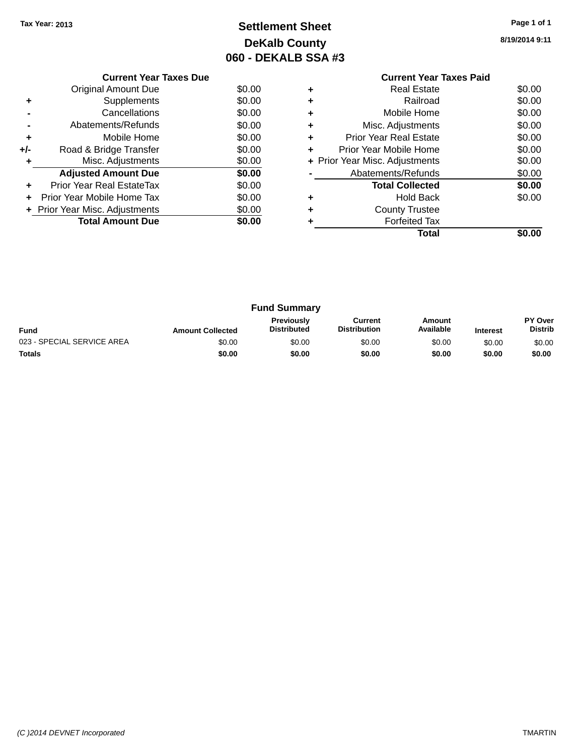Tax Year: 2013

# Settlement Sheet

## DeKalb County

## 060 - DEKALB SSA #3

8/19/2014 9:11

### Current Year Taxes Due

| | | |
|---|---|---|
| | Original Amount Due | $0.00 |
| + | Supplements | $0.00 |
| - | Cancellations | $0.00 |
| - | Abatements/Refunds | $0.00 |
| + | Mobile Home | $0.00 |
| +/- | Road & Bridge Transfer | $0.00 |
| + | Misc. Adjustments | $0.00 |
| | **Adjusted Amount Due** | **$0.00** |
| + | Prior Year Real EstateTax | $0.00 |
| + | Prior Year Mobile Home Tax | $0.00 |
| + | Prior Year Misc. Adjustments | $0.00 |
| | **Total Amount Due** | **$0.00** |

### Current Year Taxes Paid

| | | |
|---|---|---|
| + | Real Estate | $0.00 |
| + | Railroad | $0.00 |
| + | Mobile Home | $0.00 |
| + | Misc. Adjustments | $0.00 |
| + | Prior Year Real Estate | $0.00 |
| + | Prior Year Mobile Home | $0.00 |
| + | Prior Year Misc. Adjustments | $0.00 |
| - | Abatements/Refunds | $0.00 |
| | **Total Collected** | **$0.00** |
| + | Hold Back | $0.00 |
| + | County Trustee | |
| + | Forfeited Tax | |
| | **Total** | **$0.00** |

### Fund Summary

| Fund | Amount Collected | Previously Distributed | Current Distribution | Amount Available | Interest | PY Over Distrib |
|---|---|---|---|---|---|---|
| 023 - SPECIAL SERVICE AREA | $0.00 | $0.00 | $0.00 | $0.00 | $0.00 | $0.00 |
| **Totals** | **$0.00** | **$0.00** | **$0.00** | **$0.00** | **$0.00** | **$0.00** |

(C )2014 DEVNET Incorporated TMARTIN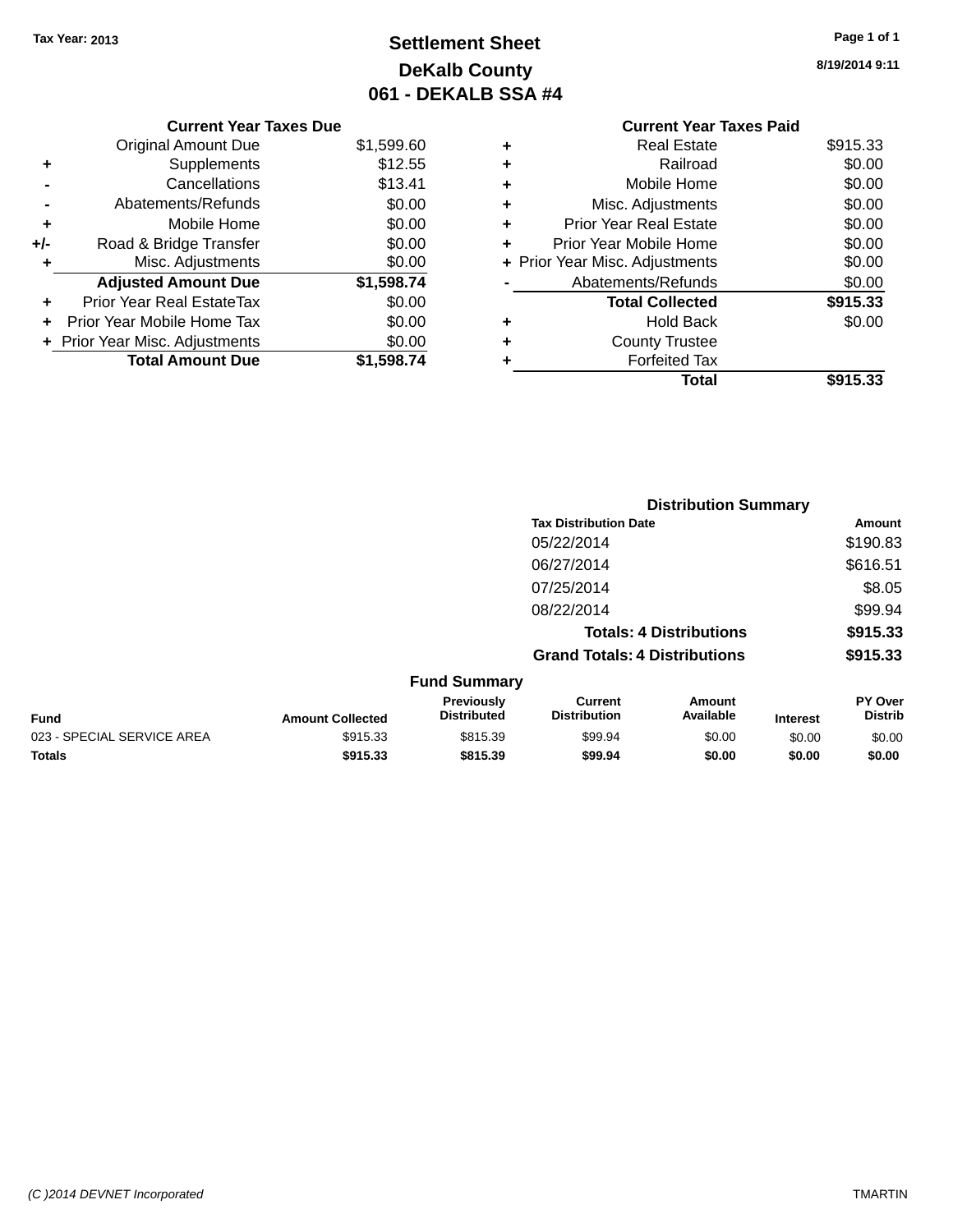Tax Year: 2013

# Settlement Sheet

## DeKalb County

## 061 - DEKALB SSA #4

8/19/2014 9:11

### Current Year Taxes Due

| | | |
|---|---|---|
| | Original Amount Due | $1,599.60 |
| + | Supplements | $12.55 |
| - | Cancellations | $13.41 |
| - | Abatements/Refunds | $0.00 |
| + | Mobile Home | $0.00 |
| +/- | Road & Bridge Transfer | $0.00 |
| + | Misc. Adjustments | $0.00 |
| | **Adjusted Amount Due** | **$1,598.74** |
| + | Prior Year Real EstateTax | $0.00 |
| + | Prior Year Mobile Home Tax | $0.00 |
| + | Prior Year Misc. Adjustments | $0.00 |
| | **Total Amount Due** | **$1,598.74** |

### Current Year Taxes Paid

| | | |
|---|---|---|
| + | Real Estate | $915.33 |
| + | Railroad | $0.00 |
| + | Mobile Home | $0.00 |
| + | Misc. Adjustments | $0.00 |
| + | Prior Year Real Estate | $0.00 |
| + | Prior Year Mobile Home | $0.00 |
| + | Prior Year Misc. Adjustments | $0.00 |
| - | Abatements/Refunds | $0.00 |
| | **Total Collected** | **$915.33** |
| + | Hold Back | $0.00 |
| + | County Trustee | |
| + | Forfeited Tax | |
| | **Total** | **$915.33** |

### Distribution Summary

| Tax Distribution Date | Amount |
|---|---|
| 05/22/2014 | $190.83 |
| 06/27/2014 | $616.51 |
| 07/25/2014 | $8.05 |
| 08/22/2014 | $99.94 |
| **Totals: 4 Distributions** | **$915.33** |
| **Grand Totals: 4 Distributions** | **$915.33** |

### Fund Summary

| Fund | Amount Collected | Previously Distributed | Current Distribution | Amount Available | Interest | PY Over Distrib |
|---|---|---|---|---|---|---|
| 023 - SPECIAL SERVICE AREA | $915.33 | $815.39 | $99.94 | $0.00 | $0.00 | $0.00 |
| **Totals** | **$915.33** | **$815.39** | **$99.94** | **$0.00** | **$0.00** | **$0.00** |

(C )2014 DEVNET Incorporated TMARTIN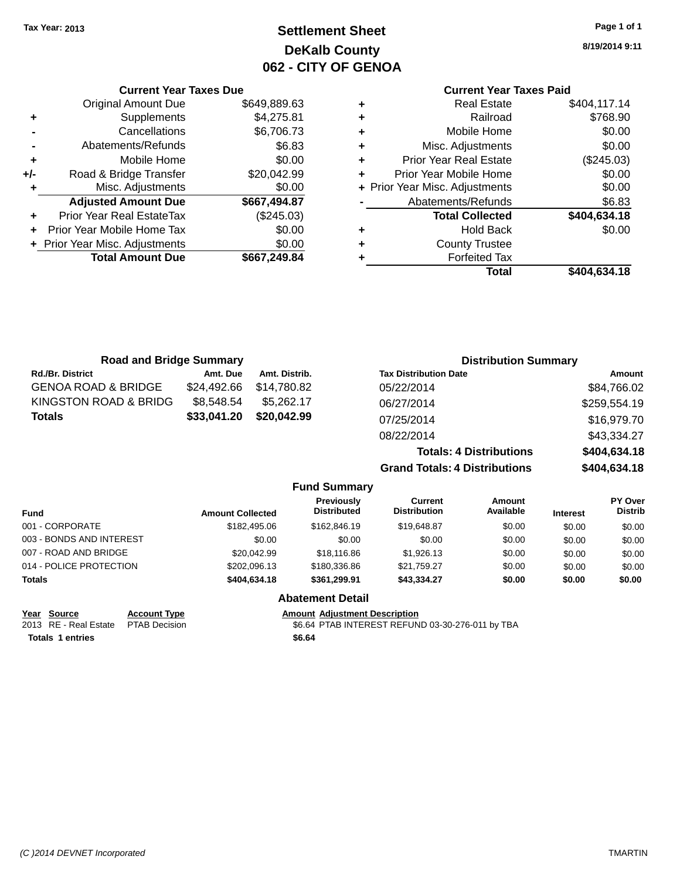Tax Year: 2013

# Settlement Sheet
## DeKalb County
## 062 - CITY OF GENOA

8/19/2014 9:11

### Current Year Taxes Due

| | | |
|---|---|---|
| | Original Amount Due | $649,889.63 |
| + | Supplements | $4,275.81 |
| - | Cancellations | $6,706.73 |
| - | Abatements/Refunds | $6.83 |
| + | Mobile Home | $0.00 |
| +/- | Road & Bridge Transfer | $20,042.99 |
| + | Misc. Adjustments | $0.00 |
| | **Adjusted Amount Due** | **$667,494.87** |
| + | Prior Year Real EstateTax | ($245.03) |
| + | Prior Year Mobile Home Tax | $0.00 |
| + | Prior Year Misc. Adjustments | $0.00 |
| | **Total Amount Due** | **$667,249.84** |

### Current Year Taxes Paid

| | | |
|---|---|---|
| + | Real Estate | $404,117.14 |
| + | Railroad | $768.90 |
| + | Mobile Home | $0.00 |
| + | Misc. Adjustments | $0.00 |
| + | Prior Year Real Estate | ($245.03) |
| + | Prior Year Mobile Home | $0.00 |
| + | Prior Year Misc. Adjustments | $0.00 |
| - | Abatements/Refunds | $6.83 |
| | **Total Collected** | **$404,634.18** |
| + | Hold Back | $0.00 |
| + | County Trustee | |
| + | Forfeited Tax | |
| | **Total** | **$404,634.18** |

### Road and Bridge Summary

| Rd./Br. District | Amt. Due | Amt. Distrib. |
|---|---|---|
| GENOA ROAD & BRIDGE | $24,492.66 | $14,780.82 |
| KINGSTON ROAD & BRIDG | $8,548.54 | $5,262.17 |
| **Totals** | **$33,041.20** | **$20,042.99** |

### Distribution Summary

| Tax Distribution Date | Amount |
|---|---|
| 05/22/2014 | $84,766.02 |
| 06/27/2014 | $259,554.19 |
| 07/25/2014 | $16,979.70 |
| 08/22/2014 | $43,334.27 |
| **Totals: 4 Distributions** | **$404,634.18** |
| **Grand Totals: 4 Distributions** | **$404,634.18** |

### Fund Summary

| Fund | Amount Collected | Previously Distributed | Current Distribution | Amount Available | Interest | PY Over Distrib |
|---|---|---|---|---|---|---|
| 001 - CORPORATE | $182,495.06 | $162,846.19 | $19,648.87 | $0.00 | $0.00 | $0.00 |
| 003 - BONDS AND INTEREST | $0.00 | $0.00 | $0.00 | $0.00 | $0.00 | $0.00 |
| 007 - ROAD AND BRIDGE | $20,042.99 | $18,116.86 | $1,926.13 | $0.00 | $0.00 | $0.00 |
| 014 - POLICE PROTECTION | $202,096.13 | $180,336.86 | $21,759.27 | $0.00 | $0.00 | $0.00 |
| **Totals** | **$404,634.18** | **$361,299.91** | **$43,334.27** | **$0.00** | **$0.00** | **$0.00** |

### Abatement Detail

| Year | Source | Account Type | Amount | Adjustment Description |
|---|---|---|---|---|
| 2013 | RE - Real Estate | PTAB Decision | $6.64 | PTAB INTEREST REFUND 03-30-276-011 by TBA |
| **Totals 1 entries** | | | **$6.64** | |

(C )2014 DEVNET Incorporated TMARTIN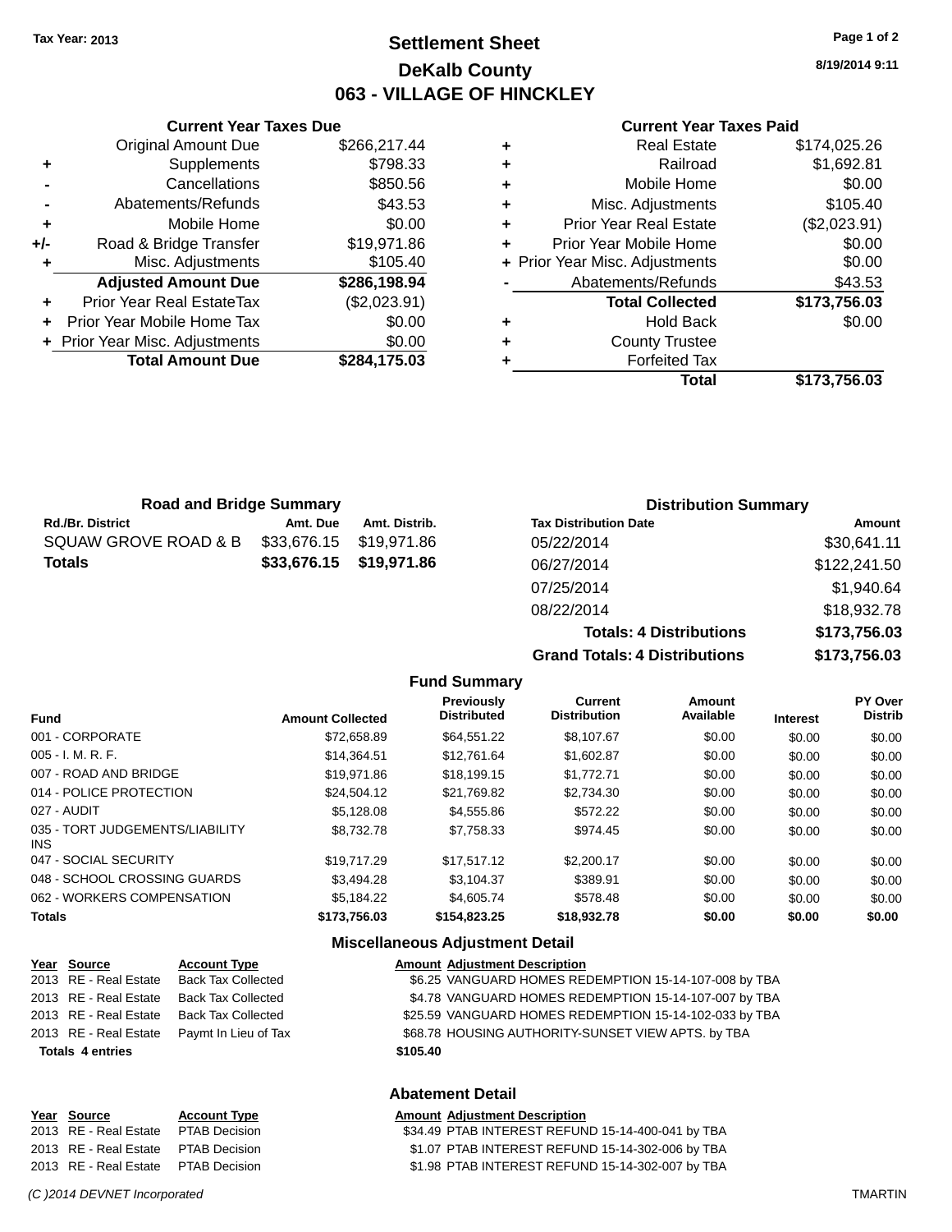Tax Year: 2013

# Settlement Sheet
## DeKalb County
## 063 - VILLAGE OF HINCKLEY

8/19/2014 9:11

### Current Year Taxes Due

| | | |
|---|---|---|
| | Original Amount Due | $266,217.44 |
| + | Supplements | $798.33 |
| - | Cancellations | $850.56 |
| - | Abatements/Refunds | $43.53 |
| + | Mobile Home | $0.00 |
| +/- | Road & Bridge Transfer | $19,971.86 |
| + | Misc. Adjustments | $105.40 |
| | **Adjusted Amount Due** | **$286,198.94** |
| + | Prior Year Real EstateTax | ($2,023.91) |
| + | Prior Year Mobile Home Tax | $0.00 |
| + | Prior Year Misc. Adjustments | $0.00 |
| | **Total Amount Due** | **$284,175.03** |

### Current Year Taxes Paid

| | | |
|---|---|---|
| + | Real Estate | $174,025.26 |
| + | Railroad | $1,692.81 |
| + | Mobile Home | $0.00 |
| + | Misc. Adjustments | $105.40 |
| + | Prior Year Real Estate | ($2,023.91) |
| + | Prior Year Mobile Home | $0.00 |
| + | Prior Year Misc. Adjustments | $0.00 |
| - | Abatements/Refunds | $43.53 |
| | **Total Collected** | **$173,756.03** |
| + | Hold Back | $0.00 |
| + | County Trustee | |
| + | Forfeited Tax | |
| | **Total** | **$173,756.03** |

### Road and Bridge Summary

| Rd./Br. District | Amt. Due | Amt. Distrib. |
|---|---|---|
| SQUAW GROVE ROAD & B | $33,676.15 | $19,971.86 |
| **Totals** | **$33,676.15** | **$19,971.86** |

### Distribution Summary

| Tax Distribution Date | Amount |
|---|---|
| 05/22/2014 | $30,641.11 |
| 06/27/2014 | $122,241.50 |
| 07/25/2014 | $1,940.64 |
| 08/22/2014 | $18,932.78 |
| **Totals: 4 Distributions** | **$173,756.03** |
| **Grand Totals: 4 Distributions** | **$173,756.03** |

### Fund Summary

| Fund | Amount Collected | Previously Distributed | Current Distribution | Amount Available | Interest | PY Over Distrib |
|---|---|---|---|---|---|---|
| 001 - CORPORATE | $72,658.89 | $64,551.22 | $8,107.67 | $0.00 | $0.00 | $0.00 |
| 005 - I. M. R. F. | $14,364.51 | $12,761.64 | $1,602.87 | $0.00 | $0.00 | $0.00 |
| 007 - ROAD AND BRIDGE | $19,971.86 | $18,199.15 | $1,772.71 | $0.00 | $0.00 | $0.00 |
| 014 - POLICE PROTECTION | $24,504.12 | $21,769.82 | $2,734.30 | $0.00 | $0.00 | $0.00 |
| 027 - AUDIT | $5,128.08 | $4,555.86 | $572.22 | $0.00 | $0.00 | $0.00 |
| 035 - TORT JUDGEMENTS/LIABILITY INS | $8,732.78 | $7,758.33 | $974.45 | $0.00 | $0.00 | $0.00 |
| 047 - SOCIAL SECURITY | $19,717.29 | $17,517.12 | $2,200.17 | $0.00 | $0.00 | $0.00 |
| 048 - SCHOOL CROSSING GUARDS | $3,494.28 | $3,104.37 | $389.91 | $0.00 | $0.00 | $0.00 |
| 062 - WORKERS COMPENSATION | $5,184.22 | $4,605.74 | $578.48 | $0.00 | $0.00 | $0.00 |
| **Totals** | **$173,756.03** | **$154,823.25** | **$18,932.78** | **$0.00** | **$0.00** | **$0.00** |

### Miscellaneous Adjustment Detail

| Year | Source | Account Type | Amount | Adjustment Description |
|---|---|---|---|---|
| 2013 | RE - Real Estate | Back Tax Collected | $6.25 | VANGUARD HOMES REDEMPTION 15-14-107-008 by TBA |
| 2013 | RE - Real Estate | Back Tax Collected | $4.78 | VANGUARD HOMES REDEMPTION 15-14-107-007 by TBA |
| 2013 | RE - Real Estate | Back Tax Collected | $25.59 | VANGUARD HOMES REDEMPTION 15-14-102-033 by TBA |
| 2013 | RE - Real Estate | Paymt In Lieu of Tax | $68.78 | HOUSING AUTHORITY-SUNSET VIEW APTS. by TBA |
| **Totals 4 entries** | | | **$105.40** | |

### Abatement Detail

| Year | Source | Account Type | Amount | Adjustment Description |
|---|---|---|---|---|
| 2013 | RE - Real Estate | PTAB Decision | $34.49 | PTAB INTEREST REFUND 15-14-400-041 by TBA |
| 2013 | RE - Real Estate | PTAB Decision | $1.07 | PTAB INTEREST REFUND 15-14-302-006 by TBA |
| 2013 | RE - Real Estate | PTAB Decision | $1.98 | PTAB INTEREST REFUND 15-14-302-007 by TBA |

(C )2014 DEVNET Incorporated TMARTIN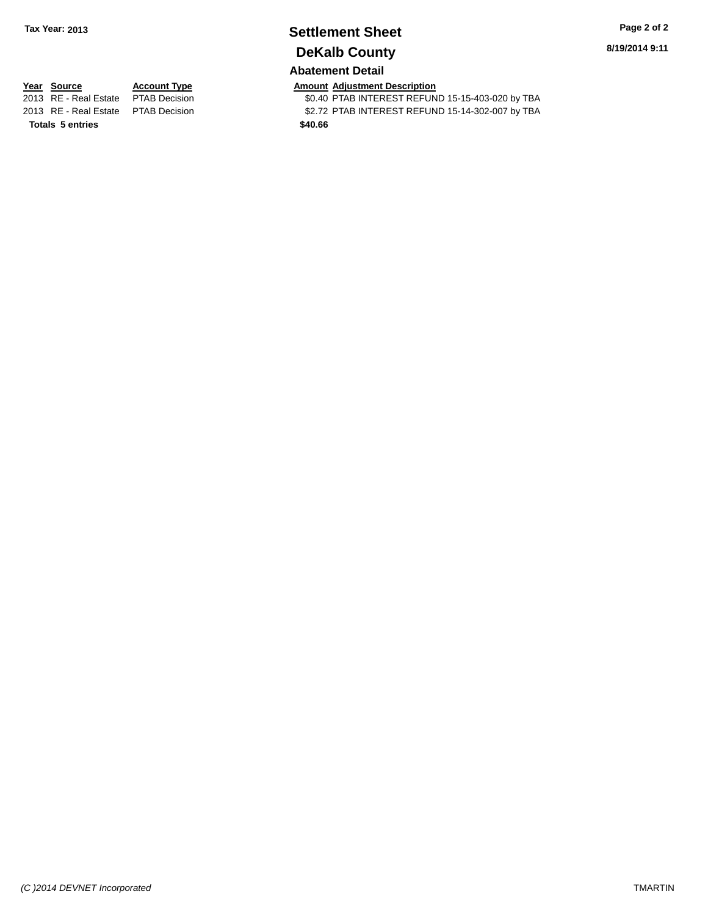**Tax Year: 2013**

# Settlement Sheet

## DeKalb County

8/19/2014 9:11

### Abatement Detail

| Year | Source | Account Type | Amount | Adjustment Description |
|---|---|---|---|---|
| 2013 | RE - Real Estate | PTAB Decision | $0.40 | PTAB INTEREST REFUND 15-15-403-020 by TBA |
| 2013 | RE - Real Estate | PTAB Decision | $2.72 | PTAB INTEREST REFUND 15-14-302-007 by TBA |
| **Totals** | **5 entries** | | **$40.66** | |

*(C )2014 DEVNET Incorporated*

TMARTIN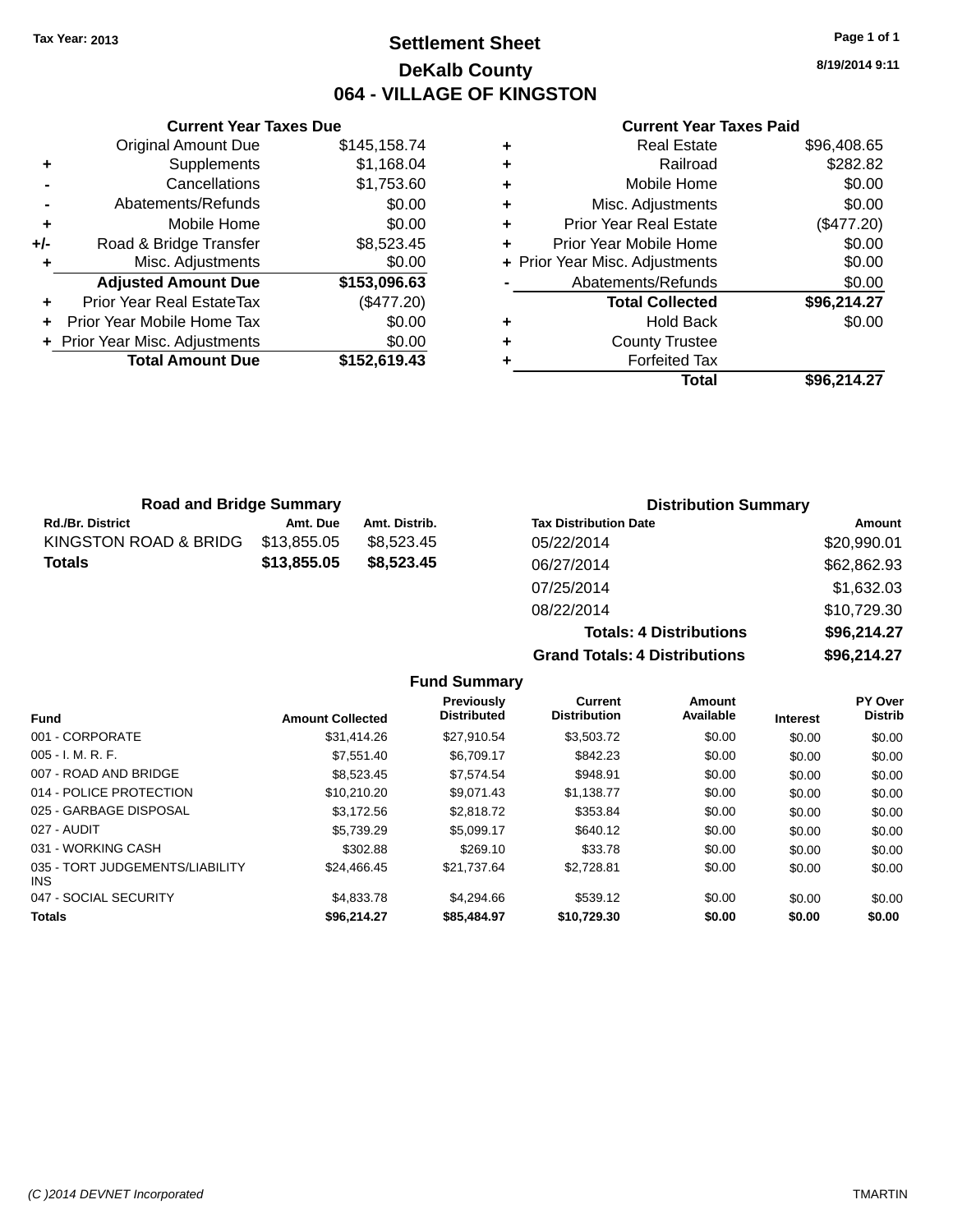Tax Year: 2013

# Settlement Sheet

## DeKalb County

## 064 - VILLAGE OF KINGSTON

8/19/2014 9:11

### Current Year Taxes Due

| | | |
|---|---|---|
| | Original Amount Due | $145,158.74 |
| + | Supplements | $1,168.04 |
| - | Cancellations | $1,753.60 |
| - | Abatements/Refunds | $0.00 |
| + | Mobile Home | $0.00 |
| +/- | Road & Bridge Transfer | $8,523.45 |
| + | Misc. Adjustments | $0.00 |
| | **Adjusted Amount Due** | **$153,096.63** |
| + | Prior Year Real EstateTax | ($477.20) |
| + | Prior Year Mobile Home Tax | $0.00 |
| + | Prior Year Misc. Adjustments | $0.00 |
| | **Total Amount Due** | **$152,619.43** |

### Current Year Taxes Paid

| | | |
|---|---|---|
| + | Real Estate | $96,408.65 |
| + | Railroad | $282.82 |
| + | Mobile Home | $0.00 |
| + | Misc. Adjustments | $0.00 |
| + | Prior Year Real Estate | ($477.20) |
| + | Prior Year Mobile Home | $0.00 |
| + | Prior Year Misc. Adjustments | $0.00 |
| - | Abatements/Refunds | $0.00 |
| | **Total Collected** | **$96,214.27** |
| + | Hold Back | $0.00 |
| + | County Trustee | |
| + | Forfeited Tax | |
| | **Total** | **$96,214.27** |

### Road and Bridge Summary

| Rd./Br. District | Amt. Due | Amt. Distrib. |
|---|---|---|
| KINGSTON ROAD & BRIDG | $13,855.05 | $8,523.45 |
| **Totals** | **$13,855.05** | **$8,523.45** |

### Distribution Summary

| Tax Distribution Date | Amount |
|---|---|
| 05/22/2014 | $20,990.01 |
| 06/27/2014 | $62,862.93 |
| 07/25/2014 | $1,632.03 |
| 08/22/2014 | $10,729.30 |
| **Totals: 4 Distributions** | **$96,214.27** |
| **Grand Totals: 4 Distributions** | **$96,214.27** |

### Fund Summary

| Fund | Amount Collected | Previously Distributed | Current Distribution | Amount Available | Interest | PY Over Distrib |
|---|---|---|---|---|---|---|
| 001 - CORPORATE | $31,414.26 | $27,910.54 | $3,503.72 | $0.00 | $0.00 | $0.00 |
| 005 - I. M. R. F. | $7,551.40 | $6,709.17 | $842.23 | $0.00 | $0.00 | $0.00 |
| 007 - ROAD AND BRIDGE | $8,523.45 | $7,574.54 | $948.91 | $0.00 | $0.00 | $0.00 |
| 014 - POLICE PROTECTION | $10,210.20 | $9,071.43 | $1,138.77 | $0.00 | $0.00 | $0.00 |
| 025 - GARBAGE DISPOSAL | $3,172.56 | $2,818.72 | $353.84 | $0.00 | $0.00 | $0.00 |
| 027 - AUDIT | $5,739.29 | $5,099.17 | $640.12 | $0.00 | $0.00 | $0.00 |
| 031 - WORKING CASH | $302.88 | $269.10 | $33.78 | $0.00 | $0.00 | $0.00 |
| 035 - TORT JUDGEMENTS/LIABILITY INS | $24,466.45 | $21,737.64 | $2,728.81 | $0.00 | $0.00 | $0.00 |
| 047 - SOCIAL SECURITY | $4,833.78 | $4,294.66 | $539.12 | $0.00 | $0.00 | $0.00 |
| **Totals** | **$96,214.27** | **$85,484.97** | **$10,729.30** | **$0.00** | **$0.00** | **$0.00** |

(C )2014 DEVNET Incorporated TMARTIN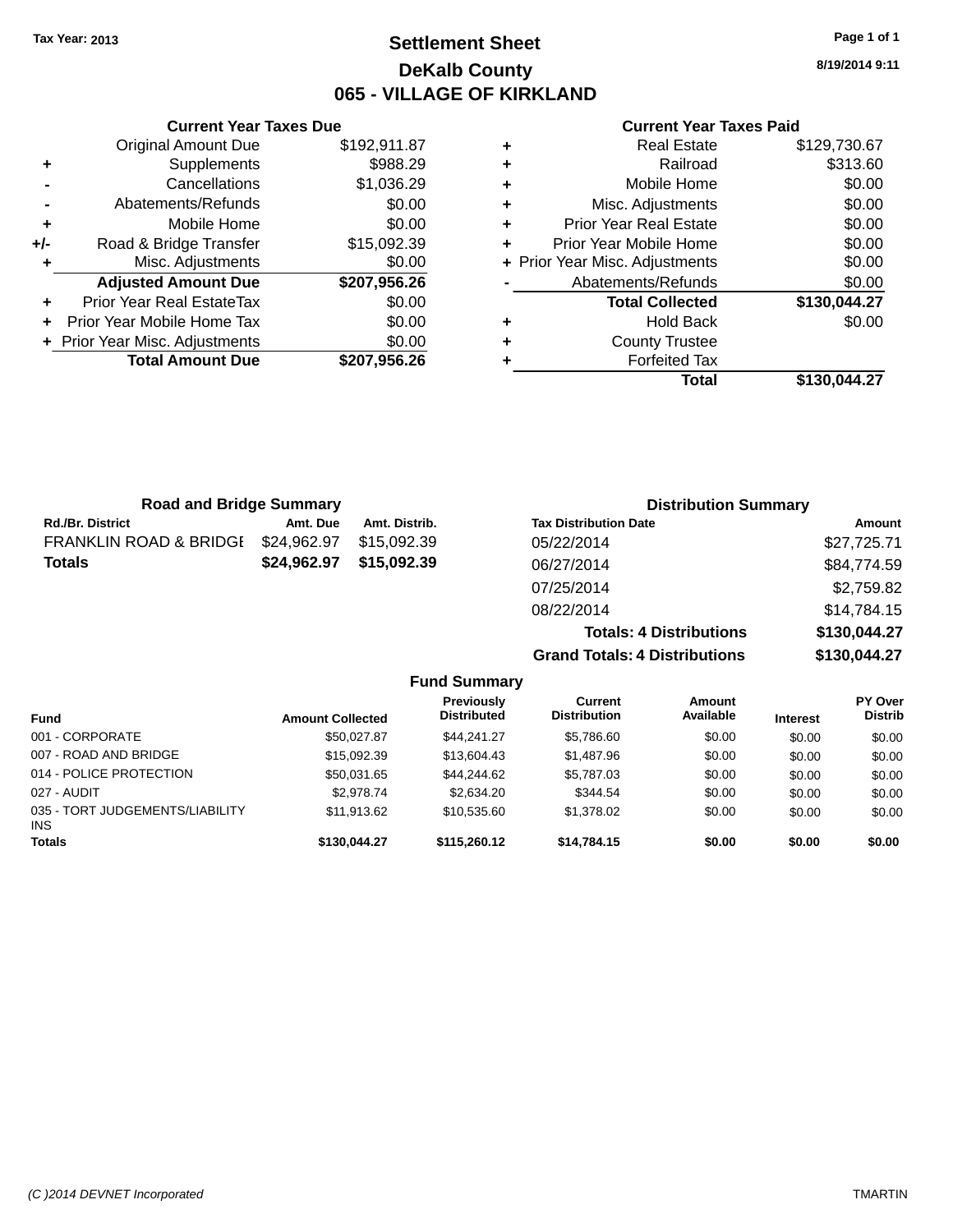**Tax Year: 2013**

# Settlement Sheet

## DeKalb County

## 065 - VILLAGE OF KIRKLAND

8/19/2014 9:11

### Current Year Taxes Due

| | | |
|---|---|---|
| | Original Amount Due | $192,911.87 |
| + | Supplements | $988.29 |
| - | Cancellations | $1,036.29 |
| - | Abatements/Refunds | $0.00 |
| + | Mobile Home | $0.00 |
| +/- | Road & Bridge Transfer | $15,092.39 |
| + | Misc. Adjustments | $0.00 |
| | **Adjusted Amount Due** | **$207,956.26** |
| + | Prior Year Real EstateTax | $0.00 |
| + | Prior Year Mobile Home Tax | $0.00 |
| + | Prior Year Misc. Adjustments | $0.00 |
| | **Total Amount Due** | **$207,956.26** |

### Current Year Taxes Paid

| | | |
|---|---|---|
| + | Real Estate | $129,730.67 |
| + | Railroad | $313.60 |
| + | Mobile Home | $0.00 |
| + | Misc. Adjustments | $0.00 |
| + | Prior Year Real Estate | $0.00 |
| + | Prior Year Mobile Home | $0.00 |
| + | Prior Year Misc. Adjustments | $0.00 |
| - | Abatements/Refunds | $0.00 |
| | **Total Collected** | **$130,044.27** |
| + | Hold Back | $0.00 |
| + | County Trustee | |
| + | Forfeited Tax | |
| | **Total** | **$130,044.27** |

### Road and Bridge Summary

| Rd./Br. District | Amt. Due | Amt. Distrib. |
|---|---|---|
| FRANKLIN ROAD & BRIDGE | $24,962.97 | $15,092.39 |
| **Totals** | **$24,962.97** | **$15,092.39** |

### Distribution Summary

| Tax Distribution Date | Amount |
|---|---|
| 05/22/2014 | $27,725.71 |
| 06/27/2014 | $84,774.59 |
| 07/25/2014 | $2,759.82 |
| 08/22/2014 | $14,784.15 |
| **Totals: 4 Distributions** | **$130,044.27** |
| **Grand Totals: 4 Distributions** | **$130,044.27** |

### Fund Summary

| Fund | Amount Collected | Previously Distributed | Current Distribution | Amount Available | Interest | PY Over Distrib |
|---|---|---|---|---|---|---|
| 001 - CORPORATE | $50,027.87 | $44,241.27 | $5,786.60 | $0.00 | $0.00 | $0.00 |
| 007 - ROAD AND BRIDGE | $15,092.39 | $13,604.43 | $1,487.96 | $0.00 | $0.00 | $0.00 |
| 014 - POLICE PROTECTION | $50,031.65 | $44,244.62 | $5,787.03 | $0.00 | $0.00 | $0.00 |
| 027 - AUDIT | $2,978.74 | $2,634.20 | $344.54 | $0.00 | $0.00 | $0.00 |
| 035 - TORT JUDGEMENTS/LIABILITY INS | $11,913.62 | $10,535.60 | $1,378.02 | $0.00 | $0.00 | $0.00 |
| **Totals** | **$130,044.27** | **$115,260.12** | **$14,784.15** | **$0.00** | **$0.00** | **$0.00** |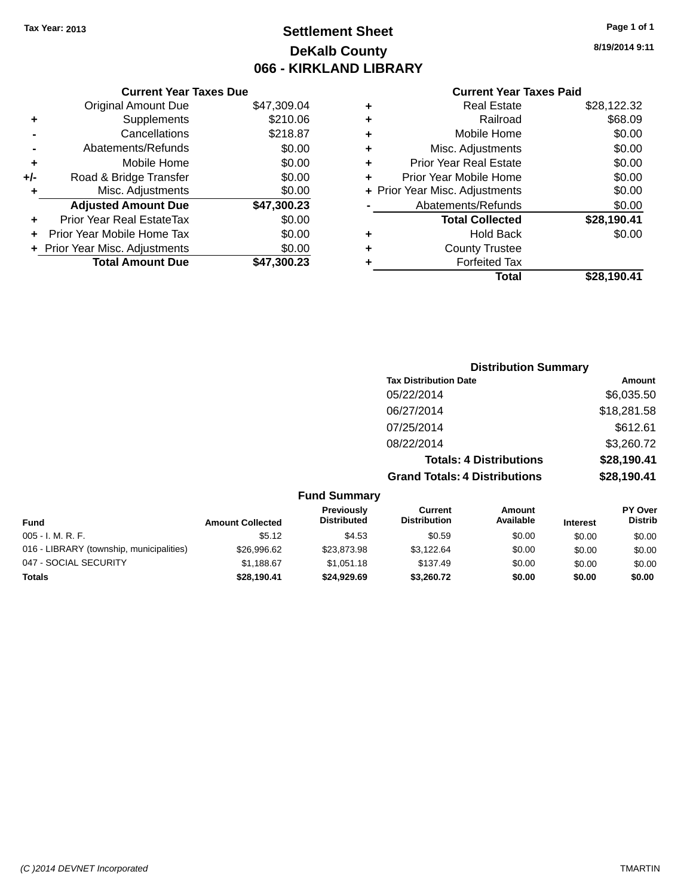Tax Year: 2013

# Settlement Sheet

## DeKalb County

## 066 - KIRKLAND LIBRARY

8/19/2014 9:11

### Current Year Taxes Due

| | | |
|---|---|---|
| | Original Amount Due | $47,309.04 |
| + | Supplements | $210.06 |
| - | Cancellations | $218.87 |
| - | Abatements/Refunds | $0.00 |
| + | Mobile Home | $0.00 |
| +/- | Road & Bridge Transfer | $0.00 |
| + | Misc. Adjustments | $0.00 |
| | **Adjusted Amount Due** | **$47,300.23** |
| + | Prior Year Real EstateTax | $0.00 |
| + | Prior Year Mobile Home Tax | $0.00 |
| + | Prior Year Misc. Adjustments | $0.00 |
| | **Total Amount Due** | **$47,300.23** |

### Current Year Taxes Paid

| | | |
|---|---|---|
| + | Real Estate | $28,122.32 |
| + | Railroad | $68.09 |
| + | Mobile Home | $0.00 |
| + | Misc. Adjustments | $0.00 |
| + | Prior Year Real Estate | $0.00 |
| + | Prior Year Mobile Home | $0.00 |
| + | Prior Year Misc. Adjustments | $0.00 |
| - | Abatements/Refunds | $0.00 |
| | **Total Collected** | **$28,190.41** |
| + | Hold Back | $0.00 |
| + | County Trustee | |
| + | Forfeited Tax | |
| | **Total** | **$28,190.41** |

### Distribution Summary

| Tax Distribution Date | Amount |
|---|---|
| 05/22/2014 | $6,035.50 |
| 06/27/2014 | $18,281.58 |
| 07/25/2014 | $612.61 |
| 08/22/2014 | $3,260.72 |
| **Totals: 4 Distributions** | **$28,190.41** |
| **Grand Totals: 4 Distributions** | **$28,190.41** |

### Fund Summary

| Fund | Amount Collected | Previously Distributed | Current Distribution | Amount Available | Interest | PY Over Distrib |
|---|---|---|---|---|---|---|
| 005 - I. M. R. F. | $5.12 | $4.53 | $0.59 | $0.00 | $0.00 | $0.00 |
| 016 - LIBRARY (township, municipalities) | $26,996.62 | $23,873.98 | $3,122.64 | $0.00 | $0.00 | $0.00 |
| 047 - SOCIAL SECURITY | $1,188.67 | $1,051.18 | $137.49 | $0.00 | $0.00 | $0.00 |
| **Totals** | **$28,190.41** | **$24,929.69** | **$3,260.72** | **$0.00** | **$0.00** | **$0.00** |

(C )2014 DEVNET Incorporated TMARTIN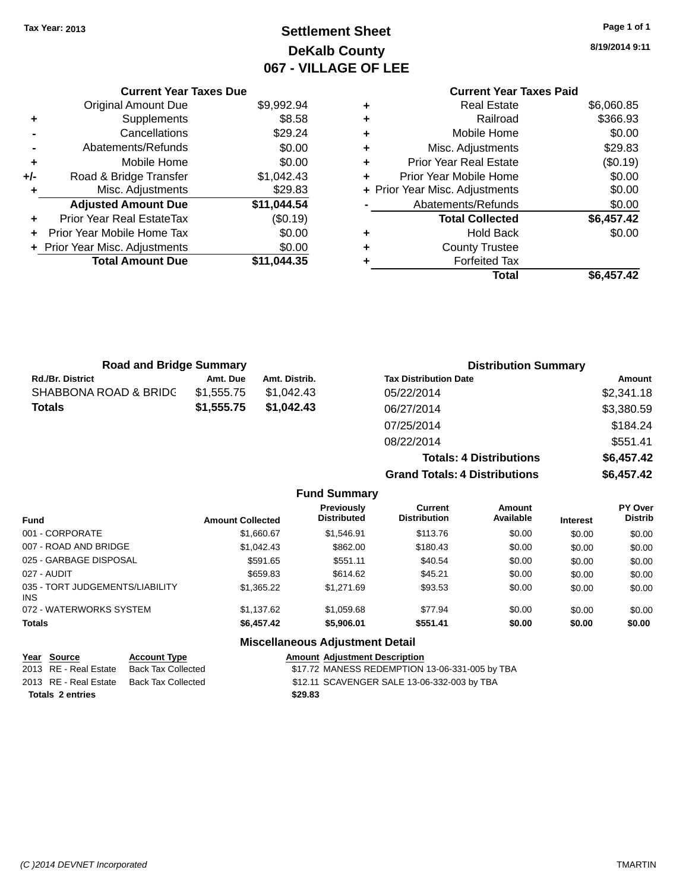Tax Year: 2013

# Settlement Sheet
## DeKalb County
## 067 - VILLAGE OF LEE

8/19/2014 9:11

| | Current Year Taxes Due | |
|---|---|---|
| | Original Amount Due | $9,992.94 |
| + | Supplements | $8.58 |
| - | Cancellations | $29.24 |
| - | Abatements/Refunds | $0.00 |
| + | Mobile Home | $0.00 |
| +/- | Road & Bridge Transfer | $1,042.43 |
| + | Misc. Adjustments | $29.83 |
| | **Adjusted Amount Due** | **$11,044.54** |
| + | Prior Year Real EstateTax | ($0.19) |
| + | Prior Year Mobile Home Tax | $0.00 |
| + | Prior Year Misc. Adjustments | $0.00 |
| | **Total Amount Due** | **$11,044.35** |

| | Current Year Taxes Paid | |
|---|---|---|
| + | Real Estate | $6,060.85 |
| + | Railroad | $366.93 |
| + | Mobile Home | $0.00 |
| + | Misc. Adjustments | $29.83 |
| + | Prior Year Real Estate | ($0.19) |
| + | Prior Year Mobile Home | $0.00 |
| + | Prior Year Misc. Adjustments | $0.00 |
| - | Abatements/Refunds | $0.00 |
| | **Total Collected** | **$6,457.42** |
| + | Hold Back | $0.00 |
| + | County Trustee | |
| + | Forfeited Tax | |
| | **Total** | **$6,457.42** |

### Road and Bridge Summary

| Rd./Br. District | Amt. Due | Amt. Distrib. |
|---|---|---|
| SHABBONA ROAD & BRIDG | $1,555.75 | $1,042.43 |
| **Totals** | **$1,555.75** | **$1,042.43** |

### Distribution Summary

| Tax Distribution Date | Amount |
|---|---|
| 05/22/2014 | $2,341.18 |
| 06/27/2014 | $3,380.59 |
| 07/25/2014 | $184.24 |
| 08/22/2014 | $551.41 |
| **Totals: 4 Distributions** | **$6,457.42** |
| **Grand Totals: 4 Distributions** | **$6,457.42** |

### Fund Summary

| Fund | Amount Collected | Previously Distributed | Current Distribution | Amount Available | Interest | PY Over Distrib |
|---|---|---|---|---|---|---|
| 001 - CORPORATE | $1,660.67 | $1,546.91 | $113.76 | $0.00 | $0.00 | $0.00 |
| 007 - ROAD AND BRIDGE | $1,042.43 | $862.00 | $180.43 | $0.00 | $0.00 | $0.00 |
| 025 - GARBAGE DISPOSAL | $591.65 | $551.11 | $40.54 | $0.00 | $0.00 | $0.00 |
| 027 - AUDIT | $659.83 | $614.62 | $45.21 | $0.00 | $0.00 | $0.00 |
| 035 - TORT JUDGEMENTS/LIABILITY INS | $1,365.22 | $1,271.69 | $93.53 | $0.00 | $0.00 | $0.00 |
| 072 - WATERWORKS SYSTEM | $1,137.62 | $1,059.68 | $77.94 | $0.00 | $0.00 | $0.00 |
| **Totals** | **$6,457.42** | **$5,906.01** | **$551.41** | **$0.00** | **$0.00** | **$0.00** |

### Miscellaneous Adjustment Detail

| Year | Source | Account Type | Amount | Adjustment Description |
|---|---|---|---|---|
| 2013 | RE - Real Estate | Back Tax Collected | $17.72 | MANESS REDEMPTION 13-06-331-005 by TBA |
| 2013 | RE - Real Estate | Back Tax Collected | $12.11 | SCAVENGER SALE 13-06-332-003 by TBA |
| **Totals 2 entries** | | | **$29.83** | |

(C )2014 DEVNET Incorporated TMARTIN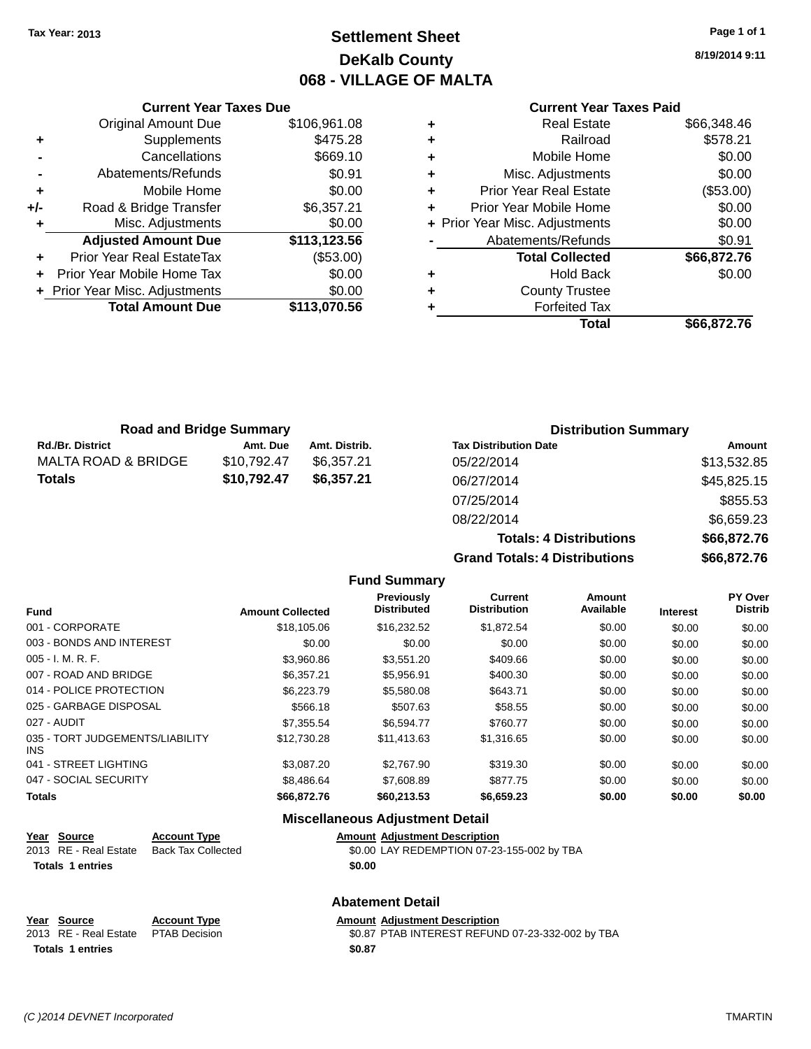Tax Year: 2013

# Settlement Sheet
## DeKalb County
## 068 - VILLAGE OF MALTA

8/19/2014 9:11

### Current Year Taxes Due

| | | |
|---|---|---|
| | Original Amount Due | $106,961.08 |
| + | Supplements | $475.28 |
| - | Cancellations | $669.10 |
| - | Abatements/Refunds | $0.91 |
| + | Mobile Home | $0.00 |
| +/- | Road & Bridge Transfer | $6,357.21 |
| + | Misc. Adjustments | $0.00 |
| | **Adjusted Amount Due** | **$113,123.56** |
| + | Prior Year Real EstateTax | ($53.00) |
| + | Prior Year Mobile Home Tax | $0.00 |
| + | Prior Year Misc. Adjustments | $0.00 |
| | **Total Amount Due** | **$113,070.56** |

### Current Year Taxes Paid

| | | |
|---|---|---|
| + | Real Estate | $66,348.46 |
| + | Railroad | $578.21 |
| + | Mobile Home | $0.00 |
| + | Misc. Adjustments | $0.00 |
| + | Prior Year Real Estate | ($53.00) |
| + | Prior Year Mobile Home | $0.00 |
| + | Prior Year Misc. Adjustments | $0.00 |
| - | Abatements/Refunds | $0.91 |
| | **Total Collected** | **$66,872.76** |
| + | Hold Back | $0.00 |
| + | County Trustee | |
| + | Forfeited Tax | |
| | **Total** | **$66,872.76** |

### Road and Bridge Summary

| Rd./Br. District | Amt. Due | Amt. Distrib. |
|---|---|---|
| MALTA ROAD & BRIDGE | $10,792.47 | $6,357.21 |
| **Totals** | **$10,792.47** | **$6,357.21** |

### Distribution Summary

| Tax Distribution Date | Amount |
|---|---|
| 05/22/2014 | $13,532.85 |
| 06/27/2014 | $45,825.15 |
| 07/25/2014 | $855.53 |
| 08/22/2014 | $6,659.23 |
| **Totals: 4 Distributions** | **$66,872.76** |
| **Grand Totals: 4 Distributions** | **$66,872.76** |

### Fund Summary

| Fund | Amount Collected | Previously Distributed | Current Distribution | Amount Available | Interest | PY Over Distrib |
|---|---|---|---|---|---|---|
| 001 - CORPORATE | $18,105.06 | $16,232.52 | $1,872.54 | $0.00 | $0.00 | $0.00 |
| 003 - BONDS AND INTEREST | $0.00 | $0.00 | $0.00 | $0.00 | $0.00 | $0.00 |
| 005 - I. M. R. F. | $3,960.86 | $3,551.20 | $409.66 | $0.00 | $0.00 | $0.00 |
| 007 - ROAD AND BRIDGE | $6,357.21 | $5,956.91 | $400.30 | $0.00 | $0.00 | $0.00 |
| 014 - POLICE PROTECTION | $6,223.79 | $5,580.08 | $643.71 | $0.00 | $0.00 | $0.00 |
| 025 - GARBAGE DISPOSAL | $566.18 | $507.63 | $58.55 | $0.00 | $0.00 | $0.00 |
| 027 - AUDIT | $7,355.54 | $6,594.77 | $760.77 | $0.00 | $0.00 | $0.00 |
| 035 - TORT JUDGEMENTS/LIABILITY INS | $12,730.28 | $11,413.63 | $1,316.65 | $0.00 | $0.00 | $0.00 |
| 041 - STREET LIGHTING | $3,087.20 | $2,767.90 | $319.30 | $0.00 | $0.00 | $0.00 |
| 047 - SOCIAL SECURITY | $8,486.64 | $7,608.89 | $877.75 | $0.00 | $0.00 | $0.00 |
| **Totals** | **$66,872.76** | **$60,213.53** | **$6,659.23** | **$0.00** | **$0.00** | **$0.00** |

### Miscellaneous Adjustment Detail

| Year | Source | Account Type | Amount | Adjustment Description |
|---|---|---|---|---|
| 2013 | RE - Real Estate | Back Tax Collected | $0.00 | LAY REDEMPTION 07-23-155-002 by TBA |
| **Totals** | **1 entries** | | **$0.00** | |

### Abatement Detail

| Year | Source | Account Type | Amount | Adjustment Description |
|---|---|---|---|---|
| 2013 | RE - Real Estate | PTAB Decision | $0.87 | PTAB INTEREST REFUND 07-23-332-002 by TBA |
| **Totals** | **1 entries** | | **$0.87** | |

(C )2014 DEVNET Incorporated TMARTIN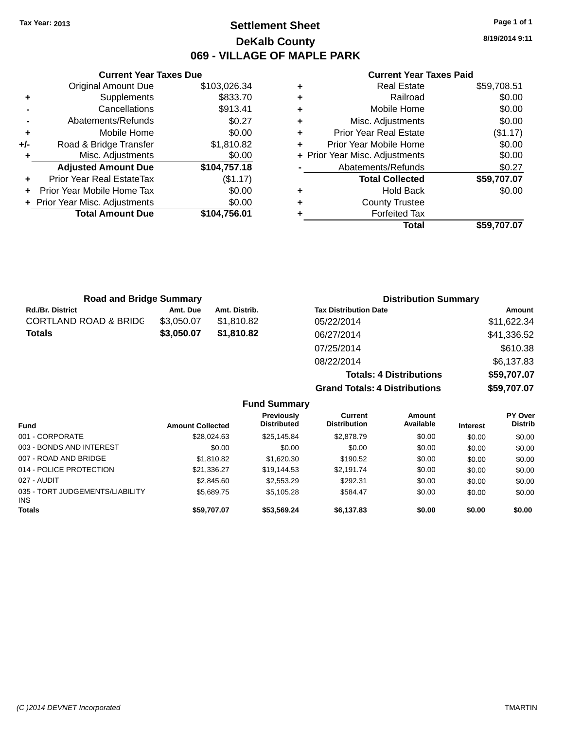**Tax Year: 2013**

# Settlement Sheet

## DeKalb County

## 069 - VILLAGE OF MAPLE PARK

8/19/2014 9:11

### Current Year Taxes Due

| | | |
|---|---|---|
| | Original Amount Due | $103,026.34 |
| + | Supplements | $833.70 |
| - | Cancellations | $913.41 |
| - | Abatements/Refunds | $0.27 |
| + | Mobile Home | $0.00 |
| +/- | Road & Bridge Transfer | $1,810.82 |
| + | Misc. Adjustments | $0.00 |
| | **Adjusted Amount Due** | **$104,757.18** |
| + | Prior Year Real EstateTax | ($1.17) |
| + | Prior Year Mobile Home Tax | $0.00 |
| + | Prior Year Misc. Adjustments | $0.00 |
| | **Total Amount Due** | **$104,756.01** |

### Current Year Taxes Paid

| | | |
|---|---|---|
| + | Real Estate | $59,708.51 |
| + | Railroad | $0.00 |
| + | Mobile Home | $0.00 |
| + | Misc. Adjustments | $0.00 |
| + | Prior Year Real Estate | ($1.17) |
| + | Prior Year Mobile Home | $0.00 |
| + | Prior Year Misc. Adjustments | $0.00 |
| - | Abatements/Refunds | $0.27 |
| | **Total Collected** | **$59,707.07** |
| + | Hold Back | $0.00 |
| + | County Trustee | |
| + | Forfeited Tax | |
| | **Total** | **$59,707.07** |

### Road and Bridge Summary

| Rd./Br. District | Amt. Due | Amt. Distrib. |
|---|---|---|
| CORTLAND ROAD & BRIDG | $3,050.07 | $1,810.82 |
| **Totals** | **$3,050.07** | **$1,810.82** |

### Distribution Summary

| Tax Distribution Date | Amount |
|---|---|
| 05/22/2014 | $11,622.34 |
| 06/27/2014 | $41,336.52 |
| 07/25/2014 | $610.38 |
| 08/22/2014 | $6,137.83 |
| **Totals: 4 Distributions** | **$59,707.07** |
| **Grand Totals: 4 Distributions** | **$59,707.07** |

### Fund Summary

| Fund | Amount Collected | Previously Distributed | Current Distribution | Amount Available | Interest | PY Over Distrib |
|---|---|---|---|---|---|---|
| 001 - CORPORATE | $28,024.63 | $25,145.84 | $2,878.79 | $0.00 | $0.00 | $0.00 |
| 003 - BONDS AND INTEREST | $0.00 | $0.00 | $0.00 | $0.00 | $0.00 | $0.00 |
| 007 - ROAD AND BRIDGE | $1,810.82 | $1,620.30 | $190.52 | $0.00 | $0.00 | $0.00 |
| 014 - POLICE PROTECTION | $21,336.27 | $19,144.53 | $2,191.74 | $0.00 | $0.00 | $0.00 |
| 027 - AUDIT | $2,845.60 | $2,553.29 | $292.31 | $0.00 | $0.00 | $0.00 |
| 035 - TORT JUDGEMENTS/LIABILITY INS | $5,689.75 | $5,105.28 | $584.47 | $0.00 | $0.00 | $0.00 |
| **Totals** | **$59,707.07** | **$53,569.24** | **$6,137.83** | **$0.00** | **$0.00** | **$0.00** |

(C )2014 DEVNET Incorporated TMARTIN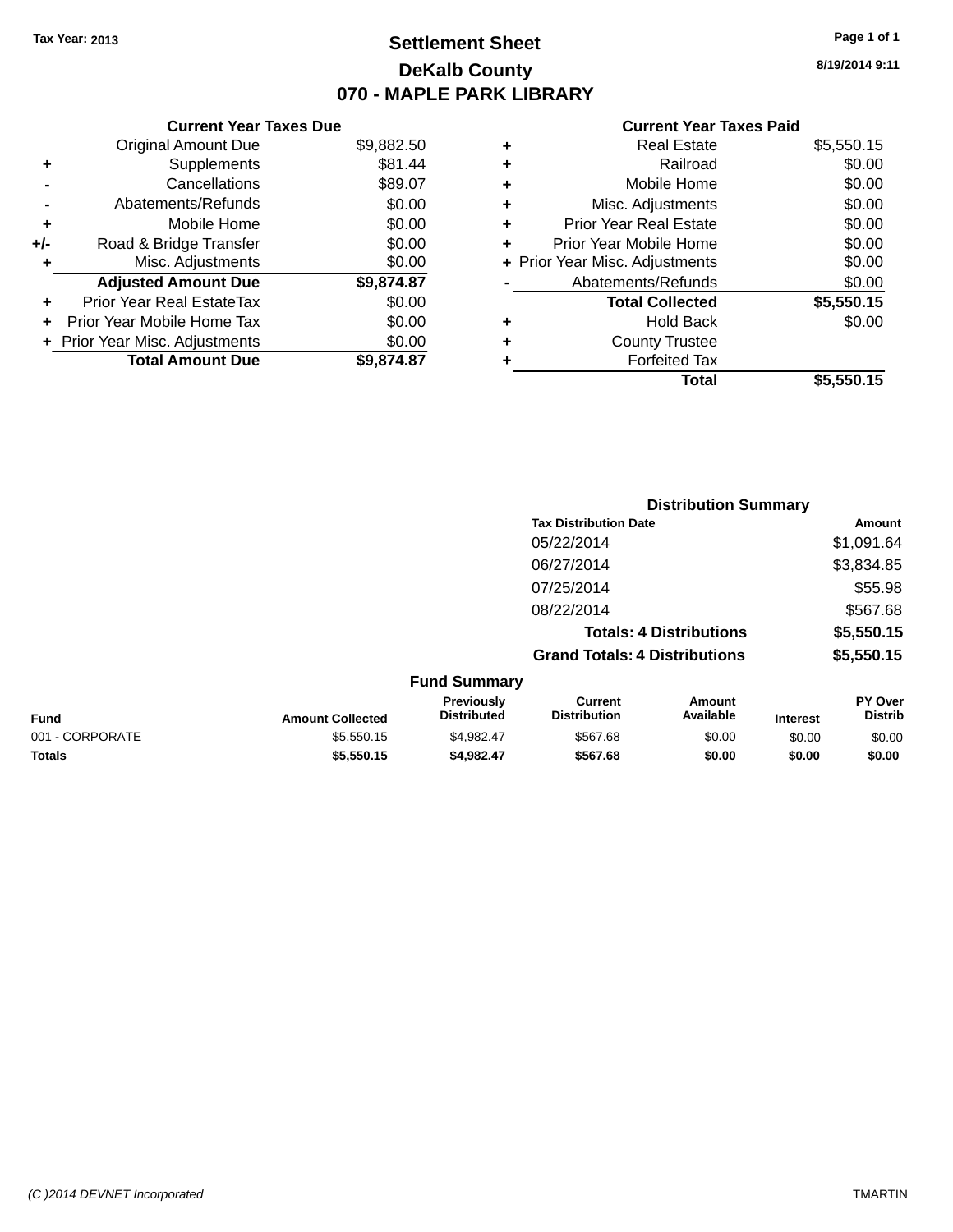Tax Year: 2013

# Settlement Sheet
## DeKalb County
## 070 - MAPLE PARK LIBRARY

8/19/2014 9:11

### Current Year Taxes Due

| | | |
|---|---|---|
| | Original Amount Due | $9,882.50 |
| + | Supplements | $81.44 |
| - | Cancellations | $89.07 |
| - | Abatements/Refunds | $0.00 |
| + | Mobile Home | $0.00 |
| +/- | Road & Bridge Transfer | $0.00 |
| + | Misc. Adjustments | $0.00 |
| | **Adjusted Amount Due** | **$9,874.87** |
| + | Prior Year Real EstateTax | $0.00 |
| + | Prior Year Mobile Home Tax | $0.00 |
| + | Prior Year Misc. Adjustments | $0.00 |
| | **Total Amount Due** | **$9,874.87** |

### Current Year Taxes Paid

| | | |
|---|---|---|
| + | Real Estate | $5,550.15 |
| + | Railroad | $0.00 |
| + | Mobile Home | $0.00 |
| + | Misc. Adjustments | $0.00 |
| + | Prior Year Real Estate | $0.00 |
| + | Prior Year Mobile Home | $0.00 |
| + | Prior Year Misc. Adjustments | $0.00 |
| - | Abatements/Refunds | $0.00 |
| | **Total Collected** | **$5,550.15** |
| + | Hold Back | $0.00 |
| + | County Trustee | |
| + | Forfeited Tax | |
| | **Total** | **$5,550.15** |

### Distribution Summary

| Tax Distribution Date | Amount |
|---|---|
| 05/22/2014 | $1,091.64 |
| 06/27/2014 | $3,834.85 |
| 07/25/2014 | $55.98 |
| 08/22/2014 | $567.68 |
| **Totals: 4 Distributions** | **$5,550.15** |
| **Grand Totals: 4 Distributions** | **$5,550.15** |

### Fund Summary

| Fund | Amount Collected | Previously Distributed | Current Distribution | Amount Available | Interest | PY Over Distrib |
|---|---|---|---|---|---|---|
| 001 - CORPORATE | $5,550.15 | $4,982.47 | $567.68 | $0.00 | $0.00 | $0.00 |
| **Totals** | **$5,550.15** | **$4,982.47** | **$567.68** | **$0.00** | **$0.00** | **$0.00** |

(C )2014 DEVNET Incorporated TMARTIN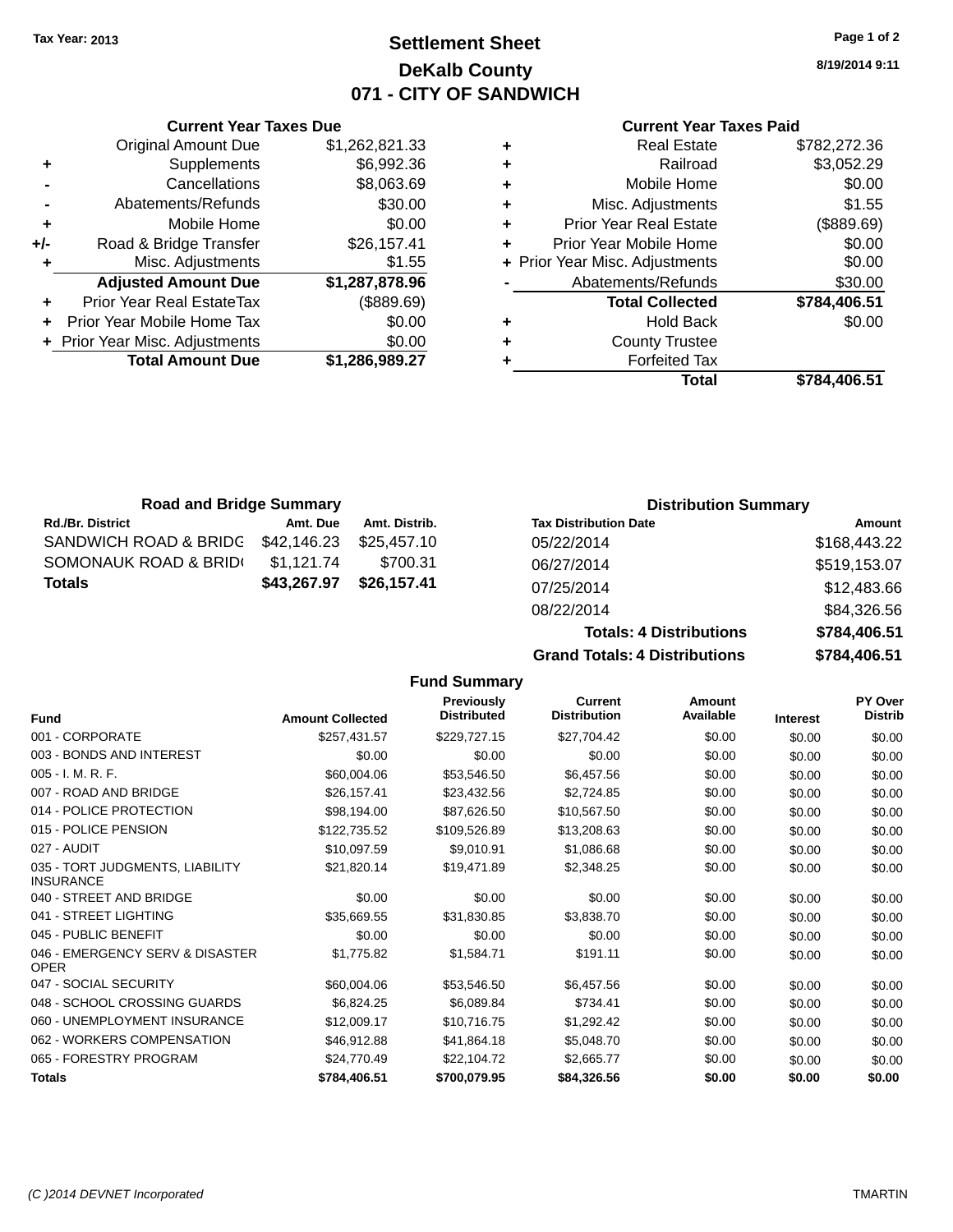Tax Year: 2013

# Settlement Sheet
## DeKalb County
## 071 - CITY OF SANDWICH

8/19/2014 9:11

### Current Year Taxes Due

| | | |
|---|---|---|
| | Original Amount Due | $1,262,821.33 |
| + | Supplements | $6,992.36 |
| - | Cancellations | $8,063.69 |
| - | Abatements/Refunds | $30.00 |
| + | Mobile Home | $0.00 |
| +/- | Road & Bridge Transfer | $26,157.41 |
| + | Misc. Adjustments | $1.55 |
| | **Adjusted Amount Due** | **$1,287,878.96** |
| + | Prior Year Real EstateTax | ($889.69) |
| + | Prior Year Mobile Home Tax | $0.00 |
| + | Prior Year Misc. Adjustments | $0.00 |
| | **Total Amount Due** | **$1,286,989.27** |

### Current Year Taxes Paid

| | | |
|---|---|---|
| + | Real Estate | $782,272.36 |
| + | Railroad | $3,052.29 |
| + | Mobile Home | $0.00 |
| + | Misc. Adjustments | $1.55 |
| + | Prior Year Real Estate | ($889.69) |
| + | Prior Year Mobile Home | $0.00 |
| + | Prior Year Misc. Adjustments | $0.00 |
| - | Abatements/Refunds | $30.00 |
| | **Total Collected** | **$784,406.51** |
| + | Hold Back | $0.00 |
| + | County Trustee | |
| + | Forfeited Tax | |
| | **Total** | **$784,406.51** |

### Road and Bridge Summary

| Rd./Br. District | Amt. Due | Amt. Distrib. |
|---|---|---|
| SANDWICH ROAD & BRIDG | $42,146.23 | $25,457.10 |
| SOMONAUK ROAD & BRID | $1,121.74 | $700.31 |
| **Totals** | **$43,267.97** | **$26,157.41** |

### Distribution Summary

| Tax Distribution Date | Amount |
|---|---|
| 05/22/2014 | $168,443.22 |
| 06/27/2014 | $519,153.07 |
| 07/25/2014 | $12,483.66 |
| 08/22/2014 | $84,326.56 |
| **Totals: 4 Distributions** | **$784,406.51** |
| **Grand Totals: 4 Distributions** | **$784,406.51** |

### Fund Summary

| Fund | Amount Collected | Previously Distributed | Current Distribution | Amount Available | Interest | PY Over Distrib |
|---|---|---|---|---|---|---|
| 001 - CORPORATE | $257,431.57 | $229,727.15 | $27,704.42 | $0.00 | $0.00 | $0.00 |
| 003 - BONDS AND INTEREST | $0.00 | $0.00 | $0.00 | $0.00 | $0.00 | $0.00 |
| 005 - I. M. R. F. | $60,004.06 | $53,546.50 | $6,457.56 | $0.00 | $0.00 | $0.00 |
| 007 - ROAD AND BRIDGE | $26,157.41 | $23,432.56 | $2,724.85 | $0.00 | $0.00 | $0.00 |
| 014 - POLICE PROTECTION | $98,194.00 | $87,626.50 | $10,567.50 | $0.00 | $0.00 | $0.00 |
| 015 - POLICE PENSION | $122,735.52 | $109,526.89 | $13,208.63 | $0.00 | $0.00 | $0.00 |
| 027 - AUDIT | $10,097.59 | $9,010.91 | $1,086.68 | $0.00 | $0.00 | $0.00 |
| 035 - TORT JUDGMENTS, LIABILITY INSURANCE | $21,820.14 | $19,471.89 | $2,348.25 | $0.00 | $0.00 | $0.00 |
| 040 - STREET AND BRIDGE | $0.00 | $0.00 | $0.00 | $0.00 | $0.00 | $0.00 |
| 041 - STREET LIGHTING | $35,669.55 | $31,830.85 | $3,838.70 | $0.00 | $0.00 | $0.00 |
| 045 - PUBLIC BENEFIT | $0.00 | $0.00 | $0.00 | $0.00 | $0.00 | $0.00 |
| 046 - EMERGENCY SERV & DISASTER OPER | $1,775.82 | $1,584.71 | $191.11 | $0.00 | $0.00 | $0.00 |
| 047 - SOCIAL SECURITY | $60,004.06 | $53,546.50 | $6,457.56 | $0.00 | $0.00 | $0.00 |
| 048 - SCHOOL CROSSING GUARDS | $6,824.25 | $6,089.84 | $734.41 | $0.00 | $0.00 | $0.00 |
| 060 - UNEMPLOYMENT INSURANCE | $12,009.17 | $10,716.75 | $1,292.42 | $0.00 | $0.00 | $0.00 |
| 062 - WORKERS COMPENSATION | $46,912.88 | $41,864.18 | $5,048.70 | $0.00 | $0.00 | $0.00 |
| 065 - FORESTRY PROGRAM | $24,770.49 | $22,104.72 | $2,665.77 | $0.00 | $0.00 | $0.00 |
| **Totals** | **$784,406.51** | **$700,079.95** | **$84,326.56** | **$0.00** | **$0.00** | **$0.00** |

(C )2014 DEVNET Incorporated TMARTIN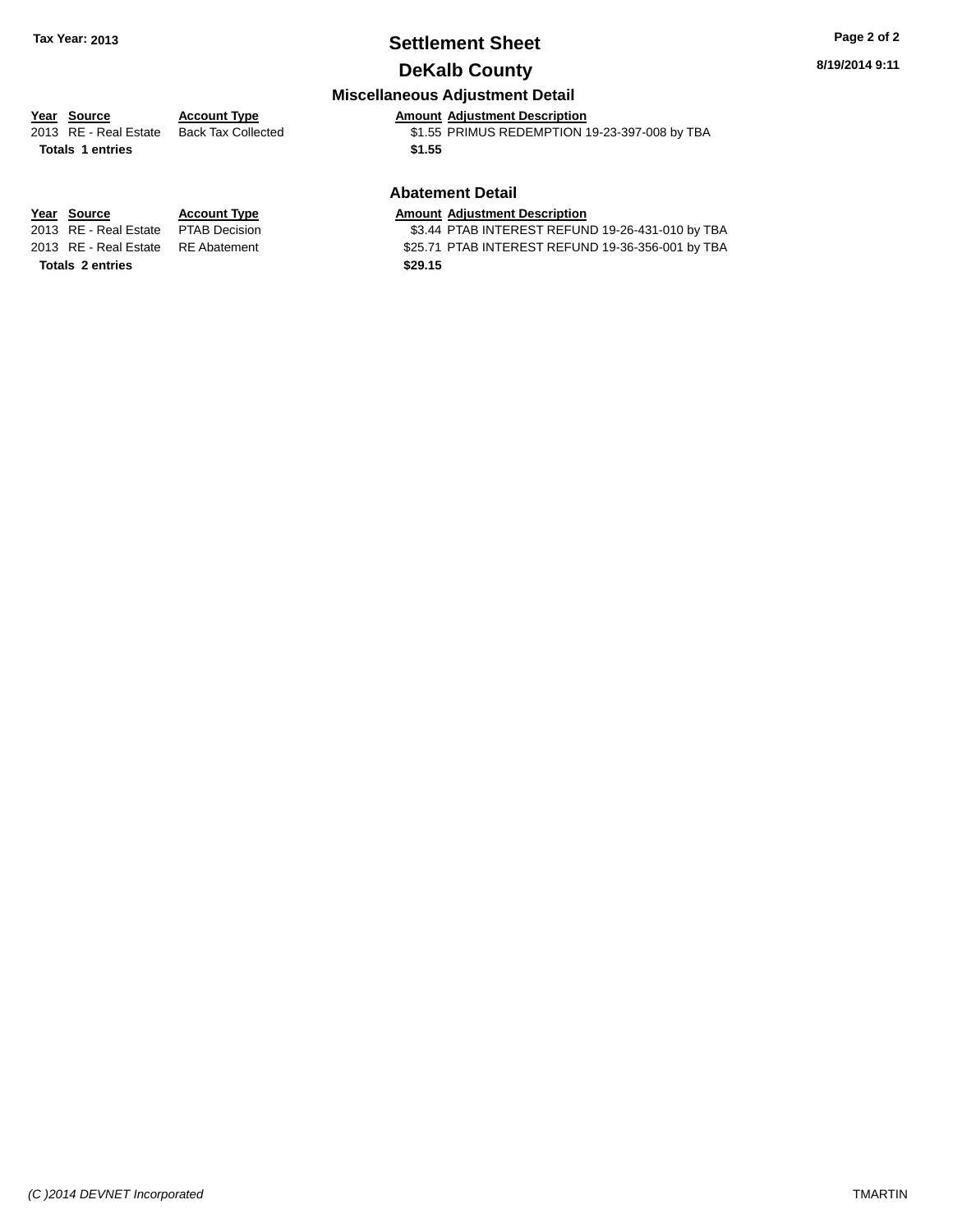**Tax Year: 2013**

# Settlement Sheet

## DeKalb County

8/19/2014 9:11

### Miscellaneous Adjustment Detail

| Year | Source | Account Type | Amount | Adjustment Description |
|---|---|---|---|---|
| 2013 | RE - Real Estate | Back Tax Collected | $1.55 | PRIMUS REDEMPTION 19-23-397-008 by TBA |
| **Totals 1 entries** | | | **$1.55** | |

### Abatement Detail

| Year | Source | Account Type | Amount | Adjustment Description |
|---|---|---|---|---|
| 2013 | RE - Real Estate | PTAB Decision | $3.44 | PTAB INTEREST REFUND 19-26-431-010 by TBA |
| 2013 | RE - Real Estate | RE Abatement | $25.71 | PTAB INTEREST REFUND 19-36-356-001 by TBA |
| **Totals 2 entries** | | | **$29.15** | |

*(C )2014 DEVNET Incorporated* TMARTIN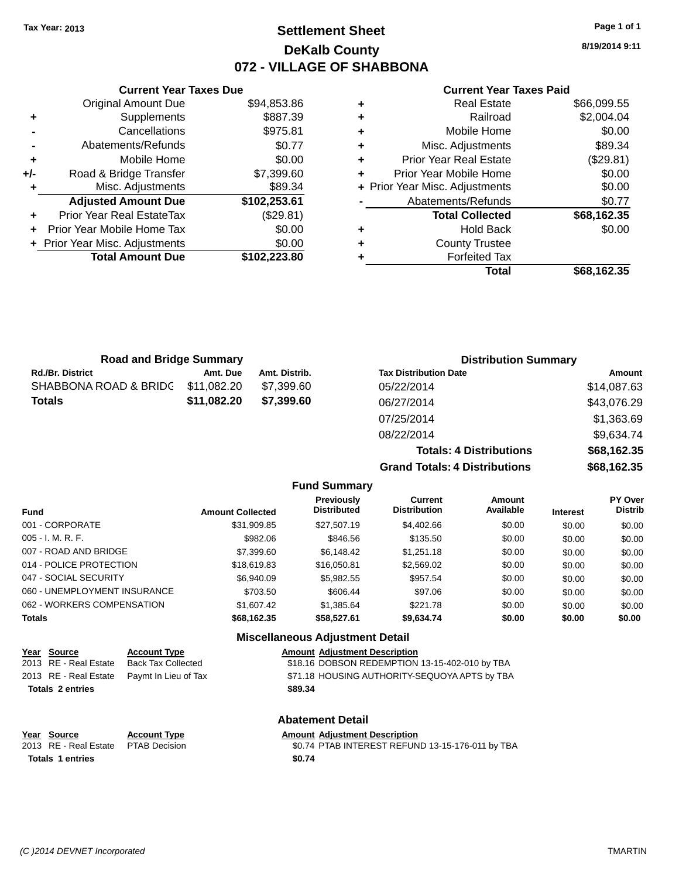Tax Year: 2013

# Settlement Sheet

## DeKalb County

## 072 - VILLAGE OF SHABBONA

8/19/2014 9:11

### Current Year Taxes Due

| | | |
|---|---|---|
| | Original Amount Due | $94,853.86 |
| + | Supplements | $887.39 |
| - | Cancellations | $975.81 |
| - | Abatements/Refunds | $0.77 |
| + | Mobile Home | $0.00 |
| +/- | Road & Bridge Transfer | $7,399.60 |
| + | Misc. Adjustments | $89.34 |
| | **Adjusted Amount Due** | **$102,253.61** |
| + | Prior Year Real EstateTax | ($29.81) |
| + | Prior Year Mobile Home Tax | $0.00 |
| + | Prior Year Misc. Adjustments | $0.00 |
| | **Total Amount Due** | **$102,223.80** |

### Current Year Taxes Paid

| | | |
|---|---|---|
| + | Real Estate | $66,099.55 |
| + | Railroad | $2,004.04 |
| + | Mobile Home | $0.00 |
| + | Misc. Adjustments | $89.34 |
| + | Prior Year Real Estate | ($29.81) |
| + | Prior Year Mobile Home | $0.00 |
| + | Prior Year Misc. Adjustments | $0.00 |
| - | Abatements/Refunds | $0.77 |
| | **Total Collected** | **$68,162.35** |
| + | Hold Back | $0.00 |
| + | County Trustee | |
| + | Forfeited Tax | |
| | **Total** | **$68,162.35** |

### Road and Bridge Summary

| Rd./Br. District | Amt. Due | Amt. Distrib. |
|---|---|---|
| SHABBONA ROAD & BRIDG | $11,082.20 | $7,399.60 |
| **Totals** | **$11,082.20** | **$7,399.60** |

### Distribution Summary

| Tax Distribution Date | Amount |
|---|---|
| 05/22/2014 | $14,087.63 |
| 06/27/2014 | $43,076.29 |
| 07/25/2014 | $1,363.69 |
| 08/22/2014 | $9,634.74 |
| **Totals: 4 Distributions** | **$68,162.35** |
| **Grand Totals: 4 Distributions** | **$68,162.35** |

### Fund Summary

| Fund | Amount Collected | Previously Distributed | Current Distribution | Amount Available | Interest | PY Over Distrib |
|---|---|---|---|---|---|---|
| 001 - CORPORATE | $31,909.85 | $27,507.19 | $4,402.66 | $0.00 | $0.00 | $0.00 |
| 005 - I. M. R. F. | $982.06 | $846.56 | $135.50 | $0.00 | $0.00 | $0.00 |
| 007 - ROAD AND BRIDGE | $7,399.60 | $6,148.42 | $1,251.18 | $0.00 | $0.00 | $0.00 |
| 014 - POLICE PROTECTION | $18,619.83 | $16,050.81 | $2,569.02 | $0.00 | $0.00 | $0.00 |
| 047 - SOCIAL SECURITY | $6,940.09 | $5,982.55 | $957.54 | $0.00 | $0.00 | $0.00 |
| 060 - UNEMPLOYMENT INSURANCE | $703.50 | $606.44 | $97.06 | $0.00 | $0.00 | $0.00 |
| 062 - WORKERS COMPENSATION | $1,607.42 | $1,385.64 | $221.78 | $0.00 | $0.00 | $0.00 |
| **Totals** | **$68,162.35** | **$58,527.61** | **$9,634.74** | **$0.00** | **$0.00** | **$0.00** |

### Miscellaneous Adjustment Detail

| Year | Source | Account Type | Amount | Adjustment Description |
|---|---|---|---|---|
| 2013 | RE - Real Estate | Back Tax Collected | $18.16 | DOBSON REDEMPTION 13-15-402-010 by TBA |
| 2013 | RE - Real Estate | Paymt In Lieu of Tax | $71.18 | HOUSING AUTHORITY-SEQUOYA APTS by TBA |
| **Totals 2 entries** | | | **$89.34** | |

### Abatement Detail

| Year | Source | Account Type | Amount | Adjustment Description |
|---|---|---|---|---|
| 2013 | RE - Real Estate | PTAB Decision | $0.74 | PTAB INTEREST REFUND 13-15-176-011 by TBA |
| **Totals 1 entries** | | | **$0.74** | |

(C )2014 DEVNET Incorporated TMARTIN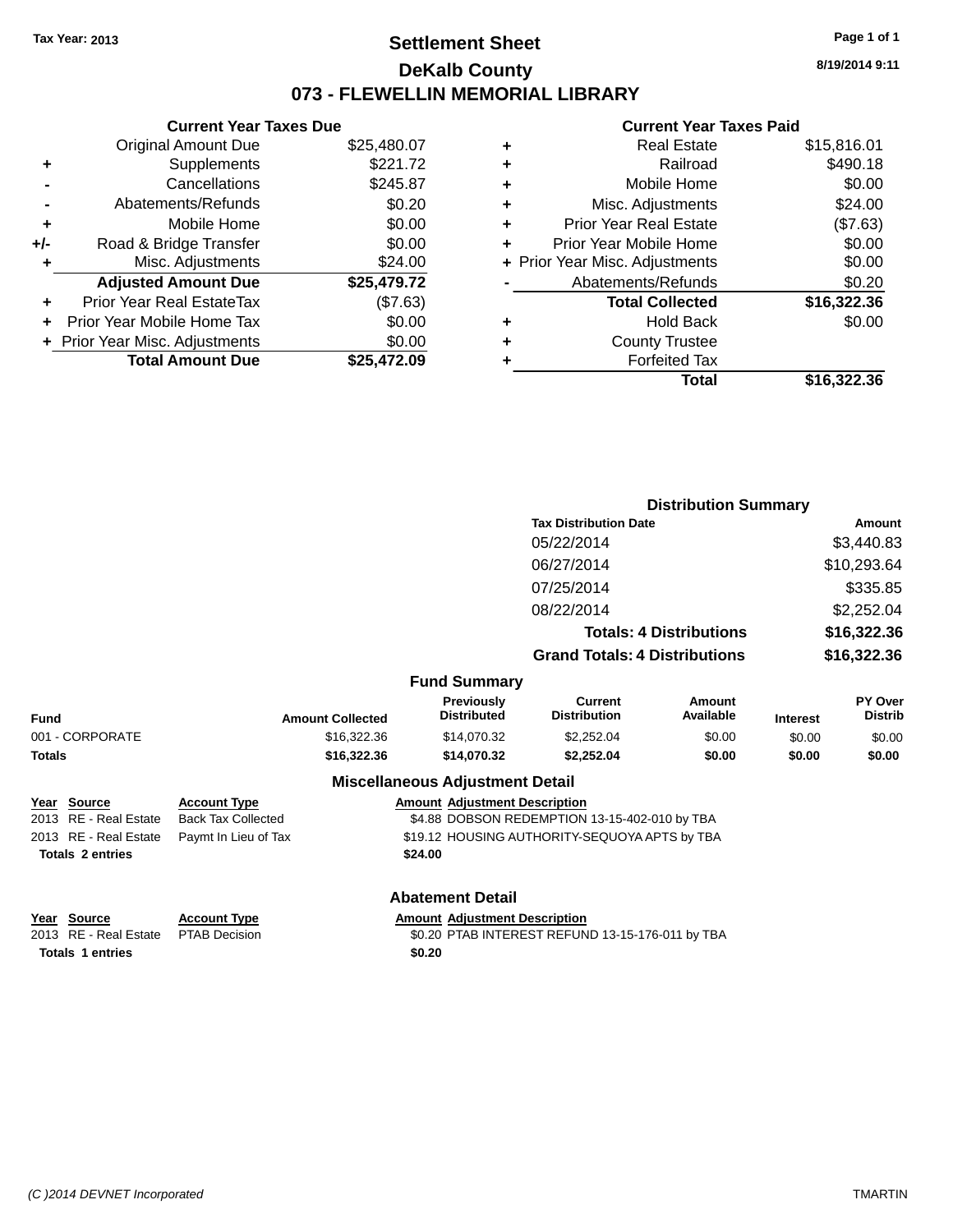Tax Year: 2013

# Settlement Sheet

## DeKalb County

## 073 - FLEWELLIN MEMORIAL LIBRARY

8/19/2014 9:11

### Current Year Taxes Due

| | | |
|---|---|---|
| | Original Amount Due | $25,480.07 |
| + | Supplements | $221.72 |
| - | Cancellations | $245.87 |
| - | Abatements/Refunds | $0.20 |
| + | Mobile Home | $0.00 |
| +/- | Road & Bridge Transfer | $0.00 |
| + | Misc. Adjustments | $24.00 |
| | **Adjusted Amount Due** | **$25,479.72** |
| + | Prior Year Real EstateTax | ($7.63) |
| + | Prior Year Mobile Home Tax | $0.00 |
| + | Prior Year Misc. Adjustments | $0.00 |
| | **Total Amount Due** | **$25,472.09** |

### Current Year Taxes Paid

| | | |
|---|---|---|
| + | Real Estate | $15,816.01 |
| + | Railroad | $490.18 |
| + | Mobile Home | $0.00 |
| + | Misc. Adjustments | $24.00 |
| + | Prior Year Real Estate | ($7.63) |
| + | Prior Year Mobile Home | $0.00 |
| + | Prior Year Misc. Adjustments | $0.00 |
| - | Abatements/Refunds | $0.20 |
| | **Total Collected** | **$16,322.36** |
| + | Hold Back | $0.00 |
| + | County Trustee | |
| + | Forfeited Tax | |
| | **Total** | **$16,322.36** |

### Distribution Summary

| Tax Distribution Date | Amount |
|---|---|
| 05/22/2014 | $3,440.83 |
| 06/27/2014 | $10,293.64 |
| 07/25/2014 | $335.85 |
| 08/22/2014 | $2,252.04 |
| **Totals: 4 Distributions** | **$16,322.36** |
| **Grand Totals: 4 Distributions** | **$16,322.36** |

### Fund Summary

| Fund | Amount Collected | Previously Distributed | Current Distribution | Amount Available | Interest | PY Over Distrib |
|---|---|---|---|---|---|---|
| 001 - CORPORATE | $16,322.36 | $14,070.32 | $2,252.04 | $0.00 | $0.00 | $0.00 |
| **Totals** | **$16,322.36** | **$14,070.32** | **$2,252.04** | **$0.00** | **$0.00** | **$0.00** |

### Miscellaneous Adjustment Detail

| Year | Source | Account Type | Amount | Adjustment Description |
|---|---|---|---|---|
| 2013 | RE - Real Estate | Back Tax Collected | $4.88 | DOBSON REDEMPTION 13-15-402-010 by TBA |
| 2013 | RE - Real Estate | Paymt In Lieu of Tax | $19.12 | HOUSING AUTHORITY-SEQUOYA APTS by TBA |
| **Totals** | **2 entries** | | **$24.00** | |

### Abatement Detail

| Year | Source | Account Type | Amount | Adjustment Description |
|---|---|---|---|---|
| 2013 | RE - Real Estate | PTAB Decision | $0.20 | PTAB INTEREST REFUND 13-15-176-011 by TBA |
| **Totals** | **1 entries** | | **$0.20** | |

(C )2014 DEVNET Incorporated TMARTIN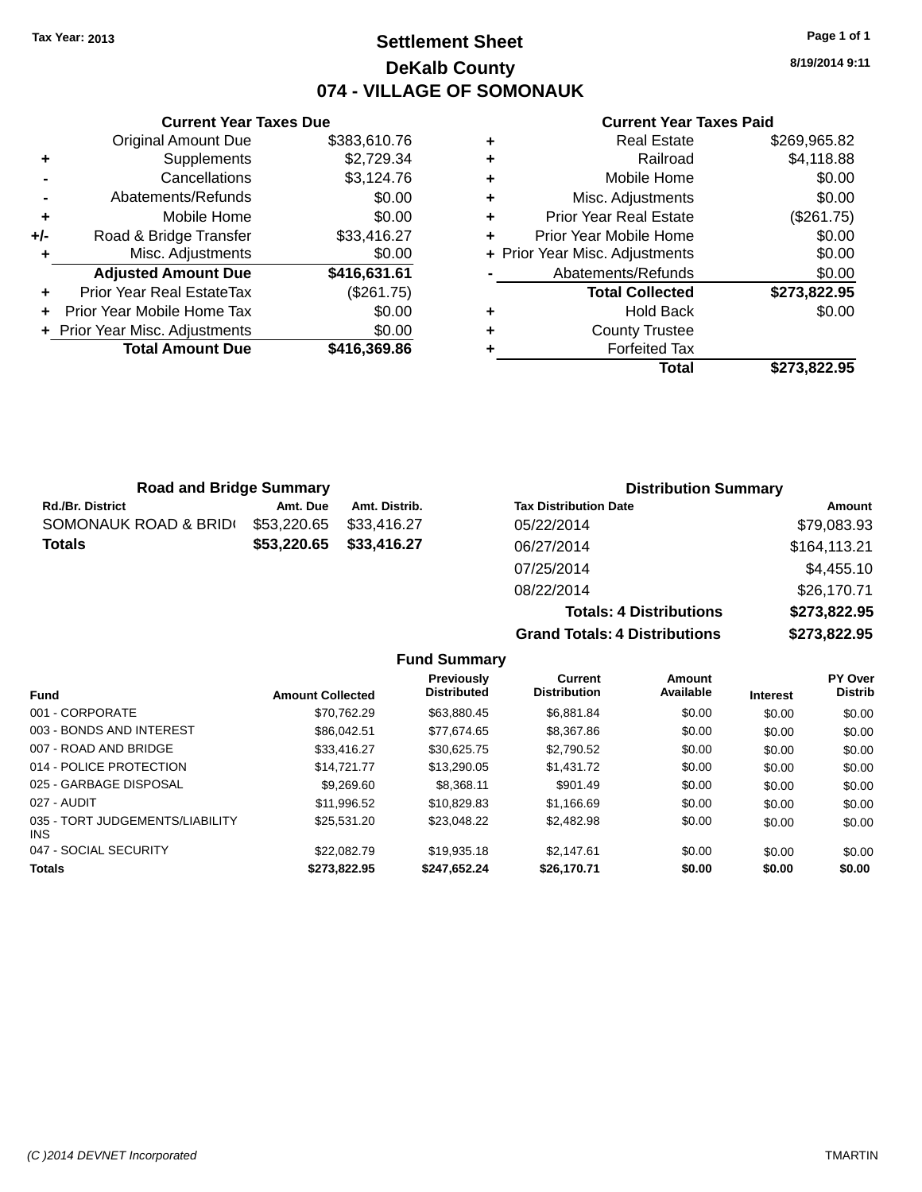Tax Year: 2013

# Settlement Sheet

## DeKalb County

## 074 - VILLAGE OF SOMONAUK

8/19/2014 9:11

### Current Year Taxes Due

| | | |
|---|---|---|
| | Original Amount Due | $383,610.76 |
| + | Supplements | $2,729.34 |
| - | Cancellations | $3,124.76 |
| - | Abatements/Refunds | $0.00 |
| + | Mobile Home | $0.00 |
| +/- | Road & Bridge Transfer | $33,416.27 |
| + | Misc. Adjustments | $0.00 |
| | **Adjusted Amount Due** | **$416,631.61** |
| + | Prior Year Real EstateTax | ($261.75) |
| + | Prior Year Mobile Home Tax | $0.00 |
| + | Prior Year Misc. Adjustments | $0.00 |
| | **Total Amount Due** | **$416,369.86** |

### Current Year Taxes Paid

| | | |
|---|---|---|
| + | Real Estate | $269,965.82 |
| + | Railroad | $4,118.88 |
| + | Mobile Home | $0.00 |
| + | Misc. Adjustments | $0.00 |
| + | Prior Year Real Estate | ($261.75) |
| + | Prior Year Mobile Home | $0.00 |
| + | Prior Year Misc. Adjustments | $0.00 |
| - | Abatements/Refunds | $0.00 |
| | **Total Collected** | **$273,822.95** |
| + | Hold Back | $0.00 |
| + | County Trustee | |
| + | Forfeited Tax | |
| | **Total** | **$273,822.95** |

### Road and Bridge Summary

| Rd./Br. District | Amt. Due | Amt. Distrib. |
|---|---|---|
| SOMONAUK ROAD & BRID( | $53,220.65 | $33,416.27 |
| **Totals** | **$53,220.65** | **$33,416.27** |

### Distribution Summary

| Tax Distribution Date | Amount |
|---|---|
| 05/22/2014 | $79,083.93 |
| 06/27/2014 | $164,113.21 |
| 07/25/2014 | $4,455.10 |
| 08/22/2014 | $26,170.71 |
| **Totals: 4 Distributions** | **$273,822.95** |
| **Grand Totals: 4 Distributions** | **$273,822.95** |

### Fund Summary

| Fund | Amount Collected | Previously Distributed | Current Distribution | Amount Available | Interest | PY Over Distrib |
|---|---|---|---|---|---|---|
| 001 - CORPORATE | $70,762.29 | $63,880.45 | $6,881.84 | $0.00 | $0.00 | $0.00 |
| 003 - BONDS AND INTEREST | $86,042.51 | $77,674.65 | $8,367.86 | $0.00 | $0.00 | $0.00 |
| 007 - ROAD AND BRIDGE | $33,416.27 | $30,625.75 | $2,790.52 | $0.00 | $0.00 | $0.00 |
| 014 - POLICE PROTECTION | $14,721.77 | $13,290.05 | $1,431.72 | $0.00 | $0.00 | $0.00 |
| 025 - GARBAGE DISPOSAL | $9,269.60 | $8,368.11 | $901.49 | $0.00 | $0.00 | $0.00 |
| 027 - AUDIT | $11,996.52 | $10,829.83 | $1,166.69 | $0.00 | $0.00 | $0.00 |
| 035 - TORT JUDGEMENTS/LIABILITY INS | $25,531.20 | $23,048.22 | $2,482.98 | $0.00 | $0.00 | $0.00 |
| 047 - SOCIAL SECURITY | $22,082.79 | $19,935.18 | $2,147.61 | $0.00 | $0.00 | $0.00 |
| **Totals** | **$273,822.95** | **$247,652.24** | **$26,170.71** | **$0.00** | **$0.00** | **$0.00** |

(C )2014 DEVNET Incorporated

TMARTIN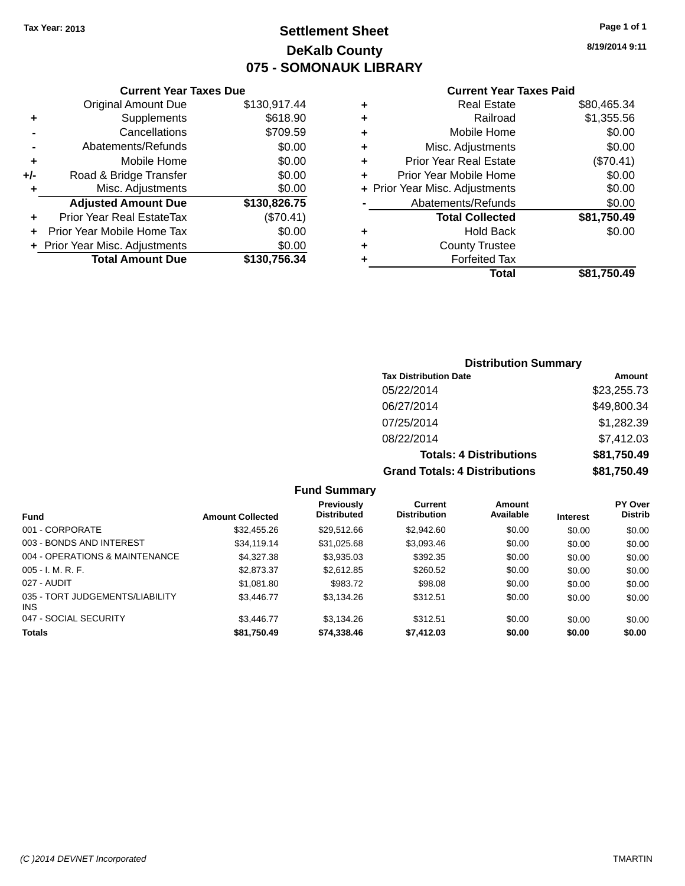**Tax Year: 2013**

# Settlement Sheet

## DeKalb County

## 075 - SOMONAUK LIBRARY

**8/19/2014 9:11**

### Current Year Taxes Due

| | | |
|---|---|---|
| | Original Amount Due | $130,917.44 |
| + | Supplements | $618.90 |
| - | Cancellations | $709.59 |
| - | Abatements/Refunds | $0.00 |
| + | Mobile Home | $0.00 |
| +/- | Road & Bridge Transfer | $0.00 |
| + | Misc. Adjustments | $0.00 |
| | **Adjusted Amount Due** | **$130,826.75** |
| + | Prior Year Real EstateTax | ($70.41) |
| + | Prior Year Mobile Home Tax | $0.00 |
| + | Prior Year Misc. Adjustments | $0.00 |
| | **Total Amount Due** | **$130,756.34** |

### Current Year Taxes Paid

| | | |
|---|---|---|
| + | Real Estate | $80,465.34 |
| + | Railroad | $1,355.56 |
| + | Mobile Home | $0.00 |
| + | Misc. Adjustments | $0.00 |
| + | Prior Year Real Estate | ($70.41) |
| + | Prior Year Mobile Home | $0.00 |
| + | Prior Year Misc. Adjustments | $0.00 |
| - | Abatements/Refunds | $0.00 |
| | **Total Collected** | **$81,750.49** |
| + | Hold Back | $0.00 |
| + | County Trustee | |
| + | Forfeited Tax | |
| | **Total** | **$81,750.49** |

### Distribution Summary

| Tax Distribution Date | Amount |
|---|---|
| 05/22/2014 | $23,255.73 |
| 06/27/2014 | $49,800.34 |
| 07/25/2014 | $1,282.39 |
| 08/22/2014 | $7,412.03 |
| **Totals: 4 Distributions** | **$81,750.49** |
| **Grand Totals: 4 Distributions** | **$81,750.49** |

### Fund Summary

| Fund | Amount Collected | Previously Distributed | Current Distribution | Amount Available | Interest | PY Over Distrib |
|---|---|---|---|---|---|---|
| 001 - CORPORATE | $32,455.26 | $29,512.66 | $2,942.60 | $0.00 | $0.00 | $0.00 |
| 003 - BONDS AND INTEREST | $34,119.14 | $31,025.68 | $3,093.46 | $0.00 | $0.00 | $0.00 |
| 004 - OPERATIONS & MAINTENANCE | $4,327.38 | $3,935.03 | $392.35 | $0.00 | $0.00 | $0.00 |
| 005 - I. M. R. F. | $2,873.37 | $2,612.85 | $260.52 | $0.00 | $0.00 | $0.00 |
| 027 - AUDIT | $1,081.80 | $983.72 | $98.08 | $0.00 | $0.00 | $0.00 |
| 035 - TORT JUDGEMENTS/LIABILITY INS | $3,446.77 | $3,134.26 | $312.51 | $0.00 | $0.00 | $0.00 |
| 047 - SOCIAL SECURITY | $3,446.77 | $3,134.26 | $312.51 | $0.00 | $0.00 | $0.00 |
| **Totals** | **$81,750.49** | **$74,338.46** | **$7,412.03** | **$0.00** | **$0.00** | **$0.00** |

(C )2014 DEVNET Incorporated — TMARTIN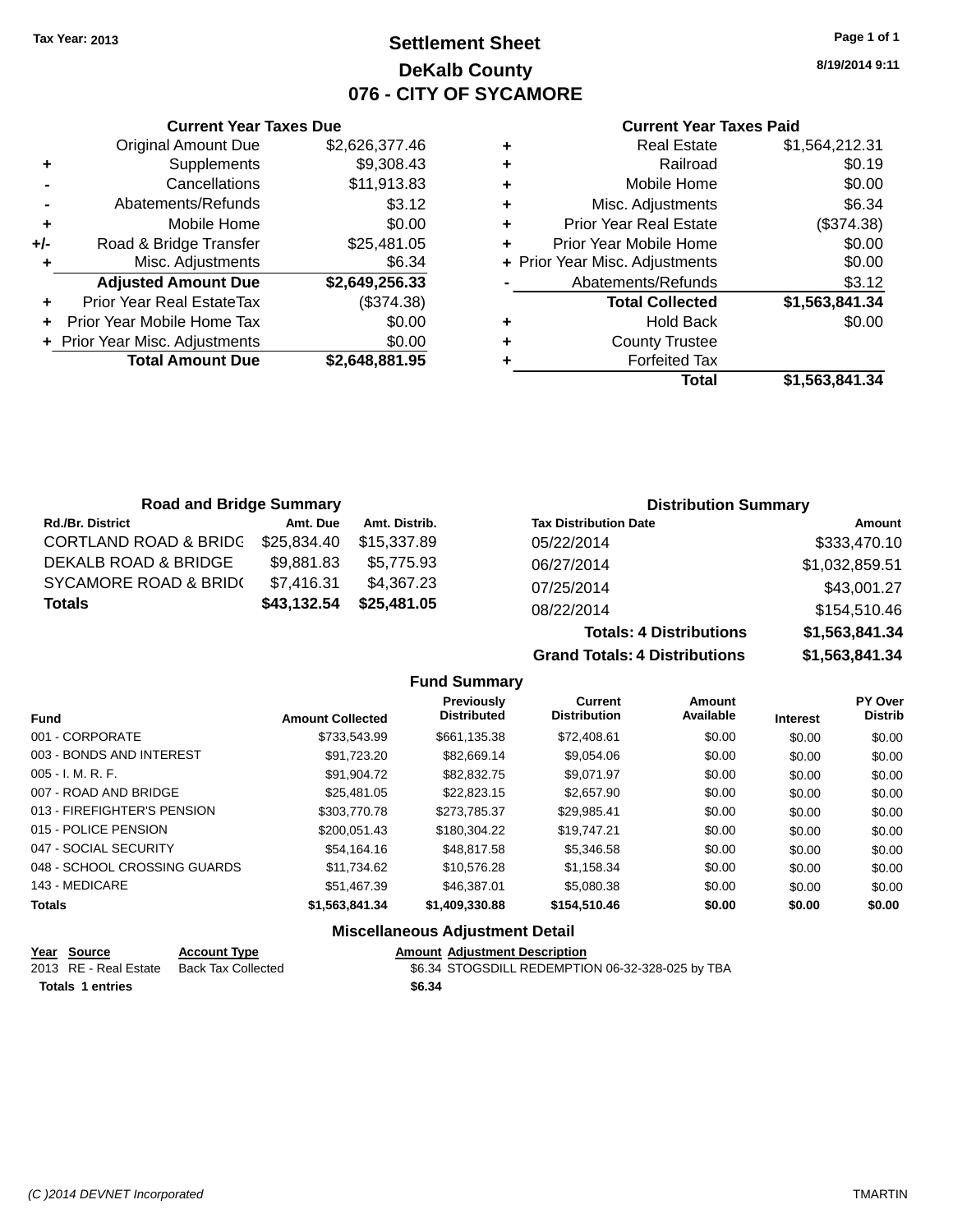Tax Year: 2013

# Settlement Sheet

## DeKalb County

## 076 - CITY OF SYCAMORE

8/19/2014 9:11

### Current Year Taxes Due

| | | |
|---|---|---|
| | Original Amount Due | $2,626,377.46 |
| + | Supplements | $9,308.43 |
| - | Cancellations | $11,913.83 |
| - | Abatements/Refunds | $3.12 |
| + | Mobile Home | $0.00 |
| +/- | Road & Bridge Transfer | $25,481.05 |
| + | Misc. Adjustments | $6.34 |
| | **Adjusted Amount Due** | **$2,649,256.33** |
| + | Prior Year Real EstateTax | ($374.38) |
| + | Prior Year Mobile Home Tax | $0.00 |
| + | Prior Year Misc. Adjustments | $0.00 |
| | **Total Amount Due** | **$2,648,881.95** |

### Current Year Taxes Paid

| | | |
|---|---|---|
| + | Real Estate | $1,564,212.31 |
| + | Railroad | $0.19 |
| + | Mobile Home | $0.00 |
| + | Misc. Adjustments | $6.34 |
| + | Prior Year Real Estate | ($374.38) |
| + | Prior Year Mobile Home | $0.00 |
| + | Prior Year Misc. Adjustments | $0.00 |
| - | Abatements/Refunds | $3.12 |
| | **Total Collected** | **$1,563,841.34** |
| + | Hold Back | $0.00 |
| + | County Trustee | |
| + | Forfeited Tax | |
| | **Total** | **$1,563,841.34** |

### Road and Bridge Summary

| Rd./Br. District | Amt. Due | Amt. Distrib. |
|---|---|---|
| CORTLAND ROAD & BRIDG | $25,834.40 | $15,337.89 |
| DEKALB ROAD & BRIDGE | $9,881.83 | $5,775.93 |
| SYCAMORE ROAD & BRID( | $7,416.31 | $4,367.23 |
| **Totals** | **$43,132.54** | **$25,481.05** |

### Distribution Summary

| Tax Distribution Date | Amount |
|---|---|
| 05/22/2014 | $333,470.10 |
| 06/27/2014 | $1,032,859.51 |
| 07/25/2014 | $43,001.27 |
| 08/22/2014 | $154,510.46 |
| **Totals: 4 Distributions** | **$1,563,841.34** |
| **Grand Totals: 4 Distributions** | **$1,563,841.34** |

### Fund Summary

| Fund | Amount Collected | Previously Distributed | Current Distribution | Amount Available | Interest | PY Over Distrib |
|---|---|---|---|---|---|---|
| 001 - CORPORATE | $733,543.99 | $661,135.38 | $72,408.61 | $0.00 | $0.00 | $0.00 |
| 003 - BONDS AND INTEREST | $91,723.20 | $82,669.14 | $9,054.06 | $0.00 | $0.00 | $0.00 |
| 005 - I. M. R. F. | $91,904.72 | $82,832.75 | $9,071.97 | $0.00 | $0.00 | $0.00 |
| 007 - ROAD AND BRIDGE | $25,481.05 | $22,823.15 | $2,657.90 | $0.00 | $0.00 | $0.00 |
| 013 - FIREFIGHTER'S PENSION | $303,770.78 | $273,785.37 | $29,985.41 | $0.00 | $0.00 | $0.00 |
| 015 - POLICE PENSION | $200,051.43 | $180,304.22 | $19,747.21 | $0.00 | $0.00 | $0.00 |
| 047 - SOCIAL SECURITY | $54,164.16 | $48,817.58 | $5,346.58 | $0.00 | $0.00 | $0.00 |
| 048 - SCHOOL CROSSING GUARDS | $11,734.62 | $10,576.28 | $1,158.34 | $0.00 | $0.00 | $0.00 |
| 143 - MEDICARE | $51,467.39 | $46,387.01 | $5,080.38 | $0.00 | $0.00 | $0.00 |
| **Totals** | **$1,563,841.34** | **$1,409,330.88** | **$154,510.46** | **$0.00** | **$0.00** | **$0.00** |

### Miscellaneous Adjustment Detail

| Year | Source | Account Type | Amount | Adjustment Description |
|---|---|---|---|---|
| 2013 | RE - Real Estate | Back Tax Collected | $6.34 | STOGSDILL REDEMPTION 06-32-328-025 by TBA |
| **Totals 1 entries** | | | **$6.34** | |

(C )2014 DEVNET Incorporated TMARTIN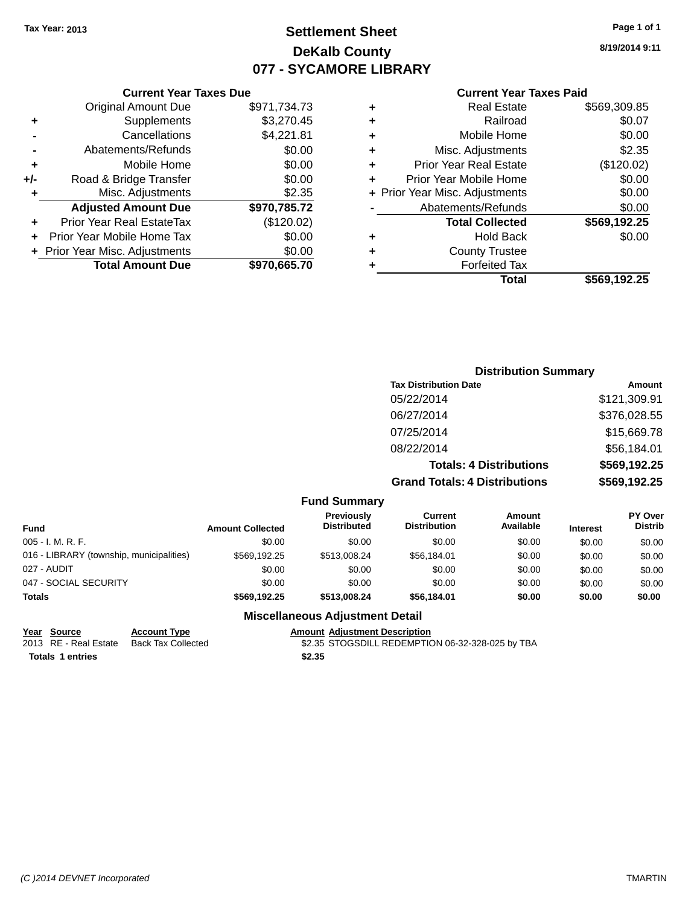Tax Year: 2013

# Settlement Sheet

## DeKalb County

## 077 - SYCAMORE LIBRARY

8/19/2014 9:11

### Current Year Taxes Due

| | | |
|---|---|---|
| | Original Amount Due | $971,734.73 |
| + | Supplements | $3,270.45 |
| - | Cancellations | $4,221.81 |
| - | Abatements/Refunds | $0.00 |
| + | Mobile Home | $0.00 |
| +/- | Road & Bridge Transfer | $0.00 |
| + | Misc. Adjustments | $2.35 |
| | **Adjusted Amount Due** | **$970,785.72** |
| + | Prior Year Real EstateTax | ($120.02) |
| + | Prior Year Mobile Home Tax | $0.00 |
| + | Prior Year Misc. Adjustments | $0.00 |
| | **Total Amount Due** | **$970,665.70** |

### Current Year Taxes Paid

| | | |
|---|---|---|
| + | Real Estate | $569,309.85 |
| + | Railroad | $0.07 |
| + | Mobile Home | $0.00 |
| + | Misc. Adjustments | $2.35 |
| + | Prior Year Real Estate | ($120.02) |
| + | Prior Year Mobile Home | $0.00 |
| + | Prior Year Misc. Adjustments | $0.00 |
| - | Abatements/Refunds | $0.00 |
| | **Total Collected** | **$569,192.25** |
| + | Hold Back | $0.00 |
| + | County Trustee | |
| + | Forfeited Tax | |
| | **Total** | **$569,192.25** |

### Distribution Summary

| Tax Distribution Date | Amount |
|---|---|
| 05/22/2014 | $121,309.91 |
| 06/27/2014 | $376,028.55 |
| 07/25/2014 | $15,669.78 |
| 08/22/2014 | $56,184.01 |
| **Totals: 4 Distributions** | **$569,192.25** |
| **Grand Totals: 4 Distributions** | **$569,192.25** |

### Fund Summary

| Fund | Amount Collected | Previously Distributed | Current Distribution | Amount Available | Interest | PY Over Distrib |
|---|---|---|---|---|---|---|
| 005 - I. M. R. F. | $0.00 | $0.00 | $0.00 | $0.00 | $0.00 | $0.00 |
| 016 - LIBRARY (township, municipalities) | $569,192.25 | $513,008.24 | $56,184.01 | $0.00 | $0.00 | $0.00 |
| 027 - AUDIT | $0.00 | $0.00 | $0.00 | $0.00 | $0.00 | $0.00 |
| 047 - SOCIAL SECURITY | $0.00 | $0.00 | $0.00 | $0.00 | $0.00 | $0.00 |
| **Totals** | **$569,192.25** | **$513,008.24** | **$56,184.01** | **$0.00** | **$0.00** | **$0.00** |

### Miscellaneous Adjustment Detail

| Year | Source | Account Type | Amount | Adjustment Description |
|---|---|---|---|---|
| 2013 | RE - Real Estate | Back Tax Collected | $2.35 | STOGSDILL REDEMPTION 06-32-328-025 by TBA |
| **Totals 1 entries** | | | **$2.35** | |

(C )2014 DEVNET Incorporated TMARTIN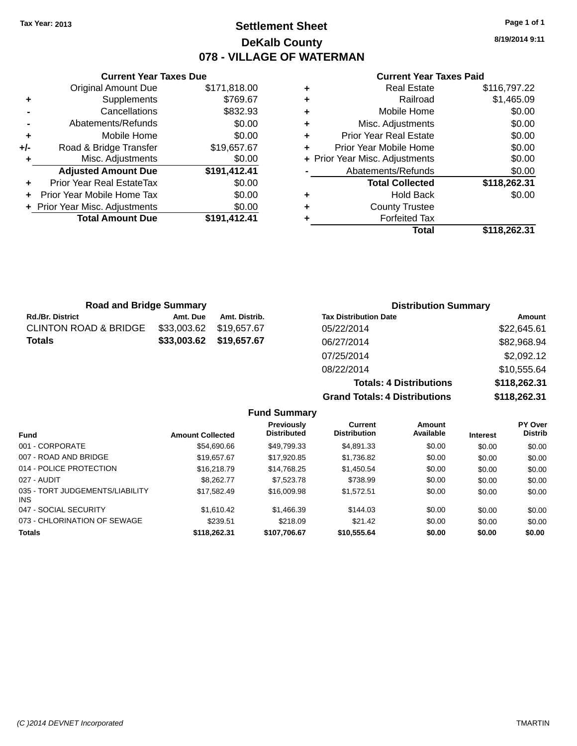Tax Year: 2013

# Settlement Sheet

## DeKalb County

## 078 - VILLAGE OF WATERMAN

8/19/2014 9:11

### Current Year Taxes Due

| | | |
|---|---|---|
| | Original Amount Due | $171,818.00 |
| + | Supplements | $769.67 |
| - | Cancellations | $832.93 |
| - | Abatements/Refunds | $0.00 |
| + | Mobile Home | $0.00 |
| +/- | Road & Bridge Transfer | $19,657.67 |
| + | Misc. Adjustments | $0.00 |
| | **Adjusted Amount Due** | **$191,412.41** |
| + | Prior Year Real EstateTax | $0.00 |
| + | Prior Year Mobile Home Tax | $0.00 |
| + | Prior Year Misc. Adjustments | $0.00 |
| | **Total Amount Due** | **$191,412.41** |

### Current Year Taxes Paid

| | | |
|---|---|---|
| + | Real Estate | $116,797.22 |
| + | Railroad | $1,465.09 |
| + | Mobile Home | $0.00 |
| + | Misc. Adjustments | $0.00 |
| + | Prior Year Real Estate | $0.00 |
| + | Prior Year Mobile Home | $0.00 |
| + | Prior Year Misc. Adjustments | $0.00 |
| - | Abatements/Refunds | $0.00 |
| | **Total Collected** | **$118,262.31** |
| + | Hold Back | $0.00 |
| + | County Trustee | |
| + | Forfeited Tax | |
| | **Total** | **$118,262.31** |

### Road and Bridge Summary

| Rd./Br. District | Amt. Due | Amt. Distrib. |
|---|---|---|
| CLINTON ROAD & BRIDGE | $33,003.62 | $19,657.67 |
| **Totals** | **$33,003.62** | **$19,657.67** |

### Distribution Summary

| Tax Distribution Date | Amount |
|---|---|
| 05/22/2014 | $22,645.61 |
| 06/27/2014 | $82,968.94 |
| 07/25/2014 | $2,092.12 |
| 08/22/2014 | $10,555.64 |
| **Totals: 4 Distributions** | **$118,262.31** |
| **Grand Totals: 4 Distributions** | **$118,262.31** |

### Fund Summary

| Fund | Amount Collected | Previously Distributed | Current Distribution | Amount Available | Interest | PY Over Distrib |
|---|---|---|---|---|---|---|
| 001 - CORPORATE | $54,690.66 | $49,799.33 | $4,891.33 | $0.00 | $0.00 | $0.00 |
| 007 - ROAD AND BRIDGE | $19,657.67 | $17,920.85 | $1,736.82 | $0.00 | $0.00 | $0.00 |
| 014 - POLICE PROTECTION | $16,218.79 | $14,768.25 | $1,450.54 | $0.00 | $0.00 | $0.00 |
| 027 - AUDIT | $8,262.77 | $7,523.78 | $738.99 | $0.00 | $0.00 | $0.00 |
| 035 - TORT JUDGEMENTS/LIABILITY INS | $17,582.49 | $16,009.98 | $1,572.51 | $0.00 | $0.00 | $0.00 |
| 047 - SOCIAL SECURITY | $1,610.42 | $1,466.39 | $144.03 | $0.00 | $0.00 | $0.00 |
| 073 - CHLORINATION OF SEWAGE | $239.51 | $218.09 | $21.42 | $0.00 | $0.00 | $0.00 |
| **Totals** | **$118,262.31** | **$107,706.67** | **$10,555.64** | **$0.00** | **$0.00** | **$0.00** |

(C )2014 DEVNET Incorporated — TMARTIN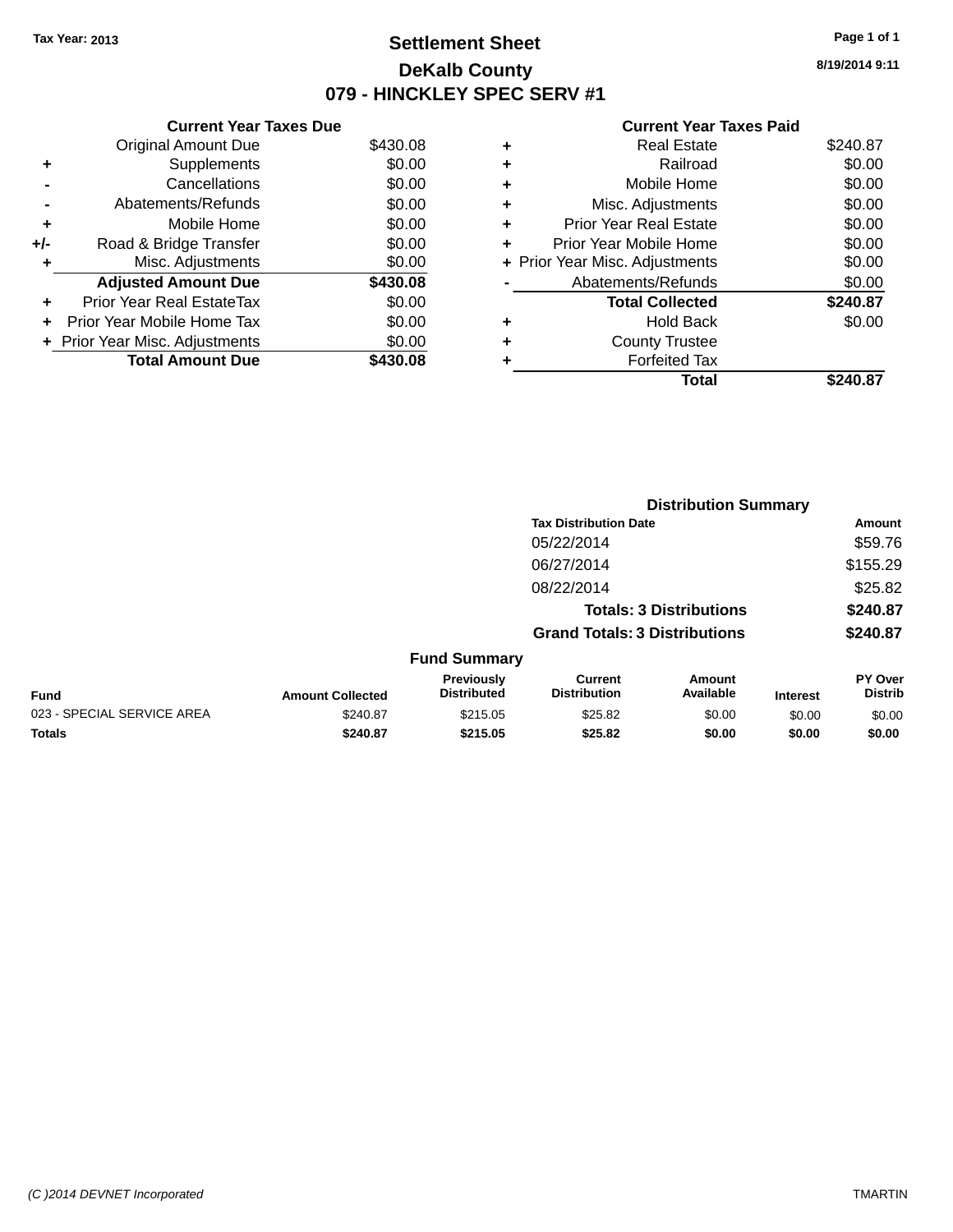Tax Year: 2013

# Settlement Sheet

## DeKalb County

## 079 - HINCKLEY SPEC SERV #1

8/19/2014 9:11

### Current Year Taxes Due

| | | |
|---|---|---|
| | Original Amount Due | $430.08 |
| + | Supplements | $0.00 |
| - | Cancellations | $0.00 |
| - | Abatements/Refunds | $0.00 |
| + | Mobile Home | $0.00 |
| +/- | Road & Bridge Transfer | $0.00 |
| + | Misc. Adjustments | $0.00 |
| | **Adjusted Amount Due** | **$430.08** |
| + | Prior Year Real EstateTax | $0.00 |
| + | Prior Year Mobile Home Tax | $0.00 |
| + | Prior Year Misc. Adjustments | $0.00 |
| | **Total Amount Due** | **$430.08** |

### Current Year Taxes Paid

| | | |
|---|---|---|
| + | Real Estate | $240.87 |
| + | Railroad | $0.00 |
| + | Mobile Home | $0.00 |
| + | Misc. Adjustments | $0.00 |
| + | Prior Year Real Estate | $0.00 |
| + | Prior Year Mobile Home | $0.00 |
| + | Prior Year Misc. Adjustments | $0.00 |
| - | Abatements/Refunds | $0.00 |
| | **Total Collected** | **$240.87** |
| + | Hold Back | $0.00 |
| + | County Trustee | |
| + | Forfeited Tax | |
| | **Total** | **$240.87** |

### Distribution Summary

| Tax Distribution Date | Amount |
|---|---|
| 05/22/2014 | $59.76 |
| 06/27/2014 | $155.29 |
| 08/22/2014 | $25.82 |
| **Totals: 3 Distributions** | **$240.87** |
| **Grand Totals: 3 Distributions** | **$240.87** |

### Fund Summary

| Fund | Amount Collected | Previously Distributed | Current Distribution | Amount Available | Interest | PY Over Distrib |
|---|---|---|---|---|---|---|
| 023 - SPECIAL SERVICE AREA | $240.87 | $215.05 | $25.82 | $0.00 | $0.00 | $0.00 |
| **Totals** | **$240.87** | **$215.05** | **$25.82** | **$0.00** | **$0.00** | **$0.00** |

(C )2014 DEVNET Incorporated

TMARTIN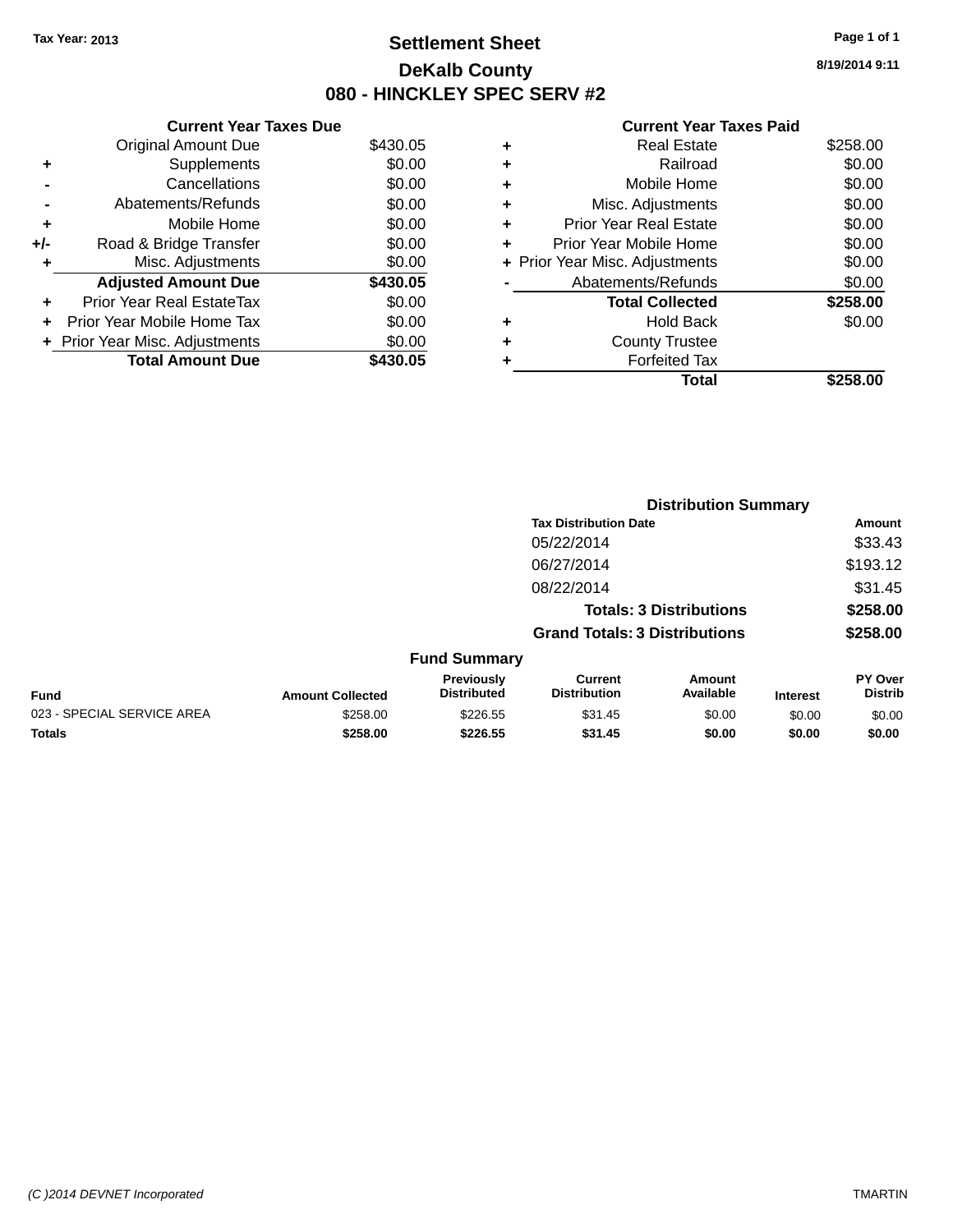Tax Year: 2013

# Settlement Sheet

## DeKalb County

## 080 - HINCKLEY SPEC SERV #2

8/19/2014 9:11

### Current Year Taxes Due

| | | |
|---|---|---|
| | Original Amount Due | $430.05 |
| + | Supplements | $0.00 |
| - | Cancellations | $0.00 |
| - | Abatements/Refunds | $0.00 |
| + | Mobile Home | $0.00 |
| +/- | Road & Bridge Transfer | $0.00 |
| + | Misc. Adjustments | $0.00 |
| | **Adjusted Amount Due** | **$430.05** |
| + | Prior Year Real EstateTax | $0.00 |
| + | Prior Year Mobile Home Tax | $0.00 |
| + | Prior Year Misc. Adjustments | $0.00 |
| | **Total Amount Due** | **$430.05** |

### Current Year Taxes Paid

| | | |
|---|---|---|
| + | Real Estate | $258.00 |
| + | Railroad | $0.00 |
| + | Mobile Home | $0.00 |
| + | Misc. Adjustments | $0.00 |
| + | Prior Year Real Estate | $0.00 |
| + | Prior Year Mobile Home | $0.00 |
| + | Prior Year Misc. Adjustments | $0.00 |
| - | Abatements/Refunds | $0.00 |
| | **Total Collected** | **$258.00** |
| + | Hold Back | $0.00 |
| + | County Trustee | |
| + | Forfeited Tax | |
| | **Total** | **$258.00** |

### Distribution Summary

| Tax Distribution Date | Amount |
|---|---|
| 05/22/2014 | $33.43 |
| 06/27/2014 | $193.12 |
| 08/22/2014 | $31.45 |
| **Totals: 3 Distributions** | **$258.00** |
| **Grand Totals: 3 Distributions** | **$258.00** |

### Fund Summary

| Fund | Amount Collected | Previously Distributed | Current Distribution | Amount Available | Interest | PY Over Distrib |
|---|---|---|---|---|---|---|
| 023 - SPECIAL SERVICE AREA | $258.00 | $226.55 | $31.45 | $0.00 | $0.00 | $0.00 |
| **Totals** | **$258.00** | **$226.55** | **$31.45** | **$0.00** | **$0.00** | **$0.00** |

(C )2014 DEVNET Incorporated    TMARTIN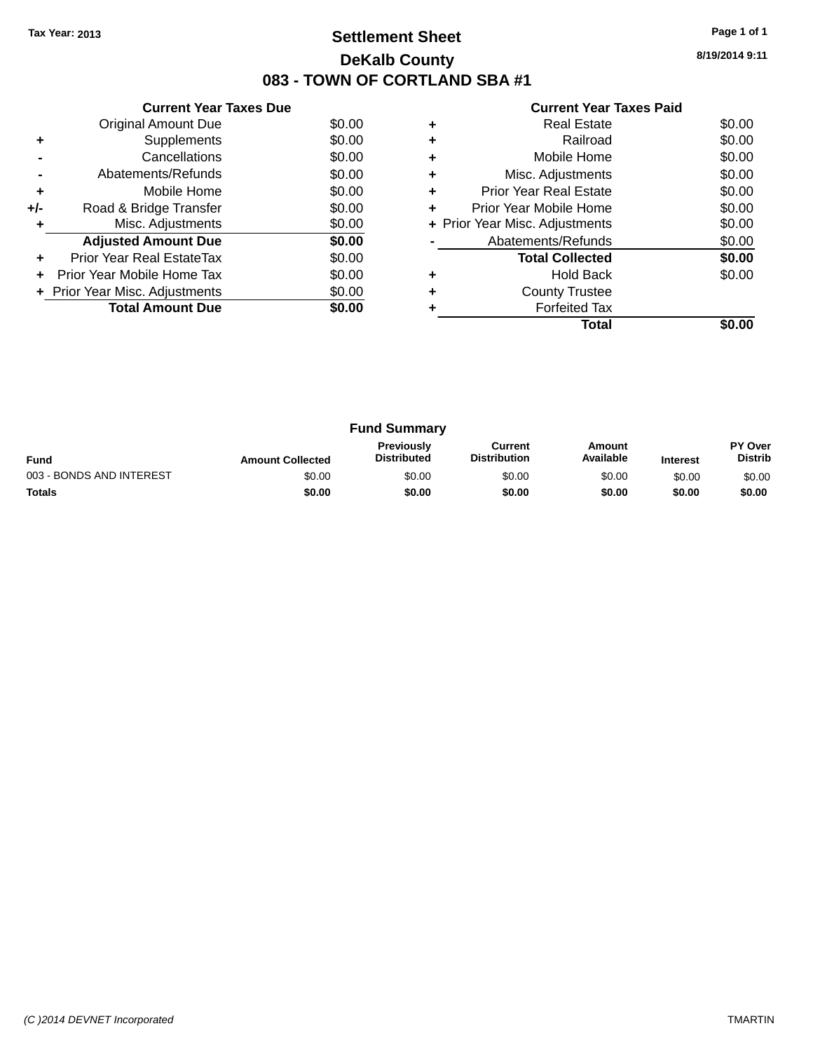Tax Year: 2013

# Settlement Sheet

## DeKalb County

## 083 - TOWN OF CORTLAND SBA #1

8/19/2014 9:11

### Current Year Taxes Due

| | | |
|---|---|---|
| | Original Amount Due | $0.00 |
| + | Supplements | $0.00 |
| - | Cancellations | $0.00 |
| - | Abatements/Refunds | $0.00 |
| + | Mobile Home | $0.00 |
| +/- | Road & Bridge Transfer | $0.00 |
| + | Misc. Adjustments | $0.00 |
| | **Adjusted Amount Due** | **$0.00** |
| + | Prior Year Real EstateTax | $0.00 |
| + | Prior Year Mobile Home Tax | $0.00 |
| + | Prior Year Misc. Adjustments | $0.00 |
| | **Total Amount Due** | **$0.00** |

### Current Year Taxes Paid

| | | |
|---|---|---|
| + | Real Estate | $0.00 |
| + | Railroad | $0.00 |
| + | Mobile Home | $0.00 |
| + | Misc. Adjustments | $0.00 |
| + | Prior Year Real Estate | $0.00 |
| + | Prior Year Mobile Home | $0.00 |
| + | Prior Year Misc. Adjustments | $0.00 |
| - | Abatements/Refunds | $0.00 |
| | **Total Collected** | **$0.00** |
| + | Hold Back | $0.00 |
| + | County Trustee | |
| + | Forfeited Tax | |
| | **Total** | **$0.00** |

### Fund Summary

| Fund | Amount Collected | Previously Distributed | Current Distribution | Amount Available | Interest | PY Over Distrib |
|---|---|---|---|---|---|---|
| 003 - BONDS AND INTEREST | $0.00 | $0.00 | $0.00 | $0.00 | $0.00 | $0.00 |
| **Totals** | **$0.00** | **$0.00** | **$0.00** | **$0.00** | **$0.00** | **$0.00** |

(C )2014 DEVNET Incorporated

TMARTIN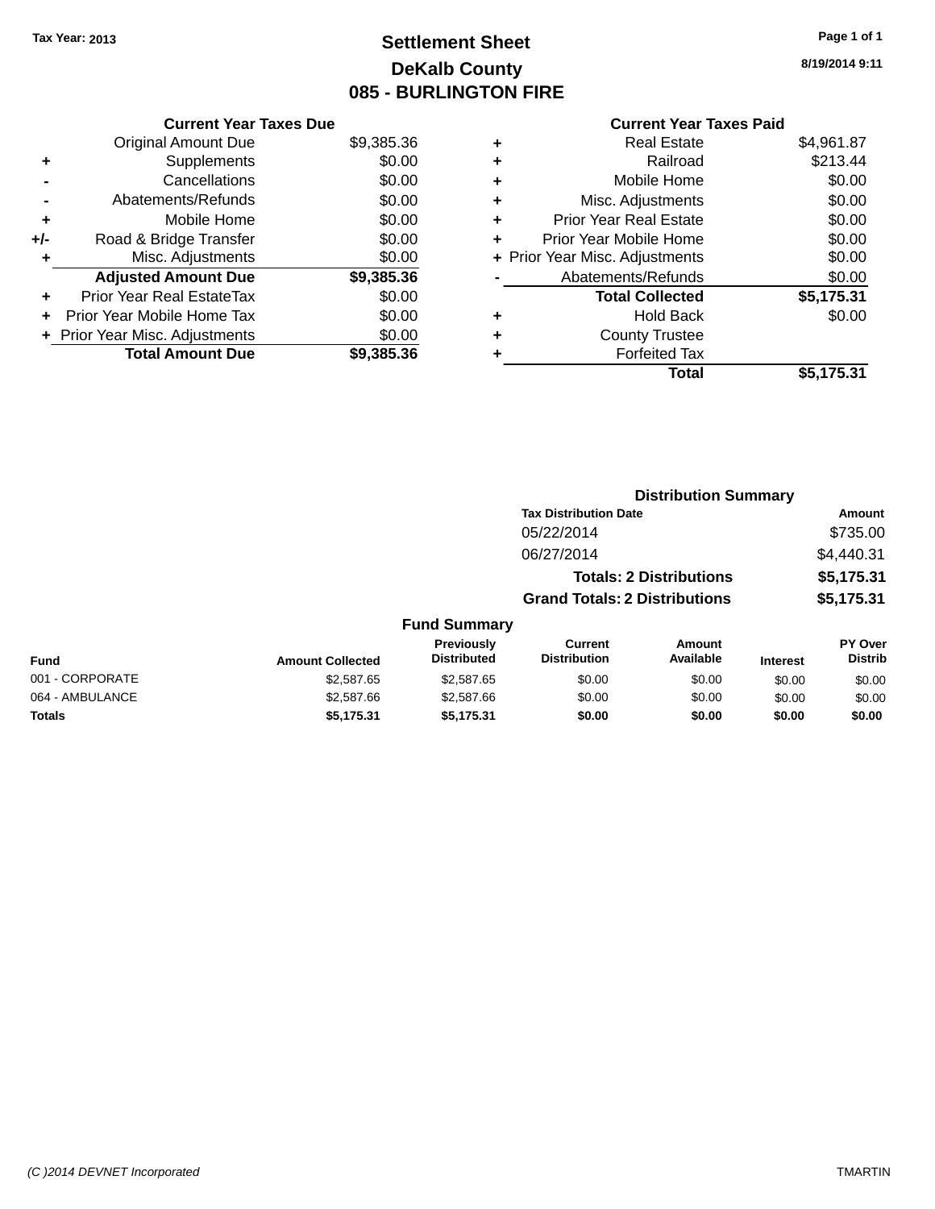Tax Year: 2013

# Settlement Sheet

## DeKalb County

## 085 - BURLINGTON FIRE

8/19/2014 9:11

### Current Year Taxes Due

| | | |
|---|---|---|
| | Original Amount Due | $9,385.36 |
| + | Supplements | $0.00 |
| - | Cancellations | $0.00 |
| - | Abatements/Refunds | $0.00 |
| + | Mobile Home | $0.00 |
| +/- | Road & Bridge Transfer | $0.00 |
| + | Misc. Adjustments | $0.00 |
| | **Adjusted Amount Due** | **$9,385.36** |
| + | Prior Year Real EstateTax | $0.00 |
| + | Prior Year Mobile Home Tax | $0.00 |
| + | Prior Year Misc. Adjustments | $0.00 |
| | **Total Amount Due** | **$9,385.36** |

### Current Year Taxes Paid

| | | |
|---|---|---|
| + | Real Estate | $4,961.87 |
| + | Railroad | $213.44 |
| + | Mobile Home | $0.00 |
| + | Misc. Adjustments | $0.00 |
| + | Prior Year Real Estate | $0.00 |
| + | Prior Year Mobile Home | $0.00 |
| + | Prior Year Misc. Adjustments | $0.00 |
| - | Abatements/Refunds | $0.00 |
| | **Total Collected** | **$5,175.31** |
| + | Hold Back | $0.00 |
| + | County Trustee | |
| + | Forfeited Tax | |
| | **Total** | **$5,175.31** |

### Distribution Summary

| Tax Distribution Date | Amount |
|---|---|
| 05/22/2014 | $735.00 |
| 06/27/2014 | $4,440.31 |
| **Totals: 2 Distributions** | **$5,175.31** |
| **Grand Totals: 2 Distributions** | **$5,175.31** |

### Fund Summary

| Fund | Amount Collected | Previously Distributed | Current Distribution | Amount Available | Interest | PY Over Distrib |
|---|---|---|---|---|---|---|
| 001 - CORPORATE | $2,587.65 | $2,587.65 | $0.00 | $0.00 | $0.00 | $0.00 |
| 064 - AMBULANCE | $2,587.66 | $2,587.66 | $0.00 | $0.00 | $0.00 | $0.00 |
| **Totals** | **$5,175.31** | **$5,175.31** | **$0.00** | **$0.00** | **$0.00** | **$0.00** |

(C )2014 DEVNET Incorporated TMARTIN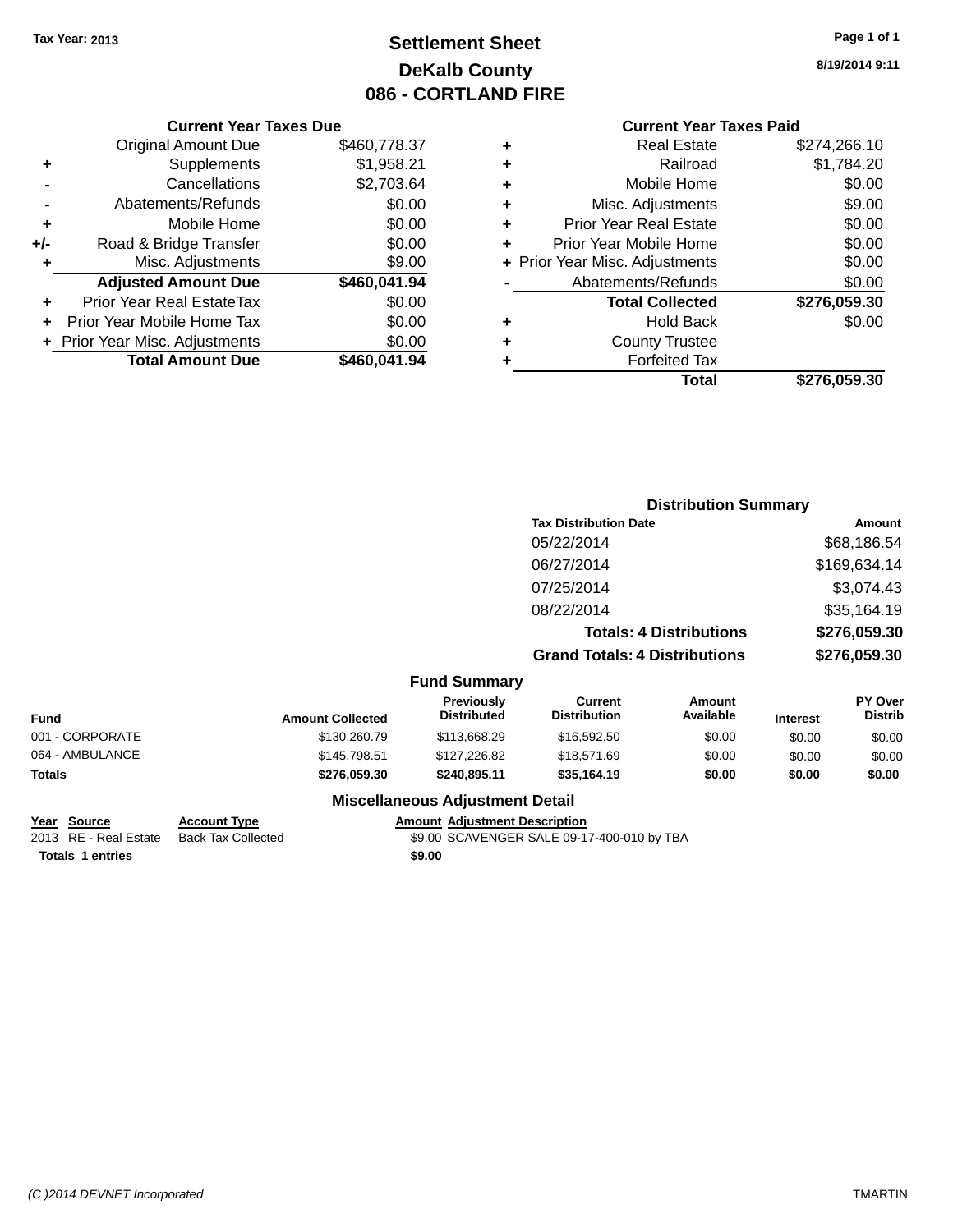Tax Year: 2013

# Settlement Sheet
## DeKalb County
## 086 - CORTLAND FIRE

8/19/2014 9:11

### Current Year Taxes Due

| | | |
|---|---|---|
| | Original Amount Due | $460,778.37 |
| + | Supplements | $1,958.21 |
| - | Cancellations | $2,703.64 |
| - | Abatements/Refunds | $0.00 |
| + | Mobile Home | $0.00 |
| +/- | Road & Bridge Transfer | $0.00 |
| + | Misc. Adjustments | $9.00 |
| | **Adjusted Amount Due** | **$460,041.94** |
| + | Prior Year Real EstateTax | $0.00 |
| + | Prior Year Mobile Home Tax | $0.00 |
| + | Prior Year Misc. Adjustments | $0.00 |
| | **Total Amount Due** | **$460,041.94** |

### Current Year Taxes Paid

| | | |
|---|---|---|
| + | Real Estate | $274,266.10 |
| + | Railroad | $1,784.20 |
| + | Mobile Home | $0.00 |
| + | Misc. Adjustments | $9.00 |
| + | Prior Year Real Estate | $0.00 |
| + | Prior Year Mobile Home | $0.00 |
| + | Prior Year Misc. Adjustments | $0.00 |
| - | Abatements/Refunds | $0.00 |
| | **Total Collected** | **$276,059.30** |
| + | Hold Back | $0.00 |
| + | County Trustee | |
| + | Forfeited Tax | |
| | **Total** | **$276,059.30** |

### Distribution Summary

| Tax Distribution Date | Amount |
|---|---|
| 05/22/2014 | $68,186.54 |
| 06/27/2014 | $169,634.14 |
| 07/25/2014 | $3,074.43 |
| 08/22/2014 | $35,164.19 |
| **Totals: 4 Distributions** | **$276,059.30** |
| **Grand Totals: 4 Distributions** | **$276,059.30** |

### Fund Summary

| Fund | Amount Collected | Previously Distributed | Current Distribution | Amount Available | Interest | PY Over Distrib |
|---|---|---|---|---|---|---|
| 001 - CORPORATE | $130,260.79 | $113,668.29 | $16,592.50 | $0.00 | $0.00 | $0.00 |
| 064 - AMBULANCE | $145,798.51 | $127,226.82 | $18,571.69 | $0.00 | $0.00 | $0.00 |
| **Totals** | **$276,059.30** | **$240,895.11** | **$35,164.19** | **$0.00** | **$0.00** | **$0.00** |

### Miscellaneous Adjustment Detail

| Year | Source | Account Type | Amount | Adjustment Description |
|---|---|---|---|---|
| 2013 | RE - Real Estate | Back Tax Collected | $9.00 | SCAVENGER SALE 09-17-400-010 by TBA |
| **Totals** | **1 entries** | | **$9.00** | |

(C )2014 DEVNET Incorporated — TMARTIN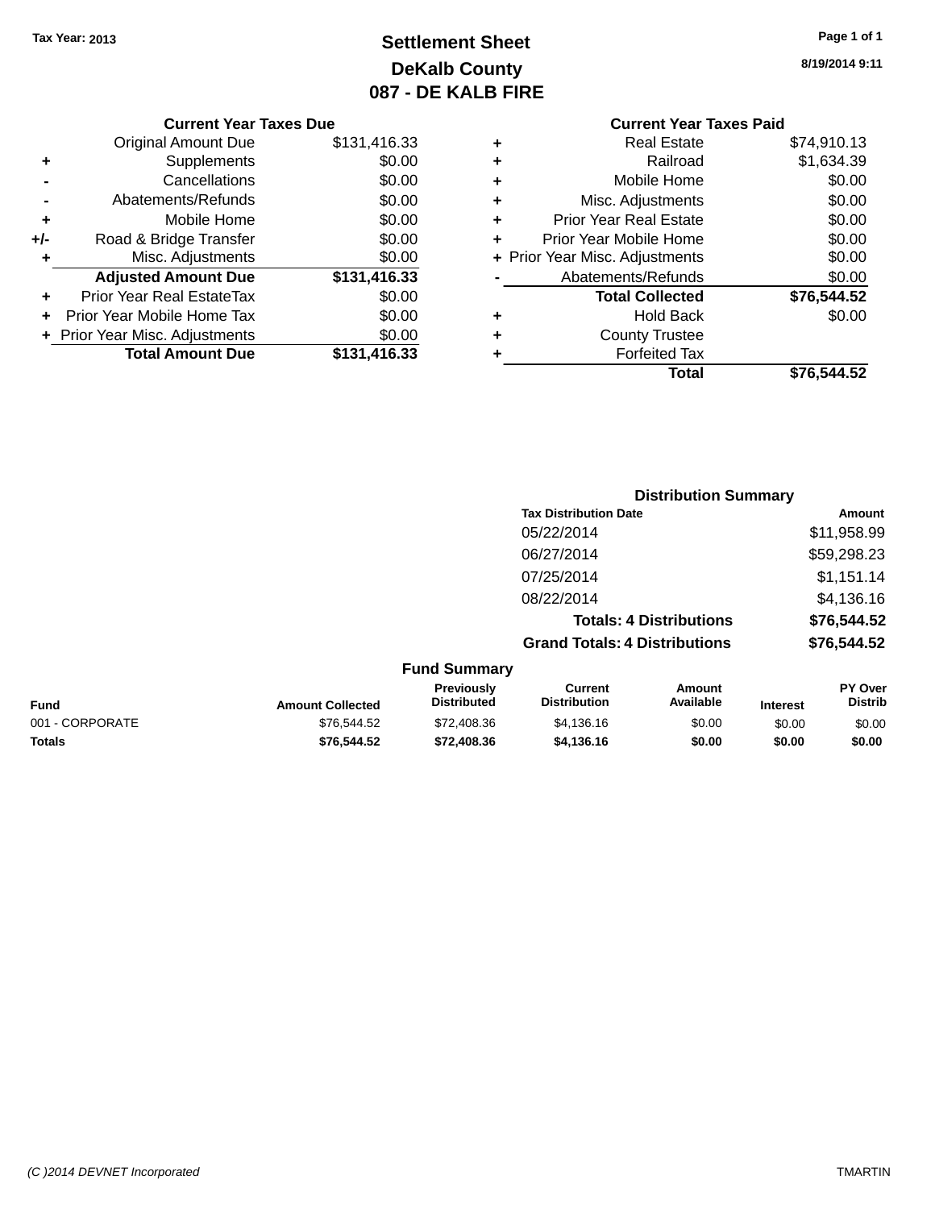Tax Year: 2013

# Settlement Sheet

## DeKalb County

## 087 - DE KALB FIRE

8/19/2014 9:11

### Current Year Taxes Due

| | | |
|---|---|---|
| | Original Amount Due | $131,416.33 |
| + | Supplements | $0.00 |
| - | Cancellations | $0.00 |
| - | Abatements/Refunds | $0.00 |
| + | Mobile Home | $0.00 |
| +/- | Road & Bridge Transfer | $0.00 |
| + | Misc. Adjustments | $0.00 |
| | **Adjusted Amount Due** | **$131,416.33** |
| + | Prior Year Real EstateTax | $0.00 |
| + | Prior Year Mobile Home Tax | $0.00 |
| + | Prior Year Misc. Adjustments | $0.00 |
| | **Total Amount Due** | **$131,416.33** |

### Current Year Taxes Paid

| | | |
|---|---|---|
| + | Real Estate | $74,910.13 |
| + | Railroad | $1,634.39 |
| + | Mobile Home | $0.00 |
| + | Misc. Adjustments | $0.00 |
| + | Prior Year Real Estate | $0.00 |
| + | Prior Year Mobile Home | $0.00 |
| + | Prior Year Misc. Adjustments | $0.00 |
| - | Abatements/Refunds | $0.00 |
| | **Total Collected** | **$76,544.52** |
| + | Hold Back | $0.00 |
| + | County Trustee | |
| + | Forfeited Tax | |
| | **Total** | **$76,544.52** |

### Distribution Summary

| Tax Distribution Date | Amount |
|---|---|
| 05/22/2014 | $11,958.99 |
| 06/27/2014 | $59,298.23 |
| 07/25/2014 | $1,151.14 |
| 08/22/2014 | $4,136.16 |
| **Totals: 4 Distributions** | **$76,544.52** |
| **Grand Totals: 4 Distributions** | **$76,544.52** |

### Fund Summary

| Fund | Amount Collected | Previously Distributed | Current Distribution | Amount Available | Interest | PY Over Distrib |
|---|---|---|---|---|---|---|
| 001 - CORPORATE | $76,544.52 | $72,408.36 | $4,136.16 | $0.00 | $0.00 | $0.00 |
| **Totals** | **$76,544.52** | **$72,408.36** | **$4,136.16** | **$0.00** | **$0.00** | **$0.00** |

(C )2014 DEVNET Incorporated — TMARTIN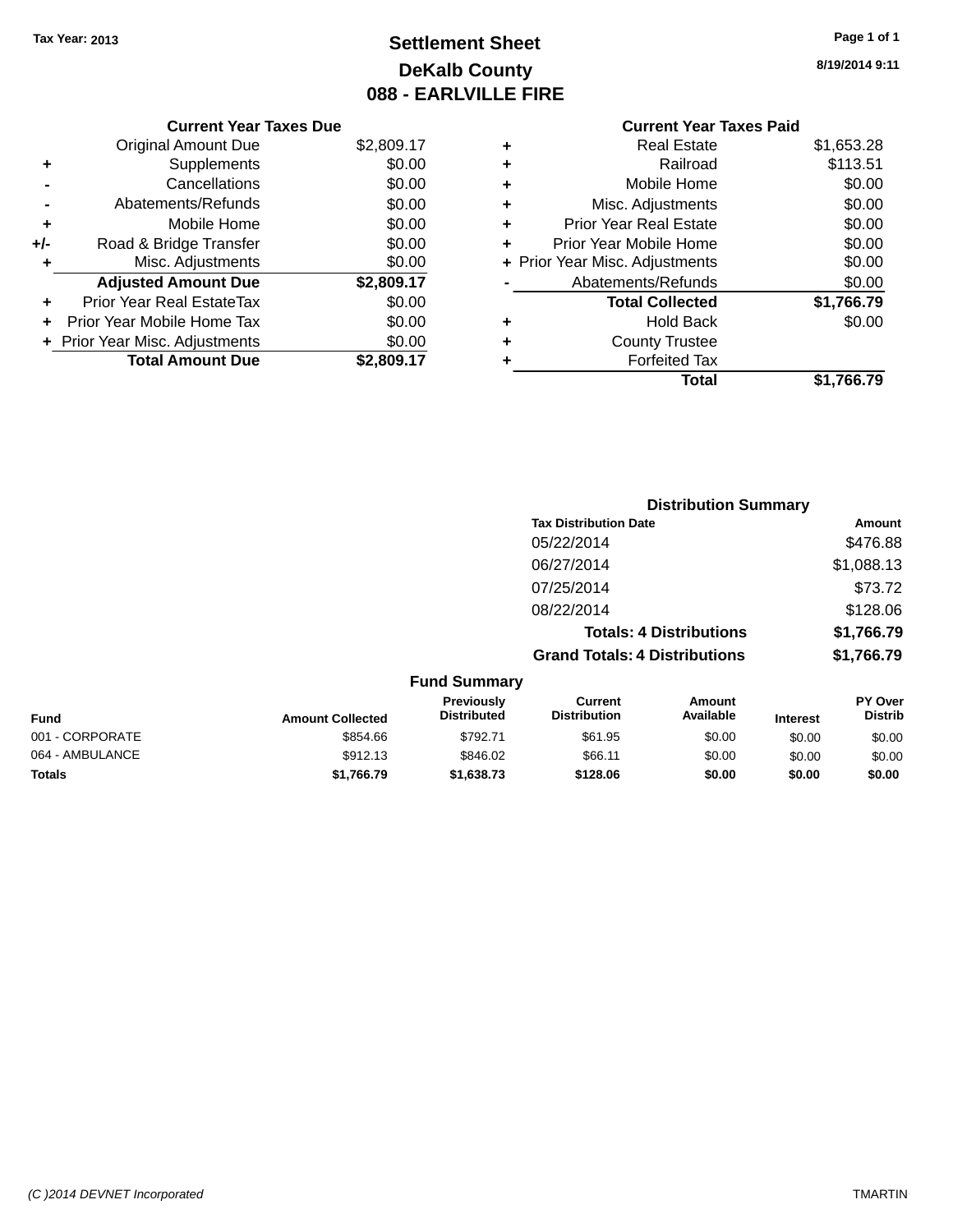Tax Year: 2013

# Settlement Sheet

## DeKalb County

## 088 - EARLVILLE FIRE

8/19/2014 9:11

### Current Year Taxes Due

| | | |
|---|---|---|
| | Original Amount Due | $2,809.17 |
| + | Supplements | $0.00 |
| - | Cancellations | $0.00 |
| - | Abatements/Refunds | $0.00 |
| + | Mobile Home | $0.00 |
| +/- | Road & Bridge Transfer | $0.00 |
| + | Misc. Adjustments | $0.00 |
| | **Adjusted Amount Due** | **$2,809.17** |
| + | Prior Year Real EstateTax | $0.00 |
| + | Prior Year Mobile Home Tax | $0.00 |
| + | Prior Year Misc. Adjustments | $0.00 |
| | **Total Amount Due** | **$2,809.17** |

### Current Year Taxes Paid

| | | |
|---|---|---|
| + | Real Estate | $1,653.28 |
| + | Railroad | $113.51 |
| + | Mobile Home | $0.00 |
| + | Misc. Adjustments | $0.00 |
| + | Prior Year Real Estate | $0.00 |
| + | Prior Year Mobile Home | $0.00 |
| + | Prior Year Misc. Adjustments | $0.00 |
| - | Abatements/Refunds | $0.00 |
| | **Total Collected** | **$1,766.79** |
| + | Hold Back | $0.00 |
| + | County Trustee | |
| + | Forfeited Tax | |
| | **Total** | **$1,766.79** |

### Distribution Summary

| Tax Distribution Date | Amount |
|---|---|
| 05/22/2014 | $476.88 |
| 06/27/2014 | $1,088.13 |
| 07/25/2014 | $73.72 |
| 08/22/2014 | $128.06 |
| **Totals: 4 Distributions** | **$1,766.79** |
| **Grand Totals: 4 Distributions** | **$1,766.79** |

### Fund Summary

| Fund | Amount Collected | Previously Distributed | Current Distribution | Amount Available | Interest | PY Over Distrib |
|---|---|---|---|---|---|---|
| 001 - CORPORATE | $854.66 | $792.71 | $61.95 | $0.00 | $0.00 | $0.00 |
| 064 - AMBULANCE | $912.13 | $846.02 | $66.11 | $0.00 | $0.00 | $0.00 |
| **Totals** | **$1,766.79** | **$1,638.73** | **$128.06** | **$0.00** | **$0.00** | **$0.00** |

(C )2014 DEVNET Incorporated TMARTIN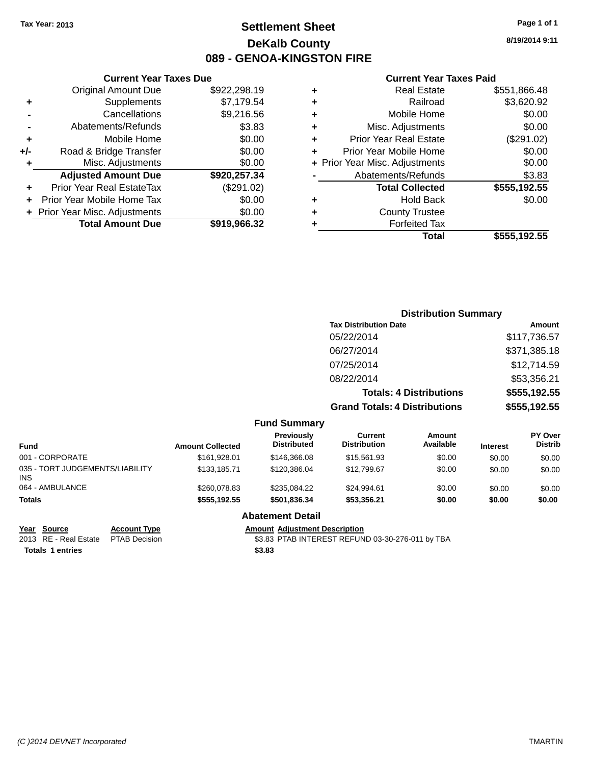Tax Year: 2013

# Settlement Sheet

## DeKalb County

## 089 - GENOA-KINGSTON FIRE

8/19/2014 9:11

### Current Year Taxes Due

| | | |
|---|---|---|
| | Original Amount Due | $922,298.19 |
| + | Supplements | $7,179.54 |
| - | Cancellations | $9,216.56 |
| - | Abatements/Refunds | $3.83 |
| + | Mobile Home | $0.00 |
| +/- | Road & Bridge Transfer | $0.00 |
| + | Misc. Adjustments | $0.00 |
| | **Adjusted Amount Due** | **$920,257.34** |
| + | Prior Year Real EstateTax | ($291.02) |
| + | Prior Year Mobile Home Tax | $0.00 |
| + | Prior Year Misc. Adjustments | $0.00 |
| | **Total Amount Due** | **$919,966.32** |

### Current Year Taxes Paid

| | | |
|---|---|---|
| + | Real Estate | $551,866.48 |
| + | Railroad | $3,620.92 |
| + | Mobile Home | $0.00 |
| + | Misc. Adjustments | $0.00 |
| + | Prior Year Real Estate | ($291.02) |
| + | Prior Year Mobile Home | $0.00 |
| + | Prior Year Misc. Adjustments | $0.00 |
| - | Abatements/Refunds | $3.83 |
| | **Total Collected** | **$555,192.55** |
| + | Hold Back | $0.00 |
| + | County Trustee | |
| + | Forfeited Tax | |
| | **Total** | **$555,192.55** |

### Distribution Summary

| Tax Distribution Date | Amount |
|---|---|
| 05/22/2014 | $117,736.57 |
| 06/27/2014 | $371,385.18 |
| 07/25/2014 | $12,714.59 |
| 08/22/2014 | $53,356.21 |
| **Totals: 4 Distributions** | **$555,192.55** |
| **Grand Totals: 4 Distributions** | **$555,192.55** |

### Fund Summary

| Fund | Amount Collected | Previously Distributed | Current Distribution | Amount Available | Interest | PY Over Distrib |
|---|---|---|---|---|---|---|
| 001 - CORPORATE | $161,928.01 | $146,366.08 | $15,561.93 | $0.00 | $0.00 | $0.00 |
| 035 - TORT JUDGEMENTS/LIABILITY INS | $133,185.71 | $120,386.04 | $12,799.67 | $0.00 | $0.00 | $0.00 |
| 064 - AMBULANCE | $260,078.83 | $235,084.22 | $24,994.61 | $0.00 | $0.00 | $0.00 |
| **Totals** | **$555,192.55** | **$501,836.34** | **$53,356.21** | **$0.00** | **$0.00** | **$0.00** |

### Abatement Detail

| Year | Source | Account Type | Amount | Adjustment Description |
|---|---|---|---|---|
| 2013 | RE - Real Estate | PTAB Decision | $3.83 | PTAB INTEREST REFUND 03-30-276-011 by TBA |
| **Totals** | **1 entries** | | **$3.83** | |

(C )2014 DEVNET Incorporated TMARTIN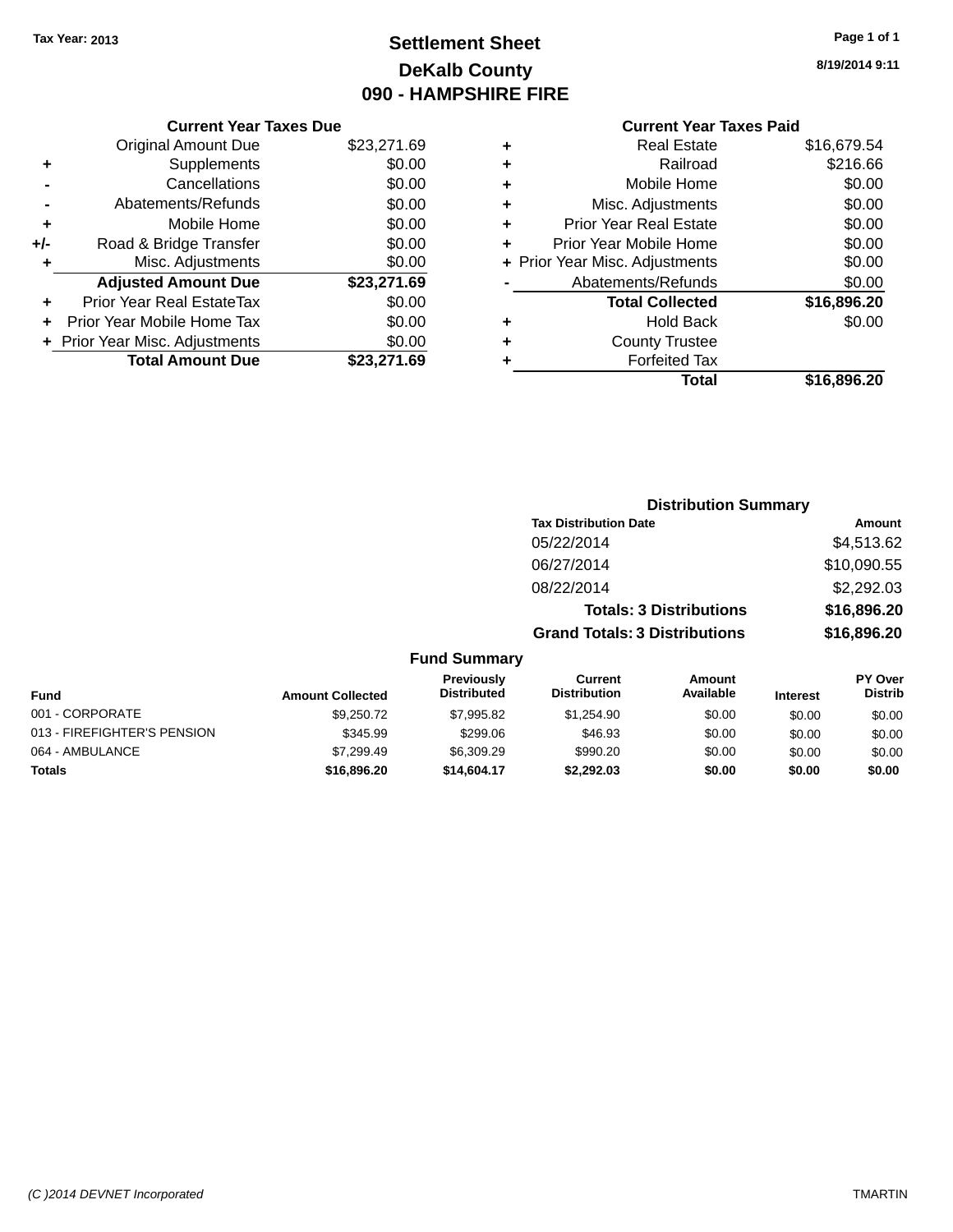Tax Year: 2013

# Settlement Sheet
## DeKalb County
## 090 - HAMPSHIRE FIRE

8/19/2014 9:11

### Current Year Taxes Due

| | | |
|---|---|---|
| | Original Amount Due | $23,271.69 |
| + | Supplements | $0.00 |
| - | Cancellations | $0.00 |
| - | Abatements/Refunds | $0.00 |
| + | Mobile Home | $0.00 |
| +/- | Road & Bridge Transfer | $0.00 |
| + | Misc. Adjustments | $0.00 |
| | **Adjusted Amount Due** | **$23,271.69** |
| + | Prior Year Real EstateTax | $0.00 |
| + | Prior Year Mobile Home Tax | $0.00 |
| + | Prior Year Misc. Adjustments | $0.00 |
| | **Total Amount Due** | **$23,271.69** |

### Current Year Taxes Paid

| | | |
|---|---|---|
| + | Real Estate | $16,679.54 |
| + | Railroad | $216.66 |
| + | Mobile Home | $0.00 |
| + | Misc. Adjustments | $0.00 |
| + | Prior Year Real Estate | $0.00 |
| + | Prior Year Mobile Home | $0.00 |
| + | Prior Year Misc. Adjustments | $0.00 |
| - | Abatements/Refunds | $0.00 |
| | **Total Collected** | **$16,896.20** |
| + | Hold Back | $0.00 |
| + | County Trustee | |
| + | Forfeited Tax | |
| | **Total** | **$16,896.20** |

### Distribution Summary

| Tax Distribution Date | Amount |
|---|---|
| 05/22/2014 | $4,513.62 |
| 06/27/2014 | $10,090.55 |
| 08/22/2014 | $2,292.03 |
| **Totals: 3 Distributions** | **$16,896.20** |
| **Grand Totals: 3 Distributions** | **$16,896.20** |

### Fund Summary

| Fund | Amount Collected | Previously Distributed | Current Distribution | Amount Available | Interest | PY Over Distrib |
|---|---|---|---|---|---|---|
| 001 - CORPORATE | $9,250.72 | $7,995.82 | $1,254.90 | $0.00 | $0.00 | $0.00 |
| 013 - FIREFIGHTER'S PENSION | $345.99 | $299.06 | $46.93 | $0.00 | $0.00 | $0.00 |
| 064 - AMBULANCE | $7,299.49 | $6,309.29 | $990.20 | $0.00 | $0.00 | $0.00 |
| **Totals** | **$16,896.20** | **$14,604.17** | **$2,292.03** | **$0.00** | **$0.00** | **$0.00** |

(C )2014 DEVNET Incorporated TMARTIN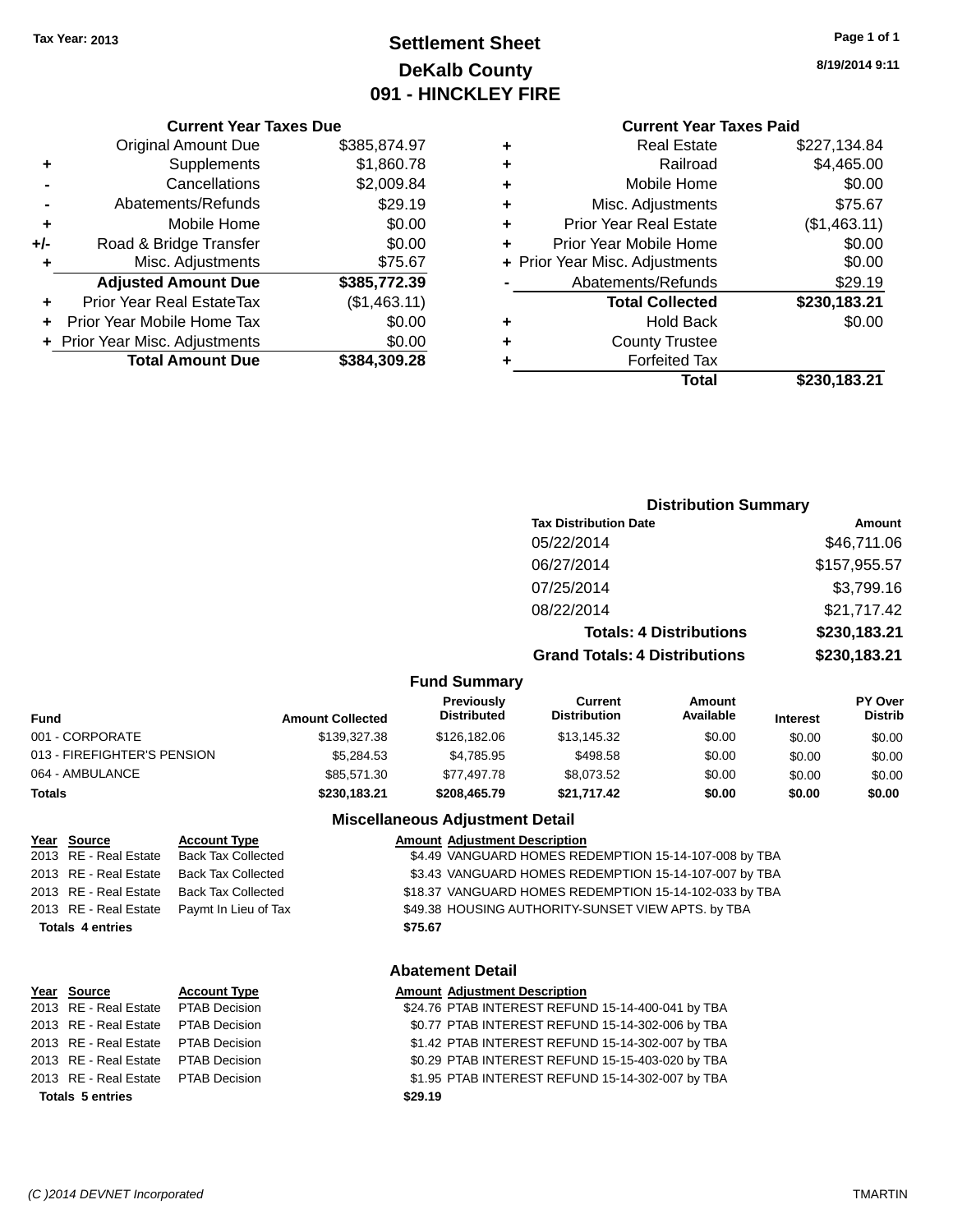Tax Year: 2013

# Settlement Sheet
## DeKalb County
## 091 - HINCKLEY FIRE

8/19/2014 9:11

### Current Year Taxes Due

| | | |
|---|---|---|
| | Original Amount Due | $385,874.97 |
| + | Supplements | $1,860.78 |
| - | Cancellations | $2,009.84 |
| - | Abatements/Refunds | $29.19 |
| + | Mobile Home | $0.00 |
| +/- | Road & Bridge Transfer | $0.00 |
| + | Misc. Adjustments | $75.67 |
| | **Adjusted Amount Due** | **$385,772.39** |
| + | Prior Year Real EstateTax | ($1,463.11) |
| + | Prior Year Mobile Home Tax | $0.00 |
| + | Prior Year Misc. Adjustments | $0.00 |
| | **Total Amount Due** | **$384,309.28** |

### Current Year Taxes Paid

| | | |
|---|---|---|
| + | Real Estate | $227,134.84 |
| + | Railroad | $4,465.00 |
| + | Mobile Home | $0.00 |
| + | Misc. Adjustments | $75.67 |
| + | Prior Year Real Estate | ($1,463.11) |
| + | Prior Year Mobile Home | $0.00 |
| + | Prior Year Misc. Adjustments | $0.00 |
| - | Abatements/Refunds | $29.19 |
| | **Total Collected** | **$230,183.21** |
| + | Hold Back | $0.00 |
| + | County Trustee | |
| + | Forfeited Tax | |
| | **Total** | **$230,183.21** |

### Distribution Summary

| Tax Distribution Date | Amount |
|---|---|
| 05/22/2014 | $46,711.06 |
| 06/27/2014 | $157,955.57 |
| 07/25/2014 | $3,799.16 |
| 08/22/2014 | $21,717.42 |
| **Totals: 4 Distributions** | **$230,183.21** |
| **Grand Totals: 4 Distributions** | **$230,183.21** |

### Fund Summary

| Fund | Amount Collected | Previously Distributed | Current Distribution | Amount Available | Interest | PY Over Distrib |
|---|---|---|---|---|---|---|
| 001 - CORPORATE | $139,327.38 | $126,182.06 | $13,145.32 | $0.00 | $0.00 | $0.00 |
| 013 - FIREFIGHTER'S PENSION | $5,284.53 | $4,785.95 | $498.58 | $0.00 | $0.00 | $0.00 |
| 064 - AMBULANCE | $85,571.30 | $77,497.78 | $8,073.52 | $0.00 | $0.00 | $0.00 |
| **Totals** | **$230,183.21** | **$208,465.79** | **$21,717.42** | **$0.00** | **$0.00** | **$0.00** |

### Miscellaneous Adjustment Detail

| Year | Source | Account Type | Amount | Adjustment Description |
|---|---|---|---|---|
| 2013 | RE - Real Estate | Back Tax Collected | $4.49 | VANGUARD HOMES REDEMPTION 15-14-107-008 by TBA |
| 2013 | RE - Real Estate | Back Tax Collected | $3.43 | VANGUARD HOMES REDEMPTION 15-14-107-007 by TBA |
| 2013 | RE - Real Estate | Back Tax Collected | $18.37 | VANGUARD HOMES REDEMPTION 15-14-102-033 by TBA |
| 2013 | RE - Real Estate | Paymt In Lieu of Tax | $49.38 | HOUSING AUTHORITY-SUNSET VIEW APTS. by TBA |
| **Totals 4 entries** | | | **$75.67** | |

### Abatement Detail

| Year | Source | Account Type | Amount | Adjustment Description |
|---|---|---|---|---|
| 2013 | RE - Real Estate | PTAB Decision | $24.76 | PTAB INTEREST REFUND 15-14-400-041 by TBA |
| 2013 | RE - Real Estate | PTAB Decision | $0.77 | PTAB INTEREST REFUND 15-14-302-006 by TBA |
| 2013 | RE - Real Estate | PTAB Decision | $1.42 | PTAB INTEREST REFUND 15-14-302-007 by TBA |
| 2013 | RE - Real Estate | PTAB Decision | $0.29 | PTAB INTEREST REFUND 15-15-403-020 by TBA |
| 2013 | RE - Real Estate | PTAB Decision | $1.95 | PTAB INTEREST REFUND 15-14-302-007 by TBA |
| **Totals 5 entries** | | | **$29.19** | |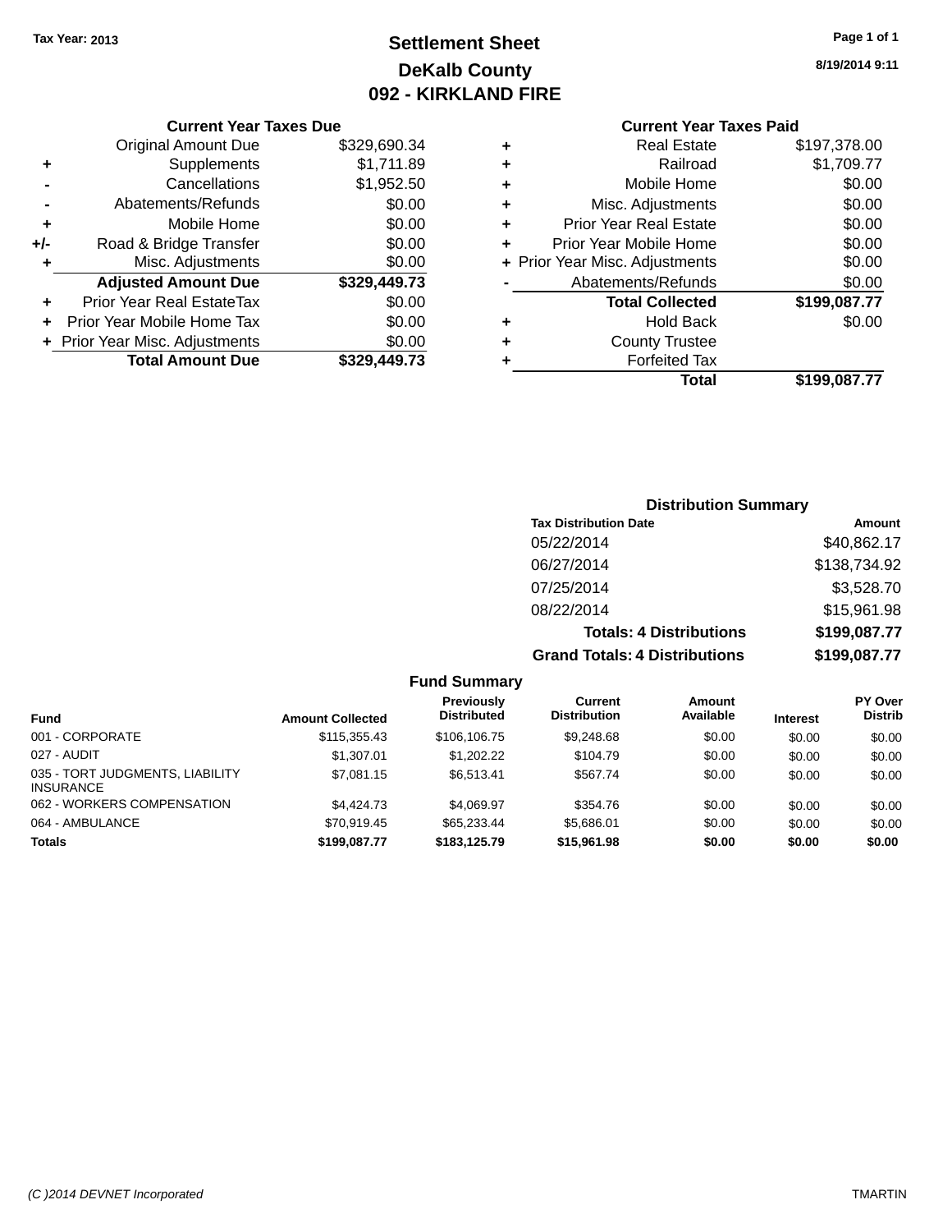Tax Year: 2013

# Settlement Sheet
## DeKalb County
## 092 - KIRKLAND FIRE

8/19/2014 9:11

### Current Year Taxes Due

| | | |
|---|---|---|
| | Original Amount Due | $329,690.34 |
| + | Supplements | $1,711.89 |
| - | Cancellations | $1,952.50 |
| - | Abatements/Refunds | $0.00 |
| + | Mobile Home | $0.00 |
| +/- | Road & Bridge Transfer | $0.00 |
| + | Misc. Adjustments | $0.00 |
| | **Adjusted Amount Due** | **$329,449.73** |
| + | Prior Year Real EstateTax | $0.00 |
| + | Prior Year Mobile Home Tax | $0.00 |
| + | Prior Year Misc. Adjustments | $0.00 |
| | **Total Amount Due** | **$329,449.73** |

### Current Year Taxes Paid

| | | |
|---|---|---|
| + | Real Estate | $197,378.00 |
| + | Railroad | $1,709.77 |
| + | Mobile Home | $0.00 |
| + | Misc. Adjustments | $0.00 |
| + | Prior Year Real Estate | $0.00 |
| + | Prior Year Mobile Home | $0.00 |
| + | Prior Year Misc. Adjustments | $0.00 |
| - | Abatements/Refunds | $0.00 |
| | **Total Collected** | **$199,087.77** |
| + | Hold Back | $0.00 |
| + | County Trustee | |
| + | Forfeited Tax | |
| | **Total** | **$199,087.77** |

### Distribution Summary

| Tax Distribution Date | Amount |
|---|---|
| 05/22/2014 | $40,862.17 |
| 06/27/2014 | $138,734.92 |
| 07/25/2014 | $3,528.70 |
| 08/22/2014 | $15,961.98 |
| **Totals: 4 Distributions** | **$199,087.77** |
| **Grand Totals: 4 Distributions** | **$199,087.77** |

### Fund Summary

| Fund | Amount Collected | Previously Distributed | Current Distribution | Amount Available | Interest | PY Over Distrib |
|---|---|---|---|---|---|---|
| 001 - CORPORATE | $115,355.43 | $106,106.75 | $9,248.68 | $0.00 | $0.00 | $0.00 |
| 027 - AUDIT | $1,307.01 | $1,202.22 | $104.79 | $0.00 | $0.00 | $0.00 |
| 035 - TORT JUDGMENTS, LIABILITY INSURANCE | $7,081.15 | $6,513.41 | $567.74 | $0.00 | $0.00 | $0.00 |
| 062 - WORKERS COMPENSATION | $4,424.73 | $4,069.97 | $354.76 | $0.00 | $0.00 | $0.00 |
| 064 - AMBULANCE | $70,919.45 | $65,233.44 | $5,686.01 | $0.00 | $0.00 | $0.00 |
| **Totals** | **$199,087.77** | **$183,125.79** | **$15,961.98** | **$0.00** | **$0.00** | **$0.00** |

(C )2014 DEVNET Incorporated — TMARTIN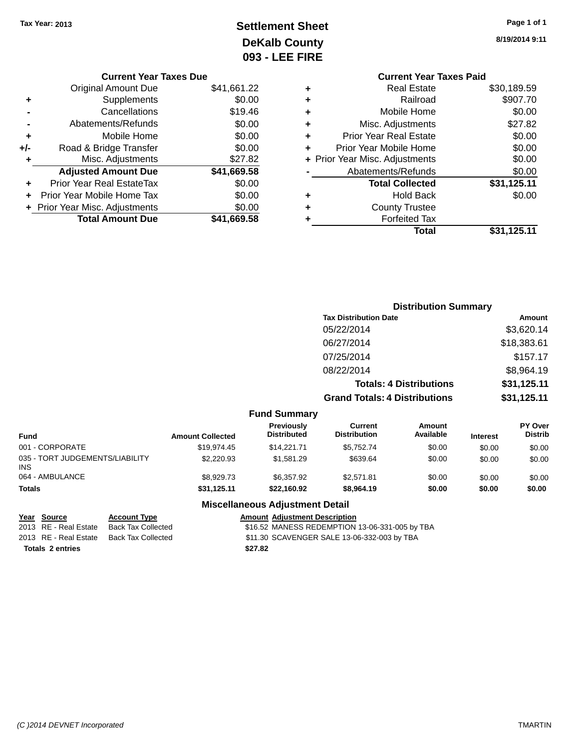Tax Year: 2013

# Settlement Sheet
## DeKalb County
## 093 - LEE FIRE

8/19/2014 9:11

### Current Year Taxes Due

| | | |
|---|---|---|
| | Original Amount Due | $41,661.22 |
| + | Supplements | $0.00 |
| - | Cancellations | $19.46 |
| - | Abatements/Refunds | $0.00 |
| + | Mobile Home | $0.00 |
| +/- | Road & Bridge Transfer | $0.00 |
| + | Misc. Adjustments | $27.82 |
| | **Adjusted Amount Due** | **$41,669.58** |
| + | Prior Year Real EstateTax | $0.00 |
| + | Prior Year Mobile Home Tax | $0.00 |
| + | Prior Year Misc. Adjustments | $0.00 |
| | **Total Amount Due** | **$41,669.58** |

### Current Year Taxes Paid

| | | |
|---|---|---|
| + | Real Estate | $30,189.59 |
| + | Railroad | $907.70 |
| + | Mobile Home | $0.00 |
| + | Misc. Adjustments | $27.82 |
| + | Prior Year Real Estate | $0.00 |
| + | Prior Year Mobile Home | $0.00 |
| + | Prior Year Misc. Adjustments | $0.00 |
| - | Abatements/Refunds | $0.00 |
| | **Total Collected** | **$31,125.11** |
| + | Hold Back | $0.00 |
| + | County Trustee | |
| + | Forfeited Tax | |
| | **Total** | **$31,125.11** |

### Distribution Summary

| Tax Distribution Date | Amount |
|---|---|
| 05/22/2014 | $3,620.14 |
| 06/27/2014 | $18,383.61 |
| 07/25/2014 | $157.17 |
| 08/22/2014 | $8,964.19 |
| **Totals: 4 Distributions** | **$31,125.11** |
| **Grand Totals: 4 Distributions** | **$31,125.11** |

### Fund Summary

| Fund | Amount Collected | Previously Distributed | Current Distribution | Amount Available | Interest | PY Over Distrib |
|---|---|---|---|---|---|---|
| 001 - CORPORATE | $19,974.45 | $14,221.71 | $5,752.74 | $0.00 | $0.00 | $0.00 |
| 035 - TORT JUDGEMENTS/LIABILITY INS | $2,220.93 | $1,581.29 | $639.64 | $0.00 | $0.00 | $0.00 |
| 064 - AMBULANCE | $8,929.73 | $6,357.92 | $2,571.81 | $0.00 | $0.00 | $0.00 |
| **Totals** | **$31,125.11** | **$22,160.92** | **$8,964.19** | **$0.00** | **$0.00** | **$0.00** |

### Miscellaneous Adjustment Detail

| Year | Source | Account Type | Amount | Adjustment Description |
|---|---|---|---|---|
| 2013 | RE - Real Estate | Back Tax Collected | $16.52 | MANESS REDEMPTION 13-06-331-005 by TBA |
| 2013 | RE - Real Estate | Back Tax Collected | $11.30 | SCAVENGER SALE 13-06-332-003 by TBA |
| **Totals 2 entries** | | | **$27.82** | |

(C )2014 DEVNET Incorporated TMARTIN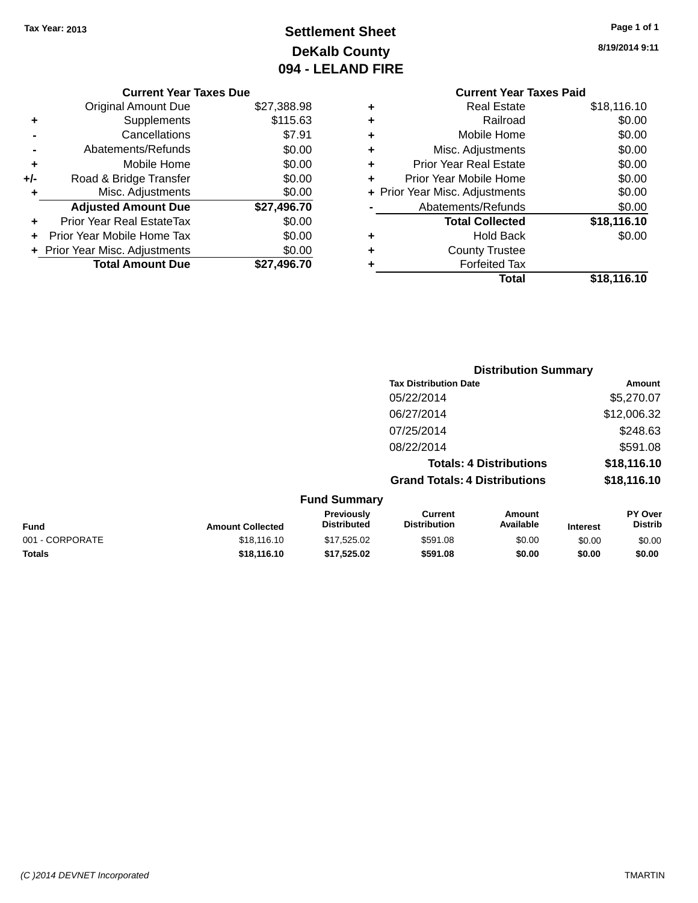Tax Year: 2013

# Settlement Sheet

## DeKalb County

## 094 - LELAND FIRE

8/19/2014 9:11

### Current Year Taxes Due

| | | |
|---|---|---|
| | Original Amount Due | $27,388.98 |
| + | Supplements | $115.63 |
| - | Cancellations | $7.91 |
| - | Abatements/Refunds | $0.00 |
| + | Mobile Home | $0.00 |
| +/- | Road & Bridge Transfer | $0.00 |
| + | Misc. Adjustments | $0.00 |
| | **Adjusted Amount Due** | **$27,496.70** |
| + | Prior Year Real EstateTax | $0.00 |
| + | Prior Year Mobile Home Tax | $0.00 |
| + | Prior Year Misc. Adjustments | $0.00 |
| | **Total Amount Due** | **$27,496.70** |

### Current Year Taxes Paid

| | | |
|---|---|---|
| + | Real Estate | $18,116.10 |
| + | Railroad | $0.00 |
| + | Mobile Home | $0.00 |
| + | Misc. Adjustments | $0.00 |
| + | Prior Year Real Estate | $0.00 |
| + | Prior Year Mobile Home | $0.00 |
| + | Prior Year Misc. Adjustments | $0.00 |
| - | Abatements/Refunds | $0.00 |
| | **Total Collected** | **$18,116.10** |
| + | Hold Back | $0.00 |
| + | County Trustee | |
| + | Forfeited Tax | |
| | **Total** | **$18,116.10** |

### Distribution Summary

| Tax Distribution Date | Amount |
|---|---|
| 05/22/2014 | $5,270.07 |
| 06/27/2014 | $12,006.32 |
| 07/25/2014 | $248.63 |
| 08/22/2014 | $591.08 |
| **Totals: 4 Distributions** | **$18,116.10** |
| **Grand Totals: 4 Distributions** | **$18,116.10** |

### Fund Summary

| Fund | Amount Collected | Previously Distributed | Current Distribution | Amount Available | Interest | PY Over Distrib |
|---|---|---|---|---|---|---|
| 001 - CORPORATE | $18,116.10 | $17,525.02 | $591.08 | $0.00 | $0.00 | $0.00 |
| **Totals** | **$18,116.10** | **$17,525.02** | **$591.08** | **$0.00** | **$0.00** | **$0.00** |

(C )2014 DEVNET Incorporated — TMARTIN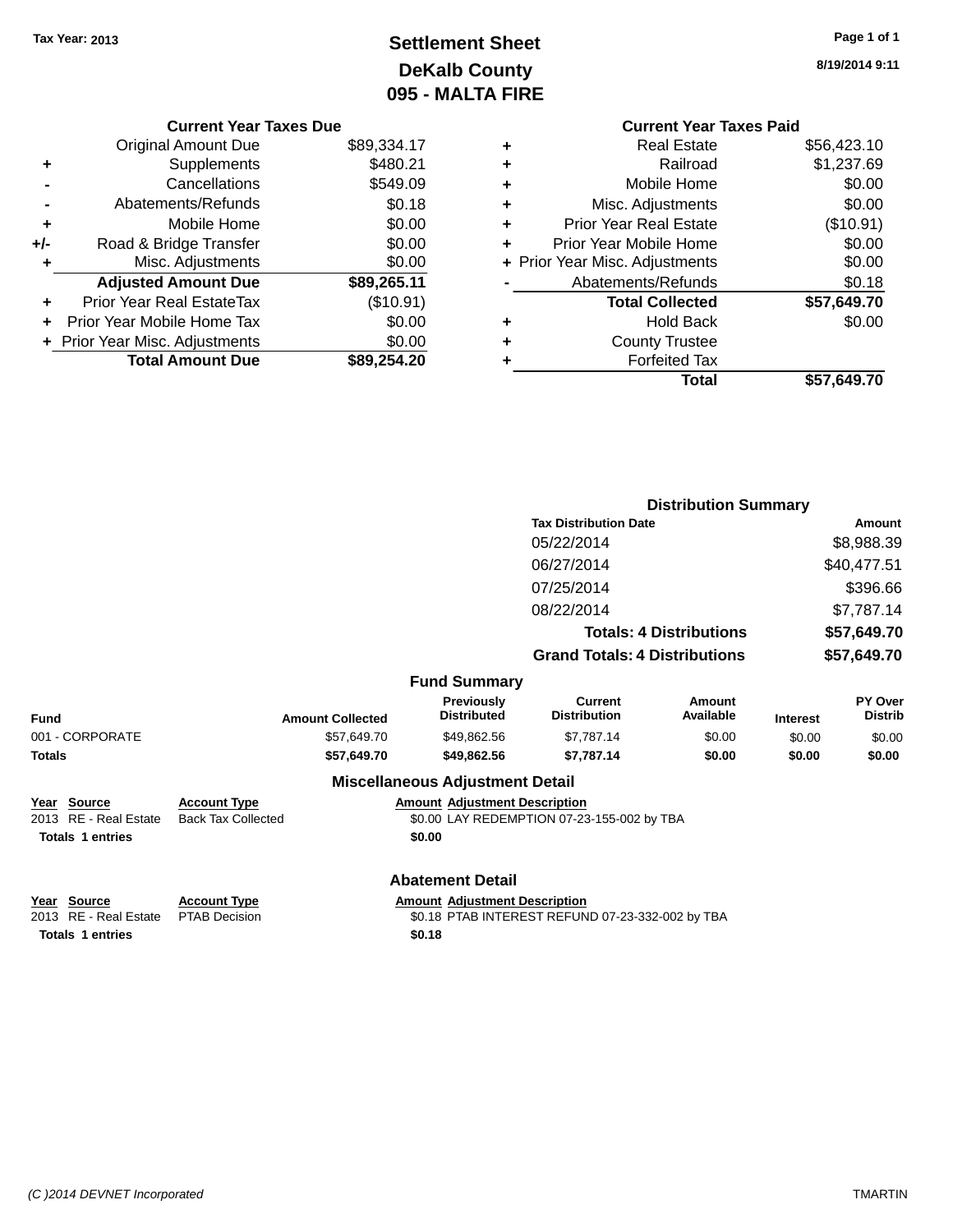Tax Year: 2013

# Settlement Sheet
## DeKalb County
## 095 - MALTA FIRE

8/19/2014 9:11

### Current Year Taxes Due

| | | |
|---|---|---|
| | Original Amount Due | $89,334.17 |
| + | Supplements | $480.21 |
| - | Cancellations | $549.09 |
| - | Abatements/Refunds | $0.18 |
| + | Mobile Home | $0.00 |
| +/- | Road & Bridge Transfer | $0.00 |
| + | Misc. Adjustments | $0.00 |
| | **Adjusted Amount Due** | **$89,265.11** |
| + | Prior Year Real EstateTax | ($10.91) |
| + | Prior Year Mobile Home Tax | $0.00 |
| + | Prior Year Misc. Adjustments | $0.00 |
| | **Total Amount Due** | **$89,254.20** |

### Current Year Taxes Paid

| | | |
|---|---|---|
| + | Real Estate | $56,423.10 |
| + | Railroad | $1,237.69 |
| + | Mobile Home | $0.00 |
| + | Misc. Adjustments | $0.00 |
| + | Prior Year Real Estate | ($10.91) |
| + | Prior Year Mobile Home | $0.00 |
| + | Prior Year Misc. Adjustments | $0.00 |
| - | Abatements/Refunds | $0.18 |
| | **Total Collected** | **$57,649.70** |
| + | Hold Back | $0.00 |
| + | County Trustee | |
| + | Forfeited Tax | |
| | **Total** | **$57,649.70** |

### Distribution Summary

| Tax Distribution Date | Amount |
|---|---|
| 05/22/2014 | $8,988.39 |
| 06/27/2014 | $40,477.51 |
| 07/25/2014 | $396.66 |
| 08/22/2014 | $7,787.14 |
| **Totals: 4 Distributions** | **$57,649.70** |
| **Grand Totals: 4 Distributions** | **$57,649.70** |

### Fund Summary

| Fund | Amount Collected | Previously Distributed | Current Distribution | Amount Available | Interest | PY Over Distrib |
|---|---|---|---|---|---|---|
| 001 - CORPORATE | $57,649.70 | $49,862.56 | $7,787.14 | $0.00 | $0.00 | $0.00 |
| **Totals** | **$57,649.70** | **$49,862.56** | **$7,787.14** | **$0.00** | **$0.00** | **$0.00** |

### Miscellaneous Adjustment Detail

| Year | Source | Account Type | Amount | Adjustment Description |
|---|---|---|---|---|
| 2013 | RE - Real Estate | Back Tax Collected | $0.00 | LAY REDEMPTION 07-23-155-002 by TBA |
| **Totals** | **1 entries** | | **$0.00** | |

### Abatement Detail

| Year | Source | Account Type | Amount | Adjustment Description |
|---|---|---|---|---|
| 2013 | RE - Real Estate | PTAB Decision | $0.18 | PTAB INTEREST REFUND 07-23-332-002 by TBA |
| **Totals** | **1 entries** | | **$0.18** | |

(C )2014 DEVNET Incorporated TMARTIN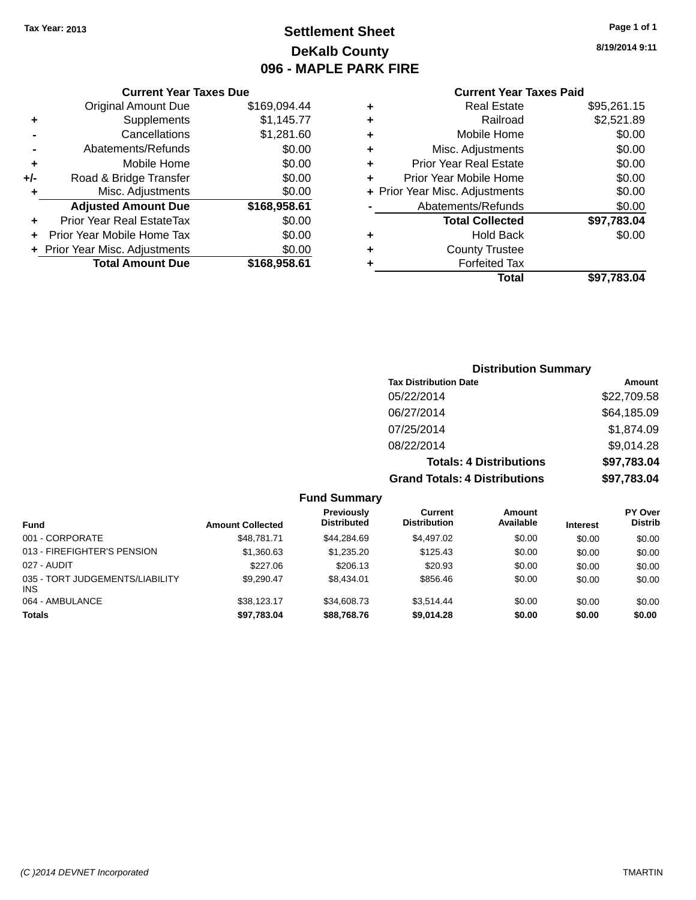Tax Year: 2013

# Settlement Sheet

## DeKalb County

## 096 - MAPLE PARK FIRE

8/19/2014 9:11

### Current Year Taxes Due

| | | |
|---|---|---|
| | Original Amount Due | $169,094.44 |
| + | Supplements | $1,145.77 |
| - | Cancellations | $1,281.60 |
| - | Abatements/Refunds | $0.00 |
| + | Mobile Home | $0.00 |
| +/- | Road & Bridge Transfer | $0.00 |
| + | Misc. Adjustments | $0.00 |
| | **Adjusted Amount Due** | **$168,958.61** |
| + | Prior Year Real EstateTax | $0.00 |
| + | Prior Year Mobile Home Tax | $0.00 |
| + | Prior Year Misc. Adjustments | $0.00 |
| | **Total Amount Due** | **$168,958.61** |

### Current Year Taxes Paid

| | | |
|---|---|---|
| + | Real Estate | $95,261.15 |
| + | Railroad | $2,521.89 |
| + | Mobile Home | $0.00 |
| + | Misc. Adjustments | $0.00 |
| + | Prior Year Real Estate | $0.00 |
| + | Prior Year Mobile Home | $0.00 |
| + | Prior Year Misc. Adjustments | $0.00 |
| - | Abatements/Refunds | $0.00 |
| | **Total Collected** | **$97,783.04** |
| + | Hold Back | $0.00 |
| + | County Trustee | |
| + | Forfeited Tax | |
| | **Total** | **$97,783.04** |

### Distribution Summary

| Tax Distribution Date | Amount |
|---|---|
| 05/22/2014 | $22,709.58 |
| 06/27/2014 | $64,185.09 |
| 07/25/2014 | $1,874.09 |
| 08/22/2014 | $9,014.28 |
| **Totals: 4 Distributions** | **$97,783.04** |
| **Grand Totals: 4 Distributions** | **$97,783.04** |

### Fund Summary

| Fund | Amount Collected | Previously Distributed | Current Distribution | Amount Available | Interest | PY Over Distrib |
|---|---|---|---|---|---|---|
| 001 - CORPORATE | $48,781.71 | $44,284.69 | $4,497.02 | $0.00 | $0.00 | $0.00 |
| 013 - FIREFIGHTER'S PENSION | $1,360.63 | $1,235.20 | $125.43 | $0.00 | $0.00 | $0.00 |
| 027 - AUDIT | $227.06 | $206.13 | $20.93 | $0.00 | $0.00 | $0.00 |
| 035 - TORT JUDGEMENTS/LIABILITY INS | $9,290.47 | $8,434.01 | $856.46 | $0.00 | $0.00 | $0.00 |
| 064 - AMBULANCE | $38,123.17 | $34,608.73 | $3,514.44 | $0.00 | $0.00 | $0.00 |
| **Totals** | **$97,783.04** | **$88,768.76** | **$9,014.28** | **$0.00** | **$0.00** | **$0.00** |

(C )2014 DEVNET Incorporated — TMARTIN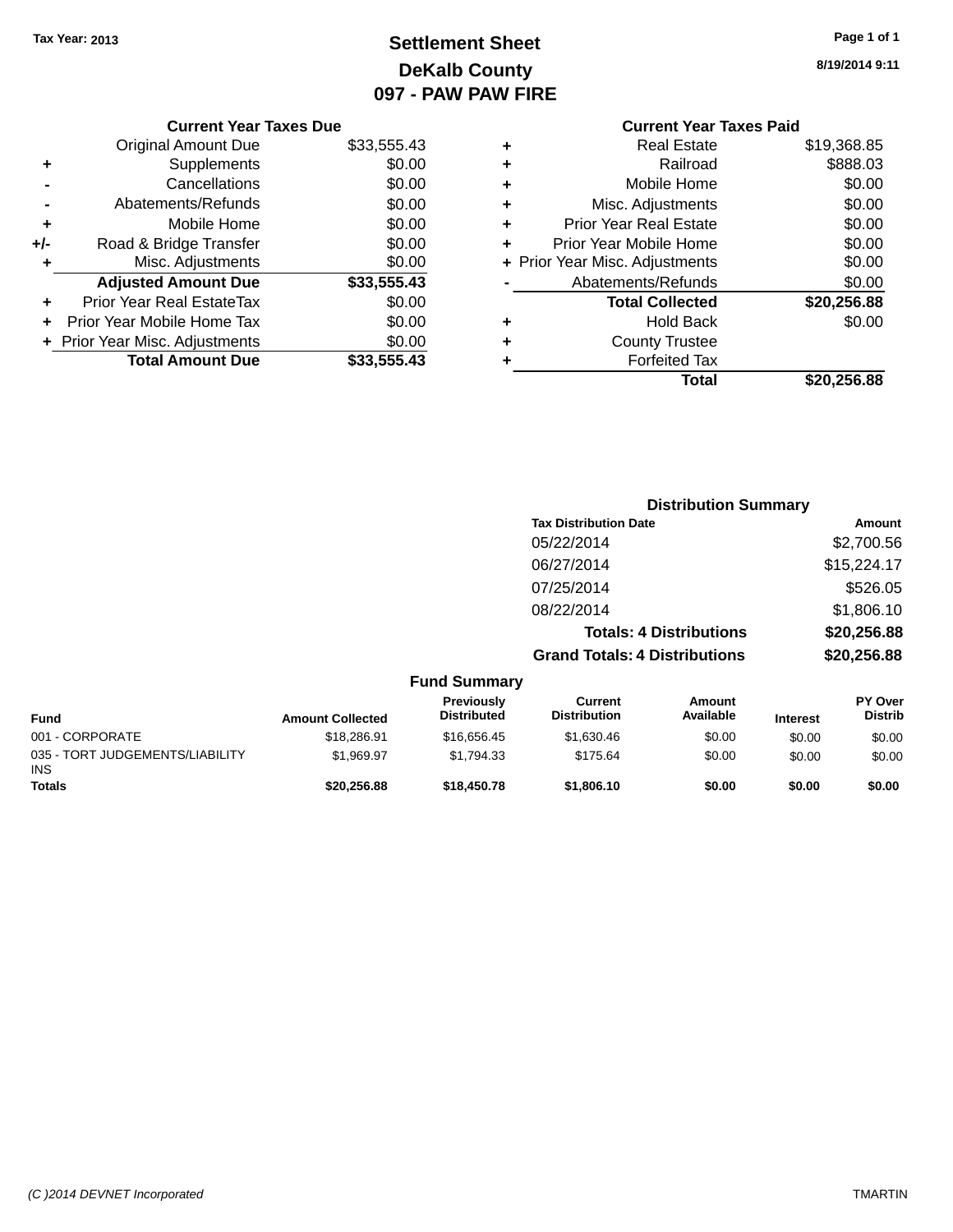Tax Year: 2013

# Settlement Sheet

## DeKalb County

## 097 - PAW PAW FIRE

8/19/2014 9:11

### Current Year Taxes Due

| | | |
|---|---|---|
| | Original Amount Due | $33,555.43 |
| + | Supplements | $0.00 |
| - | Cancellations | $0.00 |
| - | Abatements/Refunds | $0.00 |
| + | Mobile Home | $0.00 |
| +/- | Road & Bridge Transfer | $0.00 |
| + | Misc. Adjustments | $0.00 |
| | **Adjusted Amount Due** | **$33,555.43** |
| + | Prior Year Real EstateTax | $0.00 |
| + | Prior Year Mobile Home Tax | $0.00 |
| + | Prior Year Misc. Adjustments | $0.00 |
| | **Total Amount Due** | **$33,555.43** |

### Current Year Taxes Paid

| | | |
|---|---|---|
| + | Real Estate | $19,368.85 |
| + | Railroad | $888.03 |
| + | Mobile Home | $0.00 |
| + | Misc. Adjustments | $0.00 |
| + | Prior Year Real Estate | $0.00 |
| + | Prior Year Mobile Home | $0.00 |
| + | Prior Year Misc. Adjustments | $0.00 |
| - | Abatements/Refunds | $0.00 |
| | **Total Collected** | **$20,256.88** |
| + | Hold Back | $0.00 |
| + | County Trustee | |
| + | Forfeited Tax | |
| | **Total** | **$20,256.88** |

### Distribution Summary

| Tax Distribution Date | Amount |
|---|---|
| 05/22/2014 | $2,700.56 |
| 06/27/2014 | $15,224.17 |
| 07/25/2014 | $526.05 |
| 08/22/2014 | $1,806.10 |
| **Totals: 4 Distributions** | **$20,256.88** |
| **Grand Totals: 4 Distributions** | **$20,256.88** |

### Fund Summary

| Fund | Amount Collected | Previously Distributed | Current Distribution | Amount Available | Interest | PY Over Distrib |
|---|---|---|---|---|---|---|
| 001 - CORPORATE | $18,286.91 | $16,656.45 | $1,630.46 | $0.00 | $0.00 | $0.00 |
| 035 - TORT JUDGEMENTS/LIABILITY INS | $1,969.97 | $1,794.33 | $175.64 | $0.00 | $0.00 | $0.00 |
| **Totals** | **$20,256.88** | **$18,450.78** | **$1,806.10** | **$0.00** | **$0.00** | **$0.00** |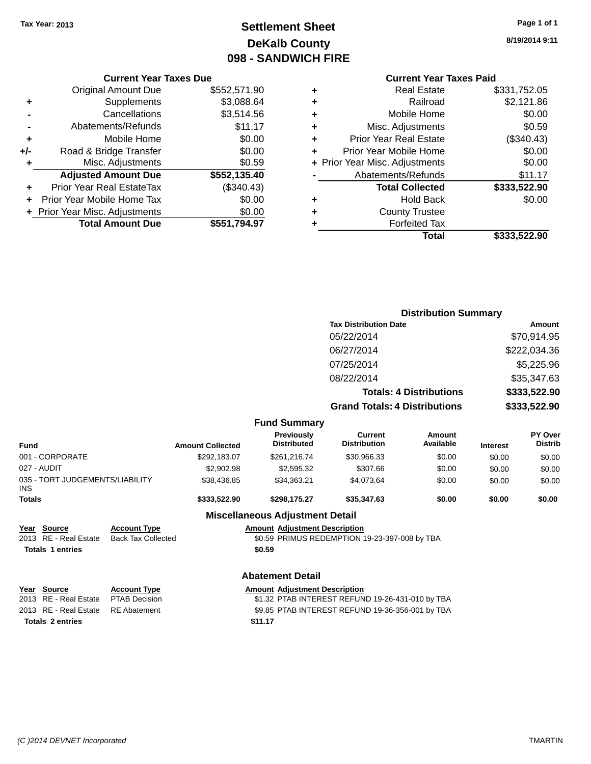Tax Year: 2013

# Settlement Sheet

## DeKalb County

## 098 - SANDWICH FIRE

8/19/2014 9:11

### Current Year Taxes Due

| | | |
|---|---|---|
| | Original Amount Due | $552,571.90 |
| + | Supplements | $3,088.64 |
| - | Cancellations | $3,514.56 |
| - | Abatements/Refunds | $11.17 |
| + | Mobile Home | $0.00 |
| +/- | Road & Bridge Transfer | $0.00 |
| + | Misc. Adjustments | $0.59 |
| | **Adjusted Amount Due** | **$552,135.40** |
| + | Prior Year Real EstateTax | ($340.43) |
| + | Prior Year Mobile Home Tax | $0.00 |
| + | Prior Year Misc. Adjustments | $0.00 |
| | **Total Amount Due** | **$551,794.97** |

### Current Year Taxes Paid

| | | |
|---|---|---|
| + | Real Estate | $331,752.05 |
| + | Railroad | $2,121.86 |
| + | Mobile Home | $0.00 |
| + | Misc. Adjustments | $0.59 |
| + | Prior Year Real Estate | ($340.43) |
| + | Prior Year Mobile Home | $0.00 |
| + | Prior Year Misc. Adjustments | $0.00 |
| - | Abatements/Refunds | $11.17 |
| | **Total Collected** | **$333,522.90** |
| + | Hold Back | $0.00 |
| + | County Trustee | |
| + | Forfeited Tax | |
| | **Total** | **$333,522.90** |

### Distribution Summary

| Tax Distribution Date | Amount |
|---|---|
| 05/22/2014 | $70,914.95 |
| 06/27/2014 | $222,034.36 |
| 07/25/2014 | $5,225.96 |
| 08/22/2014 | $35,347.63 |
| **Totals: 4 Distributions** | **$333,522.90** |
| **Grand Totals: 4 Distributions** | **$333,522.90** |

### Fund Summary

| Fund | Amount Collected | Previously Distributed | Current Distribution | Amount Available | Interest | PY Over Distrib |
|---|---|---|---|---|---|---|
| 001 - CORPORATE | $292,183.07 | $261,216.74 | $30,966.33 | $0.00 | $0.00 | $0.00 |
| 027 - AUDIT | $2,902.98 | $2,595.32 | $307.66 | $0.00 | $0.00 | $0.00 |
| 035 - TORT JUDGEMENTS/LIABILITY INS | $38,436.85 | $34,363.21 | $4,073.64 | $0.00 | $0.00 | $0.00 |
| **Totals** | **$333,522.90** | **$298,175.27** | **$35,347.63** | **$0.00** | **$0.00** | **$0.00** |

### Miscellaneous Adjustment Detail

| Year | Source | Account Type | Amount | Adjustment Description |
|---|---|---|---|---|
| 2013 | RE - Real Estate | Back Tax Collected | $0.59 | PRIMUS REDEMPTION 19-23-397-008 by TBA |
| **Totals 1 entries** | | | **$0.59** | |

### Abatement Detail

| Year | Source | Account Type | Amount | Adjustment Description |
|---|---|---|---|---|
| 2013 | RE - Real Estate | PTAB Decision | $1.32 | PTAB INTEREST REFUND 19-26-431-010 by TBA |
| 2013 | RE - Real Estate | RE Abatement | $9.85 | PTAB INTEREST REFUND 19-36-356-001 by TBA |
| **Totals 2 entries** | | | **$11.17** | |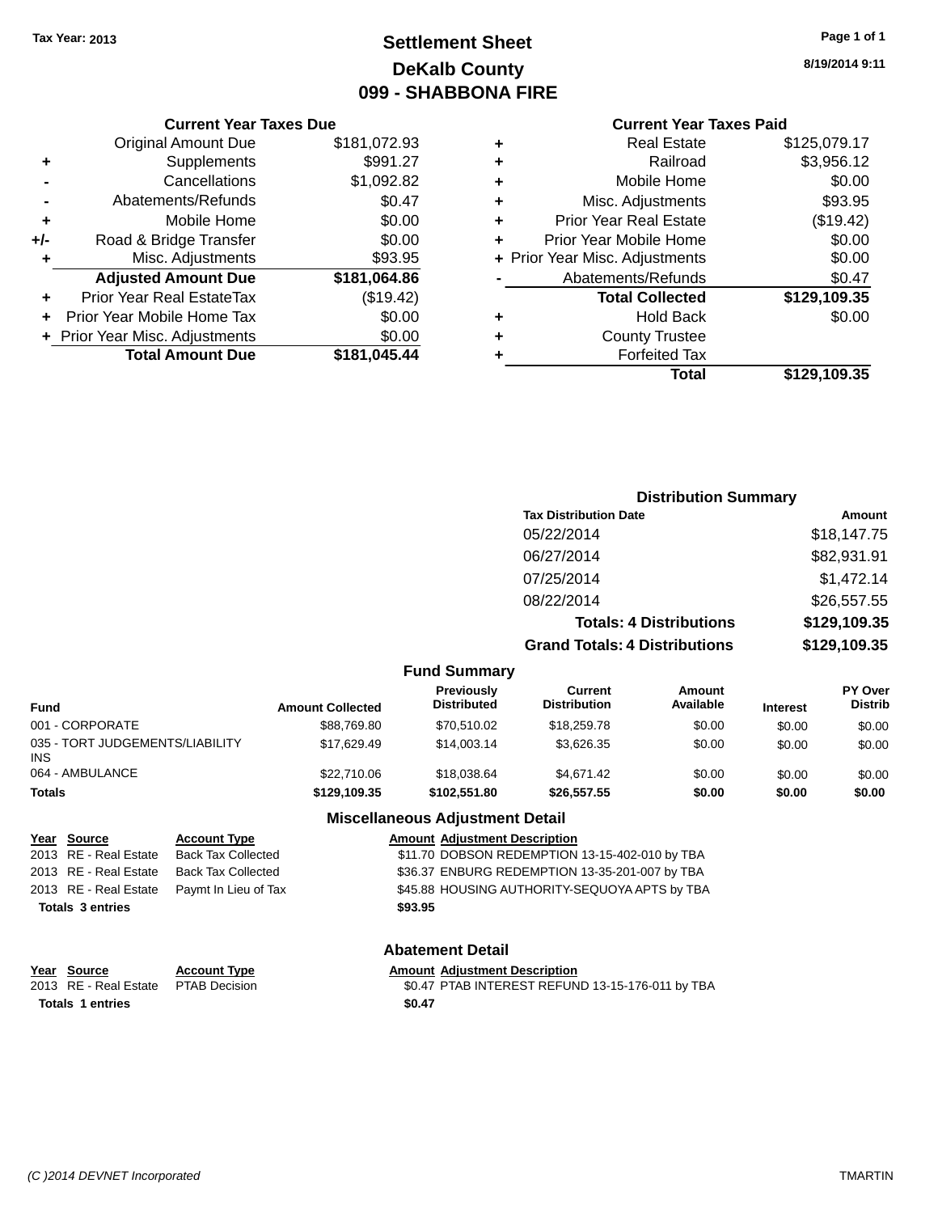Tax Year: 2013

# Settlement Sheet
## DeKalb County
## 099 - SHABBONA FIRE

8/19/2014 9:11

### Current Year Taxes Due

| | | |
|---|---|---|
| | Original Amount Due | $181,072.93 |
| + | Supplements | $991.27 |
| - | Cancellations | $1,092.82 |
| - | Abatements/Refunds | $0.47 |
| + | Mobile Home | $0.00 |
| +/- | Road & Bridge Transfer | $0.00 |
| + | Misc. Adjustments | $93.95 |
| | **Adjusted Amount Due** | **$181,064.86** |
| + | Prior Year Real EstateTax | ($19.42) |
| + | Prior Year Mobile Home Tax | $0.00 |
| + | Prior Year Misc. Adjustments | $0.00 |
| | **Total Amount Due** | **$181,045.44** |

### Current Year Taxes Paid

| | | |
|---|---|---|
| + | Real Estate | $125,079.17 |
| + | Railroad | $3,956.12 |
| + | Mobile Home | $0.00 |
| + | Misc. Adjustments | $93.95 |
| + | Prior Year Real Estate | ($19.42) |
| + | Prior Year Mobile Home | $0.00 |
| + | Prior Year Misc. Adjustments | $0.00 |
| - | Abatements/Refunds | $0.47 |
| | **Total Collected** | **$129,109.35** |
| + | Hold Back | $0.00 |
| + | County Trustee | |
| + | Forfeited Tax | |
| | **Total** | **$129,109.35** |

### Distribution Summary

| Tax Distribution Date | Amount |
|---|---|
| 05/22/2014 | $18,147.75 |
| 06/27/2014 | $82,931.91 |
| 07/25/2014 | $1,472.14 |
| 08/22/2014 | $26,557.55 |
| **Totals: 4 Distributions** | **$129,109.35** |
| **Grand Totals: 4 Distributions** | **$129,109.35** |

### Fund Summary

| Fund | Amount Collected | Previously Distributed | Current Distribution | Amount Available | Interest | PY Over Distrib |
|---|---|---|---|---|---|---|
| 001 - CORPORATE | $88,769.80 | $70,510.02 | $18,259.78 | $0.00 | $0.00 | $0.00 |
| 035 - TORT JUDGEMENTS/LIABILITY INS | $17,629.49 | $14,003.14 | $3,626.35 | $0.00 | $0.00 | $0.00 |
| 064 - AMBULANCE | $22,710.06 | $18,038.64 | $4,671.42 | $0.00 | $0.00 | $0.00 |
| **Totals** | **$129,109.35** | **$102,551.80** | **$26,557.55** | **$0.00** | **$0.00** | **$0.00** |

### Miscellaneous Adjustment Detail

| Year | Source | Account Type | Amount | Adjustment Description |
|---|---|---|---|---|
| 2013 | RE - Real Estate | Back Tax Collected | $11.70 | DOBSON REDEMPTION 13-15-402-010 by TBA |
| 2013 | RE - Real Estate | Back Tax Collected | $36.37 | ENBURG REDEMPTION 13-35-201-007 by TBA |
| 2013 | RE - Real Estate | Paymt In Lieu of Tax | $45.88 | HOUSING AUTHORITY-SEQUOYA APTS by TBA |
| **Totals 3 entries** | | | **$93.95** | |

### Abatement Detail

| Year | Source | Account Type | Amount | Adjustment Description |
|---|---|---|---|---|
| 2013 | RE - Real Estate | PTAB Decision | $0.47 | PTAB INTEREST REFUND 13-15-176-011 by TBA |
| **Totals 1 entries** | | | **$0.47** | |

(C )2014 DEVNET Incorporated — TMARTIN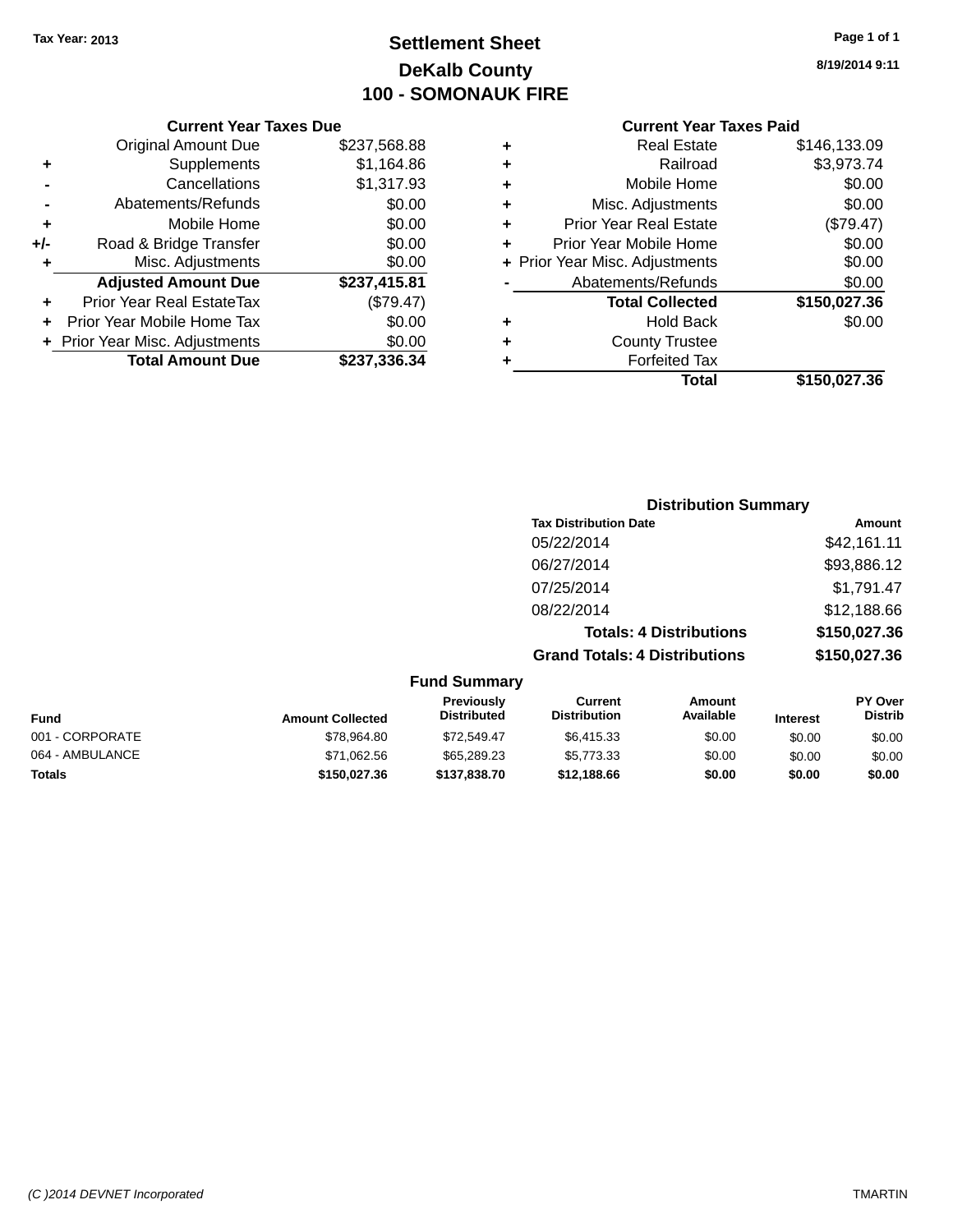Tax Year: 2013

# Settlement Sheet

## DeKalb County

## 100 - SOMONAUK FIRE

8/19/2014 9:11

### Current Year Taxes Due

| | | |
|---|---|---|
| | Original Amount Due | $237,568.88 |
| + | Supplements | $1,164.86 |
| - | Cancellations | $1,317.93 |
| - | Abatements/Refunds | $0.00 |
| + | Mobile Home | $0.00 |
| +/- | Road & Bridge Transfer | $0.00 |
| + | Misc. Adjustments | $0.00 |
| | **Adjusted Amount Due** | **$237,415.81** |
| + | Prior Year Real EstateTax | ($79.47) |
| + | Prior Year Mobile Home Tax | $0.00 |
| + | Prior Year Misc. Adjustments | $0.00 |
| | **Total Amount Due** | **$237,336.34** |

### Current Year Taxes Paid

| | | |
|---|---|---|
| + | Real Estate | $146,133.09 |
| + | Railroad | $3,973.74 |
| + | Mobile Home | $0.00 |
| + | Misc. Adjustments | $0.00 |
| + | Prior Year Real Estate | ($79.47) |
| + | Prior Year Mobile Home | $0.00 |
| + | Prior Year Misc. Adjustments | $0.00 |
| - | Abatements/Refunds | $0.00 |
| | **Total Collected** | **$150,027.36** |
| + | Hold Back | $0.00 |
| + | County Trustee | |
| + | Forfeited Tax | |
| | **Total** | **$150,027.36** |

### Distribution Summary

| Tax Distribution Date | Amount |
|---|---|
| 05/22/2014 | $42,161.11 |
| 06/27/2014 | $93,886.12 |
| 07/25/2014 | $1,791.47 |
| 08/22/2014 | $12,188.66 |
| **Totals: 4 Distributions** | **$150,027.36** |
| **Grand Totals: 4 Distributions** | **$150,027.36** |

### Fund Summary

| Fund | Amount Collected | Previously Distributed | Current Distribution | Amount Available | Interest | PY Over Distrib |
|---|---|---|---|---|---|---|
| 001 - CORPORATE | $78,964.80 | $72,549.47 | $6,415.33 | $0.00 | $0.00 | $0.00 |
| 064 - AMBULANCE | $71,062.56 | $65,289.23 | $5,773.33 | $0.00 | $0.00 | $0.00 |
| **Totals** | **$150,027.36** | **$137,838.70** | **$12,188.66** | **$0.00** | **$0.00** | **$0.00** |

(C )2014 DEVNET Incorporated TMARTIN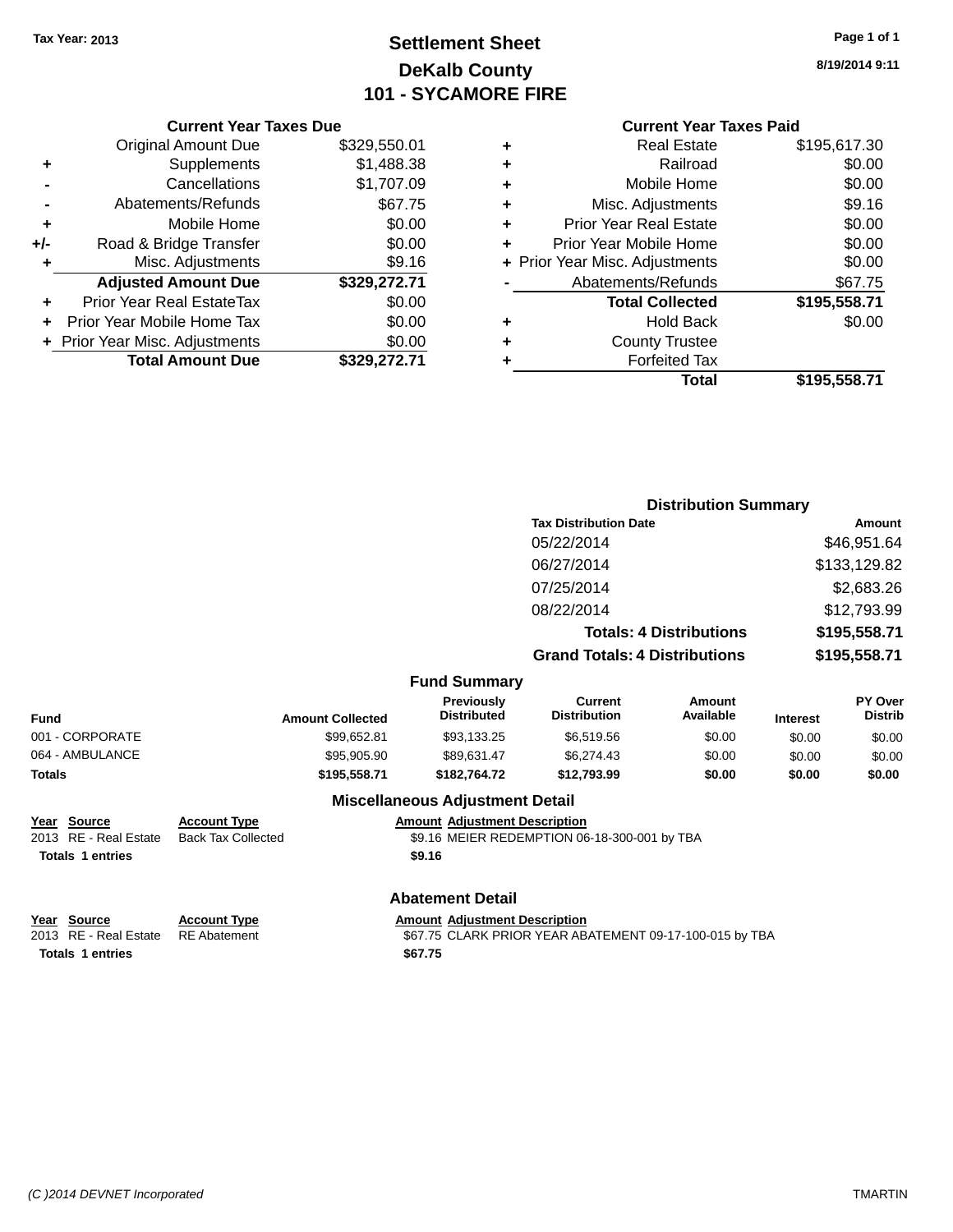Tax Year: 2013

# Settlement Sheet

## DeKalb County

## 101 - SYCAMORE FIRE

8/19/2014 9:11

### Current Year Taxes Due

| | | |
|---|---|---|
| | Original Amount Due | $329,550.01 |
| + | Supplements | $1,488.38 |
| - | Cancellations | $1,707.09 |
| - | Abatements/Refunds | $67.75 |
| + | Mobile Home | $0.00 |
| +/- | Road & Bridge Transfer | $0.00 |
| + | Misc. Adjustments | $9.16 |
| | **Adjusted Amount Due** | **$329,272.71** |
| + | Prior Year Real EstateTax | $0.00 |
| + | Prior Year Mobile Home Tax | $0.00 |
| + | Prior Year Misc. Adjustments | $0.00 |
| | **Total Amount Due** | **$329,272.71** |

### Current Year Taxes Paid

| | | |
|---|---|---|
| + | Real Estate | $195,617.30 |
| + | Railroad | $0.00 |
| + | Mobile Home | $0.00 |
| + | Misc. Adjustments | $9.16 |
| + | Prior Year Real Estate | $0.00 |
| + | Prior Year Mobile Home | $0.00 |
| + | Prior Year Misc. Adjustments | $0.00 |
| - | Abatements/Refunds | $67.75 |
| | **Total Collected** | **$195,558.71** |
| + | Hold Back | $0.00 |
| + | County Trustee | |
| + | Forfeited Tax | |
| | **Total** | **$195,558.71** |

### Distribution Summary

| Tax Distribution Date | Amount |
|---|---|
| 05/22/2014 | $46,951.64 |
| 06/27/2014 | $133,129.82 |
| 07/25/2014 | $2,683.26 |
| 08/22/2014 | $12,793.99 |
| **Totals: 4 Distributions** | **$195,558.71** |
| **Grand Totals: 4 Distributions** | **$195,558.71** |

### Fund Summary

| Fund | Amount Collected | Previously Distributed | Current Distribution | Amount Available | Interest | PY Over Distrib |
|---|---|---|---|---|---|---|
| 001 - CORPORATE | $99,652.81 | $93,133.25 | $6,519.56 | $0.00 | $0.00 | $0.00 |
| 064 - AMBULANCE | $95,905.90 | $89,631.47 | $6,274.43 | $0.00 | $0.00 | $0.00 |
| **Totals** | **$195,558.71** | **$182,764.72** | **$12,793.99** | **$0.00** | **$0.00** | **$0.00** |

### Miscellaneous Adjustment Detail

| Year | Source | Account Type | Amount | Adjustment Description |
|---|---|---|---|---|
| 2013 | RE - Real Estate | Back Tax Collected | $9.16 | MEIER REDEMPTION 06-18-300-001 by TBA |
| **Totals** | **1 entries** | | **$9.16** | |

### Abatement Detail

| Year | Source | Account Type | Amount | Adjustment Description |
|---|---|---|---|---|
| 2013 | RE - Real Estate | RE Abatement | $67.75 | CLARK PRIOR YEAR ABATEMENT 09-17-100-015 by TBA |
| **Totals** | **1 entries** | | **$67.75** | |

(C )2014 DEVNET Incorporated TMARTIN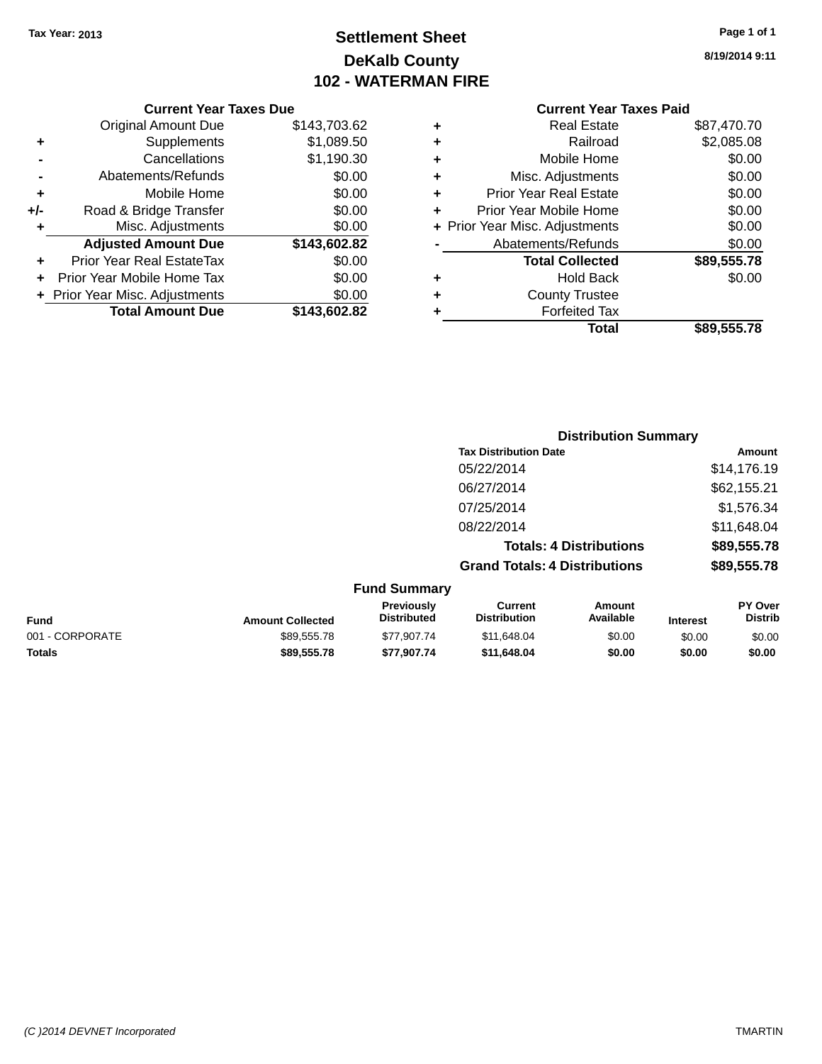Tax Year: 2013

# Settlement Sheet
## DeKalb County
## 102 - WATERMAN FIRE

8/19/2014 9:11

### Current Year Taxes Due

| | | |
|---|---|---|
| | Original Amount Due | $143,703.62 |
| + | Supplements | $1,089.50 |
| - | Cancellations | $1,190.30 |
| - | Abatements/Refunds | $0.00 |
| + | Mobile Home | $0.00 |
| +/- | Road & Bridge Transfer | $0.00 |
| + | Misc. Adjustments | $0.00 |
| | **Adjusted Amount Due** | **$143,602.82** |
| + | Prior Year Real EstateTax | $0.00 |
| + | Prior Year Mobile Home Tax | $0.00 |
| + | Prior Year Misc. Adjustments | $0.00 |
| | **Total Amount Due** | **$143,602.82** |

### Current Year Taxes Paid

| | | |
|---|---|---|
| + | Real Estate | $87,470.70 |
| + | Railroad | $2,085.08 |
| + | Mobile Home | $0.00 |
| + | Misc. Adjustments | $0.00 |
| + | Prior Year Real Estate | $0.00 |
| + | Prior Year Mobile Home | $0.00 |
| + | Prior Year Misc. Adjustments | $0.00 |
| - | Abatements/Refunds | $0.00 |
| | **Total Collected** | **$89,555.78** |
| + | Hold Back | $0.00 |
| + | County Trustee | |
| + | Forfeited Tax | |
| | **Total** | **$89,555.78** |

### Distribution Summary

| Tax Distribution Date | Amount |
|---|---|
| 05/22/2014 | $14,176.19 |
| 06/27/2014 | $62,155.21 |
| 07/25/2014 | $1,576.34 |
| 08/22/2014 | $11,648.04 |
| **Totals: 4 Distributions** | **$89,555.78** |
| **Grand Totals: 4 Distributions** | **$89,555.78** |

### Fund Summary

| Fund | Amount Collected | Previously Distributed | Current Distribution | Amount Available | Interest | PY Over Distrib |
|---|---|---|---|---|---|---|
| 001 - CORPORATE | $89,555.78 | $77,907.74 | $11,648.04 | $0.00 | $0.00 | $0.00 |
| **Totals** | **$89,555.78** | **$77,907.74** | **$11,648.04** | **$0.00** | **$0.00** | **$0.00** |

*(C )2014 DEVNET Incorporated* TMARTIN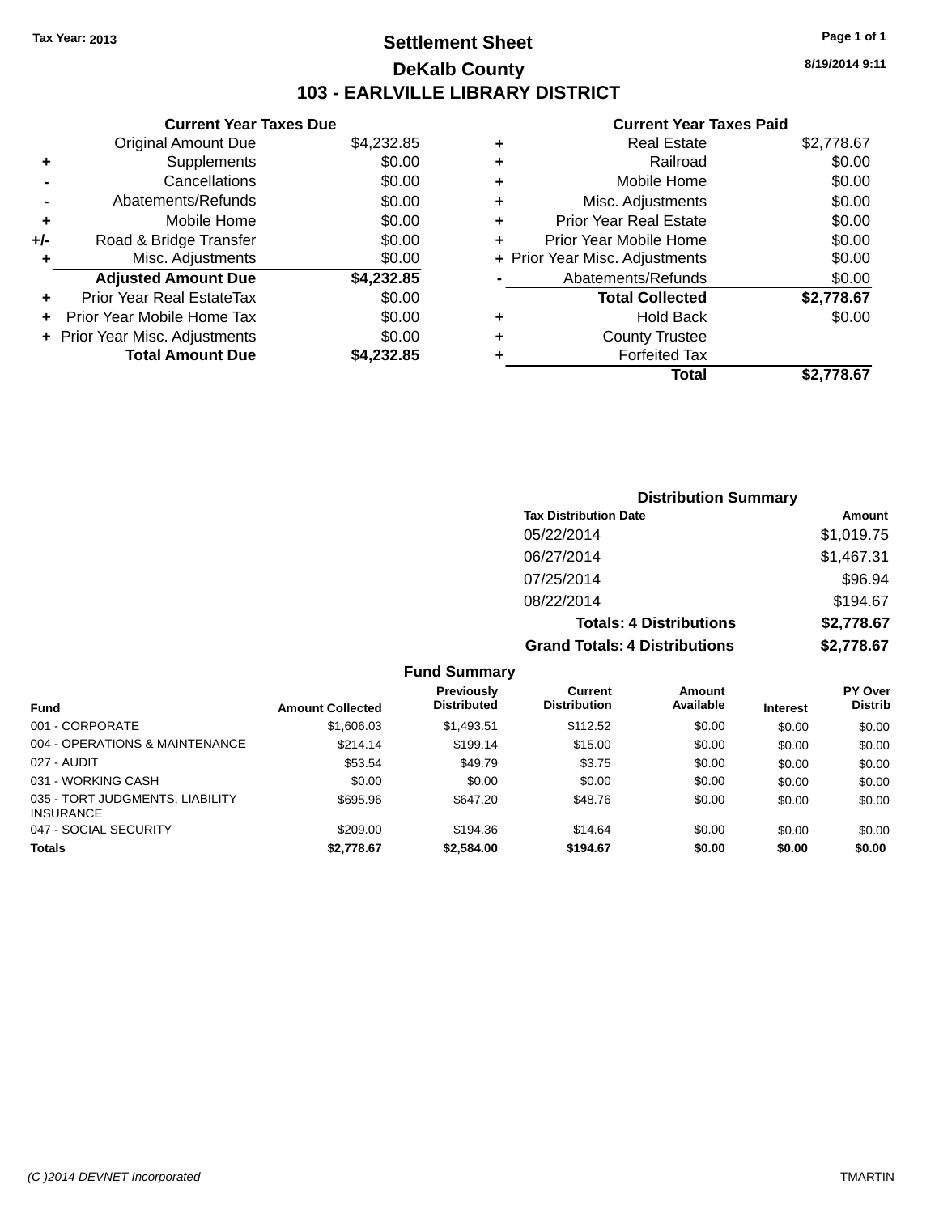Tax Year: 2013

# Settlement Sheet

## DeKalb County

## 103 - EARLVILLE LIBRARY DISTRICT

8/19/2014 9:11

### Current Year Taxes Due

| | | |
|---|---|---|
| | Original Amount Due | $4,232.85 |
| + | Supplements | $0.00 |
| - | Cancellations | $0.00 |
| - | Abatements/Refunds | $0.00 |
| + | Mobile Home | $0.00 |
| +/- | Road & Bridge Transfer | $0.00 |
| + | Misc. Adjustments | $0.00 |
| | **Adjusted Amount Due** | **$4,232.85** |
| + | Prior Year Real EstateTax | $0.00 |
| + | Prior Year Mobile Home Tax | $0.00 |
| + | Prior Year Misc. Adjustments | $0.00 |
| | **Total Amount Due** | **$4,232.85** |

### Current Year Taxes Paid

| | | |
|---|---|---|
| + | Real Estate | $2,778.67 |
| + | Railroad | $0.00 |
| + | Mobile Home | $0.00 |
| + | Misc. Adjustments | $0.00 |
| + | Prior Year Real Estate | $0.00 |
| + | Prior Year Mobile Home | $0.00 |
| + | Prior Year Misc. Adjustments | $0.00 |
| - | Abatements/Refunds | $0.00 |
| | **Total Collected** | **$2,778.67** |
| + | Hold Back | $0.00 |
| + | County Trustee | |
| + | Forfeited Tax | |
| | **Total** | **$2,778.67** |

### Distribution Summary

| Tax Distribution Date | Amount |
|---|---|
| 05/22/2014 | $1,019.75 |
| 06/27/2014 | $1,467.31 |
| 07/25/2014 | $96.94 |
| 08/22/2014 | $194.67 |
| **Totals: 4 Distributions** | **$2,778.67** |
| **Grand Totals: 4 Distributions** | **$2,778.67** |

### Fund Summary

| Fund | Amount Collected | Previously Distributed | Current Distribution | Amount Available | Interest | PY Over Distrib |
|---|---|---|---|---|---|---|
| 001 - CORPORATE | $1,606.03 | $1,493.51 | $112.52 | $0.00 | $0.00 | $0.00 |
| 004 - OPERATIONS & MAINTENANCE | $214.14 | $199.14 | $15.00 | $0.00 | $0.00 | $0.00 |
| 027 - AUDIT | $53.54 | $49.79 | $3.75 | $0.00 | $0.00 | $0.00 |
| 031 - WORKING CASH | $0.00 | $0.00 | $0.00 | $0.00 | $0.00 | $0.00 |
| 035 - TORT JUDGMENTS, LIABILITY INSURANCE | $695.96 | $647.20 | $48.76 | $0.00 | $0.00 | $0.00 |
| 047 - SOCIAL SECURITY | $209.00 | $194.36 | $14.64 | $0.00 | $0.00 | $0.00 |
| **Totals** | **$2,778.67** | **$2,584.00** | **$194.67** | **$0.00** | **$0.00** | **$0.00** |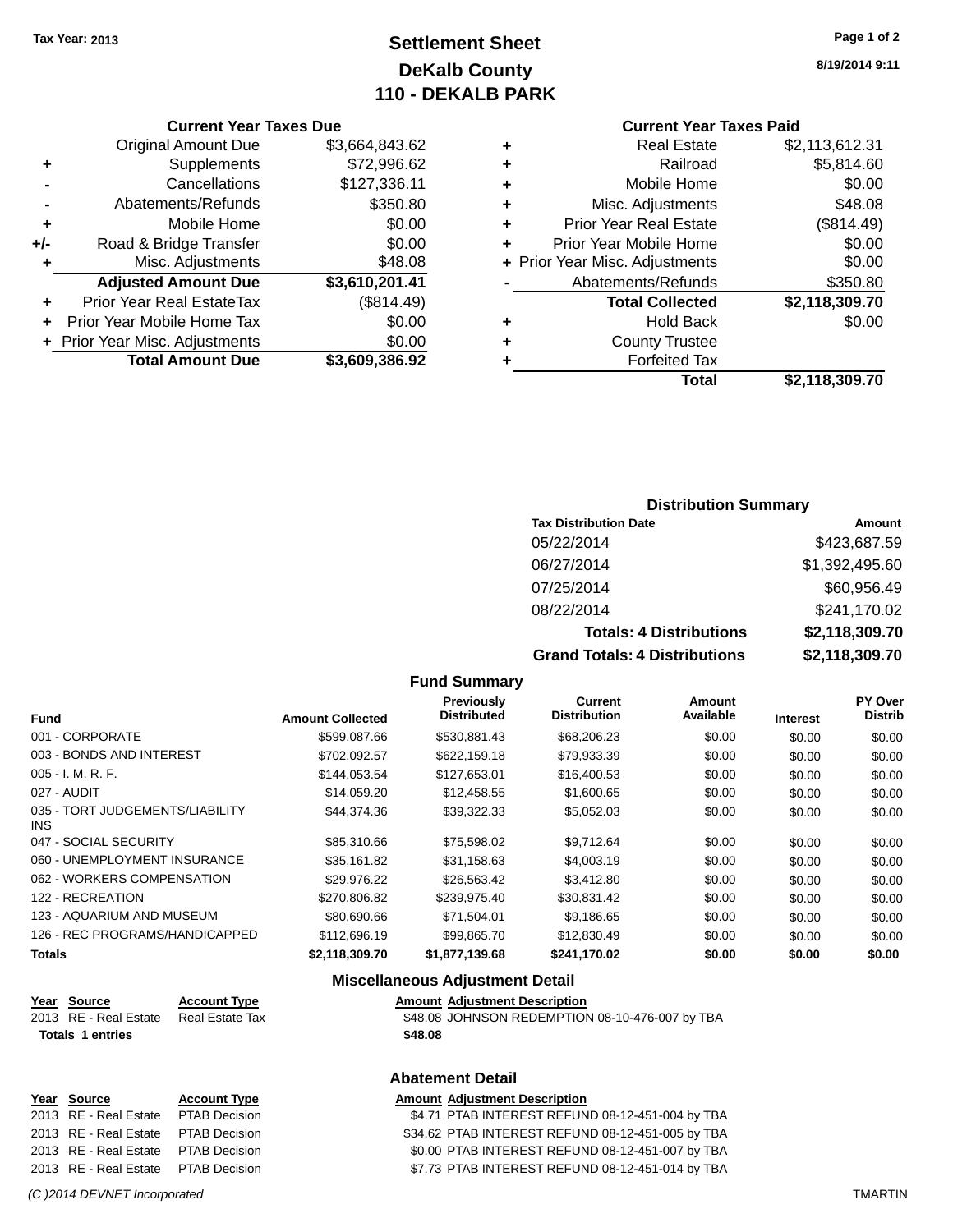Tax Year: 2013

# Settlement Sheet
## DeKalb County
## 110 - DEKALB PARK

8/19/2014 9:11

### Current Year Taxes Due

| | | |
|---|---|---|
| | Original Amount Due | $3,664,843.62 |
| + | Supplements | $72,996.62 |
| - | Cancellations | $127,336.11 |
| - | Abatements/Refunds | $350.80 |
| + | Mobile Home | $0.00 |
| +/- | Road & Bridge Transfer | $0.00 |
| + | Misc. Adjustments | $48.08 |
| | **Adjusted Amount Due** | **$3,610,201.41** |
| + | Prior Year Real EstateTax | ($814.49) |
| + | Prior Year Mobile Home Tax | $0.00 |
| + | Prior Year Misc. Adjustments | $0.00 |
| | **Total Amount Due** | **$3,609,386.92** |

### Current Year Taxes Paid

| | | |
|---|---|---|
| + | Real Estate | $2,113,612.31 |
| + | Railroad | $5,814.60 |
| + | Mobile Home | $0.00 |
| + | Misc. Adjustments | $48.08 |
| + | Prior Year Real Estate | ($814.49) |
| + | Prior Year Mobile Home | $0.00 |
| + | Prior Year Misc. Adjustments | $0.00 |
| - | Abatements/Refunds | $350.80 |
| | **Total Collected** | **$2,118,309.70** |
| + | Hold Back | $0.00 |
| + | County Trustee | |
| + | Forfeited Tax | |
| | **Total** | **$2,118,309.70** |

### Distribution Summary

| Tax Distribution Date | Amount |
|---|---|
| 05/22/2014 | $423,687.59 |
| 06/27/2014 | $1,392,495.60 |
| 07/25/2014 | $60,956.49 |
| 08/22/2014 | $241,170.02 |
| **Totals: 4 Distributions** | **$2,118,309.70** |
| **Grand Totals: 4 Distributions** | **$2,118,309.70** |

### Fund Summary

| Fund | Amount Collected | Previously Distributed | Current Distribution | Amount Available | Interest | PY Over Distrib |
|---|---|---|---|---|---|---|
| 001 - CORPORATE | $599,087.66 | $530,881.43 | $68,206.23 | $0.00 | $0.00 | $0.00 |
| 003 - BONDS AND INTEREST | $702,092.57 | $622,159.18 | $79,933.39 | $0.00 | $0.00 | $0.00 |
| 005 - I. M. R. F. | $144,053.54 | $127,653.01 | $16,400.53 | $0.00 | $0.00 | $0.00 |
| 027 - AUDIT | $14,059.20 | $12,458.55 | $1,600.65 | $0.00 | $0.00 | $0.00 |
| 035 - TORT JUDGEMENTS/LIABILITY INS | $44,374.36 | $39,322.33 | $5,052.03 | $0.00 | $0.00 | $0.00 |
| 047 - SOCIAL SECURITY | $85,310.66 | $75,598.02 | $9,712.64 | $0.00 | $0.00 | $0.00 |
| 060 - UNEMPLOYMENT INSURANCE | $35,161.82 | $31,158.63 | $4,003.19 | $0.00 | $0.00 | $0.00 |
| 062 - WORKERS COMPENSATION | $29,976.22 | $26,563.42 | $3,412.80 | $0.00 | $0.00 | $0.00 |
| 122 - RECREATION | $270,806.82 | $239,975.40 | $30,831.42 | $0.00 | $0.00 | $0.00 |
| 123 - AQUARIUM AND MUSEUM | $80,690.66 | $71,504.01 | $9,186.65 | $0.00 | $0.00 | $0.00 |
| 126 - REC PROGRAMS/HANDICAPPED | $112,696.19 | $99,865.70 | $12,830.49 | $0.00 | $0.00 | $0.00 |
| **Totals** | **$2,118,309.70** | **$1,877,139.68** | **$241,170.02** | **$0.00** | **$0.00** | **$0.00** |

### Miscellaneous Adjustment Detail

| Year | Source | Account Type | Amount | Adjustment Description |
|---|---|---|---|---|
| 2013 | RE - Real Estate | Real Estate Tax | $48.08 | JOHNSON REDEMPTION 08-10-476-007 by TBA |
| **Totals 1 entries** | | | **$48.08** | |

### Abatement Detail

| Year | Source | Account Type | Amount | Adjustment Description |
|---|---|---|---|---|
| 2013 | RE - Real Estate | PTAB Decision | $4.71 | PTAB INTEREST REFUND 08-12-451-004 by TBA |
| 2013 | RE - Real Estate | PTAB Decision | $34.62 | PTAB INTEREST REFUND 08-12-451-005 by TBA |
| 2013 | RE - Real Estate | PTAB Decision | $0.00 | PTAB INTEREST REFUND 08-12-451-007 by TBA |
| 2013 | RE - Real Estate | PTAB Decision | $7.73 | PTAB INTEREST REFUND 08-12-451-014 by TBA |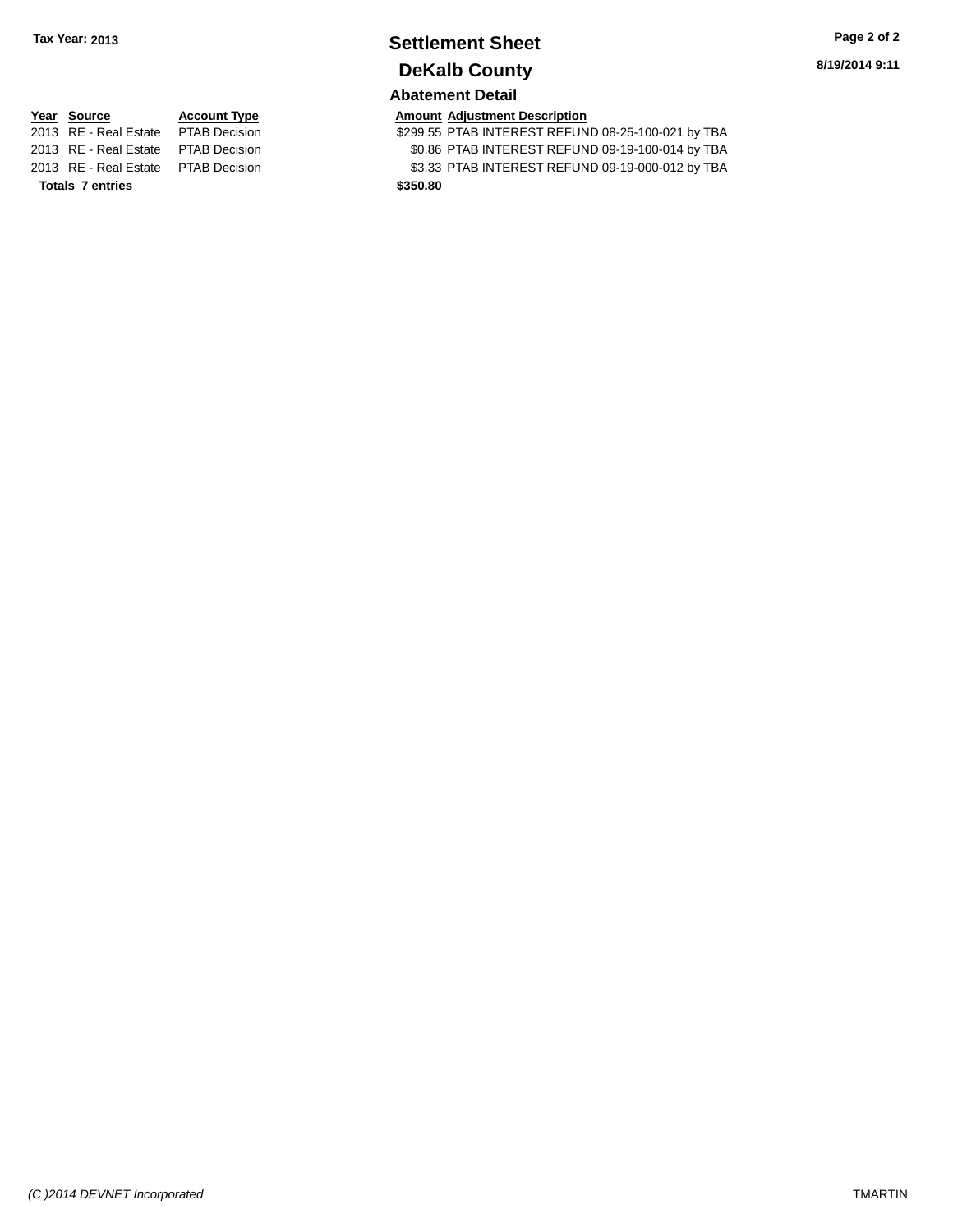Tax Year: 2013

# Settlement Sheet

## DeKalb County

### Abatement Detail

| Year | Source | Account Type | Amount | Adjustment Description |
|---|---|---|---|---|
| 2013 | RE - Real Estate | PTAB Decision | $299.55 | PTAB INTEREST REFUND 08-25-100-021 by TBA |
| 2013 | RE - Real Estate | PTAB Decision | $0.86 | PTAB INTEREST REFUND 09-19-100-014 by TBA |
| 2013 | RE - Real Estate | PTAB Decision | $3.33 | PTAB INTEREST REFUND 09-19-000-012 by TBA |
| **Totals** | **7 entries** | | **$350.80** | |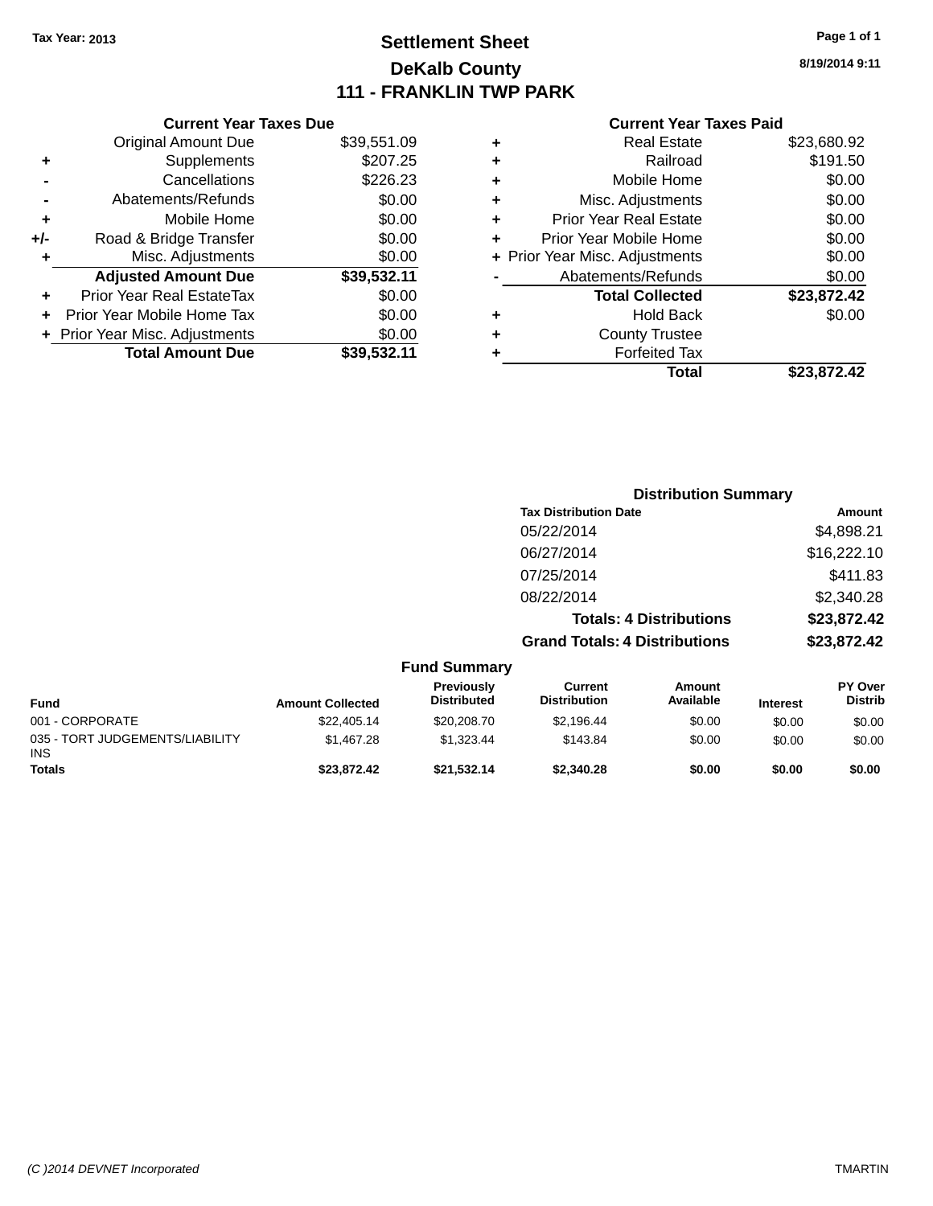Tax Year: 2013

# Settlement Sheet

## DeKalb County

## 111 - FRANKLIN TWP PARK

8/19/2014 9:11

### Current Year Taxes Due

| | | |
|---|---|---|
| | Original Amount Due | $39,551.09 |
| + | Supplements | $207.25 |
| - | Cancellations | $226.23 |
| - | Abatements/Refunds | $0.00 |
| + | Mobile Home | $0.00 |
| +/- | Road & Bridge Transfer | $0.00 |
| + | Misc. Adjustments | $0.00 |
| | **Adjusted Amount Due** | **$39,532.11** |
| + | Prior Year Real EstateTax | $0.00 |
| + | Prior Year Mobile Home Tax | $0.00 |
| + | Prior Year Misc. Adjustments | $0.00 |
| | **Total Amount Due** | **$39,532.11** |

### Current Year Taxes Paid

| | | |
|---|---|---|
| + | Real Estate | $23,680.92 |
| + | Railroad | $191.50 |
| + | Mobile Home | $0.00 |
| + | Misc. Adjustments | $0.00 |
| + | Prior Year Real Estate | $0.00 |
| + | Prior Year Mobile Home | $0.00 |
| + | Prior Year Misc. Adjustments | $0.00 |
| - | Abatements/Refunds | $0.00 |
| | **Total Collected** | **$23,872.42** |
| + | Hold Back | $0.00 |
| + | County Trustee | |
| + | Forfeited Tax | |
| | **Total** | **$23,872.42** |

### Distribution Summary

| Tax Distribution Date | Amount |
|---|---|
| 05/22/2014 | $4,898.21 |
| 06/27/2014 | $16,222.10 |
| 07/25/2014 | $411.83 |
| 08/22/2014 | $2,340.28 |
| **Totals: 4 Distributions** | **$23,872.42** |
| **Grand Totals: 4 Distributions** | **$23,872.42** |

### Fund Summary

| Fund | Amount Collected | Previously Distributed | Current Distribution | Amount Available | Interest | PY Over Distrib |
|---|---|---|---|---|---|---|
| 001 - CORPORATE | $22,405.14 | $20,208.70 | $2,196.44 | $0.00 | $0.00 | $0.00 |
| 035 - TORT JUDGEMENTS/LIABILITY INS | $1,467.28 | $1,323.44 | $143.84 | $0.00 | $0.00 | $0.00 |
| **Totals** | **$23,872.42** | **$21,532.14** | **$2,340.28** | **$0.00** | **$0.00** | **$0.00** |

*(C )2014 DEVNET Incorporated* TMARTIN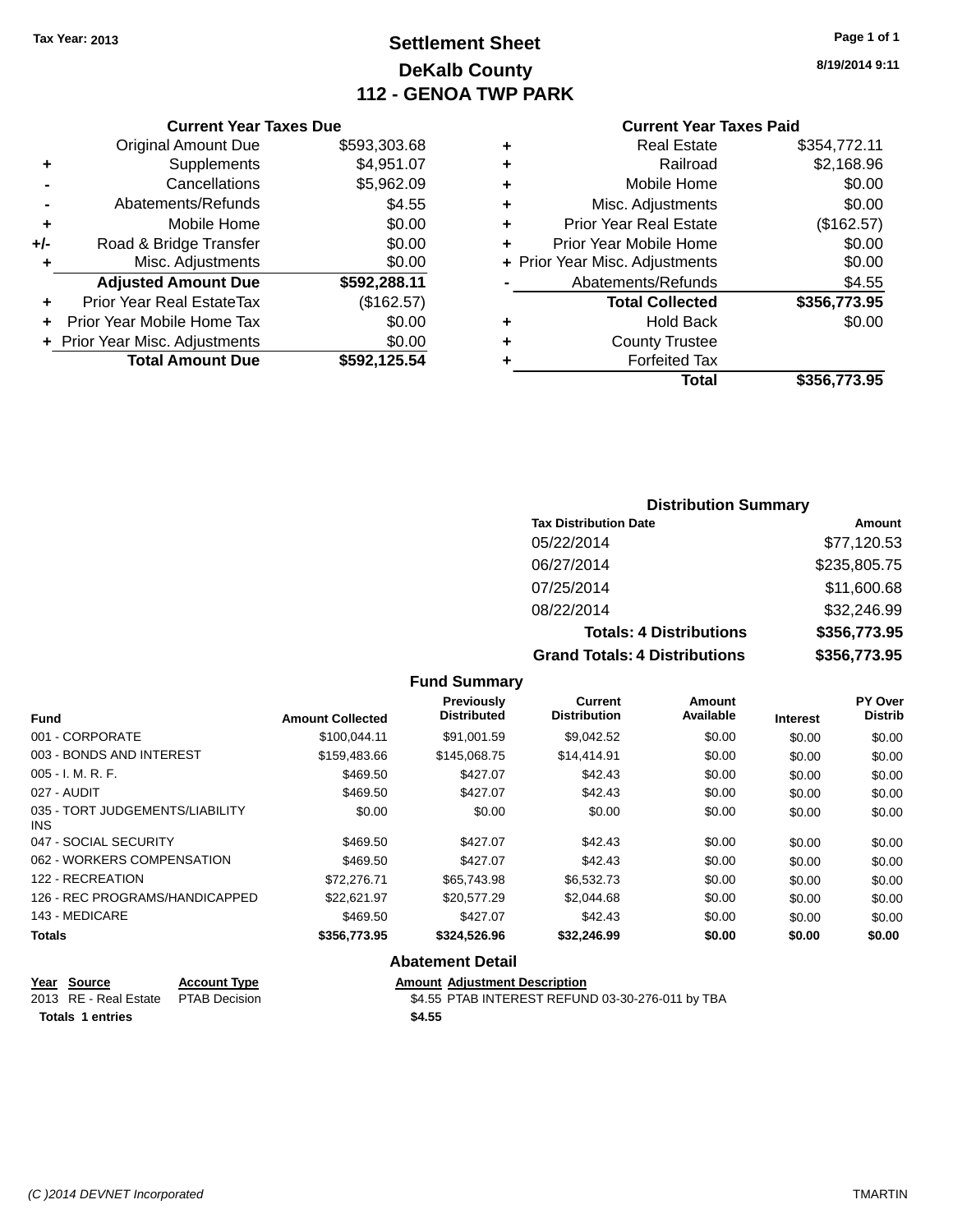Tax Year: 2013

# Settlement Sheet

## DeKalb County

## 112 - GENOA TWP PARK

8/19/2014 9:11

### Current Year Taxes Due

| | | |
|---|---|---|
| | Original Amount Due | $593,303.68 |
| + | Supplements | $4,951.07 |
| - | Cancellations | $5,962.09 |
| - | Abatements/Refunds | $4.55 |
| + | Mobile Home | $0.00 |
| +/- | Road & Bridge Transfer | $0.00 |
| + | Misc. Adjustments | $0.00 |
| | **Adjusted Amount Due** | **$592,288.11** |
| + | Prior Year Real EstateTax | ($162.57) |
| + | Prior Year Mobile Home Tax | $0.00 |
| + | Prior Year Misc. Adjustments | $0.00 |
| | **Total Amount Due** | **$592,125.54** |

### Current Year Taxes Paid

| | | |
|---|---|---|
| + | Real Estate | $354,772.11 |
| + | Railroad | $2,168.96 |
| + | Mobile Home | $0.00 |
| + | Misc. Adjustments | $0.00 |
| + | Prior Year Real Estate | ($162.57) |
| + | Prior Year Mobile Home | $0.00 |
| + | Prior Year Misc. Adjustments | $0.00 |
| - | Abatements/Refunds | $4.55 |
| | **Total Collected** | **$356,773.95** |
| + | Hold Back | $0.00 |
| + | County Trustee | |
| + | Forfeited Tax | |
| | **Total** | **$356,773.95** |

### Distribution Summary

| Tax Distribution Date | Amount |
|---|---|
| 05/22/2014 | $77,120.53 |
| 06/27/2014 | $235,805.75 |
| 07/25/2014 | $11,600.68 |
| 08/22/2014 | $32,246.99 |
| **Totals: 4 Distributions** | **$356,773.95** |
| **Grand Totals: 4 Distributions** | **$356,773.95** |

### Fund Summary

| Fund | Amount Collected | Previously Distributed | Current Distribution | Amount Available | Interest | PY Over Distrib |
|---|---|---|---|---|---|---|
| 001 - CORPORATE | $100,044.11 | $91,001.59 | $9,042.52 | $0.00 | $0.00 | $0.00 |
| 003 - BONDS AND INTEREST | $159,483.66 | $145,068.75 | $14,414.91 | $0.00 | $0.00 | $0.00 |
| 005 - I. M. R. F. | $469.50 | $427.07 | $42.43 | $0.00 | $0.00 | $0.00 |
| 027 - AUDIT | $469.50 | $427.07 | $42.43 | $0.00 | $0.00 | $0.00 |
| 035 - TORT JUDGEMENTS/LIABILITY INS | $0.00 | $0.00 | $0.00 | $0.00 | $0.00 | $0.00 |
| 047 - SOCIAL SECURITY | $469.50 | $427.07 | $42.43 | $0.00 | $0.00 | $0.00 |
| 062 - WORKERS COMPENSATION | $469.50 | $427.07 | $42.43 | $0.00 | $0.00 | $0.00 |
| 122 - RECREATION | $72,276.71 | $65,743.98 | $6,532.73 | $0.00 | $0.00 | $0.00 |
| 126 - REC PROGRAMS/HANDICAPPED | $22,621.97 | $20,577.29 | $2,044.68 | $0.00 | $0.00 | $0.00 |
| 143 - MEDICARE | $469.50 | $427.07 | $42.43 | $0.00 | $0.00 | $0.00 |
| **Totals** | **$356,773.95** | **$324,526.96** | **$32,246.99** | **$0.00** | **$0.00** | **$0.00** |

### Abatement Detail

| Year | Source | Account Type | Amount | Adjustment Description |
|---|---|---|---|---|
| 2013 | RE - Real Estate | PTAB Decision | $4.55 | PTAB INTEREST REFUND 03-30-276-011 by TBA |
| **Totals** | **1 entries** | | **$4.55** | |

(C )2014 DEVNET Incorporated TMARTIN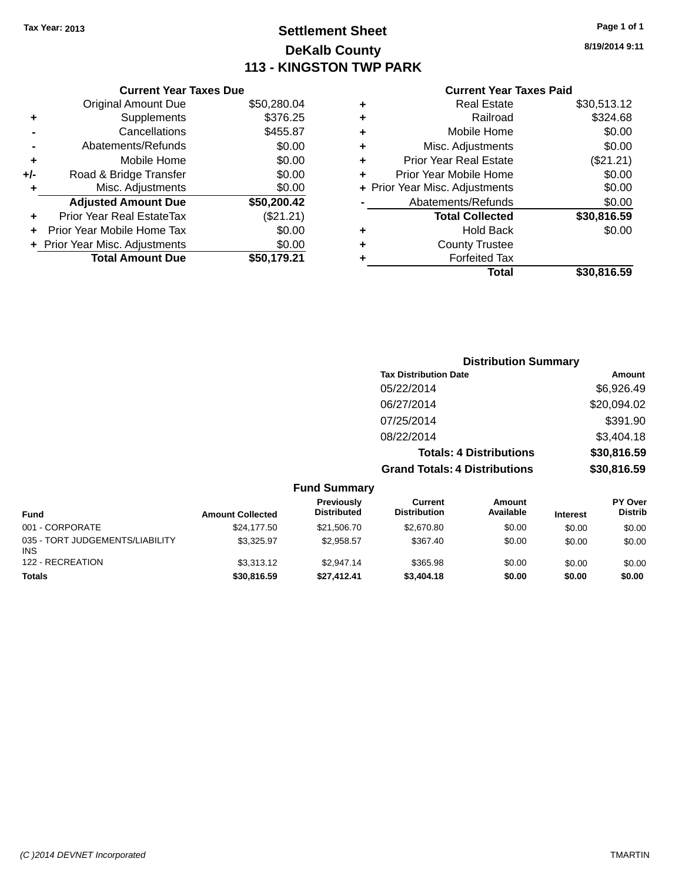Tax Year: 2013

# Settlement Sheet
## DeKalb County
## 113 - KINGSTON TWP PARK

8/19/2014 9:11

### Current Year Taxes Due

| | | |
|---|---|---|
| | Original Amount Due | $50,280.04 |
| + | Supplements | $376.25 |
| - | Cancellations | $455.87 |
| - | Abatements/Refunds | $0.00 |
| + | Mobile Home | $0.00 |
| +/- | Road & Bridge Transfer | $0.00 |
| + | Misc. Adjustments | $0.00 |
| | **Adjusted Amount Due** | **$50,200.42** |
| + | Prior Year Real EstateTax | ($21.21) |
| + | Prior Year Mobile Home Tax | $0.00 |
| + | Prior Year Misc. Adjustments | $0.00 |
| | **Total Amount Due** | **$50,179.21** |

### Current Year Taxes Paid

| | | |
|---|---|---|
| + | Real Estate | $30,513.12 |
| + | Railroad | $324.68 |
| + | Mobile Home | $0.00 |
| + | Misc. Adjustments | $0.00 |
| + | Prior Year Real Estate | ($21.21) |
| + | Prior Year Mobile Home | $0.00 |
| + | Prior Year Misc. Adjustments | $0.00 |
| - | Abatements/Refunds | $0.00 |
| | **Total Collected** | **$30,816.59** |
| + | Hold Back | $0.00 |
| + | County Trustee | |
| + | Forfeited Tax | |
| | **Total** | **$30,816.59** |

### Distribution Summary

| Tax Distribution Date | Amount |
|---|---|
| 05/22/2014 | $6,926.49 |
| 06/27/2014 | $20,094.02 |
| 07/25/2014 | $391.90 |
| 08/22/2014 | $3,404.18 |
| **Totals: 4 Distributions** | **$30,816.59** |
| **Grand Totals: 4 Distributions** | **$30,816.59** |

### Fund Summary

| Fund | Amount Collected | Previously Distributed | Current Distribution | Amount Available | Interest | PY Over Distrib |
|---|---|---|---|---|---|---|
| 001 - CORPORATE | $24,177.50 | $21,506.70 | $2,670.80 | $0.00 | $0.00 | $0.00 |
| 035 - TORT JUDGEMENTS/LIABILITY INS | $3,325.97 | $2,958.57 | $367.40 | $0.00 | $0.00 | $0.00 |
| 122 - RECREATION | $3,313.12 | $2,947.14 | $365.98 | $0.00 | $0.00 | $0.00 |
| **Totals** | **$30,816.59** | **$27,412.41** | **$3,404.18** | **$0.00** | **$0.00** | **$0.00** |

(C )2014 DEVNET Incorporated TMARTIN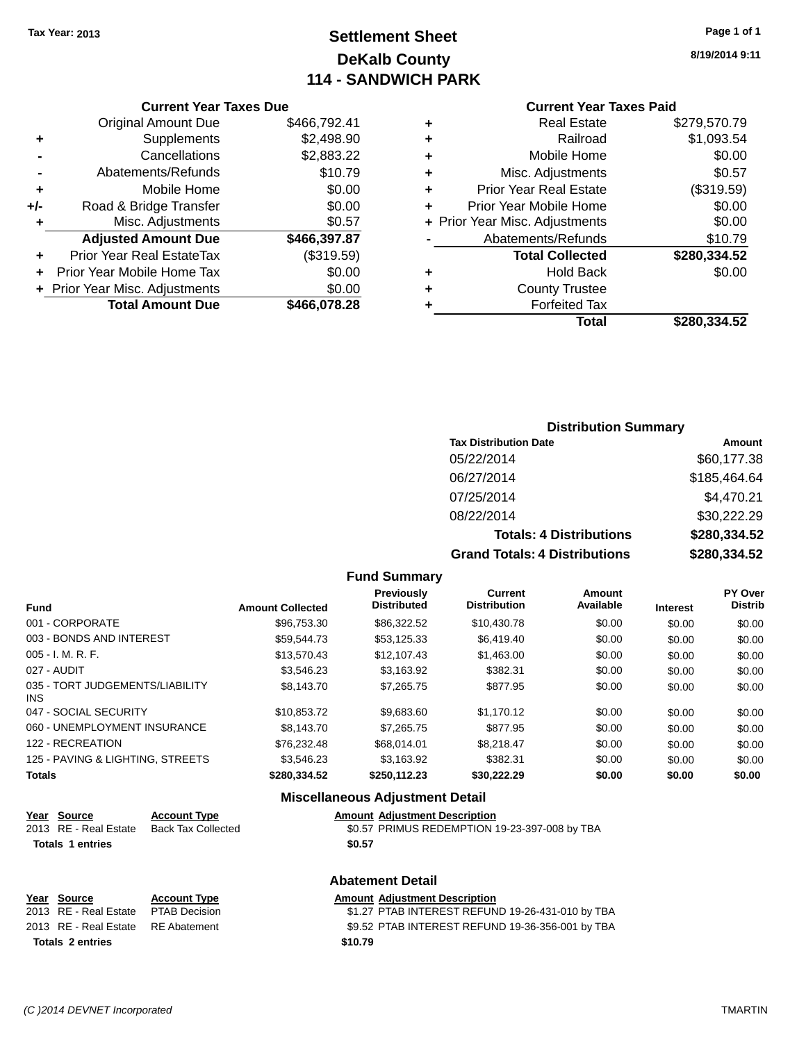Tax Year: 2013

# Settlement Sheet
## DeKalb County
## 114 - SANDWICH PARK

8/19/2014 9:11

### Current Year Taxes Due

| | | |
|---|---|---|
| | Original Amount Due | $466,792.41 |
| + | Supplements | $2,498.90 |
| - | Cancellations | $2,883.22 |
| - | Abatements/Refunds | $10.79 |
| + | Mobile Home | $0.00 |
| +/- | Road & Bridge Transfer | $0.00 |
| + | Misc. Adjustments | $0.57 |
| | **Adjusted Amount Due** | **$466,397.87** |
| + | Prior Year Real EstateTax | ($319.59) |
| + | Prior Year Mobile Home Tax | $0.00 |
| + | Prior Year Misc. Adjustments | $0.00 |
| | **Total Amount Due** | **$466,078.28** |

### Current Year Taxes Paid

| | | |
|---|---|---|
| + | Real Estate | $279,570.79 |
| + | Railroad | $1,093.54 |
| + | Mobile Home | $0.00 |
| + | Misc. Adjustments | $0.57 |
| + | Prior Year Real Estate | ($319.59) |
| + | Prior Year Mobile Home | $0.00 |
| + | Prior Year Misc. Adjustments | $0.00 |
| - | Abatements/Refunds | $10.79 |
| | **Total Collected** | **$280,334.52** |
| + | Hold Back | $0.00 |
| + | County Trustee | |
| + | Forfeited Tax | |
| | **Total** | **$280,334.52** |

### Distribution Summary

| Tax Distribution Date | Amount |
|---|---|
| 05/22/2014 | $60,177.38 |
| 06/27/2014 | $185,464.64 |
| 07/25/2014 | $4,470.21 |
| 08/22/2014 | $30,222.29 |
| **Totals: 4 Distributions** | **$280,334.52** |
| **Grand Totals: 4 Distributions** | **$280,334.52** |

### Fund Summary

| Fund | Amount Collected | Previously Distributed | Current Distribution | Amount Available | Interest | PY Over Distrib |
|---|---|---|---|---|---|---|
| 001 - CORPORATE | $96,753.30 | $86,322.52 | $10,430.78 | $0.00 | $0.00 | $0.00 |
| 003 - BONDS AND INTEREST | $59,544.73 | $53,125.33 | $6,419.40 | $0.00 | $0.00 | $0.00 |
| 005 - I. M. R. F. | $13,570.43 | $12,107.43 | $1,463.00 | $0.00 | $0.00 | $0.00 |
| 027 - AUDIT | $3,546.23 | $3,163.92 | $382.31 | $0.00 | $0.00 | $0.00 |
| 035 - TORT JUDGEMENTS/LIABILITY INS | $8,143.70 | $7,265.75 | $877.95 | $0.00 | $0.00 | $0.00 |
| 047 - SOCIAL SECURITY | $10,853.72 | $9,683.60 | $1,170.12 | $0.00 | $0.00 | $0.00 |
| 060 - UNEMPLOYMENT INSURANCE | $8,143.70 | $7,265.75 | $877.95 | $0.00 | $0.00 | $0.00 |
| 122 - RECREATION | $76,232.48 | $68,014.01 | $8,218.47 | $0.00 | $0.00 | $0.00 |
| 125 - PAVING & LIGHTING, STREETS | $3,546.23 | $3,163.92 | $382.31 | $0.00 | $0.00 | $0.00 |
| **Totals** | **$280,334.52** | **$250,112.23** | **$30,222.29** | **$0.00** | **$0.00** | **$0.00** |

### Miscellaneous Adjustment Detail

| Year | Source | Account Type | Amount | Adjustment Description |
|---|---|---|---|---|
| 2013 | RE - Real Estate | Back Tax Collected | $0.57 | PRIMUS REDEMPTION 19-23-397-008 by TBA |
| **Totals 1 entries** | | | **$0.57** | |

### Abatement Detail

| Year | Source | Account Type | Amount | Adjustment Description |
|---|---|---|---|---|
| 2013 | RE - Real Estate | PTAB Decision | $1.27 | PTAB INTEREST REFUND 19-26-431-010 by TBA |
| 2013 | RE - Real Estate | RE Abatement | $9.52 | PTAB INTEREST REFUND 19-36-356-001 by TBA |
| **Totals 2 entries** | | | **$10.79** | |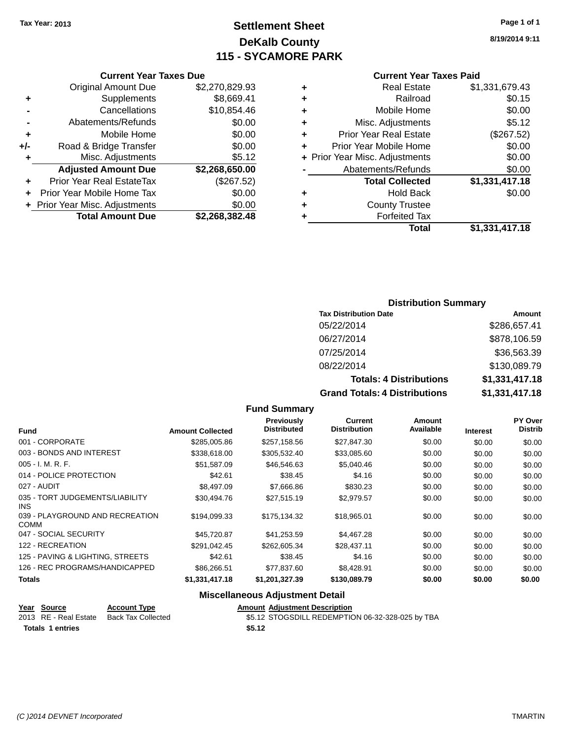Tax Year: 2013

# Settlement Sheet

## DeKalb County

## 115 - SYCAMORE PARK

8/19/2014 9:11

### Current Year Taxes Due

| | | |
|---|---|---|
| | Original Amount Due | $2,270,829.93 |
| + | Supplements | $8,669.41 |
| - | Cancellations | $10,854.46 |
| - | Abatements/Refunds | $0.00 |
| + | Mobile Home | $0.00 |
| +/- | Road & Bridge Transfer | $0.00 |
| + | Misc. Adjustments | $5.12 |
| | **Adjusted Amount Due** | **$2,268,650.00** |
| + | Prior Year Real EstateTax | ($267.52) |
| + | Prior Year Mobile Home Tax | $0.00 |
| + | Prior Year Misc. Adjustments | $0.00 |
| | **Total Amount Due** | **$2,268,382.48** |

### Current Year Taxes Paid

| | | |
|---|---|---|
| + | Real Estate | $1,331,679.43 |
| + | Railroad | $0.15 |
| + | Mobile Home | $0.00 |
| + | Misc. Adjustments | $5.12 |
| + | Prior Year Real Estate | ($267.52) |
| + | Prior Year Mobile Home | $0.00 |
| + | Prior Year Misc. Adjustments | $0.00 |
| - | Abatements/Refunds | $0.00 |
| | **Total Collected** | **$1,331,417.18** |
| + | Hold Back | $0.00 |
| + | County Trustee | |
| + | Forfeited Tax | |
| | **Total** | **$1,331,417.18** |

### Distribution Summary

| Tax Distribution Date | Amount |
|---|---|
| 05/22/2014 | $286,657.41 |
| 06/27/2014 | $878,106.59 |
| 07/25/2014 | $36,563.39 |
| 08/22/2014 | $130,089.79 |
| **Totals: 4 Distributions** | **$1,331,417.18** |
| **Grand Totals: 4 Distributions** | **$1,331,417.18** |

### Fund Summary

| Fund | Amount Collected | Previously Distributed | Current Distribution | Amount Available | Interest | PY Over Distrib |
|---|---|---|---|---|---|---|
| 001 - CORPORATE | $285,005.86 | $257,158.56 | $27,847.30 | $0.00 | $0.00 | $0.00 |
| 003 - BONDS AND INTEREST | $338,618.00 | $305,532.40 | $33,085.60 | $0.00 | $0.00 | $0.00 |
| 005 - I. M. R. F. | $51,587.09 | $46,546.63 | $5,040.46 | $0.00 | $0.00 | $0.00 |
| 014 - POLICE PROTECTION | $42.61 | $38.45 | $4.16 | $0.00 | $0.00 | $0.00 |
| 027 - AUDIT | $8,497.09 | $7,666.86 | $830.23 | $0.00 | $0.00 | $0.00 |
| 035 - TORT JUDGEMENTS/LIABILITY INS | $30,494.76 | $27,515.19 | $2,979.57 | $0.00 | $0.00 | $0.00 |
| 039 - PLAYGROUND AND RECREATION COMM | $194,099.33 | $175,134.32 | $18,965.01 | $0.00 | $0.00 | $0.00 |
| 047 - SOCIAL SECURITY | $45,720.87 | $41,253.59 | $4,467.28 | $0.00 | $0.00 | $0.00 |
| 122 - RECREATION | $291,042.45 | $262,605.34 | $28,437.11 | $0.00 | $0.00 | $0.00 |
| 125 - PAVING & LIGHTING, STREETS | $42.61 | $38.45 | $4.16 | $0.00 | $0.00 | $0.00 |
| 126 - REC PROGRAMS/HANDICAPPED | $86,266.51 | $77,837.60 | $8,428.91 | $0.00 | $0.00 | $0.00 |
| **Totals** | **$1,331,417.18** | **$1,201,327.39** | **$130,089.79** | **$0.00** | **$0.00** | **$0.00** |

### Miscellaneous Adjustment Detail

| Year | Source | Account Type | Amount | Adjustment Description |
|---|---|---|---|---|
| 2013 | RE - Real Estate | Back Tax Collected | $5.12 | STOGSDILL REDEMPTION 06-32-328-025 by TBA |
| **Totals 1 entries** | | | **$5.12** | |

(C )2014 DEVNET Incorporated TMARTIN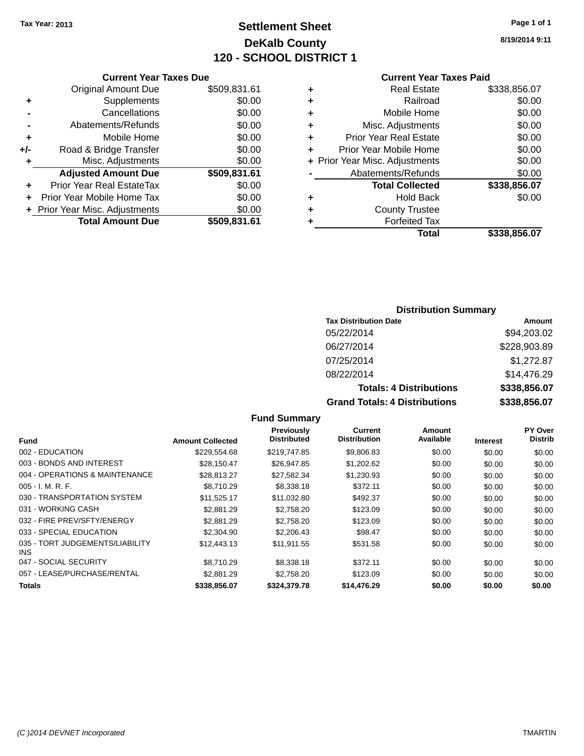Tax Year: 2013

# Settlement Sheet
## DeKalb County
## 120 - SCHOOL DISTRICT 1

8/19/2014 9:11

### Current Year Taxes Due

| | | |
|---|---|---|
| | Original Amount Due | $509,831.61 |
| + | Supplements | $0.00 |
| - | Cancellations | $0.00 |
| - | Abatements/Refunds | $0.00 |
| + | Mobile Home | $0.00 |
| +/- | Road & Bridge Transfer | $0.00 |
| + | Misc. Adjustments | $0.00 |
| | **Adjusted Amount Due** | **$509,831.61** |
| + | Prior Year Real EstateTax | $0.00 |
| + | Prior Year Mobile Home Tax | $0.00 |
| + | Prior Year Misc. Adjustments | $0.00 |
| | **Total Amount Due** | **$509,831.61** |

### Current Year Taxes Paid

| | | |
|---|---|---|
| + | Real Estate | $338,856.07 |
| + | Railroad | $0.00 |
| + | Mobile Home | $0.00 |
| + | Misc. Adjustments | $0.00 |
| + | Prior Year Real Estate | $0.00 |
| + | Prior Year Mobile Home | $0.00 |
| + | Prior Year Misc. Adjustments | $0.00 |
| - | Abatements/Refunds | $0.00 |
| | **Total Collected** | **$338,856.07** |
| + | Hold Back | $0.00 |
| + | County Trustee | |
| + | Forfeited Tax | |
| | **Total** | **$338,856.07** |

### Distribution Summary

| Tax Distribution Date | Amount |
|---|---|
| 05/22/2014 | $94,203.02 |
| 06/27/2014 | $228,903.89 |
| 07/25/2014 | $1,272.87 |
| 08/22/2014 | $14,476.29 |
| **Totals: 4 Distributions** | **$338,856.07** |
| **Grand Totals: 4 Distributions** | **$338,856.07** |

### Fund Summary

| Fund | Amount Collected | Previously Distributed | Current Distribution | Amount Available | Interest | PY Over Distrib |
|---|---|---|---|---|---|---|
| 002 - EDUCATION | $229,554.68 | $219,747.85 | $9,806.83 | $0.00 | $0.00 | $0.00 |
| 003 - BONDS AND INTEREST | $28,150.47 | $26,947.85 | $1,202.62 | $0.00 | $0.00 | $0.00 |
| 004 - OPERATIONS & MAINTENANCE | $28,813.27 | $27,582.34 | $1,230.93 | $0.00 | $0.00 | $0.00 |
| 005 - I. M. R. F. | $8,710.29 | $8,338.18 | $372.11 | $0.00 | $0.00 | $0.00 |
| 030 - TRANSPORTATION SYSTEM | $11,525.17 | $11,032.80 | $492.37 | $0.00 | $0.00 | $0.00 |
| 031 - WORKING CASH | $2,881.29 | $2,758.20 | $123.09 | $0.00 | $0.00 | $0.00 |
| 032 - FIRE PREV/SFTY/ENERGY | $2,881.29 | $2,758.20 | $123.09 | $0.00 | $0.00 | $0.00 |
| 033 - SPECIAL EDUCATION | $2,304.90 | $2,206.43 | $98.47 | $0.00 | $0.00 | $0.00 |
| 035 - TORT JUDGEMENTS/LIABILITY INS | $12,443.13 | $11,911.55 | $531.58 | $0.00 | $0.00 | $0.00 |
| 047 - SOCIAL SECURITY | $8,710.29 | $8,338.18 | $372.11 | $0.00 | $0.00 | $0.00 |
| 057 - LEASE/PURCHASE/RENTAL | $2,881.29 | $2,758.20 | $123.09 | $0.00 | $0.00 | $0.00 |
| **Totals** | **$338,856.07** | **$324,379.78** | **$14,476.29** | **$0.00** | **$0.00** | **$0.00** |

(C )2014 DEVNET Incorporated — TMARTIN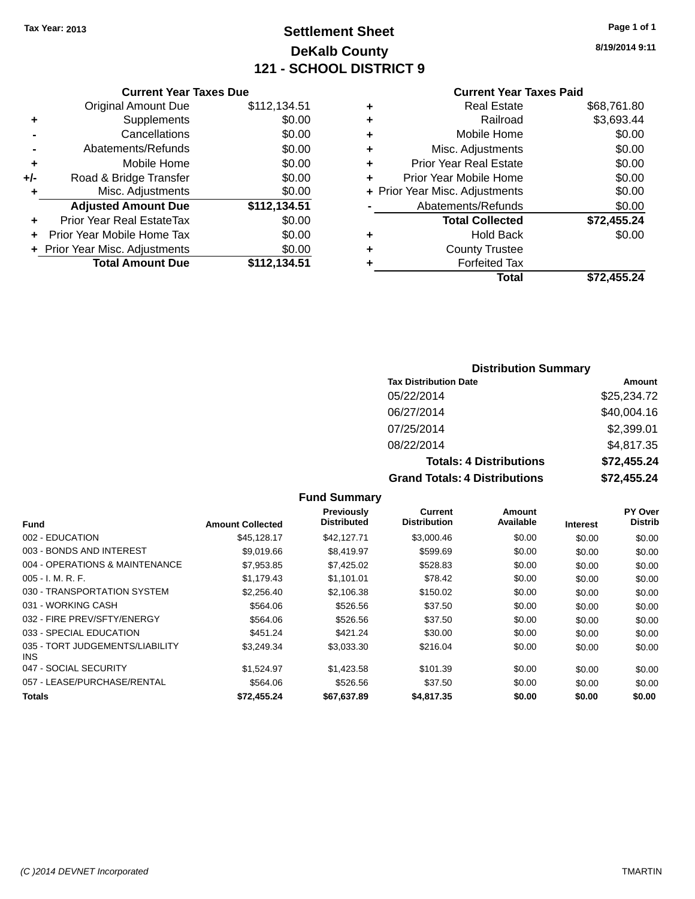Tax Year: 2013

# Settlement Sheet
## DeKalb County
## 121 - SCHOOL DISTRICT 9

8/19/2014 9:11

### Current Year Taxes Due

| | | |
|---|---|---|
| | Original Amount Due | $112,134.51 |
| + | Supplements | $0.00 |
| - | Cancellations | $0.00 |
| - | Abatements/Refunds | $0.00 |
| + | Mobile Home | $0.00 |
| +/- | Road & Bridge Transfer | $0.00 |
| + | Misc. Adjustments | $0.00 |
| | **Adjusted Amount Due** | **$112,134.51** |
| + | Prior Year Real EstateTax | $0.00 |
| + | Prior Year Mobile Home Tax | $0.00 |
| + | Prior Year Misc. Adjustments | $0.00 |
| | **Total Amount Due** | **$112,134.51** |

### Current Year Taxes Paid

| | | |
|---|---|---|
| + | Real Estate | $68,761.80 |
| + | Railroad | $3,693.44 |
| + | Mobile Home | $0.00 |
| + | Misc. Adjustments | $0.00 |
| + | Prior Year Real Estate | $0.00 |
| + | Prior Year Mobile Home | $0.00 |
| + | Prior Year Misc. Adjustments | $0.00 |
| - | Abatements/Refunds | $0.00 |
| | **Total Collected** | **$72,455.24** |
| + | Hold Back | $0.00 |
| + | County Trustee | |
| + | Forfeited Tax | |
| | **Total** | **$72,455.24** |

### Distribution Summary

| Tax Distribution Date | Amount |
|---|---|
| 05/22/2014 | $25,234.72 |
| 06/27/2014 | $40,004.16 |
| 07/25/2014 | $2,399.01 |
| 08/22/2014 | $4,817.35 |
| **Totals: 4 Distributions** | **$72,455.24** |
| **Grand Totals: 4 Distributions** | **$72,455.24** |

### Fund Summary

| Fund | Amount Collected | Previously Distributed | Current Distribution | Amount Available | Interest | PY Over Distrib |
|---|---|---|---|---|---|---|
| 002 - EDUCATION | $45,128.17 | $42,127.71 | $3,000.46 | $0.00 | $0.00 | $0.00 |
| 003 - BONDS AND INTEREST | $9,019.66 | $8,419.97 | $599.69 | $0.00 | $0.00 | $0.00 |
| 004 - OPERATIONS & MAINTENANCE | $7,953.85 | $7,425.02 | $528.83 | $0.00 | $0.00 | $0.00 |
| 005 - I. M. R. F. | $1,179.43 | $1,101.01 | $78.42 | $0.00 | $0.00 | $0.00 |
| 030 - TRANSPORTATION SYSTEM | $2,256.40 | $2,106.38 | $150.02 | $0.00 | $0.00 | $0.00 |
| 031 - WORKING CASH | $564.06 | $526.56 | $37.50 | $0.00 | $0.00 | $0.00 |
| 032 - FIRE PREV/SFTY/ENERGY | $564.06 | $526.56 | $37.50 | $0.00 | $0.00 | $0.00 |
| 033 - SPECIAL EDUCATION | $451.24 | $421.24 | $30.00 | $0.00 | $0.00 | $0.00 |
| 035 - TORT JUDGEMENTS/LIABILITY INS | $3,249.34 | $3,033.30 | $216.04 | $0.00 | $0.00 | $0.00 |
| 047 - SOCIAL SECURITY | $1,524.97 | $1,423.58 | $101.39 | $0.00 | $0.00 | $0.00 |
| 057 - LEASE/PURCHASE/RENTAL | $564.06 | $526.56 | $37.50 | $0.00 | $0.00 | $0.00 |
| **Totals** | **$72,455.24** | **$67,637.89** | **$4,817.35** | **$0.00** | **$0.00** | **$0.00** |

(C )2014 DEVNET Incorporated TMARTIN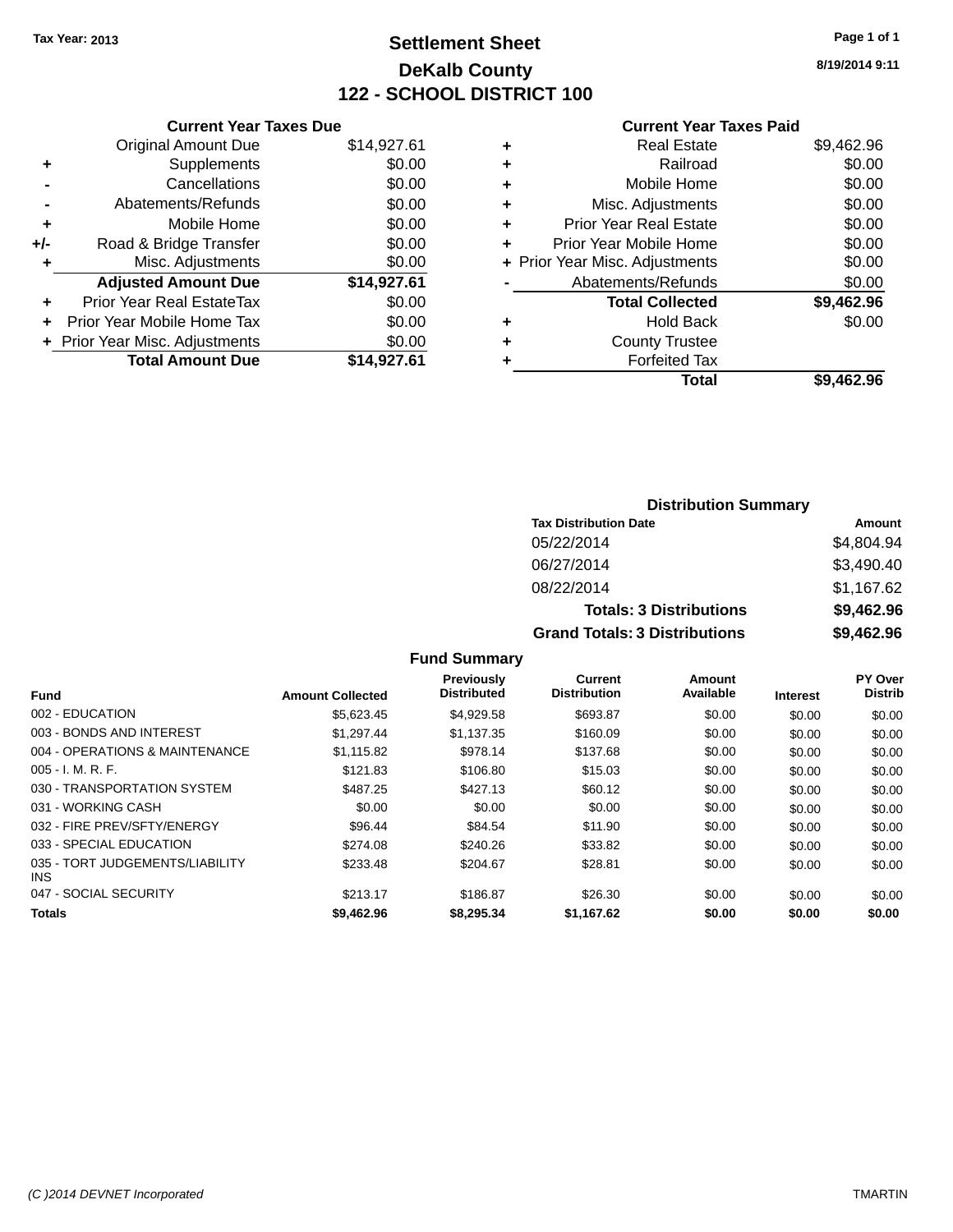Tax Year: 2013

# Settlement Sheet

## DeKalb County

## 122 - SCHOOL DISTRICT 100

8/19/2014 9:11

### Current Year Taxes Due

| | | |
|---|---|---|
| | Original Amount Due | $14,927.61 |
| + | Supplements | $0.00 |
| - | Cancellations | $0.00 |
| - | Abatements/Refunds | $0.00 |
| + | Mobile Home | $0.00 |
| +/- | Road & Bridge Transfer | $0.00 |
| + | Misc. Adjustments | $0.00 |
| | **Adjusted Amount Due** | **$14,927.61** |
| + | Prior Year Real EstateTax | $0.00 |
| + | Prior Year Mobile Home Tax | $0.00 |
| + | Prior Year Misc. Adjustments | $0.00 |
| | **Total Amount Due** | **$14,927.61** |

### Current Year Taxes Paid

| | | |
|---|---|---|
| + | Real Estate | $9,462.96 |
| + | Railroad | $0.00 |
| + | Mobile Home | $0.00 |
| + | Misc. Adjustments | $0.00 |
| + | Prior Year Real Estate | $0.00 |
| + | Prior Year Mobile Home | $0.00 |
| + | Prior Year Misc. Adjustments | $0.00 |
| - | Abatements/Refunds | $0.00 |
| | **Total Collected** | **$9,462.96** |
| + | Hold Back | $0.00 |
| + | County Trustee | |
| + | Forfeited Tax | |
| | **Total** | **$9,462.96** |

### Distribution Summary

| Tax Distribution Date | Amount |
|---|---|
| 05/22/2014 | $4,804.94 |
| 06/27/2014 | $3,490.40 |
| 08/22/2014 | $1,167.62 |
| **Totals: 3 Distributions** | **$9,462.96** |
| **Grand Totals: 3 Distributions** | **$9,462.96** |

### Fund Summary

| Fund | Amount Collected | Previously Distributed | Current Distribution | Amount Available | Interest | PY Over Distrib |
|---|---|---|---|---|---|---|
| 002 - EDUCATION | $5,623.45 | $4,929.58 | $693.87 | $0.00 | $0.00 | $0.00 |
| 003 - BONDS AND INTEREST | $1,297.44 | $1,137.35 | $160.09 | $0.00 | $0.00 | $0.00 |
| 004 - OPERATIONS & MAINTENANCE | $1,115.82 | $978.14 | $137.68 | $0.00 | $0.00 | $0.00 |
| 005 - I. M. R. F. | $121.83 | $106.80 | $15.03 | $0.00 | $0.00 | $0.00 |
| 030 - TRANSPORTATION SYSTEM | $487.25 | $427.13 | $60.12 | $0.00 | $0.00 | $0.00 |
| 031 - WORKING CASH | $0.00 | $0.00 | $0.00 | $0.00 | $0.00 | $0.00 |
| 032 - FIRE PREV/SFTY/ENERGY | $96.44 | $84.54 | $11.90 | $0.00 | $0.00 | $0.00 |
| 033 - SPECIAL EDUCATION | $274.08 | $240.26 | $33.82 | $0.00 | $0.00 | $0.00 |
| 035 - TORT JUDGEMENTS/LIABILITY INS | $233.48 | $204.67 | $28.81 | $0.00 | $0.00 | $0.00 |
| 047 - SOCIAL SECURITY | $213.17 | $186.87 | $26.30 | $0.00 | $0.00 | $0.00 |
| **Totals** | **$9,462.96** | **$8,295.34** | **$1,167.62** | **$0.00** | **$0.00** | **$0.00** |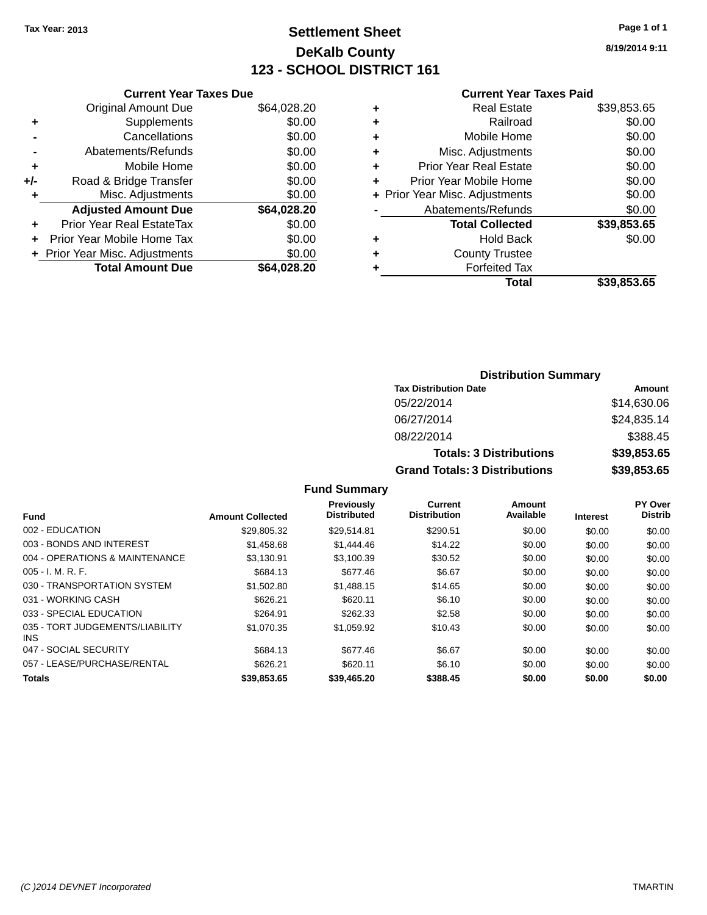Tax Year: 2013

# Settlement Sheet
## DeKalb County
## 123 - SCHOOL DISTRICT 161

8/19/2014 9:11

### Current Year Taxes Due

| | | |
|---|---|---|
| | Original Amount Due | $64,028.20 |
| + | Supplements | $0.00 |
| - | Cancellations | $0.00 |
| - | Abatements/Refunds | $0.00 |
| + | Mobile Home | $0.00 |
| +/- | Road & Bridge Transfer | $0.00 |
| + | Misc. Adjustments | $0.00 |
| | **Adjusted Amount Due** | **$64,028.20** |
| + | Prior Year Real EstateTax | $0.00 |
| + | Prior Year Mobile Home Tax | $0.00 |
| + | Prior Year Misc. Adjustments | $0.00 |
| | **Total Amount Due** | **$64,028.20** |

### Current Year Taxes Paid

| | | |
|---|---|---|
| + | Real Estate | $39,853.65 |
| + | Railroad | $0.00 |
| + | Mobile Home | $0.00 |
| + | Misc. Adjustments | $0.00 |
| + | Prior Year Real Estate | $0.00 |
| + | Prior Year Mobile Home | $0.00 |
| + | Prior Year Misc. Adjustments | $0.00 |
| - | Abatements/Refunds | $0.00 |
| | **Total Collected** | **$39,853.65** |
| + | Hold Back | $0.00 |
| + | County Trustee | |
| + | Forfeited Tax | |
| | **Total** | **$39,853.65** |

### Distribution Summary

| Tax Distribution Date | Amount |
|---|---|
| 05/22/2014 | $14,630.06 |
| 06/27/2014 | $24,835.14 |
| 08/22/2014 | $388.45 |
| **Totals: 3 Distributions** | **$39,853.65** |
| **Grand Totals: 3 Distributions** | **$39,853.65** |

### Fund Summary

| Fund | Amount Collected | Previously Distributed | Current Distribution | Amount Available | Interest | PY Over Distrib |
|---|---|---|---|---|---|---|
| 002 - EDUCATION | $29,805.32 | $29,514.81 | $290.51 | $0.00 | $0.00 | $0.00 |
| 003 - BONDS AND INTEREST | $1,458.68 | $1,444.46 | $14.22 | $0.00 | $0.00 | $0.00 |
| 004 - OPERATIONS & MAINTENANCE | $3,130.91 | $3,100.39 | $30.52 | $0.00 | $0.00 | $0.00 |
| 005 - I. M. R. F. | $684.13 | $677.46 | $6.67 | $0.00 | $0.00 | $0.00 |
| 030 - TRANSPORTATION SYSTEM | $1,502.80 | $1,488.15 | $14.65 | $0.00 | $0.00 | $0.00 |
| 031 - WORKING CASH | $626.21 | $620.11 | $6.10 | $0.00 | $0.00 | $0.00 |
| 033 - SPECIAL EDUCATION | $264.91 | $262.33 | $2.58 | $0.00 | $0.00 | $0.00 |
| 035 - TORT JUDGEMENTS/LIABILITY INS | $1,070.35 | $1,059.92 | $10.43 | $0.00 | $0.00 | $0.00 |
| 047 - SOCIAL SECURITY | $684.13 | $677.46 | $6.67 | $0.00 | $0.00 | $0.00 |
| 057 - LEASE/PURCHASE/RENTAL | $626.21 | $620.11 | $6.10 | $0.00 | $0.00 | $0.00 |
| **Totals** | **$39,853.65** | **$39,465.20** | **$388.45** | **$0.00** | **$0.00** | **$0.00** |

(C )2014 DEVNET Incorporated — TMARTIN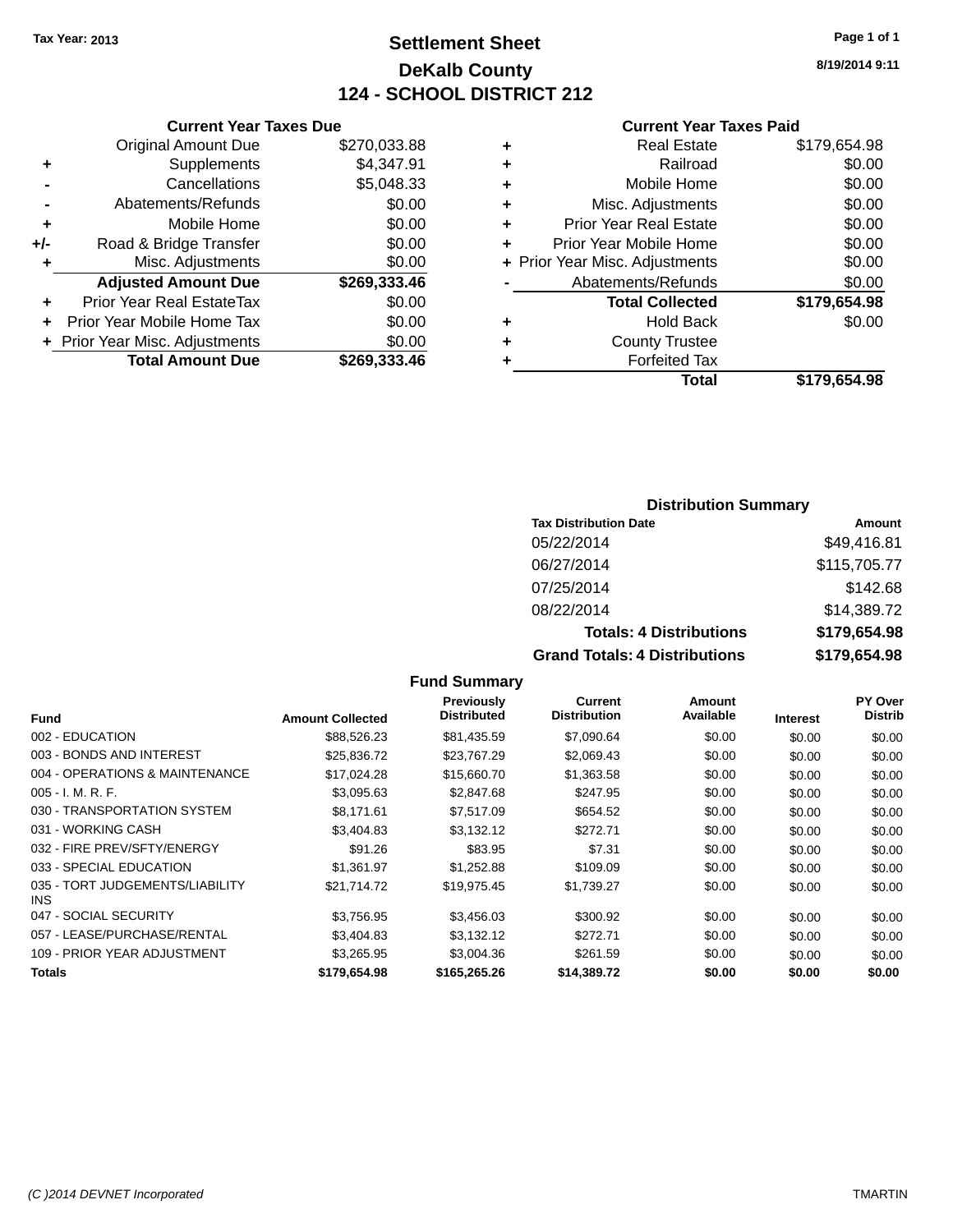Tax Year: 2013

# Settlement Sheet

## DeKalb County

## 124 - SCHOOL DISTRICT 212

8/19/2014 9:11

### Current Year Taxes Due

| | | |
|---|---|---|
| | Original Amount Due | $270,033.88 |
| + | Supplements | $4,347.91 |
| - | Cancellations | $5,048.33 |
| - | Abatements/Refunds | $0.00 |
| + | Mobile Home | $0.00 |
| +/- | Road & Bridge Transfer | $0.00 |
| + | Misc. Adjustments | $0.00 |
| | **Adjusted Amount Due** | **$269,333.46** |
| + | Prior Year Real EstateTax | $0.00 |
| + | Prior Year Mobile Home Tax | $0.00 |
| + | Prior Year Misc. Adjustments | $0.00 |
| | **Total Amount Due** | **$269,333.46** |

### Current Year Taxes Paid

| | | |
|---|---|---|
| + | Real Estate | $179,654.98 |
| + | Railroad | $0.00 |
| + | Mobile Home | $0.00 |
| + | Misc. Adjustments | $0.00 |
| + | Prior Year Real Estate | $0.00 |
| + | Prior Year Mobile Home | $0.00 |
| + | Prior Year Misc. Adjustments | $0.00 |
| - | Abatements/Refunds | $0.00 |
| | **Total Collected** | **$179,654.98** |
| + | Hold Back | $0.00 |
| + | County Trustee | |
| + | Forfeited Tax | |
| | **Total** | **$179,654.98** |

### Distribution Summary

| Tax Distribution Date | Amount |
|---|---|
| 05/22/2014 | $49,416.81 |
| 06/27/2014 | $115,705.77 |
| 07/25/2014 | $142.68 |
| 08/22/2014 | $14,389.72 |
| **Totals: 4 Distributions** | **$179,654.98** |
| **Grand Totals: 4 Distributions** | **$179,654.98** |

### Fund Summary

| Fund | Amount Collected | Previously Distributed | Current Distribution | Amount Available | Interest | PY Over Distrib |
|---|---|---|---|---|---|---|
| 002 - EDUCATION | $88,526.23 | $81,435.59 | $7,090.64 | $0.00 | $0.00 | $0.00 |
| 003 - BONDS AND INTEREST | $25,836.72 | $23,767.29 | $2,069.43 | $0.00 | $0.00 | $0.00 |
| 004 - OPERATIONS & MAINTENANCE | $17,024.28 | $15,660.70 | $1,363.58 | $0.00 | $0.00 | $0.00 |
| 005 - I. M. R. F. | $3,095.63 | $2,847.68 | $247.95 | $0.00 | $0.00 | $0.00 |
| 030 - TRANSPORTATION SYSTEM | $8,171.61 | $7,517.09 | $654.52 | $0.00 | $0.00 | $0.00 |
| 031 - WORKING CASH | $3,404.83 | $3,132.12 | $272.71 | $0.00 | $0.00 | $0.00 |
| 032 - FIRE PREV/SFTY/ENERGY | $91.26 | $83.95 | $7.31 | $0.00 | $0.00 | $0.00 |
| 033 - SPECIAL EDUCATION | $1,361.97 | $1,252.88 | $109.09 | $0.00 | $0.00 | $0.00 |
| 035 - TORT JUDGEMENTS/LIABILITY INS | $21,714.72 | $19,975.45 | $1,739.27 | $0.00 | $0.00 | $0.00 |
| 047 - SOCIAL SECURITY | $3,756.95 | $3,456.03 | $300.92 | $0.00 | $0.00 | $0.00 |
| 057 - LEASE/PURCHASE/RENTAL | $3,404.83 | $3,132.12 | $272.71 | $0.00 | $0.00 | $0.00 |
| 109 - PRIOR YEAR ADJUSTMENT | $3,265.95 | $3,004.36 | $261.59 | $0.00 | $0.00 | $0.00 |
| **Totals** | **$179,654.98** | **$165,265.26** | **$14,389.72** | **$0.00** | **$0.00** | **$0.00** |

(C )2014 DEVNET Incorporated TMARTIN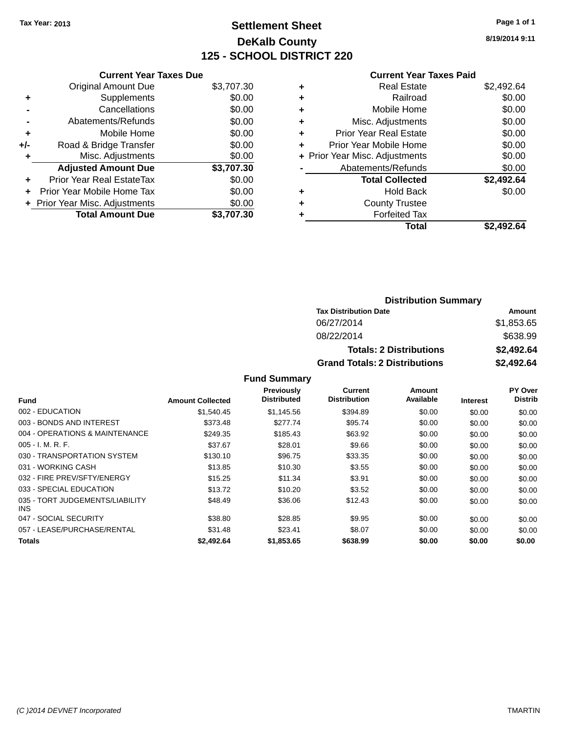Tax Year: 2013

# Settlement Sheet

## DeKalb County

## 125 - SCHOOL DISTRICT 220

8/19/2014 9:11

| | Current Year Taxes Due | |
|---|---|---|
| | Original Amount Due | $3,707.30 |
| + | Supplements | $0.00 |
| - | Cancellations | $0.00 |
| - | Abatements/Refunds | $0.00 |
| + | Mobile Home | $0.00 |
| +/- | Road & Bridge Transfer | $0.00 |
| + | Misc. Adjustments | $0.00 |
| | **Adjusted Amount Due** | **$3,707.30** |
| + | Prior Year Real EstateTax | $0.00 |
| + | Prior Year Mobile Home Tax | $0.00 |
| + | Prior Year Misc. Adjustments | $0.00 |
| | **Total Amount Due** | **$3,707.30** |

| | Current Year Taxes Paid | |
|---|---|---|
| + | Real Estate | $2,492.64 |
| + | Railroad | $0.00 |
| + | Mobile Home | $0.00 |
| + | Misc. Adjustments | $0.00 |
| + | Prior Year Real Estate | $0.00 |
| + | Prior Year Mobile Home | $0.00 |
| + | Prior Year Misc. Adjustments | $0.00 |
| - | Abatements/Refunds | $0.00 |
| | **Total Collected** | **$2,492.64** |
| + | Hold Back | $0.00 |
| + | County Trustee | |
| + | Forfeited Tax | |
| | **Total** | **$2,492.64** |

### Distribution Summary

| Tax Distribution Date | Amount |
|---|---|
| 06/27/2014 | $1,853.65 |
| 08/22/2014 | $638.99 |
| **Totals: 2 Distributions** | **$2,492.64** |
| **Grand Totals: 2 Distributions** | **$2,492.64** |

### Fund Summary

| Fund | Amount Collected | Previously Distributed | Current Distribution | Amount Available | Interest | PY Over Distrib |
|---|---|---|---|---|---|---|
| 002 - EDUCATION | $1,540.45 | $1,145.56 | $394.89 | $0.00 | $0.00 | $0.00 |
| 003 - BONDS AND INTEREST | $373.48 | $277.74 | $95.74 | $0.00 | $0.00 | $0.00 |
| 004 - OPERATIONS & MAINTENANCE | $249.35 | $185.43 | $63.92 | $0.00 | $0.00 | $0.00 |
| 005 - I. M. R. F. | $37.67 | $28.01 | $9.66 | $0.00 | $0.00 | $0.00 |
| 030 - TRANSPORTATION SYSTEM | $130.10 | $96.75 | $33.35 | $0.00 | $0.00 | $0.00 |
| 031 - WORKING CASH | $13.85 | $10.30 | $3.55 | $0.00 | $0.00 | $0.00 |
| 032 - FIRE PREV/SFTY/ENERGY | $15.25 | $11.34 | $3.91 | $0.00 | $0.00 | $0.00 |
| 033 - SPECIAL EDUCATION | $13.72 | $10.20 | $3.52 | $0.00 | $0.00 | $0.00 |
| 035 - TORT JUDGEMENTS/LIABILITY INS | $48.49 | $36.06 | $12.43 | $0.00 | $0.00 | $0.00 |
| 047 - SOCIAL SECURITY | $38.80 | $28.85 | $9.95 | $0.00 | $0.00 | $0.00 |
| 057 - LEASE/PURCHASE/RENTAL | $31.48 | $23.41 | $8.07 | $0.00 | $0.00 | $0.00 |
| **Totals** | **$2,492.64** | **$1,853.65** | **$638.99** | **$0.00** | **$0.00** | **$0.00** |

(C )2014 DEVNET Incorporated — TMARTIN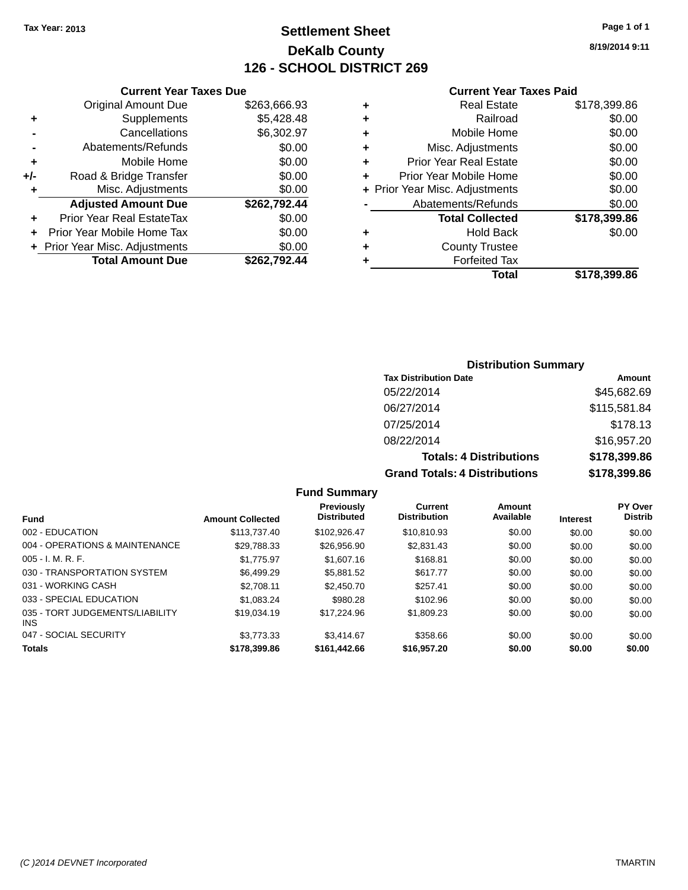Tax Year: 2013

# Settlement Sheet
## DeKalb County
## 126 - SCHOOL DISTRICT 269

8/19/2014 9:11

### Current Year Taxes Due

| | | |
|---|---|---|
| | Original Amount Due | $263,666.93 |
| + | Supplements | $5,428.48 |
| - | Cancellations | $6,302.97 |
| - | Abatements/Refunds | $0.00 |
| + | Mobile Home | $0.00 |
| +/- | Road & Bridge Transfer | $0.00 |
| + | Misc. Adjustments | $0.00 |
| | **Adjusted Amount Due** | **$262,792.44** |
| + | Prior Year Real EstateTax | $0.00 |
| + | Prior Year Mobile Home Tax | $0.00 |
| + | Prior Year Misc. Adjustments | $0.00 |
| | **Total Amount Due** | **$262,792.44** |

### Current Year Taxes Paid

| | | |
|---|---|---|
| + | Real Estate | $178,399.86 |
| + | Railroad | $0.00 |
| + | Mobile Home | $0.00 |
| + | Misc. Adjustments | $0.00 |
| + | Prior Year Real Estate | $0.00 |
| + | Prior Year Mobile Home | $0.00 |
| + | Prior Year Misc. Adjustments | $0.00 |
| - | Abatements/Refunds | $0.00 |
| | **Total Collected** | **$178,399.86** |
| + | Hold Back | $0.00 |
| + | County Trustee | |
| + | Forfeited Tax | |
| | **Total** | **$178,399.86** |

### Distribution Summary

| Tax Distribution Date | Amount |
|---|---|
| 05/22/2014 | $45,682.69 |
| 06/27/2014 | $115,581.84 |
| 07/25/2014 | $178.13 |
| 08/22/2014 | $16,957.20 |
| **Totals: 4 Distributions** | **$178,399.86** |
| **Grand Totals: 4 Distributions** | **$178,399.86** |

### Fund Summary

| Fund | Amount Collected | Previously Distributed | Current Distribution | Amount Available | Interest | PY Over Distrib |
|---|---|---|---|---|---|---|
| 002 - EDUCATION | $113,737.40 | $102,926.47 | $10,810.93 | $0.00 | $0.00 | $0.00 |
| 004 - OPERATIONS & MAINTENANCE | $29,788.33 | $26,956.90 | $2,831.43 | $0.00 | $0.00 | $0.00 |
| 005 - I. M. R. F. | $1,775.97 | $1,607.16 | $168.81 | $0.00 | $0.00 | $0.00 |
| 030 - TRANSPORTATION SYSTEM | $6,499.29 | $5,881.52 | $617.77 | $0.00 | $0.00 | $0.00 |
| 031 - WORKING CASH | $2,708.11 | $2,450.70 | $257.41 | $0.00 | $0.00 | $0.00 |
| 033 - SPECIAL EDUCATION | $1,083.24 | $980.28 | $102.96 | $0.00 | $0.00 | $0.00 |
| 035 - TORT JUDGEMENTS/LIABILITY INS | $19,034.19 | $17,224.96 | $1,809.23 | $0.00 | $0.00 | $0.00 |
| 047 - SOCIAL SECURITY | $3,773.33 | $3,414.67 | $358.66 | $0.00 | $0.00 | $0.00 |
| **Totals** | **$178,399.86** | **$161,442.66** | **$16,957.20** | **$0.00** | **$0.00** | **$0.00** |

(C )2014 DEVNET Incorporated — TMARTIN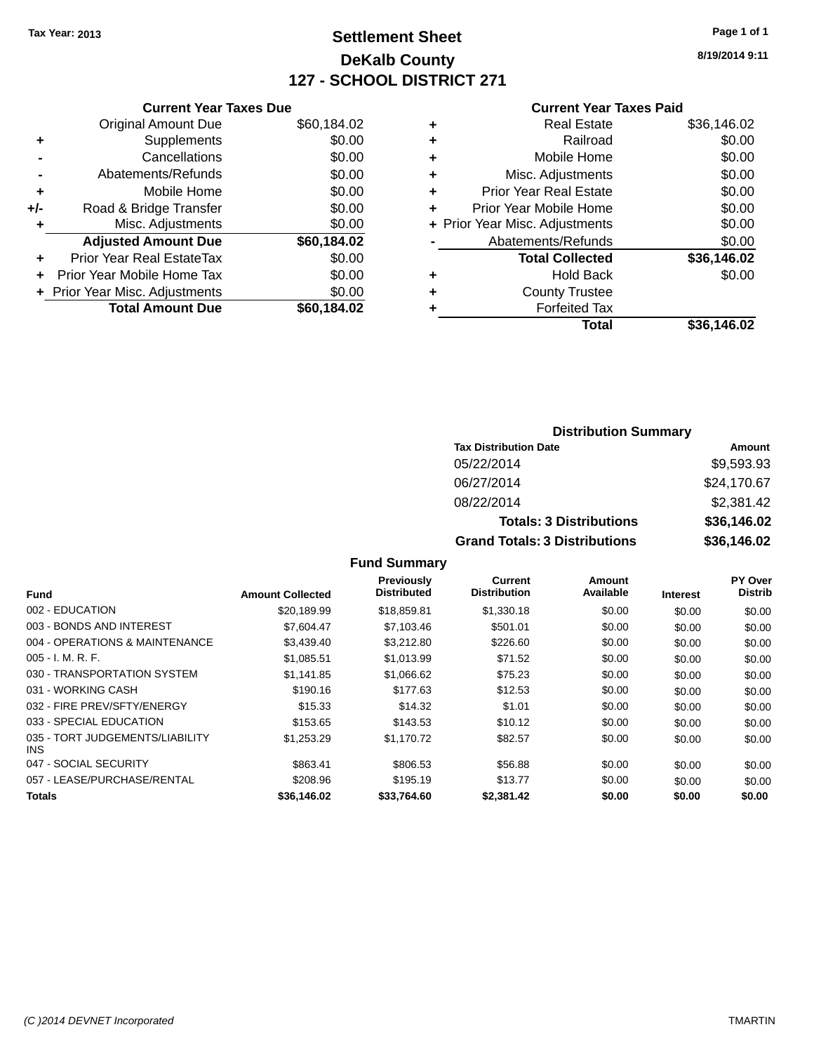Tax Year: 2013

# Settlement Sheet

## DeKalb County

## 127 - SCHOOL DISTRICT 271

8/19/2014 9:11

### Current Year Taxes Due

| | | |
|---|---|---|
| | Original Amount Due | $60,184.02 |
| + | Supplements | $0.00 |
| - | Cancellations | $0.00 |
| - | Abatements/Refunds | $0.00 |
| + | Mobile Home | $0.00 |
| +/- | Road & Bridge Transfer | $0.00 |
| + | Misc. Adjustments | $0.00 |
| | **Adjusted Amount Due** | **$60,184.02** |
| + | Prior Year Real EstateTax | $0.00 |
| + | Prior Year Mobile Home Tax | $0.00 |
| + | Prior Year Misc. Adjustments | $0.00 |
| | **Total Amount Due** | **$60,184.02** |

### Current Year Taxes Paid

| | | |
|---|---|---|
| + | Real Estate | $36,146.02 |
| + | Railroad | $0.00 |
| + | Mobile Home | $0.00 |
| + | Misc. Adjustments | $0.00 |
| + | Prior Year Real Estate | $0.00 |
| + | Prior Year Mobile Home | $0.00 |
| + | Prior Year Misc. Adjustments | $0.00 |
| - | Abatements/Refunds | $0.00 |
| | **Total Collected** | **$36,146.02** |
| + | Hold Back | $0.00 |
| + | County Trustee | |
| + | Forfeited Tax | |
| | **Total** | **$36,146.02** |

### Distribution Summary

| Tax Distribution Date | Amount |
|---|---|
| 05/22/2014 | $9,593.93 |
| 06/27/2014 | $24,170.67 |
| 08/22/2014 | $2,381.42 |
| **Totals: 3 Distributions** | **$36,146.02** |
| **Grand Totals: 3 Distributions** | **$36,146.02** |

### Fund Summary

| Fund | Amount Collected | Previously Distributed | Current Distribution | Amount Available | Interest | PY Over Distrib |
|---|---|---|---|---|---|---|
| 002 - EDUCATION | $20,189.99 | $18,859.81 | $1,330.18 | $0.00 | $0.00 | $0.00 |
| 003 - BONDS AND INTEREST | $7,604.47 | $7,103.46 | $501.01 | $0.00 | $0.00 | $0.00 |
| 004 - OPERATIONS & MAINTENANCE | $3,439.40 | $3,212.80 | $226.60 | $0.00 | $0.00 | $0.00 |
| 005 - I. M. R. F. | $1,085.51 | $1,013.99 | $71.52 | $0.00 | $0.00 | $0.00 |
| 030 - TRANSPORTATION SYSTEM | $1,141.85 | $1,066.62 | $75.23 | $0.00 | $0.00 | $0.00 |
| 031 - WORKING CASH | $190.16 | $177.63 | $12.53 | $0.00 | $0.00 | $0.00 |
| 032 - FIRE PREV/SFTY/ENERGY | $15.33 | $14.32 | $1.01 | $0.00 | $0.00 | $0.00 |
| 033 - SPECIAL EDUCATION | $153.65 | $143.53 | $10.12 | $0.00 | $0.00 | $0.00 |
| 035 - TORT JUDGEMENTS/LIABILITY INS | $1,253.29 | $1,170.72 | $82.57 | $0.00 | $0.00 | $0.00 |
| 047 - SOCIAL SECURITY | $863.41 | $806.53 | $56.88 | $0.00 | $0.00 | $0.00 |
| 057 - LEASE/PURCHASE/RENTAL | $208.96 | $195.19 | $13.77 | $0.00 | $0.00 | $0.00 |
| **Totals** | **$36,146.02** | **$33,764.60** | **$2,381.42** | **$0.00** | **$0.00** | **$0.00** |

(C )2014 DEVNET Incorporated TMARTIN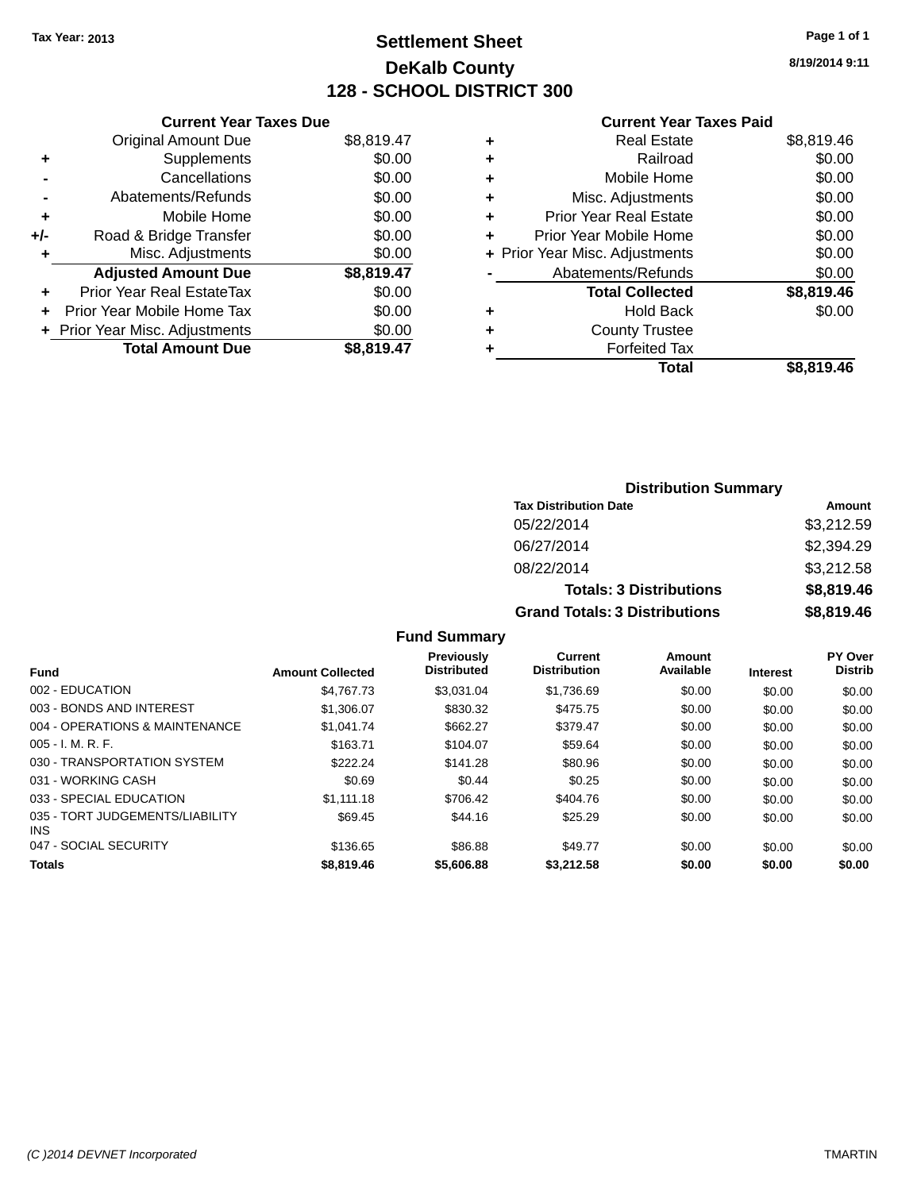Tax Year: 2013

# Settlement Sheet

## DeKalb County

## 128 - SCHOOL DISTRICT 300

8/19/2014 9:11

### Current Year Taxes Due

| | | |
|---|---|---|
| | Original Amount Due | $8,819.47 |
| + | Supplements | $0.00 |
| - | Cancellations | $0.00 |
| - | Abatements/Refunds | $0.00 |
| + | Mobile Home | $0.00 |
| +/- | Road & Bridge Transfer | $0.00 |
| + | Misc. Adjustments | $0.00 |
| | **Adjusted Amount Due** | **$8,819.47** |
| + | Prior Year Real EstateTax | $0.00 |
| + | Prior Year Mobile Home Tax | $0.00 |
| + | Prior Year Misc. Adjustments | $0.00 |
| | **Total Amount Due** | **$8,819.47** |

### Current Year Taxes Paid

| | | |
|---|---|---|
| + | Real Estate | $8,819.46 |
| + | Railroad | $0.00 |
| + | Mobile Home | $0.00 |
| + | Misc. Adjustments | $0.00 |
| + | Prior Year Real Estate | $0.00 |
| + | Prior Year Mobile Home | $0.00 |
| + | Prior Year Misc. Adjustments | $0.00 |
| - | Abatements/Refunds | $0.00 |
| | **Total Collected** | **$8,819.46** |
| + | Hold Back | $0.00 |
| + | County Trustee | |
| + | Forfeited Tax | |
| | **Total** | **$8,819.46** |

### Distribution Summary

| Tax Distribution Date | Amount |
|---|---|
| 05/22/2014 | $3,212.59 |
| 06/27/2014 | $2,394.29 |
| 08/22/2014 | $3,212.58 |
| **Totals: 3 Distributions** | **$8,819.46** |
| **Grand Totals: 3 Distributions** | **$8,819.46** |

### Fund Summary

| Fund | Amount Collected | Previously Distributed | Current Distribution | Amount Available | Interest | PY Over Distrib |
|---|---|---|---|---|---|---|
| 002 - EDUCATION | $4,767.73 | $3,031.04 | $1,736.69 | $0.00 | $0.00 | $0.00 |
| 003 - BONDS AND INTEREST | $1,306.07 | $830.32 | $475.75 | $0.00 | $0.00 | $0.00 |
| 004 - OPERATIONS & MAINTENANCE | $1,041.74 | $662.27 | $379.47 | $0.00 | $0.00 | $0.00 |
| 005 - I. M. R. F. | $163.71 | $104.07 | $59.64 | $0.00 | $0.00 | $0.00 |
| 030 - TRANSPORTATION SYSTEM | $222.24 | $141.28 | $80.96 | $0.00 | $0.00 | $0.00 |
| 031 - WORKING CASH | $0.69 | $0.44 | $0.25 | $0.00 | $0.00 | $0.00 |
| 033 - SPECIAL EDUCATION | $1,111.18 | $706.42 | $404.76 | $0.00 | $0.00 | $0.00 |
| 035 - TORT JUDGEMENTS/LIABILITY INS | $69.45 | $44.16 | $25.29 | $0.00 | $0.00 | $0.00 |
| 047 - SOCIAL SECURITY | $136.65 | $86.88 | $49.77 | $0.00 | $0.00 | $0.00 |
| **Totals** | **$8,819.46** | **$5,606.88** | **$3,212.58** | **$0.00** | **$0.00** | **$0.00** |

(C )2014 DEVNET Incorporated TMARTIN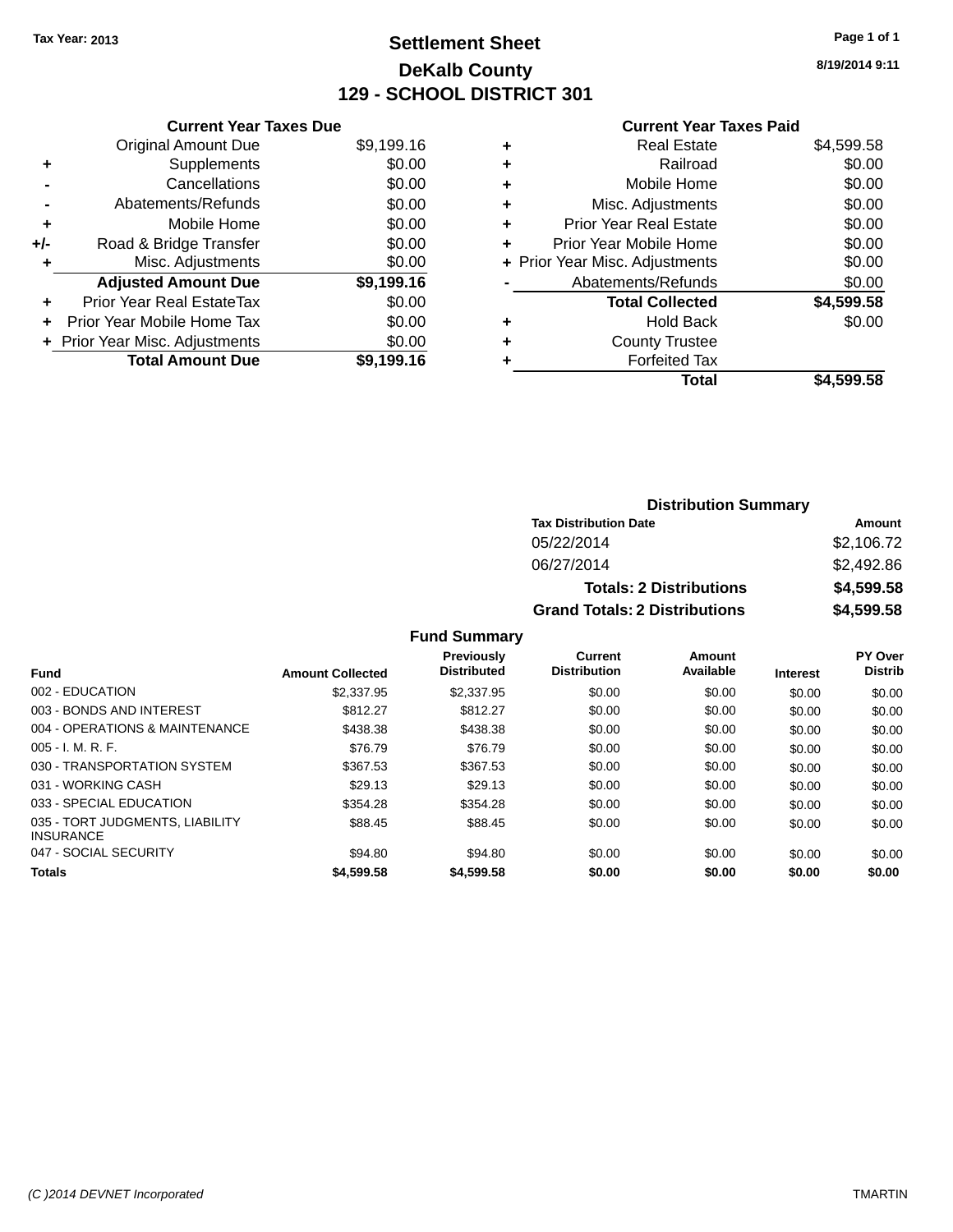Tax Year: 2013

# Settlement Sheet
## DeKalb County
## 129 - SCHOOL DISTRICT 301

Page 1 of 1

8/19/2014 9:11

### Current Year Taxes Due

| | | |
|---|---|---|
| | Original Amount Due | $9,199.16 |
| + | Supplements | $0.00 |
| - | Cancellations | $0.00 |
| - | Abatements/Refunds | $0.00 |
| + | Mobile Home | $0.00 |
| +/- | Road & Bridge Transfer | $0.00 |
| + | Misc. Adjustments | $0.00 |
| | **Adjusted Amount Due** | **$9,199.16** |
| + | Prior Year Real EstateTax | $0.00 |
| + | Prior Year Mobile Home Tax | $0.00 |
| + | Prior Year Misc. Adjustments | $0.00 |
| | **Total Amount Due** | **$9,199.16** |

### Current Year Taxes Paid

| | | |
|---|---|---|
| + | Real Estate | $4,599.58 |
| + | Railroad | $0.00 |
| + | Mobile Home | $0.00 |
| + | Misc. Adjustments | $0.00 |
| + | Prior Year Real Estate | $0.00 |
| + | Prior Year Mobile Home | $0.00 |
| + | Prior Year Misc. Adjustments | $0.00 |
| - | Abatements/Refunds | $0.00 |
| | **Total Collected** | **$4,599.58** |
| + | Hold Back | $0.00 |
| + | County Trustee | |
| + | Forfeited Tax | |
| | **Total** | **$4,599.58** |

### Distribution Summary

| Tax Distribution Date | Amount |
|---|---|
| 05/22/2014 | $2,106.72 |
| 06/27/2014 | $2,492.86 |
| **Totals: 2 Distributions** | **$4,599.58** |
| **Grand Totals: 2 Distributions** | **$4,599.58** |

### Fund Summary

| Fund | Amount Collected | Previously Distributed | Current Distribution | Amount Available | Interest | PY Over Distrib |
|---|---|---|---|---|---|---|
| 002 - EDUCATION | $2,337.95 | $2,337.95 | $0.00 | $0.00 | $0.00 | $0.00 |
| 003 - BONDS AND INTEREST | $812.27 | $812.27 | $0.00 | $0.00 | $0.00 | $0.00 |
| 004 - OPERATIONS & MAINTENANCE | $438.38 | $438.38 | $0.00 | $0.00 | $0.00 | $0.00 |
| 005 - I. M. R. F. | $76.79 | $76.79 | $0.00 | $0.00 | $0.00 | $0.00 |
| 030 - TRANSPORTATION SYSTEM | $367.53 | $367.53 | $0.00 | $0.00 | $0.00 | $0.00 |
| 031 - WORKING CASH | $29.13 | $29.13 | $0.00 | $0.00 | $0.00 | $0.00 |
| 033 - SPECIAL EDUCATION | $354.28 | $354.28 | $0.00 | $0.00 | $0.00 | $0.00 |
| 035 - TORT JUDGMENTS, LIABILITY INSURANCE | $88.45 | $88.45 | $0.00 | $0.00 | $0.00 | $0.00 |
| 047 - SOCIAL SECURITY | $94.80 | $94.80 | $0.00 | $0.00 | $0.00 | $0.00 |
| **Totals** | **$4,599.58** | **$4,599.58** | **$0.00** | **$0.00** | **$0.00** | **$0.00** |

(C )2014 DEVNET Incorporated

TMARTIN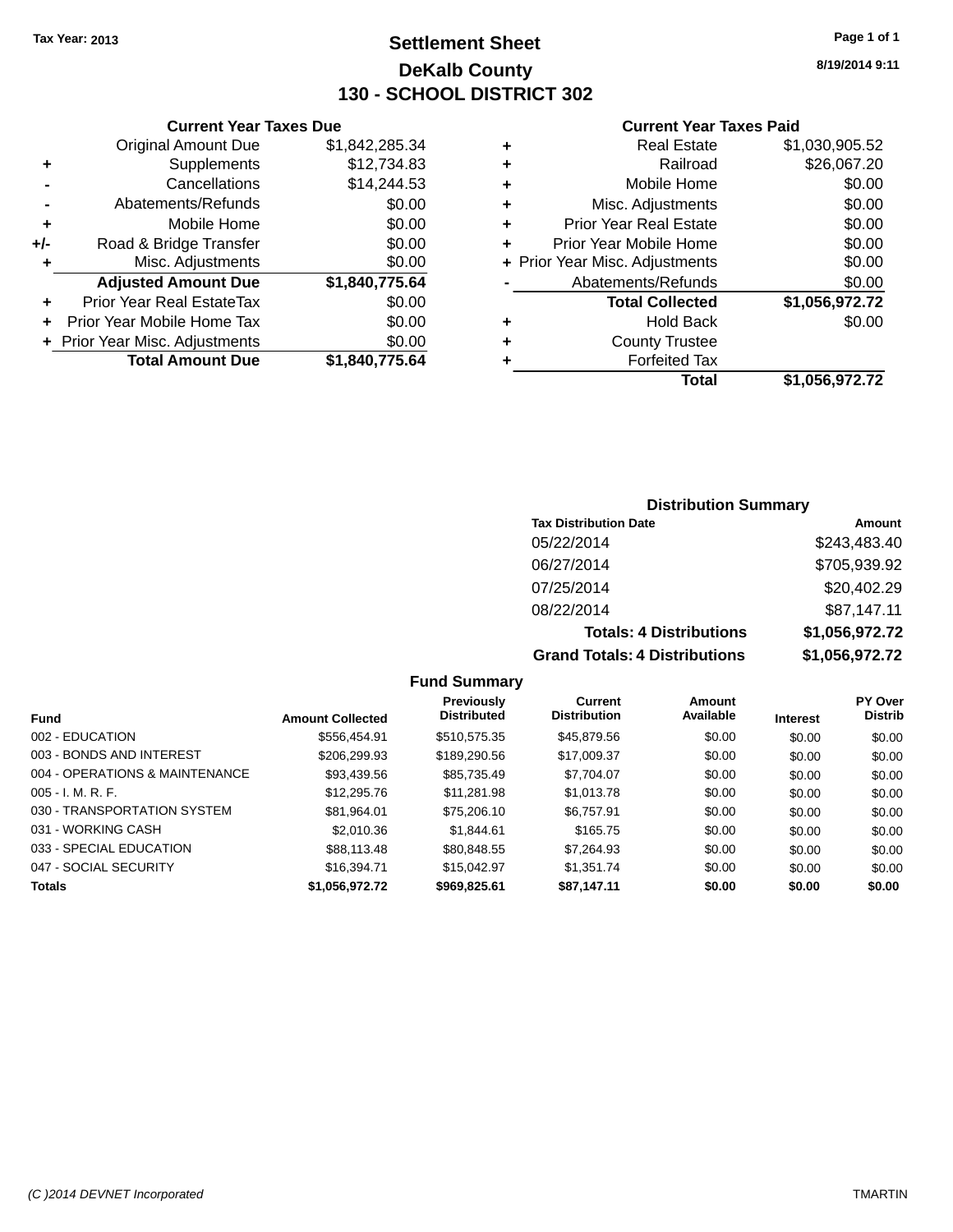Tax Year: 2013

# Settlement Sheet

## DeKalb County

## 130 - SCHOOL DISTRICT 302

8/19/2014 9:11

### Current Year Taxes Due

| | | |
|---|---|---|
| | Original Amount Due | $1,842,285.34 |
| + | Supplements | $12,734.83 |
| - | Cancellations | $14,244.53 |
| - | Abatements/Refunds | $0.00 |
| + | Mobile Home | $0.00 |
| +/- | Road & Bridge Transfer | $0.00 |
| + | Misc. Adjustments | $0.00 |
| | **Adjusted Amount Due** | **$1,840,775.64** |
| + | Prior Year Real EstateTax | $0.00 |
| + | Prior Year Mobile Home Tax | $0.00 |
| + | Prior Year Misc. Adjustments | $0.00 |
| | **Total Amount Due** | **$1,840,775.64** |

### Current Year Taxes Paid

| | | |
|---|---|---|
| + | Real Estate | $1,030,905.52 |
| + | Railroad | $26,067.20 |
| + | Mobile Home | $0.00 |
| + | Misc. Adjustments | $0.00 |
| + | Prior Year Real Estate | $0.00 |
| + | Prior Year Mobile Home | $0.00 |
| + | Prior Year Misc. Adjustments | $0.00 |
| - | Abatements/Refunds | $0.00 |
| | **Total Collected** | **$1,056,972.72** |
| + | Hold Back | $0.00 |
| + | County Trustee | |
| + | Forfeited Tax | |
| | **Total** | **$1,056,972.72** |

### Distribution Summary

| Tax Distribution Date | Amount |
|---|---|
| 05/22/2014 | $243,483.40 |
| 06/27/2014 | $705,939.92 |
| 07/25/2014 | $20,402.29 |
| 08/22/2014 | $87,147.11 |
| **Totals: 4 Distributions** | **$1,056,972.72** |
| **Grand Totals: 4 Distributions** | **$1,056,972.72** |

### Fund Summary

| Fund | Amount Collected | Previously Distributed | Current Distribution | Amount Available | Interest | PY Over Distrib |
|---|---|---|---|---|---|---|
| 002 - EDUCATION | $556,454.91 | $510,575.35 | $45,879.56 | $0.00 | $0.00 | $0.00 |
| 003 - BONDS AND INTEREST | $206,299.93 | $189,290.56 | $17,009.37 | $0.00 | $0.00 | $0.00 |
| 004 - OPERATIONS & MAINTENANCE | $93,439.56 | $85,735.49 | $7,704.07 | $0.00 | $0.00 | $0.00 |
| 005 - I. M. R. F. | $12,295.76 | $11,281.98 | $1,013.78 | $0.00 | $0.00 | $0.00 |
| 030 - TRANSPORTATION SYSTEM | $81,964.01 | $75,206.10 | $6,757.91 | $0.00 | $0.00 | $0.00 |
| 031 - WORKING CASH | $2,010.36 | $1,844.61 | $165.75 | $0.00 | $0.00 | $0.00 |
| 033 - SPECIAL EDUCATION | $88,113.48 | $80,848.55 | $7,264.93 | $0.00 | $0.00 | $0.00 |
| 047 - SOCIAL SECURITY | $16,394.71 | $15,042.97 | $1,351.74 | $0.00 | $0.00 | $0.00 |
| **Totals** | **$1,056,972.72** | **$969,825.61** | **$87,147.11** | **$0.00** | **$0.00** | **$0.00** |

(C )2014 DEVNET Incorporated TMARTIN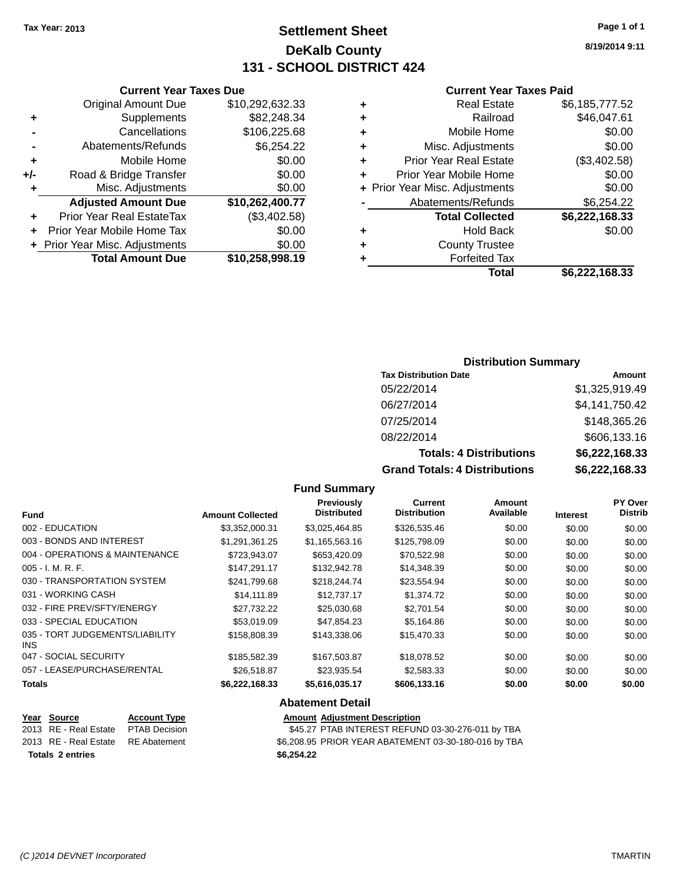Tax Year: 2013

# Settlement Sheet
## DeKalb County
## 131 - SCHOOL DISTRICT 424

8/19/2014 9:11

### Current Year Taxes Due

| | | |
|---|---|---|
| | Original Amount Due | $10,292,632.33 |
| + | Supplements | $82,248.34 |
| - | Cancellations | $106,225.68 |
| - | Abatements/Refunds | $6,254.22 |
| + | Mobile Home | $0.00 |
| +/- | Road & Bridge Transfer | $0.00 |
| + | Misc. Adjustments | $0.00 |
| | **Adjusted Amount Due** | **$10,262,400.77** |
| + | Prior Year Real EstateTax | ($3,402.58) |
| + | Prior Year Mobile Home Tax | $0.00 |
| + | Prior Year Misc. Adjustments | $0.00 |
| | **Total Amount Due** | **$10,258,998.19** |

### Current Year Taxes Paid

| | | |
|---|---|---|
| + | Real Estate | $6,185,777.52 |
| + | Railroad | $46,047.61 |
| + | Mobile Home | $0.00 |
| + | Misc. Adjustments | $0.00 |
| + | Prior Year Real Estate | ($3,402.58) |
| + | Prior Year Mobile Home | $0.00 |
| + | Prior Year Misc. Adjustments | $0.00 |
| - | Abatements/Refunds | $6,254.22 |
| | **Total Collected** | **$6,222,168.33** |
| + | Hold Back | $0.00 |
| + | County Trustee | |
| + | Forfeited Tax | |
| | **Total** | **$6,222,168.33** |

### Distribution Summary

| Tax Distribution Date | Amount |
|---|---|
| 05/22/2014 | $1,325,919.49 |
| 06/27/2014 | $4,141,750.42 |
| 07/25/2014 | $148,365.26 |
| 08/22/2014 | $606,133.16 |
| **Totals: 4 Distributions** | **$6,222,168.33** |
| **Grand Totals: 4 Distributions** | **$6,222,168.33** |

### Fund Summary

| Fund | Amount Collected | Previously Distributed | Current Distribution | Amount Available | Interest | PY Over Distrib |
|---|---|---|---|---|---|---|
| 002 - EDUCATION | $3,352,000.31 | $3,025,464.85 | $326,535.46 | $0.00 | $0.00 | $0.00 |
| 003 - BONDS AND INTEREST | $1,291,361.25 | $1,165,563.16 | $125,798.09 | $0.00 | $0.00 | $0.00 |
| 004 - OPERATIONS & MAINTENANCE | $723,943.07 | $653,420.09 | $70,522.98 | $0.00 | $0.00 | $0.00 |
| 005 - I. M. R. F. | $147,291.17 | $132,942.78 | $14,348.39 | $0.00 | $0.00 | $0.00 |
| 030 - TRANSPORTATION SYSTEM | $241,799.68 | $218,244.74 | $23,554.94 | $0.00 | $0.00 | $0.00 |
| 031 - WORKING CASH | $14,111.89 | $12,737.17 | $1,374.72 | $0.00 | $0.00 | $0.00 |
| 032 - FIRE PREV/SFTY/ENERGY | $27,732.22 | $25,030.68 | $2,701.54 | $0.00 | $0.00 | $0.00 |
| 033 - SPECIAL EDUCATION | $53,019.09 | $47,854.23 | $5,164.86 | $0.00 | $0.00 | $0.00 |
| 035 - TORT JUDGEMENTS/LIABILITY INS | $158,808.39 | $143,338.06 | $15,470.33 | $0.00 | $0.00 | $0.00 |
| 047 - SOCIAL SECURITY | $185,582.39 | $167,503.87 | $18,078.52 | $0.00 | $0.00 | $0.00 |
| 057 - LEASE/PURCHASE/RENTAL | $26,518.87 | $23,935.54 | $2,583.33 | $0.00 | $0.00 | $0.00 |
| **Totals** | **$6,222,168.33** | **$5,616,035.17** | **$606,133.16** | **$0.00** | **$0.00** | **$0.00** |

### Abatement Detail

| Year | Source | Account Type | Amount | Adjustment Description |
|---|---|---|---|---|
| 2013 | RE - Real Estate | PTAB Decision | $45.27 | PTAB INTEREST REFUND 03-30-276-011 by TBA |
| 2013 | RE - Real Estate | RE Abatement | $6,208.95 | PRIOR YEAR ABATEMENT 03-30-180-016 by TBA |
| **Totals 2 entries** | | | **$6,254.22** | |

(C )2014 DEVNET Incorporated — TMARTIN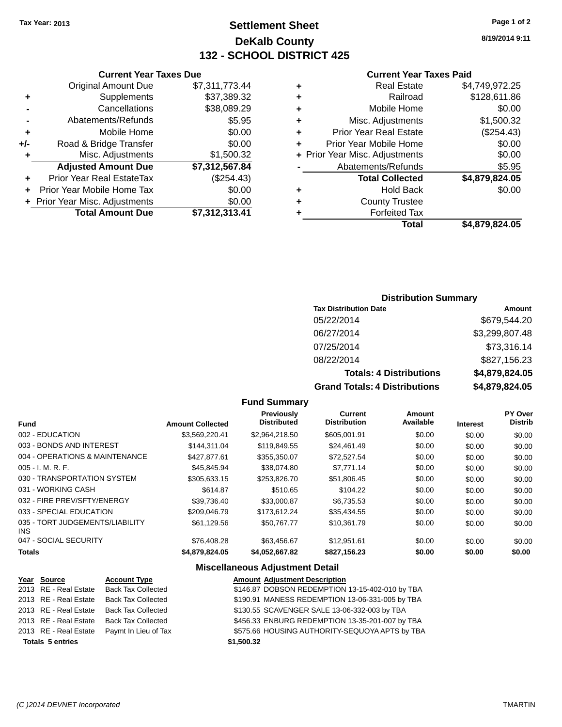Tax Year: 2013

# Settlement Sheet
## DeKalb County
## 132 - SCHOOL DISTRICT 425

8/19/2014 9:11

### Current Year Taxes Due

| | | |
|---|---|---|
| | Original Amount Due | $7,311,773.44 |
| + | Supplements | $37,389.32 |
| - | Cancellations | $38,089.29 |
| - | Abatements/Refunds | $5.95 |
| + | Mobile Home | $0.00 |
| +/- | Road & Bridge Transfer | $0.00 |
| + | Misc. Adjustments | $1,500.32 |
| | **Adjusted Amount Due** | **$7,312,567.84** |
| + | Prior Year Real EstateTax | ($254.43) |
| + | Prior Year Mobile Home Tax | $0.00 |
| + | Prior Year Misc. Adjustments | $0.00 |
| | **Total Amount Due** | **$7,312,313.41** |

### Current Year Taxes Paid

| | | |
|---|---|---|
| + | Real Estate | $4,749,972.25 |
| + | Railroad | $128,611.86 |
| + | Mobile Home | $0.00 |
| + | Misc. Adjustments | $1,500.32 |
| + | Prior Year Real Estate | ($254.43) |
| + | Prior Year Mobile Home | $0.00 |
| + | Prior Year Misc. Adjustments | $0.00 |
| - | Abatements/Refunds | $5.95 |
| | **Total Collected** | **$4,879,824.05** |
| + | Hold Back | $0.00 |
| + | County Trustee | |
| + | Forfeited Tax | |
| | **Total** | **$4,879,824.05** |

### Distribution Summary

| Tax Distribution Date | Amount |
|---|---|
| 05/22/2014 | $679,544.20 |
| 06/27/2014 | $3,299,807.48 |
| 07/25/2014 | $73,316.14 |
| 08/22/2014 | $827,156.23 |
| **Totals: 4 Distributions** | **$4,879,824.05** |
| **Grand Totals: 4 Distributions** | **$4,879,824.05** |

### Fund Summary

| Fund | Amount Collected | Previously Distributed | Current Distribution | Amount Available | Interest | PY Over Distrib |
|---|---|---|---|---|---|---|
| 002 - EDUCATION | $3,569,220.41 | $2,964,218.50 | $605,001.91 | $0.00 | $0.00 | $0.00 |
| 003 - BONDS AND INTEREST | $144,311.04 | $119,849.55 | $24,461.49 | $0.00 | $0.00 | $0.00 |
| 004 - OPERATIONS & MAINTENANCE | $427,877.61 | $355,350.07 | $72,527.54 | $0.00 | $0.00 | $0.00 |
| 005 - I. M. R. F. | $45,845.94 | $38,074.80 | $7,771.14 | $0.00 | $0.00 | $0.00 |
| 030 - TRANSPORTATION SYSTEM | $305,633.15 | $253,826.70 | $51,806.45 | $0.00 | $0.00 | $0.00 |
| 031 - WORKING CASH | $614.87 | $510.65 | $104.22 | $0.00 | $0.00 | $0.00 |
| 032 - FIRE PREV/SFTY/ENERGY | $39,736.40 | $33,000.87 | $6,735.53 | $0.00 | $0.00 | $0.00 |
| 033 - SPECIAL EDUCATION | $209,046.79 | $173,612.24 | $35,434.55 | $0.00 | $0.00 | $0.00 |
| 035 - TORT JUDGEMENTS/LIABILITY INS | $61,129.56 | $50,767.77 | $10,361.79 | $0.00 | $0.00 | $0.00 |
| 047 - SOCIAL SECURITY | $76,408.28 | $63,456.67 | $12,951.61 | $0.00 | $0.00 | $0.00 |
| **Totals** | **$4,879,824.05** | **$4,052,667.82** | **$827,156.23** | **$0.00** | **$0.00** | **$0.00** |

### Miscellaneous Adjustment Detail

| Year | Source | Account Type | Amount | Adjustment Description |
|---|---|---|---|---|
| 2013 | RE - Real Estate | Back Tax Collected | $146.87 | DOBSON REDEMPTION 13-15-402-010 by TBA |
| 2013 | RE - Real Estate | Back Tax Collected | $190.91 | MANESS REDEMPTION 13-06-331-005 by TBA |
| 2013 | RE - Real Estate | Back Tax Collected | $130.55 | SCAVENGER SALE 13-06-332-003 by TBA |
| 2013 | RE - Real Estate | Back Tax Collected | $456.33 | ENBURG REDEMPTION 13-35-201-007 by TBA |
| 2013 | RE - Real Estate | Paymt In Lieu of Tax | $575.66 | HOUSING AUTHORITY-SEQUOYA APTS by TBA |
| **Totals 5 entries** | | | **$1,500.32** | |

(C )2014 DEVNET Incorporated TMARTIN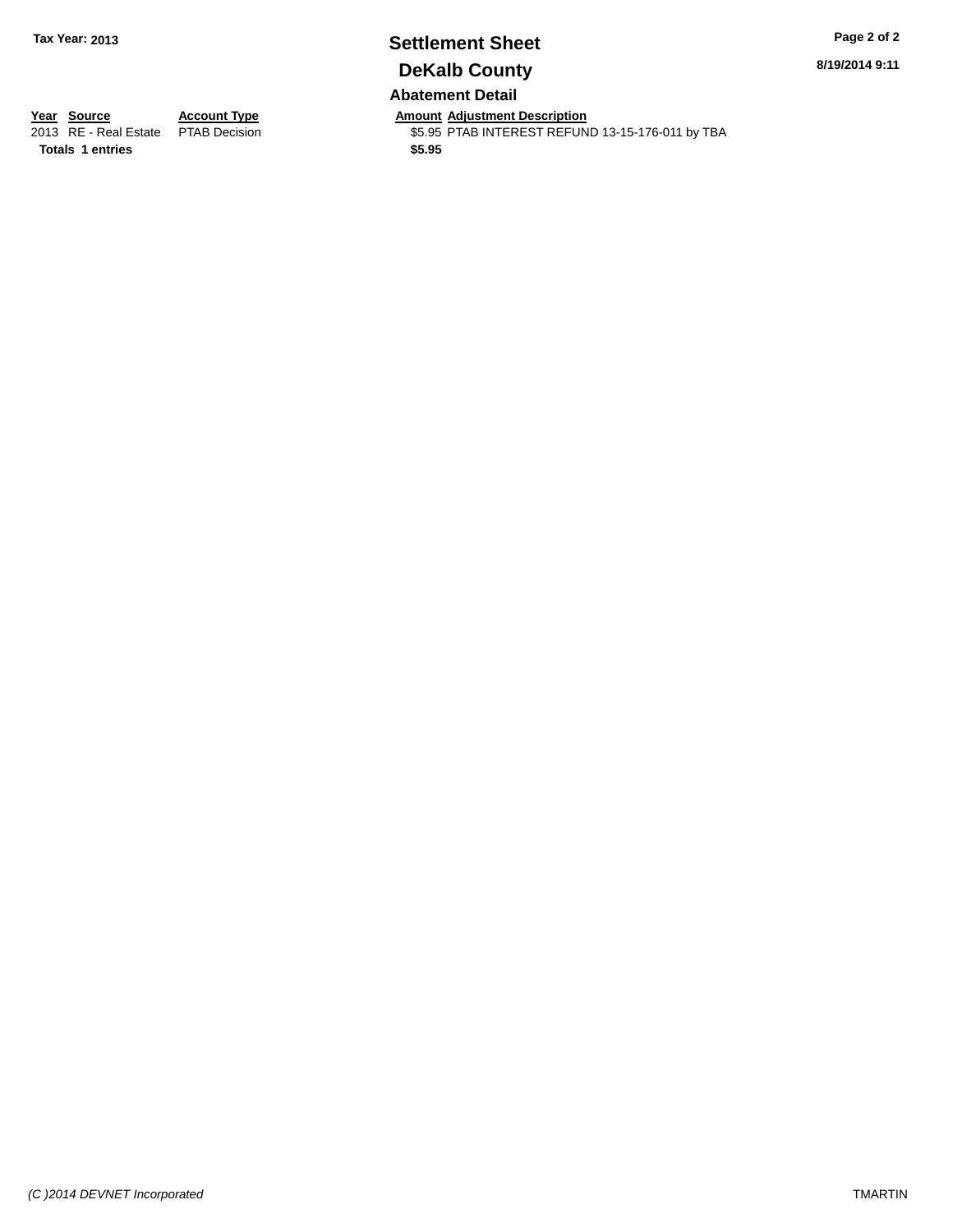**Tax Year: 2013**

# Settlement Sheet

## DeKalb County

8/19/2014 9:11

### Abatement Detail

| Year | Source | Account Type | Amount | Adjustment Description |
|---|---|---|---|---|
| 2013 | RE - Real Estate | PTAB Decision | $5.95 | PTAB INTEREST REFUND 13-15-176-011 by TBA |
| **Totals** | **1 entries** | | **$5.95** | |

*(C )2014 DEVNET Incorporated*

TMARTIN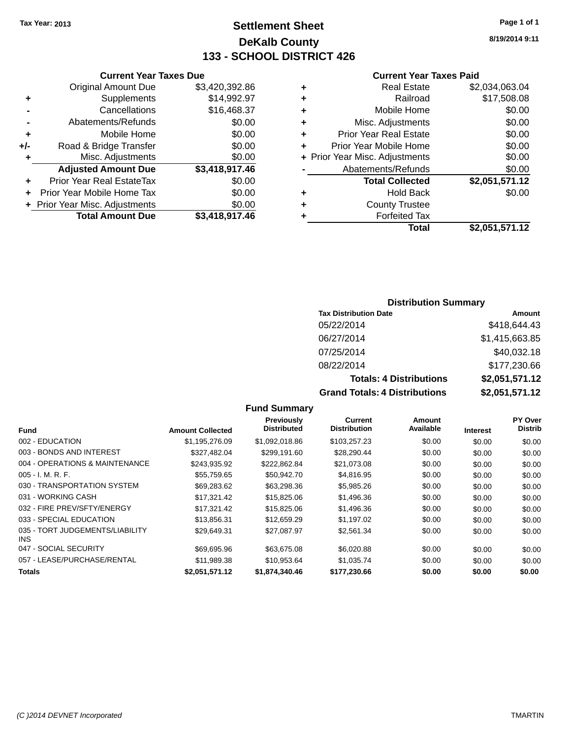Tax Year: 2013

# Settlement Sheet

## DeKalb County

## 133 - SCHOOL DISTRICT 426

8/19/2014 9:11

### Current Year Taxes Due

| | | |
|---|---|---|
| | Original Amount Due | $3,420,392.86 |
| + | Supplements | $14,992.97 |
| - | Cancellations | $16,468.37 |
| - | Abatements/Refunds | $0.00 |
| + | Mobile Home | $0.00 |
| +/- | Road & Bridge Transfer | $0.00 |
| + | Misc. Adjustments | $0.00 |
| | **Adjusted Amount Due** | **$3,418,917.46** |
| + | Prior Year Real EstateTax | $0.00 |
| + | Prior Year Mobile Home Tax | $0.00 |
| + | Prior Year Misc. Adjustments | $0.00 |
| | **Total Amount Due** | **$3,418,917.46** |

### Current Year Taxes Paid

| | | |
|---|---|---|
| + | Real Estate | $2,034,063.04 |
| + | Railroad | $17,508.08 |
| + | Mobile Home | $0.00 |
| + | Misc. Adjustments | $0.00 |
| + | Prior Year Real Estate | $0.00 |
| + | Prior Year Mobile Home | $0.00 |
| + | Prior Year Misc. Adjustments | $0.00 |
| - | Abatements/Refunds | $0.00 |
| | **Total Collected** | **$2,051,571.12** |
| + | Hold Back | $0.00 |
| + | County Trustee | |
| + | Forfeited Tax | |
| | **Total** | **$2,051,571.12** |

### Distribution Summary

| Tax Distribution Date | Amount |
|---|---|
| 05/22/2014 | $418,644.43 |
| 06/27/2014 | $1,415,663.85 |
| 07/25/2014 | $40,032.18 |
| 08/22/2014 | $177,230.66 |
| **Totals: 4 Distributions** | **$2,051,571.12** |
| **Grand Totals: 4 Distributions** | **$2,051,571.12** |

### Fund Summary

| Fund | Amount Collected | Previously Distributed | Current Distribution | Amount Available | Interest | PY Over Distrib |
|---|---|---|---|---|---|---|
| 002 - EDUCATION | $1,195,276.09 | $1,092,018.86 | $103,257.23 | $0.00 | $0.00 | $0.00 |
| 003 - BONDS AND INTEREST | $327,482.04 | $299,191.60 | $28,290.44 | $0.00 | $0.00 | $0.00 |
| 004 - OPERATIONS & MAINTENANCE | $243,935.92 | $222,862.84 | $21,073.08 | $0.00 | $0.00 | $0.00 |
| 005 - I. M. R. F. | $55,759.65 | $50,942.70 | $4,816.95 | $0.00 | $0.00 | $0.00 |
| 030 - TRANSPORTATION SYSTEM | $69,283.62 | $63,298.36 | $5,985.26 | $0.00 | $0.00 | $0.00 |
| 031 - WORKING CASH | $17,321.42 | $15,825.06 | $1,496.36 | $0.00 | $0.00 | $0.00 |
| 032 - FIRE PREV/SFTY/ENERGY | $17,321.42 | $15,825.06 | $1,496.36 | $0.00 | $0.00 | $0.00 |
| 033 - SPECIAL EDUCATION | $13,856.31 | $12,659.29 | $1,197.02 | $0.00 | $0.00 | $0.00 |
| 035 - TORT JUDGEMENTS/LIABILITY INS | $29,649.31 | $27,087.97 | $2,561.34 | $0.00 | $0.00 | $0.00 |
| 047 - SOCIAL SECURITY | $69,695.96 | $63,675.08 | $6,020.88 | $0.00 | $0.00 | $0.00 |
| 057 - LEASE/PURCHASE/RENTAL | $11,989.38 | $10,953.64 | $1,035.74 | $0.00 | $0.00 | $0.00 |
| **Totals** | **$2,051,571.12** | **$1,874,340.46** | **$177,230.66** | **$0.00** | **$0.00** | **$0.00** |

(C )2014 DEVNET Incorporated — TMARTIN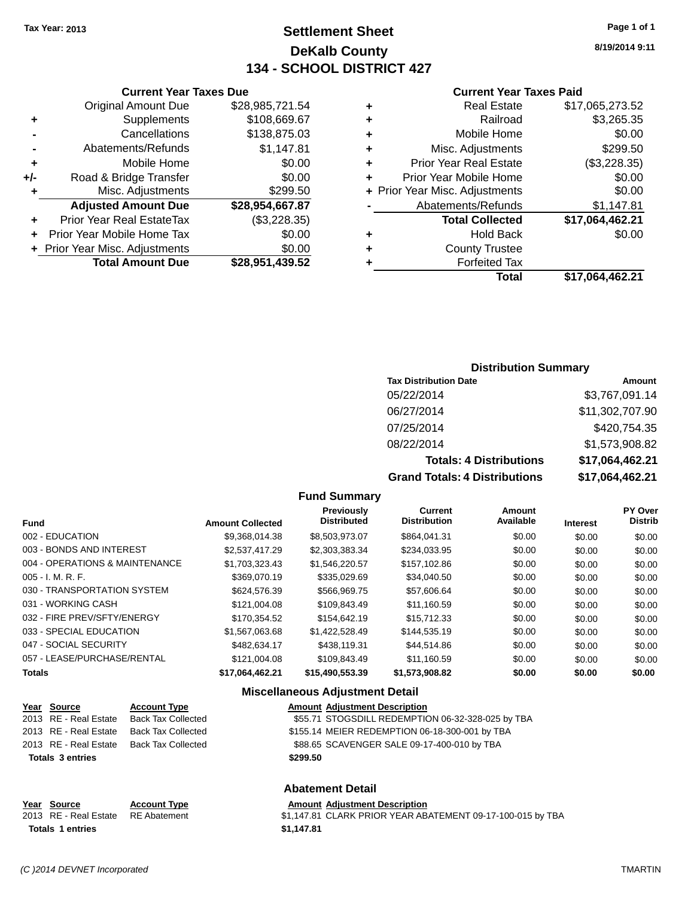Tax Year: 2013

# Settlement Sheet
## DeKalb County
## 134 - SCHOOL DISTRICT 427

8/19/2014 9:11

### Current Year Taxes Due

| | | |
|---|---|---|
| | Original Amount Due | $28,985,721.54 |
| + | Supplements | $108,669.67 |
| - | Cancellations | $138,875.03 |
| - | Abatements/Refunds | $1,147.81 |
| + | Mobile Home | $0.00 |
| +/- | Road & Bridge Transfer | $0.00 |
| + | Misc. Adjustments | $299.50 |
| | **Adjusted Amount Due** | **$28,954,667.87** |
| + | Prior Year Real EstateTax | ($3,228.35) |
| + | Prior Year Mobile Home Tax | $0.00 |
| + | Prior Year Misc. Adjustments | $0.00 |
| | **Total Amount Due** | **$28,951,439.52** |

### Current Year Taxes Paid

| | | |
|---|---|---|
| + | Real Estate | $17,065,273.52 |
| + | Railroad | $3,265.35 |
| + | Mobile Home | $0.00 |
| + | Misc. Adjustments | $299.50 |
| + | Prior Year Real Estate | ($3,228.35) |
| + | Prior Year Mobile Home | $0.00 |
| + | Prior Year Misc. Adjustments | $0.00 |
| - | Abatements/Refunds | $1,147.81 |
| | **Total Collected** | **$17,064,462.21** |
| + | Hold Back | $0.00 |
| + | County Trustee | |
| + | Forfeited Tax | |
| | **Total** | **$17,064,462.21** |

### Distribution Summary

| Tax Distribution Date | Amount |
|---|---|
| 05/22/2014 | $3,767,091.14 |
| 06/27/2014 | $11,302,707.90 |
| 07/25/2014 | $420,754.35 |
| 08/22/2014 | $1,573,908.82 |
| **Totals: 4 Distributions** | **$17,064,462.21** |
| **Grand Totals: 4 Distributions** | **$17,064,462.21** |

### Fund Summary

| Fund | Amount Collected | Previously Distributed | Current Distribution | Amount Available | Interest | PY Over Distrib |
|---|---|---|---|---|---|---|
| 002 - EDUCATION | $9,368,014.38 | $8,503,973.07 | $864,041.31 | $0.00 | $0.00 | $0.00 |
| 003 - BONDS AND INTEREST | $2,537,417.29 | $2,303,383.34 | $234,033.95 | $0.00 | $0.00 | $0.00 |
| 004 - OPERATIONS & MAINTENANCE | $1,703,323.43 | $1,546,220.57 | $157,102.86 | $0.00 | $0.00 | $0.00 |
| 005 - I. M. R. F. | $369,070.19 | $335,029.69 | $34,040.50 | $0.00 | $0.00 | $0.00 |
| 030 - TRANSPORTATION SYSTEM | $624,576.39 | $566,969.75 | $57,606.64 | $0.00 | $0.00 | $0.00 |
| 031 - WORKING CASH | $121,004.08 | $109,843.49 | $11,160.59 | $0.00 | $0.00 | $0.00 |
| 032 - FIRE PREV/SFTY/ENERGY | $170,354.52 | $154,642.19 | $15,712.33 | $0.00 | $0.00 | $0.00 |
| 033 - SPECIAL EDUCATION | $1,567,063.68 | $1,422,528.49 | $144,535.19 | $0.00 | $0.00 | $0.00 |
| 047 - SOCIAL SECURITY | $482,634.17 | $438,119.31 | $44,514.86 | $0.00 | $0.00 | $0.00 |
| 057 - LEASE/PURCHASE/RENTAL | $121,004.08 | $109,843.49 | $11,160.59 | $0.00 | $0.00 | $0.00 |
| **Totals** | **$17,064,462.21** | **$15,490,553.39** | **$1,573,908.82** | **$0.00** | **$0.00** | **$0.00** |

### Miscellaneous Adjustment Detail

| Year | Source | Account Type | Amount | Adjustment Description |
|---|---|---|---|---|
| 2013 | RE - Real Estate | Back Tax Collected | $55.71 | STOGSDILL REDEMPTION 06-32-328-025 by TBA |
| 2013 | RE - Real Estate | Back Tax Collected | $155.14 | MEIER REDEMPTION 06-18-300-001 by TBA |
| 2013 | RE - Real Estate | Back Tax Collected | $88.65 | SCAVENGER SALE 09-17-400-010 by TBA |
| **Totals 3 entries** | | | **$299.50** | |

### Abatement Detail

| Year | Source | Account Type | Amount | Adjustment Description |
|---|---|---|---|---|
| 2013 | RE - Real Estate | RE Abatement | $1,147.81 | CLARK PRIOR YEAR ABATEMENT 09-17-100-015 by TBA |
| **Totals 1 entries** | | | **$1,147.81** | |

(C )2014 DEVNET Incorporated TMARTIN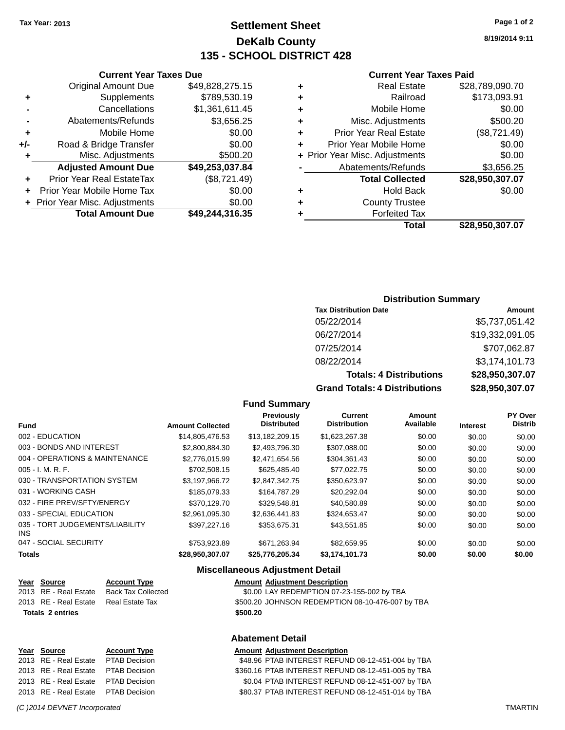Tax Year: 2013

# Settlement Sheet
## DeKalb County
## 135 - SCHOOL DISTRICT 428

Page 1 of 2

8/19/2014 9:11

### Current Year Taxes Due

| | | |
|---|---|---|
| | Original Amount Due | $49,828,275.15 |
| + | Supplements | $789,530.19 |
| - | Cancellations | $1,361,611.45 |
| - | Abatements/Refunds | $3,656.25 |
| + | Mobile Home | $0.00 |
| +/- | Road & Bridge Transfer | $0.00 |
| + | Misc. Adjustments | $500.20 |
| | **Adjusted Amount Due** | **$49,253,037.84** |
| + | Prior Year Real EstateTax | ($8,721.49) |
| + | Prior Year Mobile Home Tax | $0.00 |
| + | Prior Year Misc. Adjustments | $0.00 |
| | **Total Amount Due** | **$49,244,316.35** |

### Current Year Taxes Paid

| | | |
|---|---|---|
| + | Real Estate | $28,789,090.70 |
| + | Railroad | $173,093.91 |
| + | Mobile Home | $0.00 |
| + | Misc. Adjustments | $500.20 |
| + | Prior Year Real Estate | ($8,721.49) |
| + | Prior Year Mobile Home | $0.00 |
| + | Prior Year Misc. Adjustments | $0.00 |
| - | Abatements/Refunds | $3,656.25 |
| | **Total Collected** | **$28,950,307.07** |
| + | Hold Back | $0.00 |
| + | County Trustee | |
| + | Forfeited Tax | |
| | **Total** | **$28,950,307.07** |

### Distribution Summary

| Tax Distribution Date | Amount |
|---|---|
| 05/22/2014 | $5,737,051.42 |
| 06/27/2014 | $19,332,091.05 |
| 07/25/2014 | $707,062.87 |
| 08/22/2014 | $3,174,101.73 |
| **Totals: 4 Distributions** | **$28,950,307.07** |
| **Grand Totals: 4 Distributions** | **$28,950,307.07** |

### Fund Summary

| Fund | Amount Collected | Previously Distributed | Current Distribution | Amount Available | Interest | PY Over Distrib |
|---|---|---|---|---|---|---|
| 002 - EDUCATION | $14,805,476.53 | $13,182,209.15 | $1,623,267.38 | $0.00 | $0.00 | $0.00 |
| 003 - BONDS AND INTEREST | $2,800,884.30 | $2,493,796.30 | $307,088.00 | $0.00 | $0.00 | $0.00 |
| 004 - OPERATIONS & MAINTENANCE | $2,776,015.99 | $2,471,654.56 | $304,361.43 | $0.00 | $0.00 | $0.00 |
| 005 - I. M. R. F. | $702,508.15 | $625,485.40 | $77,022.75 | $0.00 | $0.00 | $0.00 |
| 030 - TRANSPORTATION SYSTEM | $3,197,966.72 | $2,847,342.75 | $350,623.97 | $0.00 | $0.00 | $0.00 |
| 031 - WORKING CASH | $185,079.33 | $164,787.29 | $20,292.04 | $0.00 | $0.00 | $0.00 |
| 032 - FIRE PREV/SFTY/ENERGY | $370,129.70 | $329,548.81 | $40,580.89 | $0.00 | $0.00 | $0.00 |
| 033 - SPECIAL EDUCATION | $2,961,095.30 | $2,636,441.83 | $324,653.47 | $0.00 | $0.00 | $0.00 |
| 035 - TORT JUDGEMENTS/LIABILITY INS | $397,227.16 | $353,675.31 | $43,551.85 | $0.00 | $0.00 | $0.00 |
| 047 - SOCIAL SECURITY | $753,923.89 | $671,263.94 | $82,659.95 | $0.00 | $0.00 | $0.00 |
| **Totals** | **$28,950,307.07** | **$25,776,205.34** | **$3,174,101.73** | **$0.00** | **$0.00** | **$0.00** |

### Miscellaneous Adjustment Detail

| Year | Source | Account Type | Amount | Adjustment Description |
|---|---|---|---|---|
| 2013 | RE - Real Estate | Back Tax Collected | $0.00 | LAY REDEMPTION 07-23-155-002 by TBA |
| 2013 | RE - Real Estate | Real Estate Tax | $500.20 | JOHNSON REDEMPTION 08-10-476-007 by TBA |
| **Totals** | **2 entries** | | **$500.20** | |

### Abatement Detail

| Year | Source | Account Type | Amount | Adjustment Description |
|---|---|---|---|---|
| 2013 | RE - Real Estate | PTAB Decision | $48.96 | PTAB INTEREST REFUND 08-12-451-004 by TBA |
| 2013 | RE - Real Estate | PTAB Decision | $360.16 | PTAB INTEREST REFUND 08-12-451-005 by TBA |
| 2013 | RE - Real Estate | PTAB Decision | $0.04 | PTAB INTEREST REFUND 08-12-451-007 by TBA |
| 2013 | RE - Real Estate | PTAB Decision | $80.37 | PTAB INTEREST REFUND 08-12-451-014 by TBA |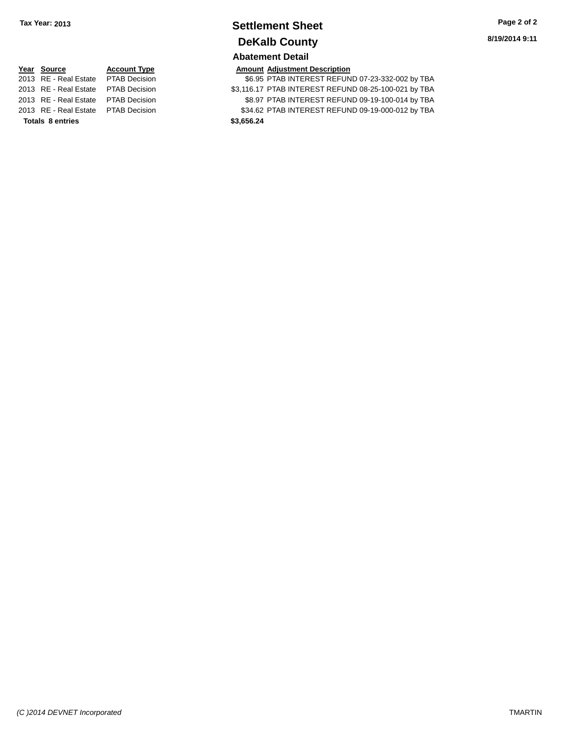Tax Year: 2013

# Settlement Sheet

## DeKalb County

8/19/2014 9:11

### Abatement Detail

| Year | Source | Account Type | Amount | Adjustment Description |
|---|---|---|---|---|
| 2013 | RE - Real Estate | PTAB Decision | $6.95 | PTAB INTEREST REFUND 07-23-332-002 by TBA |
| 2013 | RE - Real Estate | PTAB Decision | $3,116.17 | PTAB INTEREST REFUND 08-25-100-021 by TBA |
| 2013 | RE - Real Estate | PTAB Decision | $8.97 | PTAB INTEREST REFUND 09-19-100-014 by TBA |
| 2013 | RE - Real Estate | PTAB Decision | $34.62 | PTAB INTEREST REFUND 09-19-000-012 by TBA |
| **Totals 8 entries** | | | **$3,656.24** | |

*(C )2014 DEVNET Incorporated* TMARTIN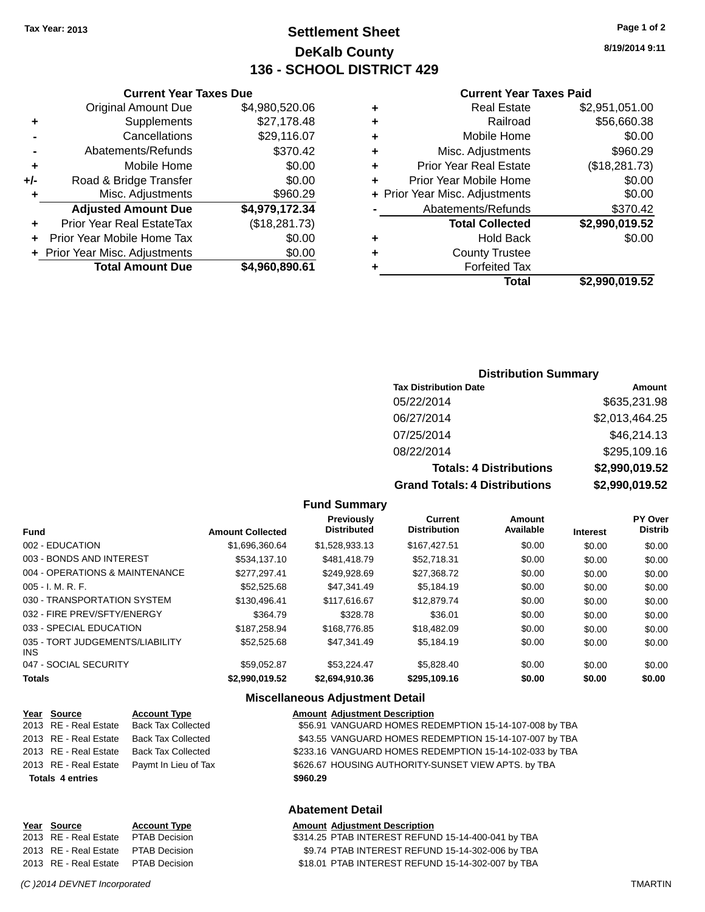Tax Year: 2013

# Settlement Sheet
## DeKalb County
## 136 - SCHOOL DISTRICT 429

8/19/2014 9:11

### Current Year Taxes Due

| | | |
|---|---|---|
| | Original Amount Due | $4,980,520.06 |
| + | Supplements | $27,178.48 |
| - | Cancellations | $29,116.07 |
| - | Abatements/Refunds | $370.42 |
| + | Mobile Home | $0.00 |
| +/- | Road & Bridge Transfer | $0.00 |
| + | Misc. Adjustments | $960.29 |
| | **Adjusted Amount Due** | **$4,979,172.34** |
| + | Prior Year Real EstateTax | ($18,281.73) |
| + | Prior Year Mobile Home Tax | $0.00 |
| + | Prior Year Misc. Adjustments | $0.00 |
| | **Total Amount Due** | **$4,960,890.61** |

### Current Year Taxes Paid

| | | |
|---|---|---|
| + | Real Estate | $2,951,051.00 |
| + | Railroad | $56,660.38 |
| + | Mobile Home | $0.00 |
| + | Misc. Adjustments | $960.29 |
| + | Prior Year Real Estate | ($18,281.73) |
| + | Prior Year Mobile Home | $0.00 |
| + | Prior Year Misc. Adjustments | $0.00 |
| - | Abatements/Refunds | $370.42 |
| | **Total Collected** | **$2,990,019.52** |
| + | Hold Back | $0.00 |
| + | County Trustee | |
| + | Forfeited Tax | |
| | **Total** | **$2,990,019.52** |

### Distribution Summary

| Tax Distribution Date | Amount |
|---|---|
| 05/22/2014 | $635,231.98 |
| 06/27/2014 | $2,013,464.25 |
| 07/25/2014 | $46,214.13 |
| 08/22/2014 | $295,109.16 |
| **Totals: 4 Distributions** | **$2,990,019.52** |
| **Grand Totals: 4 Distributions** | **$2,990,019.52** |

### Fund Summary

| Fund | Amount Collected | Previously Distributed | Current Distribution | Amount Available | Interest | PY Over Distrib |
|---|---|---|---|---|---|---|
| 002 - EDUCATION | $1,696,360.64 | $1,528,933.13 | $167,427.51 | $0.00 | $0.00 | $0.00 |
| 003 - BONDS AND INTEREST | $534,137.10 | $481,418.79 | $52,718.31 | $0.00 | $0.00 | $0.00 |
| 004 - OPERATIONS & MAINTENANCE | $277,297.41 | $249,928.69 | $27,368.72 | $0.00 | $0.00 | $0.00 |
| 005 - I. M. R. F. | $52,525.68 | $47,341.49 | $5,184.19 | $0.00 | $0.00 | $0.00 |
| 030 - TRANSPORTATION SYSTEM | $130,496.41 | $117,616.67 | $12,879.74 | $0.00 | $0.00 | $0.00 |
| 032 - FIRE PREV/SFTY/ENERGY | $364.79 | $328.78 | $36.01 | $0.00 | $0.00 | $0.00 |
| 033 - SPECIAL EDUCATION | $187,258.94 | $168,776.85 | $18,482.09 | $0.00 | $0.00 | $0.00 |
| 035 - TORT JUDGEMENTS/LIABILITY INS | $52,525.68 | $47,341.49 | $5,184.19 | $0.00 | $0.00 | $0.00 |
| 047 - SOCIAL SECURITY | $59,052.87 | $53,224.47 | $5,828.40 | $0.00 | $0.00 | $0.00 |
| **Totals** | **$2,990,019.52** | **$2,694,910.36** | **$295,109.16** | **$0.00** | **$0.00** | **$0.00** |

### Miscellaneous Adjustment Detail

| Year | Source | Account Type | Amount | Adjustment Description |
|---|---|---|---|---|
| 2013 | RE - Real Estate | Back Tax Collected | $56.91 | VANGUARD HOMES REDEMPTION 15-14-107-008 by TBA |
| 2013 | RE - Real Estate | Back Tax Collected | $43.55 | VANGUARD HOMES REDEMPTION 15-14-107-007 by TBA |
| 2013 | RE - Real Estate | Back Tax Collected | $233.16 | VANGUARD HOMES REDEMPTION 15-14-102-033 by TBA |
| 2013 | RE - Real Estate | Paymt In Lieu of Tax | $626.67 | HOUSING AUTHORITY-SUNSET VIEW APTS. by TBA |
| **Totals 4 entries** | | | **$960.29** | |

### Abatement Detail

| Year | Source | Account Type | Amount | Adjustment Description |
|---|---|---|---|---|
| 2013 | RE - Real Estate | PTAB Decision | $314.25 | PTAB INTEREST REFUND 15-14-400-041 by TBA |
| 2013 | RE - Real Estate | PTAB Decision | $9.74 | PTAB INTEREST REFUND 15-14-302-006 by TBA |
| 2013 | RE - Real Estate | PTAB Decision | $18.01 | PTAB INTEREST REFUND 15-14-302-007 by TBA |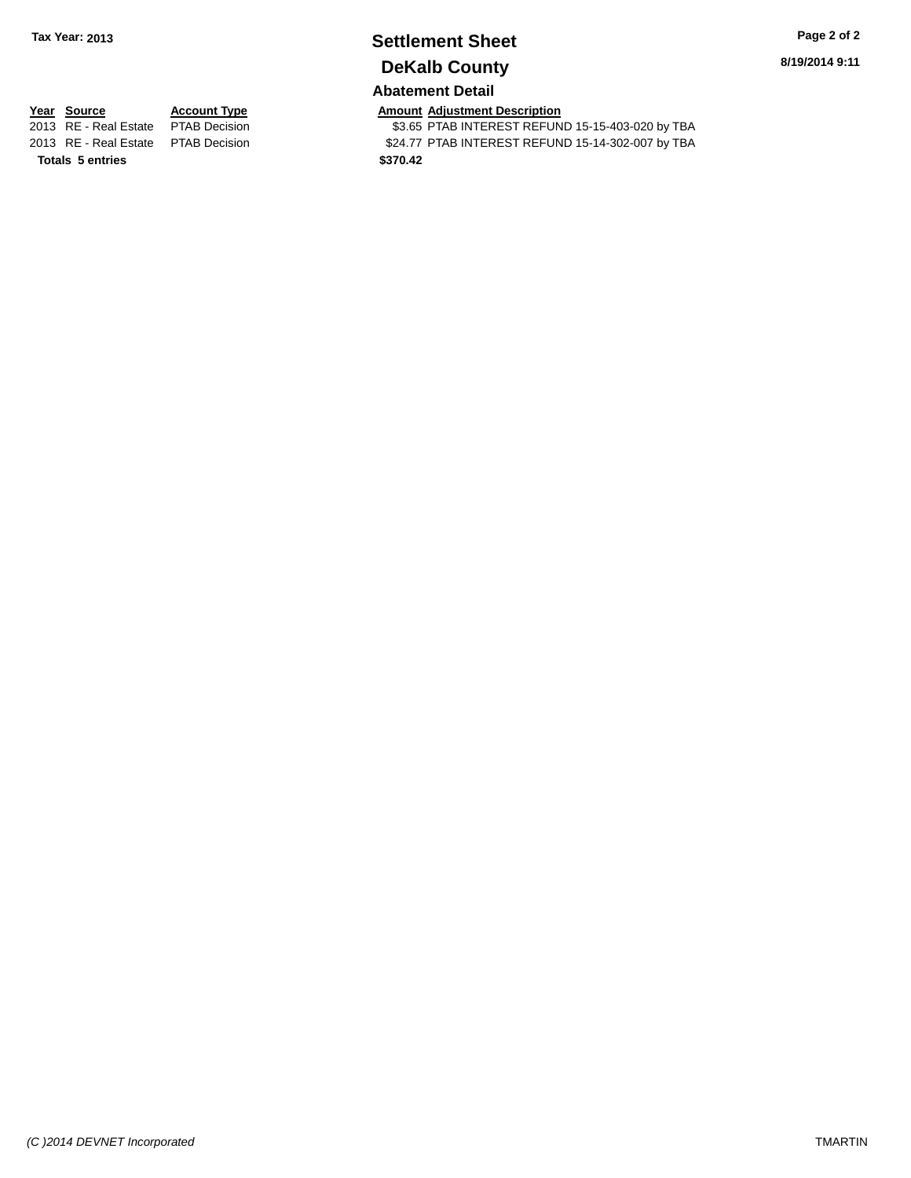Tax Year: 2013

# Settlement Sheet

## DeKalb County

### Abatement Detail

| Year | Source | Account Type | Amount | Adjustment Description |
|---|---|---|---|---|
| 2013 | RE - Real Estate | PTAB Decision | $3.65 | PTAB INTEREST REFUND 15-15-403-020 by TBA |
| 2013 | RE - Real Estate | PTAB Decision | $24.77 | PTAB INTEREST REFUND 15-14-302-007 by TBA |
| **Totals 5 entries** | | | **$370.42** | |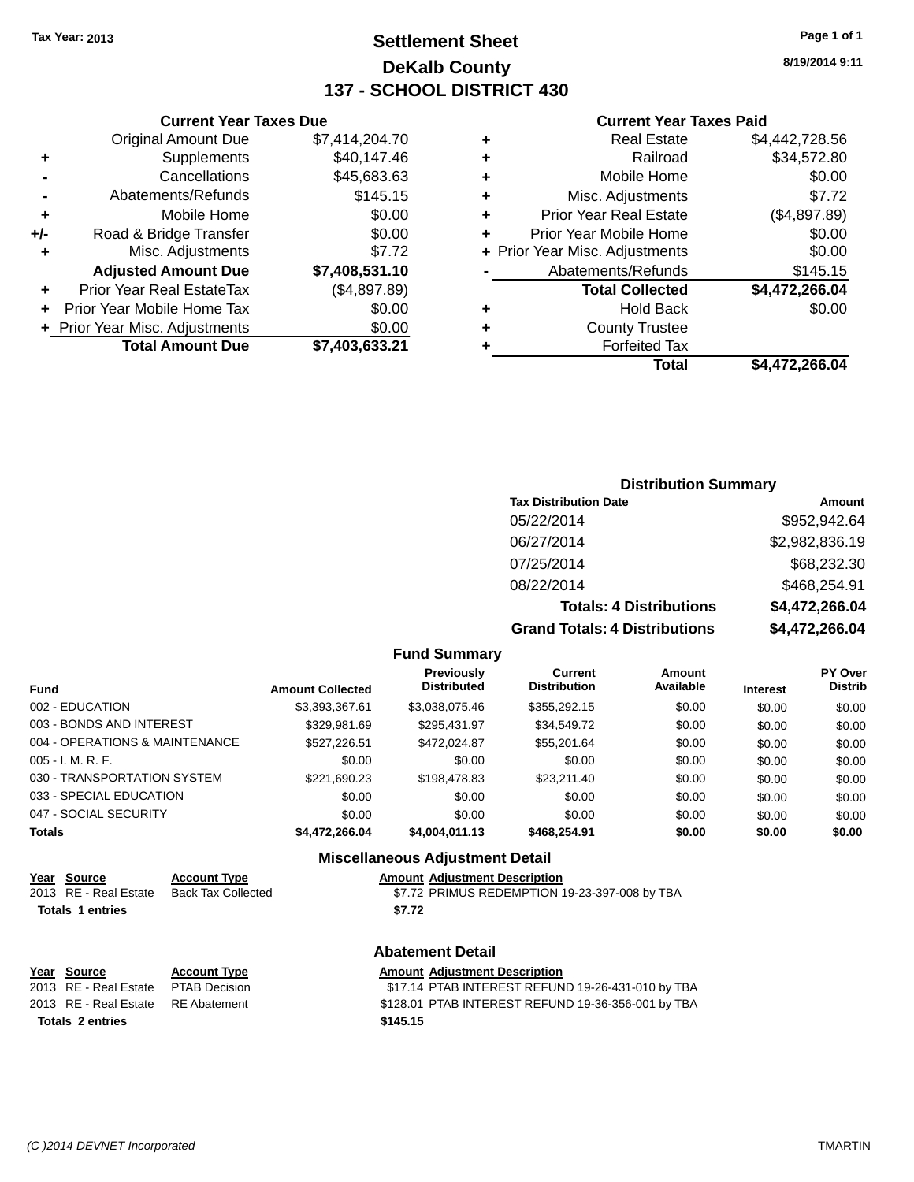Tax Year: 2013

# Settlement Sheet
# DeKalb County
# 137 - SCHOOL DISTRICT 430

8/19/2014 9:11

### Current Year Taxes Due

| | | |
|---|---|---|
| | Original Amount Due | $7,414,204.70 |
| + | Supplements | $40,147.46 |
| - | Cancellations | $45,683.63 |
| - | Abatements/Refunds | $145.15 |
| + | Mobile Home | $0.00 |
| +/- | Road & Bridge Transfer | $0.00 |
| + | Misc. Adjustments | $7.72 |
| | **Adjusted Amount Due** | **$7,408,531.10** |
| + | Prior Year Real EstateTax | ($4,897.89) |
| + | Prior Year Mobile Home Tax | $0.00 |
| + | Prior Year Misc. Adjustments | $0.00 |
| | **Total Amount Due** | **$7,403,633.21** |

### Current Year Taxes Paid

| | | |
|---|---|---|
| + | Real Estate | $4,442,728.56 |
| + | Railroad | $34,572.80 |
| + | Mobile Home | $0.00 |
| + | Misc. Adjustments | $7.72 |
| + | Prior Year Real Estate | ($4,897.89) |
| + | Prior Year Mobile Home | $0.00 |
| + | Prior Year Misc. Adjustments | $0.00 |
| - | Abatements/Refunds | $145.15 |
| | **Total Collected** | **$4,472,266.04** |
| + | Hold Back | $0.00 |
| + | County Trustee | |
| + | Forfeited Tax | |
| | **Total** | **$4,472,266.04** |

### Distribution Summary

| Tax Distribution Date | Amount |
|---|---|
| 05/22/2014 | $952,942.64 |
| 06/27/2014 | $2,982,836.19 |
| 07/25/2014 | $68,232.30 |
| 08/22/2014 | $468,254.91 |
| **Totals: 4 Distributions** | **$4,472,266.04** |
| **Grand Totals: 4 Distributions** | **$4,472,266.04** |

### Fund Summary

| Fund | Amount Collected | Previously Distributed | Current Distribution | Amount Available | Interest | PY Over Distrib |
|---|---|---|---|---|---|---|
| 002 - EDUCATION | $3,393,367.61 | $3,038,075.46 | $355,292.15 | $0.00 | $0.00 | $0.00 |
| 003 - BONDS AND INTEREST | $329,981.69 | $295,431.97 | $34,549.72 | $0.00 | $0.00 | $0.00 |
| 004 - OPERATIONS & MAINTENANCE | $527,226.51 | $472,024.87 | $55,201.64 | $0.00 | $0.00 | $0.00 |
| 005 - I. M. R. F. | $0.00 | $0.00 | $0.00 | $0.00 | $0.00 | $0.00 |
| 030 - TRANSPORTATION SYSTEM | $221,690.23 | $198,478.83 | $23,211.40 | $0.00 | $0.00 | $0.00 |
| 033 - SPECIAL EDUCATION | $0.00 | $0.00 | $0.00 | $0.00 | $0.00 | $0.00 |
| 047 - SOCIAL SECURITY | $0.00 | $0.00 | $0.00 | $0.00 | $0.00 | $0.00 |
| **Totals** | **$4,472,266.04** | **$4,004,011.13** | **$468,254.91** | **$0.00** | **$0.00** | **$0.00** |

### Miscellaneous Adjustment Detail

| Year | Source | Account Type | Amount | Adjustment Description |
|---|---|---|---|---|
| 2013 | RE - Real Estate | Back Tax Collected | $7.72 | PRIMUS REDEMPTION 19-23-397-008 by TBA |
| **Totals 1 entries** | | | **$7.72** | |

### Abatement Detail

| Year | Source | Account Type | Amount | Adjustment Description |
|---|---|---|---|---|
| 2013 | RE - Real Estate | PTAB Decision | $17.14 | PTAB INTEREST REFUND 19-26-431-010 by TBA |
| 2013 | RE - Real Estate | RE Abatement | $128.01 | PTAB INTEREST REFUND 19-36-356-001 by TBA |
| **Totals 2 entries** | | | **$145.15** | |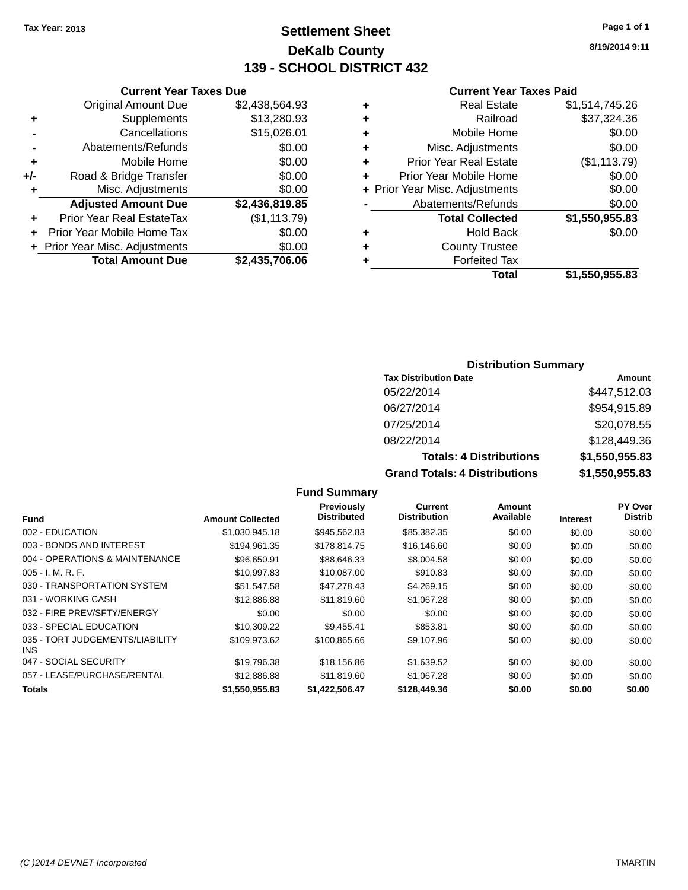Tax Year: 2013

# Settlement Sheet
## DeKalb County
## 139 - SCHOOL DISTRICT 432

8/19/2014 9:11

### Current Year Taxes Due

| | | |
|---|---|---|
| | Original Amount Due | $2,438,564.93 |
| + | Supplements | $13,280.93 |
| - | Cancellations | $15,026.01 |
| - | Abatements/Refunds | $0.00 |
| + | Mobile Home | $0.00 |
| +/- | Road & Bridge Transfer | $0.00 |
| + | Misc. Adjustments | $0.00 |
| | **Adjusted Amount Due** | **$2,436,819.85** |
| + | Prior Year Real EstateTax | ($1,113.79) |
| + | Prior Year Mobile Home Tax | $0.00 |
| + | Prior Year Misc. Adjustments | $0.00 |
| | **Total Amount Due** | **$2,435,706.06** |

### Current Year Taxes Paid

| | | |
|---|---|---|
| + | Real Estate | $1,514,745.26 |
| + | Railroad | $37,324.36 |
| + | Mobile Home | $0.00 |
| + | Misc. Adjustments | $0.00 |
| + | Prior Year Real Estate | ($1,113.79) |
| + | Prior Year Mobile Home | $0.00 |
| + | Prior Year Misc. Adjustments | $0.00 |
| - | Abatements/Refunds | $0.00 |
| | **Total Collected** | **$1,550,955.83** |
| + | Hold Back | $0.00 |
| + | County Trustee | |
| + | Forfeited Tax | |
| | **Total** | **$1,550,955.83** |

### Distribution Summary

| Tax Distribution Date | Amount |
|---|---|
| 05/22/2014 | $447,512.03 |
| 06/27/2014 | $954,915.89 |
| 07/25/2014 | $20,078.55 |
| 08/22/2014 | $128,449.36 |
| **Totals: 4 Distributions** | **$1,550,955.83** |
| **Grand Totals: 4 Distributions** | **$1,550,955.83** |

### Fund Summary

| Fund | Amount Collected | Previously Distributed | Current Distribution | Amount Available | Interest | PY Over Distrib |
|---|---|---|---|---|---|---|
| 002 - EDUCATION | $1,030,945.18 | $945,562.83 | $85,382.35 | $0.00 | $0.00 | $0.00 |
| 003 - BONDS AND INTEREST | $194,961.35 | $178,814.75 | $16,146.60 | $0.00 | $0.00 | $0.00 |
| 004 - OPERATIONS & MAINTENANCE | $96,650.91 | $88,646.33 | $8,004.58 | $0.00 | $0.00 | $0.00 |
| 005 - I. M. R. F. | $10,997.83 | $10,087.00 | $910.83 | $0.00 | $0.00 | $0.00 |
| 030 - TRANSPORTATION SYSTEM | $51,547.58 | $47,278.43 | $4,269.15 | $0.00 | $0.00 | $0.00 |
| 031 - WORKING CASH | $12,886.88 | $11,819.60 | $1,067.28 | $0.00 | $0.00 | $0.00 |
| 032 - FIRE PREV/SFTY/ENERGY | $0.00 | $0.00 | $0.00 | $0.00 | $0.00 | $0.00 |
| 033 - SPECIAL EDUCATION | $10,309.22 | $9,455.41 | $853.81 | $0.00 | $0.00 | $0.00 |
| 035 - TORT JUDGEMENTS/LIABILITY INS | $109,973.62 | $100,865.66 | $9,107.96 | $0.00 | $0.00 | $0.00 |
| 047 - SOCIAL SECURITY | $19,796.38 | $18,156.86 | $1,639.52 | $0.00 | $0.00 | $0.00 |
| 057 - LEASE/PURCHASE/RENTAL | $12,886.88 | $11,819.60 | $1,067.28 | $0.00 | $0.00 | $0.00 |
| **Totals** | **$1,550,955.83** | **$1,422,506.47** | **$128,449.36** | **$0.00** | **$0.00** | **$0.00** |

(C )2014 DEVNET Incorporated TMARTIN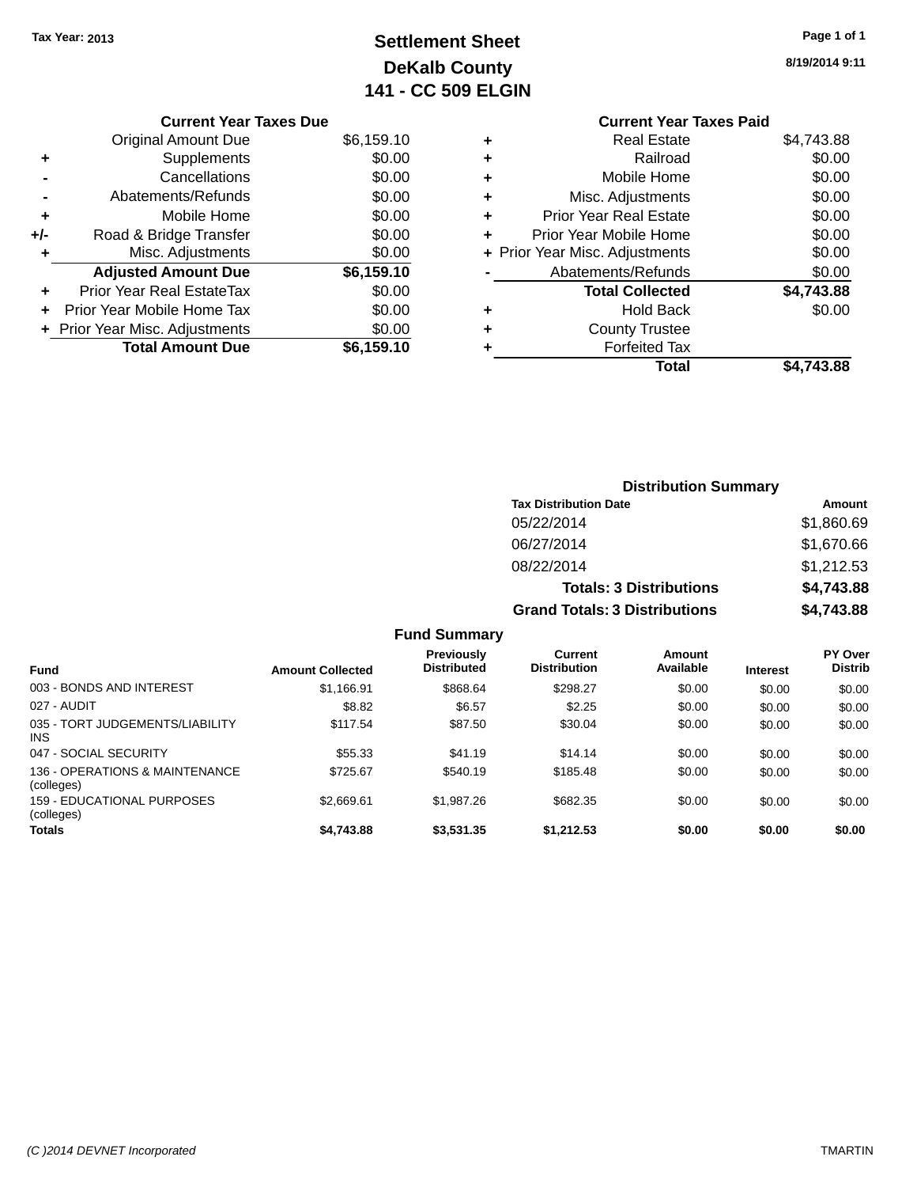Tax Year: 2013

# Settlement Sheet
## DeKalb County
## 141 - CC 509 ELGIN

8/19/2014 9:11

| | Current Year Taxes Due | |
|---|---|---|
| | Original Amount Due | $6,159.10 |
| + | Supplements | $0.00 |
| - | Cancellations | $0.00 |
| - | Abatements/Refunds | $0.00 |
| + | Mobile Home | $0.00 |
| +/- | Road & Bridge Transfer | $0.00 |
| + | Misc. Adjustments | $0.00 |
| | **Adjusted Amount Due** | **$6,159.10** |
| + | Prior Year Real EstateTax | $0.00 |
| + | Prior Year Mobile Home Tax | $0.00 |
| + | Prior Year Misc. Adjustments | $0.00 |
| | **Total Amount Due** | **$6,159.10** |

| | Current Year Taxes Paid | |
|---|---|---|
| + | Real Estate | $4,743.88 |
| + | Railroad | $0.00 |
| + | Mobile Home | $0.00 |
| + | Misc. Adjustments | $0.00 |
| + | Prior Year Real Estate | $0.00 |
| + | Prior Year Mobile Home | $0.00 |
| + | Prior Year Misc. Adjustments | $0.00 |
| - | Abatements/Refunds | $0.00 |
| | **Total Collected** | **$4,743.88** |
| + | Hold Back | $0.00 |
| + | County Trustee | |
| + | Forfeited Tax | |
| | **Total** | **$4,743.88** |

### Distribution Summary

| Tax Distribution Date | Amount |
|---|---|
| 05/22/2014 | $1,860.69 |
| 06/27/2014 | $1,670.66 |
| 08/22/2014 | $1,212.53 |
| **Totals: 3 Distributions** | **$4,743.88** |
| **Grand Totals: 3 Distributions** | **$4,743.88** |

### Fund Summary

| Fund | Amount Collected | Previously Distributed | Current Distribution | Amount Available | Interest | PY Over Distrib |
|---|---|---|---|---|---|---|
| 003 - BONDS AND INTEREST | $1,166.91 | $868.64 | $298.27 | $0.00 | $0.00 | $0.00 |
| 027 - AUDIT | $8.82 | $6.57 | $2.25 | $0.00 | $0.00 | $0.00 |
| 035 - TORT JUDGEMENTS/LIABILITY INS | $117.54 | $87.50 | $30.04 | $0.00 | $0.00 | $0.00 |
| 047 - SOCIAL SECURITY | $55.33 | $41.19 | $14.14 | $0.00 | $0.00 | $0.00 |
| 136 - OPERATIONS & MAINTENANCE (colleges) | $725.67 | $540.19 | $185.48 | $0.00 | $0.00 | $0.00 |
| 159 - EDUCATIONAL PURPOSES (colleges) | $2,669.61 | $1,987.26 | $682.35 | $0.00 | $0.00 | $0.00 |
| **Totals** | **$4,743.88** | **$3,531.35** | **$1,212.53** | **$0.00** | **$0.00** | **$0.00** |

(C )2014 DEVNET Incorporated TMARTIN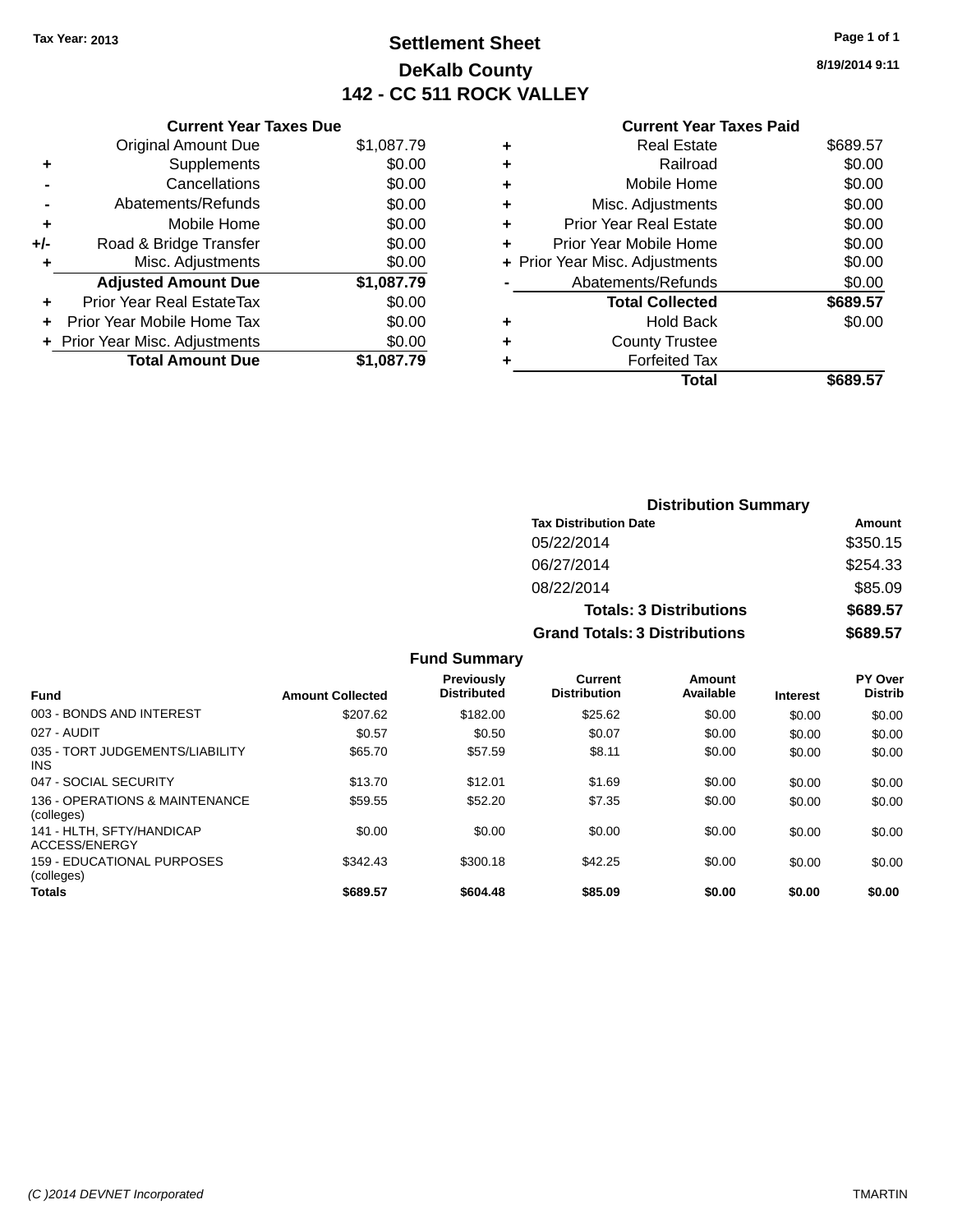Tax Year: 2013

# Settlement Sheet

## DeKalb County

## 142 - CC 511 ROCK VALLEY

8/19/2014 9:11

### Current Year Taxes Due

| | | |
|---|---|---|
| | Original Amount Due | $1,087.79 |
| + | Supplements | $0.00 |
| - | Cancellations | $0.00 |
| - | Abatements/Refunds | $0.00 |
| + | Mobile Home | $0.00 |
| +/- | Road & Bridge Transfer | $0.00 |
| + | Misc. Adjustments | $0.00 |
| | **Adjusted Amount Due** | **$1,087.79** |
| + | Prior Year Real EstateTax | $0.00 |
| + | Prior Year Mobile Home Tax | $0.00 |
| + | Prior Year Misc. Adjustments | $0.00 |
| | **Total Amount Due** | **$1,087.79** |

### Current Year Taxes Paid

| | | |
|---|---|---|
| + | Real Estate | $689.57 |
| + | Railroad | $0.00 |
| + | Mobile Home | $0.00 |
| + | Misc. Adjustments | $0.00 |
| + | Prior Year Real Estate | $0.00 |
| + | Prior Year Mobile Home | $0.00 |
| + | Prior Year Misc. Adjustments | $0.00 |
| - | Abatements/Refunds | $0.00 |
| | **Total Collected** | **$689.57** |
| + | Hold Back | $0.00 |
| + | County Trustee | |
| + | Forfeited Tax | |
| | **Total** | **$689.57** |

### Distribution Summary

| Tax Distribution Date | Amount |
|---|---|
| 05/22/2014 | $350.15 |
| 06/27/2014 | $254.33 |
| 08/22/2014 | $85.09 |
| **Totals: 3 Distributions** | **$689.57** |
| **Grand Totals: 3 Distributions** | **$689.57** |

### Fund Summary

| Fund | Amount Collected | Previously Distributed | Current Distribution | Amount Available | Interest | PY Over Distrib |
|---|---|---|---|---|---|---|
| 003 - BONDS AND INTEREST | $207.62 | $182.00 | $25.62 | $0.00 | $0.00 | $0.00 |
| 027 - AUDIT | $0.57 | $0.50 | $0.07 | $0.00 | $0.00 | $0.00 |
| 035 - TORT JUDGEMENTS/LIABILITY INS | $65.70 | $57.59 | $8.11 | $0.00 | $0.00 | $0.00 |
| 047 - SOCIAL SECURITY | $13.70 | $12.01 | $1.69 | $0.00 | $0.00 | $0.00 |
| 136 - OPERATIONS & MAINTENANCE (colleges) | $59.55 | $52.20 | $7.35 | $0.00 | $0.00 | $0.00 |
| 141 - HLTH, SFTY/HANDICAP ACCESS/ENERGY | $0.00 | $0.00 | $0.00 | $0.00 | $0.00 | $0.00 |
| 159 - EDUCATIONAL PURPOSES (colleges) | $342.43 | $300.18 | $42.25 | $0.00 | $0.00 | $0.00 |
| **Totals** | **$689.57** | **$604.48** | **$85.09** | **$0.00** | **$0.00** | **$0.00** |

(C )2014 DEVNET Incorporated — TMARTIN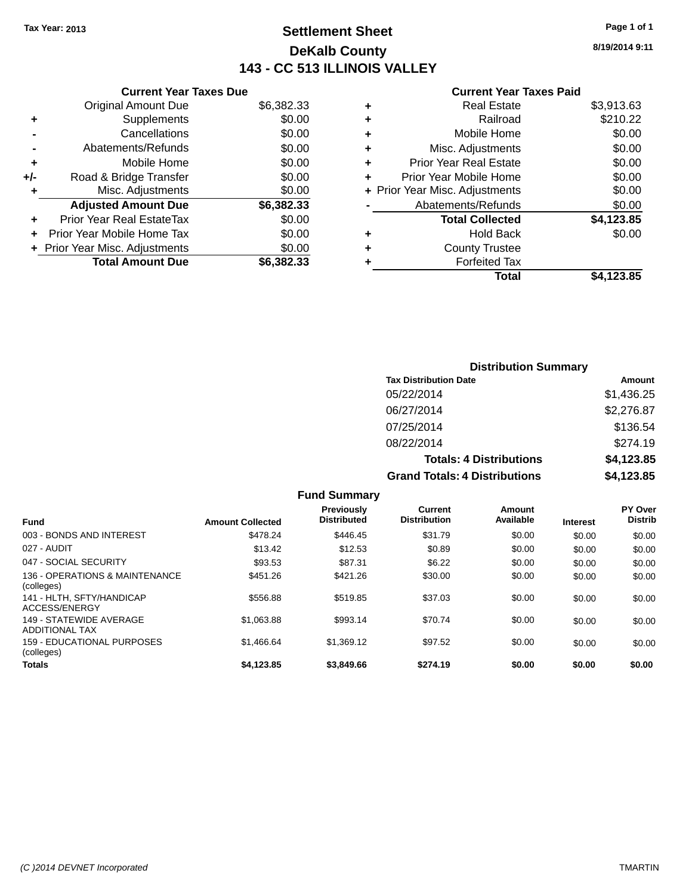Tax Year: 2013

# Settlement Sheet

## DeKalb County

## 143 - CC 513 ILLINOIS VALLEY

8/19/2014 9:11

### Current Year Taxes Due

| | | |
|---|---|---|
| | Original Amount Due | $6,382.33 |
| + | Supplements | $0.00 |
| - | Cancellations | $0.00 |
| - | Abatements/Refunds | $0.00 |
| + | Mobile Home | $0.00 |
| +/- | Road & Bridge Transfer | $0.00 |
| + | Misc. Adjustments | $0.00 |
| | **Adjusted Amount Due** | **$6,382.33** |
| + | Prior Year Real EstateTax | $0.00 |
| + | Prior Year Mobile Home Tax | $0.00 |
| + | Prior Year Misc. Adjustments | $0.00 |
| | **Total Amount Due** | **$6,382.33** |

### Current Year Taxes Paid

| | | |
|---|---|---|
| + | Real Estate | $3,913.63 |
| + | Railroad | $210.22 |
| + | Mobile Home | $0.00 |
| + | Misc. Adjustments | $0.00 |
| + | Prior Year Real Estate | $0.00 |
| + | Prior Year Mobile Home | $0.00 |
| + | Prior Year Misc. Adjustments | $0.00 |
| - | Abatements/Refunds | $0.00 |
| | **Total Collected** | **$4,123.85** |
| + | Hold Back | $0.00 |
| + | County Trustee | |
| + | Forfeited Tax | |
| | **Total** | **$4,123.85** |

### Distribution Summary

| Tax Distribution Date | Amount |
|---|---|
| 05/22/2014 | $1,436.25 |
| 06/27/2014 | $2,276.87 |
| 07/25/2014 | $136.54 |
| 08/22/2014 | $274.19 |
| **Totals: 4 Distributions** | **$4,123.85** |
| **Grand Totals: 4 Distributions** | **$4,123.85** |

### Fund Summary

| Fund | Amount Collected | Previously Distributed | Current Distribution | Amount Available | Interest | PY Over Distrib |
|---|---|---|---|---|---|---|
| 003 - BONDS AND INTEREST | $478.24 | $446.45 | $31.79 | $0.00 | $0.00 | $0.00 |
| 027 - AUDIT | $13.42 | $12.53 | $0.89 | $0.00 | $0.00 | $0.00 |
| 047 - SOCIAL SECURITY | $93.53 | $87.31 | $6.22 | $0.00 | $0.00 | $0.00 |
| 136 - OPERATIONS & MAINTENANCE (colleges) | $451.26 | $421.26 | $30.00 | $0.00 | $0.00 | $0.00 |
| 141 - HLTH, SFTY/HANDICAP ACCESS/ENERGY | $556.88 | $519.85 | $37.03 | $0.00 | $0.00 | $0.00 |
| 149 - STATEWIDE AVERAGE ADDITIONAL TAX | $1,063.88 | $993.14 | $70.74 | $0.00 | $0.00 | $0.00 |
| 159 - EDUCATIONAL PURPOSES (colleges) | $1,466.64 | $1,369.12 | $97.52 | $0.00 | $0.00 | $0.00 |
| **Totals** | **$4,123.85** | **$3,849.66** | **$274.19** | **$0.00** | **$0.00** | **$0.00** |

(C )2014 DEVNET Incorporated TMARTIN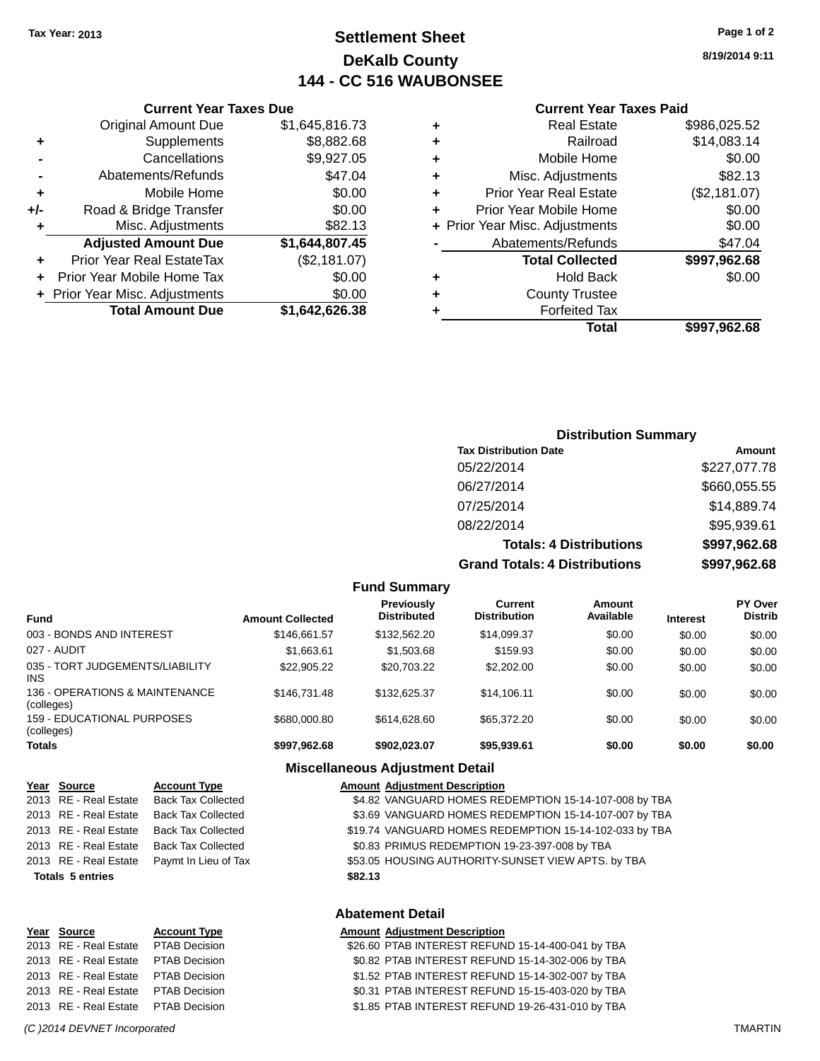**Tax Year: 2013**

# Settlement Sheet
## DeKalb County
## 144 - CC 516 WAUBONSEE

8/19/2014 9:11

### Current Year Taxes Due

| | | |
|---|---|---|
| | Original Amount Due | $1,645,816.73 |
| + | Supplements | $8,882.68 |
| - | Cancellations | $9,927.05 |
| - | Abatements/Refunds | $47.04 |
| + | Mobile Home | $0.00 |
| +/- | Road & Bridge Transfer | $0.00 |
| + | Misc. Adjustments | $82.13 |
| | **Adjusted Amount Due** | **$1,644,807.45** |
| + | Prior Year Real EstateTax | ($2,181.07) |
| + | Prior Year Mobile Home Tax | $0.00 |
| + | Prior Year Misc. Adjustments | $0.00 |
| | **Total Amount Due** | **$1,642,626.38** |

### Current Year Taxes Paid

| | | |
|---|---|---|
| + | Real Estate | $986,025.52 |
| + | Railroad | $14,083.14 |
| + | Mobile Home | $0.00 |
| + | Misc. Adjustments | $82.13 |
| + | Prior Year Real Estate | ($2,181.07) |
| + | Prior Year Mobile Home | $0.00 |
| + | Prior Year Misc. Adjustments | $0.00 |
| - | Abatements/Refunds | $47.04 |
| | **Total Collected** | **$997,962.68** |
| + | Hold Back | $0.00 |
| + | County Trustee | |
| + | Forfeited Tax | |
| | **Total** | **$997,962.68** |

### Distribution Summary

| Tax Distribution Date | Amount |
|---|---|
| 05/22/2014 | $227,077.78 |
| 06/27/2014 | $660,055.55 |
| 07/25/2014 | $14,889.74 |
| 08/22/2014 | $95,939.61 |
| **Totals: 4 Distributions** | **$997,962.68** |
| **Grand Totals: 4 Distributions** | **$997,962.68** |

### Fund Summary

| Fund | Amount Collected | Previously Distributed | Current Distribution | Amount Available | Interest | PY Over Distrib |
|---|---|---|---|---|---|---|
| 003 - BONDS AND INTEREST | $146,661.57 | $132,562.20 | $14,099.37 | $0.00 | $0.00 | $0.00 |
| 027 - AUDIT | $1,663.61 | $1,503.68 | $159.93 | $0.00 | $0.00 | $0.00 |
| 035 - TORT JUDGEMENTS/LIABILITY INS | $22,905.22 | $20,703.22 | $2,202.00 | $0.00 | $0.00 | $0.00 |
| 136 - OPERATIONS & MAINTENANCE (colleges) | $146,731.48 | $132,625.37 | $14,106.11 | $0.00 | $0.00 | $0.00 |
| 159 - EDUCATIONAL PURPOSES (colleges) | $680,000.80 | $614,628.60 | $65,372.20 | $0.00 | $0.00 | $0.00 |
| **Totals** | **$997,962.68** | **$902,023.07** | **$95,939.61** | **$0.00** | **$0.00** | **$0.00** |

### Miscellaneous Adjustment Detail

| Year | Source | Account Type | Amount | Adjustment Description |
|---|---|---|---|---|
| 2013 | RE - Real Estate | Back Tax Collected | $4.82 | VANGUARD HOMES REDEMPTION 15-14-107-008 by TBA |
| 2013 | RE - Real Estate | Back Tax Collected | $3.69 | VANGUARD HOMES REDEMPTION 15-14-107-007 by TBA |
| 2013 | RE - Real Estate | Back Tax Collected | $19.74 | VANGUARD HOMES REDEMPTION 15-14-102-033 by TBA |
| 2013 | RE - Real Estate | Back Tax Collected | $0.83 | PRIMUS REDEMPTION 19-23-397-008 by TBA |
| 2013 | RE - Real Estate | Paymt In Lieu of Tax | $53.05 | HOUSING AUTHORITY-SUNSET VIEW APTS. by TBA |
| **Totals 5 entries** | | | **$82.13** | |

### Abatement Detail

| Year | Source | Account Type | Amount | Adjustment Description |
|---|---|---|---|---|
| 2013 | RE - Real Estate | PTAB Decision | $26.60 | PTAB INTEREST REFUND 15-14-400-041 by TBA |
| 2013 | RE - Real Estate | PTAB Decision | $0.82 | PTAB INTEREST REFUND 15-14-302-006 by TBA |
| 2013 | RE - Real Estate | PTAB Decision | $1.52 | PTAB INTEREST REFUND 15-14-302-007 by TBA |
| 2013 | RE - Real Estate | PTAB Decision | $0.31 | PTAB INTEREST REFUND 15-15-403-020 by TBA |
| 2013 | RE - Real Estate | PTAB Decision | $1.85 | PTAB INTEREST REFUND 19-26-431-010 by TBA |

*(C )2014 DEVNET Incorporated* TMARTIN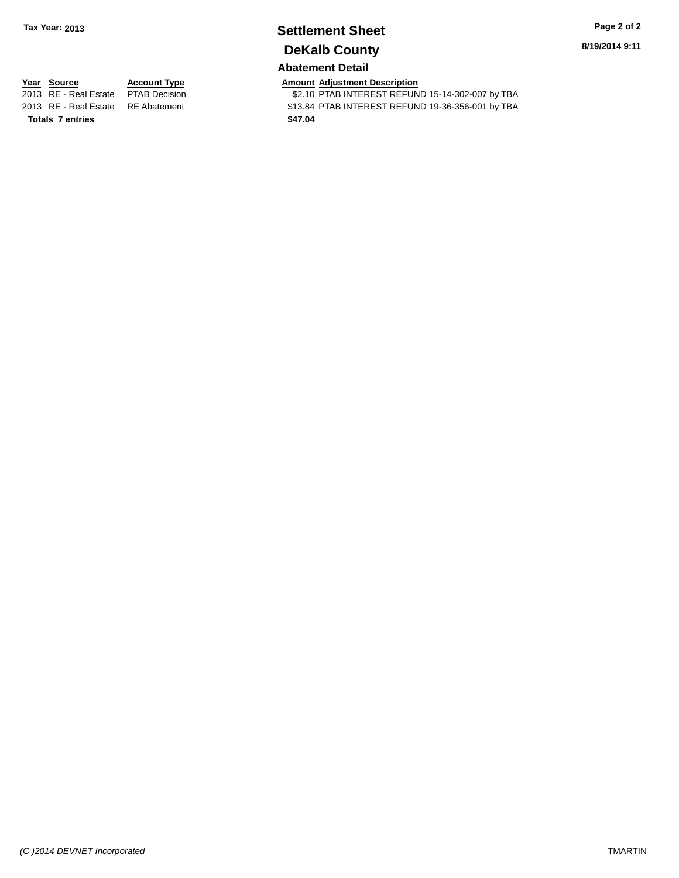**Tax Year: 2013**

# Settlement Sheet

## DeKalb County

8/19/2014 9:11

### Abatement Detail

| Year | Source | Account Type | Amount | Adjustment Description |
|---|---|---|---|---|
| 2013 | RE - Real Estate | PTAB Decision | $2.10 | PTAB INTEREST REFUND 15-14-302-007 by TBA |
| 2013 | RE - Real Estate | RE Abatement | $13.84 | PTAB INTEREST REFUND 19-36-356-001 by TBA |
| **Totals** | **7 entries** | | **$47.04** | |

*(C )2014 DEVNET Incorporated*

TMARTIN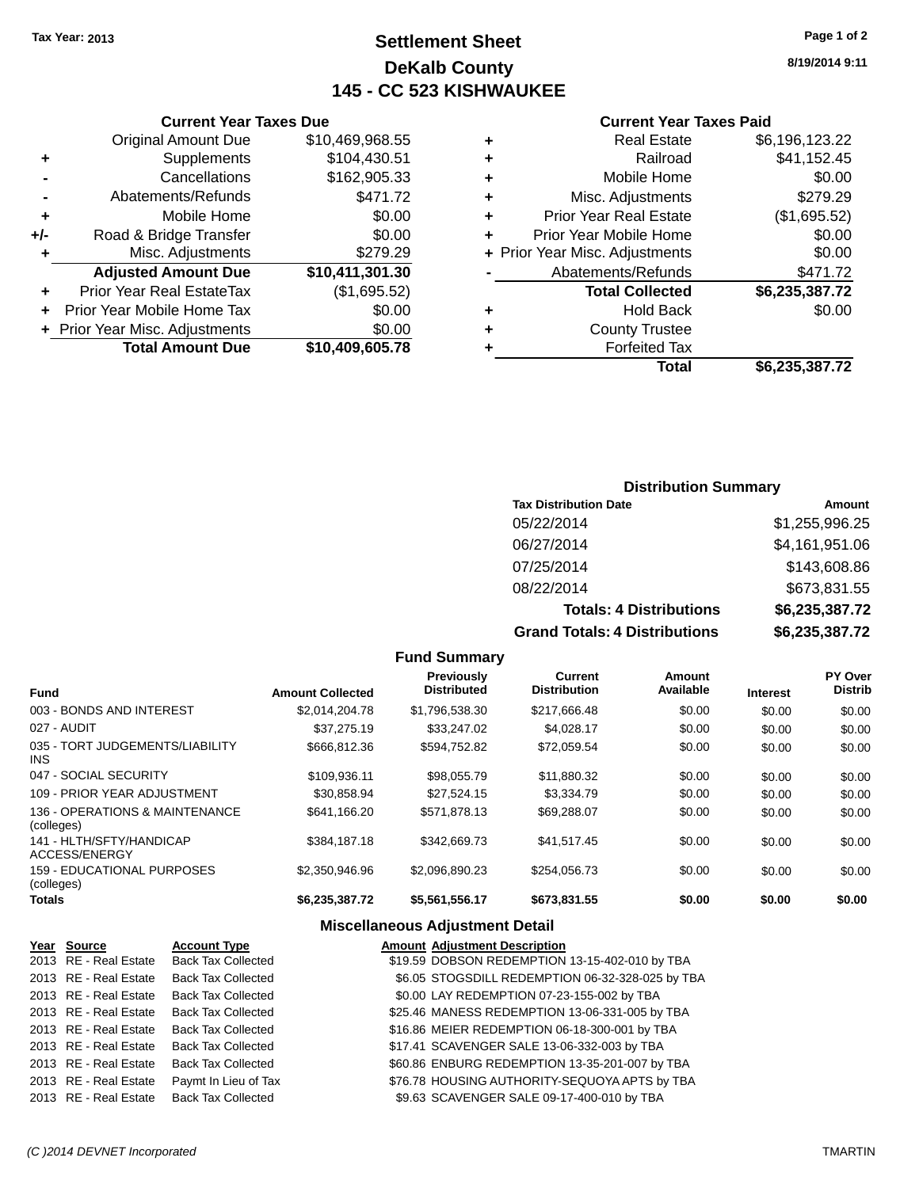**Tax Year: 2013**

# Settlement Sheet
## DeKalb County
## 145 - CC 523 KISHWAUKEE

8/19/2014 9:11

### Current Year Taxes Due

| | | |
|---|---|---|
| | Original Amount Due | $10,469,968.55 |
| + | Supplements | $104,430.51 |
| - | Cancellations | $162,905.33 |
| - | Abatements/Refunds | $471.72 |
| + | Mobile Home | $0.00 |
| +/- | Road & Bridge Transfer | $0.00 |
| + | Misc. Adjustments | $279.29 |
| | **Adjusted Amount Due** | **$10,411,301.30** |
| + | Prior Year Real EstateTax | ($1,695.52) |
| + | Prior Year Mobile Home Tax | $0.00 |
| + | Prior Year Misc. Adjustments | $0.00 |
| | **Total Amount Due** | **$10,409,605.78** |

### Current Year Taxes Paid

| | | |
|---|---|---|
| + | Real Estate | $6,196,123.22 |
| + | Railroad | $41,152.45 |
| + | Mobile Home | $0.00 |
| + | Misc. Adjustments | $279.29 |
| + | Prior Year Real Estate | ($1,695.52) |
| + | Prior Year Mobile Home | $0.00 |
| + | Prior Year Misc. Adjustments | $0.00 |
| - | Abatements/Refunds | $471.72 |
| | **Total Collected** | **$6,235,387.72** |
| + | Hold Back | $0.00 |
| + | County Trustee | |
| + | Forfeited Tax | |
| | **Total** | **$6,235,387.72** |

### Distribution Summary

| Tax Distribution Date | Amount |
|---|---|
| 05/22/2014 | $1,255,996.25 |
| 06/27/2014 | $4,161,951.06 |
| 07/25/2014 | $143,608.86 |
| 08/22/2014 | $673,831.55 |
| **Totals: 4 Distributions** | **$6,235,387.72** |
| **Grand Totals: 4 Distributions** | **$6,235,387.72** |

### Fund Summary

| Fund | Amount Collected | Previously Distributed | Current Distribution | Amount Available | Interest | PY Over Distrib |
|---|---|---|---|---|---|---|
| 003 - BONDS AND INTEREST | $2,014,204.78 | $1,796,538.30 | $217,666.48 | $0.00 | $0.00 | $0.00 |
| 027 - AUDIT | $37,275.19 | $33,247.02 | $4,028.17 | $0.00 | $0.00 | $0.00 |
| 035 - TORT JUDGEMENTS/LIABILITY INS | $666,812.36 | $594,752.82 | $72,059.54 | $0.00 | $0.00 | $0.00 |
| 047 - SOCIAL SECURITY | $109,936.11 | $98,055.79 | $11,880.32 | $0.00 | $0.00 | $0.00 |
| 109 - PRIOR YEAR ADJUSTMENT | $30,858.94 | $27,524.15 | $3,334.79 | $0.00 | $0.00 | $0.00 |
| 136 - OPERATIONS & MAINTENANCE (colleges) | $641,166.20 | $571,878.13 | $69,288.07 | $0.00 | $0.00 | $0.00 |
| 141 - HLTH/SFTY/HANDICAP ACCESS/ENERGY | $384,187.18 | $342,669.73 | $41,517.45 | $0.00 | $0.00 | $0.00 |
| 159 - EDUCATIONAL PURPOSES (colleges) | $2,350,946.96 | $2,096,890.23 | $254,056.73 | $0.00 | $0.00 | $0.00 |
| **Totals** | **$6,235,387.72** | **$5,561,556.17** | **$673,831.55** | **$0.00** | **$0.00** | **$0.00** |

### Miscellaneous Adjustment Detail

| Year | Source | Account Type | Amount | Adjustment Description |
|---|---|---|---|---|
| 2013 | RE - Real Estate | Back Tax Collected | $19.59 | DOBSON REDEMPTION 13-15-402-010 by TBA |
| 2013 | RE - Real Estate | Back Tax Collected | $6.05 | STOGSDILL REDEMPTION 06-32-328-025 by TBA |
| 2013 | RE - Real Estate | Back Tax Collected | $0.00 | LAY REDEMPTION 07-23-155-002 by TBA |
| 2013 | RE - Real Estate | Back Tax Collected | $25.46 | MANESS REDEMPTION 13-06-331-005 by TBA |
| 2013 | RE - Real Estate | Back Tax Collected | $16.86 | MEIER REDEMPTION 06-18-300-001 by TBA |
| 2013 | RE - Real Estate | Back Tax Collected | $17.41 | SCAVENGER SALE 13-06-332-003 by TBA |
| 2013 | RE - Real Estate | Back Tax Collected | $60.86 | ENBURG REDEMPTION 13-35-201-007 by TBA |
| 2013 | RE - Real Estate | Paymt In Lieu of Tax | $76.78 | HOUSING AUTHORITY-SEQUOYA APTS by TBA |
| 2013 | RE - Real Estate | Back Tax Collected | $9.63 | SCAVENGER SALE 09-17-400-010 by TBA |

(C )2014 DEVNET Incorporated TMARTIN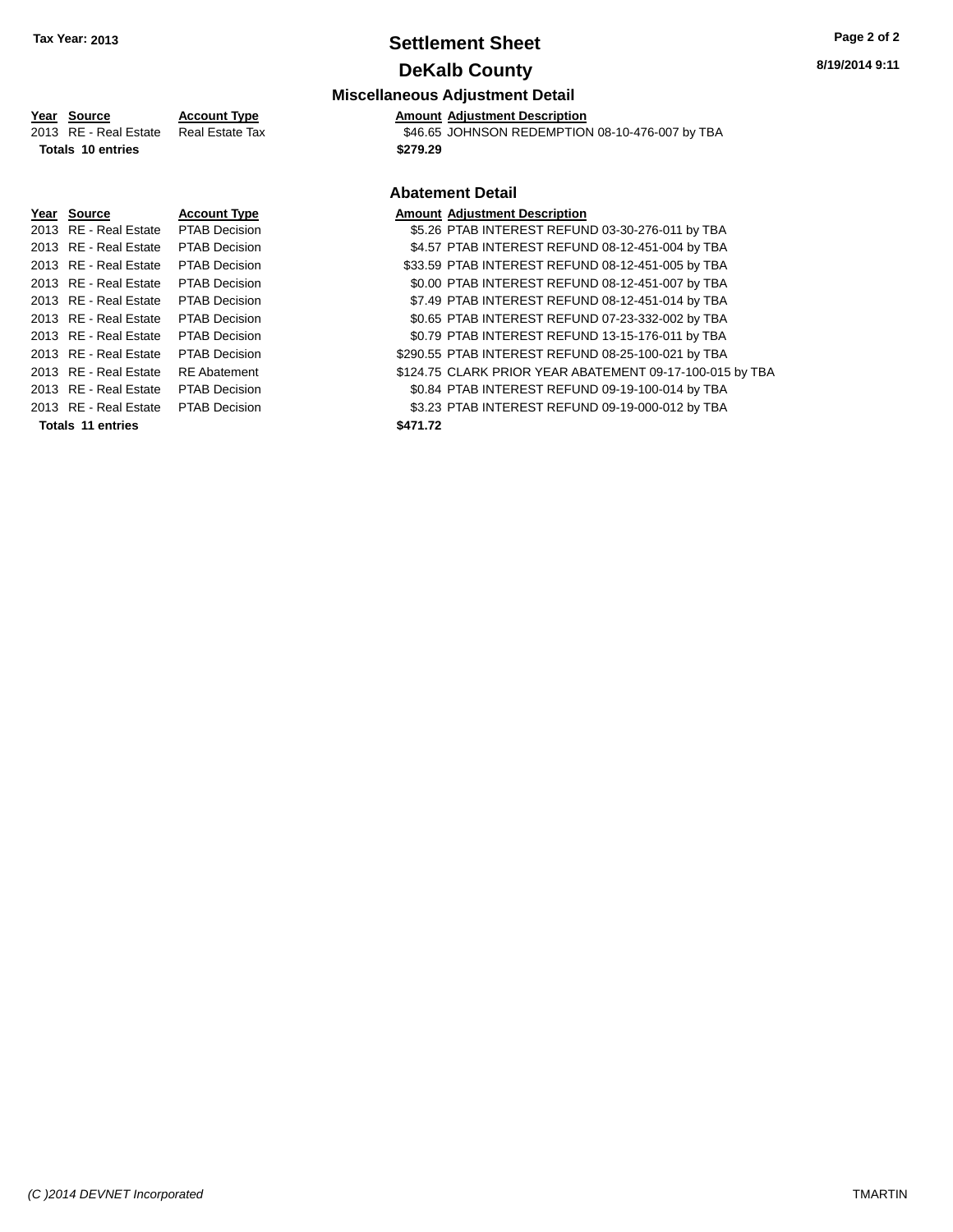## Settlement Sheet

## DeKalb County

Tax Year: 2013

8/19/2014 9:11

### Miscellaneous Adjustment Detail

| Year | Source | Account Type | Amount | Adjustment Description |
|---|---|---|---|---|
| 2013 | RE - Real Estate | Real Estate Tax | $46.65 | JOHNSON REDEMPTION 08-10-476-007 by TBA |
| **Totals 10 entries** | | | **$279.29** | |

### Abatement Detail

| Year | Source | Account Type | Amount | Adjustment Description |
|---|---|---|---|---|
| 2013 | RE - Real Estate | PTAB Decision | $5.26 | PTAB INTEREST REFUND 03-30-276-011 by TBA |
| 2013 | RE - Real Estate | PTAB Decision | $4.57 | PTAB INTEREST REFUND 08-12-451-004 by TBA |
| 2013 | RE - Real Estate | PTAB Decision | $33.59 | PTAB INTEREST REFUND 08-12-451-005 by TBA |
| 2013 | RE - Real Estate | PTAB Decision | $0.00 | PTAB INTEREST REFUND 08-12-451-007 by TBA |
| 2013 | RE - Real Estate | PTAB Decision | $7.49 | PTAB INTEREST REFUND 08-12-451-014 by TBA |
| 2013 | RE - Real Estate | PTAB Decision | $0.65 | PTAB INTEREST REFUND 07-23-332-002 by TBA |
| 2013 | RE - Real Estate | PTAB Decision | $0.79 | PTAB INTEREST REFUND 13-15-176-011 by TBA |
| 2013 | RE - Real Estate | PTAB Decision | $290.55 | PTAB INTEREST REFUND 08-25-100-021 by TBA |
| 2013 | RE - Real Estate | RE Abatement | $124.75 | CLARK PRIOR YEAR ABATEMENT 09-17-100-015 by TBA |
| 2013 | RE - Real Estate | PTAB Decision | $0.84 | PTAB INTEREST REFUND 09-19-100-014 by TBA |
| 2013 | RE - Real Estate | PTAB Decision | $3.23 | PTAB INTEREST REFUND 09-19-000-012 by TBA |
| **Totals 11 entries** | | | **$471.72** | |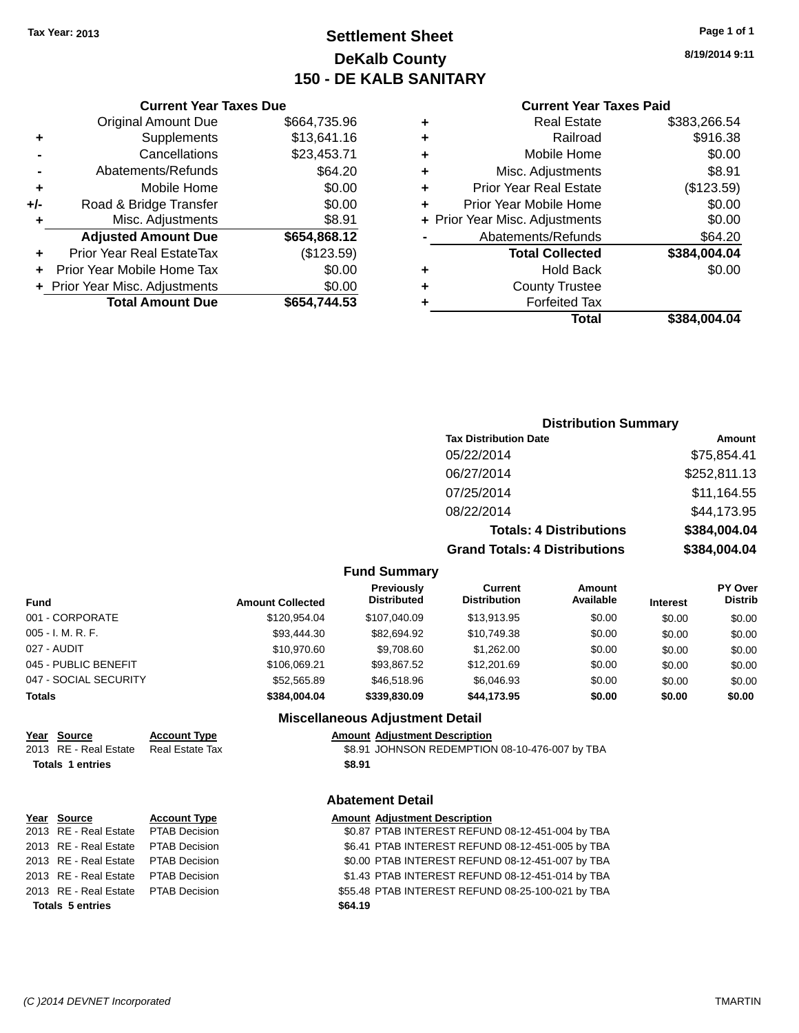Tax Year: 2013

# Settlement Sheet
## DeKalb County
## 150 - DE KALB SANITARY

8/19/2014 9:11

### Current Year Taxes Due

| | | |
|---|---|---|
| | Original Amount Due | $664,735.96 |
| + | Supplements | $13,641.16 |
| - | Cancellations | $23,453.71 |
| - | Abatements/Refunds | $64.20 |
| + | Mobile Home | $0.00 |
| +/- | Road & Bridge Transfer | $0.00 |
| + | Misc. Adjustments | $8.91 |
| | **Adjusted Amount Due** | **$654,868.12** |
| + | Prior Year Real EstateTax | ($123.59) |
| + | Prior Year Mobile Home Tax | $0.00 |
| + | Prior Year Misc. Adjustments | $0.00 |
| | **Total Amount Due** | **$654,744.53** |

### Current Year Taxes Paid

| | | |
|---|---|---|
| + | Real Estate | $383,266.54 |
| + | Railroad | $916.38 |
| + | Mobile Home | $0.00 |
| + | Misc. Adjustments | $8.91 |
| + | Prior Year Real Estate | ($123.59) |
| + | Prior Year Mobile Home | $0.00 |
| + | Prior Year Misc. Adjustments | $0.00 |
| - | Abatements/Refunds | $64.20 |
| | **Total Collected** | **$384,004.04** |
| + | Hold Back | $0.00 |
| + | County Trustee | |
| + | Forfeited Tax | |
| | **Total** | **$384,004.04** |

### Distribution Summary

| Tax Distribution Date | Amount |
|---|---|
| 05/22/2014 | $75,854.41 |
| 06/27/2014 | $252,811.13 |
| 07/25/2014 | $11,164.55 |
| 08/22/2014 | $44,173.95 |
| **Totals: 4 Distributions** | **$384,004.04** |
| **Grand Totals: 4 Distributions** | **$384,004.04** |

### Fund Summary

| Fund | Amount Collected | Previously Distributed | Current Distribution | Amount Available | Interest | PY Over Distrib |
|---|---|---|---|---|---|---|
| 001 - CORPORATE | $120,954.04 | $107,040.09 | $13,913.95 | $0.00 | $0.00 | $0.00 |
| 005 - I. M. R. F. | $93,444.30 | $82,694.92 | $10,749.38 | $0.00 | $0.00 | $0.00 |
| 027 - AUDIT | $10,970.60 | $9,708.60 | $1,262.00 | $0.00 | $0.00 | $0.00 |
| 045 - PUBLIC BENEFIT | $106,069.21 | $93,867.52 | $12,201.69 | $0.00 | $0.00 | $0.00 |
| 047 - SOCIAL SECURITY | $52,565.89 | $46,518.96 | $6,046.93 | $0.00 | $0.00 | $0.00 |
| **Totals** | **$384,004.04** | **$339,830.09** | **$44,173.95** | **$0.00** | **$0.00** | **$0.00** |

### Miscellaneous Adjustment Detail

| Year | Source | Account Type | Amount | Adjustment Description |
|---|---|---|---|---|
| 2013 | RE - Real Estate | Real Estate Tax | $8.91 | JOHNSON REDEMPTION 08-10-476-007 by TBA |
| **Totals 1 entries** | | | **$8.91** | |

### Abatement Detail

| Year | Source | Account Type | Amount | Adjustment Description |
|---|---|---|---|---|
| 2013 | RE - Real Estate | PTAB Decision | $0.87 | PTAB INTEREST REFUND 08-12-451-004 by TBA |
| 2013 | RE - Real Estate | PTAB Decision | $6.41 | PTAB INTEREST REFUND 08-12-451-005 by TBA |
| 2013 | RE - Real Estate | PTAB Decision | $0.00 | PTAB INTEREST REFUND 08-12-451-007 by TBA |
| 2013 | RE - Real Estate | PTAB Decision | $1.43 | PTAB INTEREST REFUND 08-12-451-014 by TBA |
| 2013 | RE - Real Estate | PTAB Decision | $55.48 | PTAB INTEREST REFUND 08-25-100-021 by TBA |
| **Totals 5 entries** | | | **$64.19** | |

(C )2014 DEVNET Incorporated TMARTIN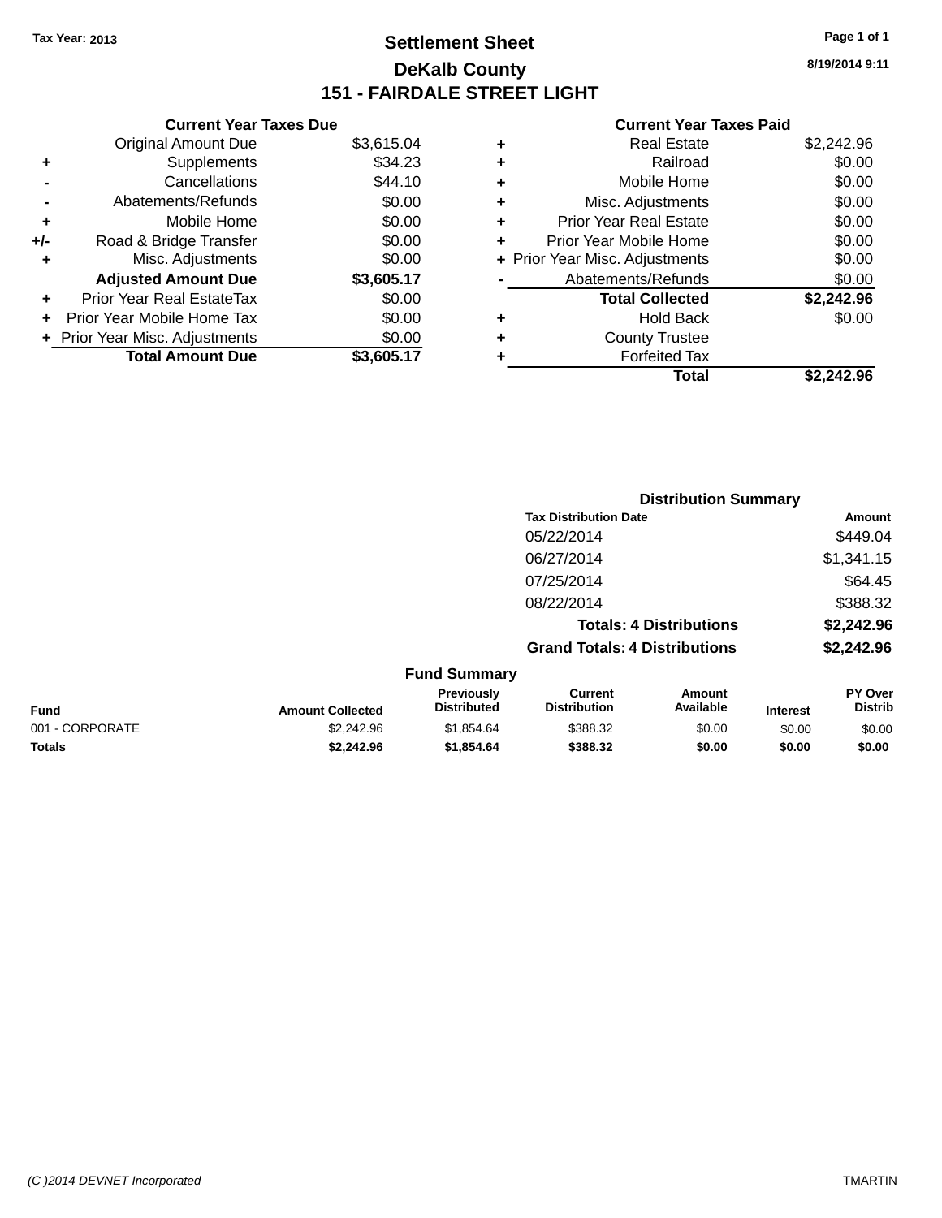**Tax Year: 2013**

# Settlement Sheet

## DeKalb County

## 151 - FAIRDALE STREET LIGHT

8/19/2014 9:11

### Current Year Taxes Due

| | | |
|---|---|---|
| | Original Amount Due | $3,615.04 |
| + | Supplements | $34.23 |
| - | Cancellations | $44.10 |
| - | Abatements/Refunds | $0.00 |
| + | Mobile Home | $0.00 |
| +/- | Road & Bridge Transfer | $0.00 |
| + | Misc. Adjustments | $0.00 |
| | **Adjusted Amount Due** | **$3,605.17** |
| + | Prior Year Real EstateTax | $0.00 |
| + | Prior Year Mobile Home Tax | $0.00 |
| + | Prior Year Misc. Adjustments | $0.00 |
| | **Total Amount Due** | **$3,605.17** |

### Current Year Taxes Paid

| | | |
|---|---|---|
| + | Real Estate | $2,242.96 |
| + | Railroad | $0.00 |
| + | Mobile Home | $0.00 |
| + | Misc. Adjustments | $0.00 |
| + | Prior Year Real Estate | $0.00 |
| + | Prior Year Mobile Home | $0.00 |
| + | Prior Year Misc. Adjustments | $0.00 |
| - | Abatements/Refunds | $0.00 |
| | **Total Collected** | **$2,242.96** |
| + | Hold Back | $0.00 |
| + | County Trustee | |
| + | Forfeited Tax | |
| | **Total** | **$2,242.96** |

### Distribution Summary

| Tax Distribution Date | Amount |
|---|---|
| 05/22/2014 | $449.04 |
| 06/27/2014 | $1,341.15 |
| 07/25/2014 | $64.45 |
| 08/22/2014 | $388.32 |
| **Totals: 4 Distributions** | **$2,242.96** |
| **Grand Totals: 4 Distributions** | **$2,242.96** |

### Fund Summary

| Fund | Amount Collected | Previously Distributed | Current Distribution | Amount Available | Interest | PY Over Distrib |
|---|---|---|---|---|---|---|
| 001 - CORPORATE | $2,242.96 | $1,854.64 | $388.32 | $0.00 | $0.00 | $0.00 |
| **Totals** | **$2,242.96** | **$1,854.64** | **$388.32** | **$0.00** | **$0.00** | **$0.00** |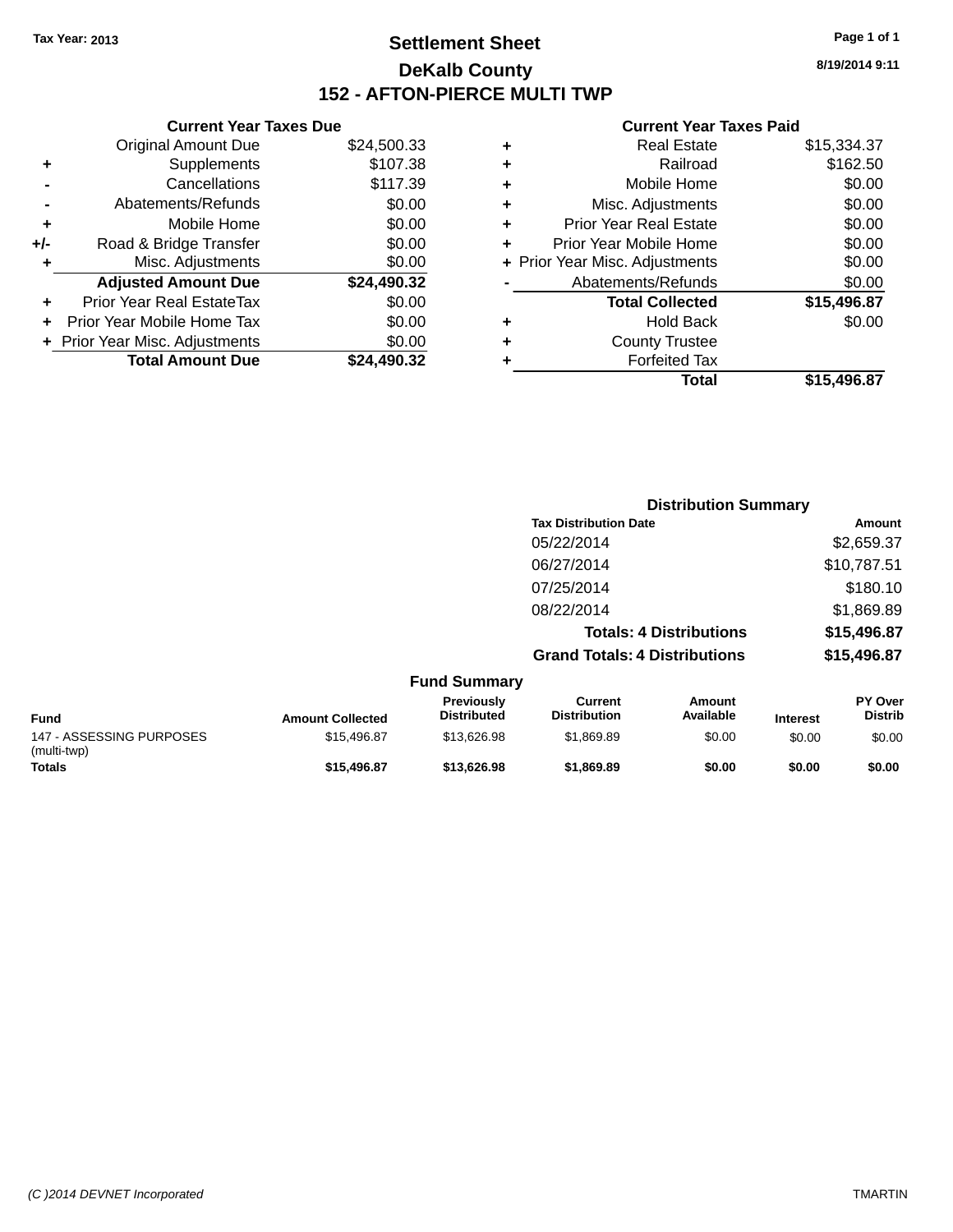Tax Year: 2013

# Settlement Sheet

## DeKalb County

## 152 - AFTON-PIERCE MULTI TWP

8/19/2014 9:11

### Current Year Taxes Due

| | | |
|---|---|---|
| | Original Amount Due | $24,500.33 |
| + | Supplements | $107.38 |
| - | Cancellations | $117.39 |
| - | Abatements/Refunds | $0.00 |
| + | Mobile Home | $0.00 |
| +/- | Road & Bridge Transfer | $0.00 |
| + | Misc. Adjustments | $0.00 |
| | **Adjusted Amount Due** | **$24,490.32** |
| + | Prior Year Real EstateTax | $0.00 |
| + | Prior Year Mobile Home Tax | $0.00 |
| + | Prior Year Misc. Adjustments | $0.00 |
| | **Total Amount Due** | **$24,490.32** |

### Current Year Taxes Paid

| | | |
|---|---|---|
| + | Real Estate | $15,334.37 |
| + | Railroad | $162.50 |
| + | Mobile Home | $0.00 |
| + | Misc. Adjustments | $0.00 |
| + | Prior Year Real Estate | $0.00 |
| + | Prior Year Mobile Home | $0.00 |
| + | Prior Year Misc. Adjustments | $0.00 |
| - | Abatements/Refunds | $0.00 |
| | **Total Collected** | **$15,496.87** |
| + | Hold Back | $0.00 |
| + | County Trustee | |
| + | Forfeited Tax | |
| | **Total** | **$15,496.87** |

### Distribution Summary

| Tax Distribution Date | Amount |
|---|---|
| 05/22/2014 | $2,659.37 |
| 06/27/2014 | $10,787.51 |
| 07/25/2014 | $180.10 |
| 08/22/2014 | $1,869.89 |
| **Totals: 4 Distributions** | **$15,496.87** |
| **Grand Totals: 4 Distributions** | **$15,496.87** |

### Fund Summary

| Fund | Amount Collected | Previously Distributed | Current Distribution | Amount Available | Interest | PY Over Distrib |
|---|---|---|---|---|---|---|
| 147 - ASSESSING PURPOSES (multi-twp) | $15,496.87 | $13,626.98 | $1,869.89 | $0.00 | $0.00 | $0.00 |
| **Totals** | **$15,496.87** | **$13,626.98** | **$1,869.89** | **$0.00** | **$0.00** | **$0.00** |

(C )2014 DEVNET Incorporated

TMARTIN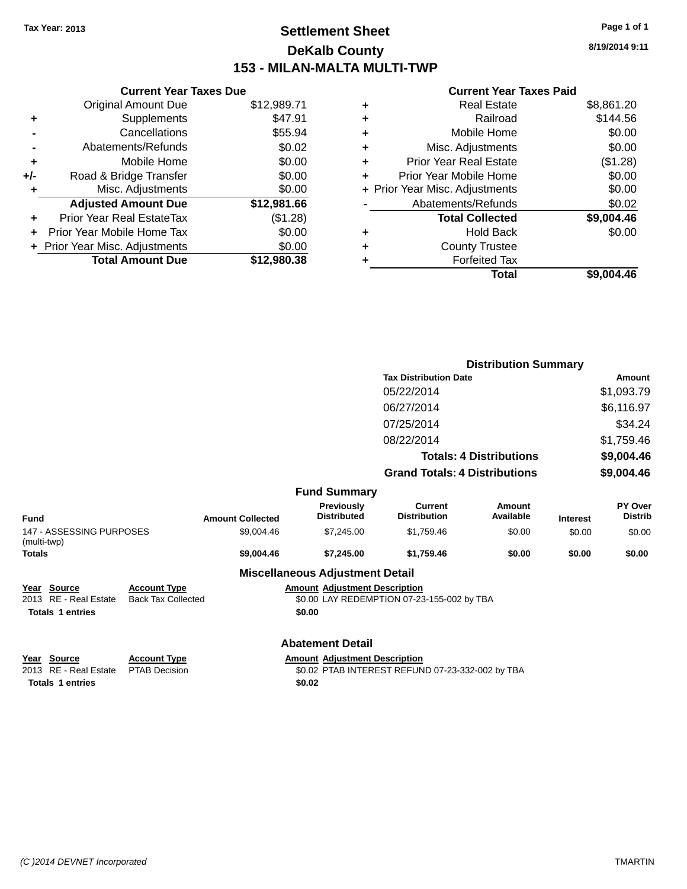Tax Year: 2013

# Settlement Sheet

## DeKalb County

## 153 - MILAN-MALTA MULTI-TWP

8/19/2014 9:11

### Current Year Taxes Due

| | | |
|---|---|---|
| | Original Amount Due | $12,989.71 |
| + | Supplements | $47.91 |
| - | Cancellations | $55.94 |
| - | Abatements/Refunds | $0.02 |
| + | Mobile Home | $0.00 |
| +/- | Road & Bridge Transfer | $0.00 |
| + | Misc. Adjustments | $0.00 |
| | **Adjusted Amount Due** | **$12,981.66** |
| + | Prior Year Real EstateTax | ($1.28) |
| + | Prior Year Mobile Home Tax | $0.00 |
| + | Prior Year Misc. Adjustments | $0.00 |
| | **Total Amount Due** | **$12,980.38** |

### Current Year Taxes Paid

| | | |
|---|---|---|
| + | Real Estate | $8,861.20 |
| + | Railroad | $144.56 |
| + | Mobile Home | $0.00 |
| + | Misc. Adjustments | $0.00 |
| + | Prior Year Real Estate | ($1.28) |
| + | Prior Year Mobile Home | $0.00 |
| + | Prior Year Misc. Adjustments | $0.00 |
| - | Abatements/Refunds | $0.02 |
| | **Total Collected** | **$9,004.46** |
| + | Hold Back | $0.00 |
| + | County Trustee | |
| + | Forfeited Tax | |
| | **Total** | **$9,004.46** |

### Distribution Summary

| Tax Distribution Date | Amount |
|---|---|
| 05/22/2014 | $1,093.79 |
| 06/27/2014 | $6,116.97 |
| 07/25/2014 | $34.24 |
| 08/22/2014 | $1,759.46 |
| **Totals: 4 Distributions** | **$9,004.46** |
| **Grand Totals: 4 Distributions** | **$9,004.46** |

### Fund Summary

| Fund | Amount Collected | Previously Distributed | Current Distribution | Amount Available | Interest | PY Over Distrib |
|---|---|---|---|---|---|---|
| 147 - ASSESSING PURPOSES (multi-twp) | $9,004.46 | $7,245.00 | $1,759.46 | $0.00 | $0.00 | $0.00 |
| **Totals** | **$9,004.46** | **$7,245.00** | **$1,759.46** | **$0.00** | **$0.00** | **$0.00** |

### Miscellaneous Adjustment Detail

| Year | Source | Account Type | Amount | Adjustment Description |
|---|---|---|---|---|
| 2013 | RE - Real Estate | Back Tax Collected | $0.00 | LAY REDEMPTION 07-23-155-002 by TBA |
| **Totals 1 entries** | | | **$0.00** | |

### Abatement Detail

| Year | Source | Account Type | Amount | Adjustment Description |
|---|---|---|---|---|
| 2013 | RE - Real Estate | PTAB Decision | $0.02 | PTAB INTEREST REFUND 07-23-332-002 by TBA |
| **Totals 1 entries** | | | **$0.02** | |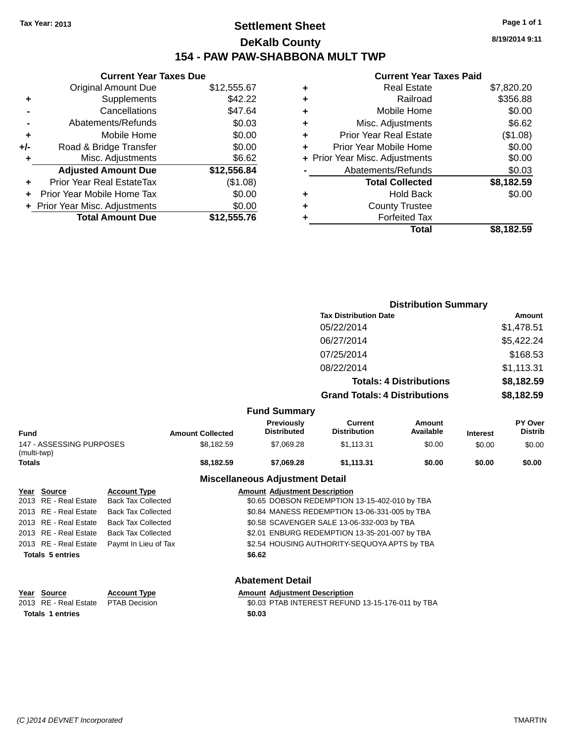Tax Year: 2013

# Settlement Sheet
## DeKalb County
## 154 - PAW PAW-SHABBONA MULT TWP

8/19/2014 9:11

### Current Year Taxes Due

| | | |
|---|---|---|
| | Original Amount Due | $12,555.67 |
| + | Supplements | $42.22 |
| - | Cancellations | $47.64 |
| - | Abatements/Refunds | $0.03 |
| + | Mobile Home | $0.00 |
| +/- | Road & Bridge Transfer | $0.00 |
| + | Misc. Adjustments | $6.62 |
| | **Adjusted Amount Due** | **$12,556.84** |
| + | Prior Year Real EstateTax | ($1.08) |
| + | Prior Year Mobile Home Tax | $0.00 |
| + | Prior Year Misc. Adjustments | $0.00 |
| | **Total Amount Due** | **$12,555.76** |

### Current Year Taxes Paid

| | | |
|---|---|---|
| + | Real Estate | $7,820.20 |
| + | Railroad | $356.88 |
| + | Mobile Home | $0.00 |
| + | Misc. Adjustments | $6.62 |
| + | Prior Year Real Estate | ($1.08) |
| + | Prior Year Mobile Home | $0.00 |
| + | Prior Year Misc. Adjustments | $0.00 |
| - | Abatements/Refunds | $0.03 |
| | **Total Collected** | **$8,182.59** |
| + | Hold Back | $0.00 |
| + | County Trustee | |
| + | Forfeited Tax | |
| | **Total** | **$8,182.59** |

### Distribution Summary

| Tax Distribution Date | Amount |
|---|---|
| 05/22/2014 | $1,478.51 |
| 06/27/2014 | $5,422.24 |
| 07/25/2014 | $168.53 |
| 08/22/2014 | $1,113.31 |
| **Totals: 4 Distributions** | **$8,182.59** |
| **Grand Totals: 4 Distributions** | **$8,182.59** |

### Fund Summary

| Fund | Amount Collected | Previously Distributed | Current Distribution | Amount Available | Interest | PY Over Distrib |
|---|---|---|---|---|---|---|
| 147 - ASSESSING PURPOSES (multi-twp) | $8,182.59 | $7,069.28 | $1,113.31 | $0.00 | $0.00 | $0.00 |
| **Totals** | **$8,182.59** | **$7,069.28** | **$1,113.31** | **$0.00** | **$0.00** | **$0.00** |

### Miscellaneous Adjustment Detail

| Year | Source | Account Type | Amount | Adjustment Description |
|---|---|---|---|---|
| 2013 | RE - Real Estate | Back Tax Collected | $0.65 | DOBSON REDEMPTION 13-15-402-010 by TBA |
| 2013 | RE - Real Estate | Back Tax Collected | $0.84 | MANESS REDEMPTION 13-06-331-005 by TBA |
| 2013 | RE - Real Estate | Back Tax Collected | $0.58 | SCAVENGER SALE 13-06-332-003 by TBA |
| 2013 | RE - Real Estate | Back Tax Collected | $2.01 | ENBURG REDEMPTION 13-35-201-007 by TBA |
| 2013 | RE - Real Estate | Paymt In Lieu of Tax | $2.54 | HOUSING AUTHORITY-SEQUOYA APTS by TBA |
| **Totals 5 entries** | | | **$6.62** | |

### Abatement Detail

| Year | Source | Account Type | Amount | Adjustment Description |
|---|---|---|---|---|
| 2013 | RE - Real Estate | PTAB Decision | $0.03 | PTAB INTEREST REFUND 13-15-176-011 by TBA |
| **Totals 1 entries** | | | **$0.03** | |

(C )2014 DEVNET Incorporated TMARTIN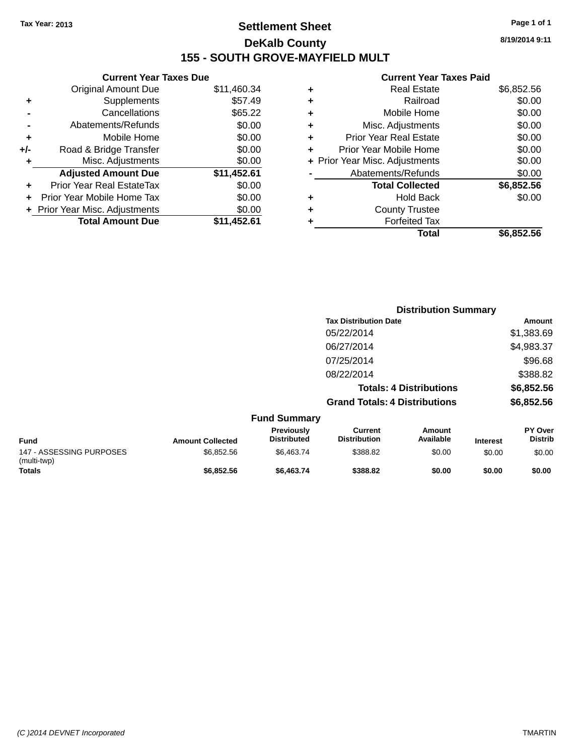Tax Year: 2013

# Settlement Sheet

## DeKalb County

## 155 - SOUTH GROVE-MAYFIELD MULT

8/19/2014 9:11

### Current Year Taxes Due

| | | |
|---|---|---|
| | Original Amount Due | $11,460.34 |
| + | Supplements | $57.49 |
| - | Cancellations | $65.22 |
| - | Abatements/Refunds | $0.00 |
| + | Mobile Home | $0.00 |
| +/- | Road & Bridge Transfer | $0.00 |
| + | Misc. Adjustments | $0.00 |
| | **Adjusted Amount Due** | **$11,452.61** |
| + | Prior Year Real EstateTax | $0.00 |
| + | Prior Year Mobile Home Tax | $0.00 |
| + | Prior Year Misc. Adjustments | $0.00 |
| | **Total Amount Due** | **$11,452.61** |

### Current Year Taxes Paid

| | | |
|---|---|---|
| + | Real Estate | $6,852.56 |
| + | Railroad | $0.00 |
| + | Mobile Home | $0.00 |
| + | Misc. Adjustments | $0.00 |
| + | Prior Year Real Estate | $0.00 |
| + | Prior Year Mobile Home | $0.00 |
| + | Prior Year Misc. Adjustments | $0.00 |
| - | Abatements/Refunds | $0.00 |
| | **Total Collected** | **$6,852.56** |
| + | Hold Back | $0.00 |
| + | County Trustee | |
| + | Forfeited Tax | |
| | **Total** | **$6,852.56** |

### Distribution Summary

| Tax Distribution Date | Amount |
|---|---|
| 05/22/2014 | $1,383.69 |
| 06/27/2014 | $4,983.37 |
| 07/25/2014 | $96.68 |
| 08/22/2014 | $388.82 |
| **Totals: 4 Distributions** | **$6,852.56** |
| **Grand Totals: 4 Distributions** | **$6,852.56** |

### Fund Summary

| Fund | Amount Collected | Previously Distributed | Current Distribution | Amount Available | Interest | PY Over Distrib |
|---|---|---|---|---|---|---|
| 147 - ASSESSING PURPOSES (multi-twp) | $6,852.56 | $6,463.74 | $388.82 | $0.00 | $0.00 | $0.00 |
| **Totals** | **$6,852.56** | **$6,463.74** | **$388.82** | **$0.00** | **$0.00** | **$0.00** |

(C )2014 DEVNET Incorporated TMARTIN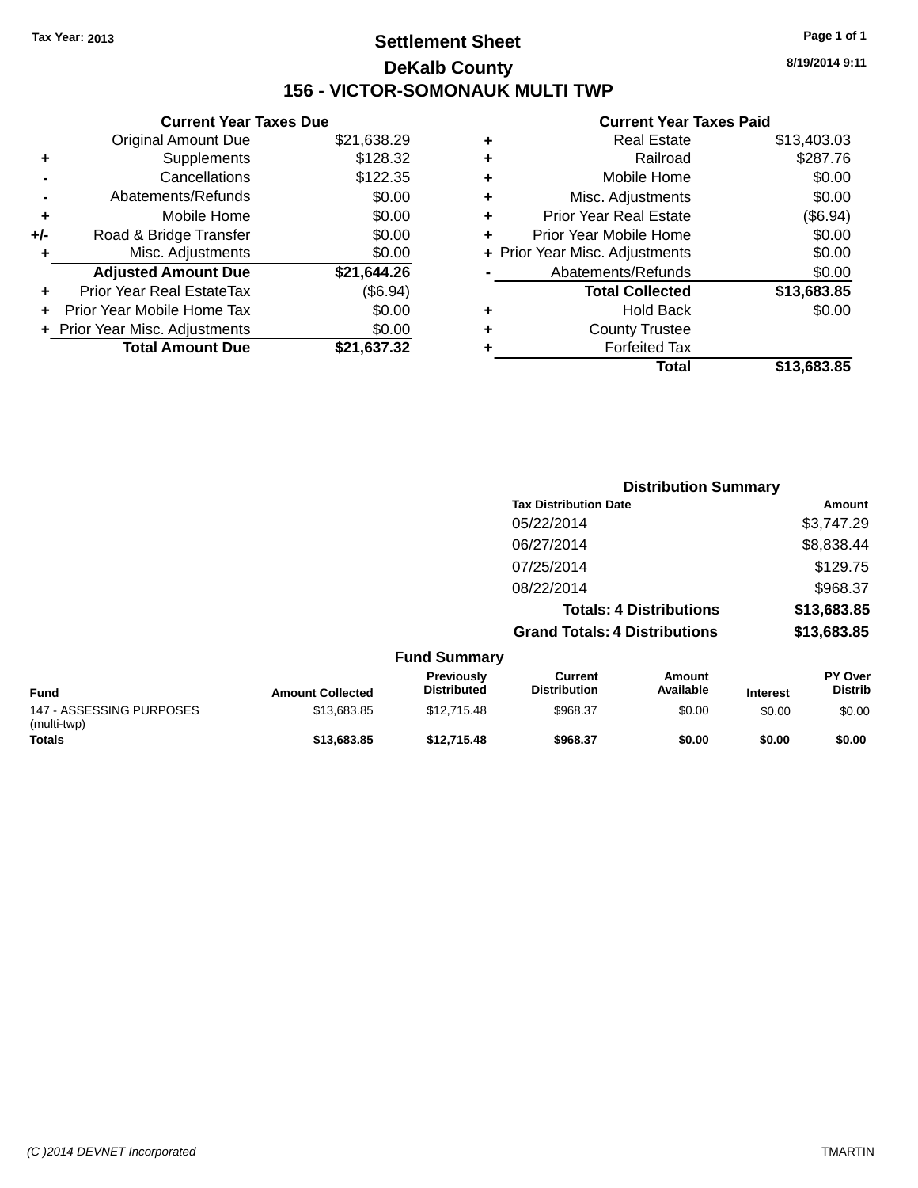Tax Year: 2013

# Settlement Sheet

## DeKalb County

## 156 - VICTOR-SOMONAUK MULTI TWP

8/19/2014 9:11

### Current Year Taxes Due

| | | |
|---|---|---|
| | Original Amount Due | $21,638.29 |
| + | Supplements | $128.32 |
| - | Cancellations | $122.35 |
| - | Abatements/Refunds | $0.00 |
| + | Mobile Home | $0.00 |
| +/- | Road & Bridge Transfer | $0.00 |
| + | Misc. Adjustments | $0.00 |
| | **Adjusted Amount Due** | **$21,644.26** |
| + | Prior Year Real EstateTax | ($6.94) |
| + | Prior Year Mobile Home Tax | $0.00 |
| + | Prior Year Misc. Adjustments | $0.00 |
| | **Total Amount Due** | **$21,637.32** |

### Current Year Taxes Paid

| | | |
|---|---|---|
| + | Real Estate | $13,403.03 |
| + | Railroad | $287.76 |
| + | Mobile Home | $0.00 |
| + | Misc. Adjustments | $0.00 |
| + | Prior Year Real Estate | ($6.94) |
| + | Prior Year Mobile Home | $0.00 |
| + | Prior Year Misc. Adjustments | $0.00 |
| - | Abatements/Refunds | $0.00 |
| | **Total Collected** | **$13,683.85** |
| + | Hold Back | $0.00 |
| + | County Trustee | |
| + | Forfeited Tax | |
| | **Total** | **$13,683.85** |

### Distribution Summary

| Tax Distribution Date | Amount |
|---|---|
| 05/22/2014 | $3,747.29 |
| 06/27/2014 | $8,838.44 |
| 07/25/2014 | $129.75 |
| 08/22/2014 | $968.37 |
| **Totals: 4 Distributions** | **$13,683.85** |
| **Grand Totals: 4 Distributions** | **$13,683.85** |

### Fund Summary

| Fund | Amount Collected | Previously Distributed | Current Distribution | Amount Available | Interest | PY Over Distrib |
|---|---|---|---|---|---|---|
| 147 - ASSESSING PURPOSES (multi-twp) | $13,683.85 | $12,715.48 | $968.37 | $0.00 | $0.00 | $0.00 |
| **Totals** | **$13,683.85** | **$12,715.48** | **$968.37** | **$0.00** | **$0.00** | **$0.00** |

(C )2014 DEVNET Incorporated TMARTIN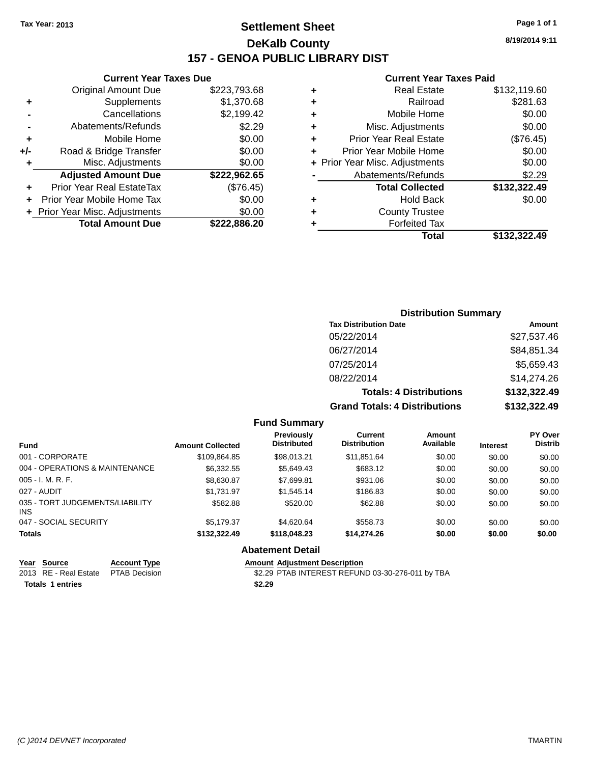Tax Year: 2013

# Settlement Sheet

## DeKalb County

## 157 - GENOA PUBLIC LIBRARY DIST

8/19/2014 9:11

### Current Year Taxes Due

| | | |
|---|---|---|
| | Original Amount Due | $223,793.68 |
| + | Supplements | $1,370.68 |
| - | Cancellations | $2,199.42 |
| - | Abatements/Refunds | $2.29 |
| + | Mobile Home | $0.00 |
| +/- | Road & Bridge Transfer | $0.00 |
| + | Misc. Adjustments | $0.00 |
| | **Adjusted Amount Due** | **$222,962.65** |
| + | Prior Year Real EstateTax | ($76.45) |
| + | Prior Year Mobile Home Tax | $0.00 |
| + | Prior Year Misc. Adjustments | $0.00 |
| | **Total Amount Due** | **$222,886.20** |

### Current Year Taxes Paid

| | | |
|---|---|---|
| + | Real Estate | $132,119.60 |
| + | Railroad | $281.63 |
| + | Mobile Home | $0.00 |
| + | Misc. Adjustments | $0.00 |
| + | Prior Year Real Estate | ($76.45) |
| + | Prior Year Mobile Home | $0.00 |
| + | Prior Year Misc. Adjustments | $0.00 |
| - | Abatements/Refunds | $2.29 |
| | **Total Collected** | **$132,322.49** |
| + | Hold Back | $0.00 |
| + | County Trustee | |
| + | Forfeited Tax | |
| | **Total** | **$132,322.49** |

### Distribution Summary

| Tax Distribution Date | Amount |
|---|---|
| 05/22/2014 | $27,537.46 |
| 06/27/2014 | $84,851.34 |
| 07/25/2014 | $5,659.43 |
| 08/22/2014 | $14,274.26 |
| **Totals: 4 Distributions** | **$132,322.49** |
| **Grand Totals: 4 Distributions** | **$132,322.49** |

### Fund Summary

| Fund | Amount Collected | Previously Distributed | Current Distribution | Amount Available | Interest | PY Over Distrib |
|---|---|---|---|---|---|---|
| 001 - CORPORATE | $109,864.85 | $98,013.21 | $11,851.64 | $0.00 | $0.00 | $0.00 |
| 004 - OPERATIONS & MAINTENANCE | $6,332.55 | $5,649.43 | $683.12 | $0.00 | $0.00 | $0.00 |
| 005 - I. M. R. F. | $8,630.87 | $7,699.81 | $931.06 | $0.00 | $0.00 | $0.00 |
| 027 - AUDIT | $1,731.97 | $1,545.14 | $186.83 | $0.00 | $0.00 | $0.00 |
| 035 - TORT JUDGEMENTS/LIABILITY INS | $582.88 | $520.00 | $62.88 | $0.00 | $0.00 | $0.00 |
| 047 - SOCIAL SECURITY | $5,179.37 | $4,620.64 | $558.73 | $0.00 | $0.00 | $0.00 |
| **Totals** | **$132,322.49** | **$118,048.23** | **$14,274.26** | **$0.00** | **$0.00** | **$0.00** |

### Abatement Detail

| Year | Source | Account Type | Amount | Adjustment Description |
|---|---|---|---|---|
| 2013 | RE - Real Estate | PTAB Decision | $2.29 | PTAB INTEREST REFUND 03-30-276-011 by TBA |
| **Totals 1 entries** | | | **$2.29** | |

(C )2014 DEVNET Incorporated TMARTIN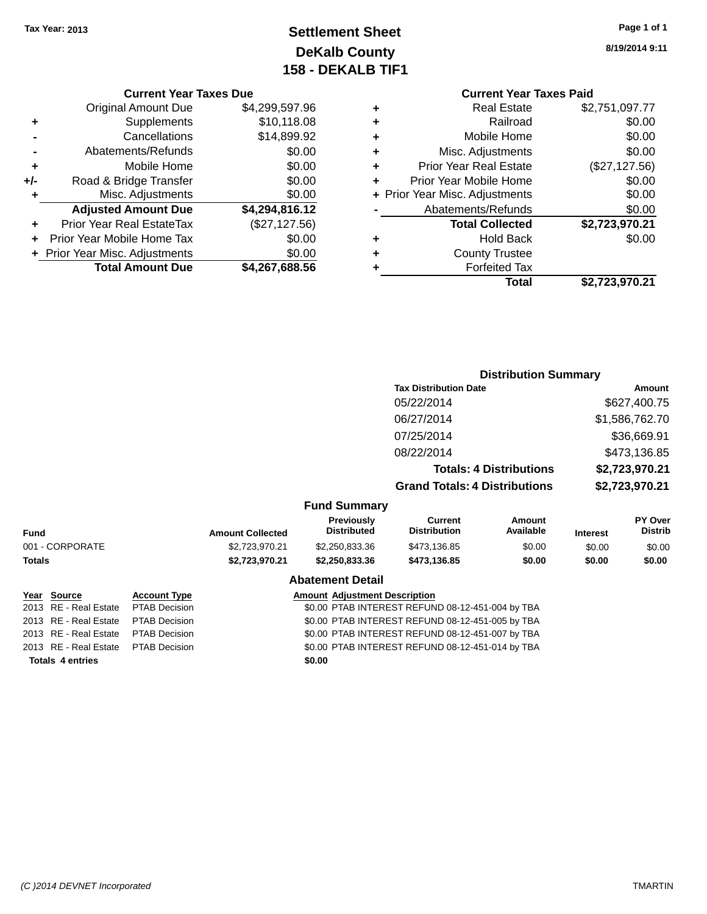Tax Year: 2013

# Settlement Sheet
## DeKalb County
## 158 - DEKALB TIF1

8/19/2014 9:11

### Current Year Taxes Due

| | | |
|---|---|---|
| | Original Amount Due | $4,299,597.96 |
| + | Supplements | $10,118.08 |
| - | Cancellations | $14,899.92 |
| - | Abatements/Refunds | $0.00 |
| + | Mobile Home | $0.00 |
| +/- | Road & Bridge Transfer | $0.00 |
| + | Misc. Adjustments | $0.00 |
| | **Adjusted Amount Due** | **$4,294,816.12** |
| + | Prior Year Real EstateTax | ($27,127.56) |
| + | Prior Year Mobile Home Tax | $0.00 |
| + | Prior Year Misc. Adjustments | $0.00 |
| | **Total Amount Due** | **$4,267,688.56** |

### Current Year Taxes Paid

| | | |
|---|---|---|
| + | Real Estate | $2,751,097.77 |
| + | Railroad | $0.00 |
| + | Mobile Home | $0.00 |
| + | Misc. Adjustments | $0.00 |
| + | Prior Year Real Estate | ($27,127.56) |
| + | Prior Year Mobile Home | $0.00 |
| + | Prior Year Misc. Adjustments | $0.00 |
| - | Abatements/Refunds | $0.00 |
| | **Total Collected** | **$2,723,970.21** |
| + | Hold Back | $0.00 |
| + | County Trustee | |
| + | Forfeited Tax | |
| | **Total** | **$2,723,970.21** |

### Distribution Summary

| Tax Distribution Date | Amount |
|---|---|
| 05/22/2014 | $627,400.75 |
| 06/27/2014 | $1,586,762.70 |
| 07/25/2014 | $36,669.91 |
| 08/22/2014 | $473,136.85 |
| **Totals: 4 Distributions** | **$2,723,970.21** |
| **Grand Totals: 4 Distributions** | **$2,723,970.21** |

### Fund Summary

| Fund | Amount Collected | Previously Distributed | Current Distribution | Amount Available | Interest | PY Over Distrib |
|---|---|---|---|---|---|---|
| 001 - CORPORATE | $2,723,970.21 | $2,250,833.36 | $473,136.85 | $0.00 | $0.00 | $0.00 |
| **Totals** | **$2,723,970.21** | **$2,250,833.36** | **$473,136.85** | **$0.00** | **$0.00** | **$0.00** |

### Abatement Detail

| Year | Source | Account Type | Amount | Adjustment Description |
|---|---|---|---|---|
| 2013 | RE - Real Estate | PTAB Decision | $0.00 | PTAB INTEREST REFUND 08-12-451-004 by TBA |
| 2013 | RE - Real Estate | PTAB Decision | $0.00 | PTAB INTEREST REFUND 08-12-451-005 by TBA |
| 2013 | RE - Real Estate | PTAB Decision | $0.00 | PTAB INTEREST REFUND 08-12-451-007 by TBA |
| 2013 | RE - Real Estate | PTAB Decision | $0.00 | PTAB INTEREST REFUND 08-12-451-014 by TBA |
| **Totals 4 entries** | | | **$0.00** | |

(C )2014 DEVNET Incorporated — TMARTIN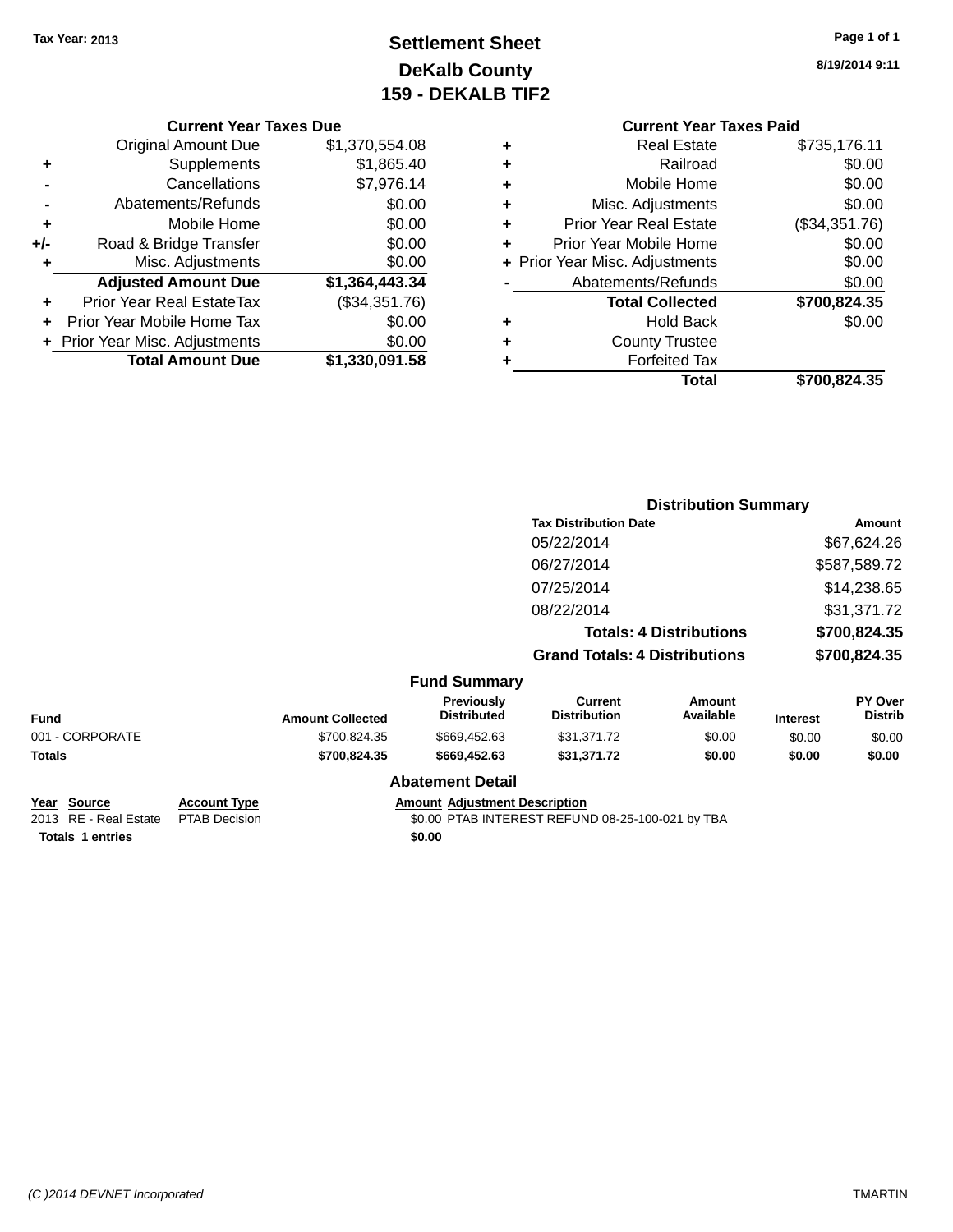Tax Year: 2013

# Settlement Sheet
## DeKalb County
## 159 - DEKALB TIF2

8/19/2014 9:11

### Current Year Taxes Due

| | | |
|---|---|---|
| | Original Amount Due | $1,370,554.08 |
| + | Supplements | $1,865.40 |
| - | Cancellations | $7,976.14 |
| - | Abatements/Refunds | $0.00 |
| + | Mobile Home | $0.00 |
| +/- | Road & Bridge Transfer | $0.00 |
| + | Misc. Adjustments | $0.00 |
| | **Adjusted Amount Due** | **$1,364,443.34** |
| + | Prior Year Real EstateTax | ($34,351.76) |
| + | Prior Year Mobile Home Tax | $0.00 |
| + | Prior Year Misc. Adjustments | $0.00 |
| | **Total Amount Due** | **$1,330,091.58** |

### Current Year Taxes Paid

| | | |
|---|---|---|
| + | Real Estate | $735,176.11 |
| + | Railroad | $0.00 |
| + | Mobile Home | $0.00 |
| + | Misc. Adjustments | $0.00 |
| + | Prior Year Real Estate | ($34,351.76) |
| + | Prior Year Mobile Home | $0.00 |
| + | Prior Year Misc. Adjustments | $0.00 |
| - | Abatements/Refunds | $0.00 |
| | **Total Collected** | **$700,824.35** |
| + | Hold Back | $0.00 |
| + | County Trustee | |
| + | Forfeited Tax | |
| | **Total** | **$700,824.35** |

### Distribution Summary

| Tax Distribution Date | Amount |
|---|---|
| 05/22/2014 | $67,624.26 |
| 06/27/2014 | $587,589.72 |
| 07/25/2014 | $14,238.65 |
| 08/22/2014 | $31,371.72 |
| **Totals: 4 Distributions** | **$700,824.35** |
| **Grand Totals: 4 Distributions** | **$700,824.35** |

### Fund Summary

| Fund | Amount Collected | Previously Distributed | Current Distribution | Amount Available | Interest | PY Over Distrib |
|---|---|---|---|---|---|---|
| 001 - CORPORATE | $700,824.35 | $669,452.63 | $31,371.72 | $0.00 | $0.00 | $0.00 |
| **Totals** | **$700,824.35** | **$669,452.63** | **$31,371.72** | **$0.00** | **$0.00** | **$0.00** |

### Abatement Detail

| Year | Source | Account Type | Amount | Adjustment Description |
|---|---|---|---|---|
| 2013 | RE - Real Estate | PTAB Decision | $0.00 | PTAB INTEREST REFUND 08-25-100-021 by TBA |
| **Totals 1 entries** | | | **$0.00** | |

(C )2014 DEVNET Incorporated TMARTIN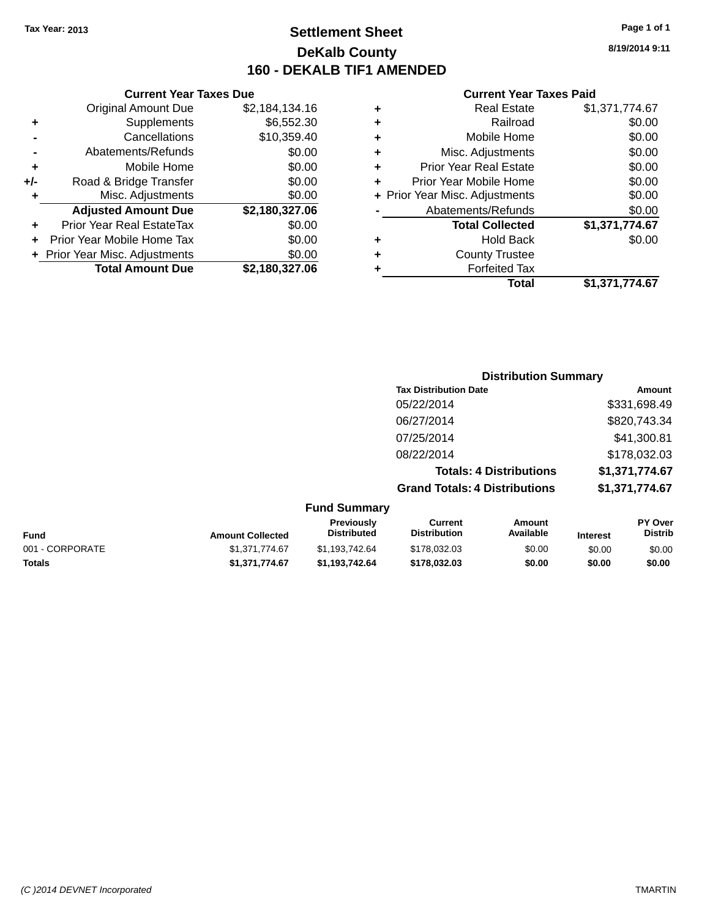Tax Year: 2013

# Settlement Sheet
## DeKalb County
## 160 - DEKALB TIF1 AMENDED

8/19/2014 9:11

### Current Year Taxes Due

| | | |
|---|---|---|
| | Original Amount Due | $2,184,134.16 |
| + | Supplements | $6,552.30 |
| - | Cancellations | $10,359.40 |
| - | Abatements/Refunds | $0.00 |
| + | Mobile Home | $0.00 |
| +/- | Road & Bridge Transfer | $0.00 |
| + | Misc. Adjustments | $0.00 |
| | **Adjusted Amount Due** | **$2,180,327.06** |
| + | Prior Year Real EstateTax | $0.00 |
| + | Prior Year Mobile Home Tax | $0.00 |
| + | Prior Year Misc. Adjustments | $0.00 |
| | **Total Amount Due** | **$2,180,327.06** |

### Current Year Taxes Paid

| | | |
|---|---|---|
| + | Real Estate | $1,371,774.67 |
| + | Railroad | $0.00 |
| + | Mobile Home | $0.00 |
| + | Misc. Adjustments | $0.00 |
| + | Prior Year Real Estate | $0.00 |
| + | Prior Year Mobile Home | $0.00 |
| + | Prior Year Misc. Adjustments | $0.00 |
| - | Abatements/Refunds | $0.00 |
| | **Total Collected** | **$1,371,774.67** |
| + | Hold Back | $0.00 |
| + | County Trustee | |
| + | Forfeited Tax | |
| | **Total** | **$1,371,774.67** |

### Distribution Summary

| Tax Distribution Date | Amount |
|---|---|
| 05/22/2014 | $331,698.49 |
| 06/27/2014 | $820,743.34 |
| 07/25/2014 | $41,300.81 |
| 08/22/2014 | $178,032.03 |
| **Totals: 4 Distributions** | **$1,371,774.67** |
| **Grand Totals: 4 Distributions** | **$1,371,774.67** |

### Fund Summary

| Fund | Amount Collected | Previously Distributed | Current Distribution | Amount Available | Interest | PY Over Distrib |
|---|---|---|---|---|---|---|
| 001 - CORPORATE | $1,371,774.67 | $1,193,742.64 | $178,032.03 | $0.00 | $0.00 | $0.00 |
| **Totals** | **$1,371,774.67** | **$1,193,742.64** | **$178,032.03** | **$0.00** | **$0.00** | **$0.00** |

(C )2014 DEVNET Incorporated TMARTIN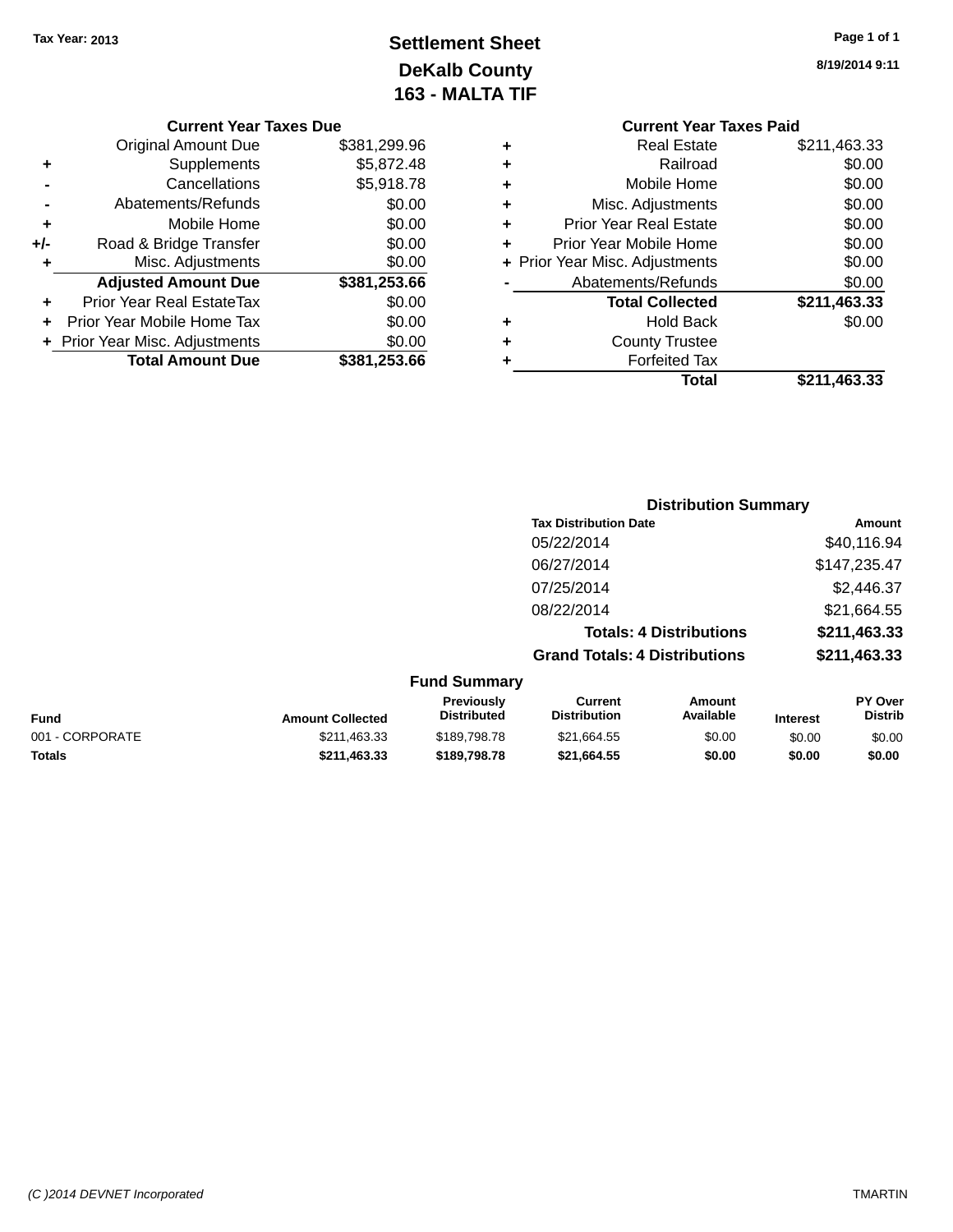Tax Year: 2013

# Settlement Sheet
## DeKalb County
## 163 - MALTA TIF

8/19/2014 9:11

### Current Year Taxes Due

| | | |
|---|---|---|
| | Original Amount Due | $381,299.96 |
| + | Supplements | $5,872.48 |
| - | Cancellations | $5,918.78 |
| - | Abatements/Refunds | $0.00 |
| + | Mobile Home | $0.00 |
| +/- | Road & Bridge Transfer | $0.00 |
| + | Misc. Adjustments | $0.00 |
| | **Adjusted Amount Due** | **$381,253.66** |
| + | Prior Year Real EstateTax | $0.00 |
| + | Prior Year Mobile Home Tax | $0.00 |
| + | Prior Year Misc. Adjustments | $0.00 |
| | **Total Amount Due** | **$381,253.66** |

### Current Year Taxes Paid

| | | |
|---|---|---|
| + | Real Estate | $211,463.33 |
| + | Railroad | $0.00 |
| + | Mobile Home | $0.00 |
| + | Misc. Adjustments | $0.00 |
| + | Prior Year Real Estate | $0.00 |
| + | Prior Year Mobile Home | $0.00 |
| + | Prior Year Misc. Adjustments | $0.00 |
| - | Abatements/Refunds | $0.00 |
| | **Total Collected** | **$211,463.33** |
| + | Hold Back | $0.00 |
| + | County Trustee | |
| + | Forfeited Tax | |
| | **Total** | **$211,463.33** |

### Distribution Summary

| Tax Distribution Date | Amount |
|---|---|
| 05/22/2014 | $40,116.94 |
| 06/27/2014 | $147,235.47 |
| 07/25/2014 | $2,446.37 |
| 08/22/2014 | $21,664.55 |
| **Totals: 4 Distributions** | **$211,463.33** |
| **Grand Totals: 4 Distributions** | **$211,463.33** |

### Fund Summary

| Fund | Amount Collected | Previously Distributed | Current Distribution | Amount Available | Interest | PY Over Distrib |
|---|---|---|---|---|---|---|
| 001 - CORPORATE | $211,463.33 | $189,798.78 | $21,664.55 | $0.00 | $0.00 | $0.00 |
| **Totals** | **$211,463.33** | **$189,798.78** | **$21,664.55** | **$0.00** | **$0.00** | **$0.00** |

(C )2014 DEVNET Incorporated TMARTIN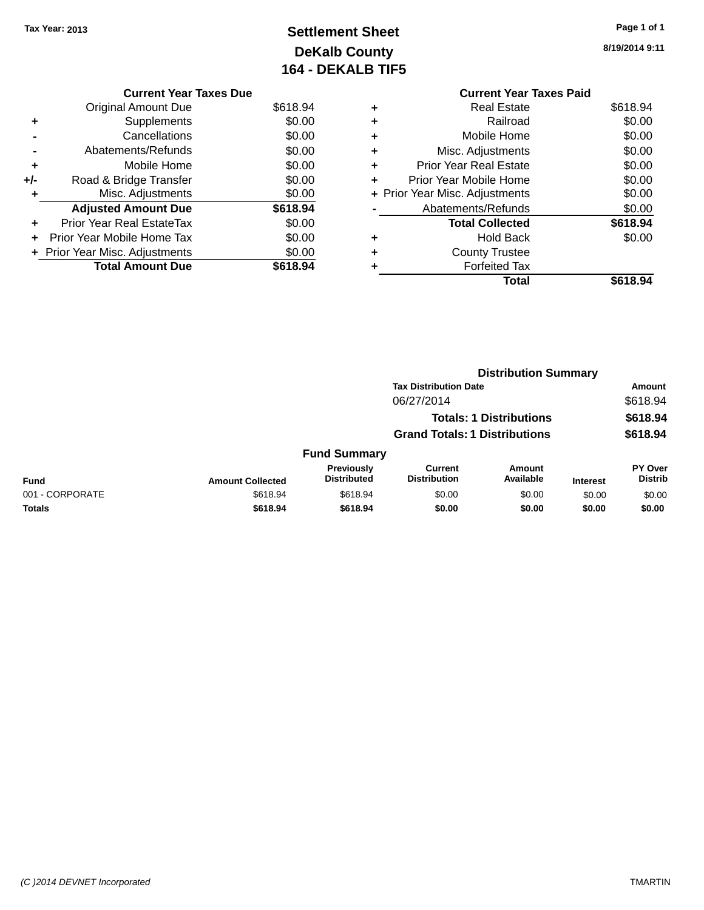Tax Year: 2013

# Settlement Sheet

## DeKalb County

## 164 - DEKALB TIF5

8/19/2014 9:11

### Current Year Taxes Due

| | | |
|---|---|---|
| | Original Amount Due | $618.94 |
| + | Supplements | $0.00 |
| - | Cancellations | $0.00 |
| - | Abatements/Refunds | $0.00 |
| + | Mobile Home | $0.00 |
| +/- | Road & Bridge Transfer | $0.00 |
| + | Misc. Adjustments | $0.00 |
| | **Adjusted Amount Due** | **$618.94** |
| + | Prior Year Real EstateTax | $0.00 |
| + | Prior Year Mobile Home Tax | $0.00 |
| + | Prior Year Misc. Adjustments | $0.00 |
| | **Total Amount Due** | **$618.94** |

### Current Year Taxes Paid

| | | |
|---|---|---|
| + | Real Estate | $618.94 |
| + | Railroad | $0.00 |
| + | Mobile Home | $0.00 |
| + | Misc. Adjustments | $0.00 |
| + | Prior Year Real Estate | $0.00 |
| + | Prior Year Mobile Home | $0.00 |
| + | Prior Year Misc. Adjustments | $0.00 |
| - | Abatements/Refunds | $0.00 |
| | **Total Collected** | **$618.94** |
| + | Hold Back | $0.00 |
| + | County Trustee | |
| + | Forfeited Tax | |
| | **Total** | **$618.94** |

### Distribution Summary

| Tax Distribution Date | Amount |
|---|---|
| 06/27/2014 | $618.94 |
| **Totals: 1 Distributions** | **$618.94** |
| **Grand Totals: 1 Distributions** | **$618.94** |

### Fund Summary

| Fund | Amount Collected | Previously Distributed | Current Distribution | Amount Available | Interest | PY Over Distrib |
|---|---|---|---|---|---|---|
| 001 - CORPORATE | $618.94 | $618.94 | $0.00 | $0.00 | $0.00 | $0.00 |
| **Totals** | **$618.94** | **$618.94** | **$0.00** | **$0.00** | **$0.00** | **$0.00** |

(C )2014 DEVNET Incorporated — TMARTIN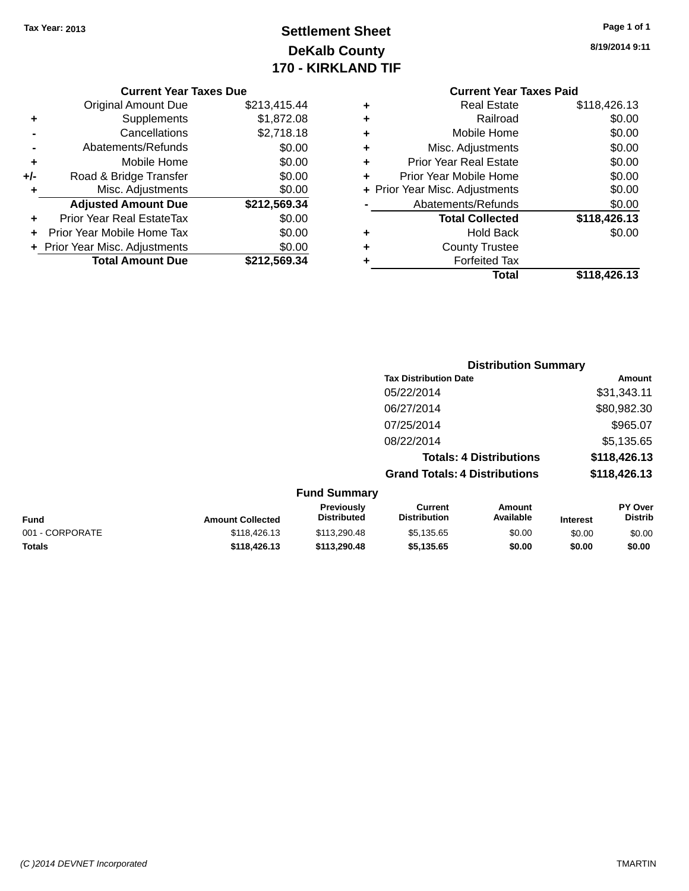Tax Year: 2013

# Settlement Sheet
## DeKalb County
## 170 - KIRKLAND TIF

8/19/2014 9:11

### Current Year Taxes Due

| | | |
|---|---|---|
| | Original Amount Due | $213,415.44 |
| + | Supplements | $1,872.08 |
| - | Cancellations | $2,718.18 |
| - | Abatements/Refunds | $0.00 |
| + | Mobile Home | $0.00 |
| +/- | Road & Bridge Transfer | $0.00 |
| + | Misc. Adjustments | $0.00 |
| | **Adjusted Amount Due** | **$212,569.34** |
| + | Prior Year Real EstateTax | $0.00 |
| + | Prior Year Mobile Home Tax | $0.00 |
| + | Prior Year Misc. Adjustments | $0.00 |
| | **Total Amount Due** | **$212,569.34** |

### Current Year Taxes Paid

| | | |
|---|---|---|
| + | Real Estate | $118,426.13 |
| + | Railroad | $0.00 |
| + | Mobile Home | $0.00 |
| + | Misc. Adjustments | $0.00 |
| + | Prior Year Real Estate | $0.00 |
| + | Prior Year Mobile Home | $0.00 |
| + | Prior Year Misc. Adjustments | $0.00 |
| - | Abatements/Refunds | $0.00 |
| | **Total Collected** | **$118,426.13** |
| + | Hold Back | $0.00 |
| + | County Trustee | |
| + | Forfeited Tax | |
| | **Total** | **$118,426.13** |

### Distribution Summary

| Tax Distribution Date | Amount |
|---|---|
| 05/22/2014 | $31,343.11 |
| 06/27/2014 | $80,982.30 |
| 07/25/2014 | $965.07 |
| 08/22/2014 | $5,135.65 |
| **Totals: 4 Distributions** | **$118,426.13** |
| **Grand Totals: 4 Distributions** | **$118,426.13** |

### Fund Summary

| Fund | Amount Collected | Previously Distributed | Current Distribution | Amount Available | Interest | PY Over Distrib |
|---|---|---|---|---|---|---|
| 001 - CORPORATE | $118,426.13 | $113,290.48 | $5,135.65 | $0.00 | $0.00 | $0.00 |
| **Totals** | **$118,426.13** | **$113,290.48** | **$5,135.65** | **$0.00** | **$0.00** | **$0.00** |

(C )2014 DEVNET Incorporated TMARTIN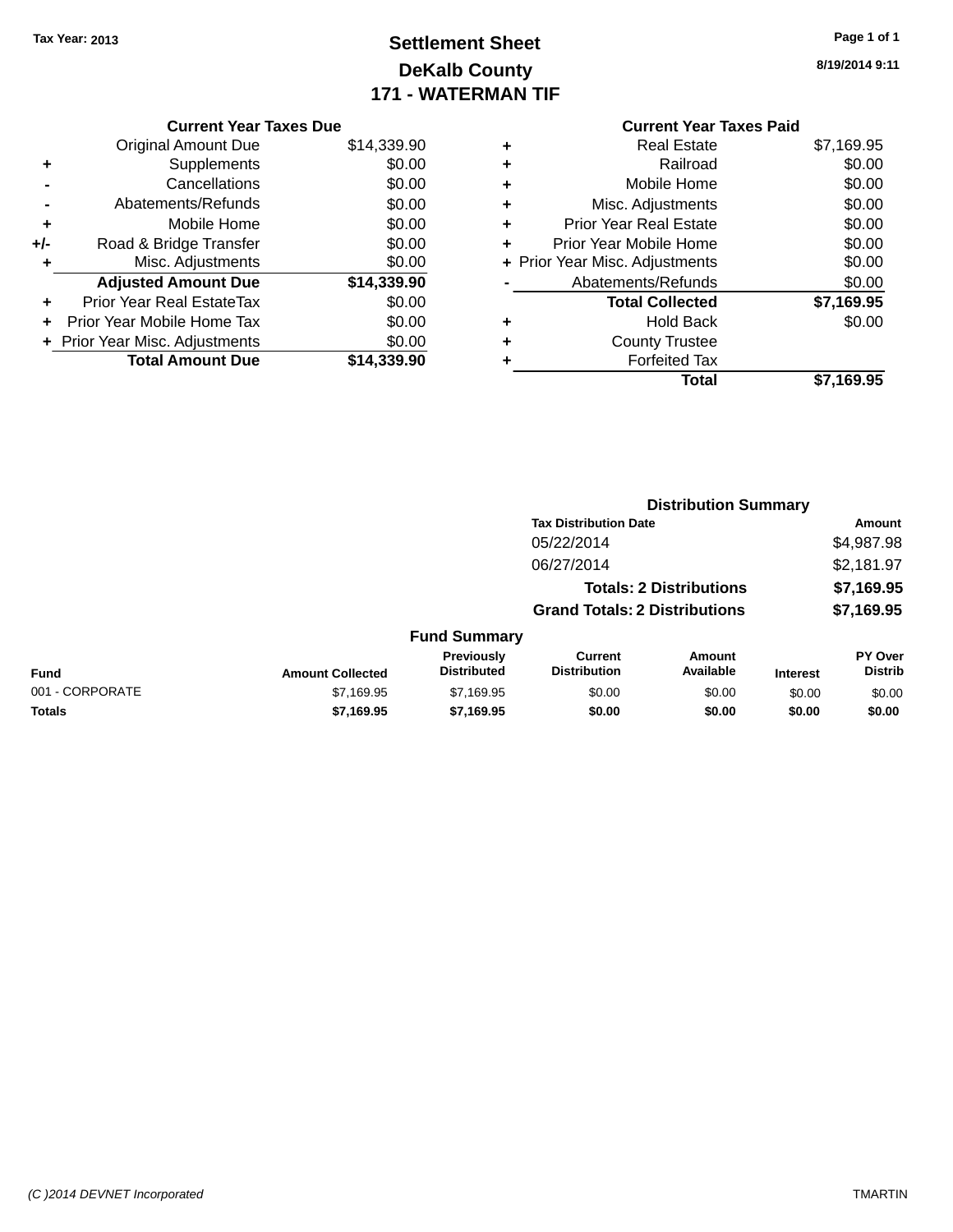Tax Year: 2013

# Settlement Sheet
## DeKalb County
## 171 - WATERMAN TIF

8/19/2014 9:11

### Current Year Taxes Due

| | | |
|---|---|---|
| | Original Amount Due | $14,339.90 |
| + | Supplements | $0.00 |
| - | Cancellations | $0.00 |
| - | Abatements/Refunds | $0.00 |
| + | Mobile Home | $0.00 |
| +/- | Road & Bridge Transfer | $0.00 |
| + | Misc. Adjustments | $0.00 |
| | **Adjusted Amount Due** | **$14,339.90** |
| + | Prior Year Real EstateTax | $0.00 |
| + | Prior Year Mobile Home Tax | $0.00 |
| + | Prior Year Misc. Adjustments | $0.00 |
| | **Total Amount Due** | **$14,339.90** |

### Current Year Taxes Paid

| | | |
|---|---|---|
| + | Real Estate | $7,169.95 |
| + | Railroad | $0.00 |
| + | Mobile Home | $0.00 |
| + | Misc. Adjustments | $0.00 |
| + | Prior Year Real Estate | $0.00 |
| + | Prior Year Mobile Home | $0.00 |
| + | Prior Year Misc. Adjustments | $0.00 |
| - | Abatements/Refunds | $0.00 |
| | **Total Collected** | **$7,169.95** |
| + | Hold Back | $0.00 |
| + | County Trustee | |
| + | Forfeited Tax | |
| | **Total** | **$7,169.95** |

### Distribution Summary

| Tax Distribution Date | Amount |
|---|---|
| 05/22/2014 | $4,987.98 |
| 06/27/2014 | $2,181.97 |
| **Totals: 2 Distributions** | **$7,169.95** |
| **Grand Totals: 2 Distributions** | **$7,169.95** |

### Fund Summary

| Fund | Amount Collected | Previously Distributed | Current Distribution | Amount Available | Interest | PY Over Distrib |
|---|---|---|---|---|---|---|
| 001 - CORPORATE | $7,169.95 | $7,169.95 | $0.00 | $0.00 | $0.00 | $0.00 |
| **Totals** | **$7,169.95** | **$7,169.95** | **$0.00** | **$0.00** | **$0.00** | **$0.00** |

(C )2014 DEVNET Incorporated

TMARTIN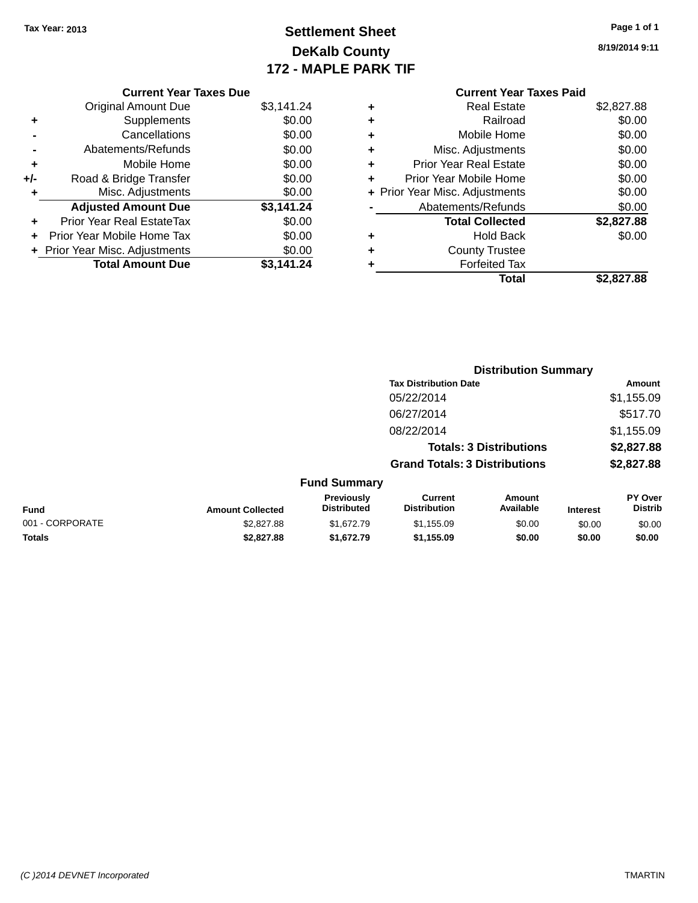**Tax Year: 2013**

# Settlement Sheet

## DeKalb County

## 172 - MAPLE PARK TIF

8/19/2014 9:11

### Current Year Taxes Due

| | | |
|---|---|---|
| | Original Amount Due | $3,141.24 |
| + | Supplements | $0.00 |
| - | Cancellations | $0.00 |
| - | Abatements/Refunds | $0.00 |
| + | Mobile Home | $0.00 |
| +/- | Road & Bridge Transfer | $0.00 |
| + | Misc. Adjustments | $0.00 |
| | **Adjusted Amount Due** | **$3,141.24** |
| + | Prior Year Real EstateTax | $0.00 |
| + | Prior Year Mobile Home Tax | $0.00 |
| + | Prior Year Misc. Adjustments | $0.00 |
| | **Total Amount Due** | **$3,141.24** |

### Current Year Taxes Paid

| | | |
|---|---|---|
| + | Real Estate | $2,827.88 |
| + | Railroad | $0.00 |
| + | Mobile Home | $0.00 |
| + | Misc. Adjustments | $0.00 |
| + | Prior Year Real Estate | $0.00 |
| + | Prior Year Mobile Home | $0.00 |
| + | Prior Year Misc. Adjustments | $0.00 |
| - | Abatements/Refunds | $0.00 |
| | **Total Collected** | **$2,827.88** |
| + | Hold Back | $0.00 |
| + | County Trustee | |
| + | Forfeited Tax | |
| | **Total** | **$2,827.88** |

### Distribution Summary

| Tax Distribution Date | Amount |
|---|---|
| 05/22/2014 | $1,155.09 |
| 06/27/2014 | $517.70 |
| 08/22/2014 | $1,155.09 |
| **Totals: 3 Distributions** | **$2,827.88** |
| **Grand Totals: 3 Distributions** | **$2,827.88** |

### Fund Summary

| Fund | Amount Collected | Previously Distributed | Current Distribution | Amount Available | Interest | PY Over Distrib |
|---|---|---|---|---|---|---|
| 001 - CORPORATE | $2,827.88 | $1,672.79 | $1,155.09 | $0.00 | $0.00 | $0.00 |
| **Totals** | **$2,827.88** | **$1,672.79** | **$1,155.09** | **$0.00** | **$0.00** | **$0.00** |

*(C )2014 DEVNET Incorporated* TMARTIN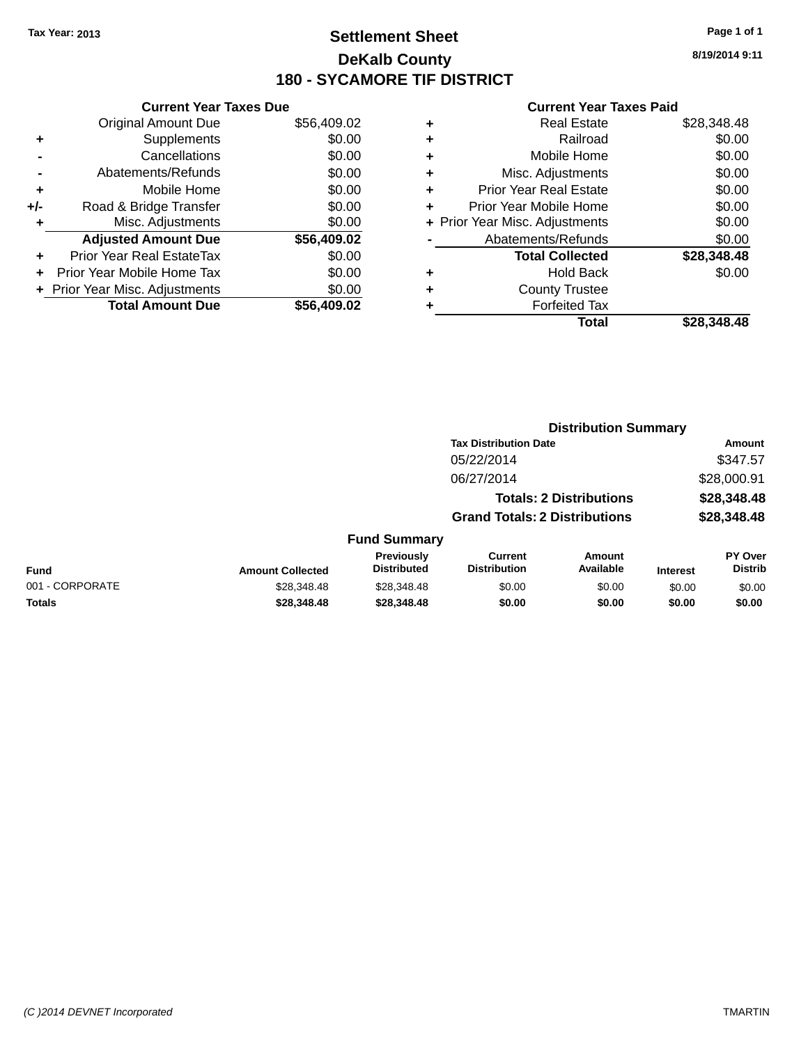Tax Year: 2013

# Settlement Sheet

## DeKalb County

## 180 - SYCAMORE TIF DISTRICT

8/19/2014 9:11

### Current Year Taxes Due

| | | |
|---|---|---|
| | Original Amount Due | $56,409.02 |
| + | Supplements | $0.00 |
| - | Cancellations | $0.00 |
| - | Abatements/Refunds | $0.00 |
| + | Mobile Home | $0.00 |
| +/- | Road & Bridge Transfer | $0.00 |
| + | Misc. Adjustments | $0.00 |
| | **Adjusted Amount Due** | **$56,409.02** |
| + | Prior Year Real EstateTax | $0.00 |
| + | Prior Year Mobile Home Tax | $0.00 |
| + | Prior Year Misc. Adjustments | $0.00 |
| | **Total Amount Due** | **$56,409.02** |

### Current Year Taxes Paid

| | | |
|---|---|---|
| + | Real Estate | $28,348.48 |
| + | Railroad | $0.00 |
| + | Mobile Home | $0.00 |
| + | Misc. Adjustments | $0.00 |
| + | Prior Year Real Estate | $0.00 |
| + | Prior Year Mobile Home | $0.00 |
| + | Prior Year Misc. Adjustments | $0.00 |
| - | Abatements/Refunds | $0.00 |
| | **Total Collected** | **$28,348.48** |
| + | Hold Back | $0.00 |
| + | County Trustee | |
| + | Forfeited Tax | |
| | **Total** | **$28,348.48** |

### Distribution Summary

| Tax Distribution Date | Amount |
|---|---|
| 05/22/2014 | $347.57 |
| 06/27/2014 | $28,000.91 |
| **Totals: 2 Distributions** | **$28,348.48** |
| **Grand Totals: 2 Distributions** | **$28,348.48** |

### Fund Summary

| Fund | Amount Collected | Previously Distributed | Current Distribution | Amount Available | Interest | PY Over Distrib |
|---|---|---|---|---|---|---|
| 001 - CORPORATE | $28,348.48 | $28,348.48 | $0.00 | $0.00 | $0.00 | $0.00 |
| **Totals** | **$28,348.48** | **$28,348.48** | **$0.00** | **$0.00** | **$0.00** | **$0.00** |

(C )2014 DEVNET Incorporated TMARTIN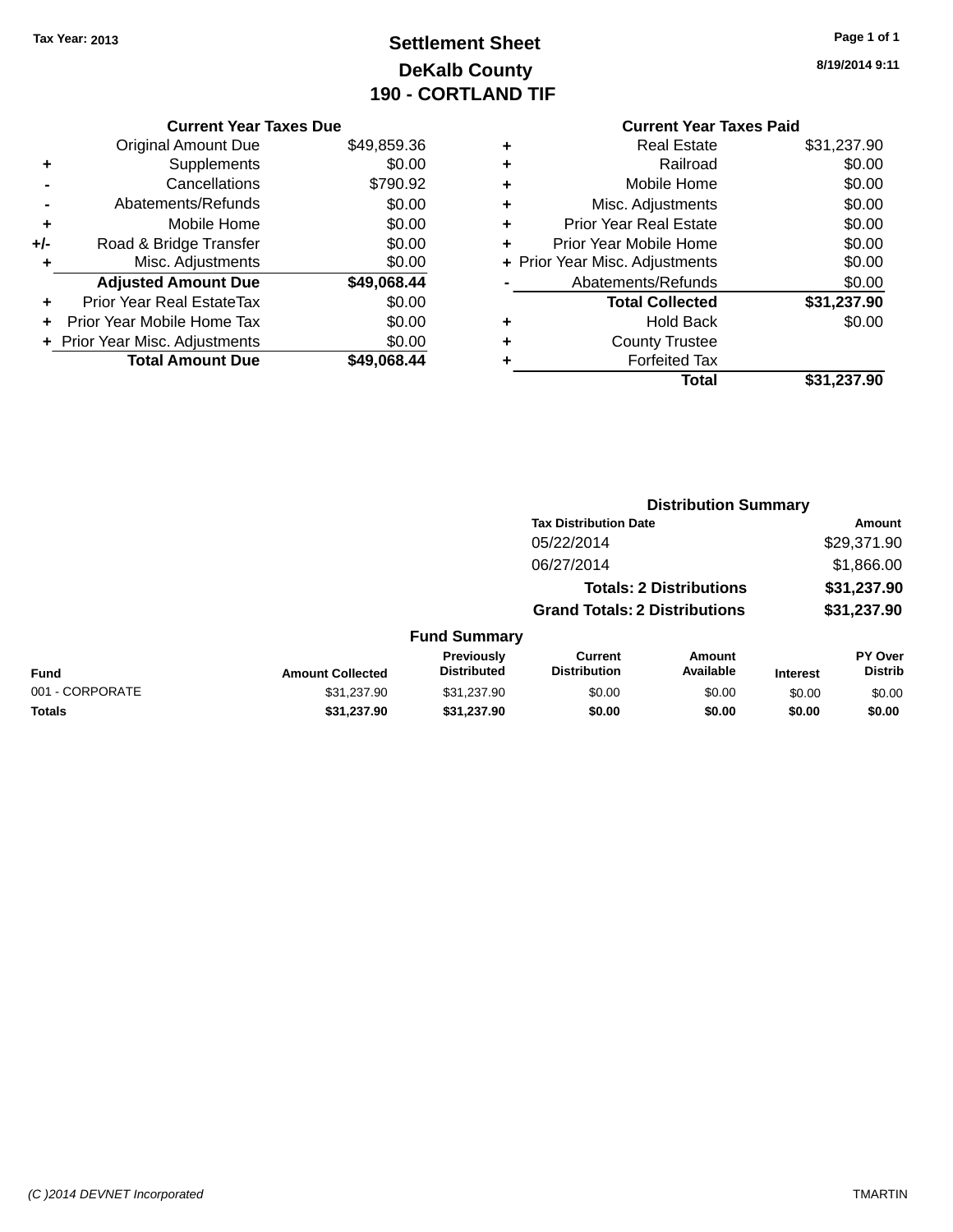Tax Year: 2013

# Settlement Sheet
## DeKalb County
## 190 - CORTLAND TIF

8/19/2014 9:11

### Current Year Taxes Due

| | | |
|---|---|---|
| | Original Amount Due | $49,859.36 |
| + | Supplements | $0.00 |
| - | Cancellations | $790.92 |
| - | Abatements/Refunds | $0.00 |
| + | Mobile Home | $0.00 |
| +/- | Road & Bridge Transfer | $0.00 |
| + | Misc. Adjustments | $0.00 |
| | **Adjusted Amount Due** | **$49,068.44** |
| + | Prior Year Real EstateTax | $0.00 |
| + | Prior Year Mobile Home Tax | $0.00 |
| + | Prior Year Misc. Adjustments | $0.00 |
| | **Total Amount Due** | **$49,068.44** |

### Current Year Taxes Paid

| | | |
|---|---|---|
| + | Real Estate | $31,237.90 |
| + | Railroad | $0.00 |
| + | Mobile Home | $0.00 |
| + | Misc. Adjustments | $0.00 |
| + | Prior Year Real Estate | $0.00 |
| + | Prior Year Mobile Home | $0.00 |
| + | Prior Year Misc. Adjustments | $0.00 |
| - | Abatements/Refunds | $0.00 |
| | **Total Collected** | **$31,237.90** |
| + | Hold Back | $0.00 |
| + | County Trustee | |
| + | Forfeited Tax | |
| | **Total** | **$31,237.90** |

### Distribution Summary

| Tax Distribution Date | Amount |
|---|---|
| 05/22/2014 | $29,371.90 |
| 06/27/2014 | $1,866.00 |
| **Totals: 2 Distributions** | **$31,237.90** |
| **Grand Totals: 2 Distributions** | **$31,237.90** |

### Fund Summary

| Fund | Amount Collected | Previously Distributed | Current Distribution | Amount Available | Interest | PY Over Distrib |
|---|---|---|---|---|---|---|
| 001 - CORPORATE | $31,237.90 | $31,237.90 | $0.00 | $0.00 | $0.00 | $0.00 |
| **Totals** | **$31,237.90** | **$31,237.90** | **$0.00** | **$0.00** | **$0.00** | **$0.00** |

(C )2014 DEVNET Incorporated TMARTIN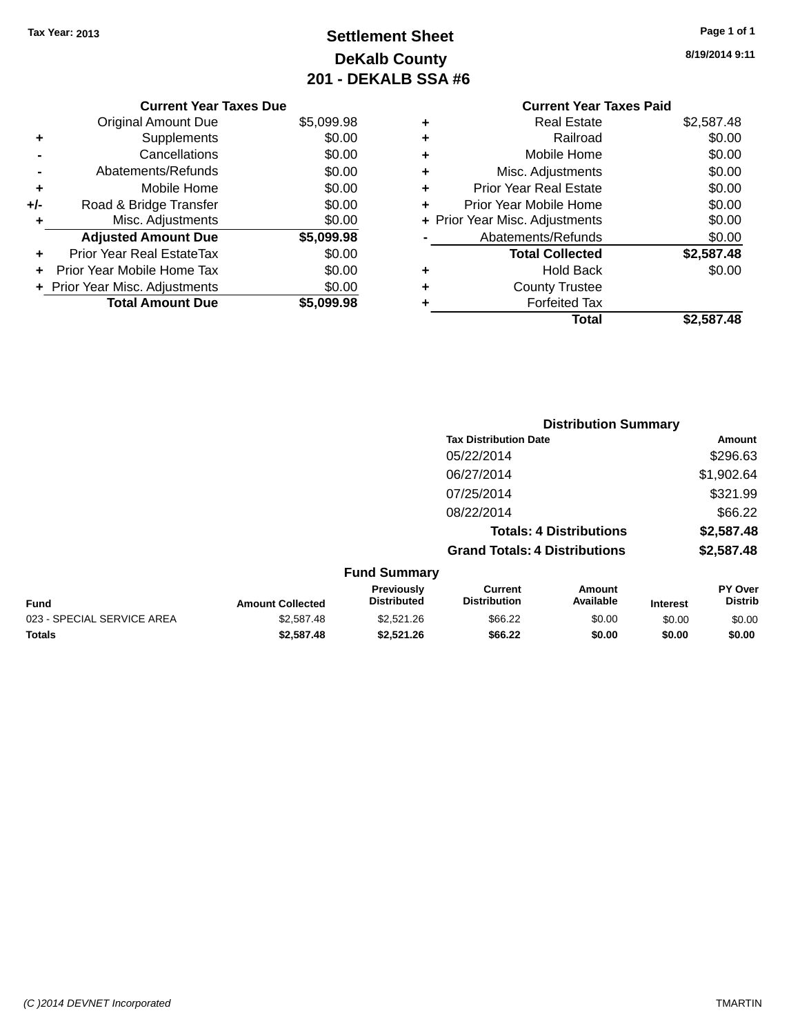Tax Year: 2013

# Settlement Sheet

## DeKalb County

## 201 - DEKALB SSA #6

8/19/2014 9:11

| | Current Year Taxes Due | |
|---|---|---|
| | Original Amount Due | $5,099.98 |
| + | Supplements | $0.00 |
| - | Cancellations | $0.00 |
| - | Abatements/Refunds | $0.00 |
| + | Mobile Home | $0.00 |
| +/- | Road & Bridge Transfer | $0.00 |
| + | Misc. Adjustments | $0.00 |
| | **Adjusted Amount Due** | **$5,099.98** |
| + | Prior Year Real EstateTax | $0.00 |
| + | Prior Year Mobile Home Tax | $0.00 |
| + | Prior Year Misc. Adjustments | $0.00 |
| | **Total Amount Due** | **$5,099.98** |

| | Current Year Taxes Paid | |
|---|---|---|
| + | Real Estate | $2,587.48 |
| + | Railroad | $0.00 |
| + | Mobile Home | $0.00 |
| + | Misc. Adjustments | $0.00 |
| + | Prior Year Real Estate | $0.00 |
| + | Prior Year Mobile Home | $0.00 |
| + | Prior Year Misc. Adjustments | $0.00 |
| - | Abatements/Refunds | $0.00 |
| | **Total Collected** | **$2,587.48** |
| + | Hold Back | $0.00 |
| + | County Trustee | |
| + | Forfeited Tax | |
| | **Total** | **$2,587.48** |

### Distribution Summary

| Tax Distribution Date | Amount |
|---|---|
| 05/22/2014 | $296.63 |
| 06/27/2014 | $1,902.64 |
| 07/25/2014 | $321.99 |
| 08/22/2014 | $66.22 |
| **Totals: 4 Distributions** | **$2,587.48** |
| **Grand Totals: 4 Distributions** | **$2,587.48** |

### Fund Summary

| Fund | Amount Collected | Previously Distributed | Current Distribution | Amount Available | Interest | PY Over Distrib |
|---|---|---|---|---|---|---|
| 023 - SPECIAL SERVICE AREA | $2,587.48 | $2,521.26 | $66.22 | $0.00 | $0.00 | $0.00 |
| **Totals** | **$2,587.48** | **$2,521.26** | **$66.22** | **$0.00** | **$0.00** | **$0.00** |

(C )2014 DEVNET Incorporated TMARTIN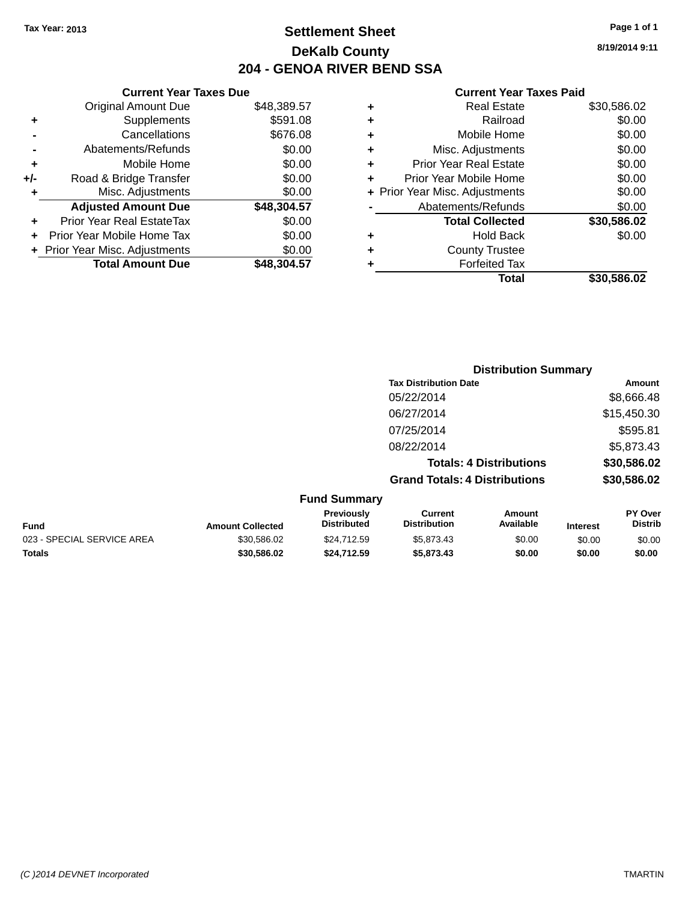Tax Year: 2013

# Settlement Sheet

## DeKalb County

## 204 - GENOA RIVER BEND SSA

8/19/2014 9:11

**Current Year Taxes Due**

| | | |
|---|---|---|
| | Original Amount Due | $48,389.57 |
| + | Supplements | $591.08 |
| - | Cancellations | $676.08 |
| - | Abatements/Refunds | $0.00 |
| + | Mobile Home | $0.00 |
| +/- | Road & Bridge Transfer | $0.00 |
| + | Misc. Adjustments | $0.00 |
| | **Adjusted Amount Due** | **$48,304.57** |
| + | Prior Year Real EstateTax | $0.00 |
| + | Prior Year Mobile Home Tax | $0.00 |
| + | Prior Year Misc. Adjustments | $0.00 |
| | **Total Amount Due** | **$48,304.57** |

**Current Year Taxes Paid**

| | | |
|---|---|---|
| + | Real Estate | $30,586.02 |
| + | Railroad | $0.00 |
| + | Mobile Home | $0.00 |
| + | Misc. Adjustments | $0.00 |
| + | Prior Year Real Estate | $0.00 |
| + | Prior Year Mobile Home | $0.00 |
| + | Prior Year Misc. Adjustments | $0.00 |
| - | Abatements/Refunds | $0.00 |
| | **Total Collected** | **$30,586.02** |
| + | Hold Back | $0.00 |
| + | County Trustee | |
| + | Forfeited Tax | |
| | **Total** | **$30,586.02** |

**Distribution Summary**

| Tax Distribution Date | Amount |
|---|---|
| 05/22/2014 | $8,666.48 |
| 06/27/2014 | $15,450.30 |
| 07/25/2014 | $595.81 |
| 08/22/2014 | $5,873.43 |
| **Totals: 4 Distributions** | **$30,586.02** |
| **Grand Totals: 4 Distributions** | **$30,586.02** |

**Fund Summary**

| Fund | Amount Collected | Previously Distributed | Current Distribution | Amount Available | Interest | PY Over Distrib |
|---|---|---|---|---|---|---|
| 023 - SPECIAL SERVICE AREA | $30,586.02 | $24,712.59 | $5,873.43 | $0.00 | $0.00 | $0.00 |
| **Totals** | **$30,586.02** | **$24,712.59** | **$5,873.43** | **$0.00** | **$0.00** | **$0.00** |

(C )2014 DEVNET Incorporated TMARTIN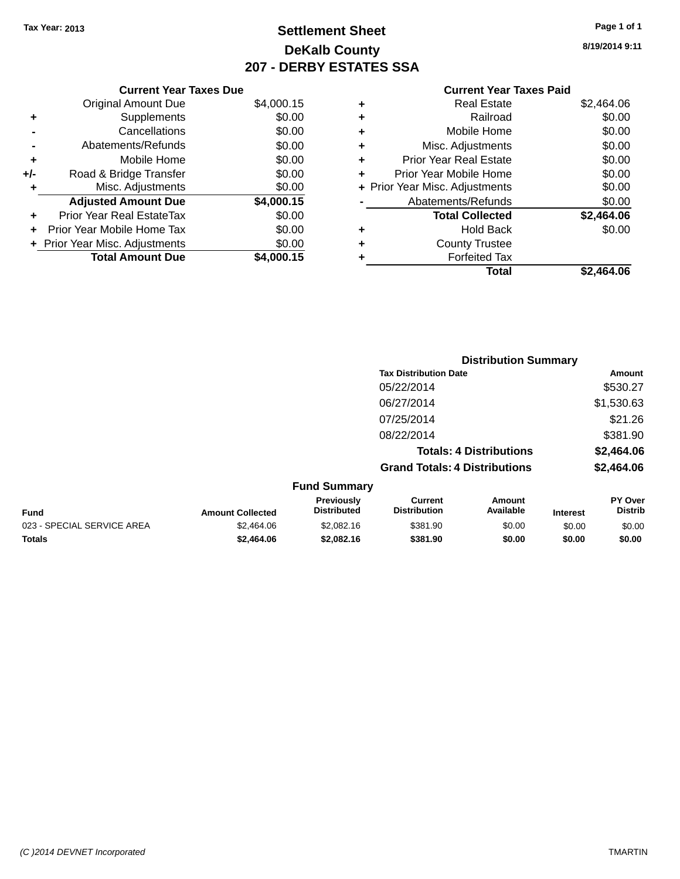Tax Year: 2013

# Settlement Sheet

## DeKalb County

## 207 - DERBY ESTATES SSA

8/19/2014 9:11

### Current Year Taxes Due

| | | |
|---|---|---|
| | Original Amount Due | $4,000.15 |
| + | Supplements | $0.00 |
| - | Cancellations | $0.00 |
| - | Abatements/Refunds | $0.00 |
| + | Mobile Home | $0.00 |
| +/- | Road & Bridge Transfer | $0.00 |
| + | Misc. Adjustments | $0.00 |
| | **Adjusted Amount Due** | **$4,000.15** |
| + | Prior Year Real EstateTax | $0.00 |
| + | Prior Year Mobile Home Tax | $0.00 |
| + | Prior Year Misc. Adjustments | $0.00 |
| | **Total Amount Due** | **$4,000.15** |

### Current Year Taxes Paid

| | | |
|---|---|---|
| + | Real Estate | $2,464.06 |
| + | Railroad | $0.00 |
| + | Mobile Home | $0.00 |
| + | Misc. Adjustments | $0.00 |
| + | Prior Year Real Estate | $0.00 |
| + | Prior Year Mobile Home | $0.00 |
| + | Prior Year Misc. Adjustments | $0.00 |
| - | Abatements/Refunds | $0.00 |
| | **Total Collected** | **$2,464.06** |
| + | Hold Back | $0.00 |
| + | County Trustee | |
| + | Forfeited Tax | |
| | **Total** | **$2,464.06** |

### Distribution Summary

| Tax Distribution Date | Amount |
|---|---|
| 05/22/2014 | $530.27 |
| 06/27/2014 | $1,530.63 |
| 07/25/2014 | $21.26 |
| 08/22/2014 | $381.90 |
| **Totals: 4 Distributions** | **$2,464.06** |
| **Grand Totals: 4 Distributions** | **$2,464.06** |

### Fund Summary

| Fund | Amount Collected | Previously Distributed | Current Distribution | Amount Available | Interest | PY Over Distrib |
|---|---|---|---|---|---|---|
| 023 - SPECIAL SERVICE AREA | $2,464.06 | $2,082.16 | $381.90 | $0.00 | $0.00 | $0.00 |
| **Totals** | **$2,464.06** | **$2,082.16** | **$381.90** | **$0.00** | **$0.00** | **$0.00** |

(C )2014 DEVNET Incorporated    TMARTIN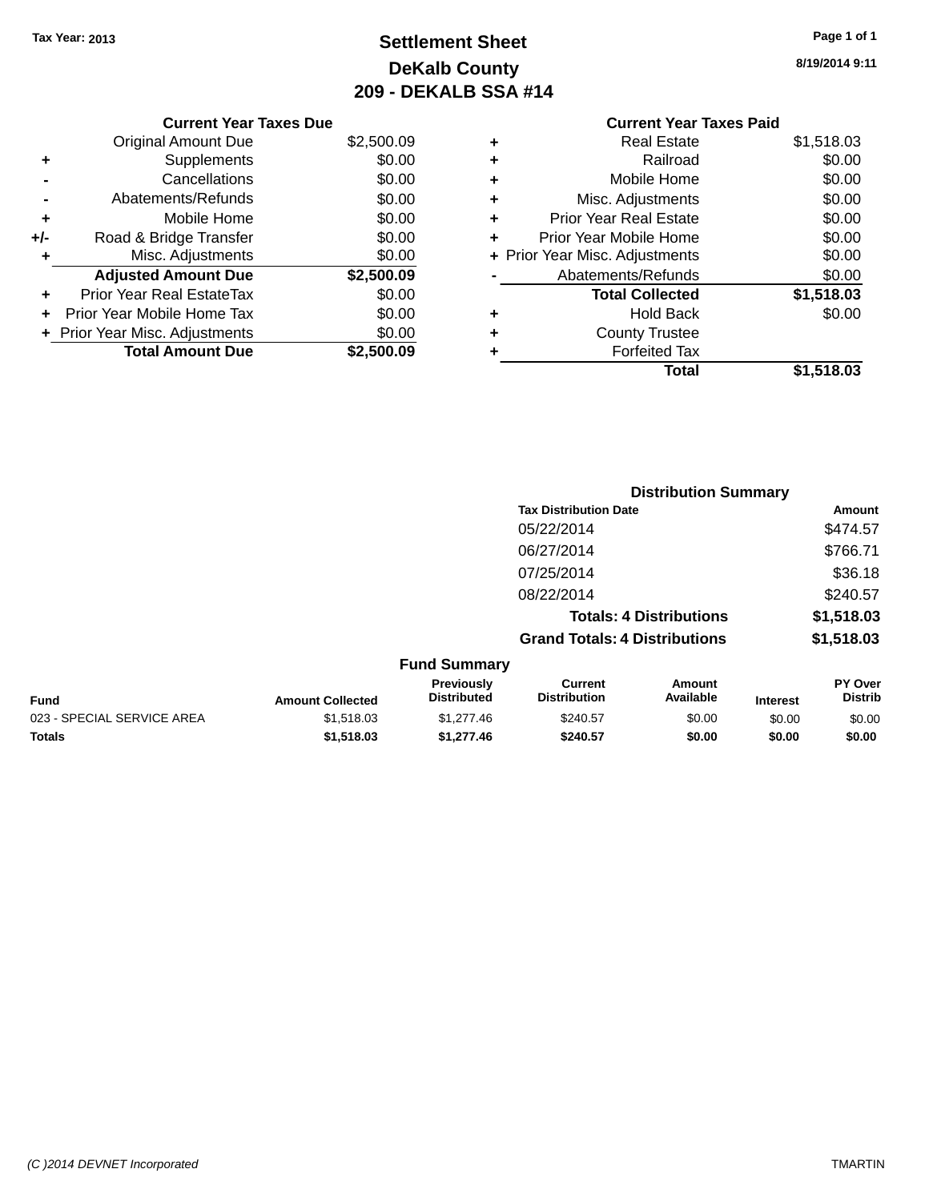Tax Year: 2013

# Settlement Sheet

## DeKalb County

## 209 - DEKALB SSA #14

8/19/2014 9:11

### Current Year Taxes Due

| | | |
|---|---|---|
| | Original Amount Due | $2,500.09 |
| + | Supplements | $0.00 |
| - | Cancellations | $0.00 |
| - | Abatements/Refunds | $0.00 |
| + | Mobile Home | $0.00 |
| +/- | Road & Bridge Transfer | $0.00 |
| + | Misc. Adjustments | $0.00 |
| | **Adjusted Amount Due** | **$2,500.09** |
| + | Prior Year Real EstateTax | $0.00 |
| + | Prior Year Mobile Home Tax | $0.00 |
| + | Prior Year Misc. Adjustments | $0.00 |
| | **Total Amount Due** | **$2,500.09** |

### Current Year Taxes Paid

| | | |
|---|---|---|
| + | Real Estate | $1,518.03 |
| + | Railroad | $0.00 |
| + | Mobile Home | $0.00 |
| + | Misc. Adjustments | $0.00 |
| + | Prior Year Real Estate | $0.00 |
| + | Prior Year Mobile Home | $0.00 |
| + | Prior Year Misc. Adjustments | $0.00 |
| - | Abatements/Refunds | $0.00 |
| | **Total Collected** | **$1,518.03** |
| + | Hold Back | $0.00 |
| + | County Trustee | |
| + | Forfeited Tax | |
| | **Total** | **$1,518.03** |

### Distribution Summary

| Tax Distribution Date | Amount |
|---|---|
| 05/22/2014 | $474.57 |
| 06/27/2014 | $766.71 |
| 07/25/2014 | $36.18 |
| 08/22/2014 | $240.57 |
| **Totals: 4 Distributions** | **$1,518.03** |
| **Grand Totals: 4 Distributions** | **$1,518.03** |

### Fund Summary

| Fund | Amount Collected | Previously Distributed | Current Distribution | Amount Available | Interest | PY Over Distrib |
|---|---|---|---|---|---|---|
| 023 - SPECIAL SERVICE AREA | $1,518.03 | $1,277.46 | $240.57 | $0.00 | $0.00 | $0.00 |
| **Totals** | **$1,518.03** | **$1,277.46** | **$240.57** | **$0.00** | **$0.00** | **$0.00** |

(C )2014 DEVNET Incorporated TMARTIN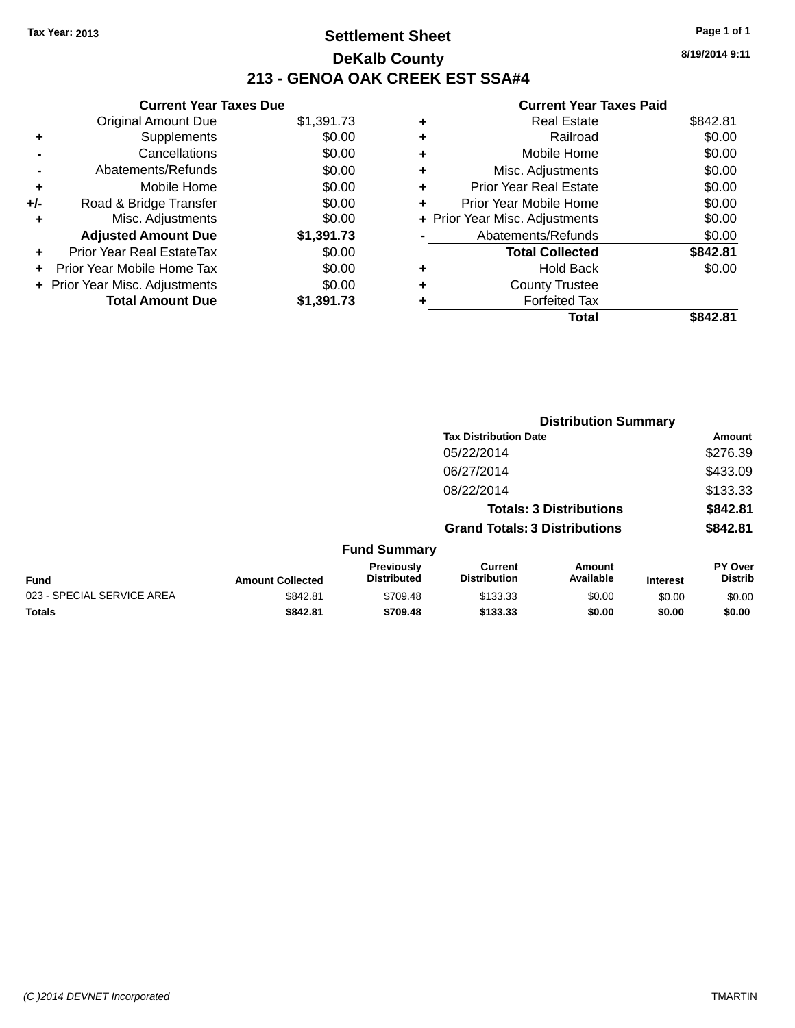Tax Year: 2013

# Settlement Sheet

## DeKalb County

## 213 - GENOA OAK CREEK EST SSA#4

8/19/2014 9:11

### Current Year Taxes Due

| | | |
|---|---|---|
| | Original Amount Due | $1,391.73 |
| + | Supplements | $0.00 |
| - | Cancellations | $0.00 |
| - | Abatements/Refunds | $0.00 |
| + | Mobile Home | $0.00 |
| +/- | Road & Bridge Transfer | $0.00 |
| + | Misc. Adjustments | $0.00 |
| | **Adjusted Amount Due** | **$1,391.73** |
| + | Prior Year Real EstateTax | $0.00 |
| + | Prior Year Mobile Home Tax | $0.00 |
| + | Prior Year Misc. Adjustments | $0.00 |
| | **Total Amount Due** | **$1,391.73** |

### Current Year Taxes Paid

| | | |
|---|---|---|
| + | Real Estate | $842.81 |
| + | Railroad | $0.00 |
| + | Mobile Home | $0.00 |
| + | Misc. Adjustments | $0.00 |
| + | Prior Year Real Estate | $0.00 |
| + | Prior Year Mobile Home | $0.00 |
| + | Prior Year Misc. Adjustments | $0.00 |
| - | Abatements/Refunds | $0.00 |
| | **Total Collected** | **$842.81** |
| + | Hold Back | $0.00 |
| + | County Trustee | |
| + | Forfeited Tax | |
| | **Total** | **$842.81** |

### Distribution Summary

| Tax Distribution Date | Amount |
|---|---|
| 05/22/2014 | $276.39 |
| 06/27/2014 | $433.09 |
| 08/22/2014 | $133.33 |
| **Totals: 3 Distributions** | **$842.81** |
| **Grand Totals: 3 Distributions** | **$842.81** |

### Fund Summary

| Fund | Amount Collected | Previously Distributed | Current Distribution | Amount Available | Interest | PY Over Distrib |
|---|---|---|---|---|---|---|
| 023 - SPECIAL SERVICE AREA | $842.81 | $709.48 | $133.33 | $0.00 | $0.00 | $0.00 |
| **Totals** | **$842.81** | **$709.48** | **$133.33** | **$0.00** | **$0.00** | **$0.00** |

(C )2014 DEVNET Incorporated TMARTIN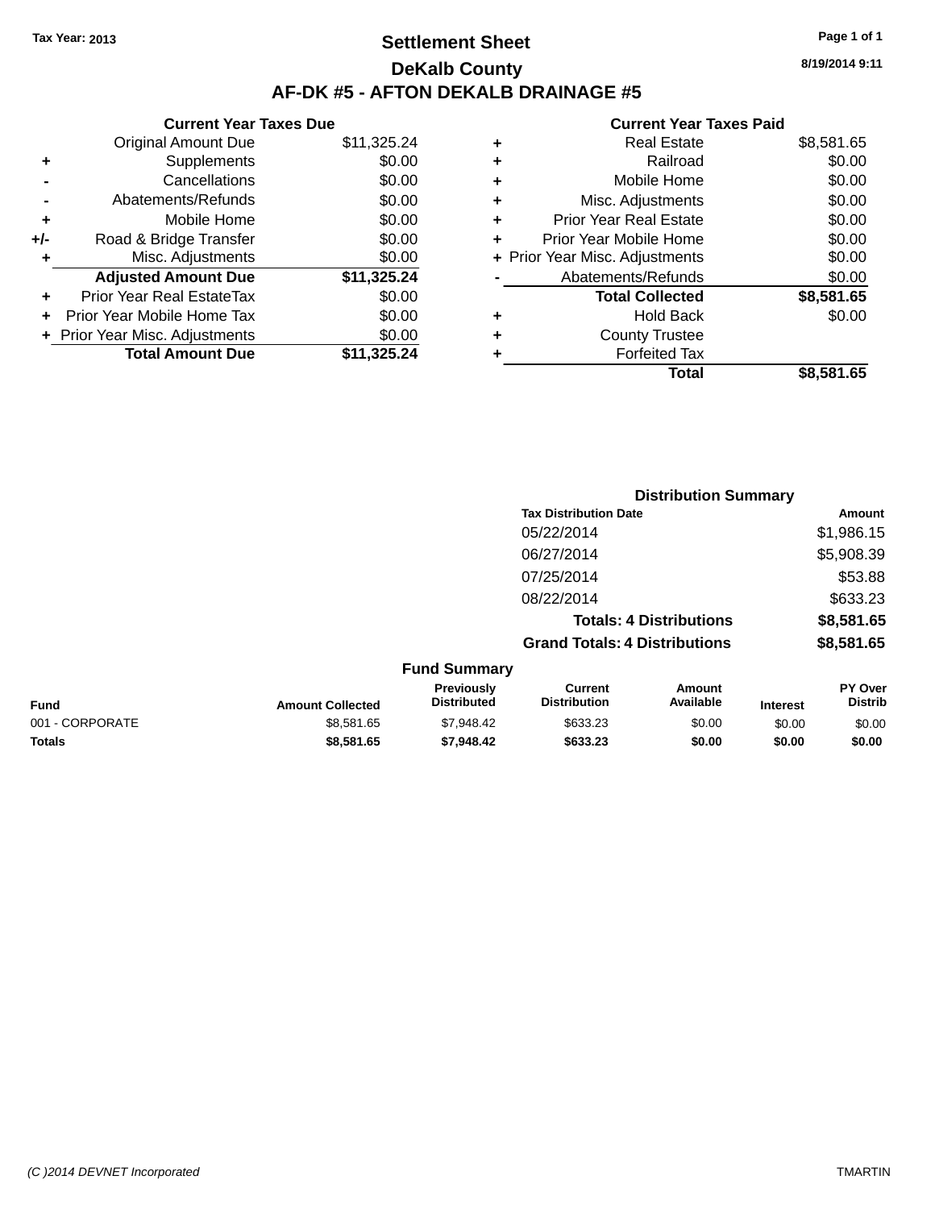Tax Year: 2013

# Settlement Sheet

## DeKalb County

## AF-DK #5 - AFTON DEKALB DRAINAGE #5

8/19/2014 9:11

### Current Year Taxes Due

| | | |
|---|---|---|
| | Original Amount Due | $11,325.24 |
| + | Supplements | $0.00 |
| - | Cancellations | $0.00 |
| - | Abatements/Refunds | $0.00 |
| + | Mobile Home | $0.00 |
| +/- | Road & Bridge Transfer | $0.00 |
| + | Misc. Adjustments | $0.00 |
| | **Adjusted Amount Due** | **$11,325.24** |
| + | Prior Year Real EstateTax | $0.00 |
| + | Prior Year Mobile Home Tax | $0.00 |
| + | Prior Year Misc. Adjustments | $0.00 |
| | **Total Amount Due** | **$11,325.24** |

### Current Year Taxes Paid

| | | |
|---|---|---|
| + | Real Estate | $8,581.65 |
| + | Railroad | $0.00 |
| + | Mobile Home | $0.00 |
| + | Misc. Adjustments | $0.00 |
| + | Prior Year Real Estate | $0.00 |
| + | Prior Year Mobile Home | $0.00 |
| + | Prior Year Misc. Adjustments | $0.00 |
| - | Abatements/Refunds | $0.00 |
| | **Total Collected** | **$8,581.65** |
| + | Hold Back | $0.00 |
| + | County Trustee | |
| + | Forfeited Tax | |
| | **Total** | **$8,581.65** |

### Distribution Summary

| Tax Distribution Date | Amount |
|---|---|
| 05/22/2014 | $1,986.15 |
| 06/27/2014 | $5,908.39 |
| 07/25/2014 | $53.88 |
| 08/22/2014 | $633.23 |
| **Totals: 4 Distributions** | **$8,581.65** |
| **Grand Totals: 4 Distributions** | **$8,581.65** |

### Fund Summary

| Fund | Amount Collected | Previously Distributed | Current Distribution | Amount Available | Interest | PY Over Distrib |
|---|---|---|---|---|---|---|
| 001 - CORPORATE | $8,581.65 | $7,948.42 | $633.23 | $0.00 | $0.00 | $0.00 |
| **Totals** | **$8,581.65** | **$7,948.42** | **$633.23** | **$0.00** | **$0.00** | **$0.00** |

(C )2014 DEVNET Incorporated TMARTIN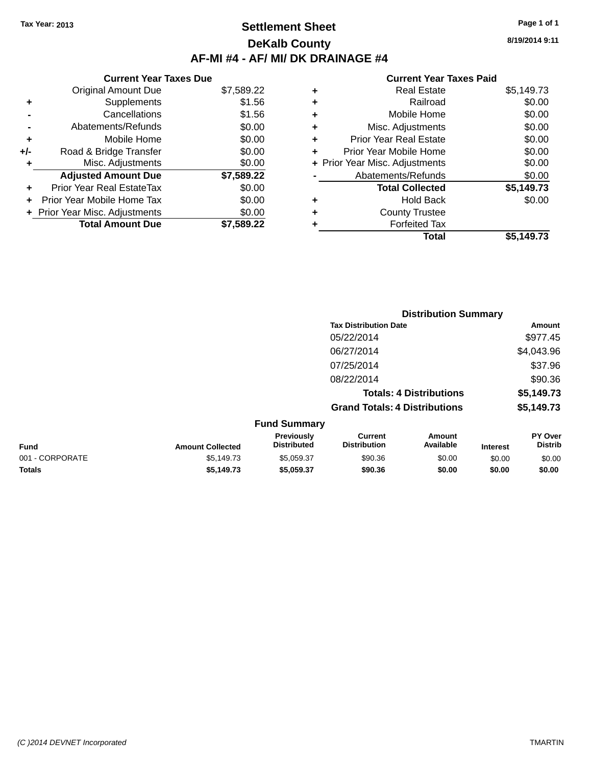Tax Year: 2013

# Settlement Sheet

## DeKalb County

## AF-MI #4 - AF/ MI/ DK DRAINAGE #4

8/19/2014 9:11

### Current Year Taxes Due

| | | |
|---|---|---|
| | Original Amount Due | $7,589.22 |
| + | Supplements | $1.56 |
| - | Cancellations | $1.56 |
| - | Abatements/Refunds | $0.00 |
| + | Mobile Home | $0.00 |
| +/- | Road & Bridge Transfer | $0.00 |
| + | Misc. Adjustments | $0.00 |
| | **Adjusted Amount Due** | **$7,589.22** |
| + | Prior Year Real EstateTax | $0.00 |
| + | Prior Year Mobile Home Tax | $0.00 |
| + | Prior Year Misc. Adjustments | $0.00 |
| | **Total Amount Due** | **$7,589.22** |

### Current Year Taxes Paid

| | | |
|---|---|---|
| + | Real Estate | $5,149.73 |
| + | Railroad | $0.00 |
| + | Mobile Home | $0.00 |
| + | Misc. Adjustments | $0.00 |
| + | Prior Year Real Estate | $0.00 |
| + | Prior Year Mobile Home | $0.00 |
| + | Prior Year Misc. Adjustments | $0.00 |
| - | Abatements/Refunds | $0.00 |
| | **Total Collected** | **$5,149.73** |
| + | Hold Back | $0.00 |
| + | County Trustee | |
| + | Forfeited Tax | |
| | **Total** | **$5,149.73** |

### Distribution Summary

| Tax Distribution Date | Amount |
|---|---|
| 05/22/2014 | $977.45 |
| 06/27/2014 | $4,043.96 |
| 07/25/2014 | $37.96 |
| 08/22/2014 | $90.36 |
| **Totals: 4 Distributions** | **$5,149.73** |
| **Grand Totals: 4 Distributions** | **$5,149.73** |

### Fund Summary

| Fund | Amount Collected | Previously Distributed | Current Distribution | Amount Available | Interest | PY Over Distrib |
|---|---|---|---|---|---|---|
| 001 - CORPORATE | $5,149.73 | $5,059.37 | $90.36 | $0.00 | $0.00 | $0.00 |
| **Totals** | **$5,149.73** | **$5,059.37** | **$90.36** | **$0.00** | **$0.00** | **$0.00** |

(C )2014 DEVNET Incorporated TMARTIN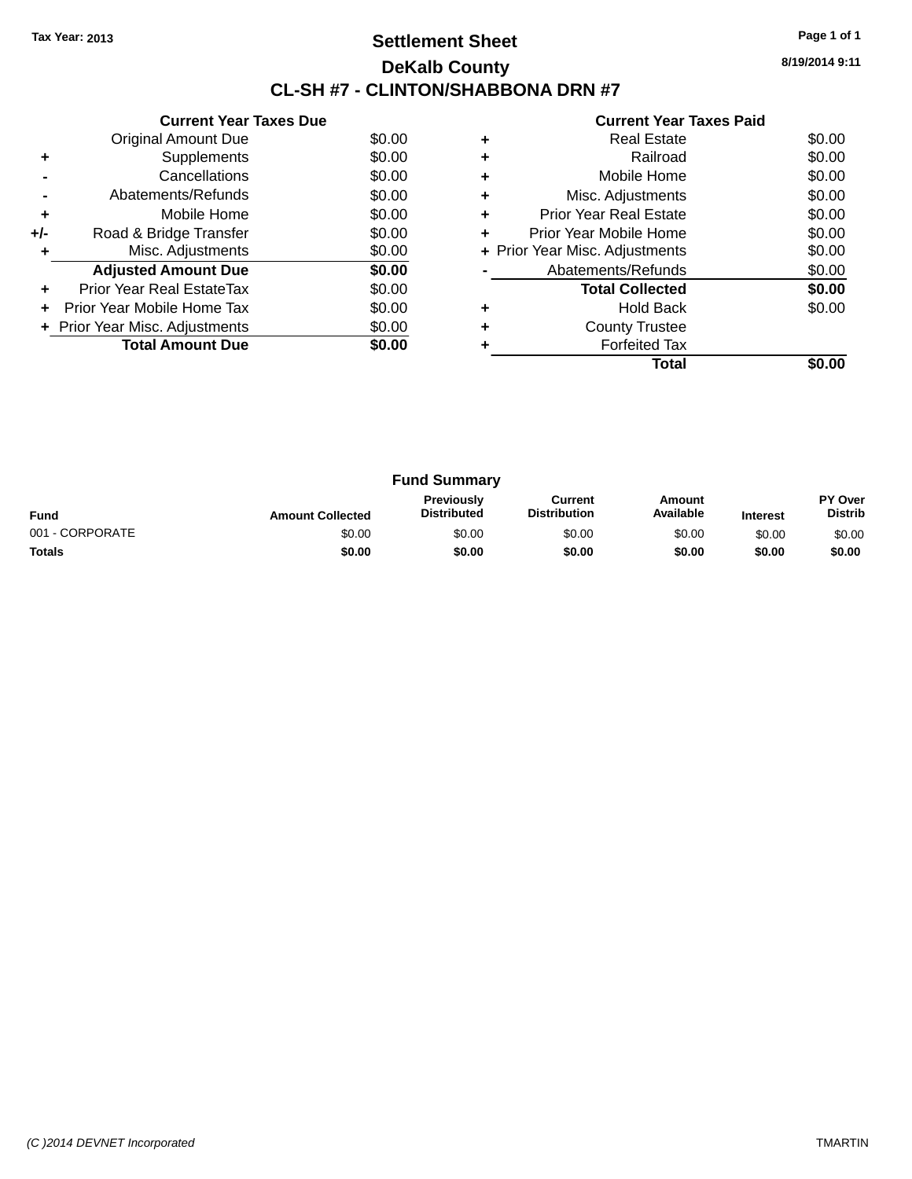Tax Year: 2013

# Settlement Sheet

## DeKalb County

## CL-SH #7 - CLINTON/SHABBONA DRN #7

8/19/2014 9:11

### Current Year Taxes Due

| | | |
|---|---|---|
| | Original Amount Due | $0.00 |
| + | Supplements | $0.00 |
| - | Cancellations | $0.00 |
| - | Abatements/Refunds | $0.00 |
| + | Mobile Home | $0.00 |
| +/- | Road & Bridge Transfer | $0.00 |
| + | Misc. Adjustments | $0.00 |
| | **Adjusted Amount Due** | **$0.00** |
| + | Prior Year Real EstateTax | $0.00 |
| + | Prior Year Mobile Home Tax | $0.00 |
| + | Prior Year Misc. Adjustments | $0.00 |
| | **Total Amount Due** | **$0.00** |

### Current Year Taxes Paid

| | | |
|---|---|---|
| + | Real Estate | $0.00 |
| + | Railroad | $0.00 |
| + | Mobile Home | $0.00 |
| + | Misc. Adjustments | $0.00 |
| + | Prior Year Real Estate | $0.00 |
| + | Prior Year Mobile Home | $0.00 |
| + | Prior Year Misc. Adjustments | $0.00 |
| - | Abatements/Refunds | $0.00 |
| | **Total Collected** | **$0.00** |
| + | Hold Back | $0.00 |
| + | County Trustee | |
| + | Forfeited Tax | |
| | **Total** | **$0.00** |

### Fund Summary

| Fund | Amount Collected | Previously Distributed | Current Distribution | Amount Available | Interest | PY Over Distrib |
|---|---|---|---|---|---|---|
| 001 - CORPORATE | $0.00 | $0.00 | $0.00 | $0.00 | $0.00 | $0.00 |
| **Totals** | **$0.00** | **$0.00** | **$0.00** | **$0.00** | **$0.00** | **$0.00** |

(C )2014 DEVNET Incorporated — TMARTIN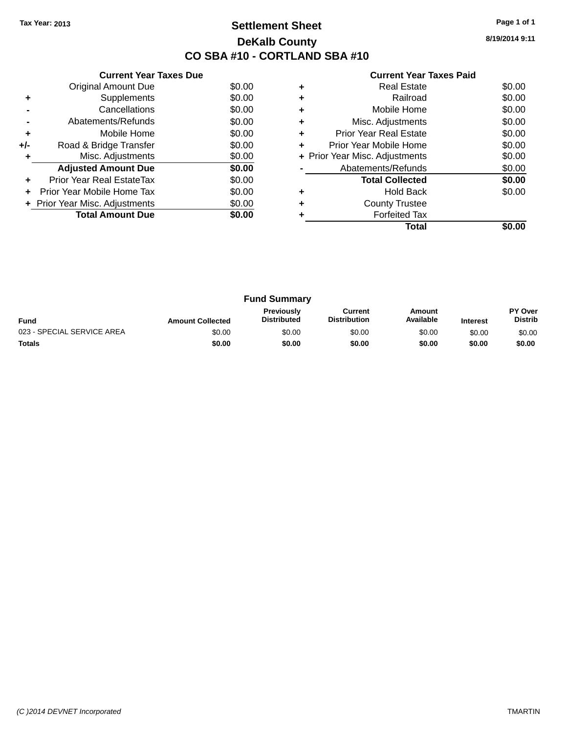Tax Year: 2013

# Settlement Sheet

## DeKalb County

## CO SBA #10 - CORTLAND SBA #10

8/19/2014 9:11

### Current Year Taxes Due

| | | |
|---|---|---|
| | Original Amount Due | $0.00 |
| + | Supplements | $0.00 |
| - | Cancellations | $0.00 |
| - | Abatements/Refunds | $0.00 |
| + | Mobile Home | $0.00 |
| +/- | Road & Bridge Transfer | $0.00 |
| + | Misc. Adjustments | $0.00 |
| | **Adjusted Amount Due** | **$0.00** |
| + | Prior Year Real EstateTax | $0.00 |
| + | Prior Year Mobile Home Tax | $0.00 |
| + | Prior Year Misc. Adjustments | $0.00 |
| | **Total Amount Due** | **$0.00** |

### Current Year Taxes Paid

| | | |
|---|---|---|
| + | Real Estate | $0.00 |
| + | Railroad | $0.00 |
| + | Mobile Home | $0.00 |
| + | Misc. Adjustments | $0.00 |
| + | Prior Year Real Estate | $0.00 |
| + | Prior Year Mobile Home | $0.00 |
| + | Prior Year Misc. Adjustments | $0.00 |
| - | Abatements/Refunds | $0.00 |
| | **Total Collected** | **$0.00** |
| + | Hold Back | $0.00 |
| + | County Trustee | |
| + | Forfeited Tax | |
| | **Total** | **$0.00** |

### Fund Summary

| Fund | Amount Collected | Previously Distributed | Current Distribution | Amount Available | Interest | PY Over Distrib |
|---|---|---|---|---|---|---|
| 023 - SPECIAL SERVICE AREA | $0.00 | $0.00 | $0.00 | $0.00 | $0.00 | $0.00 |
| **Totals** | **$0.00** | **$0.00** | **$0.00** | **$0.00** | **$0.00** | **$0.00** |

(C )2014 DEVNET Incorporated TMARTIN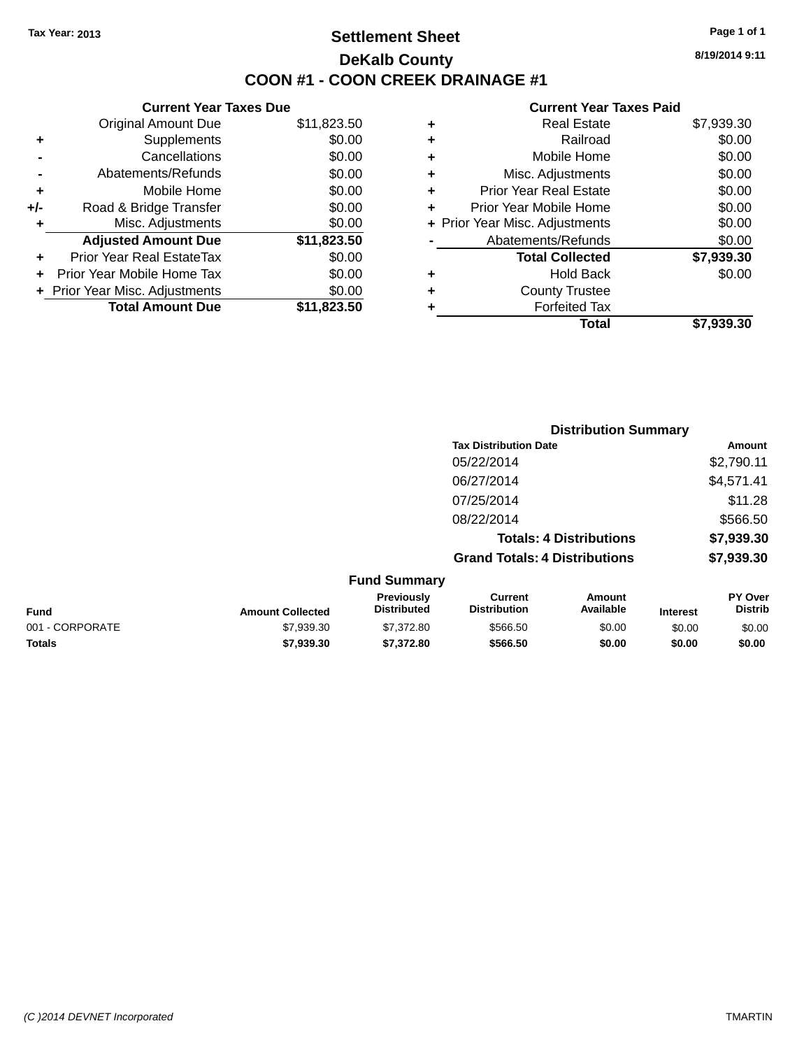Tax Year: 2013

# Settlement Sheet

## DeKalb County

## COON #1 - COON CREEK DRAINAGE #1

8/19/2014 9:11

### Current Year Taxes Due

| | | |
|---|---|---|
| | Original Amount Due | $11,823.50 |
| + | Supplements | $0.00 |
| - | Cancellations | $0.00 |
| - | Abatements/Refunds | $0.00 |
| + | Mobile Home | $0.00 |
| +/- | Road & Bridge Transfer | $0.00 |
| + | Misc. Adjustments | $0.00 |
| | **Adjusted Amount Due** | **$11,823.50** |
| + | Prior Year Real EstateTax | $0.00 |
| + | Prior Year Mobile Home Tax | $0.00 |
| + | Prior Year Misc. Adjustments | $0.00 |
| | **Total Amount Due** | **$11,823.50** |

### Current Year Taxes Paid

| | | |
|---|---|---|
| + | Real Estate | $7,939.30 |
| + | Railroad | $0.00 |
| + | Mobile Home | $0.00 |
| + | Misc. Adjustments | $0.00 |
| + | Prior Year Real Estate | $0.00 |
| + | Prior Year Mobile Home | $0.00 |
| + | Prior Year Misc. Adjustments | $0.00 |
| - | Abatements/Refunds | $0.00 |
| | **Total Collected** | **$7,939.30** |
| + | Hold Back | $0.00 |
| + | County Trustee | |
| + | Forfeited Tax | |
| | **Total** | **$7,939.30** |

### Distribution Summary

| Tax Distribution Date | Amount |
|---|---|
| 05/22/2014 | $2,790.11 |
| 06/27/2014 | $4,571.41 |
| 07/25/2014 | $11.28 |
| 08/22/2014 | $566.50 |
| **Totals: 4 Distributions** | **$7,939.30** |
| **Grand Totals: 4 Distributions** | **$7,939.30** |

### Fund Summary

| Fund | Amount Collected | Previously Distributed | Current Distribution | Amount Available | Interest | PY Over Distrib |
|---|---|---|---|---|---|---|
| 001 - CORPORATE | $7,939.30 | $7,372.80 | $566.50 | $0.00 | $0.00 | $0.00 |
| **Totals** | **$7,939.30** | **$7,372.80** | **$566.50** | **$0.00** | **$0.00** | **$0.00** |

(C )2014 DEVNET Incorporated TMARTIN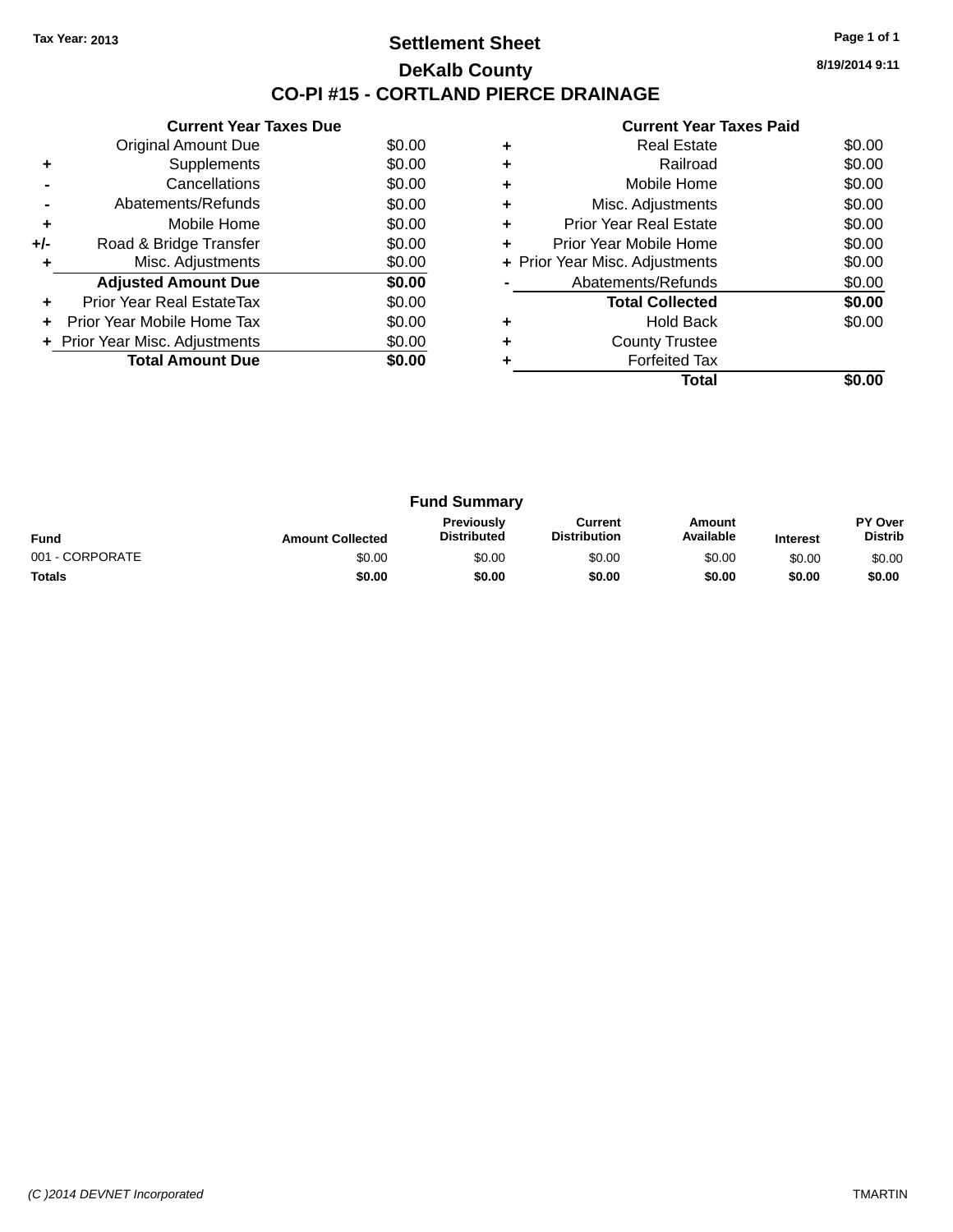Tax Year: 2013

# Settlement Sheet

## DeKalb County

## CO-PI #15 - CORTLAND PIERCE DRAINAGE

8/19/2014 9:11

### Current Year Taxes Due

| | | |
|---|---|---|
| | Original Amount Due | $0.00 |
| + | Supplements | $0.00 |
| - | Cancellations | $0.00 |
| - | Abatements/Refunds | $0.00 |
| + | Mobile Home | $0.00 |
| +/- | Road & Bridge Transfer | $0.00 |
| + | Misc. Adjustments | $0.00 |
| | **Adjusted Amount Due** | **$0.00** |
| + | Prior Year Real EstateTax | $0.00 |
| + | Prior Year Mobile Home Tax | $0.00 |
| + | Prior Year Misc. Adjustments | $0.00 |
| | **Total Amount Due** | **$0.00** |

### Current Year Taxes Paid

| | | |
|---|---|---|
| + | Real Estate | $0.00 |
| + | Railroad | $0.00 |
| + | Mobile Home | $0.00 |
| + | Misc. Adjustments | $0.00 |
| + | Prior Year Real Estate | $0.00 |
| + | Prior Year Mobile Home | $0.00 |
| + | Prior Year Misc. Adjustments | $0.00 |
| - | Abatements/Refunds | $0.00 |
| | **Total Collected** | **$0.00** |
| + | Hold Back | $0.00 |
| + | County Trustee | |
| + | Forfeited Tax | |
| | **Total** | **$0.00** |

### Fund Summary

| Fund | Amount Collected | Previously Distributed | Current Distribution | Amount Available | Interest | PY Over Distrib |
|---|---|---|---|---|---|---|
| 001 - CORPORATE | $0.00 | $0.00 | $0.00 | $0.00 | $0.00 | $0.00 |
| **Totals** | **$0.00** | **$0.00** | **$0.00** | **$0.00** | **$0.00** | **$0.00** |

(C )2014 DEVNET Incorporated

TMARTIN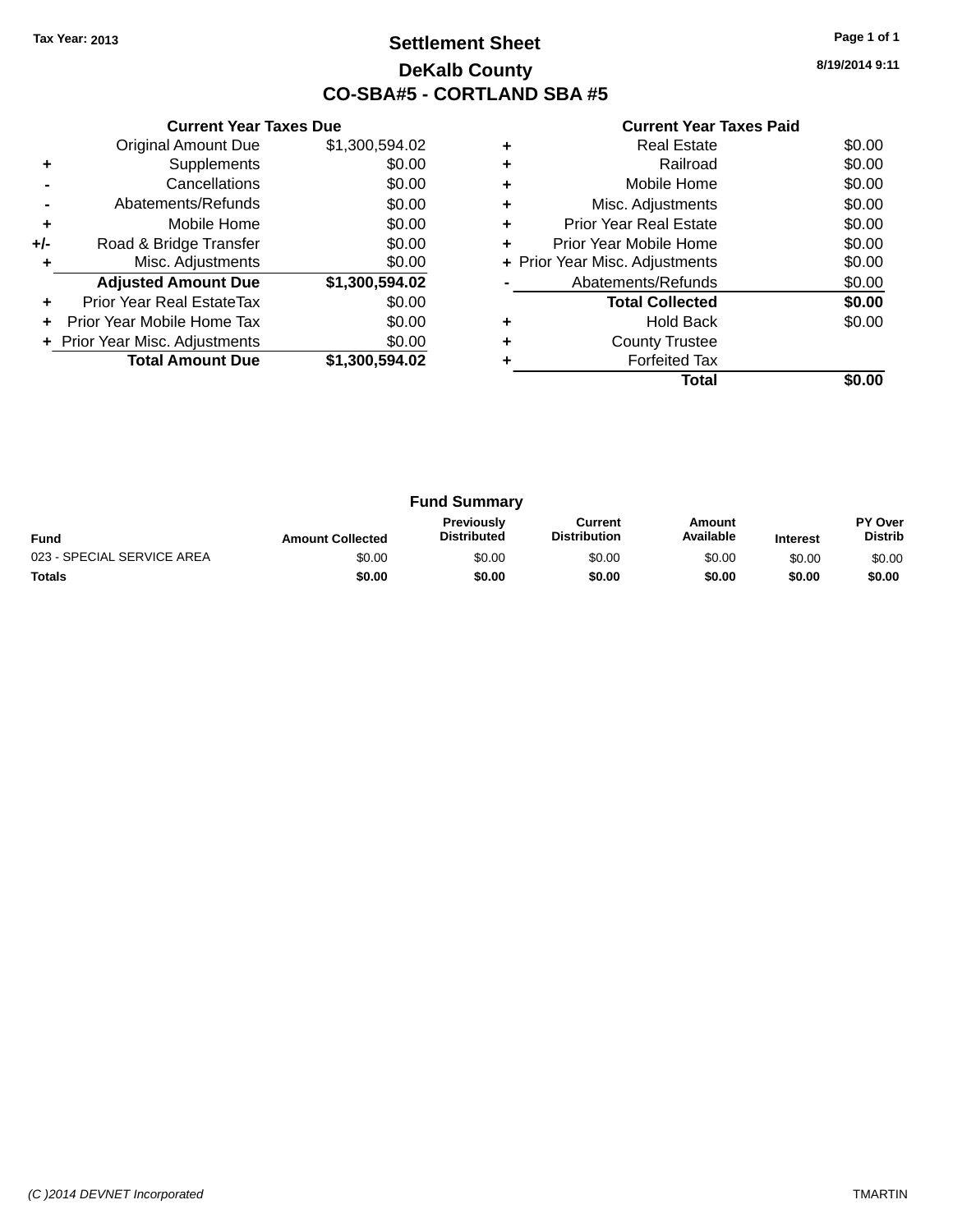Tax Year: 2013

# Settlement Sheet

## DeKalb County

## CO-SBA#5 - CORTLAND SBA #5

8/19/2014 9:11

### Current Year Taxes Due

| | | |
|---|---|---|
| | Original Amount Due | $1,300,594.02 |
| + | Supplements | $0.00 |
| - | Cancellations | $0.00 |
| - | Abatements/Refunds | $0.00 |
| + | Mobile Home | $0.00 |
| +/- | Road & Bridge Transfer | $0.00 |
| + | Misc. Adjustments | $0.00 |
| | **Adjusted Amount Due** | **$1,300,594.02** |
| + | Prior Year Real EstateTax | $0.00 |
| + | Prior Year Mobile Home Tax | $0.00 |
| + | Prior Year Misc. Adjustments | $0.00 |
| | **Total Amount Due** | **$1,300,594.02** |

### Current Year Taxes Paid

| | | |
|---|---|---|
| + | Real Estate | $0.00 |
| + | Railroad | $0.00 |
| + | Mobile Home | $0.00 |
| + | Misc. Adjustments | $0.00 |
| + | Prior Year Real Estate | $0.00 |
| + | Prior Year Mobile Home | $0.00 |
| + | Prior Year Misc. Adjustments | $0.00 |
| - | Abatements/Refunds | $0.00 |
| | **Total Collected** | **$0.00** |
| + | Hold Back | $0.00 |
| + | County Trustee | |
| + | Forfeited Tax | |
| | **Total** | **$0.00** |

### Fund Summary

| Fund | Amount Collected | Previously Distributed | Current Distribution | Amount Available | Interest | PY Over Distrib |
|---|---|---|---|---|---|---|
| 023 - SPECIAL SERVICE AREA | $0.00 | $0.00 | $0.00 | $0.00 | $0.00 | $0.00 |
| **Totals** | **$0.00** | **$0.00** | **$0.00** | **$0.00** | **$0.00** | **$0.00** |

(C )2014 DEVNET Incorporated TMARTIN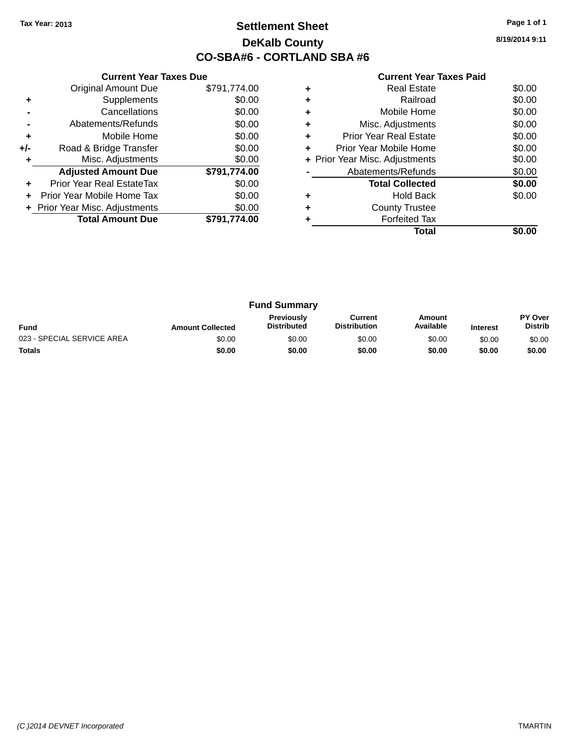Tax Year: 2013

# Settlement Sheet

## DeKalb County

## CO-SBA#6 - CORTLAND SBA #6

8/19/2014 9:11

### Current Year Taxes Due

| | | |
|---|---|---|
| | Original Amount Due | $791,774.00 |
| + | Supplements | $0.00 |
| - | Cancellations | $0.00 |
| - | Abatements/Refunds | $0.00 |
| + | Mobile Home | $0.00 |
| +/- | Road & Bridge Transfer | $0.00 |
| + | Misc. Adjustments | $0.00 |
| | **Adjusted Amount Due** | **$791,774.00** |
| + | Prior Year Real EstateTax | $0.00 |
| + | Prior Year Mobile Home Tax | $0.00 |
| + | Prior Year Misc. Adjustments | $0.00 |
| | **Total Amount Due** | **$791,774.00** |

### Current Year Taxes Paid

| | | |
|---|---|---|
| + | Real Estate | $0.00 |
| + | Railroad | $0.00 |
| + | Mobile Home | $0.00 |
| + | Misc. Adjustments | $0.00 |
| + | Prior Year Real Estate | $0.00 |
| + | Prior Year Mobile Home | $0.00 |
| + | Prior Year Misc. Adjustments | $0.00 |
| - | Abatements/Refunds | $0.00 |
| | **Total Collected** | **$0.00** |
| + | Hold Back | $0.00 |
| + | County Trustee | |
| + | Forfeited Tax | |
| | **Total** | **$0.00** |

### Fund Summary

| Fund | Amount Collected | Previously Distributed | Current Distribution | Amount Available | Interest | PY Over Distrib |
|---|---|---|---|---|---|---|
| 023 - SPECIAL SERVICE AREA | $0.00 | $0.00 | $0.00 | $0.00 | $0.00 | $0.00 |
| **Totals** | **$0.00** | **$0.00** | **$0.00** | **$0.00** | **$0.00** | **$0.00** |

(C )2014 DEVNET Incorporated    TMARTIN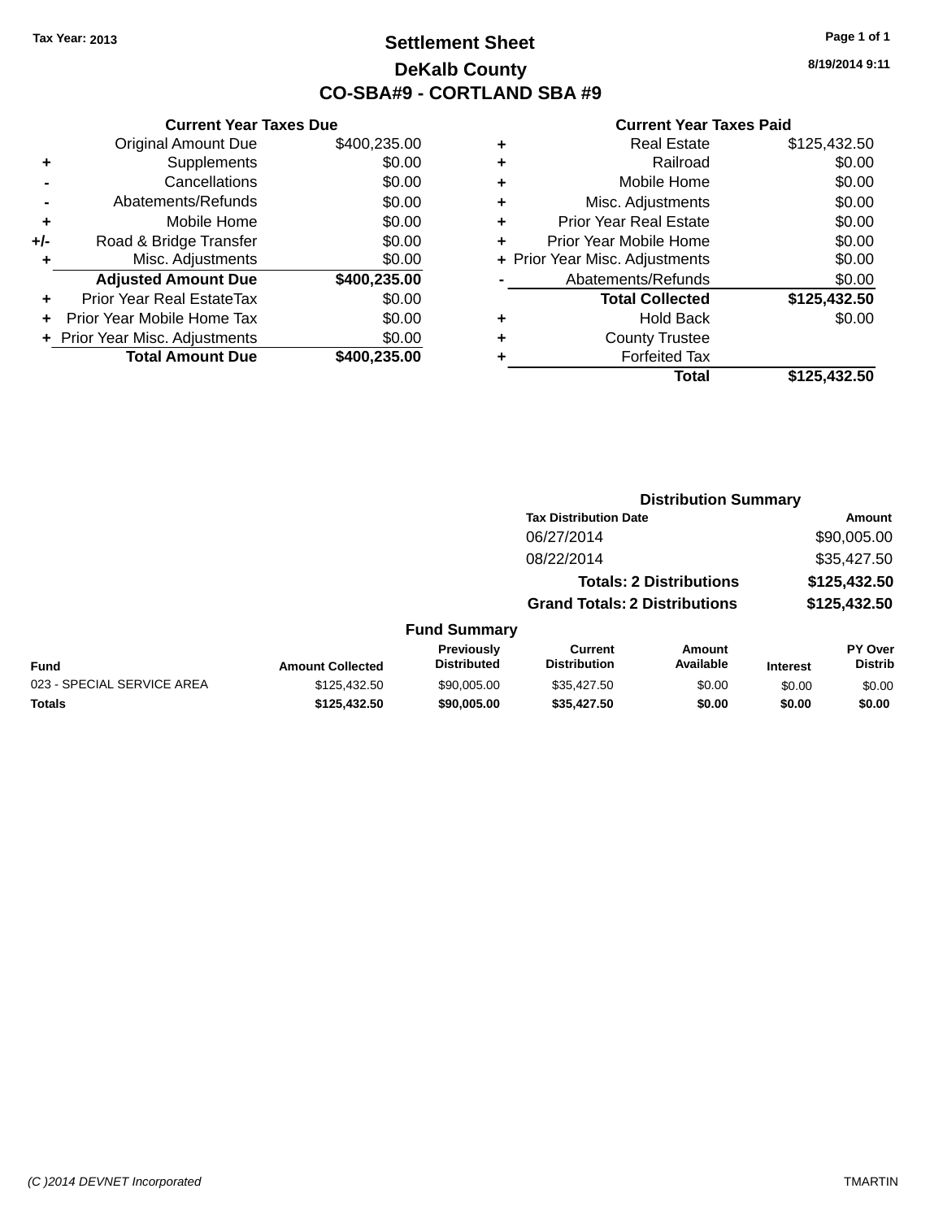Tax Year: 2013

# Settlement Sheet

## DeKalb County

## CO-SBA#9 - CORTLAND SBA #9

8/19/2014 9:11

### Current Year Taxes Due

| | | |
|---|---|---|
| | Original Amount Due | $400,235.00 |
| + | Supplements | $0.00 |
| - | Cancellations | $0.00 |
| - | Abatements/Refunds | $0.00 |
| + | Mobile Home | $0.00 |
| +/- | Road & Bridge Transfer | $0.00 |
| + | Misc. Adjustments | $0.00 |
| | **Adjusted Amount Due** | **$400,235.00** |
| + | Prior Year Real EstateTax | $0.00 |
| + | Prior Year Mobile Home Tax | $0.00 |
| + | Prior Year Misc. Adjustments | $0.00 |
| | **Total Amount Due** | **$400,235.00** |

### Current Year Taxes Paid

| | | |
|---|---|---|
| + | Real Estate | $125,432.50 |
| + | Railroad | $0.00 |
| + | Mobile Home | $0.00 |
| + | Misc. Adjustments | $0.00 |
| + | Prior Year Real Estate | $0.00 |
| + | Prior Year Mobile Home | $0.00 |
| + | Prior Year Misc. Adjustments | $0.00 |
| - | Abatements/Refunds | $0.00 |
| | **Total Collected** | **$125,432.50** |
| + | Hold Back | $0.00 |
| + | County Trustee | |
| + | Forfeited Tax | |
| | **Total** | **$125,432.50** |

### Distribution Summary

| Tax Distribution Date | Amount |
|---|---|
| 06/27/2014 | $90,005.00 |
| 08/22/2014 | $35,427.50 |
| **Totals: 2 Distributions** | **$125,432.50** |
| **Grand Totals: 2 Distributions** | **$125,432.50** |

### Fund Summary

| Fund | Amount Collected | Previously Distributed | Current Distribution | Amount Available | Interest | PY Over Distrib |
|---|---|---|---|---|---|---|
| 023 - SPECIAL SERVICE AREA | $125,432.50 | $90,005.00 | $35,427.50 | $0.00 | $0.00 | $0.00 |
| **Totals** | **$125,432.50** | **$90,005.00** | **$35,427.50** | **$0.00** | **$0.00** | **$0.00** |

(C )2014 DEVNET Incorporated TMARTIN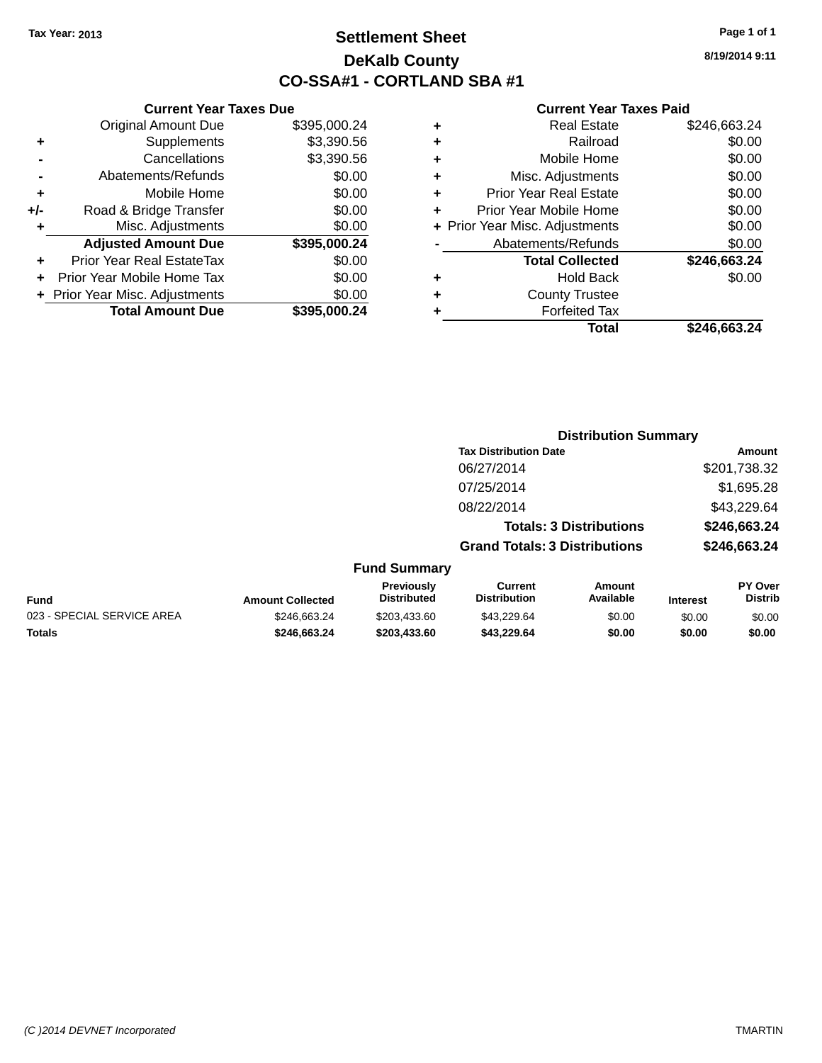Tax Year: 2013

# Settlement Sheet

## DeKalb County

## CO-SSA#1 - CORTLAND SBA #1

8/19/2014 9:11

### Current Year Taxes Due

| | | |
|---|---|---|
| | Original Amount Due | $395,000.24 |
| + | Supplements | $3,390.56 |
| - | Cancellations | $3,390.56 |
| - | Abatements/Refunds | $0.00 |
| + | Mobile Home | $0.00 |
| +/- | Road & Bridge Transfer | $0.00 |
| + | Misc. Adjustments | $0.00 |
| | **Adjusted Amount Due** | **$395,000.24** |
| + | Prior Year Real EstateTax | $0.00 |
| + | Prior Year Mobile Home Tax | $0.00 |
| + | Prior Year Misc. Adjustments | $0.00 |
| | **Total Amount Due** | **$395,000.24** |

### Current Year Taxes Paid

| | | |
|---|---|---|
| + | Real Estate | $246,663.24 |
| + | Railroad | $0.00 |
| + | Mobile Home | $0.00 |
| + | Misc. Adjustments | $0.00 |
| + | Prior Year Real Estate | $0.00 |
| + | Prior Year Mobile Home | $0.00 |
| + | Prior Year Misc. Adjustments | $0.00 |
| - | Abatements/Refunds | $0.00 |
| | **Total Collected** | **$246,663.24** |
| + | Hold Back | $0.00 |
| + | County Trustee | |
| + | Forfeited Tax | |
| | **Total** | **$246,663.24** |

### Distribution Summary

| Tax Distribution Date | Amount |
|---|---|
| 06/27/2014 | $201,738.32 |
| 07/25/2014 | $1,695.28 |
| 08/22/2014 | $43,229.64 |
| **Totals: 3 Distributions** | **$246,663.24** |
| **Grand Totals: 3 Distributions** | **$246,663.24** |

### Fund Summary

| Fund | Amount Collected | Previously Distributed | Current Distribution | Amount Available | Interest | PY Over Distrib |
|---|---|---|---|---|---|---|
| 023 - SPECIAL SERVICE AREA | $246,663.24 | $203,433.60 | $43,229.64 | $0.00 | $0.00 | $0.00 |
| **Totals** | **$246,663.24** | **$203,433.60** | **$43,229.64** | **$0.00** | **$0.00** | **$0.00** |

(C )2014 DEVNET Incorporated

TMARTIN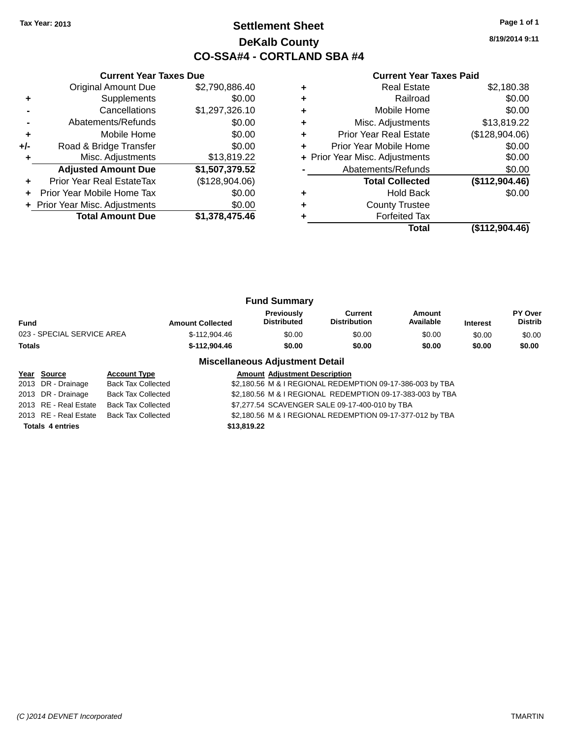Tax Year: 2013

# Settlement Sheet

## DeKalb County

## CO-SSA#4 - CORTLAND SBA #4

8/19/2014 9:11

### Current Year Taxes Due

| | | |
|---|---|---|
| | Original Amount Due | $2,790,886.40 |
| + | Supplements | $0.00 |
| - | Cancellations | $1,297,326.10 |
| - | Abatements/Refunds | $0.00 |
| + | Mobile Home | $0.00 |
| +/- | Road & Bridge Transfer | $0.00 |
| + | Misc. Adjustments | $13,819.22 |
| | **Adjusted Amount Due** | **$1,507,379.52** |
| + | Prior Year Real EstateTax | ($128,904.06) |
| + | Prior Year Mobile Home Tax | $0.00 |
| + | Prior Year Misc. Adjustments | $0.00 |
| | **Total Amount Due** | **$1,378,475.46** |

### Current Year Taxes Paid

| | | |
|---|---|---|
| + | Real Estate | $2,180.38 |
| + | Railroad | $0.00 |
| + | Mobile Home | $0.00 |
| + | Misc. Adjustments | $13,819.22 |
| + | Prior Year Real Estate | ($128,904.06) |
| + | Prior Year Mobile Home | $0.00 |
| + | Prior Year Misc. Adjustments | $0.00 |
| - | Abatements/Refunds | $0.00 |
| | **Total Collected** | **($112,904.46)** |
| + | Hold Back | $0.00 |
| + | County Trustee | |
| + | Forfeited Tax | |
| | **Total** | **($112,904.46)** |

### Fund Summary

| Fund | Amount Collected | Previously Distributed | Current Distribution | Amount Available | Interest | PY Over Distrib |
|---|---|---|---|---|---|---|
| 023 - SPECIAL SERVICE AREA | $-112,904.46 | $0.00 | $0.00 | $0.00 | $0.00 | $0.00 |
| **Totals** | **$-112,904.46** | **$0.00** | **$0.00** | **$0.00** | **$0.00** | **$0.00** |

### Miscellaneous Adjustment Detail

| Year | Source | Account Type | Amount | Adjustment Description |
|---|---|---|---|---|
| 2013 | DR - Drainage | Back Tax Collected | $2,180.56 | M & I REGIONAL REDEMPTION 09-17-386-003 by TBA |
| 2013 | DR - Drainage | Back Tax Collected | $2,180.56 | M & I REGIONAL REDEMPTION 09-17-383-003 by TBA |
| 2013 | RE - Real Estate | Back Tax Collected | $7,277.54 | SCAVENGER SALE 09-17-400-010 by TBA |
| 2013 | RE - Real Estate | Back Tax Collected | $2,180.56 | M & I REGIONAL REDEMPTION 09-17-377-012 by TBA |
| **Totals** | **4 entries** | | **$13,819.22** | |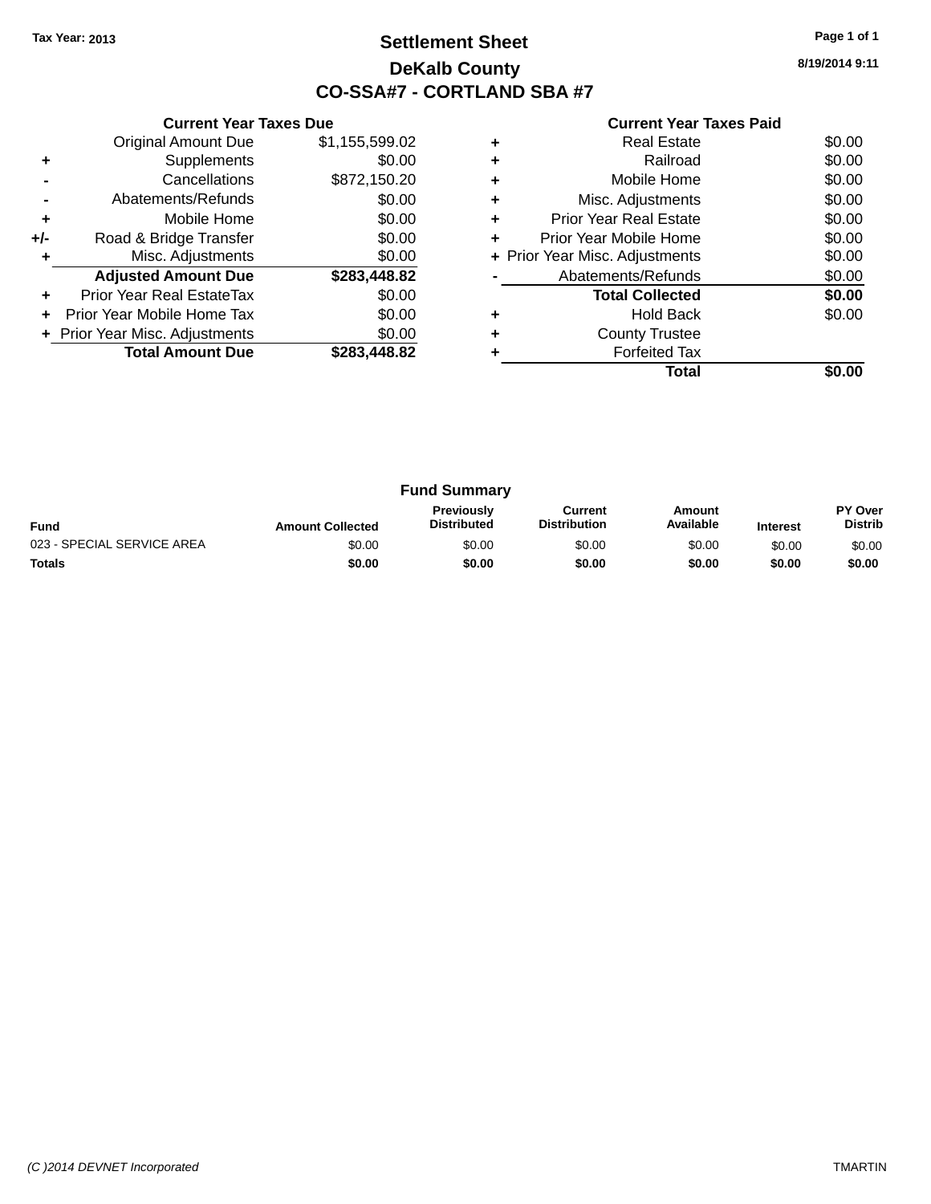Tax Year: 2013

# Settlement Sheet

## DeKalb County

## CO-SSA#7 - CORTLAND SBA #7

8/19/2014 9:11

### Current Year Taxes Due

| | | |
|---|---|---|
| | Original Amount Due | $1,155,599.02 |
| + | Supplements | $0.00 |
| - | Cancellations | $872,150.20 |
| - | Abatements/Refunds | $0.00 |
| + | Mobile Home | $0.00 |
| +/- | Road & Bridge Transfer | $0.00 |
| + | Misc. Adjustments | $0.00 |
| | **Adjusted Amount Due** | **$283,448.82** |
| + | Prior Year Real EstateTax | $0.00 |
| + | Prior Year Mobile Home Tax | $0.00 |
| + | Prior Year Misc. Adjustments | $0.00 |
| | **Total Amount Due** | **$283,448.82** |

### Current Year Taxes Paid

| | | |
|---|---|---|
| + | Real Estate | $0.00 |
| + | Railroad | $0.00 |
| + | Mobile Home | $0.00 |
| + | Misc. Adjustments | $0.00 |
| + | Prior Year Real Estate | $0.00 |
| + | Prior Year Mobile Home | $0.00 |
| + | Prior Year Misc. Adjustments | $0.00 |
| - | Abatements/Refunds | $0.00 |
| | **Total Collected** | **$0.00** |
| + | Hold Back | $0.00 |
| + | County Trustee | |
| + | Forfeited Tax | |
| | **Total** | **$0.00** |

### Fund Summary

| Fund | Amount Collected | Previously Distributed | Current Distribution | Amount Available | Interest | PY Over Distrib |
|---|---|---|---|---|---|---|
| 023 - SPECIAL SERVICE AREA | $0.00 | $0.00 | $0.00 | $0.00 | $0.00 | $0.00 |
| **Totals** | **$0.00** | **$0.00** | **$0.00** | **$0.00** | **$0.00** | **$0.00** |

(C )2014 DEVNET Incorporated TMARTIN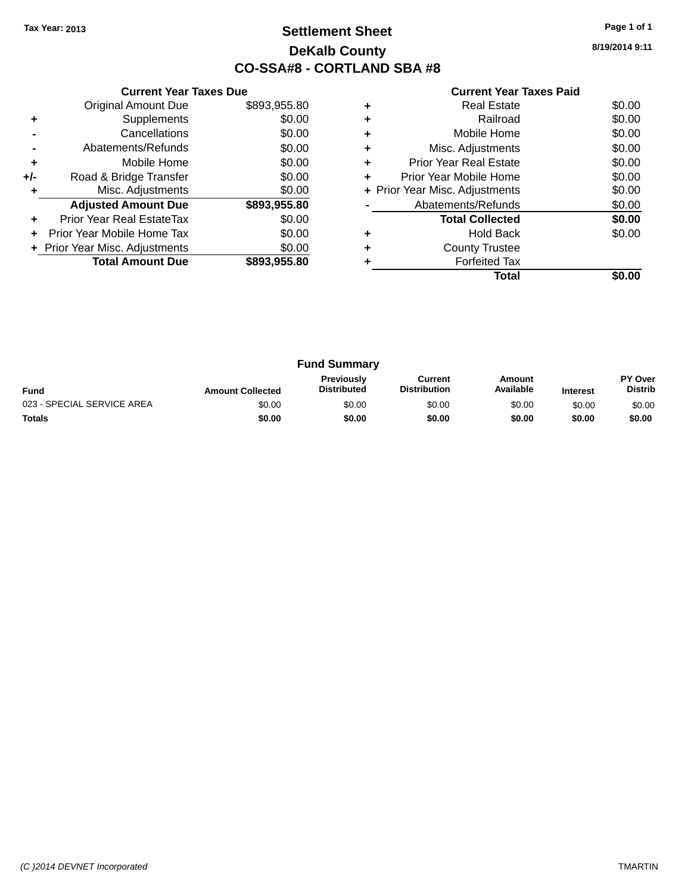Tax Year: 2013

# Settlement Sheet

## DeKalb County

## CO-SSA#8 - CORTLAND SBA #8

8/19/2014 9:11

### Current Year Taxes Due

| | | |
|---|---|---|
| | Original Amount Due | $893,955.80 |
| + | Supplements | $0.00 |
| - | Cancellations | $0.00 |
| - | Abatements/Refunds | $0.00 |
| + | Mobile Home | $0.00 |
| +/- | Road & Bridge Transfer | $0.00 |
| + | Misc. Adjustments | $0.00 |
| | **Adjusted Amount Due** | **$893,955.80** |
| + | Prior Year Real EstateTax | $0.00 |
| + | Prior Year Mobile Home Tax | $0.00 |
| + | Prior Year Misc. Adjustments | $0.00 |
| | **Total Amount Due** | **$893,955.80** |

### Current Year Taxes Paid

| | | |
|---|---|---|
| + | Real Estate | $0.00 |
| + | Railroad | $0.00 |
| + | Mobile Home | $0.00 |
| + | Misc. Adjustments | $0.00 |
| + | Prior Year Real Estate | $0.00 |
| + | Prior Year Mobile Home | $0.00 |
| + | Prior Year Misc. Adjustments | $0.00 |
| - | Abatements/Refunds | $0.00 |
| | **Total Collected** | **$0.00** |
| + | Hold Back | $0.00 |
| + | County Trustee | |
| + | Forfeited Tax | |
| | **Total** | **$0.00** |

### Fund Summary

| Fund | Amount Collected | Previously Distributed | Current Distribution | Amount Available | Interest | PY Over Distrib |
|---|---|---|---|---|---|---|
| 023 - SPECIAL SERVICE AREA | $0.00 | $0.00 | $0.00 | $0.00 | $0.00 | $0.00 |
| **Totals** | **$0.00** | **$0.00** | **$0.00** | **$0.00** | **$0.00** | **$0.00** |

(C )2014 DEVNET Incorporated TMARTIN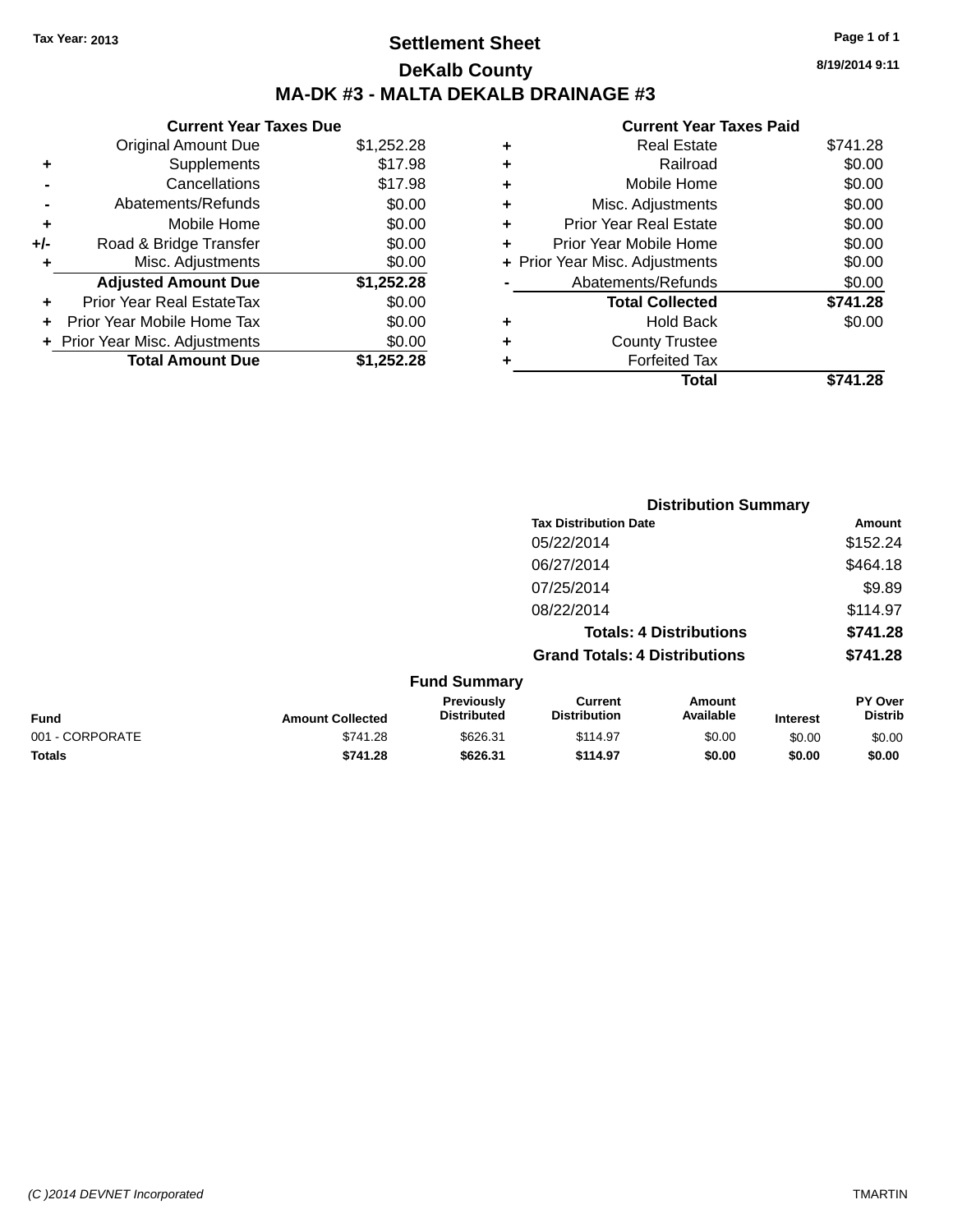Tax Year: 2013

# Settlement Sheet

## DeKalb County

## MA-DK #3 - MALTA DEKALB DRAINAGE #3

8/19/2014 9:11

### Current Year Taxes Due

| | | |
|---|---|---|
| | Original Amount Due | $1,252.28 |
| + | Supplements | $17.98 |
| - | Cancellations | $17.98 |
| - | Abatements/Refunds | $0.00 |
| + | Mobile Home | $0.00 |
| +/- | Road & Bridge Transfer | $0.00 |
| + | Misc. Adjustments | $0.00 |
| | **Adjusted Amount Due** | **$1,252.28** |
| + | Prior Year Real EstateTax | $0.00 |
| + | Prior Year Mobile Home Tax | $0.00 |
| + | Prior Year Misc. Adjustments | $0.00 |
| | **Total Amount Due** | **$1,252.28** |

### Current Year Taxes Paid

| | | |
|---|---|---|
| + | Real Estate | $741.28 |
| + | Railroad | $0.00 |
| + | Mobile Home | $0.00 |
| + | Misc. Adjustments | $0.00 |
| + | Prior Year Real Estate | $0.00 |
| + | Prior Year Mobile Home | $0.00 |
| + | Prior Year Misc. Adjustments | $0.00 |
| - | Abatements/Refunds | $0.00 |
| | **Total Collected** | **$741.28** |
| + | Hold Back | $0.00 |
| + | County Trustee | |
| + | Forfeited Tax | |
| | **Total** | **$741.28** |

### Distribution Summary

| Tax Distribution Date | Amount |
|---|---|
| 05/22/2014 | $152.24 |
| 06/27/2014 | $464.18 |
| 07/25/2014 | $9.89 |
| 08/22/2014 | $114.97 |
| **Totals: 4 Distributions** | **$741.28** |
| **Grand Totals: 4 Distributions** | **$741.28** |

### Fund Summary

| Fund | Amount Collected | Previously Distributed | Current Distribution | Amount Available | Interest | PY Over Distrib |
|---|---|---|---|---|---|---|
| 001 - CORPORATE | $741.28 | $626.31 | $114.97 | $0.00 | $0.00 | $0.00 |
| **Totals** | **$741.28** | **$626.31** | **$114.97** | **$0.00** | **$0.00** | **$0.00** |

(C )2014 DEVNET Incorporated TMARTIN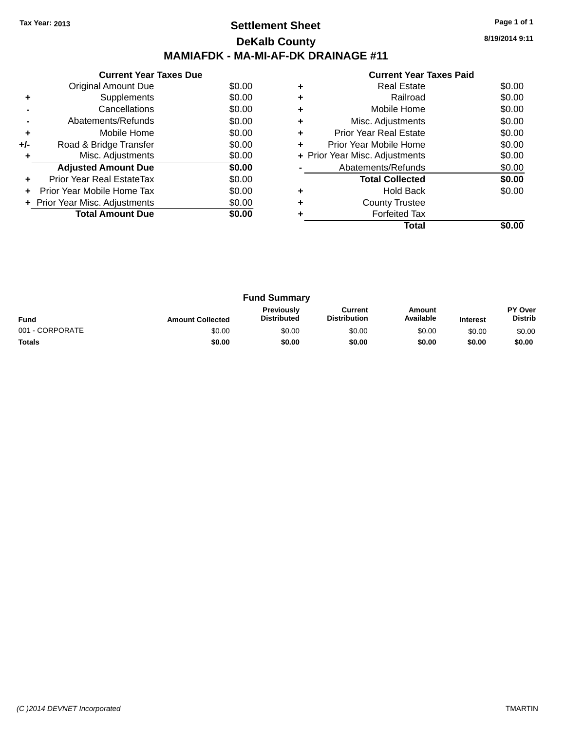Tax Year: 2013

# Settlement Sheet

## DeKalb County

## MAMIAFDK - MA-MI-AF-DK DRAINAGE #11

8/19/2014 9:11

### Current Year Taxes Due

| | | |
|---|---|---|
| | Original Amount Due | $0.00 |
| + | Supplements | $0.00 |
| - | Cancellations | $0.00 |
| - | Abatements/Refunds | $0.00 |
| + | Mobile Home | $0.00 |
| +/- | Road & Bridge Transfer | $0.00 |
| + | Misc. Adjustments | $0.00 |
| | **Adjusted Amount Due** | **$0.00** |
| + | Prior Year Real EstateTax | $0.00 |
| + | Prior Year Mobile Home Tax | $0.00 |
| + | Prior Year Misc. Adjustments | $0.00 |
| | **Total Amount Due** | **$0.00** |

### Current Year Taxes Paid

| | | |
|---|---|---|
| + | Real Estate | $0.00 |
| + | Railroad | $0.00 |
| + | Mobile Home | $0.00 |
| + | Misc. Adjustments | $0.00 |
| + | Prior Year Real Estate | $0.00 |
| + | Prior Year Mobile Home | $0.00 |
| + | Prior Year Misc. Adjustments | $0.00 |
| - | Abatements/Refunds | $0.00 |
| | **Total Collected** | **$0.00** |
| + | Hold Back | $0.00 |
| + | County Trustee | |
| + | Forfeited Tax | |
| | **Total** | **$0.00** |

### Fund Summary

| Fund | Amount Collected | Previously Distributed | Current Distribution | Amount Available | Interest | PY Over Distrib |
|---|---|---|---|---|---|---|
| 001 - CORPORATE | $0.00 | $0.00 | $0.00 | $0.00 | $0.00 | $0.00 |
| **Totals** | **$0.00** | **$0.00** | **$0.00** | **$0.00** | **$0.00** | **$0.00** |

(C )2014 DEVNET Incorporated TMARTIN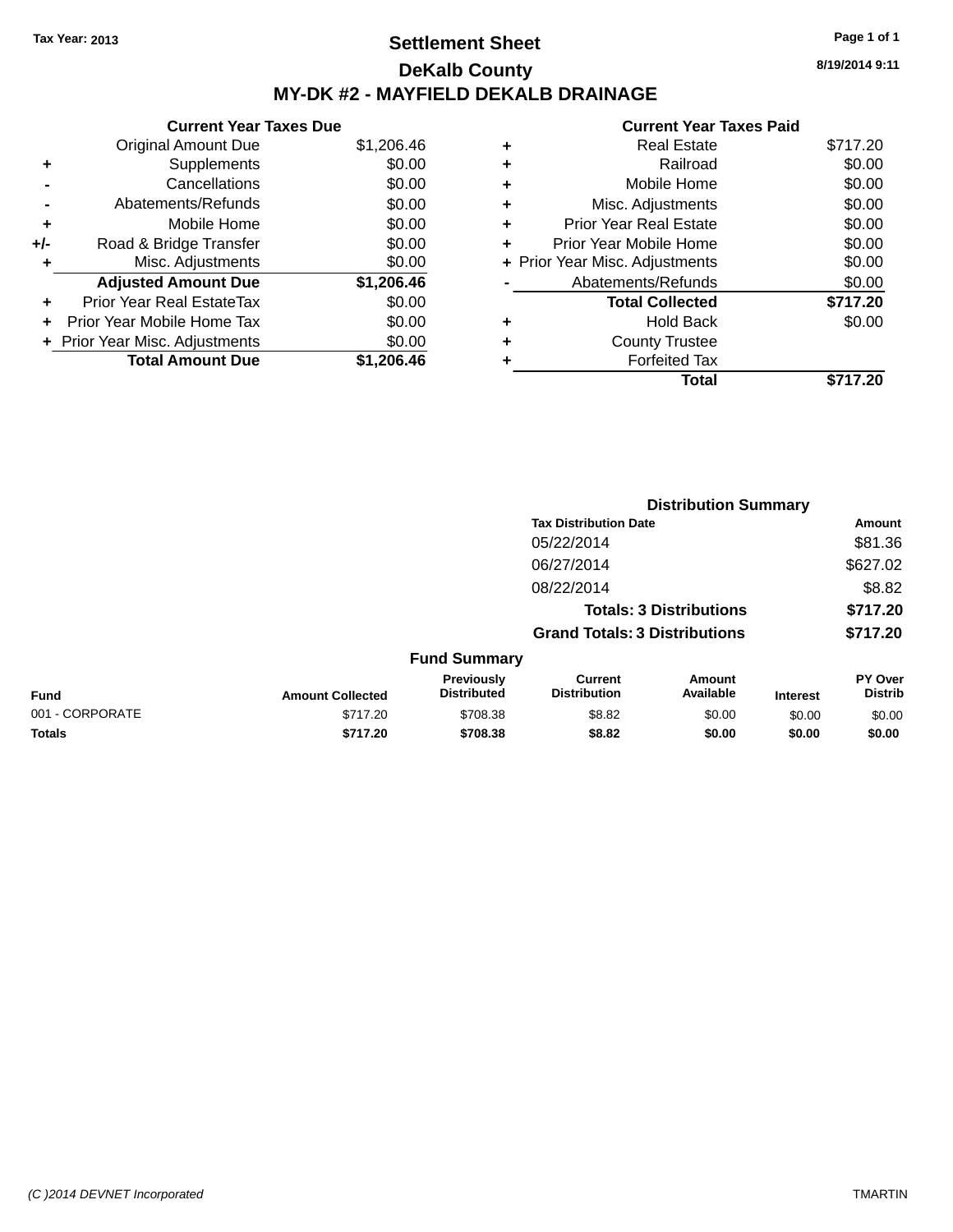Tax Year: 2013

# Settlement Sheet
## DeKalb County
## MY-DK #2 - MAYFIELD DEKALB DRAINAGE

8/19/2014 9:11

### Current Year Taxes Due

| | | |
|---|---|---|
| | Original Amount Due | $1,206.46 |
| + | Supplements | $0.00 |
| - | Cancellations | $0.00 |
| - | Abatements/Refunds | $0.00 |
| + | Mobile Home | $0.00 |
| +/- | Road & Bridge Transfer | $0.00 |
| + | Misc. Adjustments | $0.00 |
| | **Adjusted Amount Due** | **$1,206.46** |
| + | Prior Year Real EstateTax | $0.00 |
| + | Prior Year Mobile Home Tax | $0.00 |
| + | Prior Year Misc. Adjustments | $0.00 |
| | **Total Amount Due** | **$1,206.46** |

### Current Year Taxes Paid

| | | |
|---|---|---|
| + | Real Estate | $717.20 |
| + | Railroad | $0.00 |
| + | Mobile Home | $0.00 |
| + | Misc. Adjustments | $0.00 |
| + | Prior Year Real Estate | $0.00 |
| + | Prior Year Mobile Home | $0.00 |
| + | Prior Year Misc. Adjustments | $0.00 |
| - | Abatements/Refunds | $0.00 |
| | **Total Collected** | **$717.20** |
| + | Hold Back | $0.00 |
| + | County Trustee | |
| + | Forfeited Tax | |
| | **Total** | **$717.20** |

### Distribution Summary

| Tax Distribution Date | Amount |
|---|---|
| 05/22/2014 | $81.36 |
| 06/27/2014 | $627.02 |
| 08/22/2014 | $8.82 |
| **Totals: 3 Distributions** | **$717.20** |
| **Grand Totals: 3 Distributions** | **$717.20** |

### Fund Summary

| Fund | Amount Collected | Previously Distributed | Current Distribution | Amount Available | Interest | PY Over Distrib |
|---|---|---|---|---|---|---|
| 001 - CORPORATE | $717.20 | $708.38 | $8.82 | $0.00 | $0.00 | $0.00 |
| **Totals** | **$717.20** | **$708.38** | **$8.82** | **$0.00** | **$0.00** | **$0.00** |

(C )2014 DEVNET Incorporated TMARTIN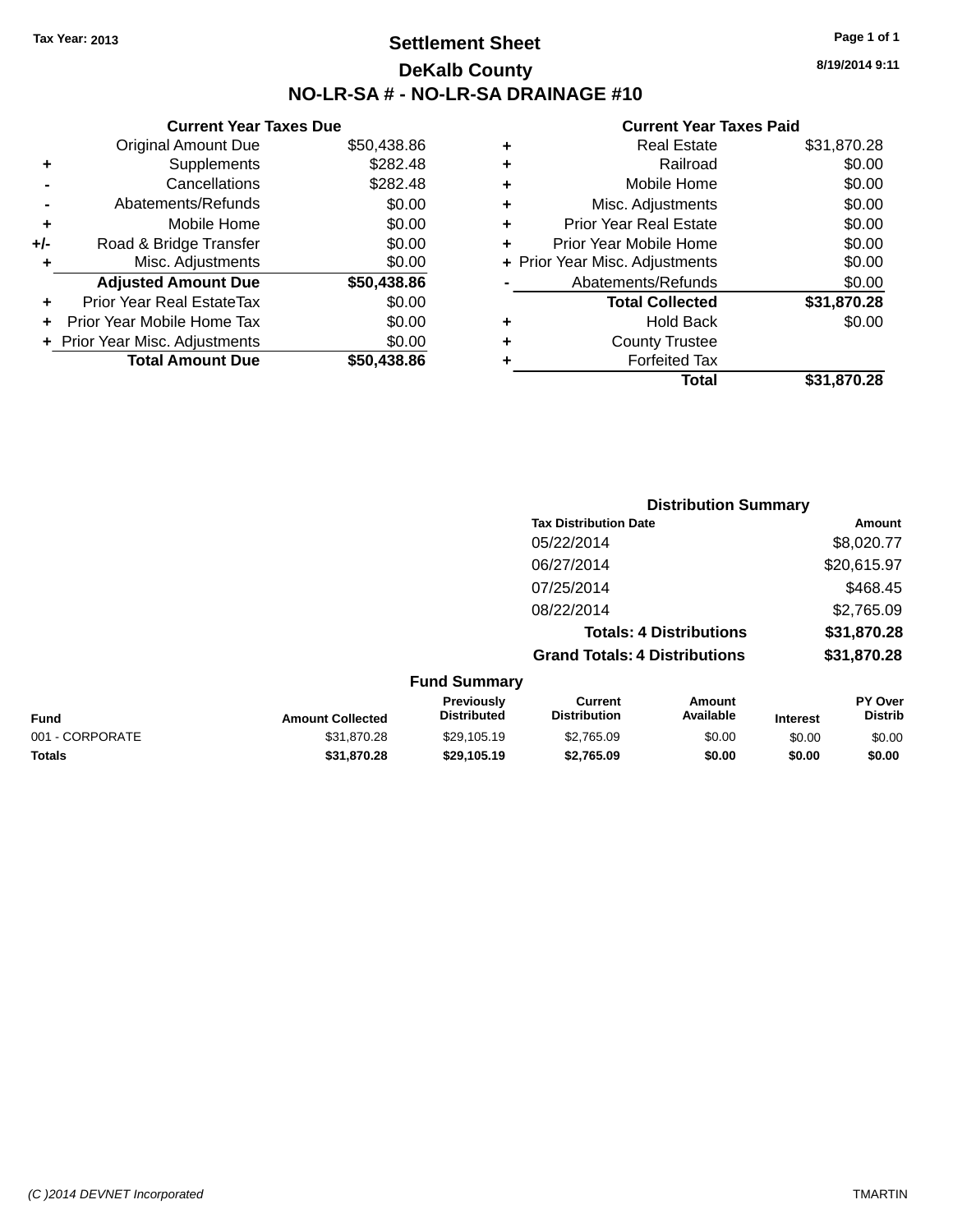**Tax Year: 2013**

# Settlement Sheet

## DeKalb County

## NO-LR-SA # - NO-LR-SA DRAINAGE #10

8/19/2014 9:11

### Current Year Taxes Due

| | | |
|---|---|---|
| | Original Amount Due | $50,438.86 |
| + | Supplements | $282.48 |
| - | Cancellations | $282.48 |
| - | Abatements/Refunds | $0.00 |
| + | Mobile Home | $0.00 |
| +/- | Road & Bridge Transfer | $0.00 |
| + | Misc. Adjustments | $0.00 |
| | **Adjusted Amount Due** | **$50,438.86** |
| + | Prior Year Real EstateTax | $0.00 |
| + | Prior Year Mobile Home Tax | $0.00 |
| + | Prior Year Misc. Adjustments | $0.00 |
| | **Total Amount Due** | **$50,438.86** |

### Current Year Taxes Paid

| | | |
|---|---|---|
| + | Real Estate | $31,870.28 |
| + | Railroad | $0.00 |
| + | Mobile Home | $0.00 |
| + | Misc. Adjustments | $0.00 |
| + | Prior Year Real Estate | $0.00 |
| + | Prior Year Mobile Home | $0.00 |
| + | Prior Year Misc. Adjustments | $0.00 |
| - | Abatements/Refunds | $0.00 |
| | **Total Collected** | **$31,870.28** |
| + | Hold Back | $0.00 |
| + | County Trustee | |
| + | Forfeited Tax | |
| | **Total** | **$31,870.28** |

### Distribution Summary

| Tax Distribution Date | Amount |
|---|---|
| 05/22/2014 | $8,020.77 |
| 06/27/2014 | $20,615.97 |
| 07/25/2014 | $468.45 |
| 08/22/2014 | $2,765.09 |
| **Totals: 4 Distributions** | **$31,870.28** |
| **Grand Totals: 4 Distributions** | **$31,870.28** |

### Fund Summary

| Fund | Amount Collected | Previously Distributed | Current Distribution | Amount Available | Interest | PY Over Distrib |
|---|---|---|---|---|---|---|
| 001 - CORPORATE | $31,870.28 | $29,105.19 | $2,765.09 | $0.00 | $0.00 | $0.00 |
| **Totals** | **$31,870.28** | **$29,105.19** | **$2,765.09** | **$0.00** | **$0.00** | **$0.00** |

(C )2014 DEVNET Incorporated TMARTIN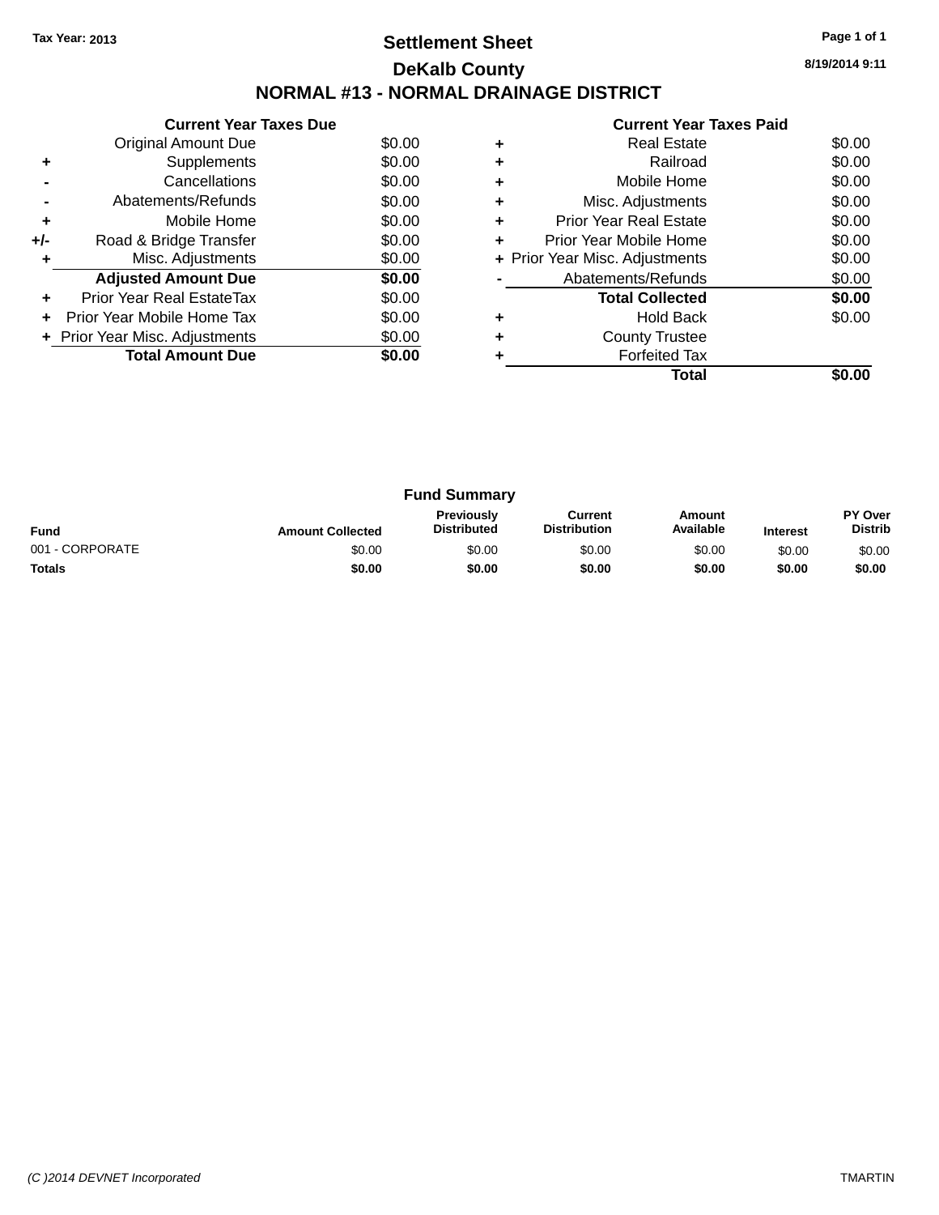Tax Year: 2013

# Settlement Sheet

## DeKalb County

## NORMAL #13 - NORMAL DRAINAGE DISTRICT

8/19/2014 9:11

### Current Year Taxes Due

| | | |
|---|---|---|
| | Original Amount Due | $0.00 |
| + | Supplements | $0.00 |
| - | Cancellations | $0.00 |
| - | Abatements/Refunds | $0.00 |
| + | Mobile Home | $0.00 |
| +/- | Road & Bridge Transfer | $0.00 |
| + | Misc. Adjustments | $0.00 |
| | **Adjusted Amount Due** | **$0.00** |
| + | Prior Year Real EstateTax | $0.00 |
| + | Prior Year Mobile Home Tax | $0.00 |
| + | Prior Year Misc. Adjustments | $0.00 |
| | **Total Amount Due** | **$0.00** |

### Current Year Taxes Paid

| | | |
|---|---|---|
| + | Real Estate | $0.00 |
| + | Railroad | $0.00 |
| + | Mobile Home | $0.00 |
| + | Misc. Adjustments | $0.00 |
| + | Prior Year Real Estate | $0.00 |
| + | Prior Year Mobile Home | $0.00 |
| + | Prior Year Misc. Adjustments | $0.00 |
| - | Abatements/Refunds | $0.00 |
| | **Total Collected** | **$0.00** |
| + | Hold Back | $0.00 |
| + | County Trustee | |
| + | Forfeited Tax | |
| | **Total** | **$0.00** |

### Fund Summary

| Fund | Amount Collected | Previously Distributed | Current Distribution | Amount Available | Interest | PY Over Distrib |
|---|---|---|---|---|---|---|
| 001 - CORPORATE | $0.00 | $0.00 | $0.00 | $0.00 | $0.00 | $0.00 |
| **Totals** | **$0.00** | **$0.00** | **$0.00** | **$0.00** | **$0.00** | **$0.00** |

(C )2014 DEVNET Incorporated TMARTIN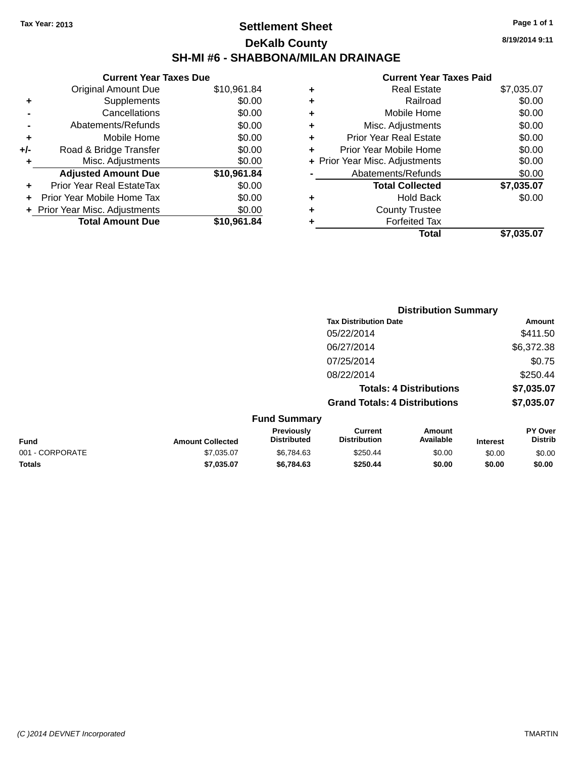Tax Year: 2013

# Settlement Sheet

## DeKalb County

## SH-MI #6 - SHABBONA/MILAN DRAINAGE

8/19/2014 9:11

### Current Year Taxes Due

| | | |
|---|---|---|
| | Original Amount Due | $10,961.84 |
| + | Supplements | $0.00 |
| - | Cancellations | $0.00 |
| - | Abatements/Refunds | $0.00 |
| + | Mobile Home | $0.00 |
| +/- | Road & Bridge Transfer | $0.00 |
| + | Misc. Adjustments | $0.00 |
| | **Adjusted Amount Due** | **$10,961.84** |
| + | Prior Year Real EstateTax | $0.00 |
| + | Prior Year Mobile Home Tax | $0.00 |
| + | Prior Year Misc. Adjustments | $0.00 |
| | **Total Amount Due** | **$10,961.84** |

### Current Year Taxes Paid

| | | |
|---|---|---|
| + | Real Estate | $7,035.07 |
| + | Railroad | $0.00 |
| + | Mobile Home | $0.00 |
| + | Misc. Adjustments | $0.00 |
| + | Prior Year Real Estate | $0.00 |
| + | Prior Year Mobile Home | $0.00 |
| + | Prior Year Misc. Adjustments | $0.00 |
| - | Abatements/Refunds | $0.00 |
| | **Total Collected** | **$7,035.07** |
| + | Hold Back | $0.00 |
| + | County Trustee | |
| + | Forfeited Tax | |
| | **Total** | **$7,035.07** |

### Distribution Summary

| Tax Distribution Date | Amount |
|---|---|
| 05/22/2014 | $411.50 |
| 06/27/2014 | $6,372.38 |
| 07/25/2014 | $0.75 |
| 08/22/2014 | $250.44 |
| **Totals: 4 Distributions** | **$7,035.07** |
| **Grand Totals: 4 Distributions** | **$7,035.07** |

### Fund Summary

| Fund | Amount Collected | Previously Distributed | Current Distribution | Amount Available | Interest | PY Over Distrib |
|---|---|---|---|---|---|---|
| 001 - CORPORATE | $7,035.07 | $6,784.63 | $250.44 | $0.00 | $0.00 | $0.00 |
| **Totals** | **$7,035.07** | **$6,784.63** | **$250.44** | **$0.00** | **$0.00** | **$0.00** |

(C )2014 DEVNET Incorporated TMARTIN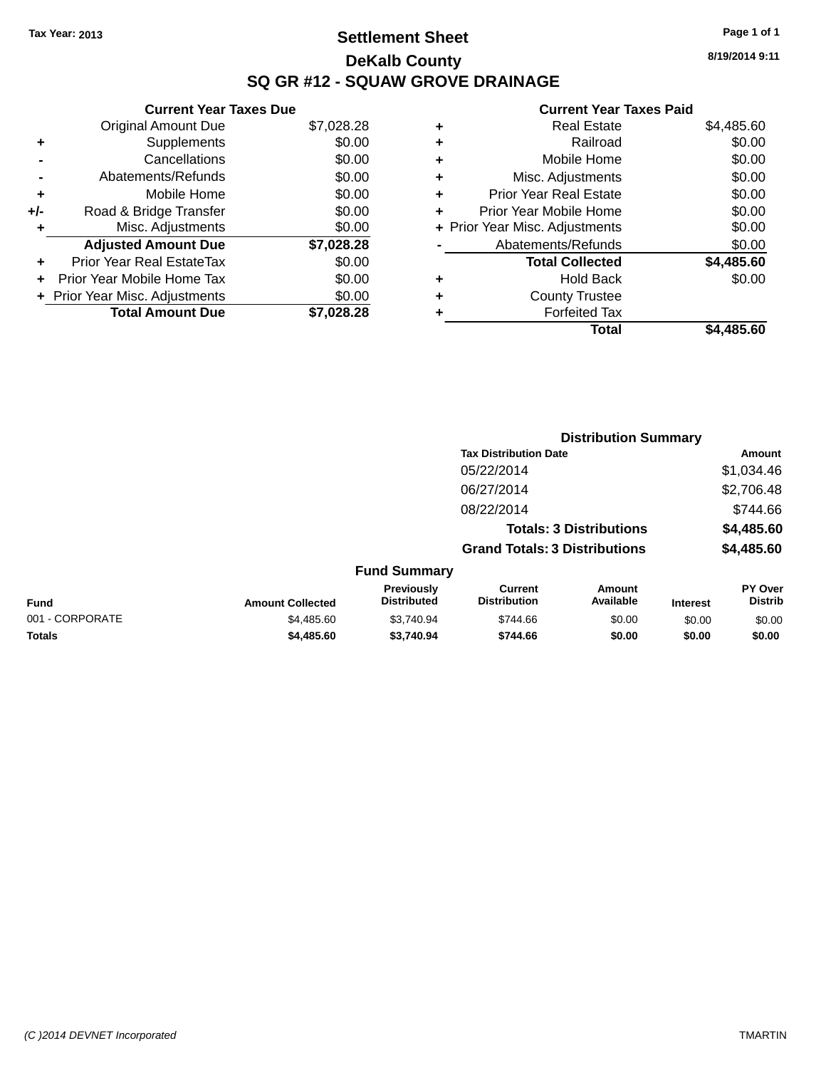Tax Year: 2013

# Settlement Sheet

## DeKalb County

## SQ GR #12 - SQUAW GROVE DRAINAGE

8/19/2014 9:11

### Current Year Taxes Due

| | | |
|---|---|---|
| | Original Amount Due | $7,028.28 |
| + | Supplements | $0.00 |
| - | Cancellations | $0.00 |
| - | Abatements/Refunds | $0.00 |
| + | Mobile Home | $0.00 |
| +/- | Road & Bridge Transfer | $0.00 |
| + | Misc. Adjustments | $0.00 |
| | **Adjusted Amount Due** | **$7,028.28** |
| + | Prior Year Real EstateTax | $0.00 |
| + | Prior Year Mobile Home Tax | $0.00 |
| + | Prior Year Misc. Adjustments | $0.00 |
| | **Total Amount Due** | **$7,028.28** |

### Current Year Taxes Paid

| | | |
|---|---|---|
| + | Real Estate | $4,485.60 |
| + | Railroad | $0.00 |
| + | Mobile Home | $0.00 |
| + | Misc. Adjustments | $0.00 |
| + | Prior Year Real Estate | $0.00 |
| + | Prior Year Mobile Home | $0.00 |
| + | Prior Year Misc. Adjustments | $0.00 |
| - | Abatements/Refunds | $0.00 |
| | **Total Collected** | **$4,485.60** |
| + | Hold Back | $0.00 |
| + | County Trustee | |
| + | Forfeited Tax | |
| | **Total** | **$4,485.60** |

### Distribution Summary

| Tax Distribution Date | Amount |
|---|---|
| 05/22/2014 | $1,034.46 |
| 06/27/2014 | $2,706.48 |
| 08/22/2014 | $744.66 |
| **Totals: 3 Distributions** | **$4,485.60** |
| **Grand Totals: 3 Distributions** | **$4,485.60** |

### Fund Summary

| Fund | Amount Collected | Previously Distributed | Current Distribution | Amount Available | Interest | PY Over Distrib |
|---|---|---|---|---|---|---|
| 001 - CORPORATE | $4,485.60 | $3,740.94 | $744.66 | $0.00 | $0.00 | $0.00 |
| **Totals** | **$4,485.60** | **$3,740.94** | **$744.66** | **$0.00** | **$0.00** | **$0.00** |

(C )2014 DEVNET Incorporated TMARTIN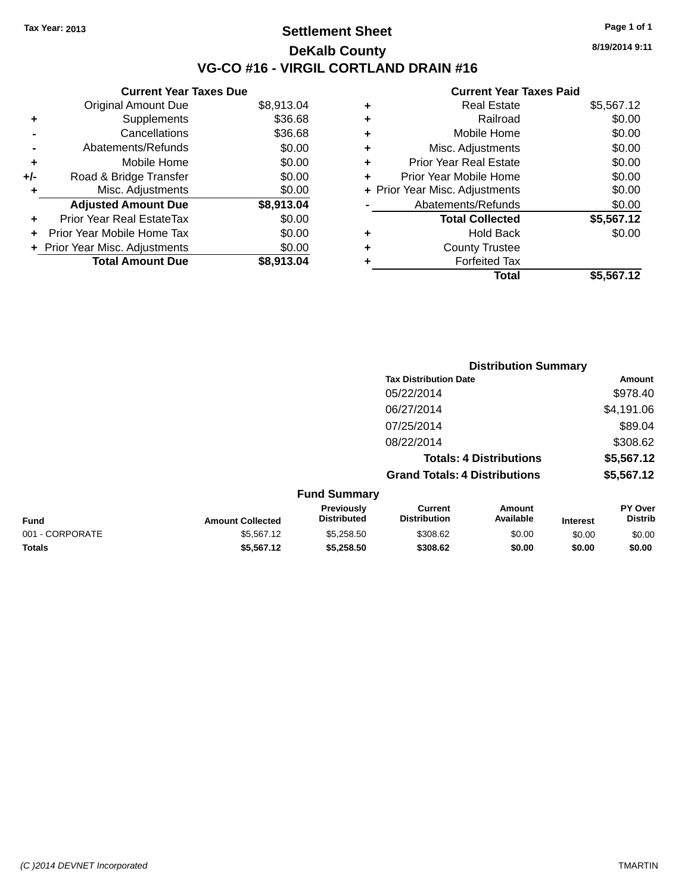Tax Year: 2013

# Settlement Sheet

## DeKalb County

## VG-CO #16 - VIRGIL CORTLAND DRAIN #16

8/19/2014 9:11

| | Current Year Taxes Due | |
|---|---|---|
| | Original Amount Due | $8,913.04 |
| + | Supplements | $36.68 |
| - | Cancellations | $36.68 |
| - | Abatements/Refunds | $0.00 |
| + | Mobile Home | $0.00 |
| +/- | Road & Bridge Transfer | $0.00 |
| + | Misc. Adjustments | $0.00 |
| | **Adjusted Amount Due** | **$8,913.04** |
| + | Prior Year Real EstateTax | $0.00 |
| + | Prior Year Mobile Home Tax | $0.00 |
| + | Prior Year Misc. Adjustments | $0.00 |
| | **Total Amount Due** | **$8,913.04** |

| | Current Year Taxes Paid | |
|---|---|---|
| + | Real Estate | $5,567.12 |
| + | Railroad | $0.00 |
| + | Mobile Home | $0.00 |
| + | Misc. Adjustments | $0.00 |
| + | Prior Year Real Estate | $0.00 |
| + | Prior Year Mobile Home | $0.00 |
| + | Prior Year Misc. Adjustments | $0.00 |
| - | Abatements/Refunds | $0.00 |
| | **Total Collected** | **$5,567.12** |
| + | Hold Back | $0.00 |
| + | County Trustee | |
| + | Forfeited Tax | |
| | **Total** | **$5,567.12** |

### Distribution Summary

| Tax Distribution Date | Amount |
|---|---|
| 05/22/2014 | $978.40 |
| 06/27/2014 | $4,191.06 |
| 07/25/2014 | $89.04 |
| 08/22/2014 | $308.62 |
| **Totals: 4 Distributions** | **$5,567.12** |
| **Grand Totals: 4 Distributions** | **$5,567.12** |

### Fund Summary

| Fund | Amount Collected | Previously Distributed | Current Distribution | Amount Available | Interest | PY Over Distrib |
|---|---|---|---|---|---|---|
| 001 - CORPORATE | $5,567.12 | $5,258.50 | $308.62 | $0.00 | $0.00 | $0.00 |
| **Totals** | **$5,567.12** | **$5,258.50** | **$308.62** | **$0.00** | **$0.00** | **$0.00** |

(C )2014 DEVNET Incorporated TMARTIN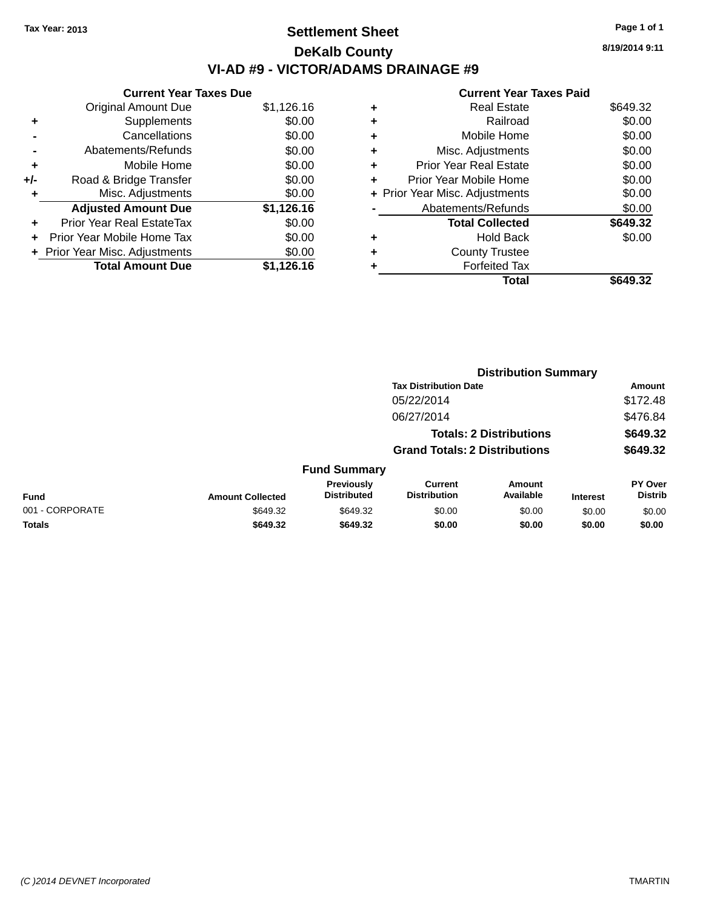Tax Year: 2013

# Settlement Sheet

## DeKalb County

## VI-AD #9 - VICTOR/ADAMS DRAINAGE #9

8/19/2014 9:11

### Current Year Taxes Due

| | | |
|---|---|---|
| | Original Amount Due | $1,126.16 |
| + | Supplements | $0.00 |
| - | Cancellations | $0.00 |
| - | Abatements/Refunds | $0.00 |
| + | Mobile Home | $0.00 |
| +/- | Road & Bridge Transfer | $0.00 |
| + | Misc. Adjustments | $0.00 |
| | **Adjusted Amount Due** | **$1,126.16** |
| + | Prior Year Real EstateTax | $0.00 |
| + | Prior Year Mobile Home Tax | $0.00 |
| + | Prior Year Misc. Adjustments | $0.00 |
| | **Total Amount Due** | **$1,126.16** |

### Current Year Taxes Paid

| | | |
|---|---|---|
| + | Real Estate | $649.32 |
| + | Railroad | $0.00 |
| + | Mobile Home | $0.00 |
| + | Misc. Adjustments | $0.00 |
| + | Prior Year Real Estate | $0.00 |
| + | Prior Year Mobile Home | $0.00 |
| + | Prior Year Misc. Adjustments | $0.00 |
| - | Abatements/Refunds | $0.00 |
| | **Total Collected** | **$649.32** |
| + | Hold Back | $0.00 |
| + | County Trustee | |
| + | Forfeited Tax | |
| | **Total** | **$649.32** |

### Distribution Summary

| Tax Distribution Date | Amount |
|---|---|
| 05/22/2014 | $172.48 |
| 06/27/2014 | $476.84 |
| **Totals: 2 Distributions** | **$649.32** |
| **Grand Totals: 2 Distributions** | **$649.32** |

### Fund Summary

| Fund | Amount Collected | Previously Distributed | Current Distribution | Amount Available | Interest | PY Over Distrib |
|---|---|---|---|---|---|---|
| 001 - CORPORATE | $649.32 | $649.32 | $0.00 | $0.00 | $0.00 | $0.00 |
| **Totals** | **$649.32** | **$649.32** | **$0.00** | **$0.00** | **$0.00** | **$0.00** |

(C )2014 DEVNET Incorporated TMARTIN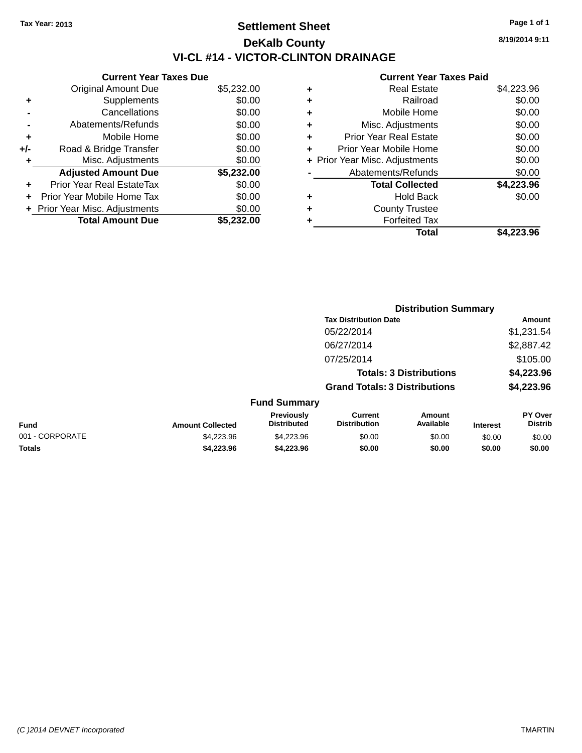**Tax Year: 2013**

# Settlement Sheet

## DeKalb County

## VI-CL #14 - VICTOR-CLINTON DRAINAGE

8/19/2014 9:11

### Current Year Taxes Due

| | | |
|---|---|---|
| | Original Amount Due | $5,232.00 |
| + | Supplements | $0.00 |
| - | Cancellations | $0.00 |
| - | Abatements/Refunds | $0.00 |
| + | Mobile Home | $0.00 |
| +/- | Road & Bridge Transfer | $0.00 |
| + | Misc. Adjustments | $0.00 |
| | **Adjusted Amount Due** | **$5,232.00** |
| + | Prior Year Real EstateTax | $0.00 |
| + | Prior Year Mobile Home Tax | $0.00 |
| + | Prior Year Misc. Adjustments | $0.00 |
| | **Total Amount Due** | **$5,232.00** |

### Current Year Taxes Paid

| | | |
|---|---|---|
| + | Real Estate | $4,223.96 |
| + | Railroad | $0.00 |
| + | Mobile Home | $0.00 |
| + | Misc. Adjustments | $0.00 |
| + | Prior Year Real Estate | $0.00 |
| + | Prior Year Mobile Home | $0.00 |
| + | Prior Year Misc. Adjustments | $0.00 |
| - | Abatements/Refunds | $0.00 |
| | **Total Collected** | **$4,223.96** |
| + | Hold Back | $0.00 |
| + | County Trustee | |
| + | Forfeited Tax | |
| | **Total** | **$4,223.96** |

### Distribution Summary

| Tax Distribution Date | Amount |
|---|---|
| 05/22/2014 | $1,231.54 |
| 06/27/2014 | $2,887.42 |
| 07/25/2014 | $105.00 |
| **Totals: 3 Distributions** | **$4,223.96** |
| **Grand Totals: 3 Distributions** | **$4,223.96** |

### Fund Summary

| Fund | Amount Collected | Previously Distributed | Current Distribution | Amount Available | Interest | PY Over Distrib |
|---|---|---|---|---|---|---|
| 001 - CORPORATE | $4,223.96 | $4,223.96 | $0.00 | $0.00 | $0.00 | $0.00 |
| **Totals** | **$4,223.96** | **$4,223.96** | **$0.00** | **$0.00** | **$0.00** | **$0.00** |

(C )2014 DEVNET Incorporated TMARTIN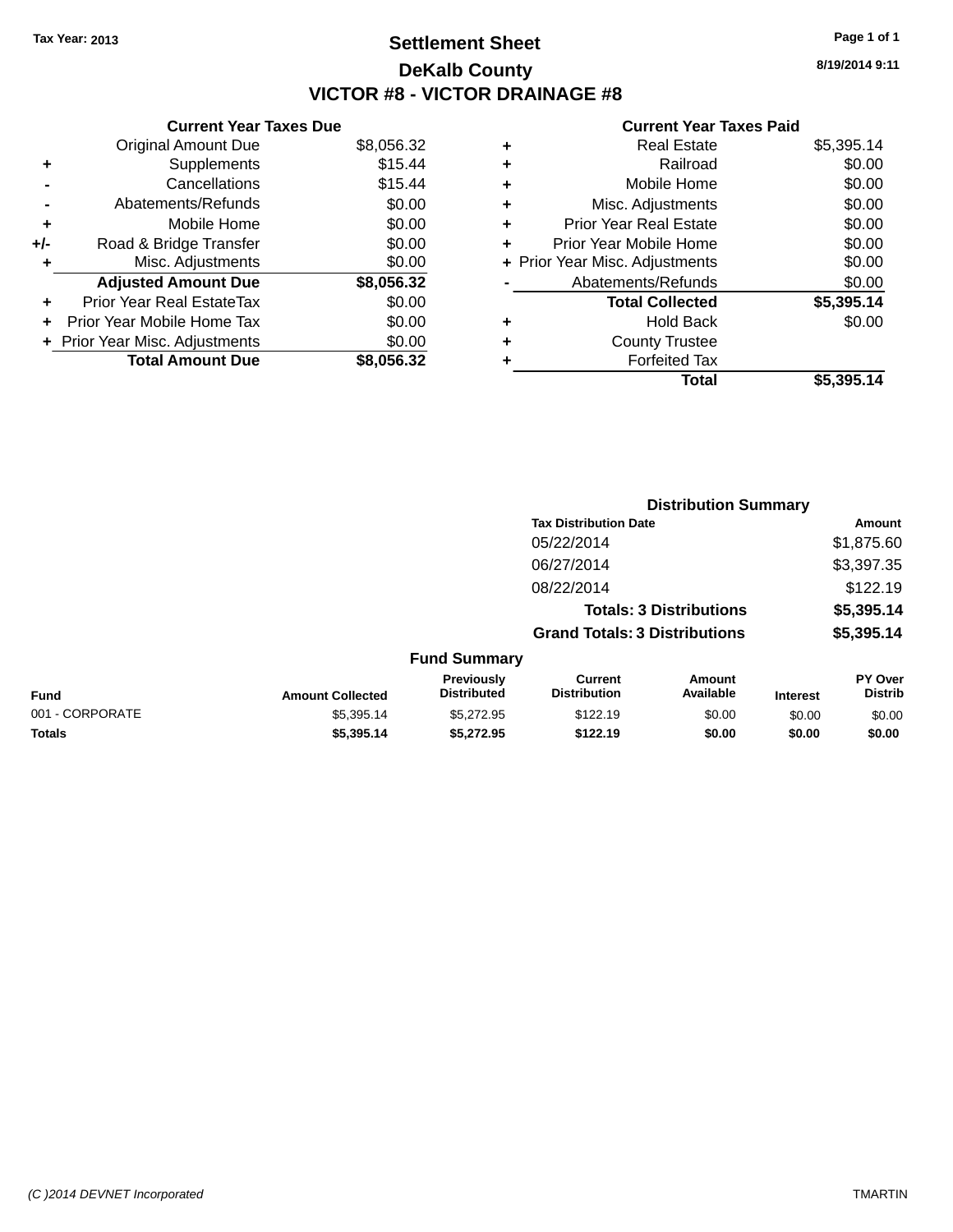Tax Year: 2013

# Settlement Sheet

## DeKalb County

## VICTOR #8 - VICTOR DRAINAGE #8

8/19/2014 9:11

**Current Year Taxes Due**

| | | |
|---|---|---|
| | Original Amount Due | $8,056.32 |
| + | Supplements | $15.44 |
| - | Cancellations | $15.44 |
| - | Abatements/Refunds | $0.00 |
| + | Mobile Home | $0.00 |
| +/- | Road & Bridge Transfer | $0.00 |
| + | Misc. Adjustments | $0.00 |
| | **Adjusted Amount Due** | **$8,056.32** |
| + | Prior Year Real EstateTax | $0.00 |
| + | Prior Year Mobile Home Tax | $0.00 |
| + | Prior Year Misc. Adjustments | $0.00 |
| | **Total Amount Due** | **$8,056.32** |

**Current Year Taxes Paid**

| | | |
|---|---|---|
| + | Real Estate | $5,395.14 |
| + | Railroad | $0.00 |
| + | Mobile Home | $0.00 |
| + | Misc. Adjustments | $0.00 |
| + | Prior Year Real Estate | $0.00 |
| + | Prior Year Mobile Home | $0.00 |
| + | Prior Year Misc. Adjustments | $0.00 |
| - | Abatements/Refunds | $0.00 |
| | **Total Collected** | **$5,395.14** |
| + | Hold Back | $0.00 |
| + | County Trustee | |
| + | Forfeited Tax | |
| | **Total** | **$5,395.14** |

**Distribution Summary**

| Tax Distribution Date | Amount |
|---|---|
| 05/22/2014 | $1,875.60 |
| 06/27/2014 | $3,397.35 |
| 08/22/2014 | $122.19 |
| **Totals: 3 Distributions** | **$5,395.14** |
| **Grand Totals: 3 Distributions** | **$5,395.14** |

**Fund Summary**

| Fund | Amount Collected | Previously Distributed | Current Distribution | Amount Available | Interest | PY Over Distrib |
|---|---|---|---|---|---|---|
| 001 - CORPORATE | $5,395.14 | $5,272.95 | $122.19 | $0.00 | $0.00 | $0.00 |
| **Totals** | **$5,395.14** | **$5,272.95** | **$122.19** | **$0.00** | **$0.00** | **$0.00** |

(C )2014 DEVNET Incorporated TMARTIN